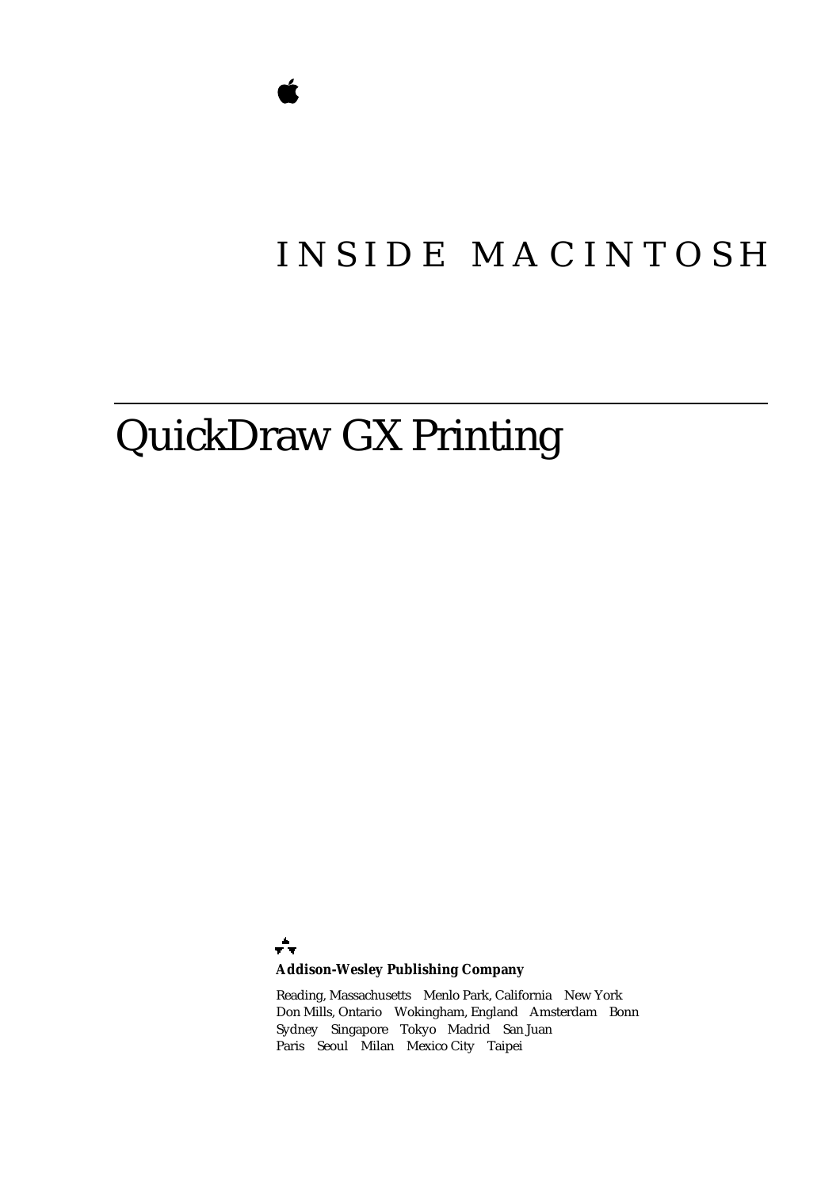# INSIDE MACINTOSH

# QuickDraw GX Printing

**Addison-Wesley Publishing Company**

Reading, Massachusetts  Menlo Park, California  New York
Don Mills, Ontario  Wokingham, England  Amsterdam  Bonn
Sydney  Singapore  Tokyo  Madrid  San Juan
Paris  Seoul  Milan  Mexico City  Taipei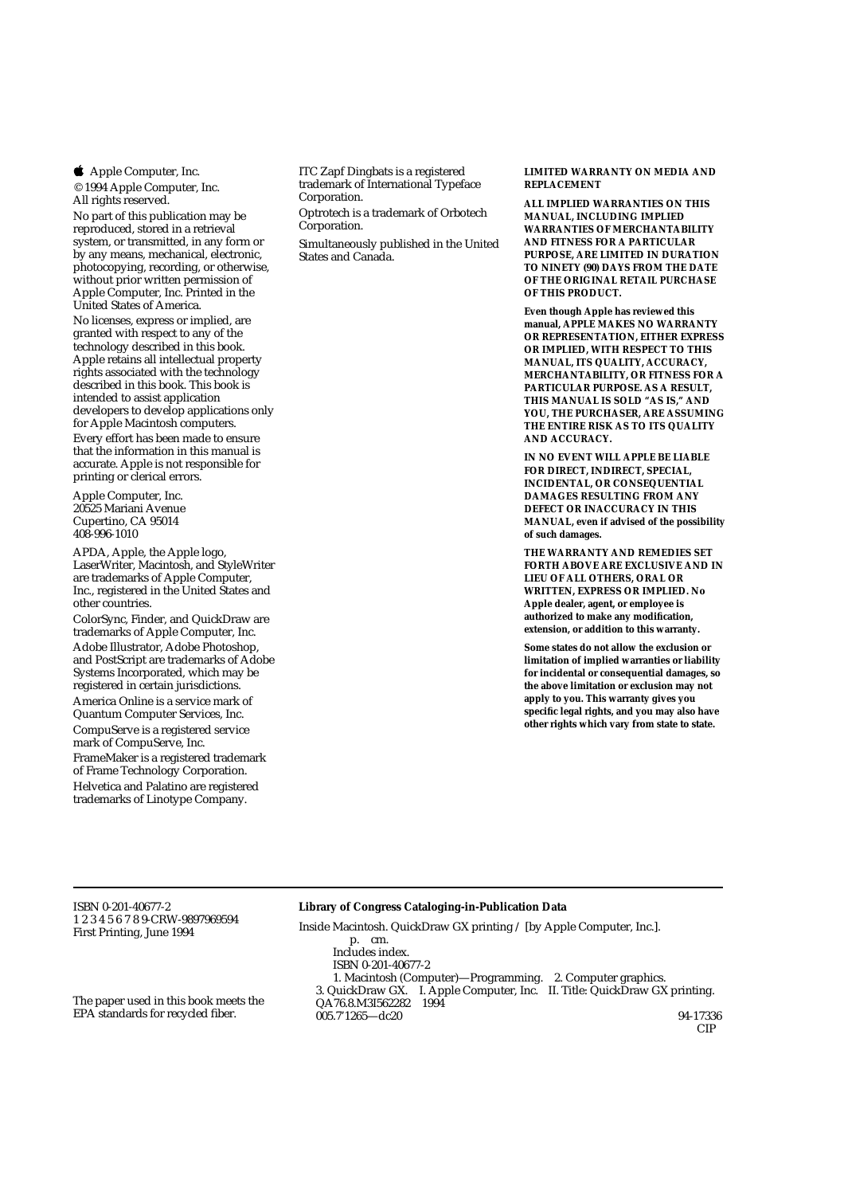Apple Computer, Inc.

© 1994 Apple Computer, Inc.
All rights reserved.

No part of this publication may be reproduced, stored in a retrieval system, or transmitted, in any form or by any means, mechanical, electronic, photocopying, recording, or otherwise, without prior written permission of Apple Computer, Inc. Printed in the United States of America.

No licenses, express or implied, are granted with respect to any of the technology described in this book. Apple retains all intellectual property rights associated with the technology described in this book. This book is intended to assist application developers to develop applications only for Apple Macintosh computers.

Every effort has been made to ensure that the information in this manual is accurate. Apple is not responsible for printing or clerical errors.

Apple Computer, Inc.
20525 Mariani Avenue
Cupertino, CA 95014
408-996-1010

APDA, Apple, the Apple logo, LaserWriter, Macintosh, and StyleWriter are trademarks of Apple Computer, Inc., registered in the United States and other countries.

ColorSync, Finder, and QuickDraw are trademarks of Apple Computer, Inc.

Adobe Illustrator, Adobe Photoshop, and PostScript are trademarks of Adobe Systems Incorporated, which may be registered in certain jurisdictions.

America Online is a service mark of Quantum Computer Services, Inc.

CompuServe is a registered service mark of CompuServe, Inc.

FrameMaker is a registered trademark of Frame Technology Corporation.

Helvetica and Palatino are registered trademarks of Linotype Company.

ITC Zapf Dingbats is a registered trademark of International Typeface Corporation.

Optrotech is a trademark of Orbotech Corporation.

Simultaneously published in the United States and Canada.

**LIMITED WARRANTY ON MEDIA AND REPLACEMENT**

**ALL IMPLIED WARRANTIES ON THIS MANUAL, INCLUDING IMPLIED WARRANTIES OF MERCHANTABILITY AND FITNESS FOR A PARTICULAR PURPOSE, ARE LIMITED IN DURATION TO NINETY (90) DAYS FROM THE DATE OF THE ORIGINAL RETAIL PURCHASE OF THIS PRODUCT.**

**Even though Apple has reviewed this manual, APPLE MAKES NO WARRANTY OR REPRESENTATION, EITHER EXPRESS OR IMPLIED, WITH RESPECT TO THIS MANUAL, ITS QUALITY, ACCURACY, MERCHANTABILITY, OR FITNESS FOR A PARTICULAR PURPOSE. AS A RESULT, THIS MANUAL IS SOLD "AS IS," AND YOU, THE PURCHASER, ARE ASSUMING THE ENTIRE RISK AS TO ITS QUALITY AND ACCURACY.**

**IN NO EVENT WILL APPLE BE LIABLE FOR DIRECT, INDIRECT, SPECIAL, INCIDENTAL, OR CONSEQUENTIAL DAMAGES RESULTING FROM ANY DEFECT OR INACCURACY IN THIS MANUAL, even if advised of the possibility of such damages.**

**THE WARRANTY AND REMEDIES SET FORTH ABOVE ARE EXCLUSIVE AND IN LIEU OF ALL OTHERS, ORAL OR WRITTEN, EXPRESS OR IMPLIED. No Apple dealer, agent, or employee is authorized to make any modification, extension, or addition to this warranty.**

**Some states do not allow the exclusion or limitation of implied warranties or liability for incidental or consequential damages, so the above limitation or exclusion may not apply to you. This warranty gives you specific legal rights, and you may also have other rights which vary from state to state.**

---

ISBN 0-201-40677-2
1 2 3 4 5 6 7 8 9-CRW-9897969594
First Printing, June 1994

The paper used in this book meets the EPA standards for recycled fiber.

**Library of Congress Cataloging-in-Publication Data**

Inside Macintosh. QuickDraw GX printing / [by Apple Computer, Inc.].
p. cm.
Includes index.
ISBN 0-201-40677-2
1. Macintosh (Computer)—Programming. 2. Computer graphics.
3. QuickDraw GX. I. Apple Computer, Inc. II. Title: QuickDraw GX printing.
QA76.8.M3I562282 1994
005.7'1265—dc20 94-17336
CIP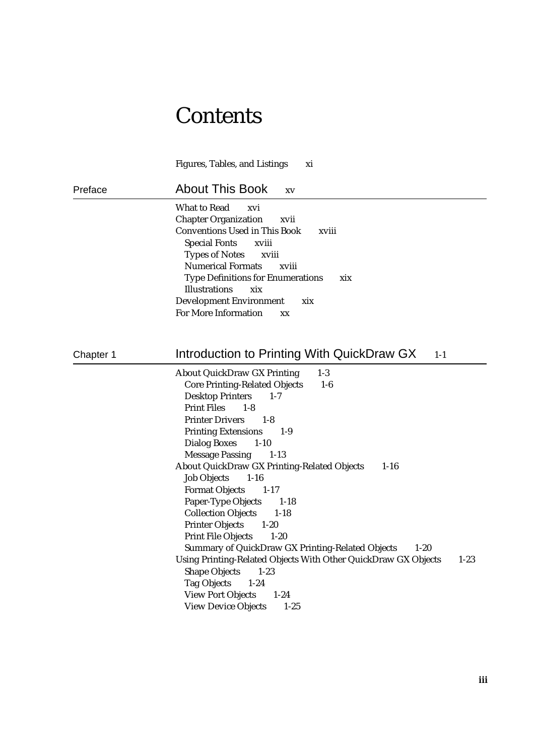# Contents

Figures, Tables, and Listings xi

## Preface — About This Book xv

What to Read xvi
Chapter Organization xvii
Conventions Used in This Book xviii
- Special Fonts xviii
- Types of Notes xviii
- Numerical Formats xviii
- Type Definitions for Enumerations xix
- Illustrations xix

Development Environment xix
For More Information xx

## Chapter 1 — Introduction to Printing With QuickDraw GX 1-1

About QuickDraw GX Printing 1-3
- Core Printing-Related Objects 1-6
- Desktop Printers 1-7
- Print Files 1-8
- Printer Drivers 1-8
- Printing Extensions 1-9
- Dialog Boxes 1-10
- Message Passing 1-13

About QuickDraw GX Printing-Related Objects 1-16
- Job Objects 1-16
- Format Objects 1-17
- Paper-Type Objects 1-18
- Collection Objects 1-18
- Printer Objects 1-20
- Print File Objects 1-20
- Summary of QuickDraw GX Printing-Related Objects 1-20

Using Printing-Related Objects With Other QuickDraw GX Objects 1-23
- Shape Objects 1-23
- Tag Objects 1-24
- View Port Objects 1-24
- View Device Objects 1-25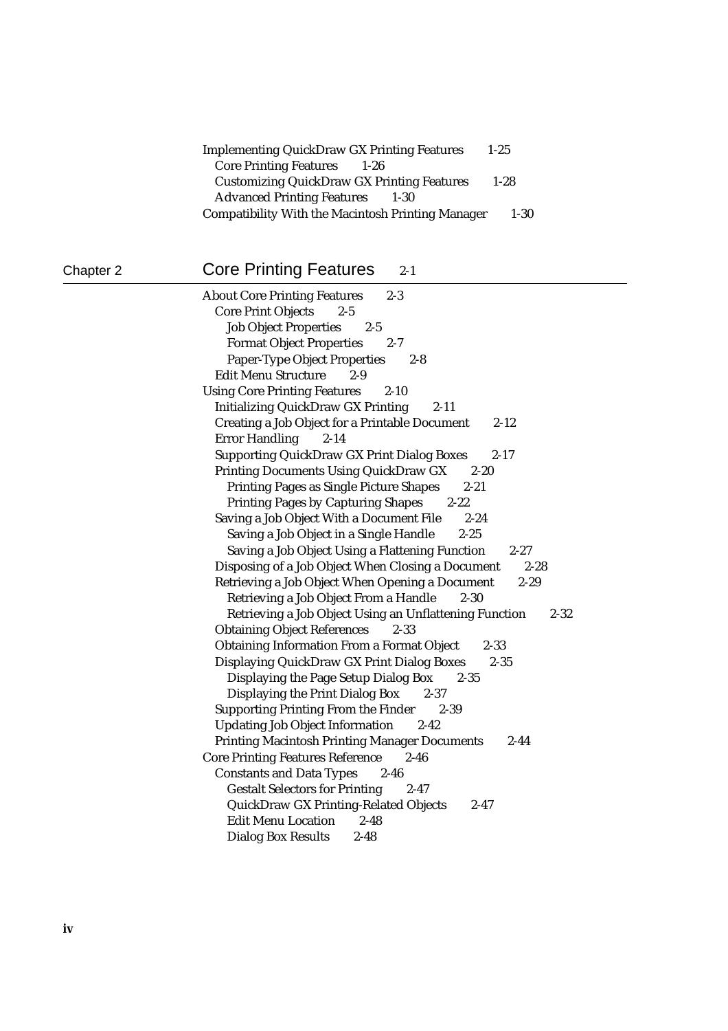Implementing QuickDraw GX Printing Features 1-25
- Core Printing Features 1-26
- Customizing QuickDraw GX Printing Features 1-28
- Advanced Printing Features 1-30

Compatibility With the Macintosh Printing Manager 1-30

## Chapter 2 Core Printing Features 2-1

About Core Printing Features 2-3
- Core Print Objects 2-5
  - Job Object Properties 2-5
  - Format Object Properties 2-7
  - Paper-Type Object Properties 2-8
- Edit Menu Structure 2-9

Using Core Printing Features 2-10
- Initializing QuickDraw GX Printing 2-11
- Creating a Job Object for a Printable Document 2-12
- Error Handling 2-14
- Supporting QuickDraw GX Print Dialog Boxes 2-17
- Printing Documents Using QuickDraw GX 2-20
  - Printing Pages as Single Picture Shapes 2-21
  - Printing Pages by Capturing Shapes 2-22
- Saving a Job Object With a Document File 2-24
  - Saving a Job Object in a Single Handle 2-25
  - Saving a Job Object Using a Flattening Function 2-27
- Disposing of a Job Object When Closing a Document 2-28
- Retrieving a Job Object When Opening a Document 2-29
  - Retrieving a Job Object From a Handle 2-30
  - Retrieving a Job Object Using an Unflattening Function 2-32
- Obtaining Object References 2-33
- Obtaining Information From a Format Object 2-33
- Displaying QuickDraw GX Print Dialog Boxes 2-35
  - Displaying the Page Setup Dialog Box 2-35
  - Displaying the Print Dialog Box 2-37
- Supporting Printing From the Finder 2-39
- Updating Job Object Information 2-42
- Printing Macintosh Printing Manager Documents 2-44

Core Printing Features Reference 2-46
- Constants and Data Types 2-46
  - Gestalt Selectors for Printing 2-47
  - QuickDraw GX Printing-Related Objects 2-47
  - Edit Menu Location 2-48
  - Dialog Box Results 2-48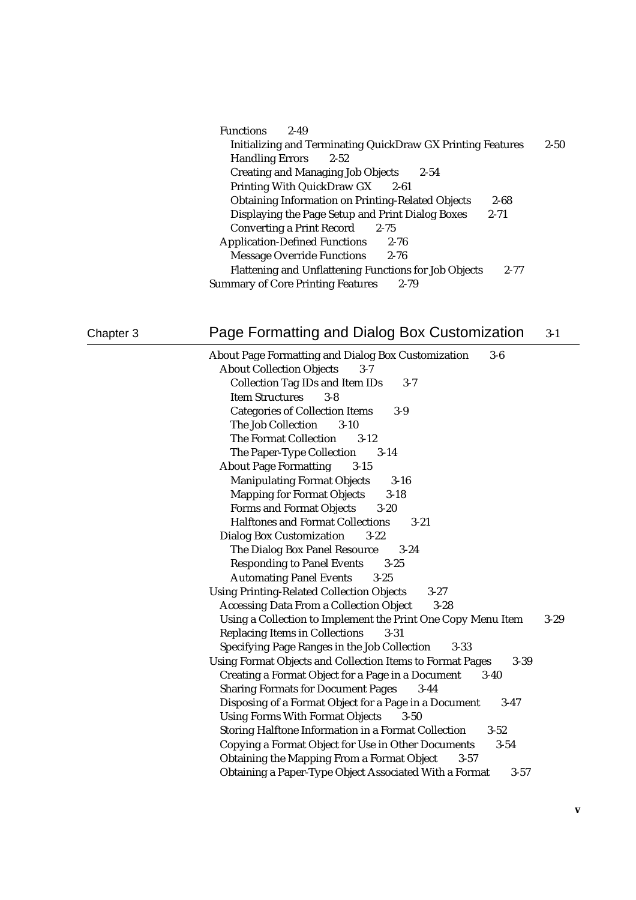Functions 2-49
  Initializing and Terminating QuickDraw GX Printing Features 2-50
  Handling Errors 2-52
  Creating and Managing Job Objects 2-54
  Printing With QuickDraw GX 2-61
  Obtaining Information on Printing-Related Objects 2-68
  Displaying the Page Setup and Print Dialog Boxes 2-71
  Converting a Print Record 2-75
Application-Defined Functions 2-76
  Message Override Functions 2-76
  Flattening and Unflattening Functions for Job Objects 2-77
Summary of Core Printing Features 2-79

## Chapter 3 Page Formatting and Dialog Box Customization 3-1

About Page Formatting and Dialog Box Customization 3-6
- About Collection Objects 3-7
  - Collection Tag IDs and Item IDs 3-7
  - Item Structures 3-8
  - Categories of Collection Items 3-9
  - The Job Collection 3-10
  - The Format Collection 3-12
  - The Paper-Type Collection 3-14
- About Page Formatting 3-15
  - Manipulating Format Objects 3-16
  - Mapping for Format Objects 3-18
  - Forms and Format Objects 3-20
  - Halftones and Format Collections 3-21
- Dialog Box Customization 3-22
  - The Dialog Box Panel Resource 3-24
  - Responding to Panel Events 3-25
  - Automating Panel Events 3-25

Using Printing-Related Collection Objects 3-27
- Accessing Data From a Collection Object 3-28
- Using a Collection to Implement the Print One Copy Menu Item 3-29
- Replacing Items in Collections 3-31
- Specifying Page Ranges in the Job Collection 3-33

Using Format Objects and Collection Items to Format Pages 3-39
- Creating a Format Object for a Page in a Document 3-40
- Sharing Formats for Document Pages 3-44
- Disposing of a Format Object for a Page in a Document 3-47
- Using Forms With Format Objects 3-50
- Storing Halftone Information in a Format Collection 3-52
- Copying a Format Object for Use in Other Documents 3-54
- Obtaining the Mapping From a Format Object 3-57
- Obtaining a Paper-Type Object Associated With a Format 3-57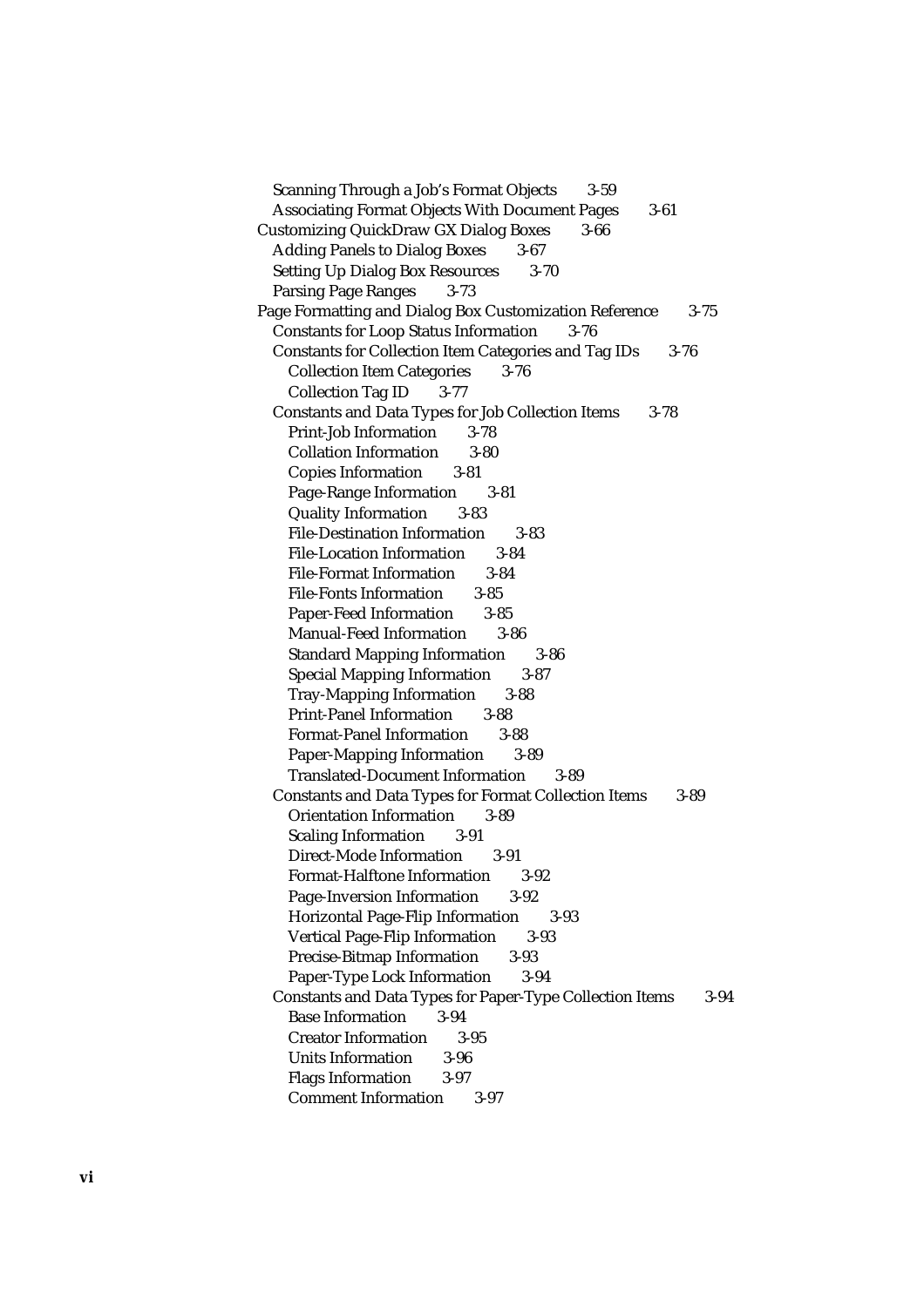- Scanning Through a Job's Format Objects 3-59
- Associating Format Objects With Document Pages 3-61

Customizing QuickDraw GX Dialog Boxes 3-66

- Adding Panels to Dialog Boxes 3-67
- Setting Up Dialog Box Resources 3-70
- Parsing Page Ranges 3-73

Page Formatting and Dialog Box Customization Reference 3-75

- Constants for Loop Status Information 3-76
- Constants for Collection Item Categories and Tag IDs 3-76
  - Collection Item Categories 3-76
  - Collection Tag ID 3-77
- Constants and Data Types for Job Collection Items 3-78
  - Print-Job Information 3-78
  - Collation Information 3-80
  - Copies Information 3-81
  - Page-Range Information 3-81
  - Quality Information 3-83
  - File-Destination Information 3-83
  - File-Location Information 3-84
  - File-Format Information 3-84
  - File-Fonts Information 3-85
  - Paper-Feed Information 3-85
  - Manual-Feed Information 3-86
  - Standard Mapping Information 3-86
  - Special Mapping Information 3-87
  - Tray-Mapping Information 3-88
  - Print-Panel Information 3-88
  - Format-Panel Information 3-88
  - Paper-Mapping Information 3-89
  - Translated-Document Information 3-89
- Constants and Data Types for Format Collection Items 3-89
  - Orientation Information 3-89
  - Scaling Information 3-91
  - Direct-Mode Information 3-91
  - Format-Halftone Information 3-92
  - Page-Inversion Information 3-92
  - Horizontal Page-Flip Information 3-93
  - Vertical Page-Flip Information 3-93
  - Precise-Bitmap Information 3-93
  - Paper-Type Lock Information 3-94
- Constants and Data Types for Paper-Type Collection Items 3-94
  - Base Information 3-94
  - Creator Information 3-95
  - Units Information 3-96
  - Flags Information 3-97
  - Comment Information 3-97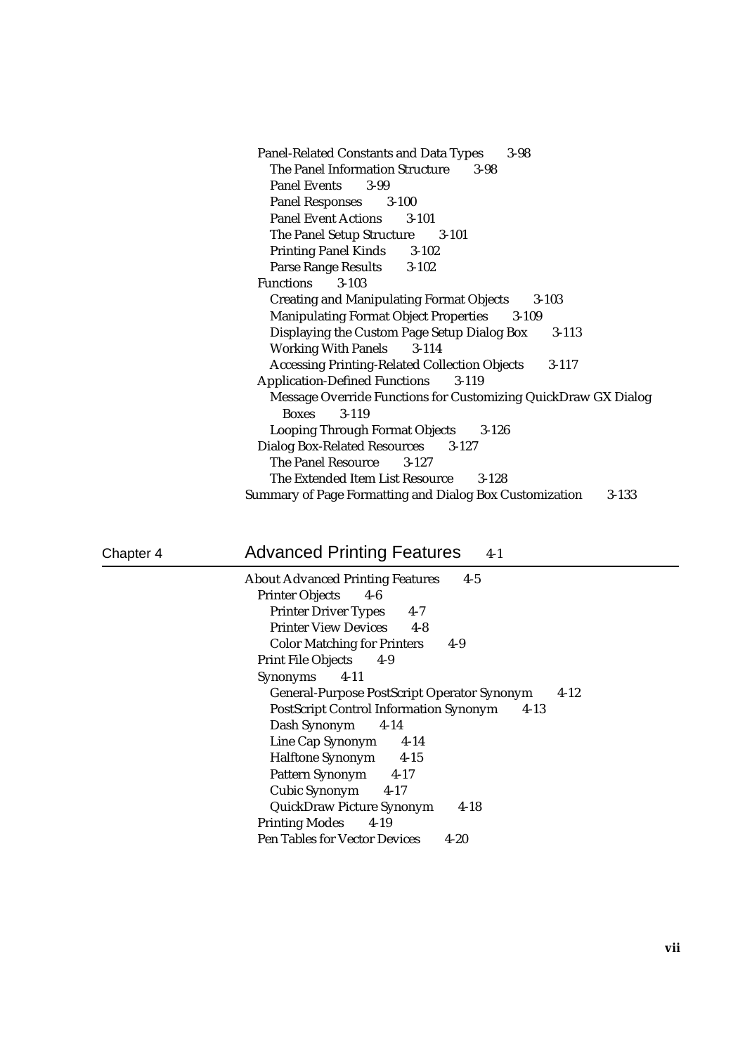- Panel-Related Constants and Data Types 3-98
  - The Panel Information Structure 3-98
  - Panel Events 3-99
  - Panel Responses 3-100
  - Panel Event Actions 3-101
  - The Panel Setup Structure 3-101
  - Printing Panel Kinds 3-102
  - Parse Range Results 3-102
- Functions 3-103
  - Creating and Manipulating Format Objects 3-103
  - Manipulating Format Object Properties 3-109
  - Displaying the Custom Page Setup Dialog Box 3-113
  - Working With Panels 3-114
  - Accessing Printing-Related Collection Objects 3-117
- Application-Defined Functions 3-119
  - Message Override Functions for Customizing QuickDraw GX Dialog Boxes 3-119
  - Looping Through Format Objects 3-126
- Dialog Box-Related Resources 3-127
  - The Panel Resource 3-127
  - The Extended Item List Resource 3-128

Summary of Page Formatting and Dialog Box Customization 3-133

## Chapter 4 Advanced Printing Features 4-1

About Advanced Printing Features 4-5

- Printer Objects 4-6
  - Printer Driver Types 4-7
  - Printer View Devices 4-8
  - Color Matching for Printers 4-9
- Print File Objects 4-9
- Synonyms 4-11
  - General-Purpose PostScript Operator Synonym 4-12
  - PostScript Control Information Synonym 4-13
  - Dash Synonym 4-14
  - Line Cap Synonym 4-14
  - Halftone Synonym 4-15
  - Pattern Synonym 4-17
  - Cubic Synonym 4-17
  - QuickDraw Picture Synonym 4-18
- Printing Modes 4-19
- Pen Tables for Vector Devices 4-20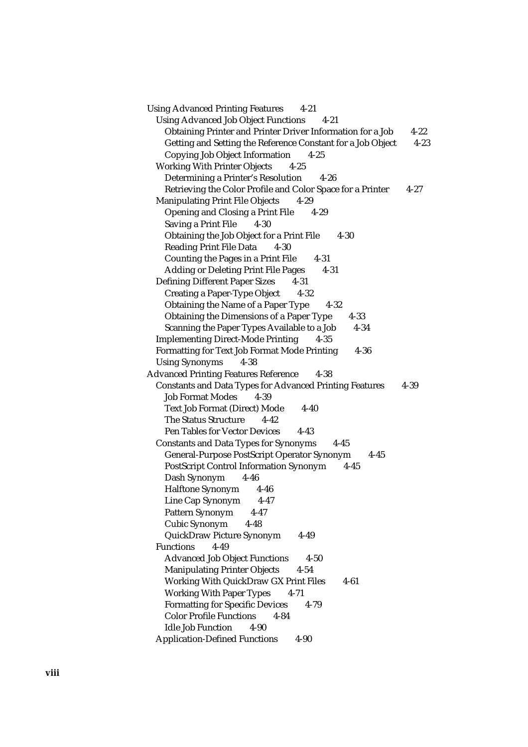- Using Advanced Printing Features 4-21
  - Using Advanced Job Object Functions 4-21
    - Obtaining Printer and Printer Driver Information for a Job 4-22
    - Getting and Setting the Reference Constant for a Job Object 4-23
    - Copying Job Object Information 4-25
  - Working With Printer Objects 4-25
    - Determining a Printer's Resolution 4-26
    - Retrieving the Color Profile and Color Space for a Printer 4-27
  - Manipulating Print File Objects 4-29
    - Opening and Closing a Print File 4-29
    - Saving a Print File 4-30
    - Obtaining the Job Object for a Print File 4-30
    - Reading Print File Data 4-30
    - Counting the Pages in a Print File 4-31
    - Adding or Deleting Print File Pages 4-31
  - Defining Different Paper Sizes 4-31
    - Creating a Paper-Type Object 4-32
    - Obtaining the Name of a Paper Type 4-32
    - Obtaining the Dimensions of a Paper Type 4-33
    - Scanning the Paper Types Available to a Job 4-34
  - Implementing Direct-Mode Printing 4-35
  - Formatting for Text Job Format Mode Printing 4-36
  - Using Synonyms 4-38
- Advanced Printing Features Reference 4-38
  - Constants and Data Types for Advanced Printing Features 4-39
    - Job Format Modes 4-39
    - Text Job Format (Direct) Mode 4-40
    - The Status Structure 4-42
    - Pen Tables for Vector Devices 4-43
  - Constants and Data Types for Synonyms 4-45
    - General-Purpose PostScript Operator Synonym 4-45
    - PostScript Control Information Synonym 4-45
    - Dash Synonym 4-46
    - Halftone Synonym 4-46
    - Line Cap Synonym 4-47
    - Pattern Synonym 4-47
    - Cubic Synonym 4-48
    - QuickDraw Picture Synonym 4-49
  - Functions 4-49
    - Advanced Job Object Functions 4-50
    - Manipulating Printer Objects 4-54
    - Working With QuickDraw GX Print Files 4-61
    - Working With Paper Types 4-71
    - Formatting for Specific Devices 4-79
    - Color Profile Functions 4-84
    - Idle Job Function 4-90
  - Application-Defined Functions 4-90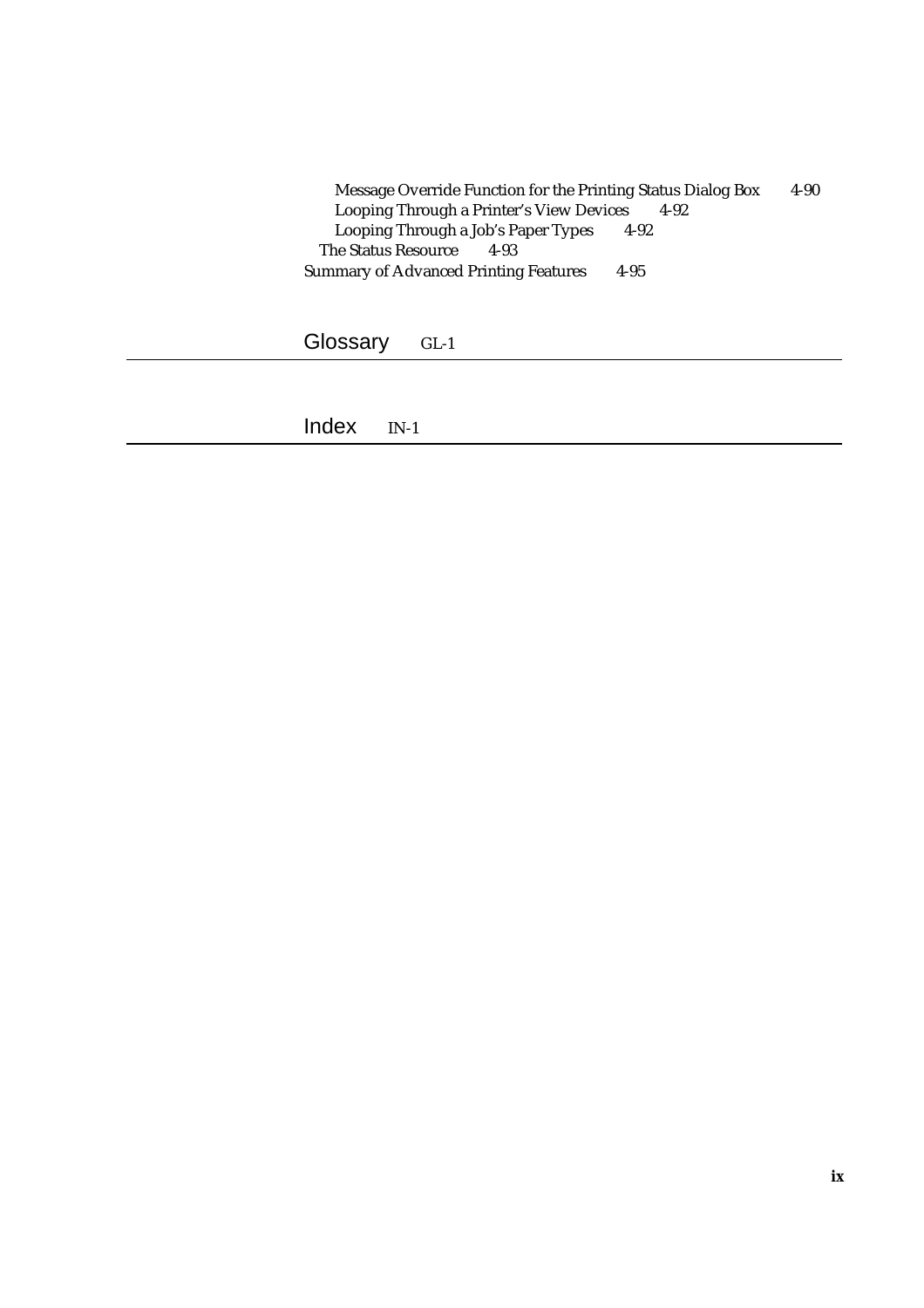Message Override Function for the Printing Status Dialog Box 4-90
Looping Through a Printer's View Devices 4-92
Looping Through a Job's Paper Types 4-92
The Status Resource 4-93
Summary of Advanced Printing Features 4-95

## Glossary GL-1

## Index IN-1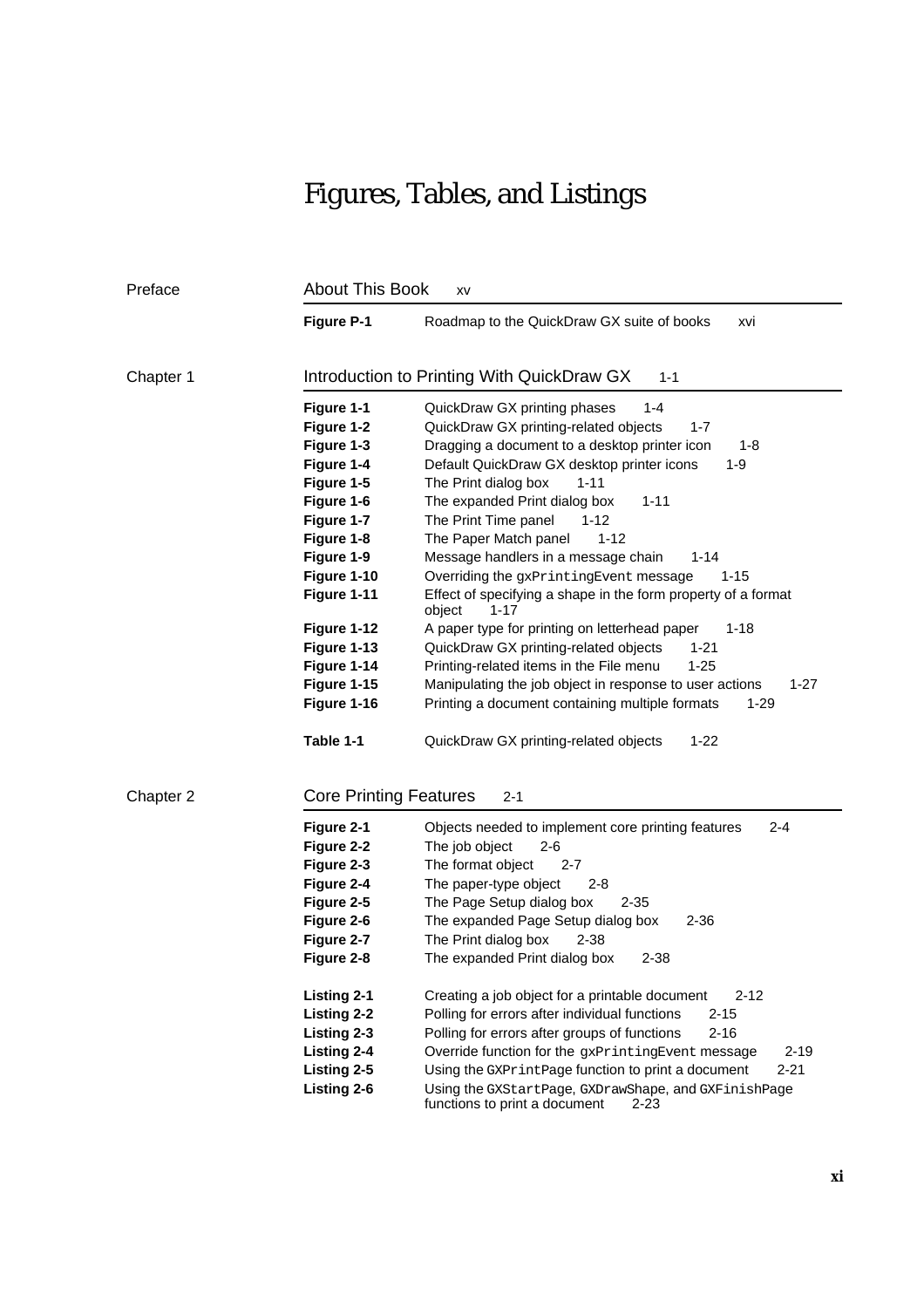# Figures, Tables, and Listings

## Preface — About This Book xv

| | | |
|---|---|---|
| **Figure P-1** | Roadmap to the QuickDraw GX suite of books | xvi |

## Chapter 1 — Introduction to Printing With QuickDraw GX 1-1

| | | |
|---|---|---|
| **Figure 1-1** | QuickDraw GX printing phases | 1-4 |
| **Figure 1-2** | QuickDraw GX printing-related objects | 1-7 |
| **Figure 1-3** | Dragging a document to a desktop printer icon | 1-8 |
| **Figure 1-4** | Default QuickDraw GX desktop printer icons | 1-9 |
| **Figure 1-5** | The Print dialog box | 1-11 |
| **Figure 1-6** | The expanded Print dialog box | 1-11 |
| **Figure 1-7** | The Print Time panel | 1-12 |
| **Figure 1-8** | The Paper Match panel | 1-12 |
| **Figure 1-9** | Message handlers in a message chain | 1-14 |
| **Figure 1-10** | Overriding the `gxPrintingEvent` message | 1-15 |
| **Figure 1-11** | Effect of specifying a shape in the form property of a format object | 1-17 |
| **Figure 1-12** | A paper type for printing on letterhead paper | 1-18 |
| **Figure 1-13** | QuickDraw GX printing-related objects | 1-21 |
| **Figure 1-14** | Printing-related items in the File menu | 1-25 |
| **Figure 1-15** | Manipulating the job object in response to user actions | 1-27 |
| **Figure 1-16** | Printing a document containing multiple formats | 1-29 |
| **Table 1-1** | QuickDraw GX printing-related objects | 1-22 |

## Chapter 2 — Core Printing Features 2-1

| | | |
|---|---|---|
| **Figure 2-1** | Objects needed to implement core printing features | 2-4 |
| **Figure 2-2** | The job object | 2-6 |
| **Figure 2-3** | The format object | 2-7 |
| **Figure 2-4** | The paper-type object | 2-8 |
| **Figure 2-5** | The Page Setup dialog box | 2-35 |
| **Figure 2-6** | The expanded Page Setup dialog box | 2-36 |
| **Figure 2-7** | The Print dialog box | 2-38 |
| **Figure 2-8** | The expanded Print dialog box | 2-38 |
| **Listing 2-1** | Creating a job object for a printable document | 2-12 |
| **Listing 2-2** | Polling for errors after individual functions | 2-15 |
| **Listing 2-3** | Polling for errors after groups of functions | 2-16 |
| **Listing 2-4** | Override function for the `gxPrintingEvent` message | 2-19 |
| **Listing 2-5** | Using the `GXPrintPage` function to print a document | 2-21 |
| **Listing 2-6** | Using the `GXStartPage`, `GXDrawShape`, and `GXFinishPage` functions to print a document | 2-23 |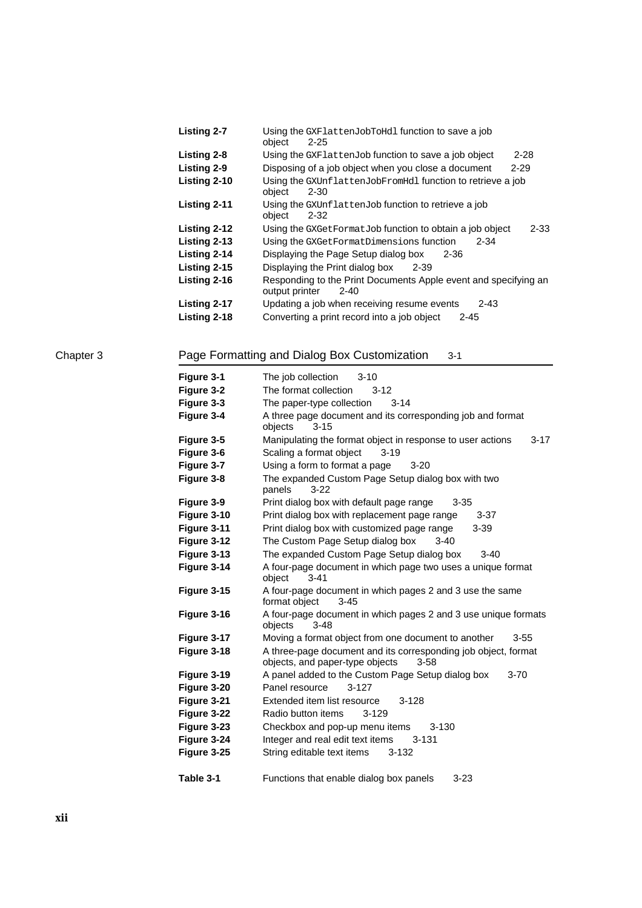| | | |
|---|---|---|
| **Listing 2-7** | Using the `GXFlattenJobToHdl` function to save a job object | 2-25 |
| **Listing 2-8** | Using the `GXFlattenJob` function to save a job object | 2-28 |
| **Listing 2-9** | Disposing of a job object when you close a document | 2-29 |
| **Listing 2-10** | Using the `GXUnflattenJobFromHdl` function to retrieve a job object | 2-30 |
| **Listing 2-11** | Using the `GXUnflattenJob` function to retrieve a job object | 2-32 |
| **Listing 2-12** | Using the `GXGetFormatJob` function to obtain a job object | 2-33 |
| **Listing 2-13** | Using the `GXGetFormatDimensions` function | 2-34 |
| **Listing 2-14** | Displaying the Page Setup dialog box | 2-36 |
| **Listing 2-15** | Displaying the Print dialog box | 2-39 |
| **Listing 2-16** | Responding to the Print Documents Apple event and specifying an output printer | 2-40 |
| **Listing 2-17** | Updating a job when receiving resume events | 2-43 |
| **Listing 2-18** | Converting a print record into a job object | 2-45 |

## Chapter 3 Page Formatting and Dialog Box Customization 3-1

| | | |
|---|---|---|
| **Figure 3-1** | The job collection | 3-10 |
| **Figure 3-2** | The format collection | 3-12 |
| **Figure 3-3** | The paper-type collection | 3-14 |
| **Figure 3-4** | A three page document and its corresponding job and format objects | 3-15 |
| **Figure 3-5** | Manipulating the format object in response to user actions | 3-17 |
| **Figure 3-6** | Scaling a format object | 3-19 |
| **Figure 3-7** | Using a form to format a page | 3-20 |
| **Figure 3-8** | The expanded Custom Page Setup dialog box with two panels | 3-22 |
| **Figure 3-9** | Print dialog box with default page range | 3-35 |
| **Figure 3-10** | Print dialog box with replacement page range | 3-37 |
| **Figure 3-11** | Print dialog box with customized page range | 3-39 |
| **Figure 3-12** | The Custom Page Setup dialog box | 3-40 |
| **Figure 3-13** | The expanded Custom Page Setup dialog box | 3-40 |
| **Figure 3-14** | A four-page document in which page two uses a unique format object | 3-41 |
| **Figure 3-15** | A four-page document in which pages 2 and 3 use the same format object | 3-45 |
| **Figure 3-16** | A four-page document in which pages 2 and 3 use unique formats objects | 3-48 |
| **Figure 3-17** | Moving a format object from one document to another | 3-55 |
| **Figure 3-18** | A three-page document and its corresponding job object, format objects, and paper-type objects | 3-58 |
| **Figure 3-19** | A panel added to the Custom Page Setup dialog box | 3-70 |
| **Figure 3-20** | Panel resource | 3-127 |
| **Figure 3-21** | Extended item list resource | 3-128 |
| **Figure 3-22** | Radio button items | 3-129 |
| **Figure 3-23** | Checkbox and pop-up menu items | 3-130 |
| **Figure 3-24** | Integer and real edit text items | 3-131 |
| **Figure 3-25** | String editable text items | 3-132 |
| **Table 3-1** | Functions that enable dialog box panels | 3-23 |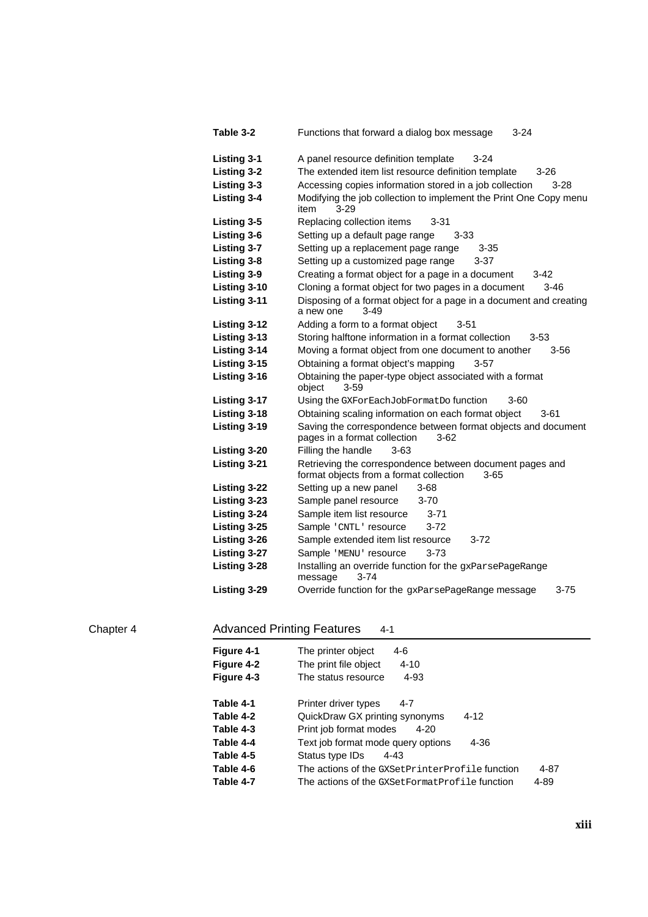| | | |
|---|---|---|
| **Table 3-2** | Functions that forward a dialog box message | 3-24 |
| **Listing 3-1** | A panel resource definition template | 3-24 |
| **Listing 3-2** | The extended item list resource definition template | 3-26 |
| **Listing 3-3** | Accessing copies information stored in a job collection | 3-28 |
| **Listing 3-4** | Modifying the job collection to implement the Print One Copy menu item | 3-29 |
| **Listing 3-5** | Replacing collection items | 3-31 |
| **Listing 3-6** | Setting up a default page range | 3-33 |
| **Listing 3-7** | Setting up a replacement page range | 3-35 |
| **Listing 3-8** | Setting up a customized page range | 3-37 |
| **Listing 3-9** | Creating a format object for a page in a document | 3-42 |
| **Listing 3-10** | Cloning a format object for two pages in a document | 3-46 |
| **Listing 3-11** | Disposing of a format object for a page in a document and creating a new one | 3-49 |
| **Listing 3-12** | Adding a form to a format object | 3-51 |
| **Listing 3-13** | Storing halftone information in a format collection | 3-53 |
| **Listing 3-14** | Moving a format object from one document to another | 3-56 |
| **Listing 3-15** | Obtaining a format object's mapping | 3-57 |
| **Listing 3-16** | Obtaining the paper-type object associated with a format object | 3-59 |
| **Listing 3-17** | Using the `GXForEachJobFormatDo` function | 3-60 |
| **Listing 3-18** | Obtaining scaling information on each format object | 3-61 |
| **Listing 3-19** | Saving the correspondence between format objects and document pages in a format collection | 3-62 |
| **Listing 3-20** | Filling the handle | 3-63 |
| **Listing 3-21** | Retrieving the correspondence between document pages and format objects from a format collection | 3-65 |
| **Listing 3-22** | Setting up a new panel | 3-68 |
| **Listing 3-23** | Sample panel resource | 3-70 |
| **Listing 3-24** | Sample item list resource | 3-71 |
| **Listing 3-25** | Sample `'CNTL'` resource | 3-72 |
| **Listing 3-26** | Sample extended item list resource | 3-72 |
| **Listing 3-27** | Sample `'MENU'` resource | 3-73 |
| **Listing 3-28** | Installing an override function for the `gxParsePageRange` message | 3-74 |
| **Listing 3-29** | Override function for the `gxParsePageRange` message | 3-75 |

## Chapter 4 Advanced Printing Features 4-1

| | | |
|---|---|---|
| **Figure 4-1** | The printer object | 4-6 |
| **Figure 4-2** | The print file object | 4-10 |
| **Figure 4-3** | The status resource | 4-93 |
| **Table 4-1** | Printer driver types | 4-7 |
| **Table 4-2** | QuickDraw GX printing synonyms | 4-12 |
| **Table 4-3** | Print job format modes | 4-20 |
| **Table 4-4** | Text job format mode query options | 4-36 |
| **Table 4-5** | Status type IDs | 4-43 |
| **Table 4-6** | The actions of the `GXSetPrinterProfile` function | 4-87 |
| **Table 4-7** | The actions of the `GXSetFormatProfile` function | 4-89 |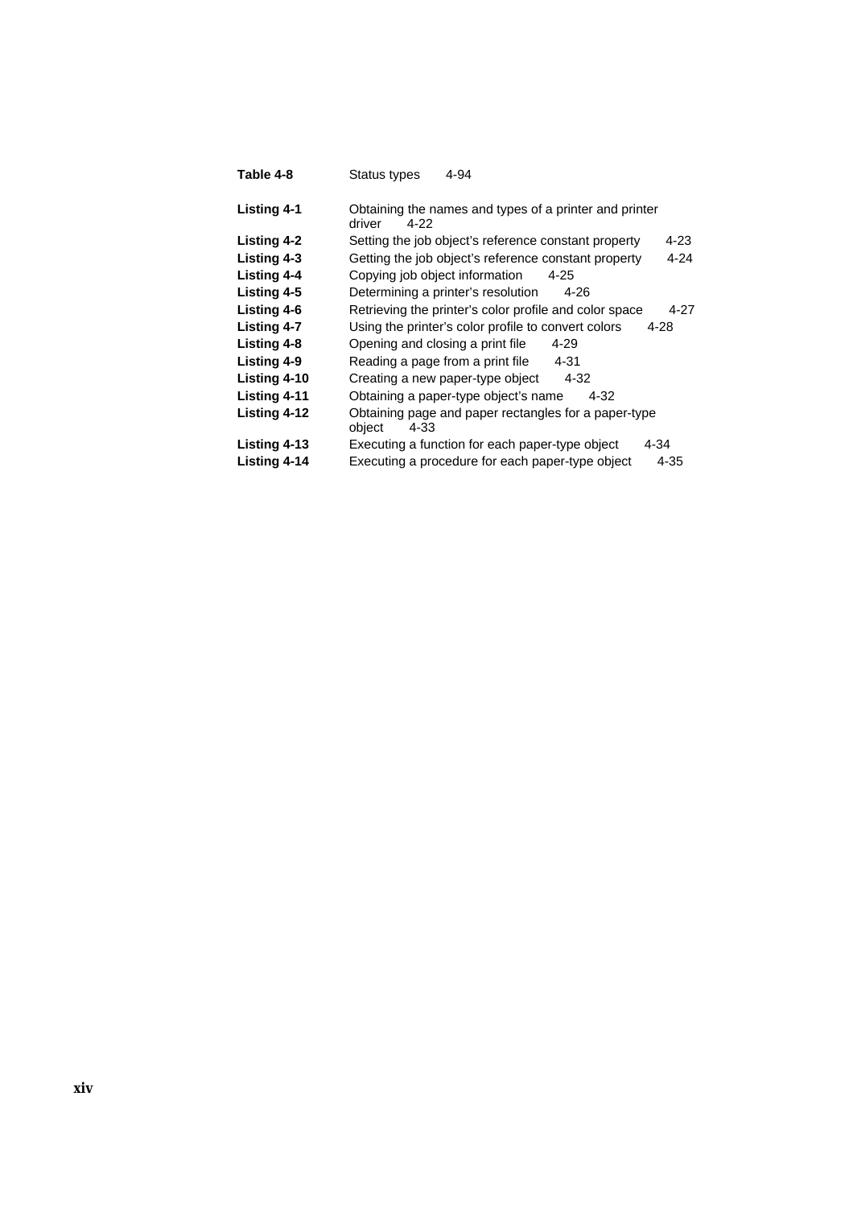| | | |
|---|---|---|
| **Table 4-8** | Status types | 4-94 |
| **Listing 4-1** | Obtaining the names and types of a printer and printer driver | 4-22 |
| **Listing 4-2** | Setting the job object's reference constant property | 4-23 |
| **Listing 4-3** | Getting the job object's reference constant property | 4-24 |
| **Listing 4-4** | Copying job object information | 4-25 |
| **Listing 4-5** | Determining a printer's resolution | 4-26 |
| **Listing 4-6** | Retrieving the printer's color profile and color space | 4-27 |
| **Listing 4-7** | Using the printer's color profile to convert colors | 4-28 |
| **Listing 4-8** | Opening and closing a print file | 4-29 |
| **Listing 4-9** | Reading a page from a print file | 4-31 |
| **Listing 4-10** | Creating a new paper-type object | 4-32 |
| **Listing 4-11** | Obtaining a paper-type object's name | 4-32 |
| **Listing 4-12** | Obtaining page and paper rectangles for a paper-type object | 4-33 |
| **Listing 4-13** | Executing a function for each paper-type object | 4-34 |
| **Listing 4-14** | Executing a procedure for each paper-type object | 4-35 |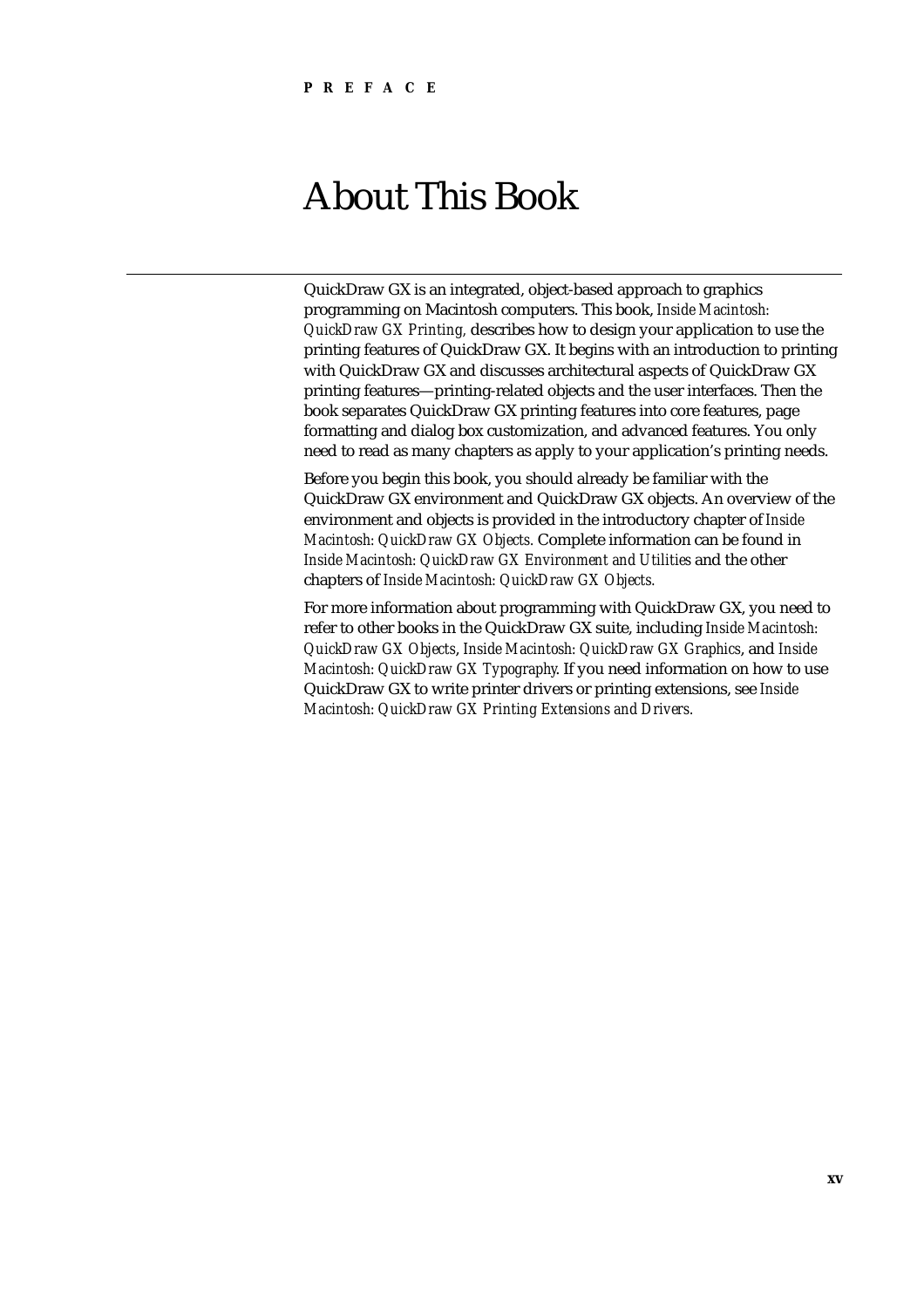PREFACE

# About This Book

QuickDraw GX is an integrated, object-based approach to graphics programming on Macintosh computers. This book, *Inside Macintosh: QuickDraw GX Printing,* describes how to design your application to use the printing features of QuickDraw GX. It begins with an introduction to printing with QuickDraw GX and discusses architectural aspects of QuickDraw GX printing features—printing-related objects and the user interfaces. Then the book separates QuickDraw GX printing features into core features, page formatting and dialog box customization, and advanced features. You only need to read as many chapters as apply to your application's printing needs.

Before you begin this book, you should already be familiar with the QuickDraw GX environment and QuickDraw GX objects. An overview of the environment and objects is provided in the introductory chapter of *Inside Macintosh: QuickDraw GX Objects.* Complete information can be found in *Inside Macintosh: QuickDraw GX Environment and Utilities* and the other chapters of *Inside Macintosh: QuickDraw GX Objects.*

For more information about programming with QuickDraw GX, you need to refer to other books in the QuickDraw GX suite, including *Inside Macintosh: QuickDraw GX Objects*, *Inside Macintosh: QuickDraw GX Graphics*, and *Inside Macintosh: QuickDraw GX Typography*. If you need information on how to use QuickDraw GX to write printer drivers or printing extensions, see *Inside Macintosh: QuickDraw GX Printing Extensions and Drivers.*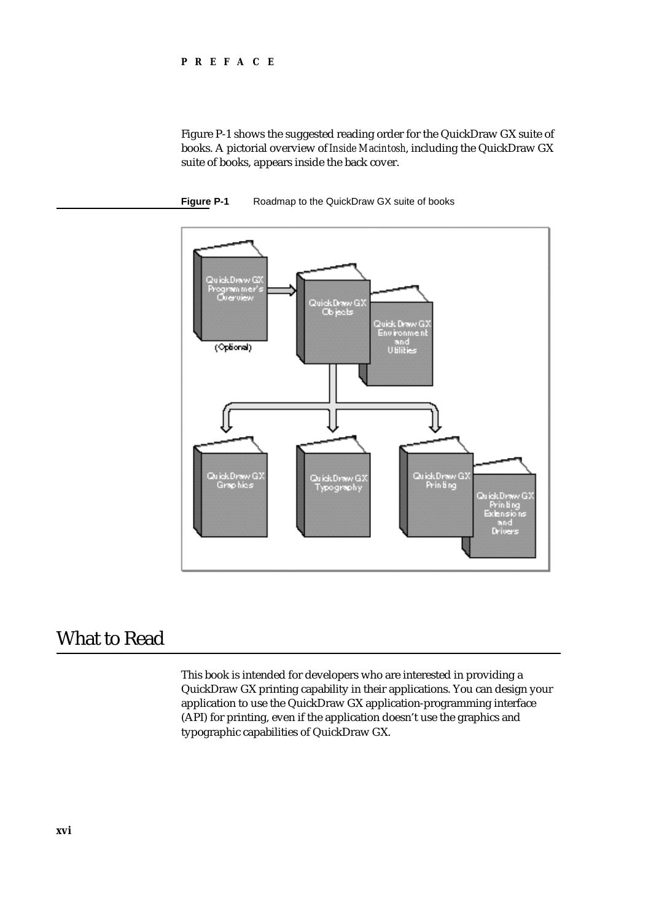Figure P-1 shows the suggested reading order for the QuickDraw GX suite of books. A pictorial overview of *Inside Macintosh*, including the QuickDraw GX suite of books, appears inside the back cover.

**Figure P-1** Roadmap to the QuickDraw GX suite of books

## What to Read

This book is intended for developers who are interested in providing a QuickDraw GX printing capability in their applications. You can design your application to use the QuickDraw GX application-programming interface (API) for printing, even if the application doesn't use the graphics and typographic capabilities of QuickDraw GX.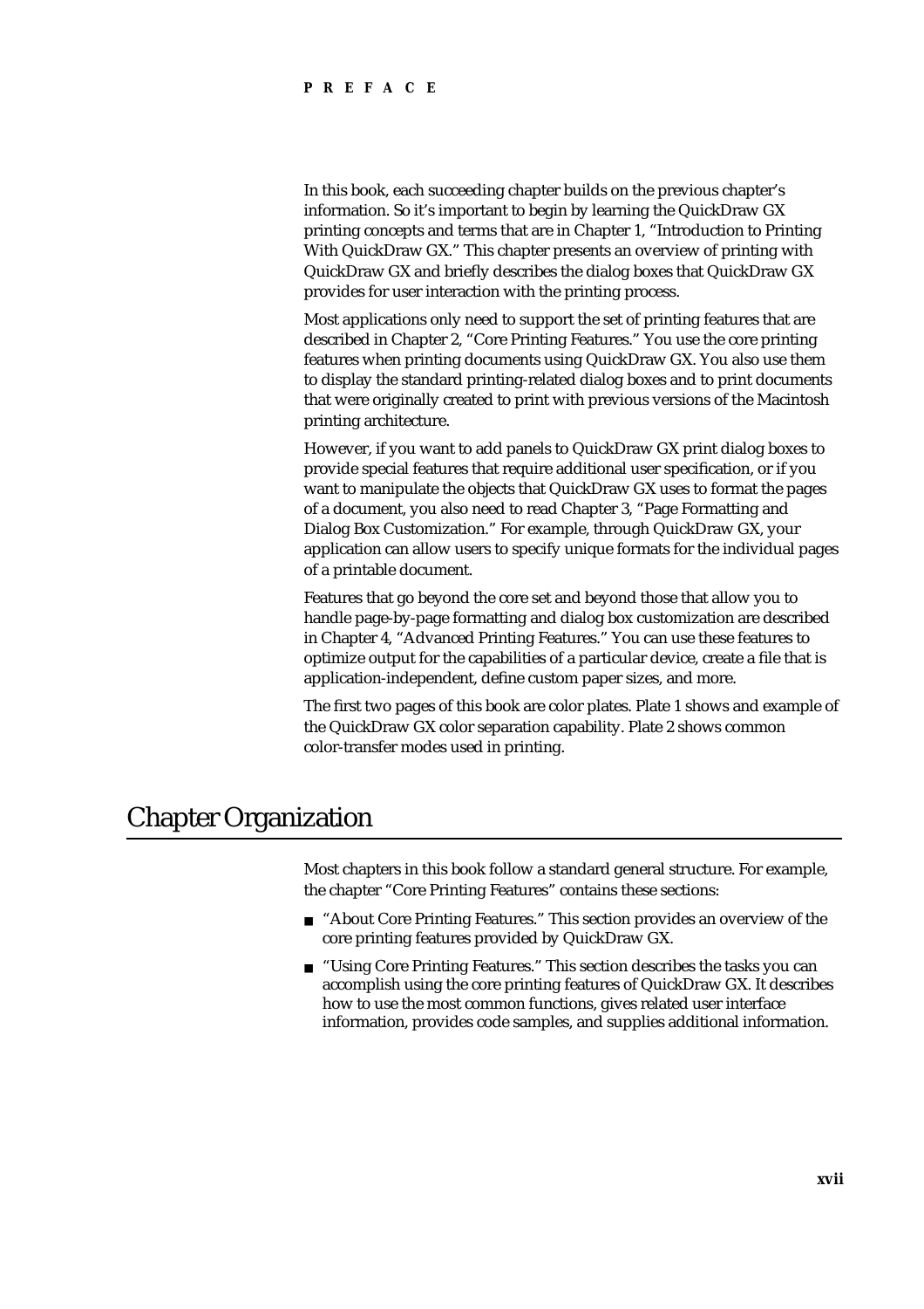In this book, each succeeding chapter builds on the previous chapter's information. So it's important to begin by learning the QuickDraw GX printing concepts and terms that are in Chapter 1, "Introduction to Printing With QuickDraw GX." This chapter presents an overview of printing with QuickDraw GX and briefly describes the dialog boxes that QuickDraw GX provides for user interaction with the printing process.

Most applications only need to support the set of printing features that are described in Chapter 2, "Core Printing Features." You use the core printing features when printing documents using QuickDraw GX. You also use them to display the standard printing-related dialog boxes and to print documents that were originally created to print with previous versions of the Macintosh printing architecture.

However, if you want to add panels to QuickDraw GX print dialog boxes to provide special features that require additional user specification, or if you want to manipulate the objects that QuickDraw GX uses to format the pages of a document, you also need to read Chapter 3, "Page Formatting and Dialog Box Customization." For example, through QuickDraw GX, your application can allow users to specify unique formats for the individual pages of a printable document.

Features that go beyond the core set and beyond those that allow you to handle page-by-page formatting and dialog box customization are described in Chapter 4, "Advanced Printing Features." You can use these features to optimize output for the capabilities of a particular device, create a file that is application-independent, define custom paper sizes, and more.

The first two pages of this book are color plates. Plate 1 shows and example of the QuickDraw GX color separation capability. Plate 2 shows common color-transfer modes used in printing.

## Chapter Organization

Most chapters in this book follow a standard general structure. For example, the chapter "Core Printing Features" contains these sections:

- "About Core Printing Features." This section provides an overview of the core printing features provided by QuickDraw GX.
- "Using Core Printing Features." This section describes the tasks you can accomplish using the core printing features of QuickDraw GX. It describes how to use the most common functions, gives related user interface information, provides code samples, and supplies additional information.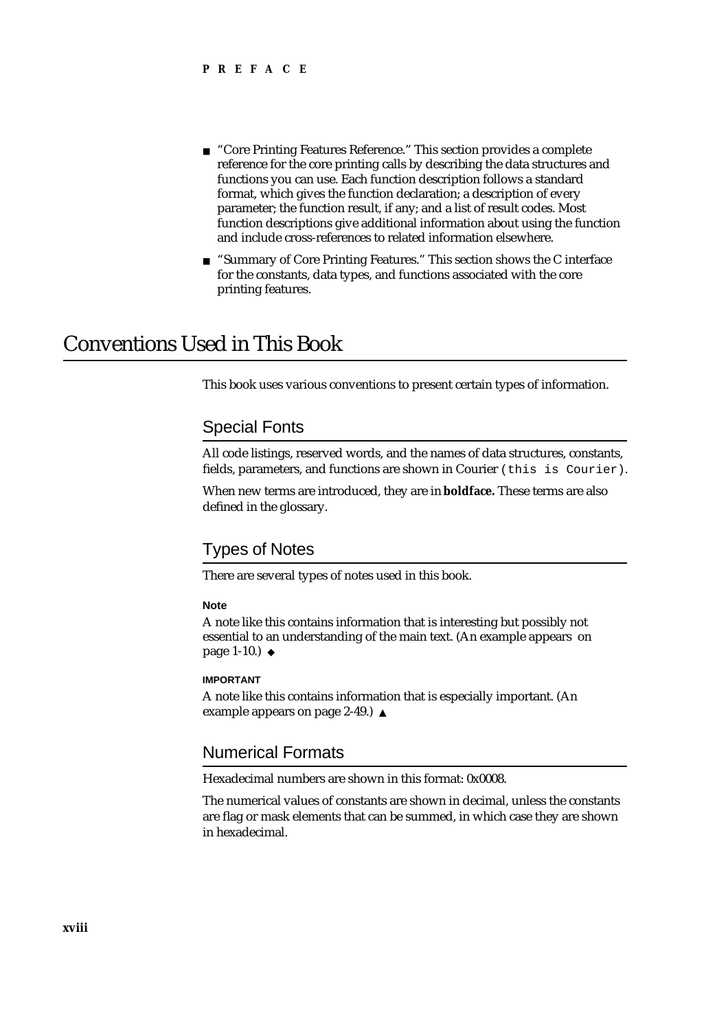- "Core Printing Features Reference." This section provides a complete reference for the core printing calls by describing the data structures and functions you can use. Each function description follows a standard format, which gives the function declaration; a description of every parameter; the function result, if any; and a list of result codes. Most function descriptions give additional information about using the function and include cross-references to related information elsewhere.
- "Summary of Core Printing Features." This section shows the C interface for the constants, data types, and functions associated with the core printing features.

# Conventions Used in This Book

This book uses various conventions to present certain types of information.

## Special Fonts

All code listings, reserved words, and the names of data structures, constants, fields, parameters, and functions are shown in Courier (`this is Courier`).

When new terms are introduced, they are in **boldface.** These terms are also defined in the glossary.

## Types of Notes

There are several types of notes used in this book.

**Note**

A note like this contains information that is interesting but possibly not essential to an understanding of the main text. (An example appears on page 1-10.) ◆

**IMPORTANT**

A note like this contains information that is especially important. (An example appears on page 2-49.) ▲

## Numerical Formats

Hexadecimal numbers are shown in this format: 0x0008.

The numerical values of constants are shown in decimal, unless the constants are flag or mask elements that can be summed, in which case they are shown in hexadecimal.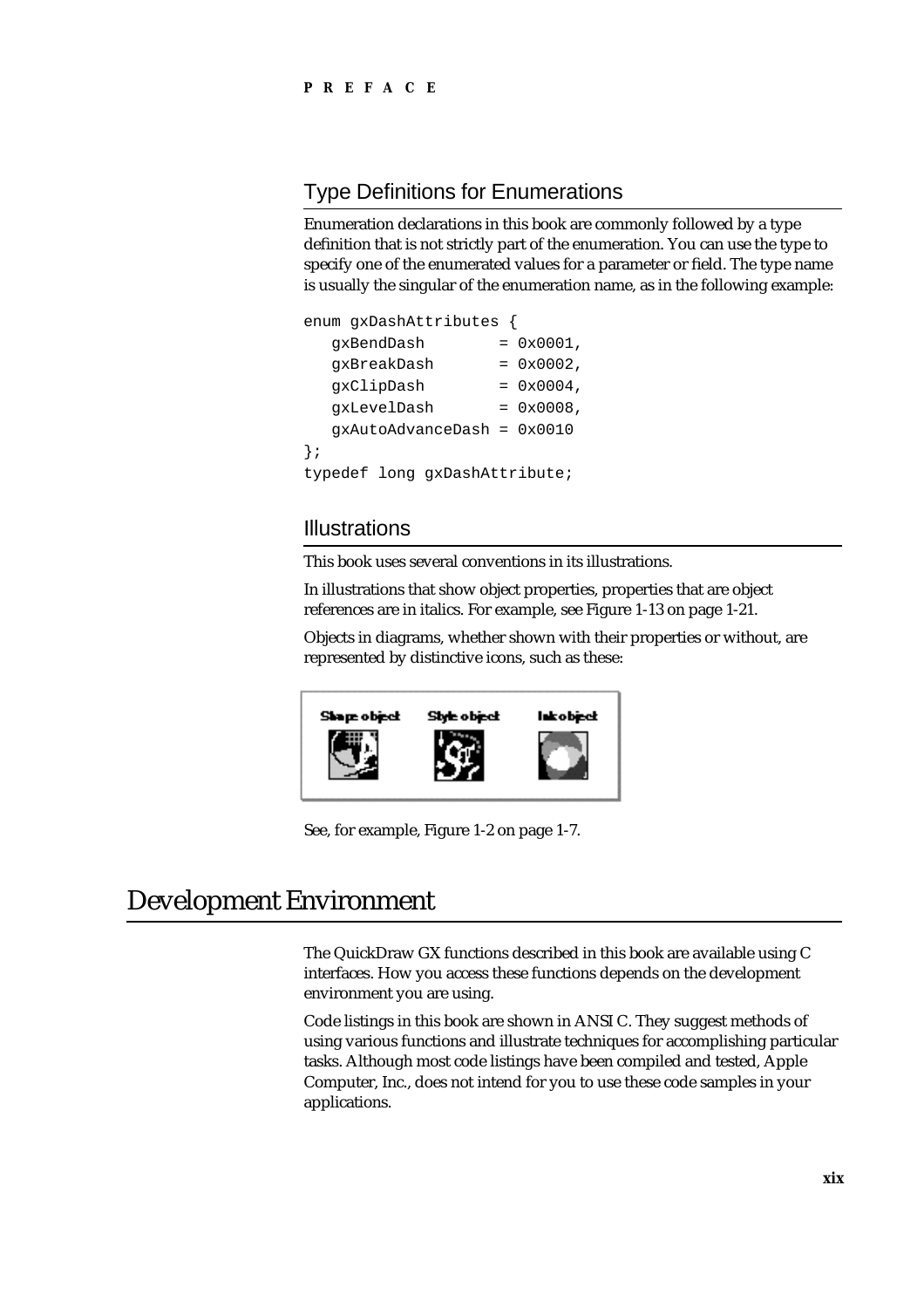## Type Definitions for Enumerations

Enumeration declarations in this book are commonly followed by a type definition that is not strictly part of the enumeration. You can use the type to specify one of the enumerated values for a parameter or field. The type name is usually the singular of the enumeration name, as in the following example:

```
enum gxDashAttributes {
   gxBendDash        = 0x0001,
   gxBreakDash       = 0x0002,
   gxClipDash        = 0x0004,
   gxLevelDash       = 0x0008,
   gxAutoAdvanceDash = 0x0010
};
typedef long gxDashAttribute;
```

## Illustrations

This book uses several conventions in its illustrations.

In illustrations that show object properties, properties that are object references are in italics. For example, see Figure 1-13 on page 1-21.

Objects in diagrams, whether shown with their properties or without, are represented by distinctive icons, such as these:

Shape object    Style object    Ink object

See, for example, Figure 1-2 on page 1-7.

# Development Environment

The QuickDraw GX functions described in this book are available using C interfaces. How you access these functions depends on the development environment you are using.

Code listings in this book are shown in ANSI C. They suggest methods of using various functions and illustrate techniques for accomplishing particular tasks. Although most code listings have been compiled and tested, Apple Computer, Inc., does not intend for you to use these code samples in your applications.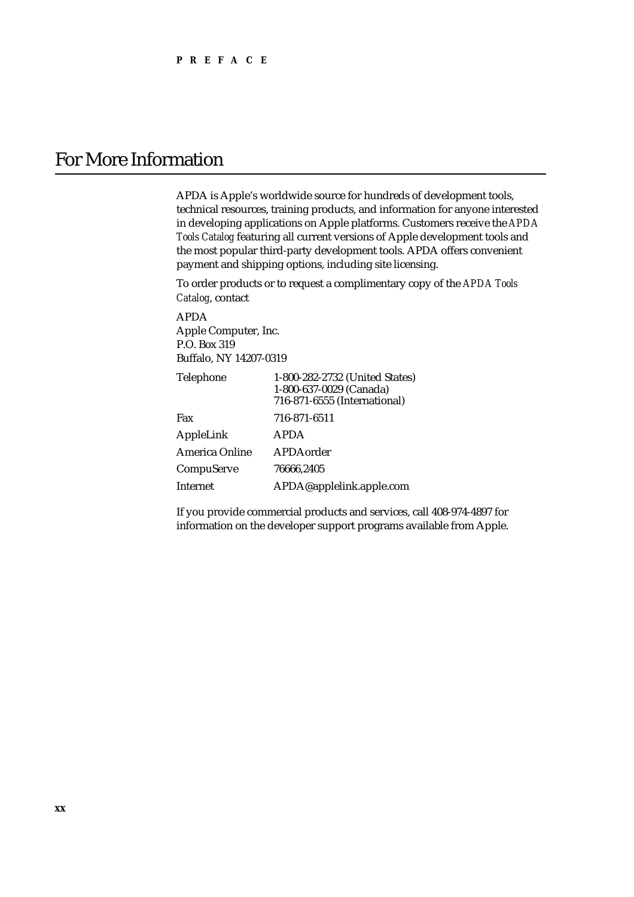# For More Information

APDA is Apple's worldwide source for hundreds of development tools, technical resources, training products, and information for anyone interested in developing applications on Apple platforms. Customers receive the *APDA Tools Catalog* featuring all current versions of Apple development tools and the most popular third-party development tools. APDA offers convenient payment and shipping options, including site licensing.

To order products or to request a complimentary copy of the *APDA Tools Catalog*, contact

APDA
Apple Computer, Inc.
P.O. Box 319
Buffalo, NY 14207-0319

| | |
|---|---|
| Telephone | 1-800-282-2732 (United States)<br>1-800-637-0029 (Canada)<br>716-871-6555 (International) |
| Fax | 716-871-6511 |
| AppleLink | APDA |
| America Online | APDAorder |
| CompuServe | 76666,2405 |
| Internet | APDA@applelink.apple.com |

If you provide commercial products and services, call 408-974-4897 for information on the developer support programs available from Apple.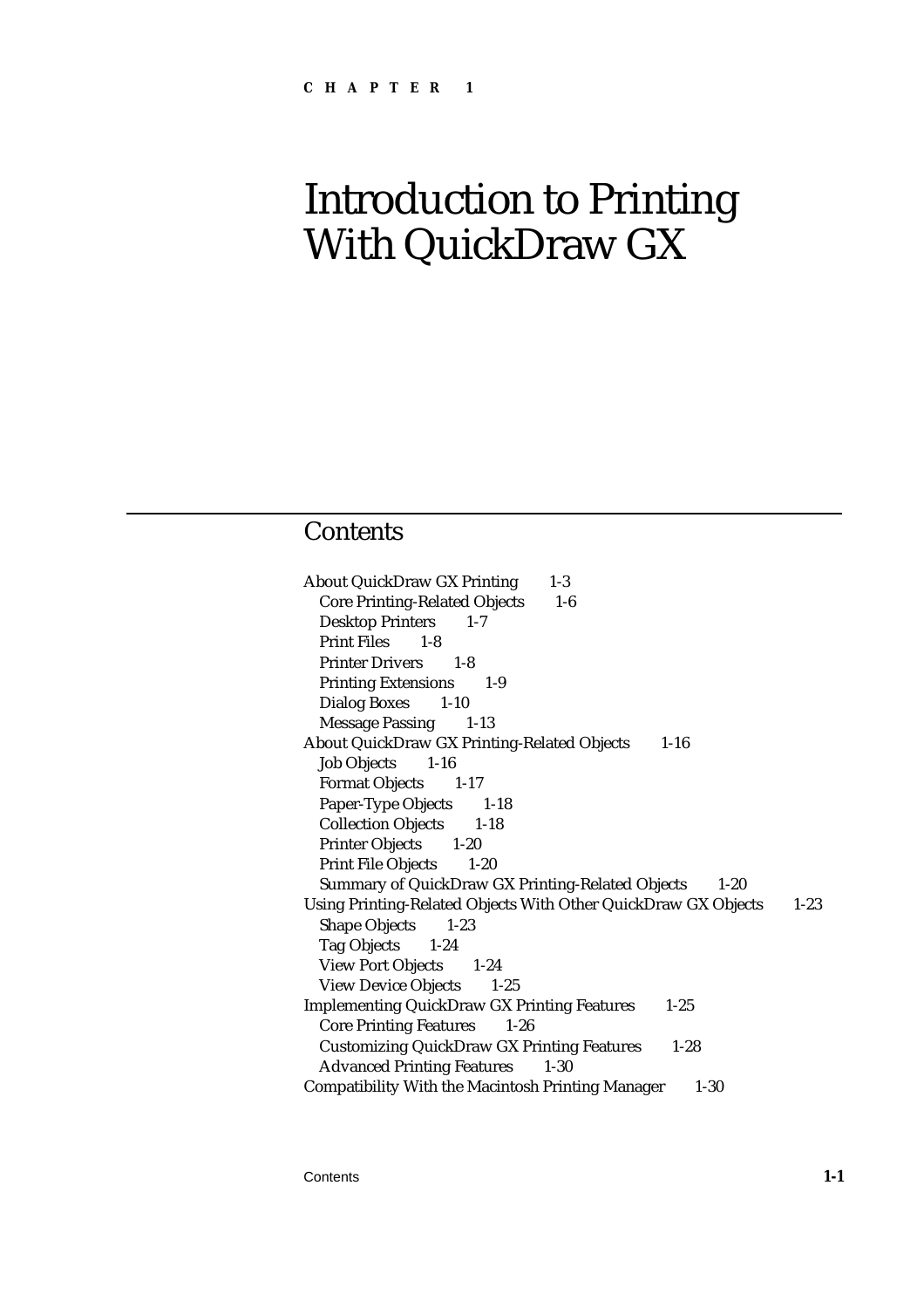CHAPTER 1

# Introduction to Printing With QuickDraw GX

## Contents

About QuickDraw GX Printing 1-3
- Core Printing-Related Objects 1-6
- Desktop Printers 1-7
- Print Files 1-8
- Printer Drivers 1-8
- Printing Extensions 1-9
- Dialog Boxes 1-10
- Message Passing 1-13

About QuickDraw GX Printing-Related Objects 1-16
- Job Objects 1-16
- Format Objects 1-17
- Paper-Type Objects 1-18
- Collection Objects 1-18
- Printer Objects 1-20
- Print File Objects 1-20
- Summary of QuickDraw GX Printing-Related Objects 1-20

Using Printing-Related Objects With Other QuickDraw GX Objects 1-23
- Shape Objects 1-23
- Tag Objects 1-24
- View Port Objects 1-24
- View Device Objects 1-25

Implementing QuickDraw GX Printing Features 1-25
- Core Printing Features 1-26
- Customizing QuickDraw GX Printing Features 1-28
- Advanced Printing Features 1-30

Compatibility With the Macintosh Printing Manager 1-30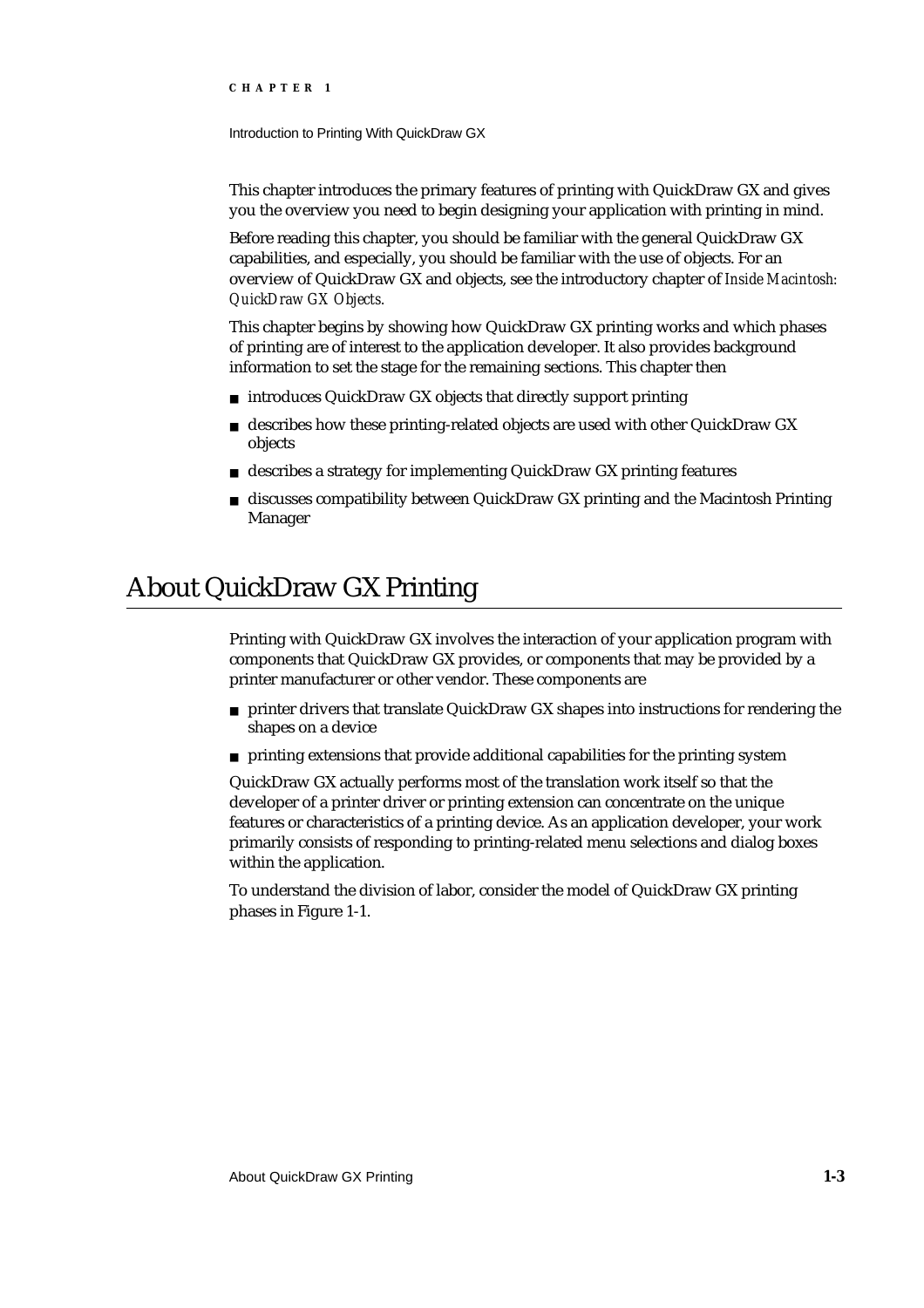This chapter introduces the primary features of printing with QuickDraw GX and gives you the overview you need to begin designing your application with printing in mind.

Before reading this chapter, you should be familiar with the general QuickDraw GX capabilities, and especially, you should be familiar with the use of objects. For an overview of QuickDraw GX and objects, see the introductory chapter of *Inside Macintosh: QuickDraw GX Objects*.

This chapter begins by showing how QuickDraw GX printing works and which phases of printing are of interest to the application developer. It also provides background information to set the stage for the remaining sections. This chapter then

- introduces QuickDraw GX objects that directly support printing
- describes how these printing-related objects are used with other QuickDraw GX objects
- describes a strategy for implementing QuickDraw GX printing features
- discusses compatibility between QuickDraw GX printing and the Macintosh Printing Manager

# About QuickDraw GX Printing

Printing with QuickDraw GX involves the interaction of your application program with components that QuickDraw GX provides, or components that may be provided by a printer manufacturer or other vendor. These components are

- printer drivers that translate QuickDraw GX shapes into instructions for rendering the shapes on a device
- printing extensions that provide additional capabilities for the printing system

QuickDraw GX actually performs most of the translation work itself so that the developer of a printer driver or printing extension can concentrate on the unique features or characteristics of a printing device. As an application developer, your work primarily consists of responding to printing-related menu selections and dialog boxes within the application.

To understand the division of labor, consider the model of QuickDraw GX printing phases in Figure 1-1.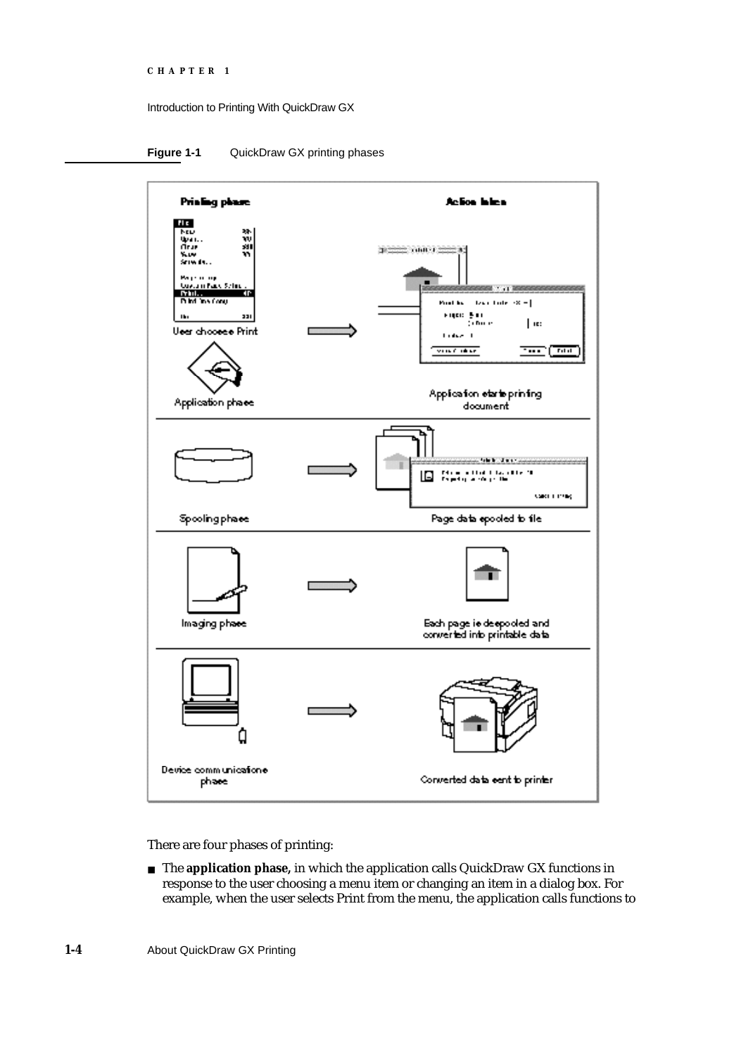**Figure 1-1** QuickDraw GX printing phases

| Printing phase | Action taken |
| --- | --- |
| User chooses Print / Application phase | Application starts printing document |
| Spooling phase | Page data spooled to file |
| Imaging phase | Each page is despooled and converted into printable data |
| Device communications phase | Converted data sent to printer |

There are four phases of printing:

- The **application phase,** in which the application calls QuickDraw GX functions in response to the user choosing a menu item or changing an item in a dialog box. For example, when the user selects Print from the menu, the application calls functions to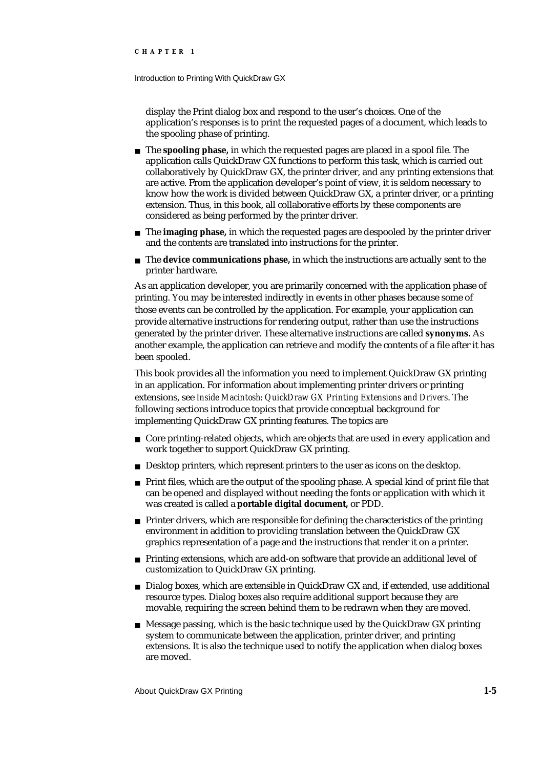display the Print dialog box and respond to the user's choices. One of the application's responses is to print the requested pages of a document, which leads to the spooling phase of printing.

- The **spooling phase,** in which the requested pages are placed in a spool file. The application calls QuickDraw GX functions to perform this task, which is carried out collaboratively by QuickDraw GX, the printer driver, and any printing extensions that are active. From the application developer's point of view, it is seldom necessary to know how the work is divided between QuickDraw GX, a printer driver, or a printing extension. Thus, in this book, all collaborative efforts by these components are considered as being performed by the printer driver.
- The **imaging phase,** in which the requested pages are despooled by the printer driver and the contents are translated into instructions for the printer.
- The **device communications phase,** in which the instructions are actually sent to the printer hardware.

As an application developer, you are primarily concerned with the application phase of printing. You may be interested indirectly in events in other phases because some of those events can be controlled by the application. For example, your application can provide alternative instructions for rendering output, rather than use the instructions generated by the printer driver. These alternative instructions are called **synonyms.** As another example, the application can retrieve and modify the contents of a file after it has been spooled.

This book provides all the information you need to implement QuickDraw GX printing in an application. For information about implementing printer drivers or printing extensions, see *Inside Macintosh: QuickDraw GX Printing Extensions and Drivers*. The following sections introduce topics that provide conceptual background for implementing QuickDraw GX printing features. The topics are

- Core printing-related objects, which are objects that are used in every application and work together to support QuickDraw GX printing.
- Desktop printers, which represent printers to the user as icons on the desktop.
- Print files, which are the output of the spooling phase. A special kind of print file that can be opened and displayed without needing the fonts or application with which it was created is called a **portable digital document,** or PDD.
- Printer drivers, which are responsible for defining the characteristics of the printing environment in addition to providing translation between the QuickDraw GX graphics representation of a page and the instructions that render it on a printer.
- Printing extensions, which are add-on software that provide an additional level of customization to QuickDraw GX printing.
- Dialog boxes, which are extensible in QuickDraw GX and, if extended, use additional resource types. Dialog boxes also require additional support because they are movable, requiring the screen behind them to be redrawn when they are moved.
- Message passing, which is the basic technique used by the QuickDraw GX printing system to communicate between the application, printer driver, and printing extensions. It is also the technique used to notify the application when dialog boxes are moved.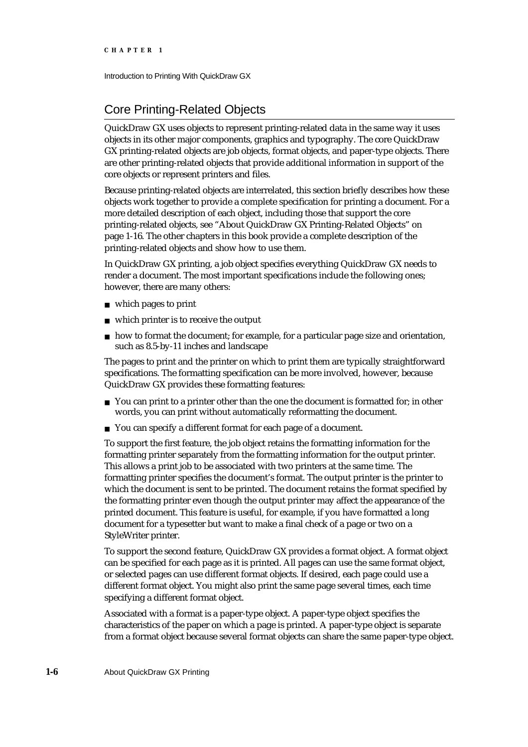## Core Printing-Related Objects

QuickDraw GX uses objects to represent printing-related data in the same way it uses objects in its other major components, graphics and typography. The core QuickDraw GX printing-related objects are job objects, format objects, and paper-type objects. There are other printing-related objects that provide additional information in support of the core objects or represent printers and files.

Because printing-related objects are interrelated, this section briefly describes how these objects work together to provide a complete specification for printing a document. For a more detailed description of each object, including those that support the core printing-related objects, see "About QuickDraw GX Printing-Related Objects" on page 1-16. The other chapters in this book provide a complete description of the printing-related objects and show how to use them.

In QuickDraw GX printing, a job object specifies everything QuickDraw GX needs to render a document. The most important specifications include the following ones; however, there are many others:

- which pages to print
- which printer is to receive the output
- how to format the document; for example, for a particular page size and orientation, such as 8.5-by-11 inches and landscape

The pages to print and the printer on which to print them are typically straightforward specifications. The formatting specification can be more involved, however, because QuickDraw GX provides these formatting features:

- You can print to a printer other than the one the document is formatted for; in other words, you can print without automatically reformatting the document.
- You can specify a different format for each page of a document.

To support the first feature, the job object retains the formatting information for the formatting printer separately from the formatting information for the output printer. This allows a print job to be associated with two printers at the same time. The formatting printer specifies the document's format. The output printer is the printer to which the document is sent to be printed. The document retains the format specified by the formatting printer even though the output printer may affect the appearance of the printed document. This feature is useful, for example, if you have formatted a long document for a typesetter but want to make a final check of a page or two on a StyleWriter printer.

To support the second feature, QuickDraw GX provides a format object. A format object can be specified for each page as it is printed. All pages can use the same format object, or selected pages can use different format objects. If desired, each page could use a different format object. You might also print the same page several times, each time specifying a different format object.

Associated with a format is a paper-type object. A paper-type object specifies the characteristics of the paper on which a page is printed. A paper-type object is separate from a format object because several format objects can share the same paper-type object.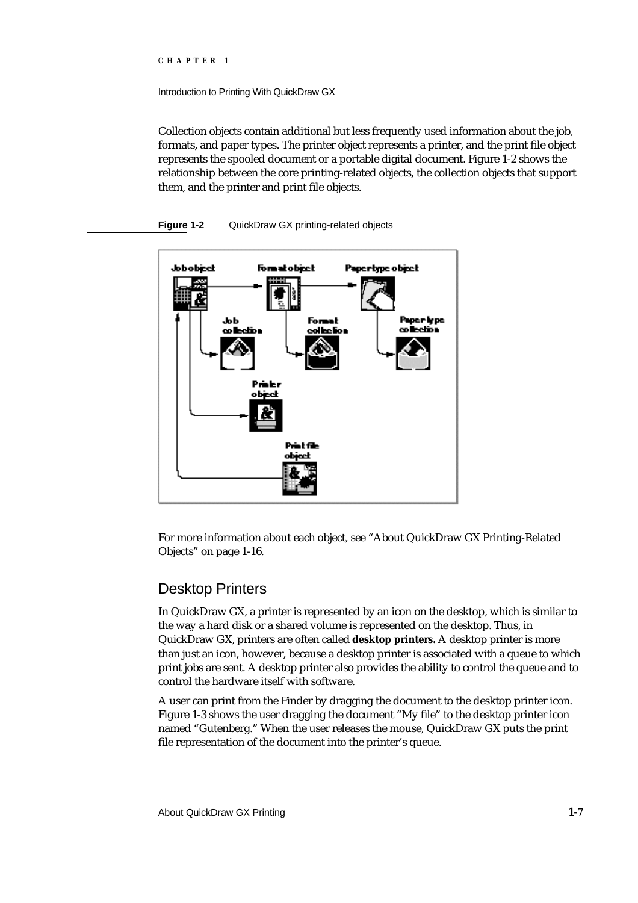Collection objects contain additional but less frequently used information about the job, formats, and paper types. The printer object represents a printer, and the print file object represents the spooled document or a portable digital document. Figure 1-2 shows the relationship between the core printing-related objects, the collection objects that support them, and the printer and print file objects.

**Figure 1-2** QuickDraw GX printing-related objects

For more information about each object, see "About QuickDraw GX Printing-Related Objects" on page 1-16.

## Desktop Printers

In QuickDraw GX, a printer is represented by an icon on the desktop, which is similar to the way a hard disk or a shared volume is represented on the desktop. Thus, in QuickDraw GX, printers are often called **desktop printers.** A desktop printer is more than just an icon, however, because a desktop printer is associated with a queue to which print jobs are sent. A desktop printer also provides the ability to control the queue and to control the hardware itself with software.

A user can print from the Finder by dragging the document to the desktop printer icon. Figure 1-3 shows the user dragging the document "My file" to the desktop printer icon named "Gutenberg." When the user releases the mouse, QuickDraw GX puts the print file representation of the document into the printer's queue.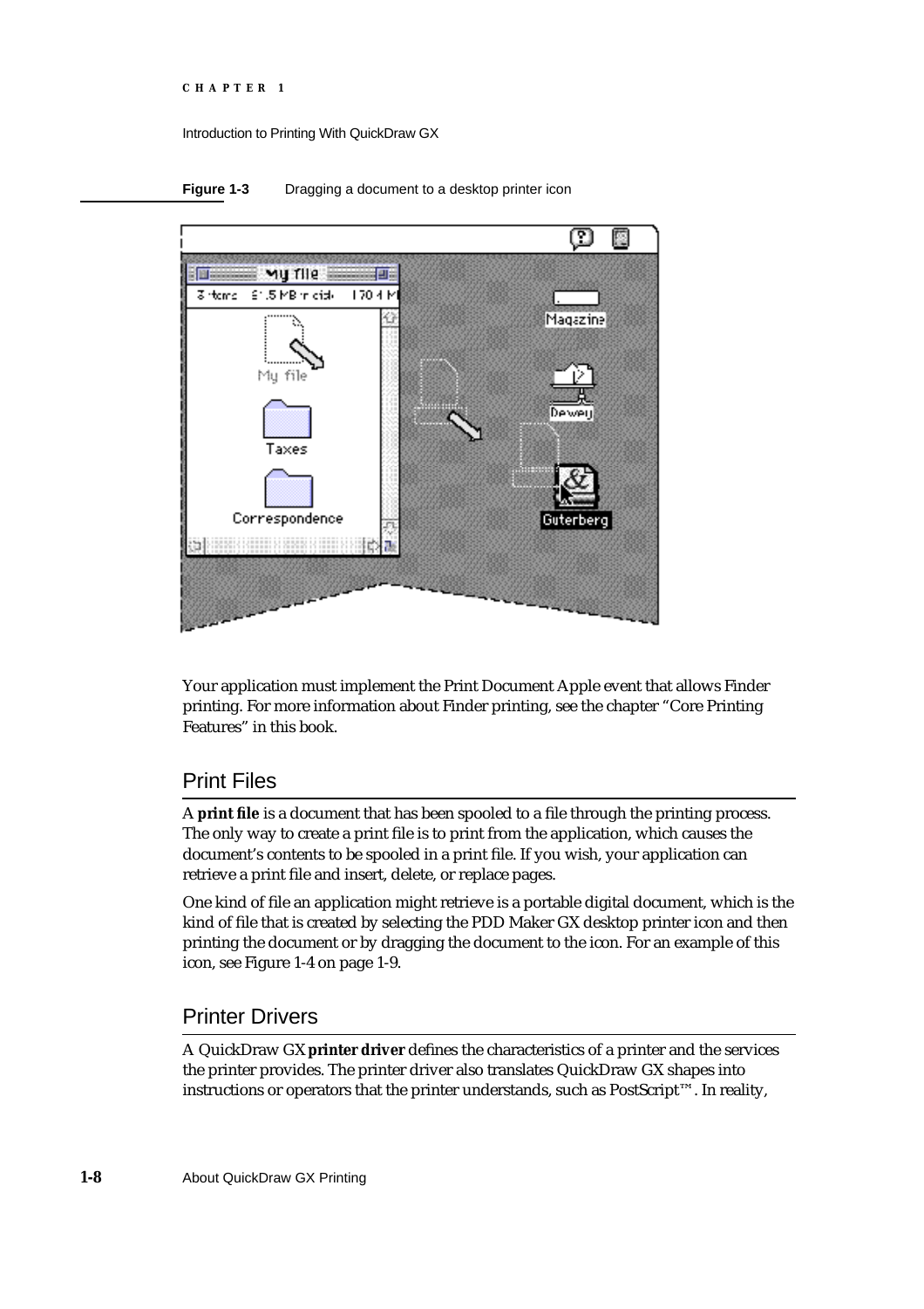**Figure 1-3** Dragging a document to a desktop printer icon

Your application must implement the Print Document Apple event that allows Finder printing. For more information about Finder printing, see the chapter "Core Printing Features" in this book.

## Print Files

A **print file** is a document that has been spooled to a file through the printing process. The only way to create a print file is to print from the application, which causes the document's contents to be spooled in a print file. If you wish, your application can retrieve a print file and insert, delete, or replace pages.

One kind of file an application might retrieve is a portable digital document, which is the kind of file that is created by selecting the PDD Maker GX desktop printer icon and then printing the document or by dragging the document to the icon. For an example of this icon, see Figure 1-4 on page 1-9.

## Printer Drivers

A QuickDraw GX **printer driver** defines the characteristics of a printer and the services the printer provides. The printer driver also translates QuickDraw GX shapes into instructions or operators that the printer understands, such as PostScript™. In reality,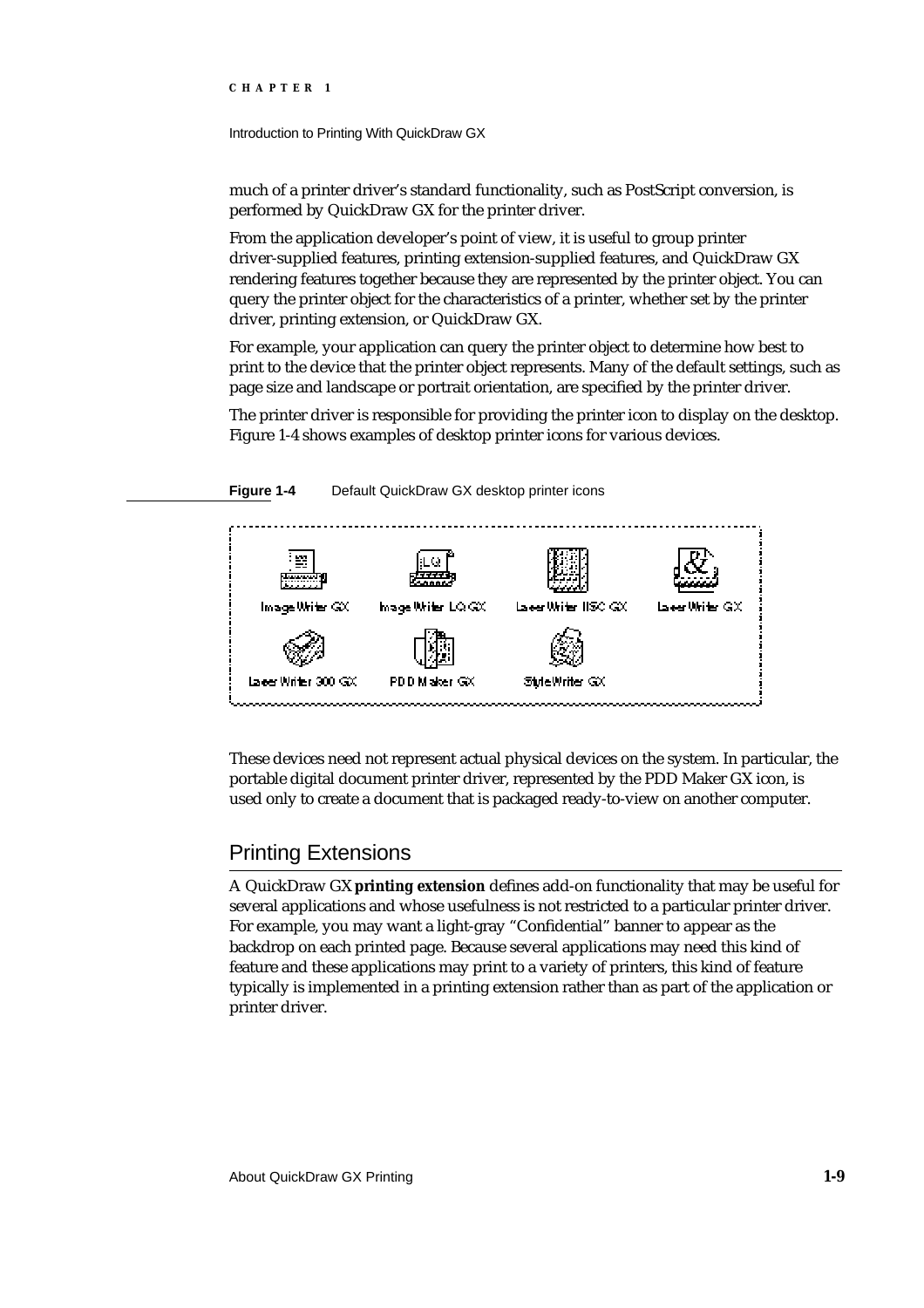much of a printer driver's standard functionality, such as PostScript conversion, is performed by QuickDraw GX for the printer driver.

From the application developer's point of view, it is useful to group printer driver-supplied features, printing extension-supplied features, and QuickDraw GX rendering features together because they are represented by the printer object. You can query the printer object for the characteristics of a printer, whether set by the printer driver, printing extension, or QuickDraw GX.

For example, your application can query the printer object to determine how best to print to the device that the printer object represents. Many of the default settings, such as page size and landscape or portrait orientation, are specified by the printer driver.

The printer driver is responsible for providing the printer icon to display on the desktop. Figure 1-4 shows examples of desktop printer icons for various devices.

**Figure 1-4** Default QuickDraw GX desktop printer icons

ImageWriter GX, ImageWriter LQ GX, LaserWriter IISC GX, LaserWriter GX, LaserWriter 300 GX, PDD Maker GX, StyleWriter GX

These devices need not represent actual physical devices on the system. In particular, the portable digital document printer driver, represented by the PDD Maker GX icon, is used only to create a document that is packaged ready-to-view on another computer.

## Printing Extensions

A QuickDraw GX **printing extension** defines add-on functionality that may be useful for several applications and whose usefulness is not restricted to a particular printer driver. For example, you may want a light-gray "Confidential" banner to appear as the backdrop on each printed page. Because several applications may need this kind of feature and these applications may print to a variety of printers, this kind of feature typically is implemented in a printing extension rather than as part of the application or printer driver.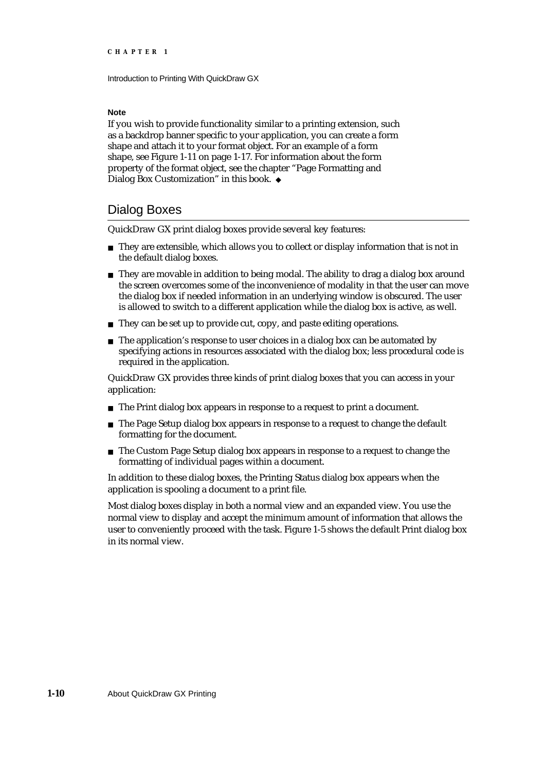**Note**

If you wish to provide functionality similar to a printing extension, such as a backdrop banner specific to your application, you can create a form shape and attach it to your format object. For an example of a form shape, see Figure 1-11 on page 1-17. For information about the form property of the format object, see the chapter "Page Formatting and Dialog Box Customization" in this book. ◆

## Dialog Boxes

QuickDraw GX print dialog boxes provide several key features:

- They are extensible, which allows you to collect or display information that is not in the default dialog boxes.
- They are movable in addition to being modal. The ability to drag a dialog box around the screen overcomes some of the inconvenience of modality in that the user can move the dialog box if needed information in an underlying window is obscured. The user is allowed to switch to a different application while the dialog box is active, as well.
- They can be set up to provide cut, copy, and paste editing operations.
- The application's response to user choices in a dialog box can be automated by specifying actions in resources associated with the dialog box; less procedural code is required in the application.

QuickDraw GX provides three kinds of print dialog boxes that you can access in your application:

- The Print dialog box appears in response to a request to print a document.
- The Page Setup dialog box appears in response to a request to change the default formatting for the document.
- The Custom Page Setup dialog box appears in response to a request to change the formatting of individual pages within a document.

In addition to these dialog boxes, the Printing Status dialog box appears when the application is spooling a document to a print file.

Most dialog boxes display in both a normal view and an expanded view. You use the normal view to display and accept the minimum amount of information that allows the user to conveniently proceed with the task. Figure 1-5 shows the default Print dialog box in its normal view.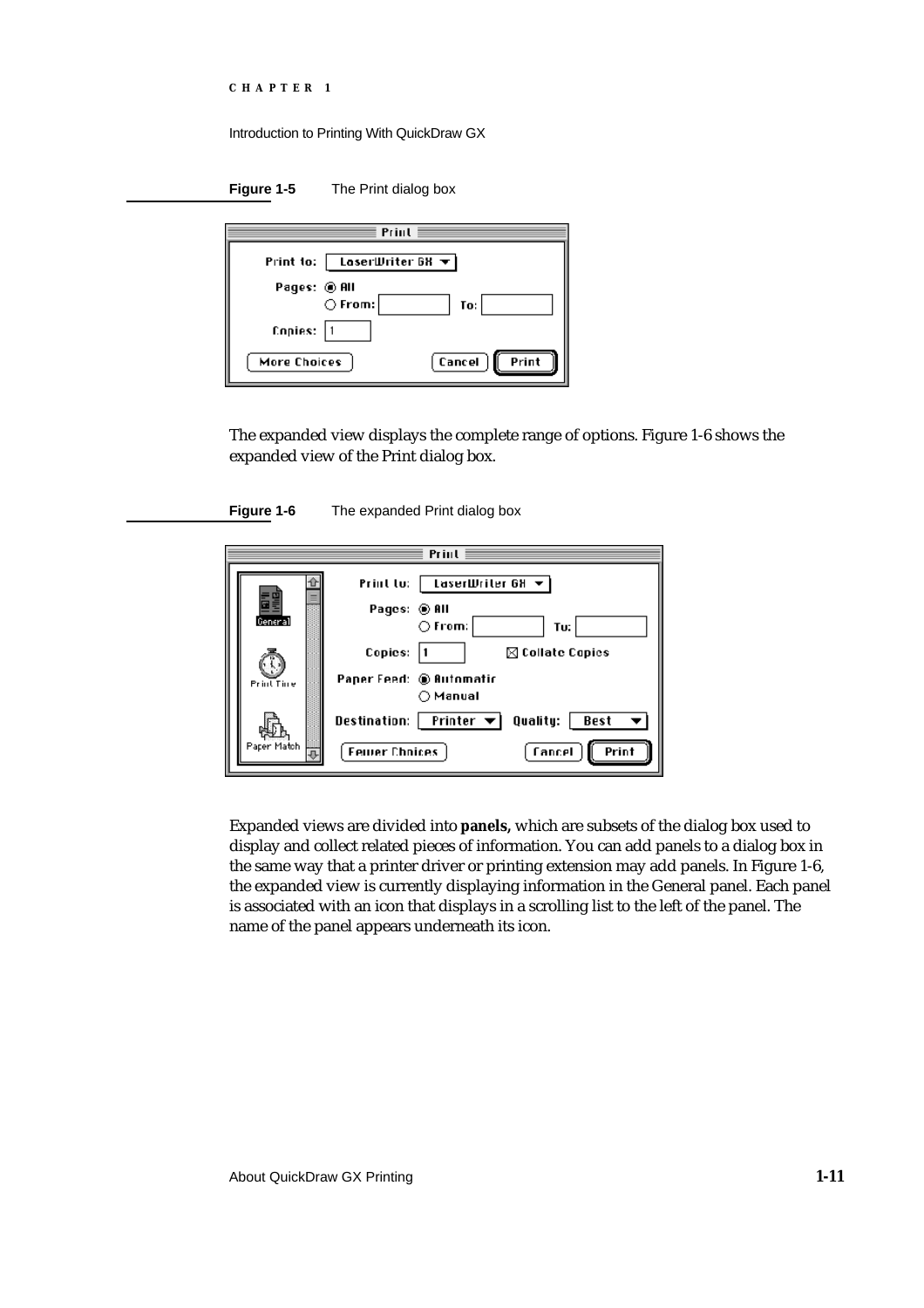**Figure 1-5** The Print dialog box

The expanded view displays the complete range of options. Figure 1-6 shows the expanded view of the Print dialog box.

**Figure 1-6** The expanded Print dialog box

Expanded views are divided into **panels,** which are subsets of the dialog box used to display and collect related pieces of information. You can add panels to a dialog box in the same way that a printer driver or printing extension may add panels. In Figure 1-6, the expanded view is currently displaying information in the General panel. Each panel is associated with an icon that displays in a scrolling list to the left of the panel. The name of the panel appears underneath its icon.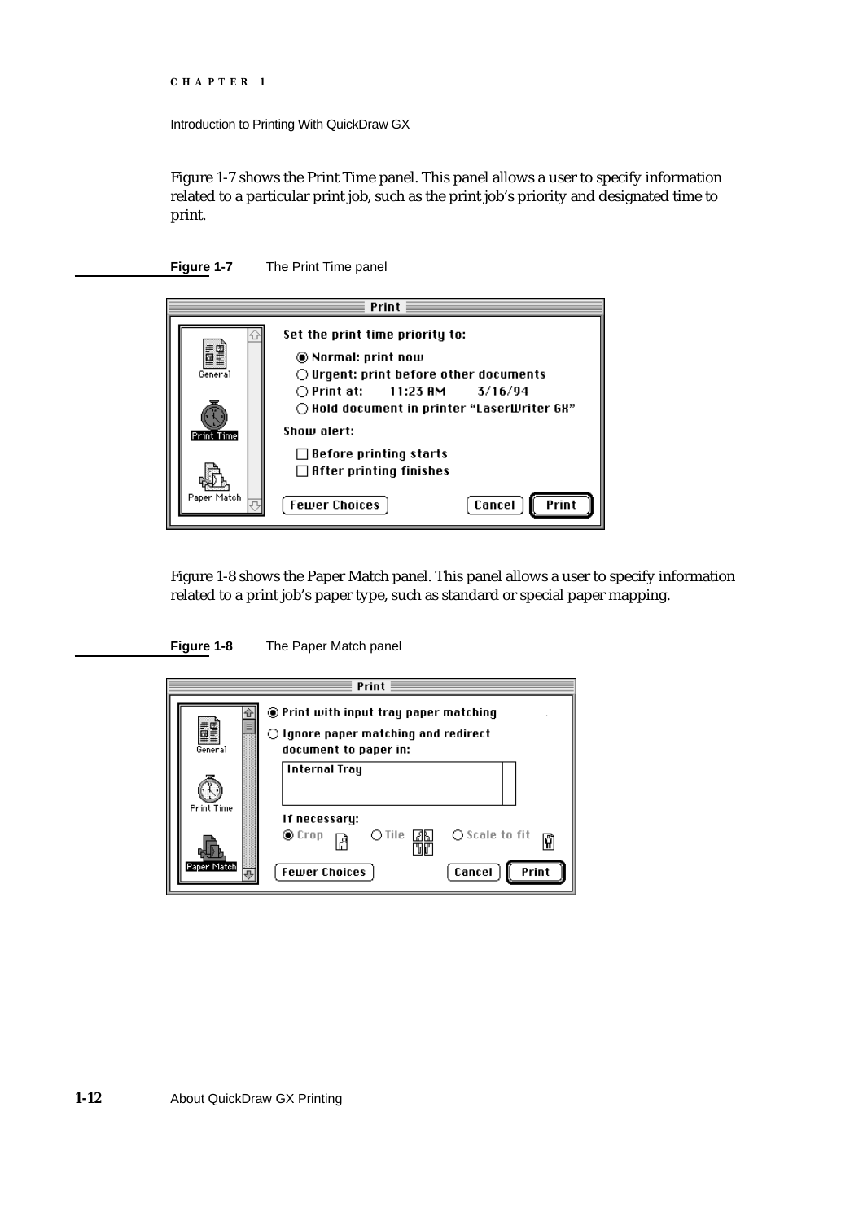Figure 1-7 shows the Print Time panel. This panel allows a user to specify information related to a particular print job, such as the print job's priority and designated time to print.

**Figure 1-7** The Print Time panel

Figure 1-8 shows the Paper Match panel. This panel allows a user to specify information related to a print job's paper type, such as standard or special paper mapping.

**Figure 1-8** The Paper Match panel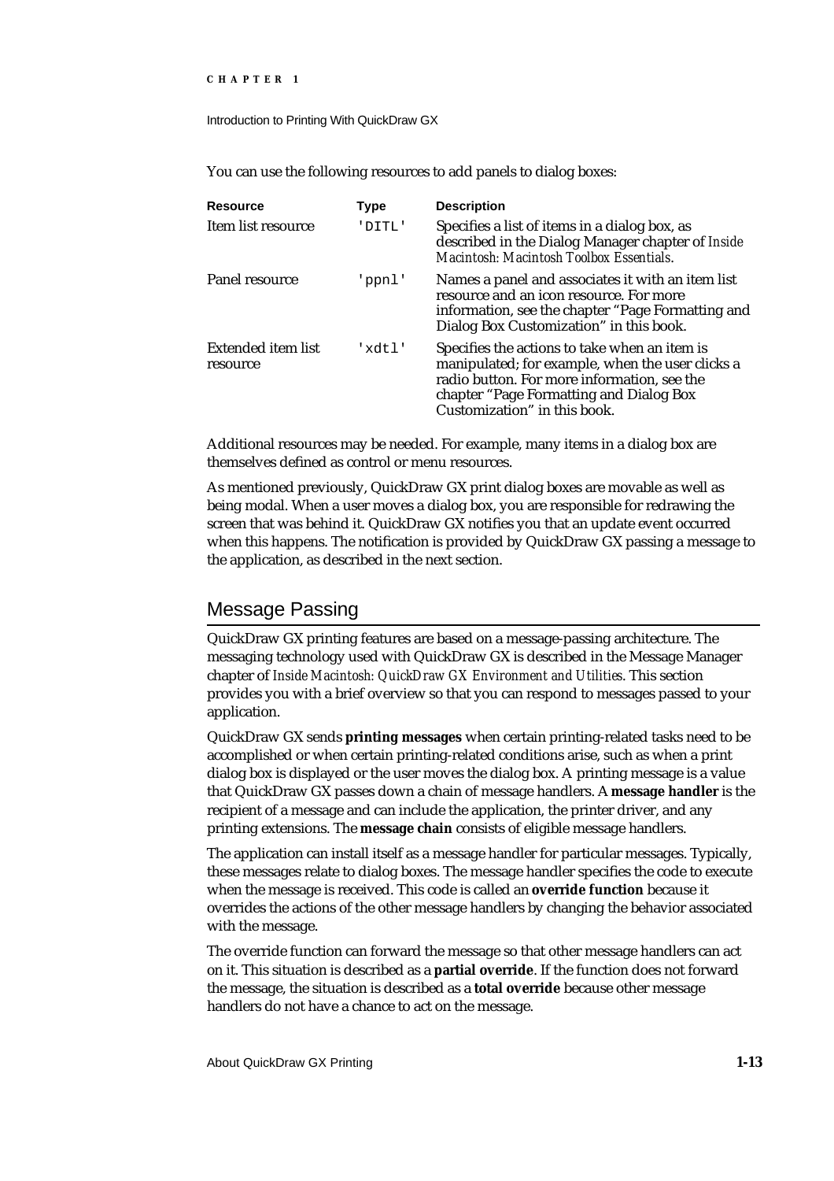You can use the following resources to add panels to dialog boxes:

| Resource | Type | Description |
|---|---|---|
| Item list resource | 'DITL' | Specifies a list of items in a dialog box, as described in the Dialog Manager chapter of *Inside Macintosh: Macintosh Toolbox Essentials*. |
| Panel resource | 'ppnl' | Names a panel and associates it with an item list resource and an icon resource. For more information, see the chapter "Page Formatting and Dialog Box Customization" in this book. |
| Extended item list resource | 'xdtl' | Specifies the actions to take when an item is manipulated; for example, when the user clicks a radio button. For more information, see the chapter "Page Formatting and Dialog Box Customization" in this book. |

Additional resources may be needed. For example, many items in a dialog box are themselves defined as control or menu resources.

As mentioned previously, QuickDraw GX print dialog boxes are movable as well as being modal. When a user moves a dialog box, you are responsible for redrawing the screen that was behind it. QuickDraw GX notifies you that an update event occurred when this happens. The notification is provided by QuickDraw GX passing a message to the application, as described in the next section.

## Message Passing

QuickDraw GX printing features are based on a message-passing architecture. The messaging technology used with QuickDraw GX is described in the Message Manager chapter of *Inside Macintosh: QuickDraw GX Environment and Utilities*. This section provides you with a brief overview so that you can respond to messages passed to your application.

QuickDraw GX sends **printing messages** when certain printing-related tasks need to be accomplished or when certain printing-related conditions arise, such as when a print dialog box is displayed or the user moves the dialog box. A printing message is a value that QuickDraw GX passes down a chain of message handlers. A **message handler** is the recipient of a message and can include the application, the printer driver, and any printing extensions. The **message chain** consists of eligible message handlers.

The application can install itself as a message handler for particular messages. Typically, these messages relate to dialog boxes. The message handler specifies the code to execute when the message is received. This code is called an **override function** because it overrides the actions of the other message handlers by changing the behavior associated with the message.

The override function can forward the message so that other message handlers can act on it. This situation is described as a **partial override**. If the function does not forward the message, the situation is described as a **total override** because other message handlers do not have a chance to act on the message.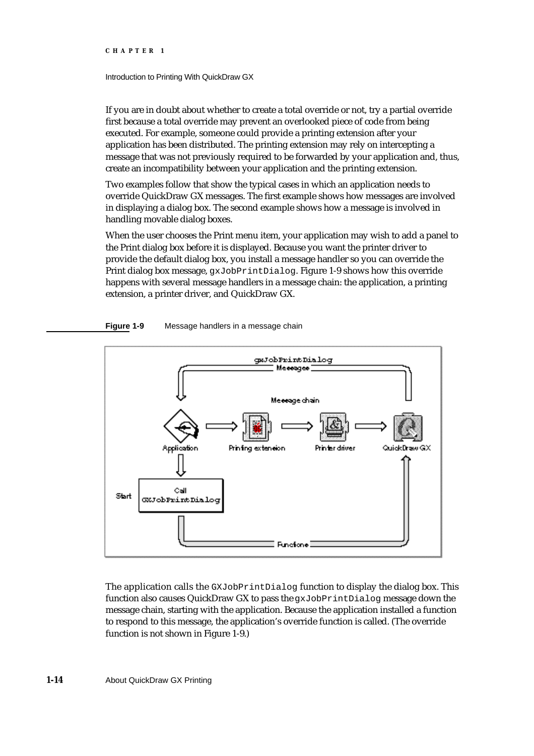If you are in doubt about whether to create a total override or not, try a partial override first because a total override may prevent an overlooked piece of code from being executed. For example, someone could provide a printing extension after your application has been distributed. The printing extension may rely on intercepting a message that was not previously required to be forwarded by your application and, thus, create an incompatibility between your application and the printing extension.

Two examples follow that show the typical cases in which an application needs to override QuickDraw GX messages. The first example shows how messages are involved in displaying a dialog box. The second example shows how a message is involved in handling movable dialog boxes.

When the user chooses the Print menu item, your application may wish to add a panel to the Print dialog box before it is displayed. Because you want the printer driver to provide the default dialog box, you install a message handler so you can override the Print dialog box message, `gxJobPrintDialog`. Figure 1-9 shows how this override happens with several message handlers in a message chain: the application, a printing extension, a printer driver, and QuickDraw GX.

**Figure 1-9** Message handlers in a message chain

The application calls the `GXJobPrintDialog` function to display the dialog box. This function also causes QuickDraw GX to pass the `gxJobPrintDialog` message down the message chain, starting with the application. Because the application installed a function to respond to this message, the application's override function is called. (The override function is not shown in Figure 1-9.)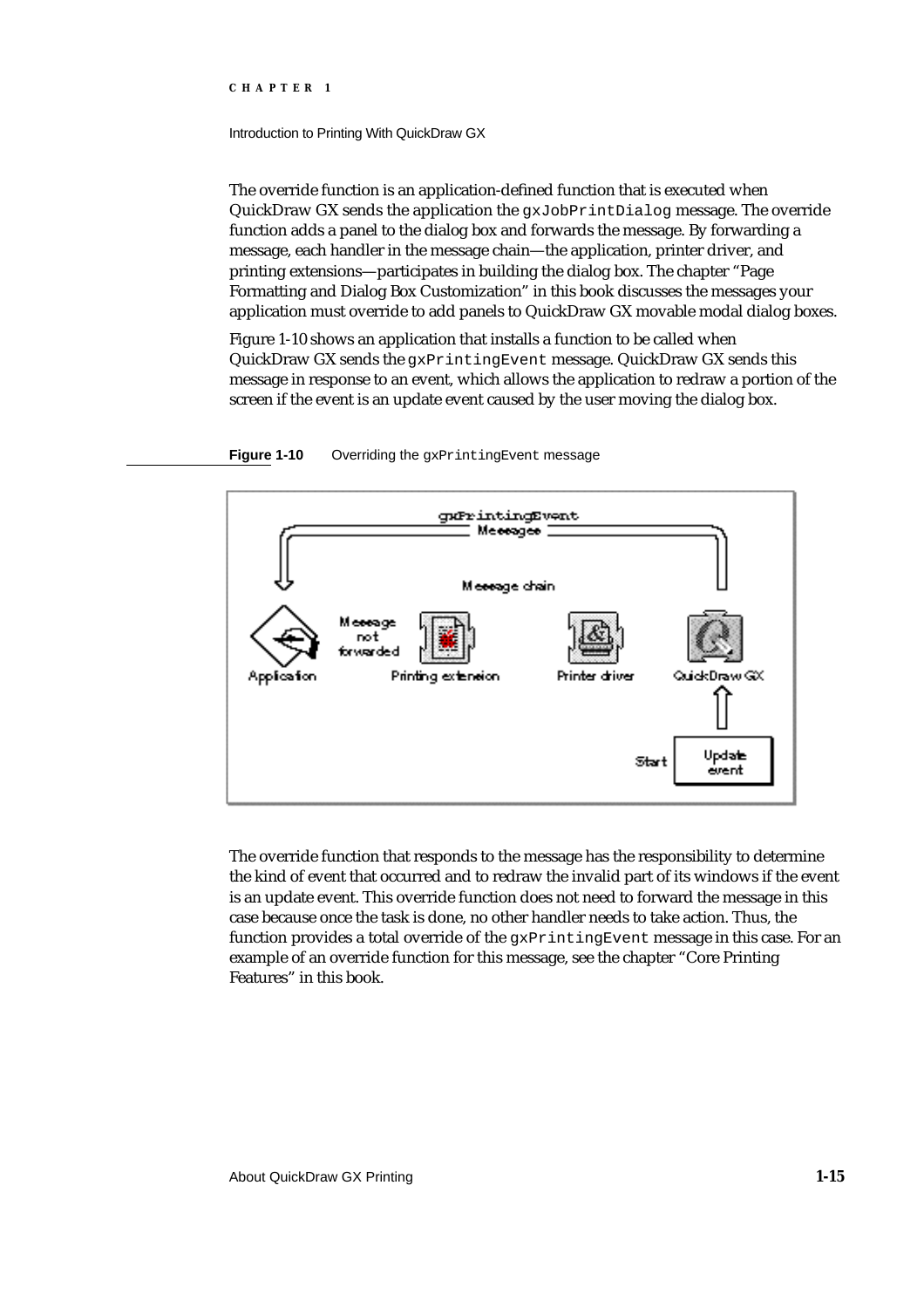The override function is an application-defined function that is executed when QuickDraw GX sends the application the `gxJobPrintDialog` message. The override function adds a panel to the dialog box and forwards the message. By forwarding a message, each handler in the message chain—the application, printer driver, and printing extensions—participates in building the dialog box. The chapter "Page Formatting and Dialog Box Customization" in this book discusses the messages your application must override to add panels to QuickDraw GX movable modal dialog boxes.

Figure 1-10 shows an application that installs a function to be called when QuickDraw GX sends the `gxPrintingEvent` message. QuickDraw GX sends this message in response to an event, which allows the application to redraw a portion of the screen if the event is an update event caused by the user moving the dialog box.

**Figure 1-10** Overriding the `gxPrintingEvent` message

The override function that responds to the message has the responsibility to determine the kind of event that occurred and to redraw the invalid part of its windows if the event is an update event. This override function does not need to forward the message in this case because once the task is done, no other handler needs to take action. Thus, the function provides a total override of the `gxPrintingEvent` message in this case. For an example of an override function for this message, see the chapter "Core Printing Features" in this book.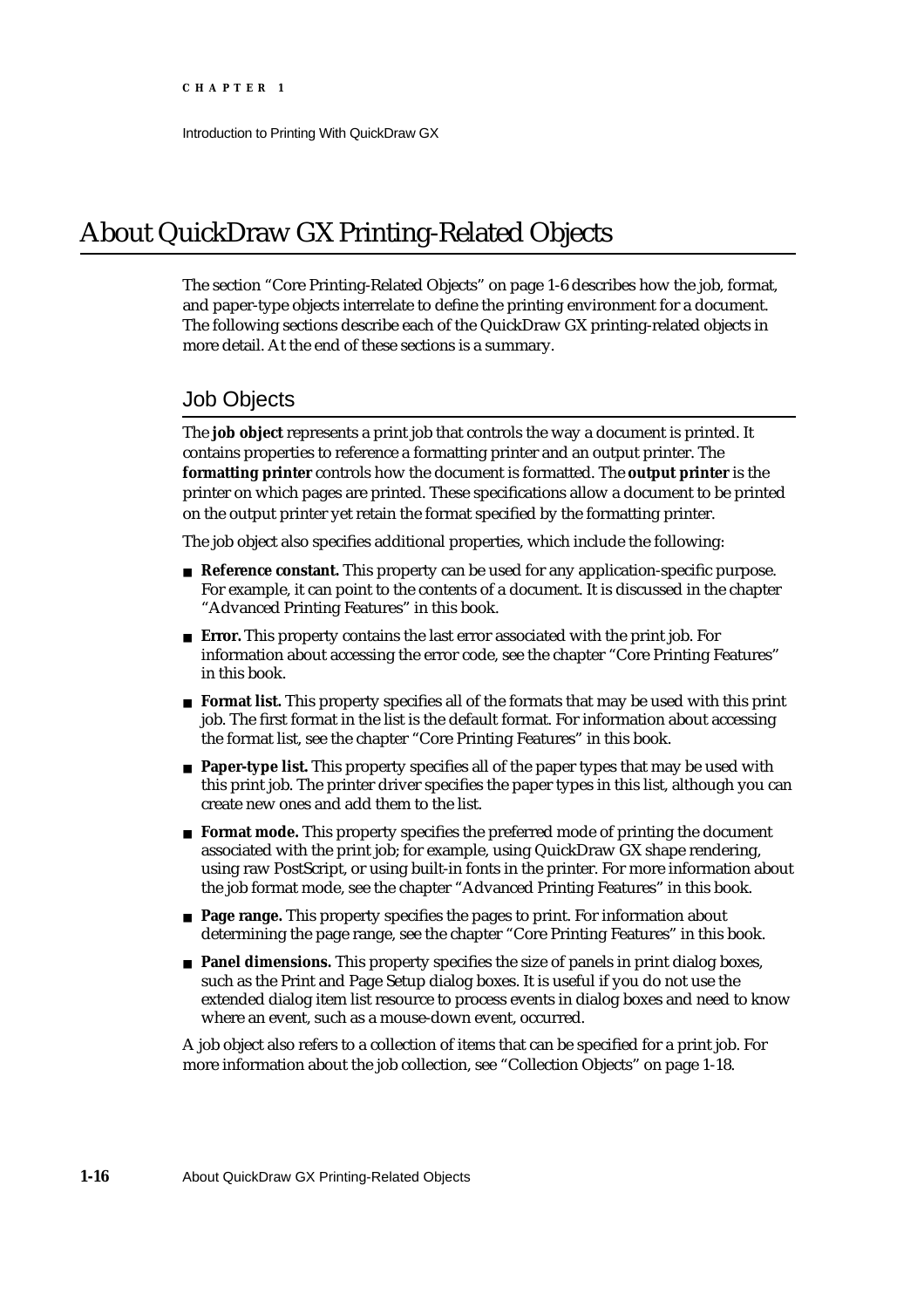# About QuickDraw GX Printing-Related Objects

The section "Core Printing-Related Objects" on page 1-6 describes how the job, format, and paper-type objects interrelate to define the printing environment for a document. The following sections describe each of the QuickDraw GX printing-related objects in more detail. At the end of these sections is a summary.

## Job Objects

The **job object** represents a print job that controls the way a document is printed. It contains properties to reference a formatting printer and an output printer. The **formatting printer** controls how the document is formatted. The **output printer** is the printer on which pages are printed. These specifications allow a document to be printed on the output printer yet retain the format specified by the formatting printer.

The job object also specifies additional properties, which include the following:

- **Reference constant.** This property can be used for any application-specific purpose. For example, it can point to the contents of a document. It is discussed in the chapter "Advanced Printing Features" in this book.
- **Error.** This property contains the last error associated with the print job. For information about accessing the error code, see the chapter "Core Printing Features" in this book.
- **Format list.** This property specifies all of the formats that may be used with this print job. The first format in the list is the default format. For information about accessing the format list, see the chapter "Core Printing Features" in this book.
- **Paper-type list.** This property specifies all of the paper types that may be used with this print job. The printer driver specifies the paper types in this list, although you can create new ones and add them to the list.
- **Format mode.** This property specifies the preferred mode of printing the document associated with the print job; for example, using QuickDraw GX shape rendering, using raw PostScript, or using built-in fonts in the printer. For more information about the job format mode, see the chapter "Advanced Printing Features" in this book.
- **Page range.** This property specifies the pages to print. For information about determining the page range, see the chapter "Core Printing Features" in this book.
- **Panel dimensions.** This property specifies the size of panels in print dialog boxes, such as the Print and Page Setup dialog boxes. It is useful if you do not use the extended dialog item list resource to process events in dialog boxes and need to know where an event, such as a mouse-down event, occurred.

A job object also refers to a collection of items that can be specified for a print job. For more information about the job collection, see "Collection Objects" on page 1-18.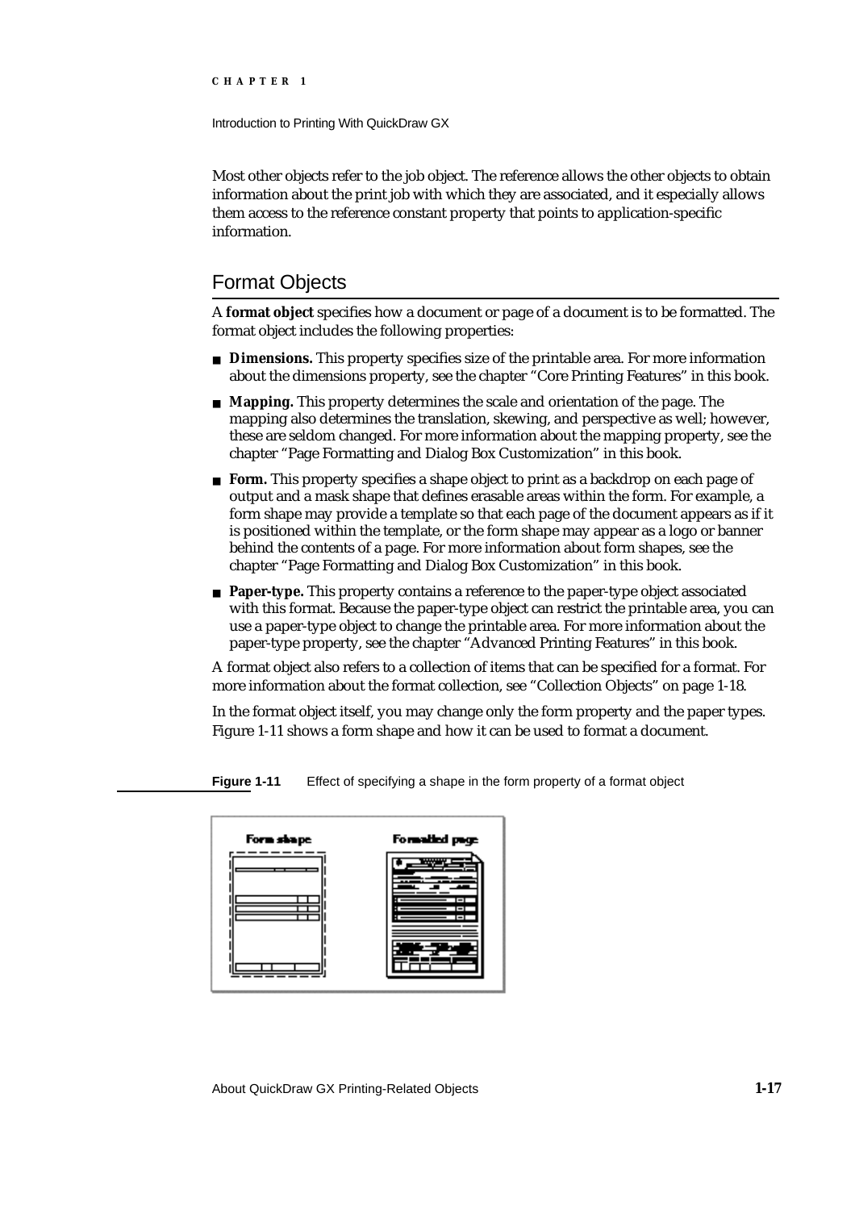Most other objects refer to the job object. The reference allows the other objects to obtain information about the print job with which they are associated, and it especially allows them access to the reference constant property that points to application-specific information.

## Format Objects

A **format object** specifies how a document or page of a document is to be formatted. The format object includes the following properties:

- **Dimensions.** This property specifies size of the printable area. For more information about the dimensions property, see the chapter "Core Printing Features" in this book.
- **Mapping.** This property determines the scale and orientation of the page. The mapping also determines the translation, skewing, and perspective as well; however, these are seldom changed. For more information about the mapping property, see the chapter "Page Formatting and Dialog Box Customization" in this book.
- **Form.** This property specifies a shape object to print as a backdrop on each page of output and a mask shape that defines erasable areas within the form. For example, a form shape may provide a template so that each page of the document appears as if it is positioned within the template, or the form shape may appear as a logo or banner behind the contents of a page. For more information about form shapes, see the chapter "Page Formatting and Dialog Box Customization" in this book.
- **Paper-type.** This property contains a reference to the paper-type object associated with this format. Because the paper-type object can restrict the printable area, you can use a paper-type object to change the printable area. For more information about the paper-type property, see the chapter "Advanced Printing Features" in this book.

A format object also refers to a collection of items that can be specified for a format. For more information about the format collection, see "Collection Objects" on page 1-18.

In the format object itself, you may change only the form property and the paper types. Figure 1-11 shows a form shape and how it can be used to format a document.

**Figure 1-11** Effect of specifying a shape in the form property of a format object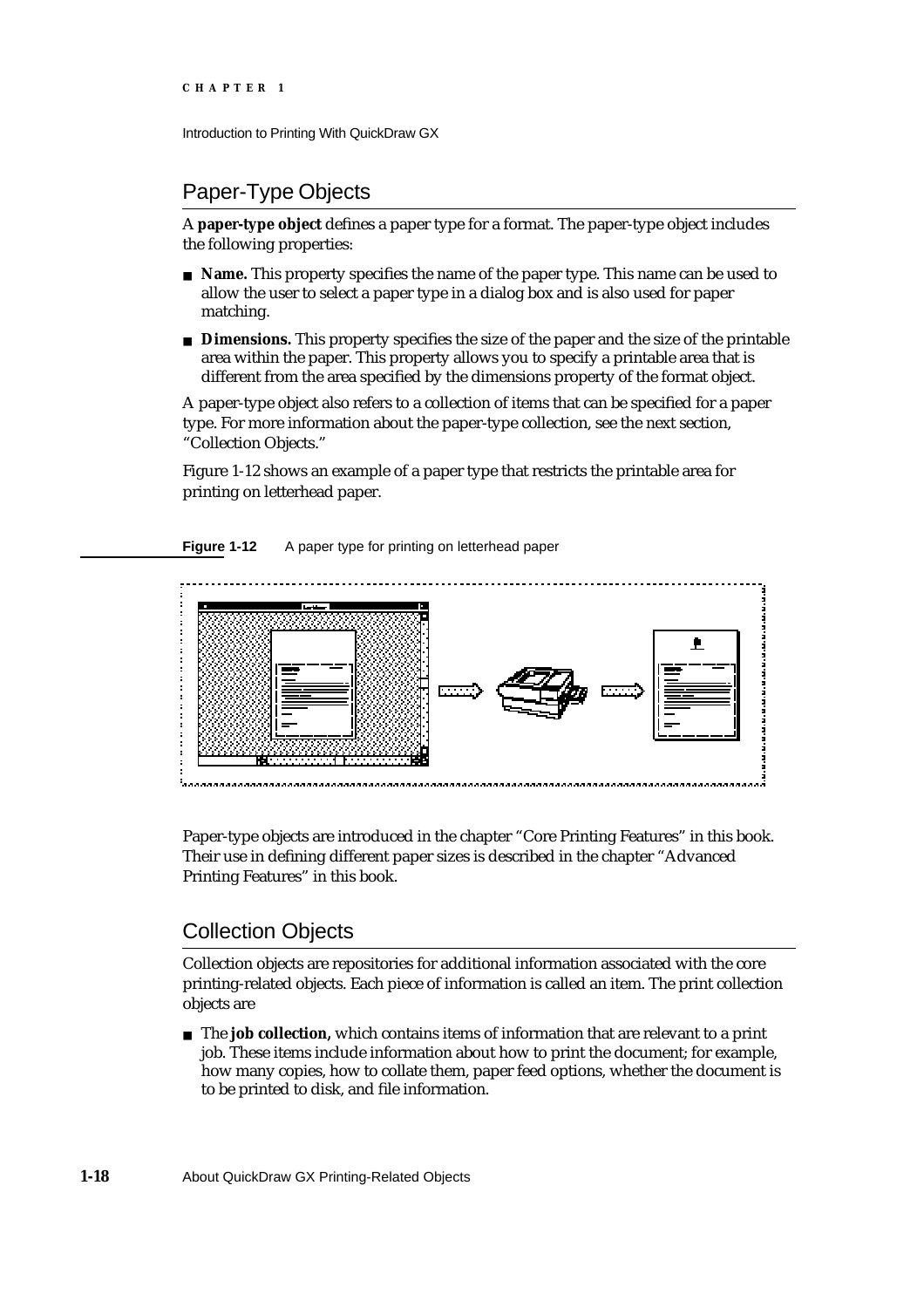## Paper-Type Objects

A **paper-type object** defines a paper type for a format. The paper-type object includes the following properties:

- **Name.** This property specifies the name of the paper type. This name can be used to allow the user to select a paper type in a dialog box and is also used for paper matching.
- **Dimensions.** This property specifies the size of the paper and the size of the printable area within the paper. This property allows you to specify a printable area that is different from the area specified by the dimensions property of the format object.

A paper-type object also refers to a collection of items that can be specified for a paper type. For more information about the paper-type collection, see the next section, "Collection Objects."

Figure 1-12 shows an example of a paper type that restricts the printable area for printing on letterhead paper.

**Figure 1-12** A paper type for printing on letterhead paper

Paper-type objects are introduced in the chapter "Core Printing Features" in this book. Their use in defining different paper sizes is described in the chapter "Advanced Printing Features" in this book.

## Collection Objects

Collection objects are repositories for additional information associated with the core printing-related objects. Each piece of information is called an item. The print collection objects are

- The **job collection,** which contains items of information that are relevant to a print job. These items include information about how to print the document; for example, how many copies, how to collate them, paper feed options, whether the document is to be printed to disk, and file information.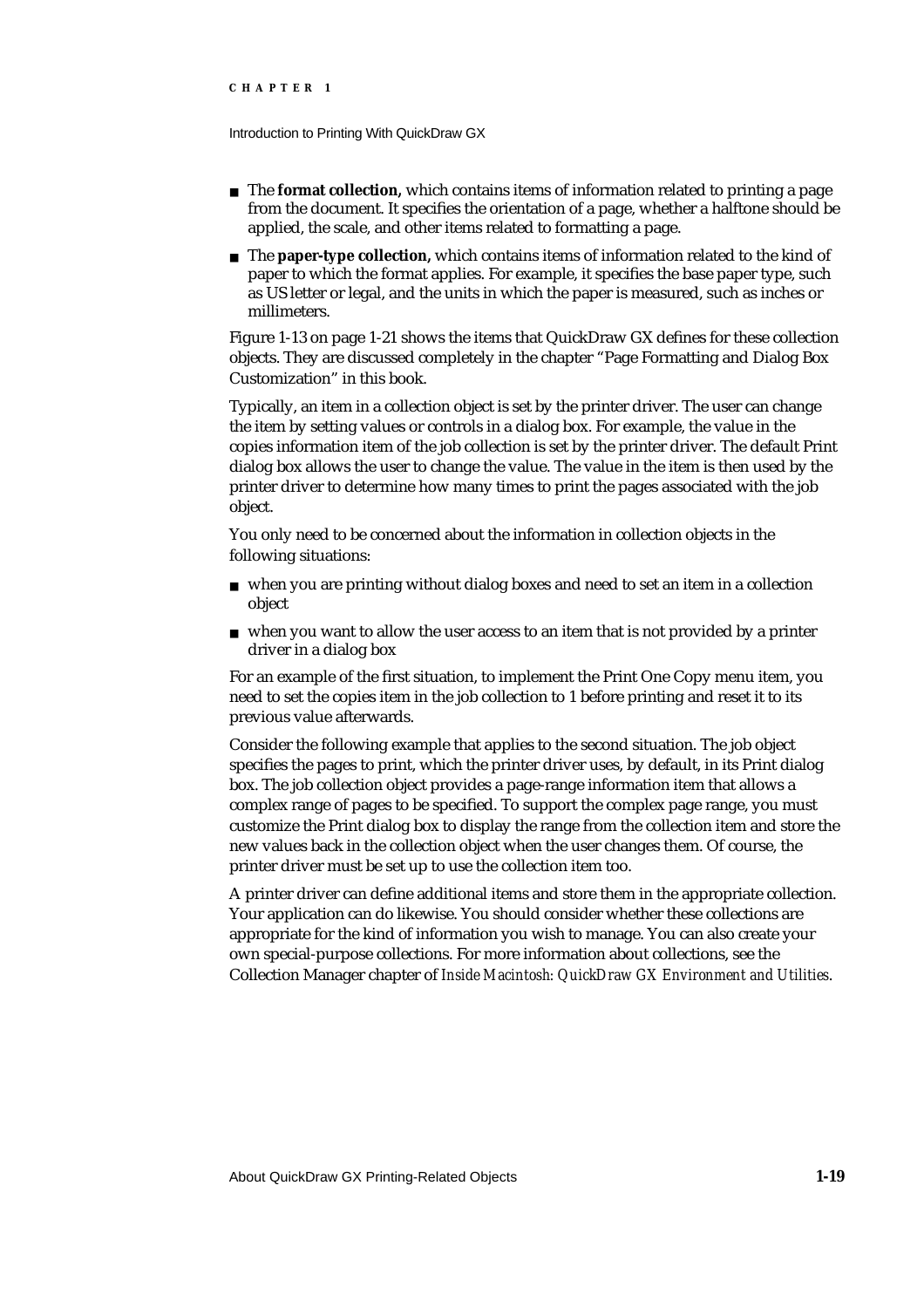- The **format collection,** which contains items of information related to printing a page from the document. It specifies the orientation of a page, whether a halftone should be applied, the scale, and other items related to formatting a page.
- The **paper-type collection,** which contains items of information related to the kind of paper to which the format applies. For example, it specifies the base paper type, such as US letter or legal, and the units in which the paper is measured, such as inches or millimeters.

Figure 1-13 on page 1-21 shows the items that QuickDraw GX defines for these collection objects. They are discussed completely in the chapter "Page Formatting and Dialog Box Customization" in this book.

Typically, an item in a collection object is set by the printer driver. The user can change the item by setting values or controls in a dialog box. For example, the value in the copies information item of the job collection is set by the printer driver. The default Print dialog box allows the user to change the value. The value in the item is then used by the printer driver to determine how many times to print the pages associated with the job object.

You only need to be concerned about the information in collection objects in the following situations:

- when you are printing without dialog boxes and need to set an item in a collection object
- when you want to allow the user access to an item that is not provided by a printer driver in a dialog box

For an example of the first situation, to implement the Print One Copy menu item, you need to set the copies item in the job collection to 1 before printing and reset it to its previous value afterwards.

Consider the following example that applies to the second situation. The job object specifies the pages to print, which the printer driver uses, by default, in its Print dialog box. The job collection object provides a page-range information item that allows a complex range of pages to be specified. To support the complex page range, you must customize the Print dialog box to display the range from the collection item and store the new values back in the collection object when the user changes them. Of course, the printer driver must be set up to use the collection item too.

A printer driver can define additional items and store them in the appropriate collection. Your application can do likewise. You should consider whether these collections are appropriate for the kind of information you wish to manage. You can also create your own special-purpose collections. For more information about collections, see the Collection Manager chapter of *Inside Macintosh: QuickDraw GX Environment and Utilities*.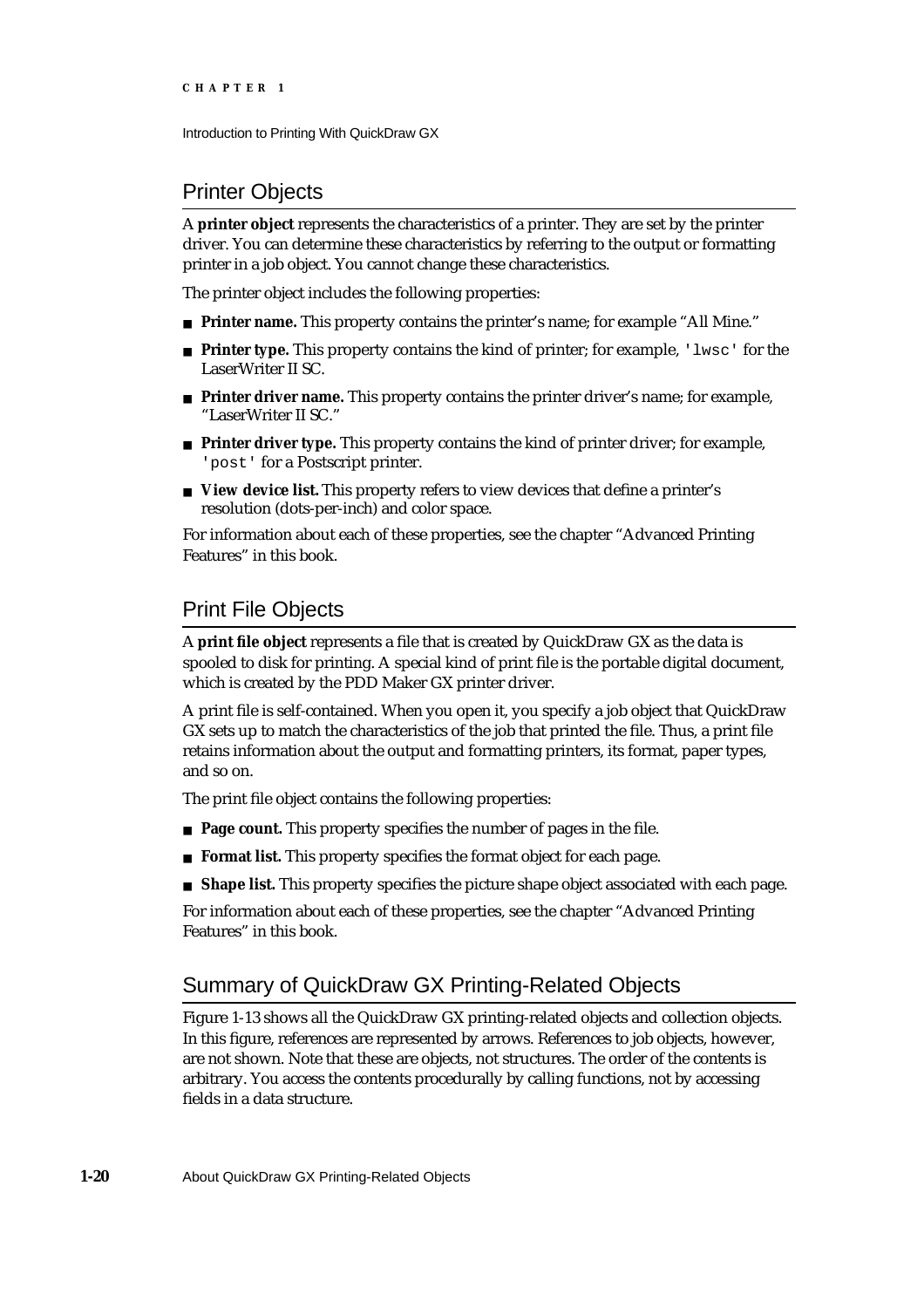## Printer Objects

A **printer object** represents the characteristics of a printer. They are set by the printer driver. You can determine these characteristics by referring to the output or formatting printer in a job object. You cannot change these characteristics.

The printer object includes the following properties:

- **Printer name.** This property contains the printer's name; for example "All Mine."
- **Printer type.** This property contains the kind of printer; for example, `'lwsc'` for the LaserWriter II SC.
- **Printer driver name.** This property contains the printer driver's name; for example, "LaserWriter II SC."
- **Printer driver type.** This property contains the kind of printer driver; for example, `'post'` for a Postscript printer.
- **View device list.** This property refers to view devices that define a printer's resolution (dots-per-inch) and color space.

For information about each of these properties, see the chapter "Advanced Printing Features" in this book.

## Print File Objects

A **print file object** represents a file that is created by QuickDraw GX as the data is spooled to disk for printing. A special kind of print file is the portable digital document, which is created by the PDD Maker GX printer driver.

A print file is self-contained. When you open it, you specify a job object that QuickDraw GX sets up to match the characteristics of the job that printed the file. Thus, a print file retains information about the output and formatting printers, its format, paper types, and so on.

The print file object contains the following properties:

- **Page count.** This property specifies the number of pages in the file.
- **Format list.** This property specifies the format object for each page.
- **Shape list.** This property specifies the picture shape object associated with each page.

For information about each of these properties, see the chapter "Advanced Printing Features" in this book.

## Summary of QuickDraw GX Printing-Related Objects

Figure 1-13 shows all the QuickDraw GX printing-related objects and collection objects. In this figure, references are represented by arrows. References to job objects, however, are not shown. Note that these are objects, not structures. The order of the contents is arbitrary. You access the contents procedurally by calling functions, not by accessing fields in a data structure.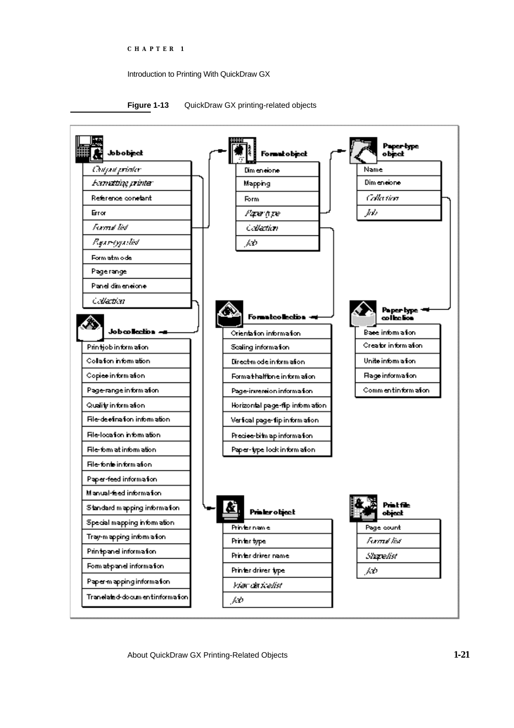**Figure 1-13** QuickDraw GX printing-related objects

**Job object**
- *Output printer*
- *Formatting printer*
- Reference constant
- Error
- *Format list*
- *Paper-type list*
- Format mode
- Page range
- Panel dimensions
- *Collection*

**Job collection**
- Print-job information
- Collation information
- Copies information
- Page-range information
- Quality information
- File-destination information
- File-location information
- File-format information
- File-fonts information
- Paper-feed information
- Manual-feed information
- Standard mapping information
- Special mapping information
- Tray-mapping information
- Print-panel information
- Format-panel information
- Paper-mapping information
- Translated-document information

**Format object**
- Dimensions
- Mapping
- Form
- *Paper type*
- *Collection*
- *Job*

**Format collection**
- Orientation information
- Scaling information
- Direct-mode information
- Format-halftone information
- Page-inversion information
- Horizontal page-flip information
- Vertical page-flip information
- Precise-bitmap information
- Paper-type lock information

**Printer object**
- Printer name
- Printer type
- Printer driver name
- Printer driver type
- *View device list*
- *Job*

**Paper-type object**
- Name
- Dimensions
- *Collection*
- *Job*

**Paper-type collection**
- Base information
- Creator information
- Units information
- Flags information
- Comment information

**Print file object**
- Page count
- *Format list*
- *Shape list*
- *Job*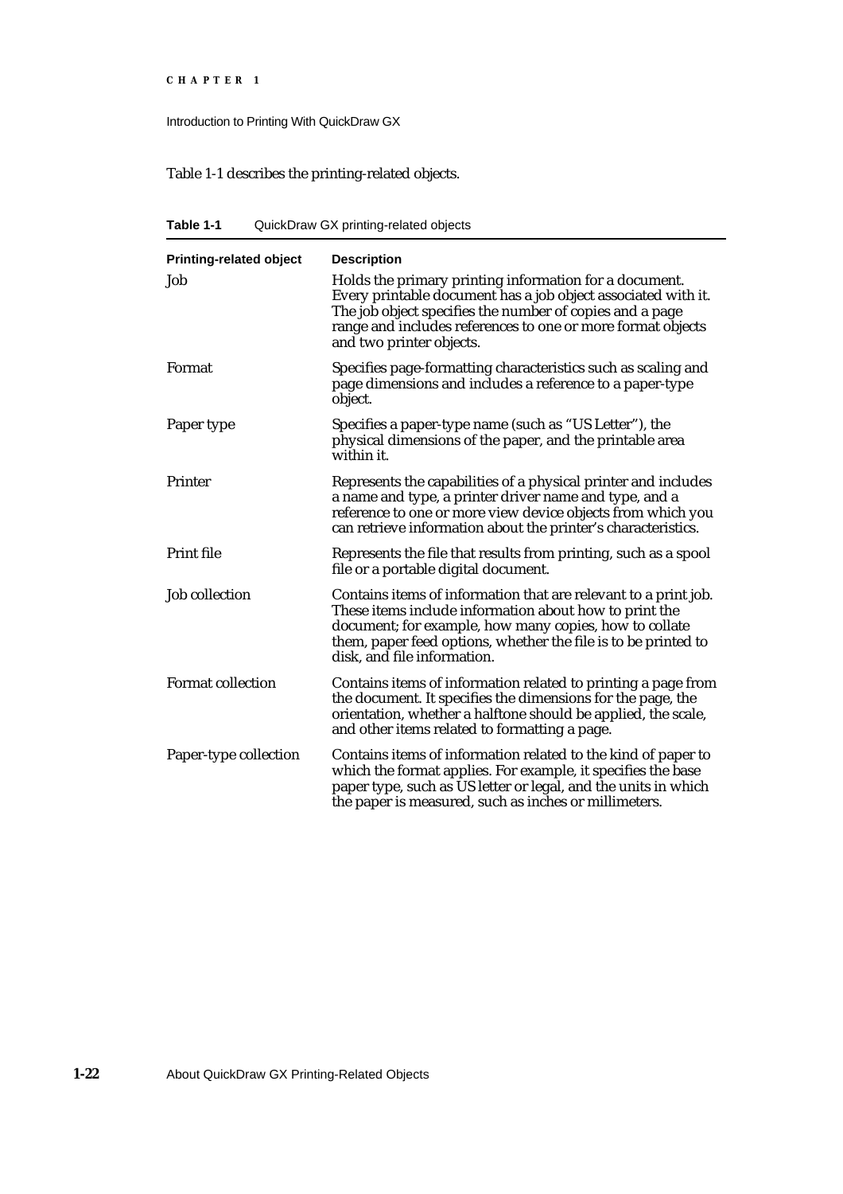Table 1-1 describes the printing-related objects.

**Table 1-1** QuickDraw GX printing-related objects

| Printing-related object | Description |
| --- | --- |
| Job | Holds the primary printing information for a document. Every printable document has a job object associated with it. The job object specifies the number of copies and a page range and includes references to one or more format objects and two printer objects. |
| Format | Specifies page-formatting characteristics such as scaling and page dimensions and includes a reference to a paper-type object. |
| Paper type | Specifies a paper-type name (such as "US Letter"), the physical dimensions of the paper, and the printable area within it. |
| Printer | Represents the capabilities of a physical printer and includes a name and type, a printer driver name and type, and a reference to one or more view device objects from which you can retrieve information about the printer's characteristics. |
| Print file | Represents the file that results from printing, such as a spool file or a portable digital document. |
| Job collection | Contains items of information that are relevant to a print job. These items include information about how to print the document; for example, how many copies, how to collate them, paper feed options, whether the file is to be printed to disk, and file information. |
| Format collection | Contains items of information related to printing a page from the document. It specifies the dimensions for the page, the orientation, whether a halftone should be applied, the scale, and other items related to formatting a page. |
| Paper-type collection | Contains items of information related to the kind of paper to which the format applies. For example, it specifies the base paper type, such as US letter or legal, and the units in which the paper is measured, such as inches or millimeters. |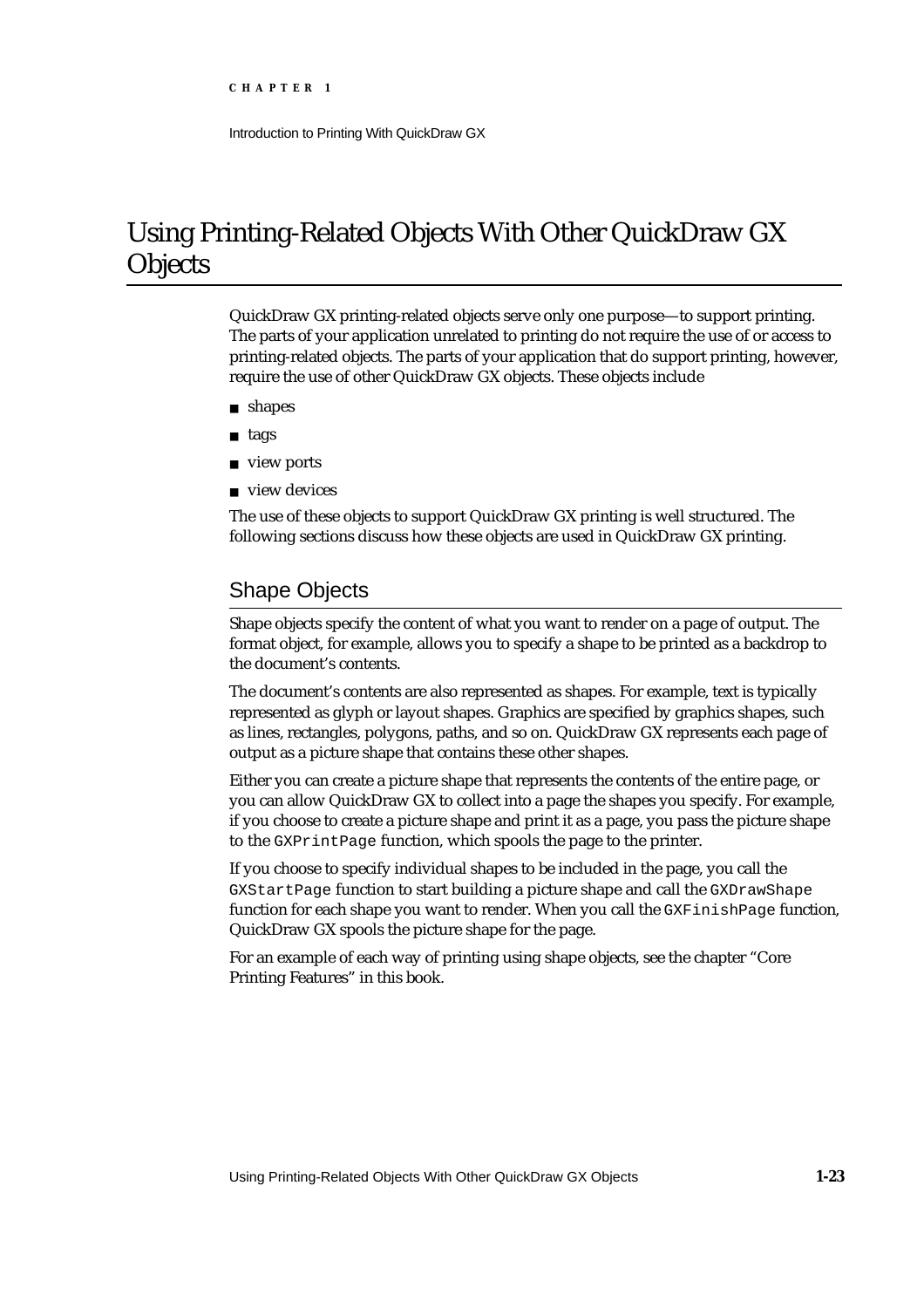# Using Printing-Related Objects With Other QuickDraw GX Objects

QuickDraw GX printing-related objects serve only one purpose—to support printing. The parts of your application unrelated to printing do not require the use of or access to printing-related objects. The parts of your application that do support printing, however, require the use of other QuickDraw GX objects. These objects include

- shapes
- tags
- view ports
- view devices

The use of these objects to support QuickDraw GX printing is well structured. The following sections discuss how these objects are used in QuickDraw GX printing.

## Shape Objects

Shape objects specify the content of what you want to render on a page of output. The format object, for example, allows you to specify a shape to be printed as a backdrop to the document's contents.

The document's contents are also represented as shapes. For example, text is typically represented as glyph or layout shapes. Graphics are specified by graphics shapes, such as lines, rectangles, polygons, paths, and so on. QuickDraw GX represents each page of output as a picture shape that contains these other shapes.

Either you can create a picture shape that represents the contents of the entire page, or you can allow QuickDraw GX to collect into a page the shapes you specify. For example, if you choose to create a picture shape and print it as a page, you pass the picture shape to the `GXPrintPage` function, which spools the page to the printer.

If you choose to specify individual shapes to be included in the page, you call the `GXStartPage` function to start building a picture shape and call the `GXDrawShape` function for each shape you want to render. When you call the `GXFinishPage` function, QuickDraw GX spools the picture shape for the page.

For an example of each way of printing using shape objects, see the chapter "Core Printing Features" in this book.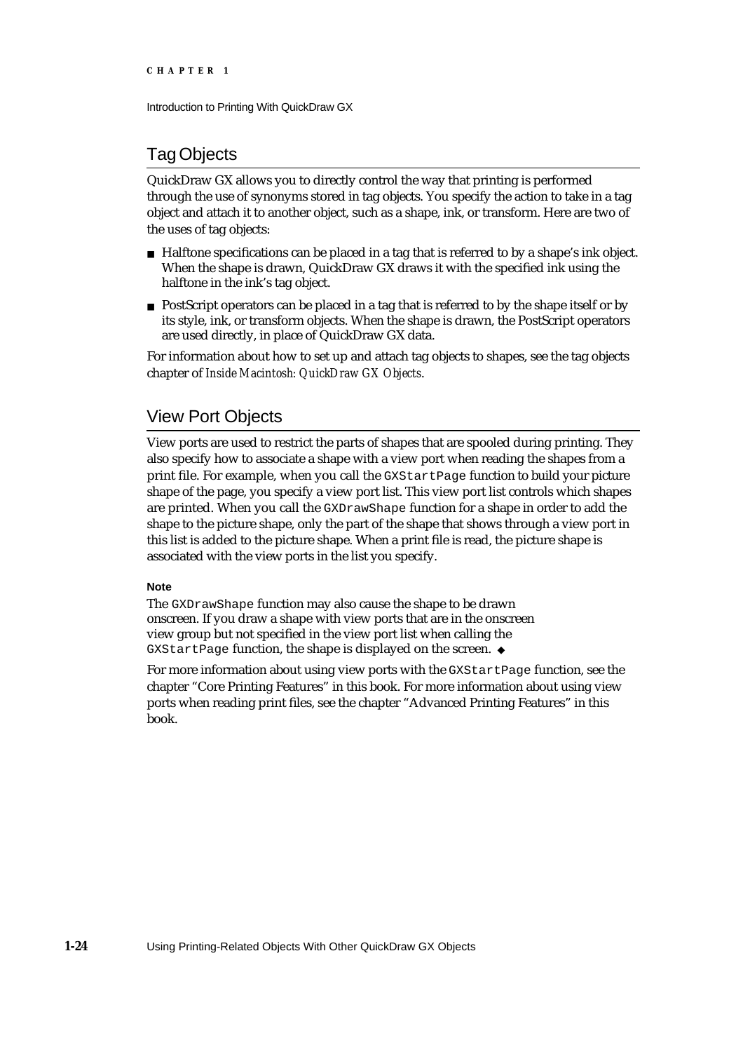## Tag Objects

QuickDraw GX allows you to directly control the way that printing is performed through the use of synonyms stored in tag objects. You specify the action to take in a tag object and attach it to another object, such as a shape, ink, or transform. Here are two of the uses of tag objects:

- Halftone specifications can be placed in a tag that is referred to by a shape's ink object. When the shape is drawn, QuickDraw GX draws it with the specified ink using the halftone in the ink's tag object.
- PostScript operators can be placed in a tag that is referred to by the shape itself or by its style, ink, or transform objects. When the shape is drawn, the PostScript operators are used directly, in place of QuickDraw GX data.

For information about how to set up and attach tag objects to shapes, see the tag objects chapter of *Inside Macintosh: QuickDraw GX Objects*.

## View Port Objects

View ports are used to restrict the parts of shapes that are spooled during printing. They also specify how to associate a shape with a view port when reading the shapes from a print file. For example, when you call the `GXStartPage` function to build your picture shape of the page, you specify a view port list. This view port list controls which shapes are printed. When you call the `GXDrawShape` function for a shape in order to add the shape to the picture shape, only the part of the shape that shows through a view port in this list is added to the picture shape. When a print file is read, the picture shape is associated with the view ports in the list you specify.

**Note**

The `GXDrawShape` function may also cause the shape to be drawn onscreen. If you draw a shape with view ports that are in the onscreen view group but not specified in the view port list when calling the `GXStartPage` function, the shape is displayed on the screen. ◆

For more information about using view ports with the `GXStartPage` function, see the chapter "Core Printing Features" in this book. For more information about using view ports when reading print files, see the chapter "Advanced Printing Features" in this book.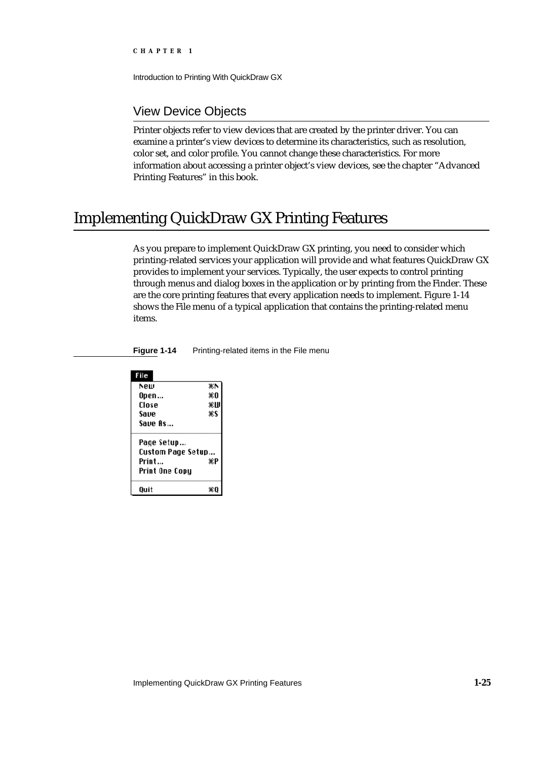## View Device Objects

Printer objects refer to view devices that are created by the printer driver. You can examine a printer's view devices to determine its characteristics, such as resolution, color set, and color profile. You cannot change these characteristics. For more information about accessing a printer object's view devices, see the chapter "Advanced Printing Features" in this book.

# Implementing QuickDraw GX Printing Features

As you prepare to implement QuickDraw GX printing, you need to consider which printing-related services your application will provide and what features QuickDraw GX provides to implement your services. Typically, the user expects to control printing through menus and dialog boxes in the application or by printing from the Finder. These are the core printing features that every application needs to implement. Figure 1-14 shows the File menu of a typical application that contains the printing-related menu items.

**Figure 1-14** Printing-related items in the File menu

| File | |
|---|---|
| New | ⌘N |
| Open… | ⌘O |
| Close | ⌘W |
| Save | ⌘S |
| Save As… | |
| Page Setup… | |
| Custom Page Setup… | |
| Print… | ⌘P |
| Print One Copy | |
| Quit | ⌘Q |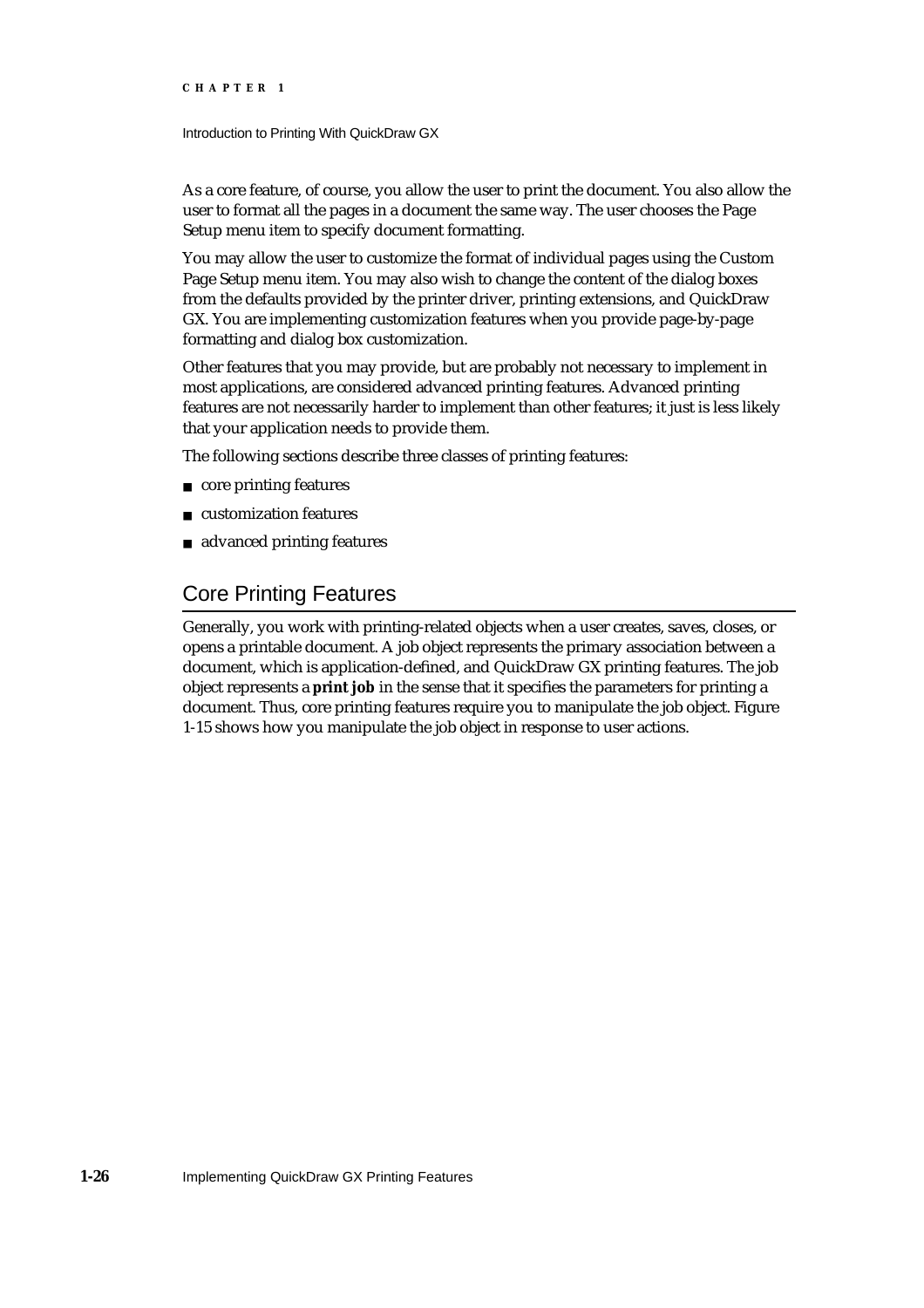As a core feature, of course, you allow the user to print the document. You also allow the user to format all the pages in a document the same way. The user chooses the Page Setup menu item to specify document formatting.

You may allow the user to customize the format of individual pages using the Custom Page Setup menu item. You may also wish to change the content of the dialog boxes from the defaults provided by the printer driver, printing extensions, and QuickDraw GX. You are implementing customization features when you provide page-by-page formatting and dialog box customization.

Other features that you may provide, but are probably not necessary to implement in most applications, are considered advanced printing features. Advanced printing features are not necessarily harder to implement than other features; it just is less likely that your application needs to provide them.

The following sections describe three classes of printing features:

- core printing features
- customization features
- advanced printing features

## Core Printing Features

Generally, you work with printing-related objects when a user creates, saves, closes, or opens a printable document. A job object represents the primary association between a document, which is application-defined, and QuickDraw GX printing features. The job object represents a **print job** in the sense that it specifies the parameters for printing a document. Thus, core printing features require you to manipulate the job object. Figure 1-15 shows how you manipulate the job object in response to user actions.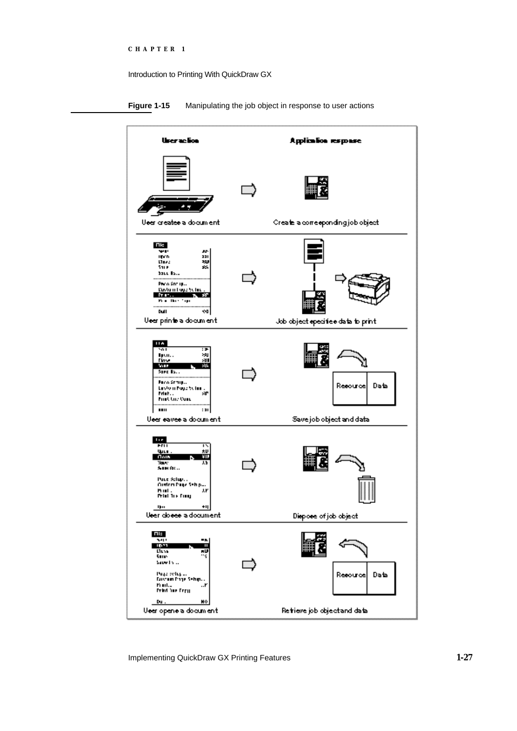**Figure 1-15** Manipulating the job object in response to user actions

| User action | | Application response |
|---|---|---|
| User creates a document | ⇨ | Create a corresponding job object |
| User prints a document | ⇨ | Job object specifies data to print |
| User saves a document | ⇨ | Save job object and data |
| User closes a document | ⇨ | Dispose of job object |
| User opens a document | ⇨ | Retrieve job object and data |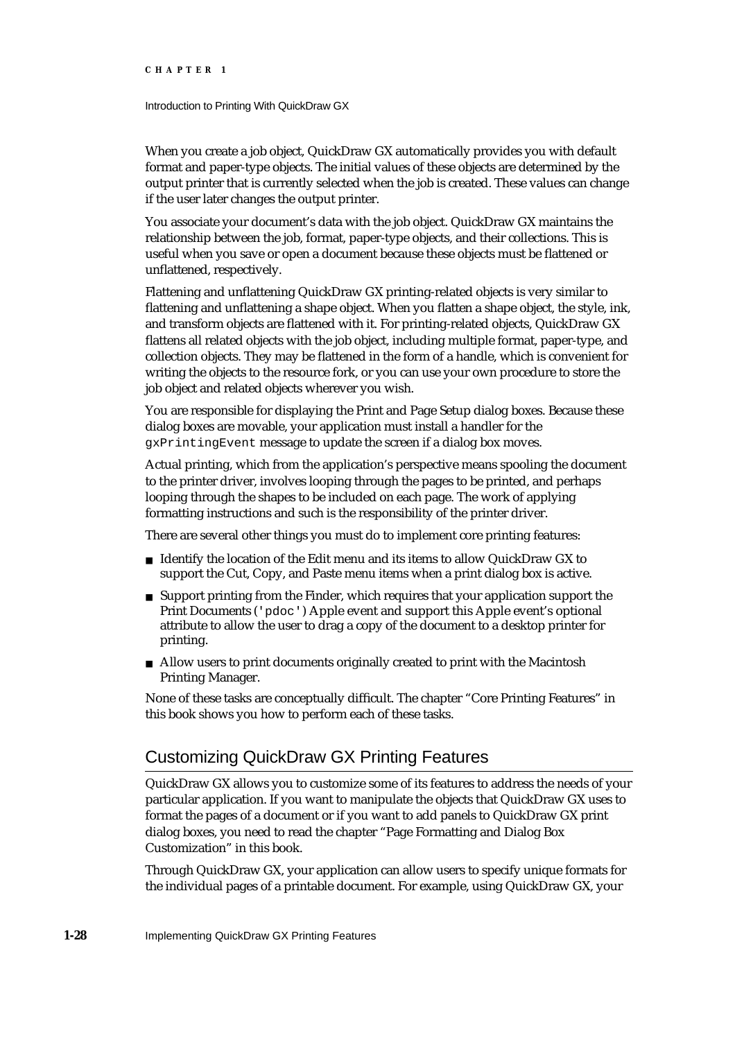When you create a job object, QuickDraw GX automatically provides you with default format and paper-type objects. The initial values of these objects are determined by the output printer that is currently selected when the job is created. These values can change if the user later changes the output printer.

You associate your document's data with the job object. QuickDraw GX maintains the relationship between the job, format, paper-type objects, and their collections. This is useful when you save or open a document because these objects must be flattened or unflattened, respectively.

Flattening and unflattening QuickDraw GX printing-related objects is very similar to flattening and unflattening a shape object. When you flatten a shape object, the style, ink, and transform objects are flattened with it. For printing-related objects, QuickDraw GX flattens all related objects with the job object, including multiple format, paper-type, and collection objects. They may be flattened in the form of a handle, which is convenient for writing the objects to the resource fork, or you can use your own procedure to store the job object and related objects wherever you wish.

You are responsible for displaying the Print and Page Setup dialog boxes. Because these dialog boxes are movable, your application must install a handler for the `gxPrintingEvent` message to update the screen if a dialog box moves.

Actual printing, which from the application's perspective means spooling the document to the printer driver, involves looping through the pages to be printed, and perhaps looping through the shapes to be included on each page. The work of applying formatting instructions and such is the responsibility of the printer driver.

There are several other things you must do to implement core printing features:

- Identify the location of the Edit menu and its items to allow QuickDraw GX to support the Cut, Copy, and Paste menu items when a print dialog box is active.
- Support printing from the Finder, which requires that your application support the Print Documents (`'pdoc'`) Apple event and support this Apple event's optional attribute to allow the user to drag a copy of the document to a desktop printer for printing.
- Allow users to print documents originally created to print with the Macintosh Printing Manager.

None of these tasks are conceptually difficult. The chapter "Core Printing Features" in this book shows you how to perform each of these tasks.

## Customizing QuickDraw GX Printing Features

QuickDraw GX allows you to customize some of its features to address the needs of your particular application. If you want to manipulate the objects that QuickDraw GX uses to format the pages of a document or if you want to add panels to QuickDraw GX print dialog boxes, you need to read the chapter "Page Formatting and Dialog Box Customization" in this book.

Through QuickDraw GX, your application can allow users to specify unique formats for the individual pages of a printable document. For example, using QuickDraw GX, your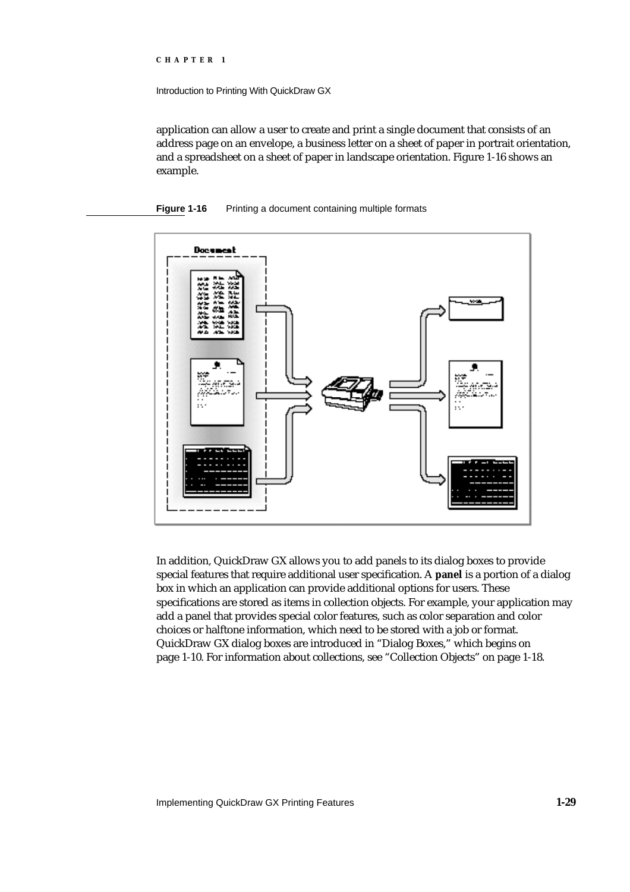application can allow a user to create and print a single document that consists of an address page on an envelope, a business letter on a sheet of paper in portrait orientation, and a spreadsheet on a sheet of paper in landscape orientation. Figure 1-16 shows an example.

**Figure 1-16** Printing a document containing multiple formats

In addition, QuickDraw GX allows you to add panels to its dialog boxes to provide special features that require additional user specification. A **panel** is a portion of a dialog box in which an application can provide additional options for users. These specifications are stored as items in collection objects. For example, your application may add a panel that provides special color features, such as color separation and color choices or halftone information, which need to be stored with a job or format. QuickDraw GX dialog boxes are introduced in "Dialog Boxes," which begins on page 1-10. For information about collections, see "Collection Objects" on page 1-18.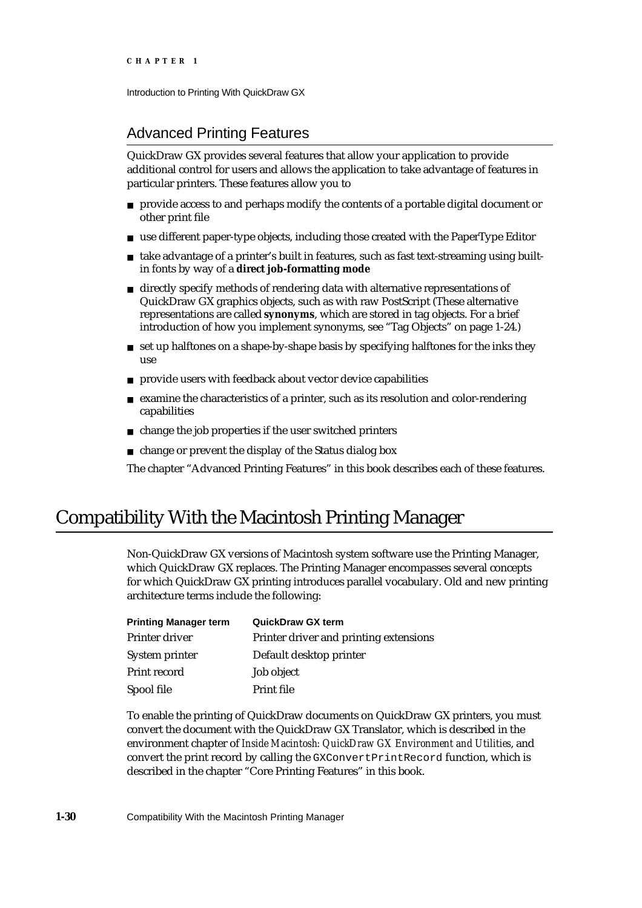## Advanced Printing Features

QuickDraw GX provides several features that allow your application to provide additional control for users and allows the application to take advantage of features in particular printers. These features allow you to

- provide access to and perhaps modify the contents of a portable digital document or other print file
- use different paper-type objects, including those created with the PaperType Editor
- take advantage of a printer's built in features, such as fast text-streaming using built-in fonts by way of a **direct job-formatting mode**
- directly specify methods of rendering data with alternative representations of QuickDraw GX graphics objects, such as with raw PostScript (These alternative representations are called **synonyms**, which are stored in tag objects. For a brief introduction of how you implement synonyms, see "Tag Objects" on page 1-24.)
- set up halftones on a shape-by-shape basis by specifying halftones for the inks they use
- provide users with feedback about vector device capabilities
- examine the characteristics of a printer, such as its resolution and color-rendering capabilities
- change the job properties if the user switched printers
- change or prevent the display of the Status dialog box

The chapter "Advanced Printing Features" in this book describes each of these features.

# Compatibility With the Macintosh Printing Manager

Non-QuickDraw GX versions of Macintosh system software use the Printing Manager, which QuickDraw GX replaces. The Printing Manager encompasses several concepts for which QuickDraw GX printing introduces parallel vocabulary. Old and new printing architecture terms include the following:

| Printing Manager term | QuickDraw GX term |
|---|---|
| Printer driver | Printer driver and printing extensions |
| System printer | Default desktop printer |
| Print record | Job object |
| Spool file | Print file |

To enable the printing of QuickDraw documents on QuickDraw GX printers, you must convert the document with the QuickDraw GX Translator, which is described in the environment chapter of *Inside Macintosh: QuickDraw GX Environment and Utilities*, and convert the print record by calling the `GXConvertPrintRecord` function, which is described in the chapter "Core Printing Features" in this book.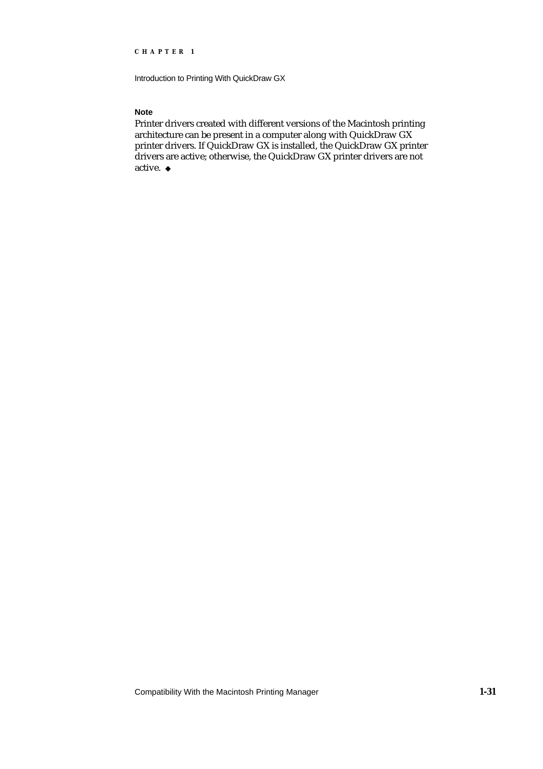**Note**

Printer drivers created with different versions of the Macintosh printing architecture can be present in a computer along with QuickDraw GX printer drivers. If QuickDraw GX is installed, the QuickDraw GX printer drivers are active; otherwise, the QuickDraw GX printer drivers are not active. ◆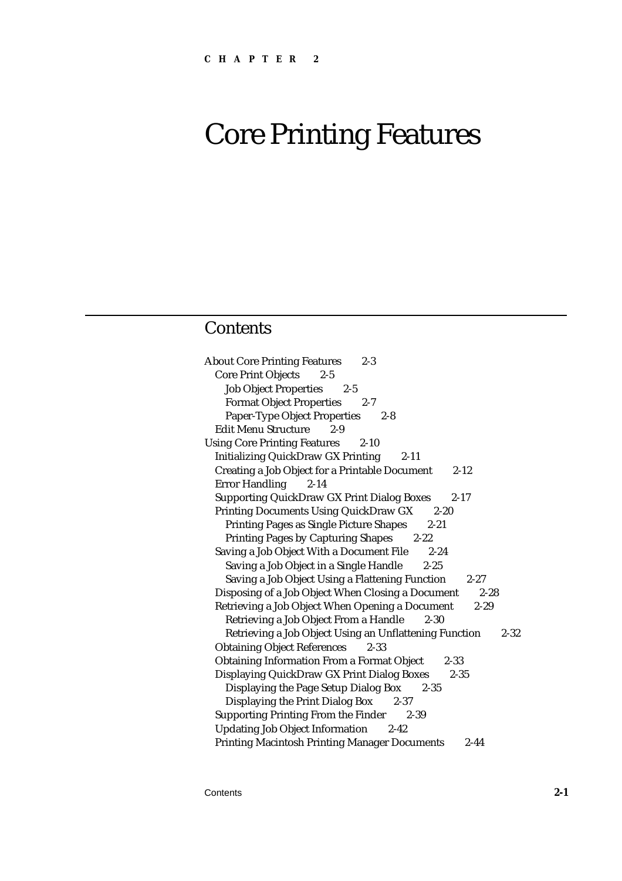CHAPTER 2

# Core Printing Features

## Contents

- About Core Printing Features 2-3
  - Core Print Objects 2-5
    - Job Object Properties 2-5
    - Format Object Properties 2-7
    - Paper-Type Object Properties 2-8
  - Edit Menu Structure 2-9
- Using Core Printing Features 2-10
  - Initializing QuickDraw GX Printing 2-11
  - Creating a Job Object for a Printable Document 2-12
  - Error Handling 2-14
  - Supporting QuickDraw GX Print Dialog Boxes 2-17
  - Printing Documents Using QuickDraw GX 2-20
    - Printing Pages as Single Picture Shapes 2-21
    - Printing Pages by Capturing Shapes 2-22
  - Saving a Job Object With a Document File 2-24
    - Saving a Job Object in a Single Handle 2-25
    - Saving a Job Object Using a Flattening Function 2-27
  - Disposing of a Job Object When Closing a Document 2-28
  - Retrieving a Job Object When Opening a Document 2-29
    - Retrieving a Job Object From a Handle 2-30
    - Retrieving a Job Object Using an Unflattening Function 2-32
  - Obtaining Object References 2-33
  - Obtaining Information From a Format Object 2-33
  - Displaying QuickDraw GX Print Dialog Boxes 2-35
    - Displaying the Page Setup Dialog Box 2-35
    - Displaying the Print Dialog Box 2-37
  - Supporting Printing From the Finder 2-39
  - Updating Job Object Information 2-42
  - Printing Macintosh Printing Manager Documents 2-44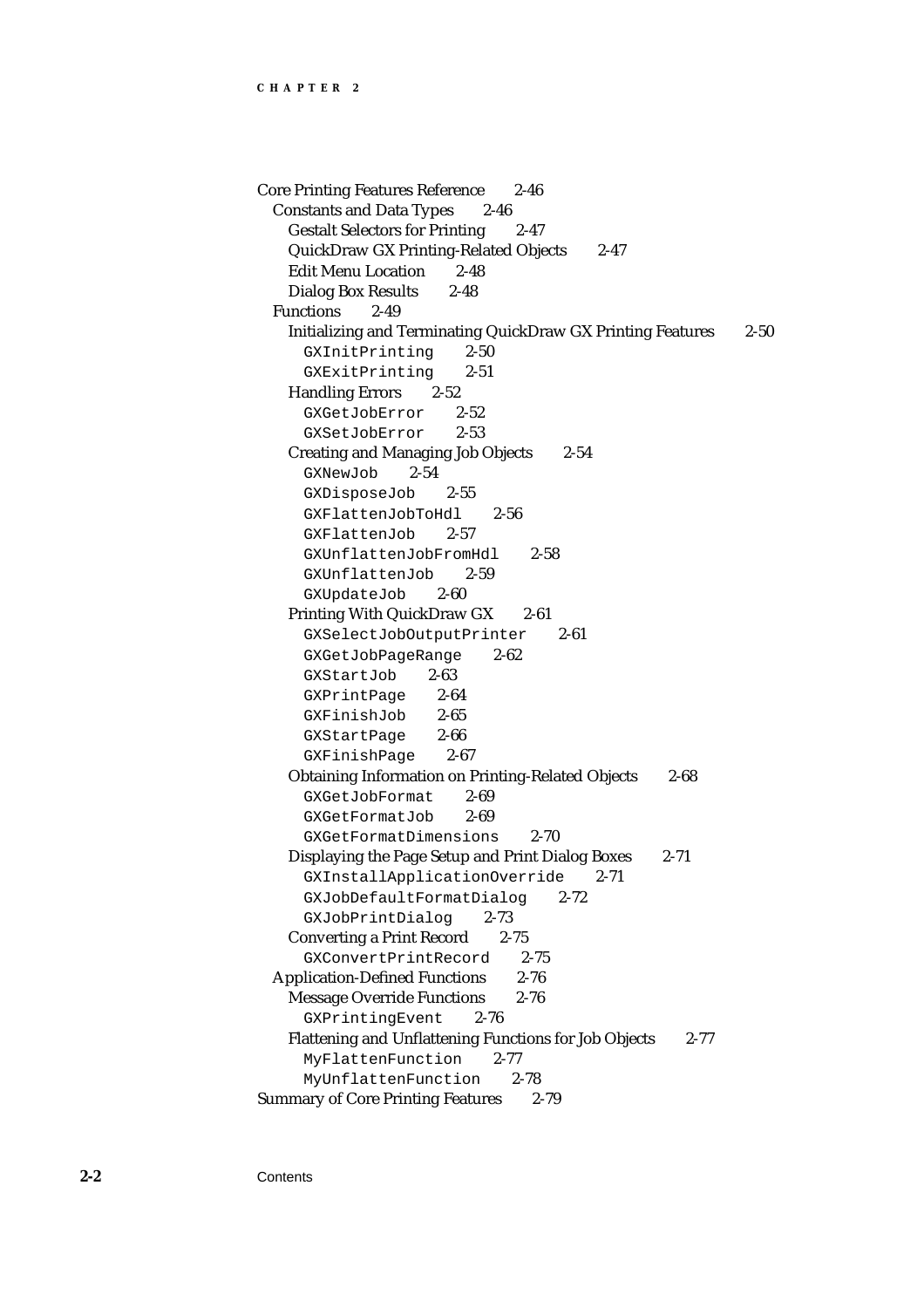Core Printing Features Reference 2-46
  - Constants and Data Types 2-46
    - Gestalt Selectors for Printing 2-47
    - QuickDraw GX Printing-Related Objects 2-47
    - Edit Menu Location 2-48
    - Dialog Box Results 2-48
  - Functions 2-49
    - Initializing and Terminating QuickDraw GX Printing Features 2-50
      - `GXInitPrinting` 2-50
      - `GXExitPrinting` 2-51
    - Handling Errors 2-52
      - `GXGetJobError` 2-52
      - `GXSetJobError` 2-53
    - Creating and Managing Job Objects 2-54
      - `GXNewJob` 2-54
      - `GXDisposeJob` 2-55
      - `GXFlattenJobToHdl` 2-56
      - `GXFlattenJob` 2-57
      - `GXUnflattenJobFromHdl` 2-58
      - `GXUnflattenJob` 2-59
      - `GXUpdateJob` 2-60
    - Printing With QuickDraw GX 2-61
      - `GXSelectJobOutputPrinter` 2-61
      - `GXGetJobPageRange` 2-62
      - `GXStartJob` 2-63
      - `GXPrintPage` 2-64
      - `GXFinishJob` 2-65
      - `GXStartPage` 2-66
      - `GXFinishPage` 2-67
    - Obtaining Information on Printing-Related Objects 2-68
      - `GXGetJobFormat` 2-69
      - `GXGetFormatJob` 2-69
      - `GXGetFormatDimensions` 2-70
    - Displaying the Page Setup and Print Dialog Boxes 2-71
      - `GXInstallApplicationOverride` 2-71
      - `GXJobDefaultFormatDialog` 2-72
      - `GXJobPrintDialog` 2-73
    - Converting a Print Record 2-75
      - `GXConvertPrintRecord` 2-75
  - Application-Defined Functions 2-76
    - Message Override Functions 2-76
      - `GXPrintingEvent` 2-76
    - Flattening and Unflattening Functions for Job Objects 2-77
      - `MyFlattenFunction` 2-77
      - `MyUnflattenFunction` 2-78

Summary of Core Printing Features 2-79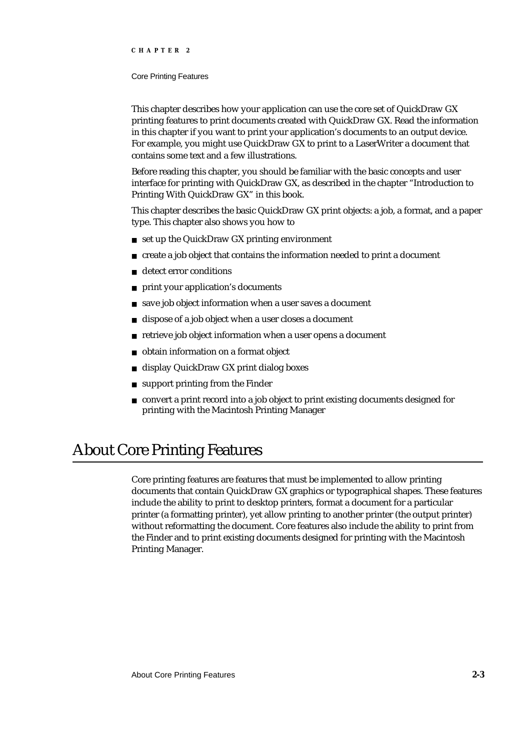This chapter describes how your application can use the core set of QuickDraw GX printing features to print documents created with QuickDraw GX. Read the information in this chapter if you want to print your application's documents to an output device. For example, you might use QuickDraw GX to print to a LaserWriter a document that contains some text and a few illustrations.

Before reading this chapter, you should be familiar with the basic concepts and user interface for printing with QuickDraw GX, as described in the chapter "Introduction to Printing With QuickDraw GX" in this book.

This chapter describes the basic QuickDraw GX print objects: a job, a format, and a paper type. This chapter also shows you how to

- set up the QuickDraw GX printing environment
- create a job object that contains the information needed to print a document
- detect error conditions
- print your application's documents
- save job object information when a user saves a document
- dispose of a job object when a user closes a document
- retrieve job object information when a user opens a document
- obtain information on a format object
- display QuickDraw GX print dialog boxes
- support printing from the Finder
- convert a print record into a job object to print existing documents designed for printing with the Macintosh Printing Manager

# About Core Printing Features

Core printing features are features that must be implemented to allow printing documents that contain QuickDraw GX graphics or typographical shapes. These features include the ability to print to desktop printers, format a document for a particular printer (a formatting printer), yet allow printing to another printer (the output printer) without reformatting the document. Core features also include the ability to print from the Finder and to print existing documents designed for printing with the Macintosh Printing Manager.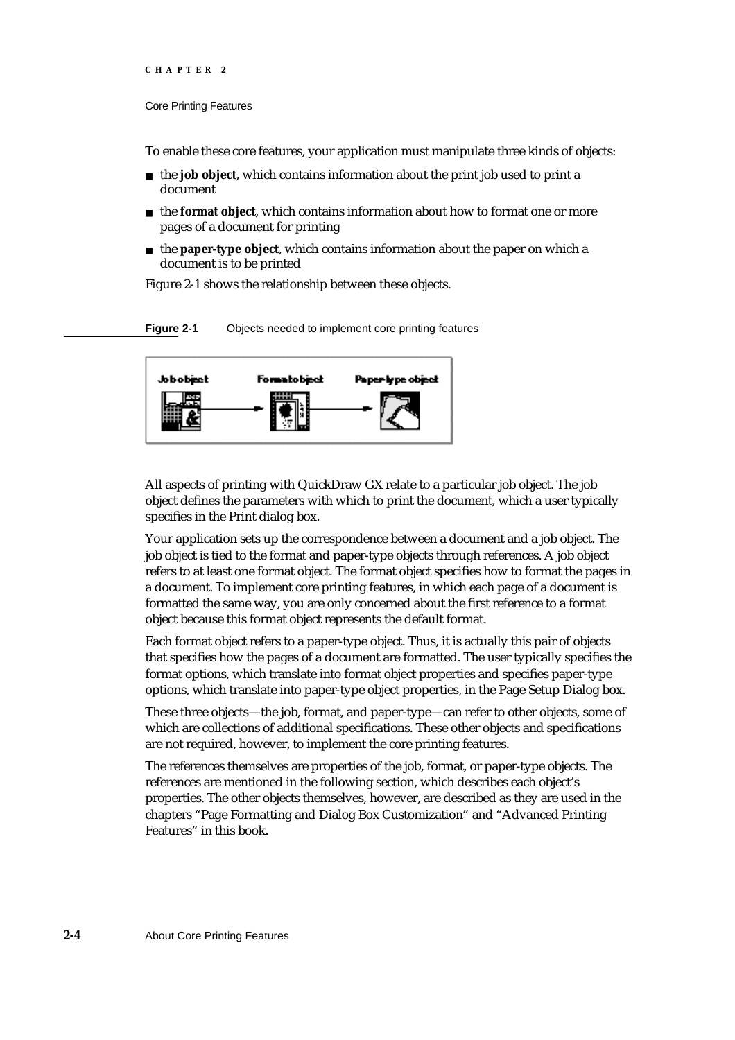To enable these core features, your application must manipulate three kinds of objects:

- the **job object**, which contains information about the print job used to print a document
- the **format object**, which contains information about how to format one or more pages of a document for printing
- the **paper-type object**, which contains information about the paper on which a document is to be printed

Figure 2-1 shows the relationship between these objects.

**Figure 2-1** Objects needed to implement core printing features

All aspects of printing with QuickDraw GX relate to a particular job object. The job object defines the parameters with which to print the document, which a user typically specifies in the Print dialog box.

Your application sets up the correspondence between a document and a job object. The job object is tied to the format and paper-type objects through references. A job object refers to at least one format object. The format object specifies how to format the pages in a document. To implement core printing features, in which each page of a document is formatted the same way, you are only concerned about the first reference to a format object because this format object represents the default format.

Each format object refers to a paper-type object. Thus, it is actually this pair of objects that specifies how the pages of a document are formatted. The user typically specifies the format options, which translate into format object properties and specifies paper-type options, which translate into paper-type object properties, in the Page Setup Dialog box.

These three objects—the job, format, and paper-type—can refer to other objects, some of which are collections of additional specifications. These other objects and specifications are not required, however, to implement the core printing features.

The references themselves are properties of the job, format, or paper-type objects. The references are mentioned in the following section, which describes each object's properties. The other objects themselves, however, are described as they are used in the chapters "Page Formatting and Dialog Box Customization" and "Advanced Printing Features" in this book.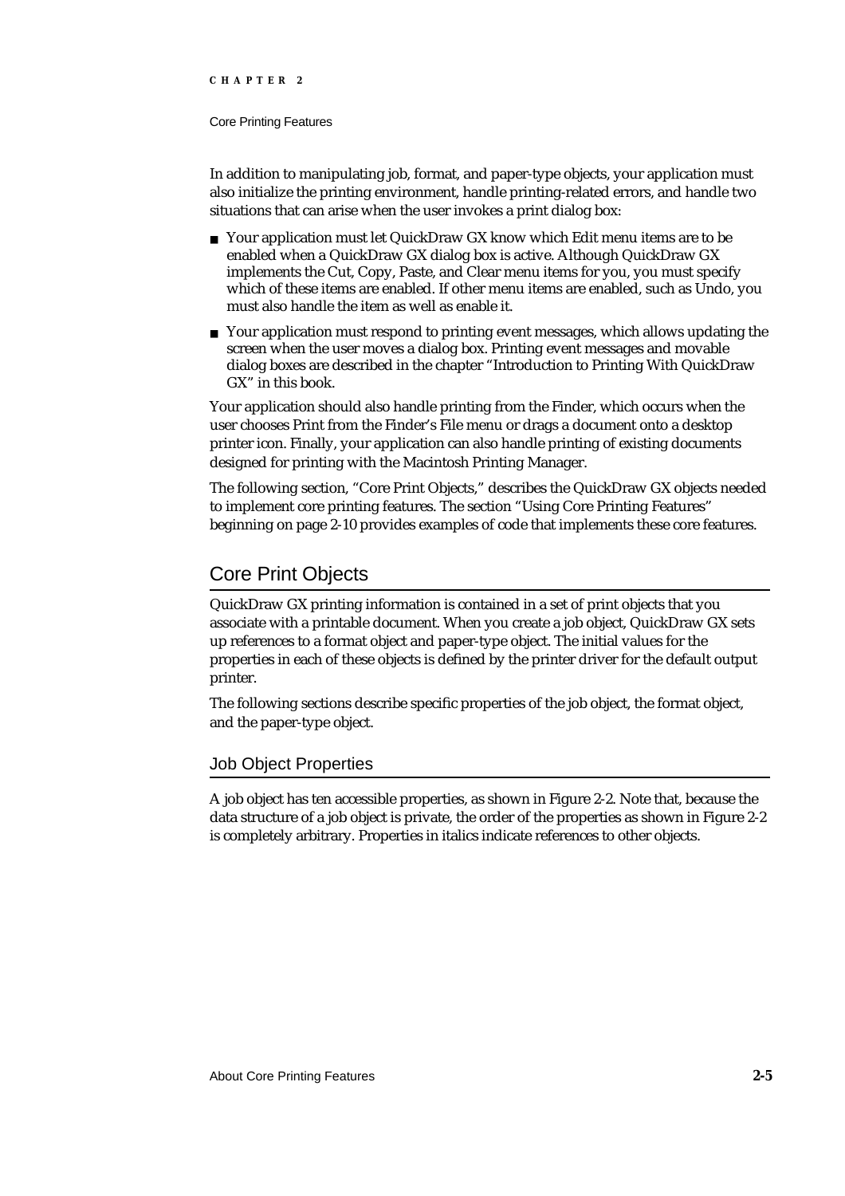In addition to manipulating job, format, and paper-type objects, your application must also initialize the printing environment, handle printing-related errors, and handle two situations that can arise when the user invokes a print dialog box:

- Your application must let QuickDraw GX know which Edit menu items are to be enabled when a QuickDraw GX dialog box is active. Although QuickDraw GX implements the Cut, Copy, Paste, and Clear menu items for you, you must specify which of these items are enabled. If other menu items are enabled, such as Undo, you must also handle the item as well as enable it.
- Your application must respond to printing event messages, which allows updating the screen when the user moves a dialog box. Printing event messages and movable dialog boxes are described in the chapter "Introduction to Printing With QuickDraw GX" in this book.

Your application should also handle printing from the Finder, which occurs when the user chooses Print from the Finder's File menu or drags a document onto a desktop printer icon. Finally, your application can also handle printing of existing documents designed for printing with the Macintosh Printing Manager.

The following section, "Core Print Objects," describes the QuickDraw GX objects needed to implement core printing features. The section "Using Core Printing Features" beginning on page 2-10 provides examples of code that implements these core features.

## Core Print Objects

QuickDraw GX printing information is contained in a set of print objects that you associate with a printable document. When you create a job object, QuickDraw GX sets up references to a format object and paper-type object. The initial values for the properties in each of these objects is defined by the printer driver for the default output printer.

The following sections describe specific properties of the job object, the format object, and the paper-type object.

### Job Object Properties

A job object has ten accessible properties, as shown in Figure 2-2. Note that, because the data structure of a job object is private, the order of the properties as shown in Figure 2-2 is completely arbitrary. Properties in italics indicate references to other objects.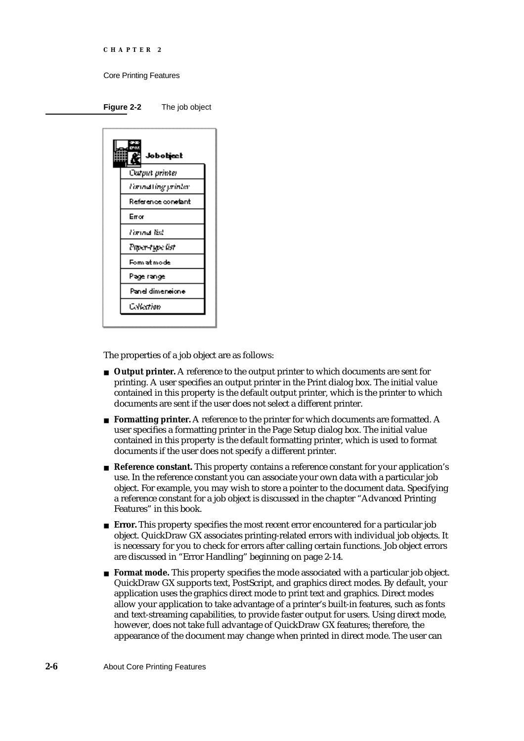**Figure 2-2** The job object

| Job object |
| --- |
| *Output printer* |
| *Formatting printer* |
| Reference constant |
| Error |
| *Format list* |
| *Paper-type list* |
| Format mode |
| Page range |
| Panel dimensions |
| *Collection* |

The properties of a job object are as follows:

- **Output printer.** A reference to the output printer to which documents are sent for printing. A user specifies an output printer in the Print dialog box. The initial value contained in this property is the default output printer, which is the printer to which documents are sent if the user does not select a different printer.
- **Formatting printer.** A reference to the printer for which documents are formatted. A user specifies a formatting printer in the Page Setup dialog box. The initial value contained in this property is the default formatting printer, which is used to format documents if the user does not specify a different printer.
- **Reference constant.** This property contains a reference constant for your application's use. In the reference constant you can associate your own data with a particular job object. For example, you may wish to store a pointer to the document data. Specifying a reference constant for a job object is discussed in the chapter "Advanced Printing Features" in this book.
- **Error.** This property specifies the most recent error encountered for a particular job object. QuickDraw GX associates printing-related errors with individual job objects. It is necessary for you to check for errors after calling certain functions. Job object errors are discussed in "Error Handling" beginning on page 2-14.
- **Format mode.** This property specifies the mode associated with a particular job object. QuickDraw GX supports text, PostScript, and graphics direct modes. By default, your application uses the graphics direct mode to print text and graphics. Direct modes allow your application to take advantage of a printer's built-in features, such as fonts and text-streaming capabilities, to provide faster output for users. Using direct mode, however, does not take full advantage of QuickDraw GX features; therefore, the appearance of the document may change when printed in direct mode. The user can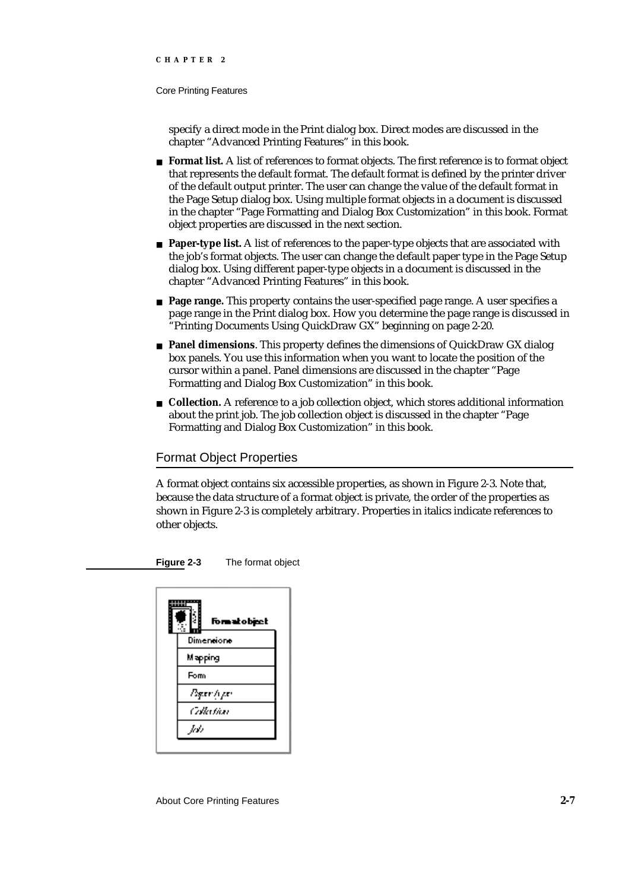specify a direct mode in the Print dialog box. Direct modes are discussed in the chapter "Advanced Printing Features" in this book.

- **Format list.** A list of references to format objects. The first reference is to format object that represents the default format. The default format is defined by the printer driver of the default output printer. The user can change the value of the default format in the Page Setup dialog box. Using multiple format objects in a document is discussed in the chapter "Page Formatting and Dialog Box Customization" in this book. Format object properties are discussed in the next section.
- **Paper-type list.** A list of references to the paper-type objects that are associated with the job's format objects. The user can change the default paper type in the Page Setup dialog box. Using different paper-type objects in a document is discussed in the chapter "Advanced Printing Features" in this book.
- **Page range.** This property contains the user-specified page range. A user specifies a page range in the Print dialog box. How you determine the page range is discussed in "Printing Documents Using QuickDraw GX" beginning on page 2-20.
- **Panel dimensions**. This property defines the dimensions of QuickDraw GX dialog box panels. You use this information when you want to locate the position of the cursor within a panel. Panel dimensions are discussed in the chapter "Page Formatting and Dialog Box Customization" in this book.
- **Collection.** A reference to a job collection object, which stores additional information about the print job. The job collection object is discussed in the chapter "Page Formatting and Dialog Box Customization" in this book.

## Format Object Properties

A format object contains six accessible properties, as shown in Figure 2-3. Note that, because the data structure of a format object is private, the order of the properties as shown in Figure 2-3 is completely arbitrary. Properties in italics indicate references to other objects.

**Figure 2-3** The format object

Format object

- Dimensions
- Mapping
- Form
- *Paper-type*
- *Collection*
- *Job*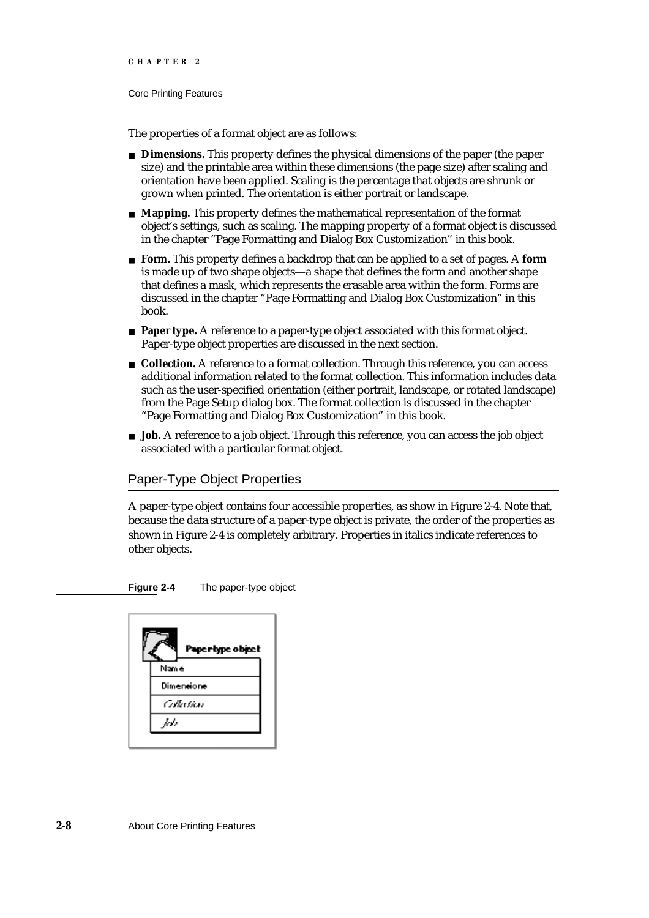The properties of a format object are as follows:

- **Dimensions.** This property defines the physical dimensions of the paper (the paper size) and the printable area within these dimensions (the page size) after scaling and orientation have been applied. Scaling is the percentage that objects are shrunk or grown when printed. The orientation is either portrait or landscape.
- **Mapping.** This property defines the mathematical representation of the format object's settings, such as scaling. The mapping property of a format object is discussed in the chapter "Page Formatting and Dialog Box Customization" in this book.
- **Form.** This property defines a backdrop that can be applied to a set of pages. A **form** is made up of two shape objects—a shape that defines the form and another shape that defines a mask, which represents the erasable area within the form. Forms are discussed in the chapter "Page Formatting and Dialog Box Customization" in this book.
- **Paper type.** A reference to a paper-type object associated with this format object. Paper-type object properties are discussed in the next section.
- **Collection.** A reference to a format collection. Through this reference, you can access additional information related to the format collection. This information includes data such as the user-specified orientation (either portrait, landscape, or rotated landscape) from the Page Setup dialog box. The format collection is discussed in the chapter "Page Formatting and Dialog Box Customization" in this book.
- **Job.** A reference to a job object. Through this reference, you can access the job object associated with a particular format object.

## Paper-Type Object Properties

A paper-type object contains four accessible properties, as show in Figure 2-4. Note that, because the data structure of a paper-type object is private, the order of the properties as shown in Figure 2-4 is completely arbitrary. Properties in italics indicate references to other objects.

**Figure 2-4** The paper-type object

| Paper-type object |
| --- |
| Name |
| Dimensions |
| *Collection* |
| *Job* |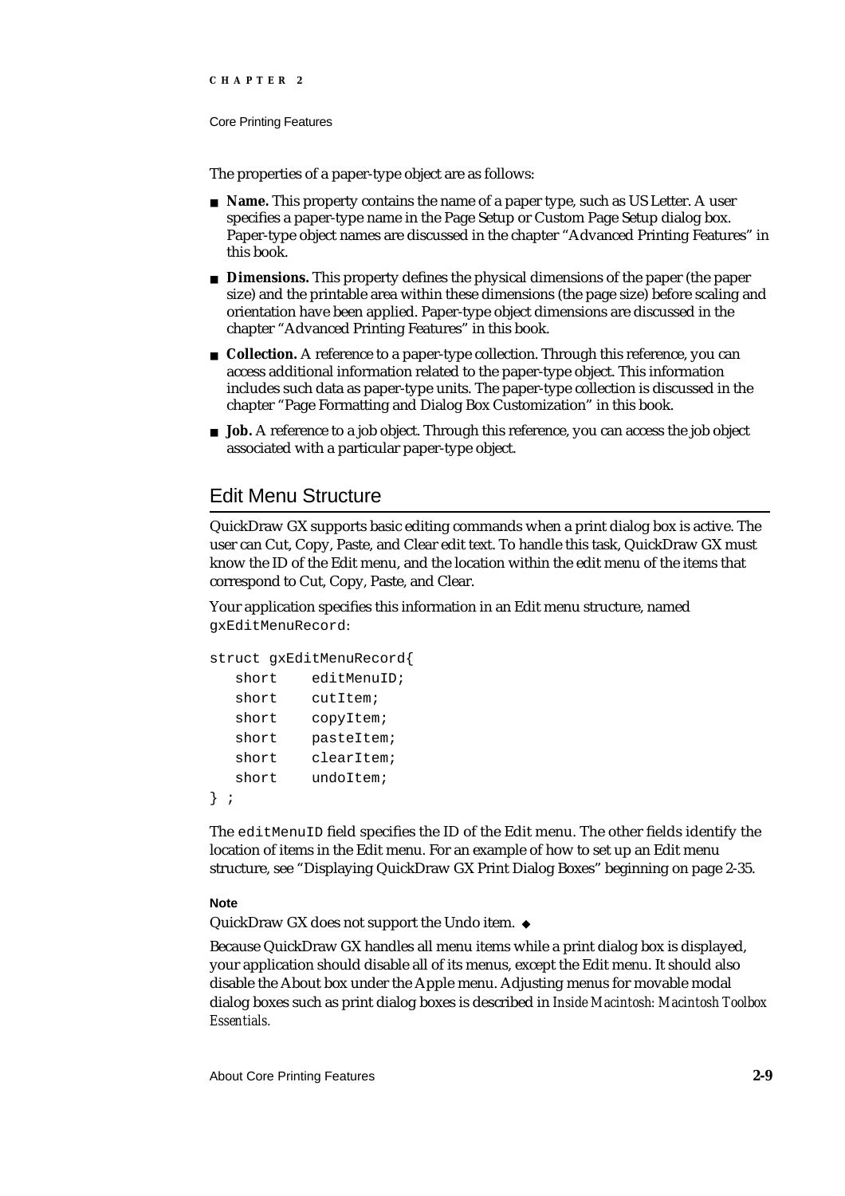The properties of a paper-type object are as follows:

- **Name.** This property contains the name of a paper type, such as US Letter. A user specifies a paper-type name in the Page Setup or Custom Page Setup dialog box. Paper-type object names are discussed in the chapter "Advanced Printing Features" in this book.
- **Dimensions.** This property defines the physical dimensions of the paper (the paper size) and the printable area within these dimensions (the page size) before scaling and orientation have been applied. Paper-type object dimensions are discussed in the chapter "Advanced Printing Features" in this book.
- **Collection.** A reference to a paper-type collection. Through this reference, you can access additional information related to the paper-type object. This information includes such data as paper-type units. The paper-type collection is discussed in the chapter "Page Formatting and Dialog Box Customization" in this book.
- **Job.** A reference to a job object. Through this reference, you can access the job object associated with a particular paper-type object.

## Edit Menu Structure

QuickDraw GX supports basic editing commands when a print dialog box is active. The user can Cut, Copy, Paste, and Clear edit text. To handle this task, QuickDraw GX must know the ID of the Edit menu, and the location within the edit menu of the items that correspond to Cut, Copy, Paste, and Clear.

Your application specifies this information in an Edit menu structure, named `gxEditMenuRecord`:

```
struct gxEditMenuRecord{
   short    editMenuID;
   short    cutItem;
   short    copyItem;
   short    pasteItem;
   short    clearItem;
   short    undoItem;
} ;
```

The `editMenuID` field specifies the ID of the Edit menu. The other fields identify the location of items in the Edit menu. For an example of how to set up an Edit menu structure, see "Displaying QuickDraw GX Print Dialog Boxes" beginning on page 2-35.

**Note**

QuickDraw GX does not support the Undo item. ◆

Because QuickDraw GX handles all menu items while a print dialog box is displayed, your application should disable all of its menus, except the Edit menu. It should also disable the About box under the Apple menu. Adjusting menus for movable modal dialog boxes such as print dialog boxes is described in *Inside Macintosh: Macintosh Toolbox Essentials.*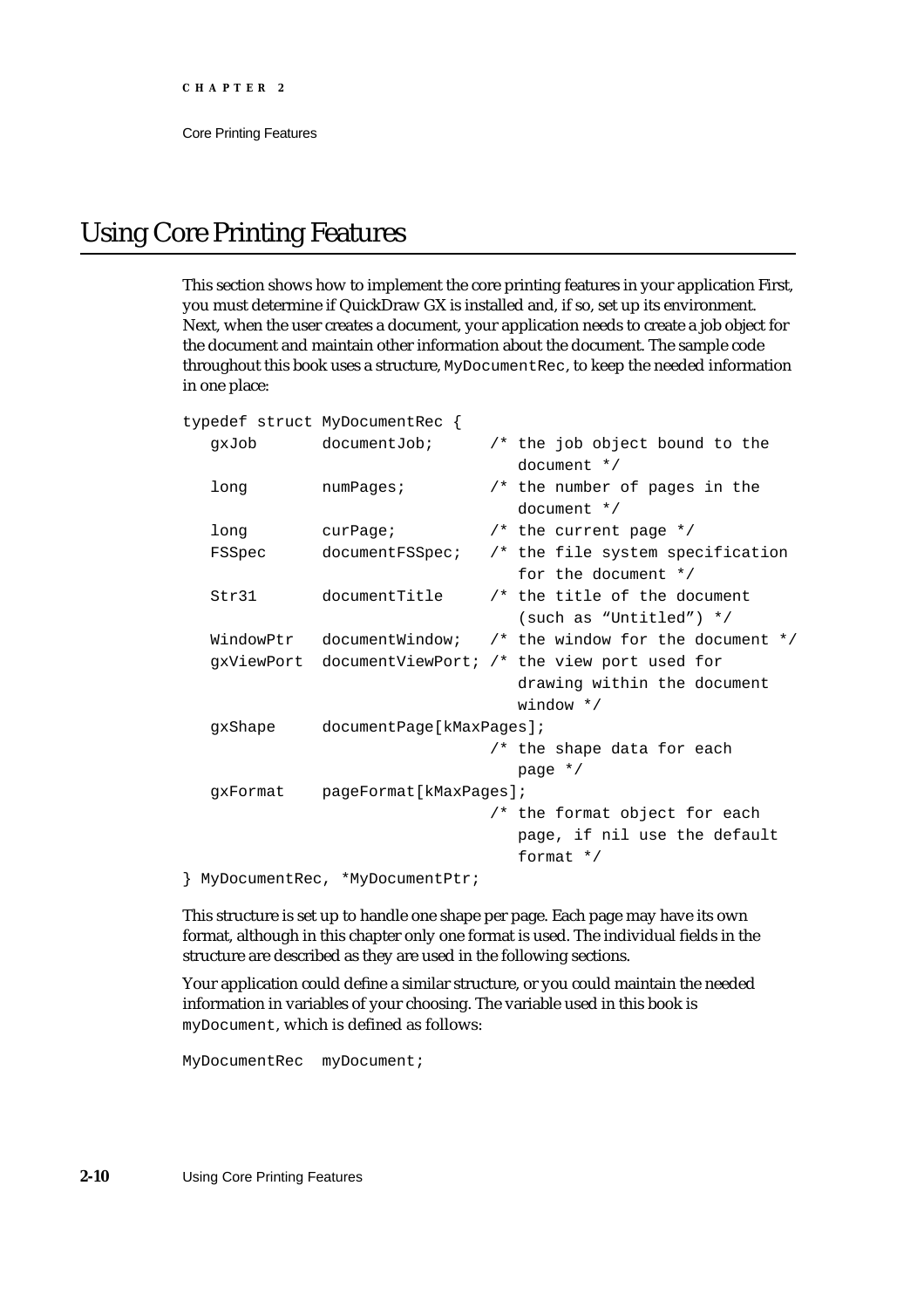# Using Core Printing Features

This section shows how to implement the core printing features in your application First, you must determine if QuickDraw GX is installed and, if so, set up its environment. Next, when the user creates a document, your application needs to create a job object for the document and maintain other information about the document. The sample code throughout this book uses a structure, `MyDocumentRec`, to keep the needed information in one place:

```
typedef struct MyDocumentRec {
   gxJob       documentJob;      /* the job object bound to the
                                    document */
   long        numPages;         /* the number of pages in the
                                    document */
   long        curPage;          /* the current page */
   FSSpec      documentFSSpec;   /* the file system specification
                                    for the document */
   Str31       documentTitle     /* the title of the document
                                    (such as "Untitled") */
   WindowPtr   documentWindow;   /* the window for the document */
   gxViewPort  documentViewPort; /* the view port used for
                                    drawing within the document
                                    window */
   gxShape     documentPage[kMaxPages];
                                 /* the shape data for each
                                    page */
   gxFormat    pageFormat[kMaxPages];
                                 /* the format object for each
                                    page, if nil use the default
                                    format */
} MyDocumentRec, *MyDocumentPtr;
```

This structure is set up to handle one shape per page. Each page may have its own format, although in this chapter only one format is used. The individual fields in the structure are described as they are used in the following sections.

Your application could define a similar structure, or you could maintain the needed information in variables of your choosing. The variable used in this book is `myDocument`, which is defined as follows:

```
MyDocumentRec  myDocument;
```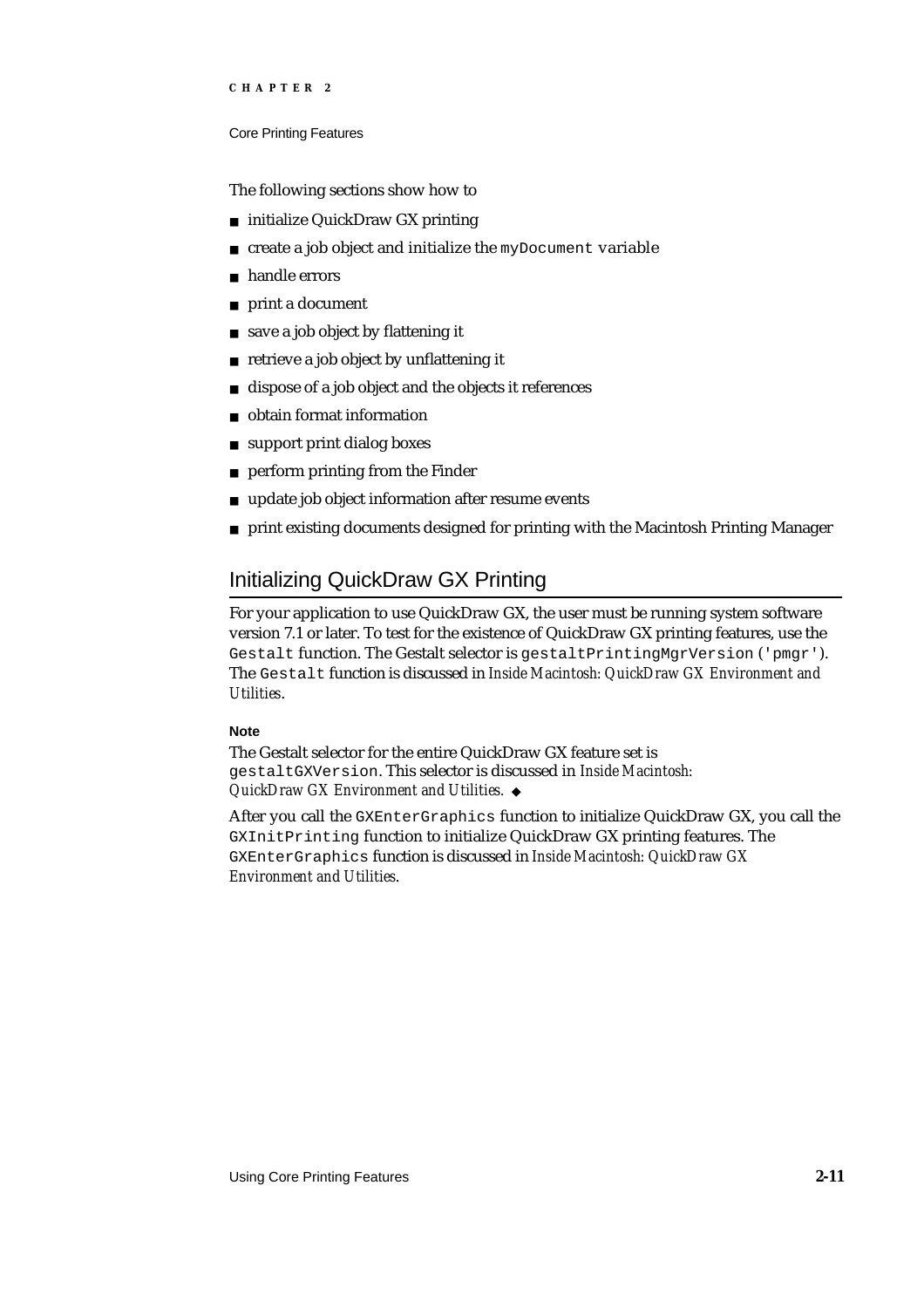The following sections show how to

- initialize QuickDraw GX printing
- create a job object and initialize the `myDocument` variable
- handle errors
- print a document
- save a job object by flattening it
- retrieve a job object by unflattening it
- dispose of a job object and the objects it references
- obtain format information
- support print dialog boxes
- perform printing from the Finder
- update job object information after resume events
- print existing documents designed for printing with the Macintosh Printing Manager

## Initializing QuickDraw GX Printing

For your application to use QuickDraw GX, the user must be running system software version 7.1 or later. To test for the existence of QuickDraw GX printing features, use the `Gestalt` function. The Gestalt selector is `gestaltPrintingMgrVersion` (`'pmgr'`). The `Gestalt` function is discussed in *Inside Macintosh: QuickDraw GX Environment and Utilities*.

**Note**

The Gestalt selector for the entire QuickDraw GX feature set is `gestaltGXVersion`. This selector is discussed in *Inside Macintosh: QuickDraw GX Environment and Utilities*. ◆

After you call the `GXEnterGraphics` function to initialize QuickDraw GX, you call the `GXInitPrinting` function to initialize QuickDraw GX printing features. The `GXEnterGraphics` function is discussed in *Inside Macintosh: QuickDraw GX Environment and Utilities*.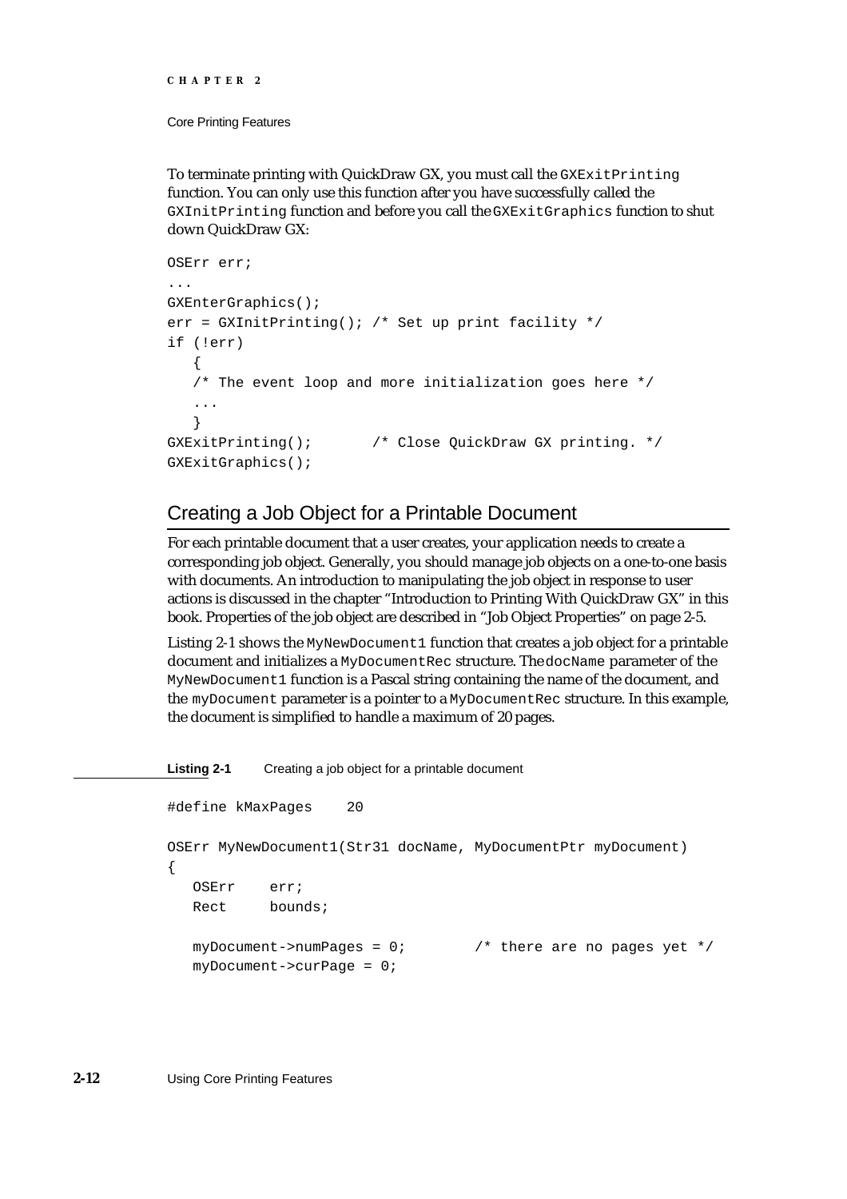To terminate printing with QuickDraw GX, you must call the `GXExitPrinting` function. You can only use this function after you have successfully called the `GXInitPrinting` function and before you call the `GXExitGraphics` function to shut down QuickDraw GX:

```
OSErr err;
...
GXEnterGraphics();
err = GXInitPrinting(); /* Set up print facility */
if (!err)
   {
   /* The event loop and more initialization goes here */
   ...
   }
GXExitPrinting();       /* Close QuickDraw GX printing. */
GXExitGraphics();
```

## Creating a Job Object for a Printable Document

For each printable document that a user creates, your application needs to create a corresponding job object. Generally, you should manage job objects on a one-to-one basis with documents. An introduction to manipulating the job object in response to user actions is discussed in the chapter "Introduction to Printing With QuickDraw GX" in this book. Properties of the job object are described in "Job Object Properties" on page 2-5.

Listing 2-1 shows the `MyNewDocument1` function that creates a job object for a printable document and initializes a `MyDocumentRec` structure. The `docName` parameter of the `MyNewDocument1` function is a Pascal string containing the name of the document, and the `myDocument` parameter is a pointer to a `MyDocumentRec` structure. In this example, the document is simplified to handle a maximum of 20 pages.

**Listing 2-1** Creating a job object for a printable document

```
#define kMaxPages    20

OSErr MyNewDocument1(Str31 docName, MyDocumentPtr myDocument)
{
   OSErr    err;
   Rect     bounds;

   myDocument->numPages = 0;        /* there are no pages yet */
   myDocument->curPage = 0;
```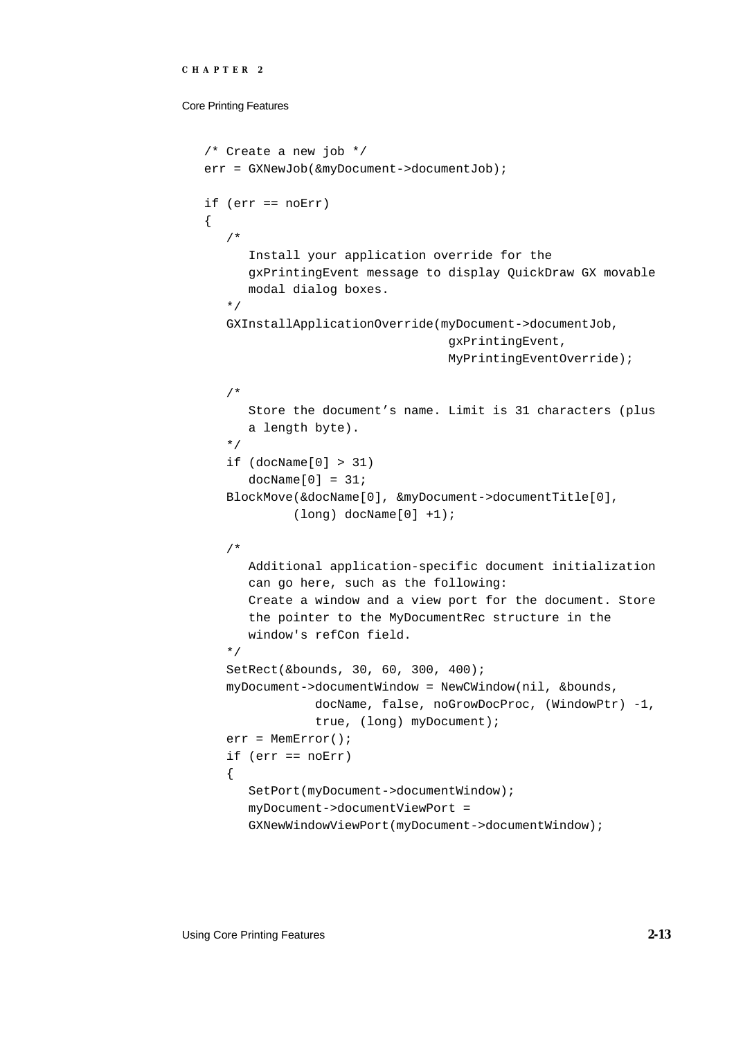```
/* Create a new job */
err = GXNewJob(&myDocument->documentJob);

if (err == noErr)
{
   /*
      Install your application override for the
      gxPrintingEvent message to display QuickDraw GX movable
      modal dialog boxes.
   */
   GXInstallApplicationOverride(myDocument->documentJob,
                                gxPrintingEvent,
                                MyPrintingEventOverride);

   /*
      Store the document’s name. Limit is 31 characters (plus
      a length byte).
   */
   if (docName[0] > 31)
      docName[0] = 31;
   BlockMove(&docName[0], &myDocument->documentTitle[0],
            (long) docName[0] +1);

   /*
      Additional application-specific document initialization
      can go here, such as the following:
      Create a window and a view port for the document. Store
      the pointer to the MyDocumentRec structure in the
      window's refCon field.
   */
   SetRect(&bounds, 30, 60, 300, 400);
   myDocument->documentWindow = NewCWindow(nil, &bounds,
               docName, false, noGrowDocProc, (WindowPtr) -1,
               true, (long) myDocument);
   err = MemError();
   if (err == noErr)
   {
      SetPort(myDocument->documentWindow);
      myDocument->documentViewPort =
      GXNewWindowViewPort(myDocument->documentWindow);
```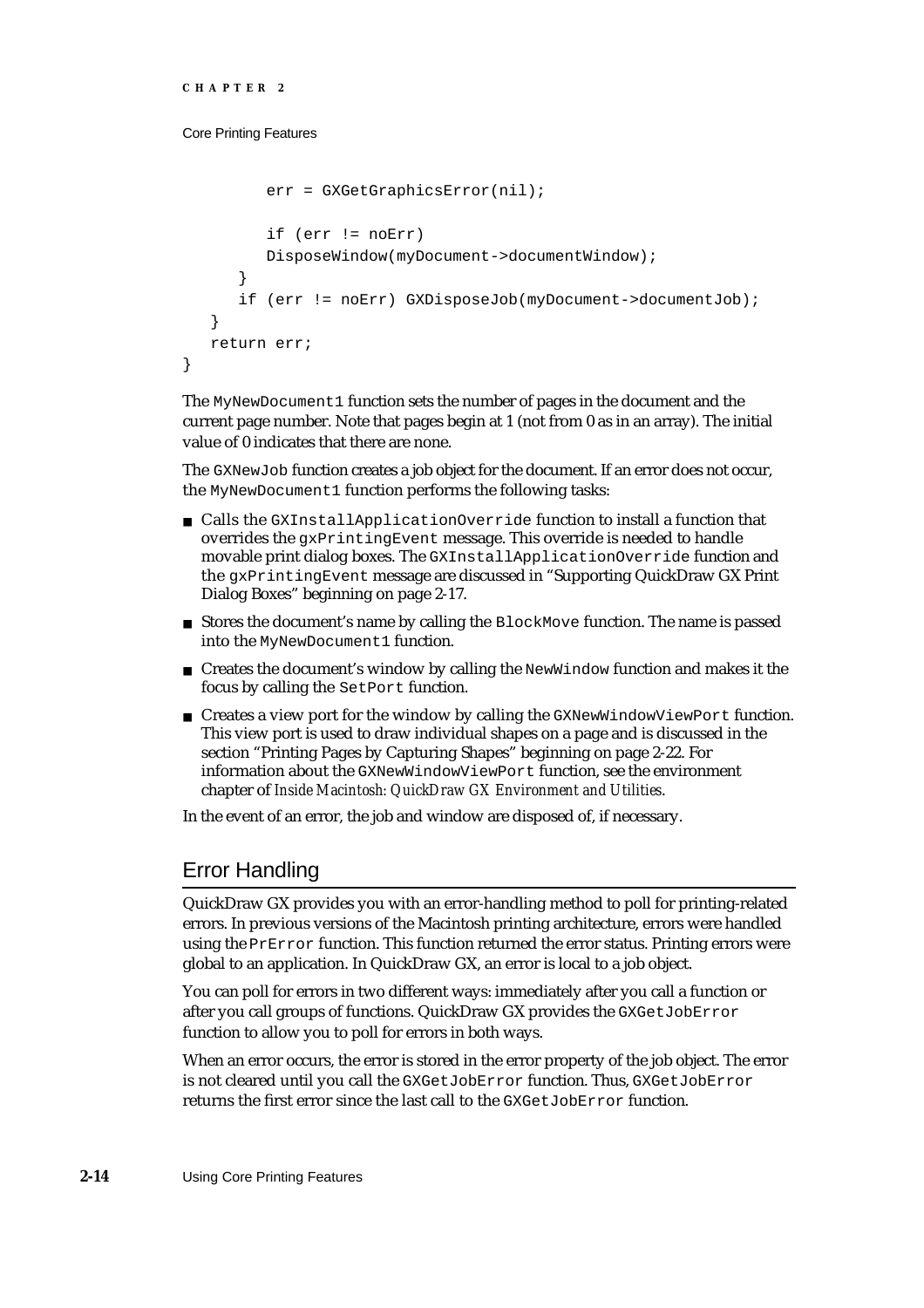```
        err = GXGetGraphicsError(nil);

        if (err != noErr)
        DisposeWindow(myDocument->documentWindow);
    }
    if (err != noErr) GXDisposeJob(myDocument->documentJob);
  }
  return err;
}
```

The `MyNewDocument1` function sets the number of pages in the document and the current page number. Note that pages begin at 1 (not from 0 as in an array). The initial value of 0 indicates that there are none.

The `GXNewJob` function creates a job object for the document. If an error does not occur, the `MyNewDocument1` function performs the following tasks:

- Calls the `GXInstallApplicationOverride` function to install a function that overrides the `gxPrintingEvent` message. This override is needed to handle movable print dialog boxes. The `GXInstallApplicationOverride` function and the `gxPrintingEvent` message are discussed in "Supporting QuickDraw GX Print Dialog Boxes" beginning on page 2-17.
- Stores the document's name by calling the `BlockMove` function. The name is passed into the `MyNewDocument1` function.
- Creates the document's window by calling the `NewWindow` function and makes it the focus by calling the `SetPort` function.
- Creates a view port for the window by calling the `GXNewWindowViewPort` function. This view port is used to draw individual shapes on a page and is discussed in the section "Printing Pages by Capturing Shapes" beginning on page 2-22. For information about the `GXNewWindowViewPort` function, see the environment chapter of *Inside Macintosh: QuickDraw GX Environment and Utilities*.

In the event of an error, the job and window are disposed of, if necessary.

## Error Handling

QuickDraw GX provides you with an error-handling method to poll for printing-related errors. In previous versions of the Macintosh printing architecture, errors were handled using the `PrError` function. This function returned the error status. Printing errors were global to an application. In QuickDraw GX, an error is local to a job object.

You can poll for errors in two different ways: immediately after you call a function or after you call groups of functions. QuickDraw GX provides the `GXGetJobError` function to allow you to poll for errors in both ways.

When an error occurs, the error is stored in the error property of the job object. The error is not cleared until you call the `GXGetJobError` function. Thus, `GXGetJobError` returns the first error since the last call to the `GXGetJobError` function.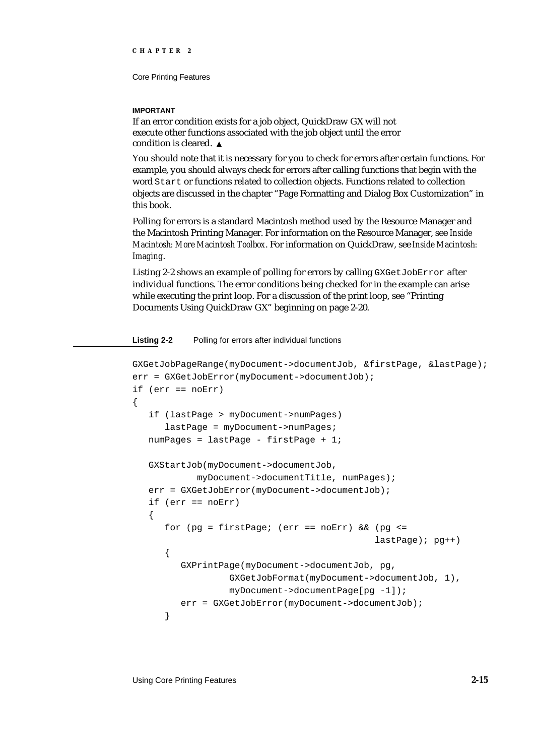**IMPORTANT**

If an error condition exists for a job object, QuickDraw GX will not execute other functions associated with the job object until the error condition is cleared. ▲

You should note that it is necessary for you to check for errors after certain functions. For example, you should always check for errors after calling functions that begin with the word `Start` or functions related to collection objects. Functions related to collection objects are discussed in the chapter "Page Formatting and Dialog Box Customization" in this book.

Polling for errors is a standard Macintosh method used by the Resource Manager and the Macintosh Printing Manager. For information on the Resource Manager, see *Inside Macintosh: More Macintosh Toolbox*. For information on QuickDraw, see *Inside Macintosh: Imaging*.

Listing 2-2 shows an example of polling for errors by calling `GXGetJobError` after individual functions. The error conditions being checked for in the example can arise while executing the print loop. For a discussion of the print loop, see "Printing Documents Using QuickDraw GX" beginning on page 2-20.

**Listing 2-2** Polling for errors after individual functions

```
GXGetJobPageRange(myDocument->documentJob, &firstPage, &lastPage);
err = GXGetJobError(myDocument->documentJob);
if (err == noErr)
{
   if (lastPage > myDocument->numPages)
      lastPage = myDocument->numPages;
   numPages = lastPage - firstPage + 1;

   GXStartJob(myDocument->documentJob,
            myDocument->documentTitle, numPages);
   err = GXGetJobError(myDocument->documentJob);
   if (err == noErr)
   {
      for (pg = firstPage; (err == noErr) && (pg <=
                                             lastPage); pg++)
      {
         GXPrintPage(myDocument->documentJob, pg,
                  GXGetJobFormat(myDocument->documentJob, 1),
                  myDocument->documentPage[pg -1]);
         err = GXGetJobError(myDocument->documentJob);
      }
```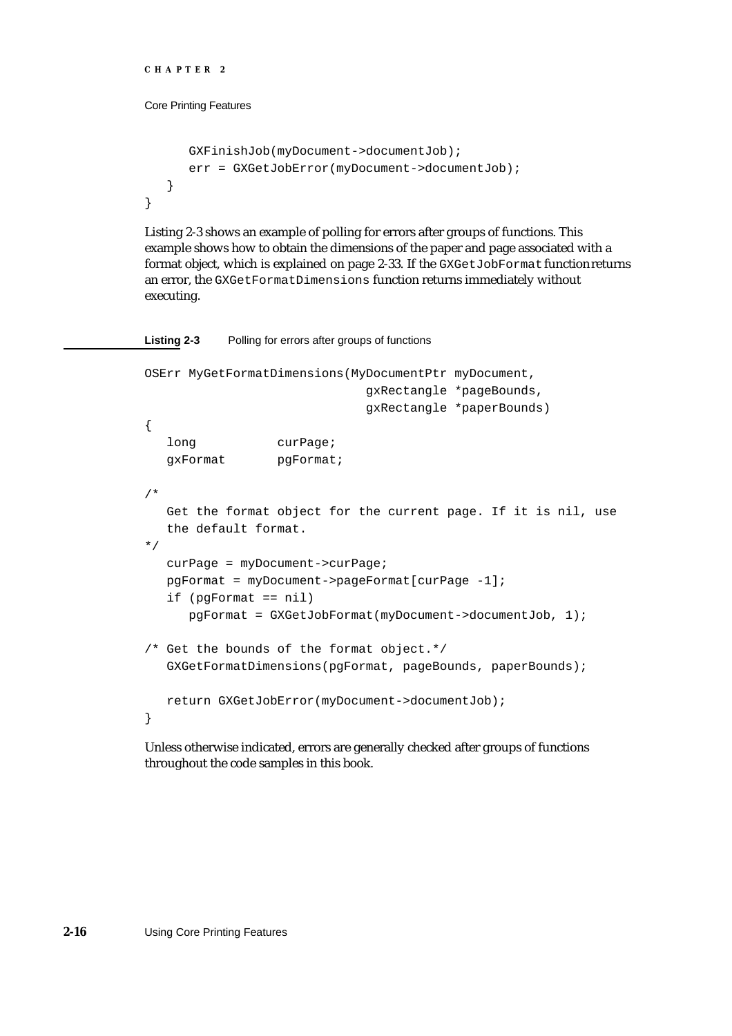```
      GXFinishJob(myDocument->documentJob);
      err = GXGetJobError(myDocument->documentJob);
   }
}
```

Listing 2-3 shows an example of polling for errors after groups of functions. This example shows how to obtain the dimensions of the paper and page associated with a format object, which is explained on page 2-33. If the `GXGetJobFormat` function returns an error, the `GXGetFormatDimensions` function returns immediately without executing.

**Listing 2-3** Polling for errors after groups of functions

```
OSErr MyGetFormatDimensions(MyDocumentPtr myDocument,
                              gxRectangle *pageBounds,
                              gxRectangle *paperBounds)
{
   long           curPage;
   gxFormat       pgFormat;

/*
   Get the format object for the current page. If it is nil, use
   the default format.
*/
   curPage = myDocument->curPage;
   pgFormat = myDocument->pageFormat[curPage -1];
   if (pgFormat == nil)
      pgFormat = GXGetJobFormat(myDocument->documentJob, 1);

/* Get the bounds of the format object.*/
   GXGetFormatDimensions(pgFormat, pageBounds, paperBounds);

   return GXGetJobError(myDocument->documentJob);
}
```

Unless otherwise indicated, errors are generally checked after groups of functions throughout the code samples in this book.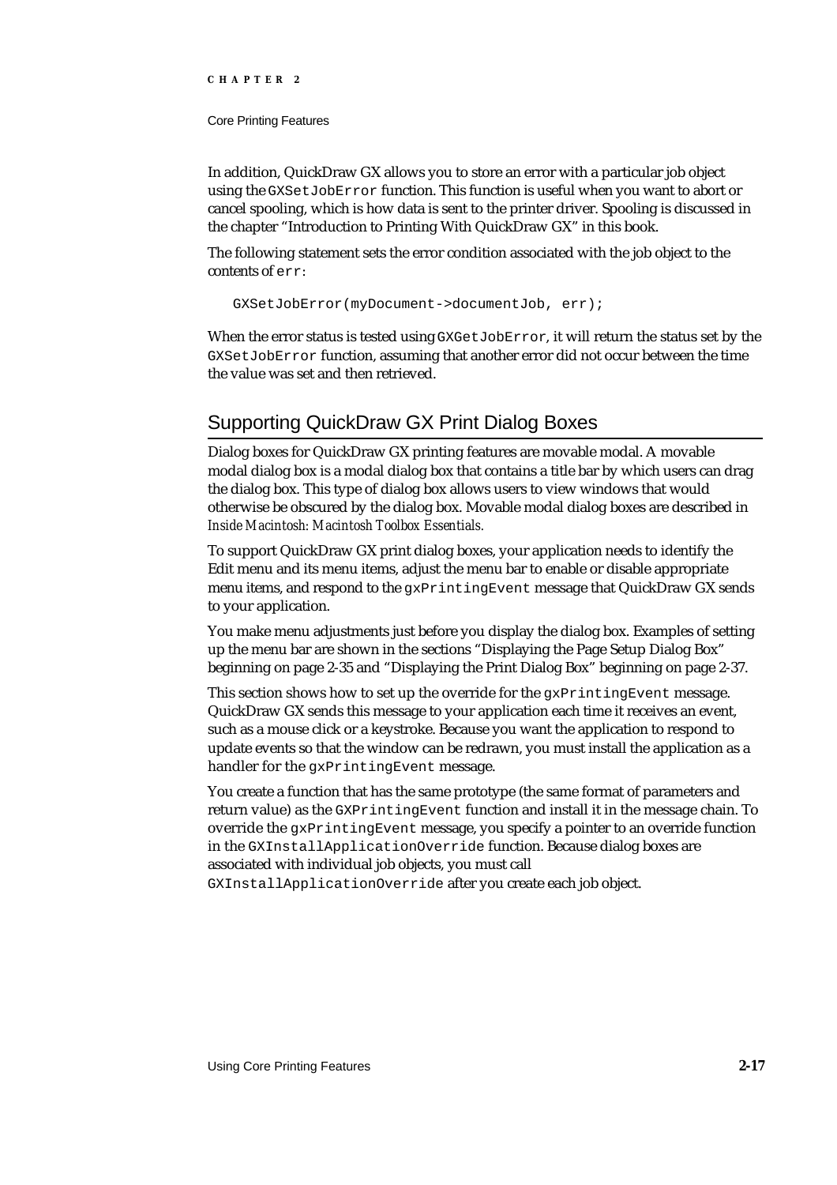In addition, QuickDraw GX allows you to store an error with a particular job object using the `GXSetJobError` function. This function is useful when you want to abort or cancel spooling, which is how data is sent to the printer driver. Spooling is discussed in the chapter "Introduction to Printing With QuickDraw GX" in this book.

The following statement sets the error condition associated with the job object to the contents of `err`:

```
GXSetJobError(myDocument->documentJob, err);
```

When the error status is tested using `GXGetJobError`, it will return the status set by the `GXSetJobError` function, assuming that another error did not occur between the time the value was set and then retrieved.

## Supporting QuickDraw GX Print Dialog Boxes

Dialog boxes for QuickDraw GX printing features are movable modal. A movable modal dialog box is a modal dialog box that contains a title bar by which users can drag the dialog box. This type of dialog box allows users to view windows that would otherwise be obscured by the dialog box. Movable modal dialog boxes are described in *Inside Macintosh: Macintosh Toolbox Essentials*.

To support QuickDraw GX print dialog boxes, your application needs to identify the Edit menu and its menu items, adjust the menu bar to enable or disable appropriate menu items, and respond to the `gxPrintingEvent` message that QuickDraw GX sends to your application.

You make menu adjustments just before you display the dialog box. Examples of setting up the menu bar are shown in the sections "Displaying the Page Setup Dialog Box" beginning on page 2-35 and "Displaying the Print Dialog Box" beginning on page 2-37.

This section shows how to set up the override for the `gxPrintingEvent` message. QuickDraw GX sends this message to your application each time it receives an event, such as a mouse click or a keystroke. Because you want the application to respond to update events so that the window can be redrawn, you must install the application as a handler for the `gxPrintingEvent` message.

You create a function that has the same prototype (the same format of parameters and return value) as the `GXPrintingEvent` function and install it in the message chain. To override the `gxPrintingEvent` message, you specify a pointer to an override function in the `GXInstallApplicationOverride` function. Because dialog boxes are associated with individual job objects, you must call `GXInstallApplicationOverride` after you create each job object.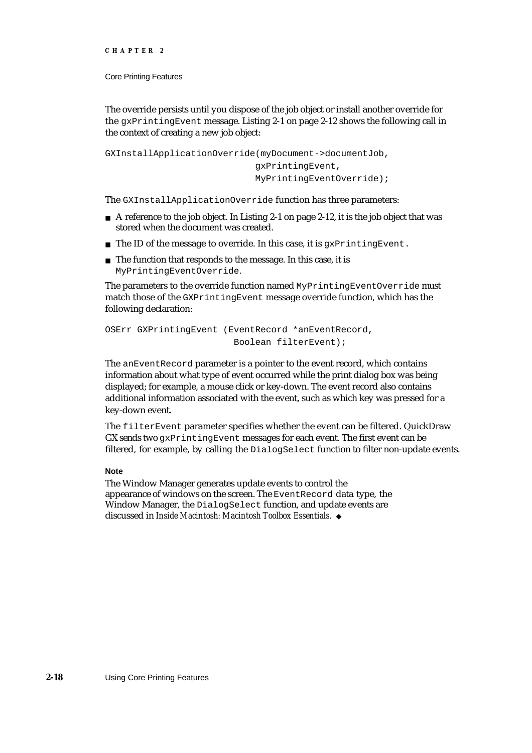The override persists until you dispose of the job object or install another override for the `gxPrintingEvent` message. Listing 2-1 on page 2-12 shows the following call in the context of creating a new job object:

```
GXInstallApplicationOverride(myDocument->documentJob,
                             gxPrintingEvent,
                             MyPrintingEventOverride);
```

The `GXInstallApplicationOverride` function has three parameters:

- A reference to the job object. In Listing 2-1 on page 2-12, it is the job object that was stored when the document was created.
- The ID of the message to override. In this case, it is `gxPrintingEvent`.
- The function that responds to the message. In this case, it is `MyPrintingEventOverride`.

The parameters to the override function named `MyPrintingEventOverride` must match those of the `GXPrintingEvent` message override function, which has the following declaration:

```
OSErr GXPrintingEvent (EventRecord *anEventRecord,
                       Boolean filterEvent);
```

The `anEventRecord` parameter is a pointer to the event record, which contains information about what type of event occurred while the print dialog box was being displayed; for example, a mouse click or key-down. The event record also contains additional information associated with the event, such as which key was pressed for a key-down event.

The `filterEvent` parameter specifies whether the event can be filtered. QuickDraw GX sends two `gxPrintingEvent` messages for each event. The first event can be filtered, for example, by calling the `DialogSelect` function to filter non-update events.

**Note**

The Window Manager generates update events to control the appearance of windows on the screen. The `EventRecord` data type, the Window Manager, the `DialogSelect` function, and update events are discussed in *Inside Macintosh: Macintosh Toolbox Essentials*. ◆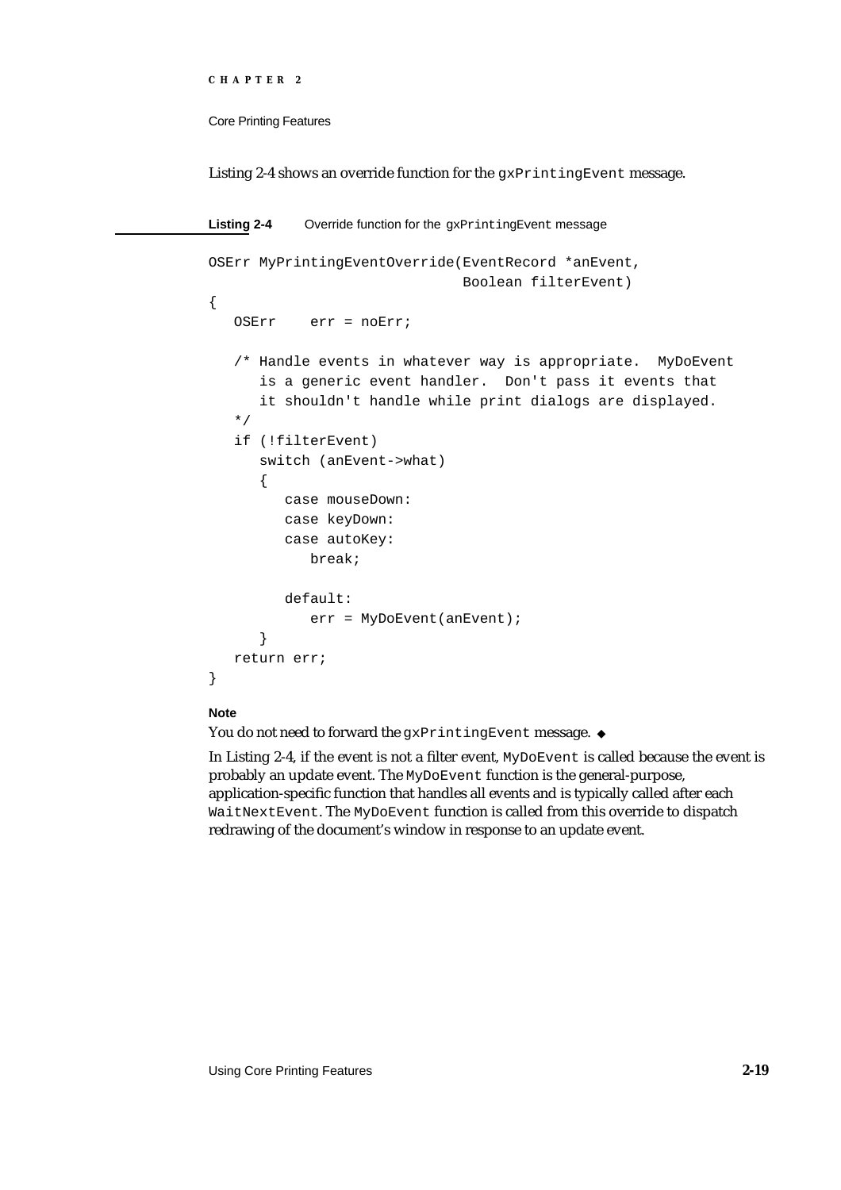Listing 2-4 shows an override function for the `gxPrintingEvent` message.

**Listing 2-4** Override function for the `gxPrintingEvent` message

```
OSErr MyPrintingEventOverride(EventRecord *anEvent,
                              Boolean filterEvent)
{
   OSErr    err = noErr;

   /* Handle events in whatever way is appropriate.  MyDoEvent
      is a generic event handler.  Don't pass it events that
      it shouldn't handle while print dialogs are displayed.
   */
   if (!filterEvent)
      switch (anEvent->what)
      {
         case mouseDown:
         case keyDown:
         case autoKey:
            break;

         default:
            err = MyDoEvent(anEvent);
      }
   return err;
}
```

**Note**

You do not need to forward the `gxPrintingEvent` message. ◆

In Listing 2-4, if the event is not a filter event, `MyDoEvent` is called because the event is probably an update event. The `MyDoEvent` function is the general-purpose, application-specific function that handles all events and is typically called after each `WaitNextEvent`. The `MyDoEvent` function is called from this override to dispatch redrawing of the document's window in response to an update event.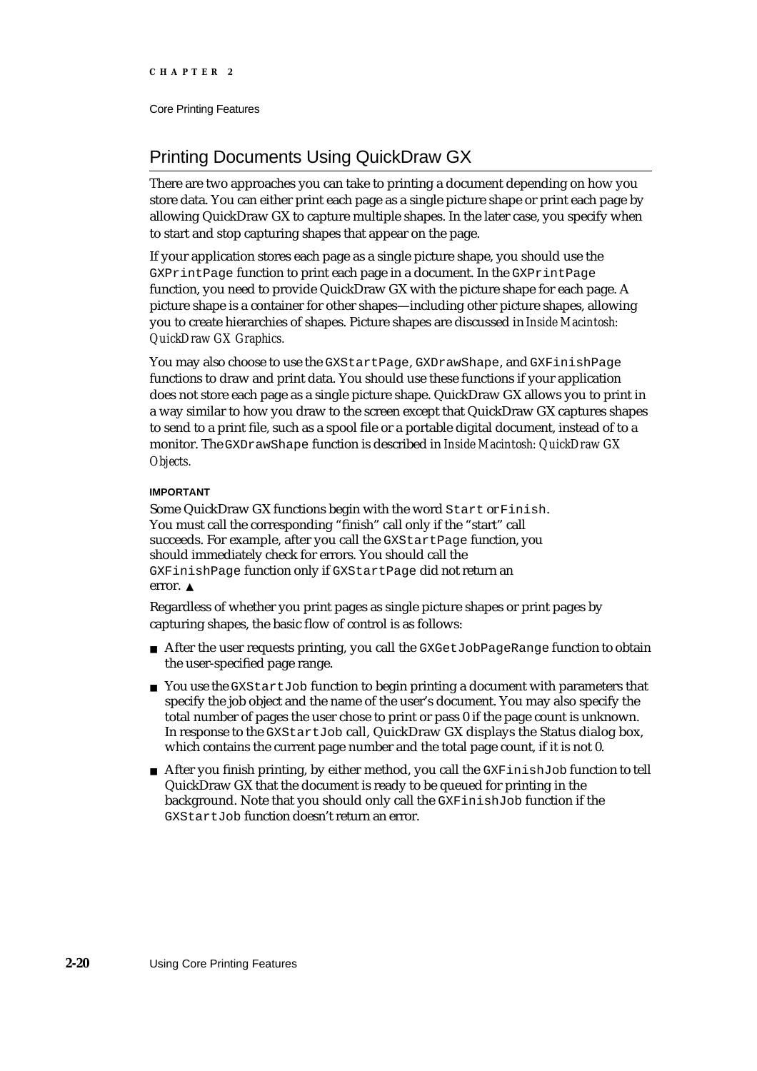## Printing Documents Using QuickDraw GX

There are two approaches you can take to printing a document depending on how you store data. You can either print each page as a single picture shape or print each page by allowing QuickDraw GX to capture multiple shapes. In the later case, you specify when to start and stop capturing shapes that appear on the page.

If your application stores each page as a single picture shape, you should use the `GXPrintPage` function to print each page in a document. In the `GXPrintPage` function, you need to provide QuickDraw GX with the picture shape for each page. A picture shape is a container for other shapes—including other picture shapes, allowing you to create hierarchies of shapes. Picture shapes are discussed in *Inside Macintosh: QuickDraw GX Graphics.*

You may also choose to use the `GXStartPage`, `GXDrawShape`, and `GXFinishPage` functions to draw and print data. You should use these functions if your application does not store each page as a single picture shape. QuickDraw GX allows you to print in a way similar to how you draw to the screen except that QuickDraw GX captures shapes to send to a print file, such as a spool file or a portable digital document, instead of to a monitor. The `GXDrawShape` function is described in *Inside Macintosh: QuickDraw GX Objects.*

**IMPORTANT**

Some QuickDraw GX functions begin with the word `Start` or `Finish`. You must call the corresponding "finish" call only if the "start" call succeeds. For example, after you call the `GXStartPage` function, you should immediately check for errors. You should call the `GXFinishPage` function only if `GXStartPage` did not return an error. ▲

Regardless of whether you print pages as single picture shapes or print pages by capturing shapes, the basic flow of control is as follows:

- After the user requests printing, you call the `GXGetJobPageRange` function to obtain the user-specified page range.
- You use the `GXStartJob` function to begin printing a document with parameters that specify the job object and the name of the user's document. You may also specify the total number of pages the user chose to print or pass 0 if the page count is unknown. In response to the `GXStartJob` call, QuickDraw GX displays the Status dialog box, which contains the current page number and the total page count, if it is not 0.
- After you finish printing, by either method, you call the `GXFinishJob` function to tell QuickDraw GX that the document is ready to be queued for printing in the background. Note that you should only call the `GXFinishJob` function if the `GXStartJob` function doesn't return an error.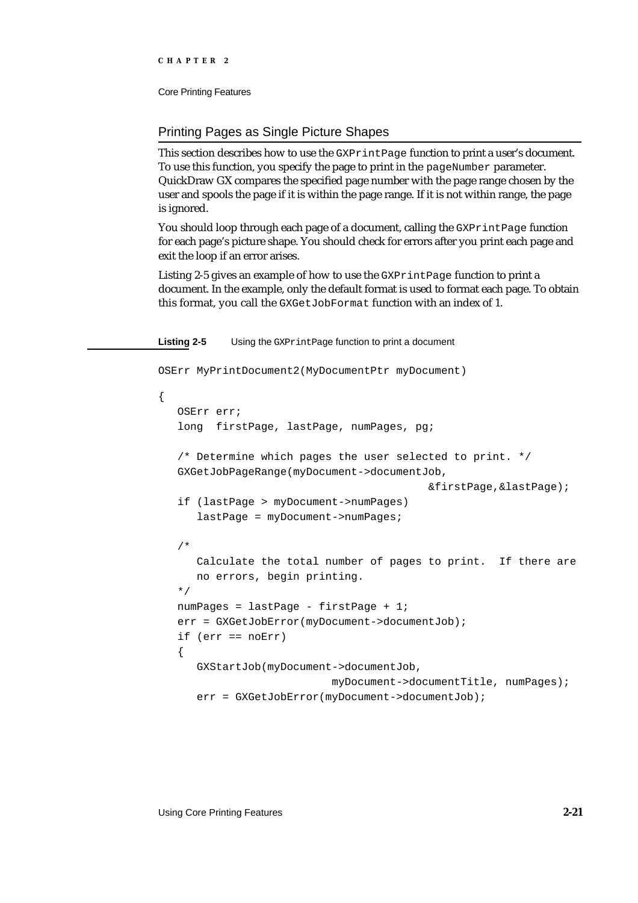## Printing Pages as Single Picture Shapes

This section describes how to use the `GXPrintPage` function to print a user's document. To use this function, you specify the page to print in the `pageNumber` parameter. QuickDraw GX compares the specified page number with the page range chosen by the user and spools the page if it is within the page range. If it is not within range, the page is ignored.

You should loop through each page of a document, calling the `GXPrintPage` function for each page's picture shape. You should check for errors after you print each page and exit the loop if an error arises.

Listing 2-5 gives an example of how to use the `GXPrintPage` function to print a document. In the example, only the default format is used to format each page. To obtain this format, you call the `GXGetJobFormat` function with an index of 1.

**Listing 2-5** Using the `GXPrintPage` function to print a document

```
OSErr MyPrintDocument2(MyDocumentPtr myDocument)

{
   OSErr err;
   long  firstPage, lastPage, numPages, pg;

   /* Determine which pages the user selected to print. */
   GXGetJobPageRange(myDocument->documentJob,
                                          &firstPage,&lastPage);
   if (lastPage > myDocument->numPages)
      lastPage = myDocument->numPages;

   /*
      Calculate the total number of pages to print.  If there are
      no errors, begin printing.
   */
   numPages = lastPage - firstPage + 1;
   err = GXGetJobError(myDocument->documentJob);
   if (err == noErr)
   {
      GXStartJob(myDocument->documentJob,
                        myDocument->documentTitle, numPages);
      err = GXGetJobError(myDocument->documentJob);
```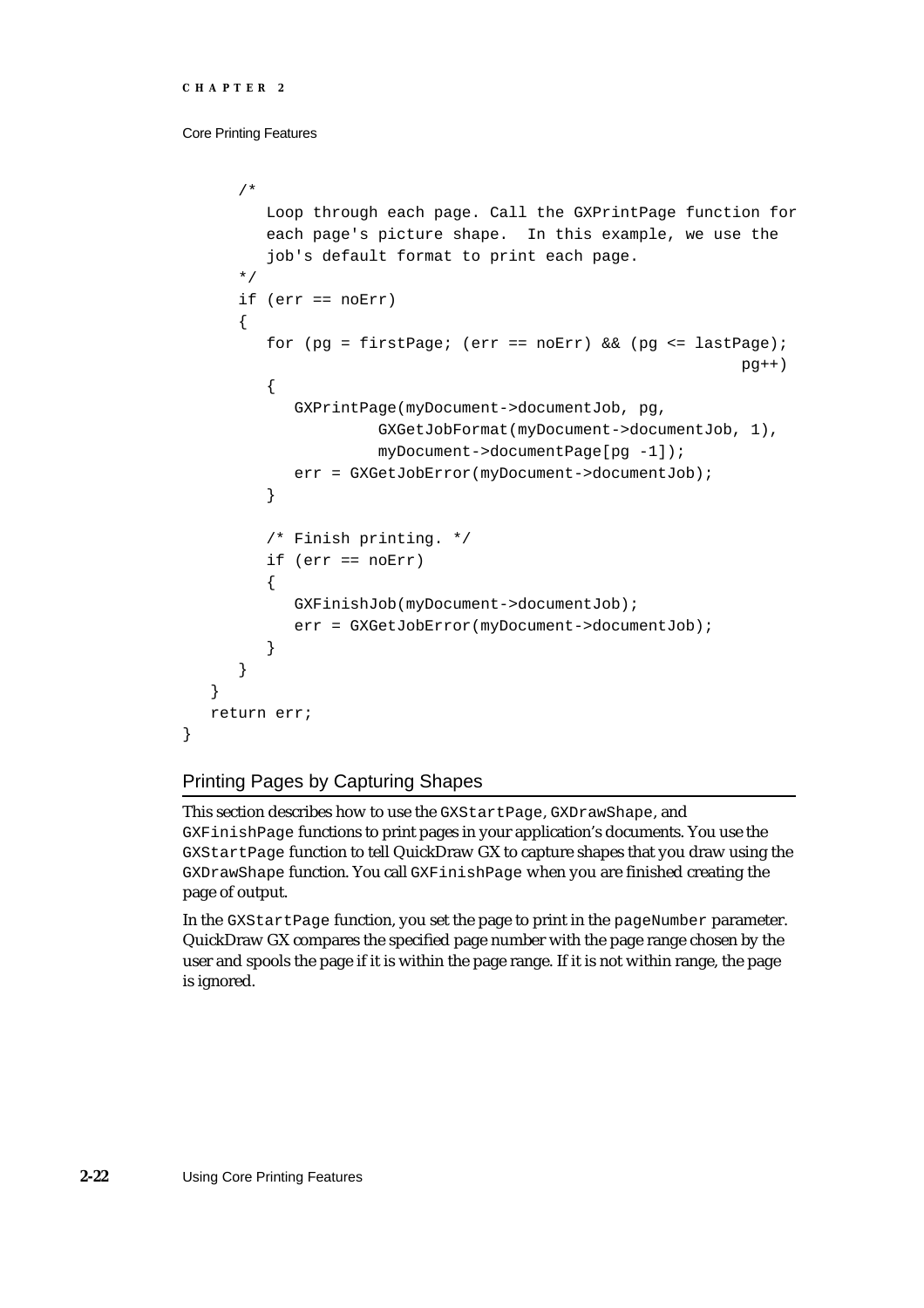```
      /*
         Loop through each page. Call the GXPrintPage function for
         each page's picture shape.  In this example, we use the
         job's default format to print each page.
      */
      if (err == noErr)
      {
         for (pg = firstPage; (err == noErr) && (pg <= lastPage);
                                                            pg++)
         {
            GXPrintPage(myDocument->documentJob, pg,
                     GXGetJobFormat(myDocument->documentJob, 1),
                     myDocument->documentPage[pg -1]);
            err = GXGetJobError(myDocument->documentJob);
         }

         /* Finish printing. */
         if (err == noErr)
         {
            GXFinishJob(myDocument->documentJob);
            err = GXGetJobError(myDocument->documentJob);
         }
      }
   }
   return err;
}
```

## Printing Pages by Capturing Shapes

This section describes how to use the `GXStartPage`, `GXDrawShape`, and `GXFinishPage` functions to print pages in your application's documents. You use the `GXStartPage` function to tell QuickDraw GX to capture shapes that you draw using the `GXDrawShape` function. You call `GXFinishPage` when you are finished creating the page of output.

In the `GXStartPage` function, you set the page to print in the `pageNumber` parameter. QuickDraw GX compares the specified page number with the page range chosen by the user and spools the page if it is within the page range. If it is not within range, the page is ignored.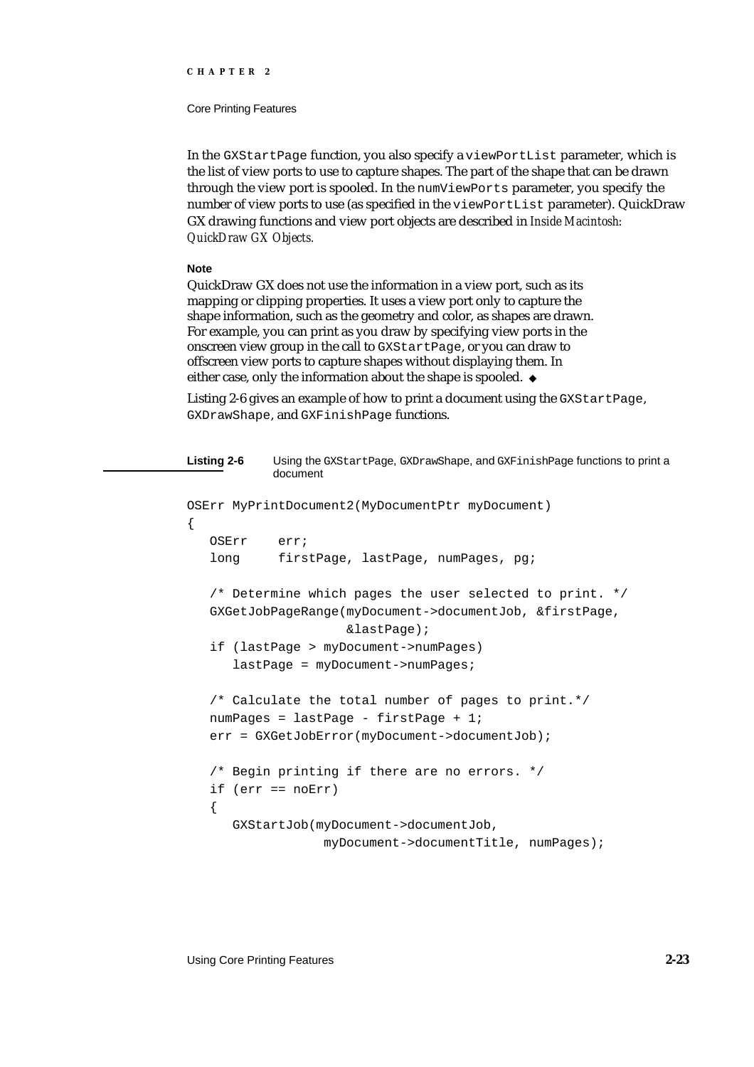In the `GXStartPage` function, you also specify a `viewPortList` parameter, which is the list of view ports to use to capture shapes. The part of the shape that can be drawn through the view port is spooled. In the `numViewPorts` parameter, you specify the number of view ports to use (as specified in the `viewPortList` parameter). QuickDraw GX drawing functions and view port objects are described in *Inside Macintosh: QuickDraw GX Objects.*

**Note**

QuickDraw GX does not use the information in a view port, such as its mapping or clipping properties. It uses a view port only to capture the shape information, such as the geometry and color, as shapes are drawn. For example, you can print as you draw by specifying view ports in the onscreen view group in the call to `GXStartPage`, or you can draw to offscreen view ports to capture shapes without displaying them. In either case, only the information about the shape is spooled. ◆

Listing 2-6 gives an example of how to print a document using the `GXStartPage`, `GXDrawShape`, and `GXFinishPage` functions.

**Listing 2-6** Using the `GXStartPage`, `GXDrawShape`, and `GXFinishPage` functions to print a document

```
OSErr MyPrintDocument2(MyDocumentPtr myDocument)
{
   OSErr    err;
   long     firstPage, lastPage, numPages, pg;

   /* Determine which pages the user selected to print. */
   GXGetJobPageRange(myDocument->documentJob, &firstPage,
                     &lastPage);
   if (lastPage > myDocument->numPages)
      lastPage = myDocument->numPages;

   /* Calculate the total number of pages to print.*/
   numPages = lastPage - firstPage + 1;
   err = GXGetJobError(myDocument->documentJob);

   /* Begin printing if there are no errors. */
   if (err == noErr)
   {
      GXStartJob(myDocument->documentJob,
                  myDocument->documentTitle, numPages);
```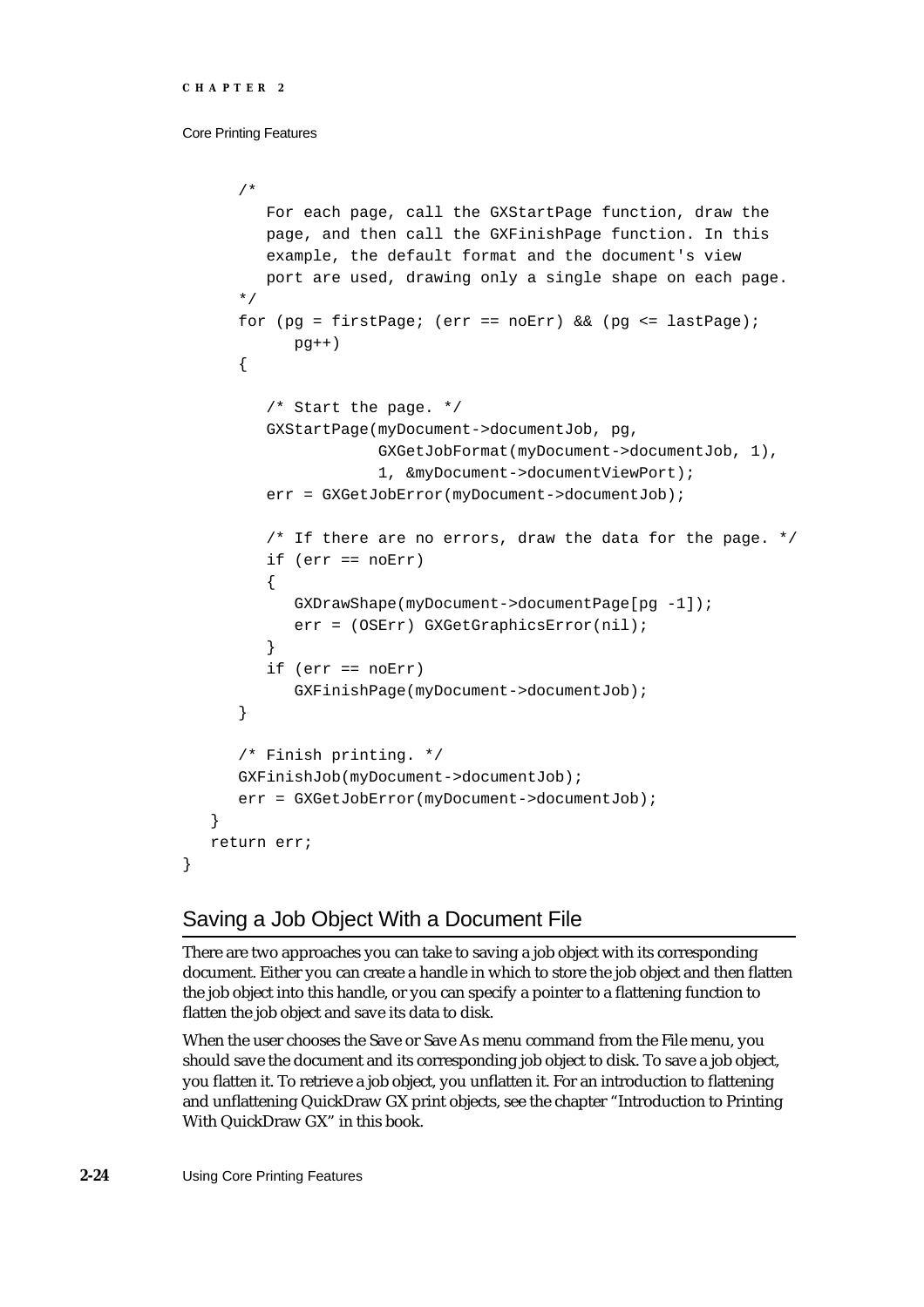```
      /*
         For each page, call the GXStartPage function, draw the
         page, and then call the GXFinishPage function. In this
         example, the default format and the document's view
         port are used, drawing only a single shape on each page.
      */
      for (pg = firstPage; (err == noErr) && (pg <= lastPage);
            pg++)
      {

         /* Start the page. */
         GXStartPage(myDocument->documentJob, pg,
                     GXGetJobFormat(myDocument->documentJob, 1),
                     1, &myDocument->documentViewPort);
         err = GXGetJobError(myDocument->documentJob);

         /* If there are no errors, draw the data for the page. */
         if (err == noErr)
         {
            GXDrawShape(myDocument->documentPage[pg -1]);
            err = (OSErr) GXGetGraphicsError(nil);
         }
         if (err == noErr)
            GXFinishPage(myDocument->documentJob);
      }

      /* Finish printing. */
      GXFinishJob(myDocument->documentJob);
      err = GXGetJobError(myDocument->documentJob);
   }
   return err;
}
```

## Saving a Job Object With a Document File

There are two approaches you can take to saving a job object with its corresponding document. Either you can create a handle in which to store the job object and then flatten the job object into this handle, or you can specify a pointer to a flattening function to flatten the job object and save its data to disk.

When the user chooses the Save or Save As menu command from the File menu, you should save the document and its corresponding job object to disk. To save a job object, you flatten it. To retrieve a job object, you unflatten it. For an introduction to flattening and unflattening QuickDraw GX print objects, see the chapter "Introduction to Printing With QuickDraw GX" in this book.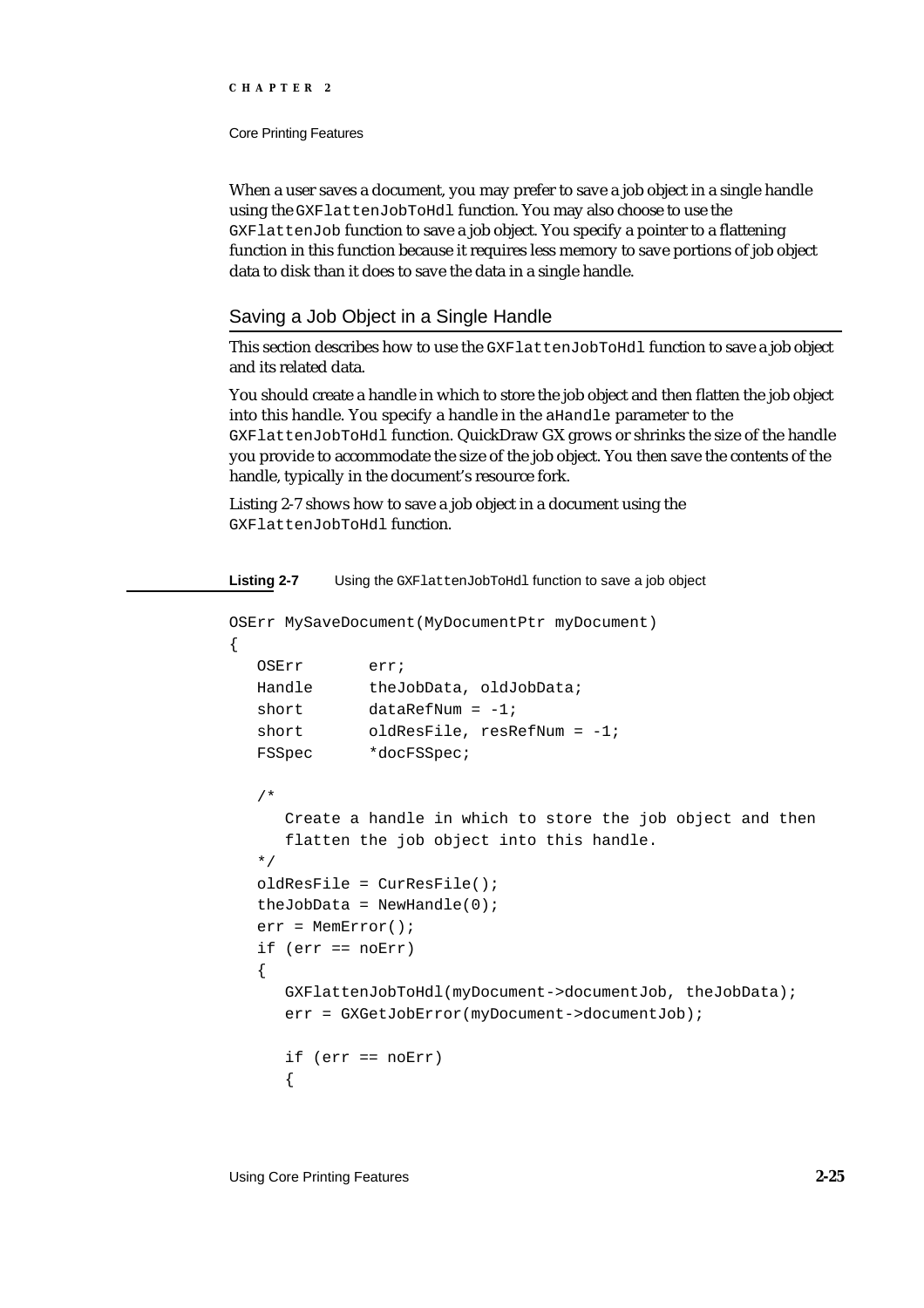When a user saves a document, you may prefer to save a job object in a single handle using the GXFlattenJobToHdl function. You may also choose to use the GXFlattenJob function to save a job object. You specify a pointer to a flattening function in this function because it requires less memory to save portions of job object data to disk than it does to save the data in a single handle.

## Saving a Job Object in a Single Handle

This section describes how to use the GXFlattenJobToHdl function to save a job object and its related data.

You should create a handle in which to store the job object and then flatten the job object into this handle. You specify a handle in the aHandle parameter to the GXFlattenJobToHdl function. QuickDraw GX grows or shrinks the size of the handle you provide to accommodate the size of the job object. You then save the contents of the handle, typically in the document's resource fork.

Listing 2-7 shows how to save a job object in a document using the GXFlattenJobToHdl function.

**Listing 2-7** Using the GXFlattenJobToHdl function to save a job object

```
OSErr MySaveDocument(MyDocumentPtr myDocument)
{
   OSErr       err;
   Handle      theJobData, oldJobData;
   short       dataRefNum = -1;
   short       oldResFile, resRefNum = -1;
   FSSpec      *docFSSpec;

   /*
      Create a handle in which to store the job object and then
      flatten the job object into this handle.
   */
   oldResFile = CurResFile();
   theJobData = NewHandle(0);
   err = MemError();
   if (err == noErr)
   {
      GXFlattenJobToHdl(myDocument->documentJob, theJobData);
      err = GXGetJobError(myDocument->documentJob);

      if (err == noErr)
      {
```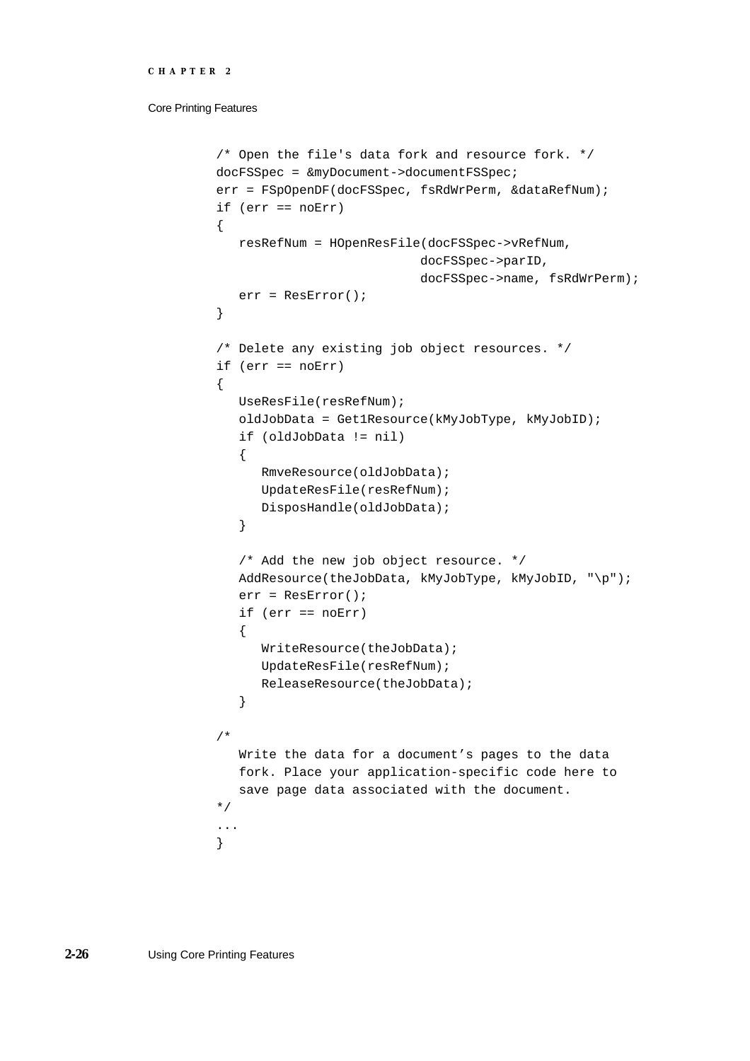```
/* Open the file's data fork and resource fork. */
docFSSpec = &myDocument->documentFSSpec;
err = FSpOpenDF(docFSSpec, fsRdWrPerm, &dataRefNum);
if (err == noErr)
{
   resRefNum = HOpenResFile(docFSSpec->vRefNum,
                            docFSSpec->parID,
                            docFSSpec->name, fsRdWrPerm);
   err = ResError();
}

/* Delete any existing job object resources. */
if (err == noErr)
{
   UseResFile(resRefNum);
   oldJobData = Get1Resource(kMyJobType, kMyJobID);
   if (oldJobData != nil)
   {
      RmveResource(oldJobData);
      UpdateResFile(resRefNum);
      DisposHandle(oldJobData);
   }

   /* Add the new job object resource. */
   AddResource(theJobData, kMyJobType, kMyJobID, "\p");
   err = ResError();
   if (err == noErr)
   {
      WriteResource(theJobData);
      UpdateResFile(resRefNum);
      ReleaseResource(theJobData);
   }

/*
   Write the data for a document’s pages to the data
   fork. Place your application-specific code here to
   save page data associated with the document.
*/
...
}
```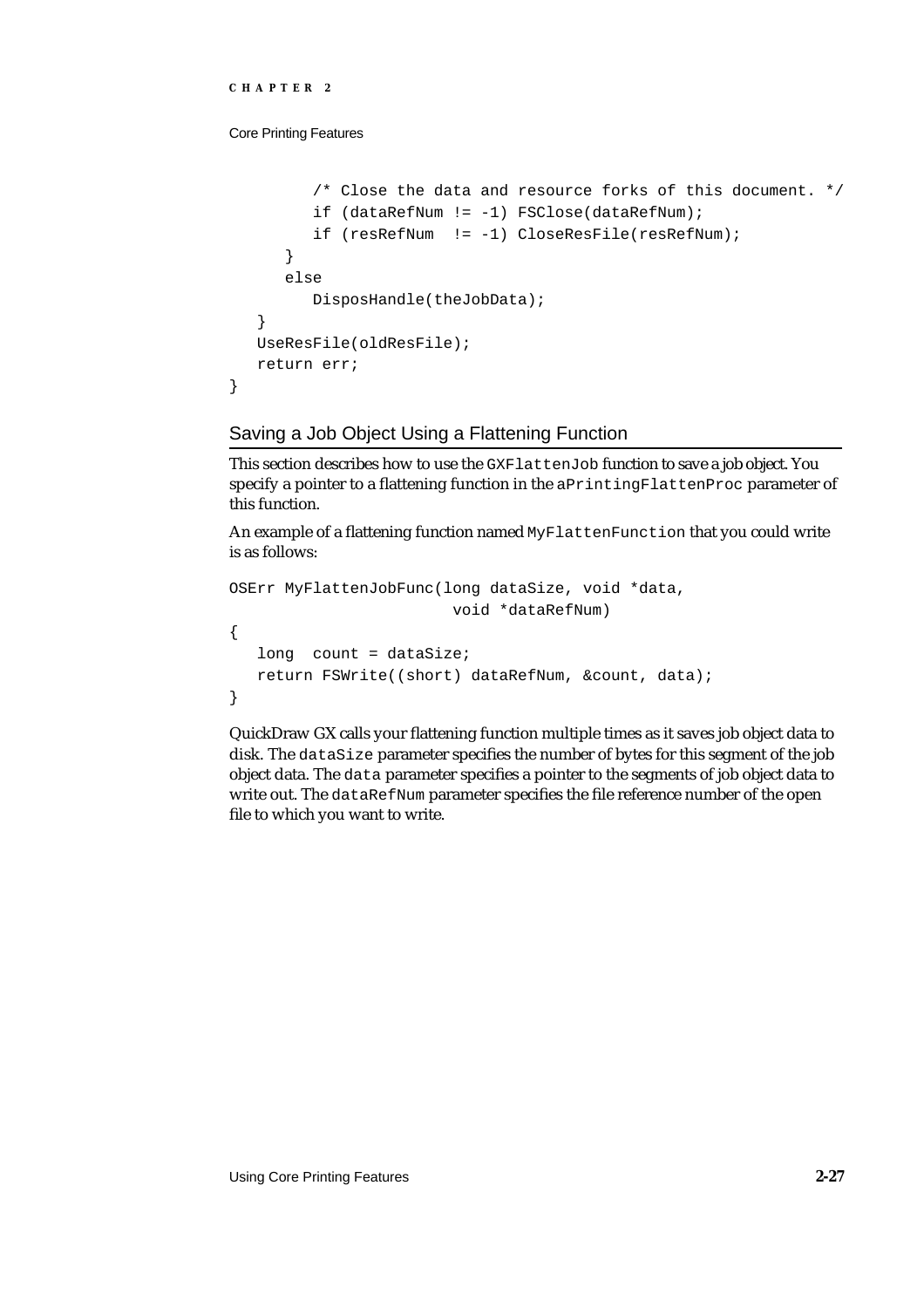```
         /* Close the data and resource forks of this document. */
         if (dataRefNum != -1) FSClose(dataRefNum);
         if (resRefNum  != -1) CloseResFile(resRefNum);
      }
      else
         DisposHandle(theJobData);
   }
   UseResFile(oldResFile);
   return err;
}
```

## Saving a Job Object Using a Flattening Function

This section describes how to use the `GXFlattenJob` function to save a job object. You specify a pointer to a flattening function in the `aPrintingFlattenProc` parameter of this function.

An example of a flattening function named `MyFlattenFunction` that you could write is as follows:

```
OSErr MyFlattenJobFunc(long dataSize, void *data,
                        void *dataRefNum)
{
   long  count = dataSize;
   return FSWrite((short) dataRefNum, &count, data);
}
```

QuickDraw GX calls your flattening function multiple times as it saves job object data to disk. The `dataSize` parameter specifies the number of bytes for this segment of the job object data. The `data` parameter specifies a pointer to the segments of job object data to write out. The `dataRefNum` parameter specifies the file reference number of the open file to which you want to write.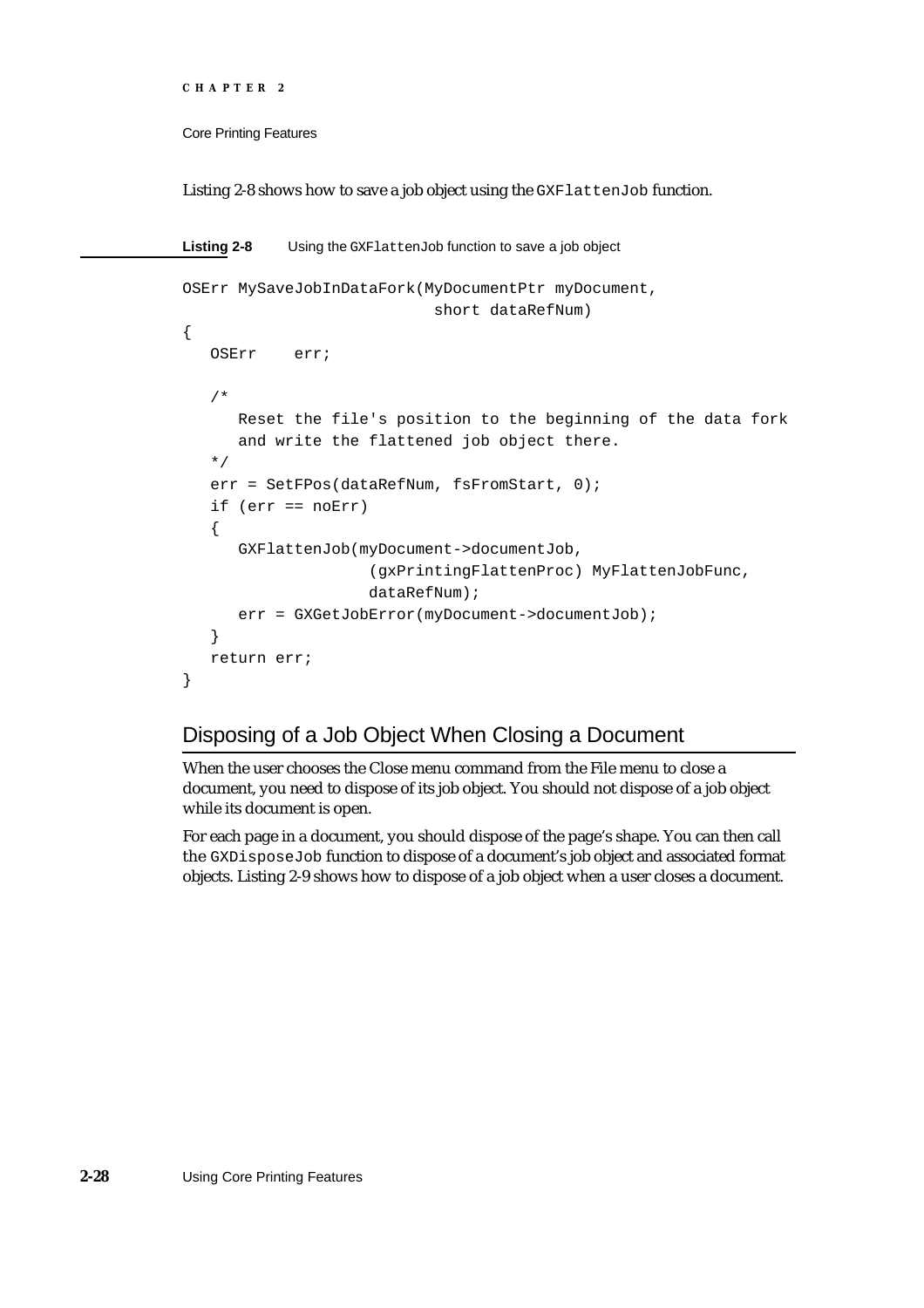Listing 2-8 shows how to save a job object using the `GXFlattenJob` function.

**Listing 2-8** Using the `GXFlattenJob` function to save a job object

```
OSErr MySaveJobInDataFork(MyDocumentPtr myDocument,
                           short dataRefNum)
{
   OSErr    err;

   /*
      Reset the file's position to the beginning of the data fork
      and write the flattened job object there.
   */
   err = SetFPos(dataRefNum, fsFromStart, 0);
   if (err == noErr)
   {
      GXFlattenJob(myDocument->documentJob,
                   (gxPrintingFlattenProc) MyFlattenJobFunc,
                   dataRefNum);
      err = GXGetJobError(myDocument->documentJob);
   }
   return err;
}
```

## Disposing of a Job Object When Closing a Document

When the user chooses the Close menu command from the File menu to close a document, you need to dispose of its job object. You should not dispose of a job object while its document is open.

For each page in a document, you should dispose of the page's shape. You can then call the `GXDisposeJob` function to dispose of a document's job object and associated format objects. Listing 2-9 shows how to dispose of a job object when a user closes a document.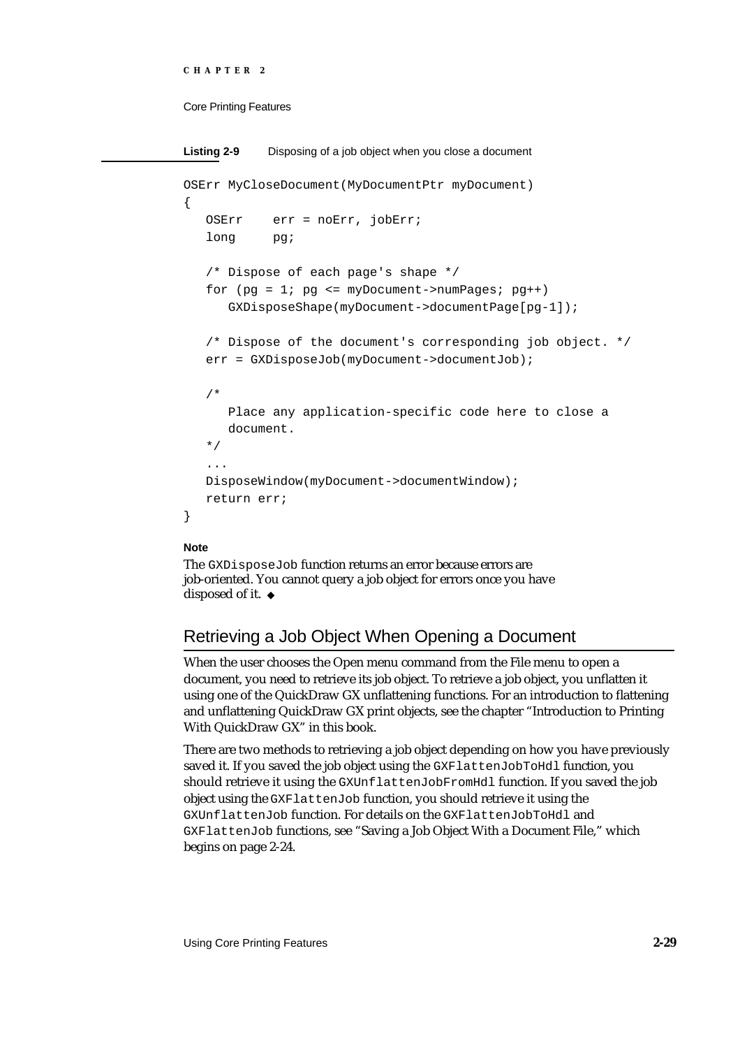**Listing 2-9** Disposing of a job object when you close a document

```
OSErr MyCloseDocument(MyDocumentPtr myDocument)
{
   OSErr    err = noErr, jobErr;
   long     pg;

   /* Dispose of each page's shape */
   for (pg = 1; pg <= myDocument->numPages; pg++)
      GXDisposeShape(myDocument->documentPage[pg-1]);

   /* Dispose of the document's corresponding job object. */
   err = GXDisposeJob(myDocument->documentJob);

   /*
      Place any application-specific code here to close a
      document.
   */
   ...
   DisposeWindow(myDocument->documentWindow);
   return err;
}
```

**Note**

The `GXDisposeJob` function returns an error because errors are job-oriented. You cannot query a job object for errors once you have disposed of it. ◆

## Retrieving a Job Object When Opening a Document

When the user chooses the Open menu command from the File menu to open a document, you need to retrieve its job object. To retrieve a job object, you unflatten it using one of the QuickDraw GX unflattening functions. For an introduction to flattening and unflattening QuickDraw GX print objects, see the chapter "Introduction to Printing With QuickDraw GX" in this book.

There are two methods to retrieve a job object depending on how you have previously saved it. If you saved the job object using the `GXFlattenJobToHdl` function, you should retrieve it using the `GXUnflattenJobFromHdl` function. If you saved the job object using the `GXFlattenJob` function, you should retrieve it using the `GXUnflattenJob` function. For details on the `GXFlattenJobToHdl` and `GXFlattenJob` functions, see "Saving a Job Object With a Document File," which begins on page 2-24.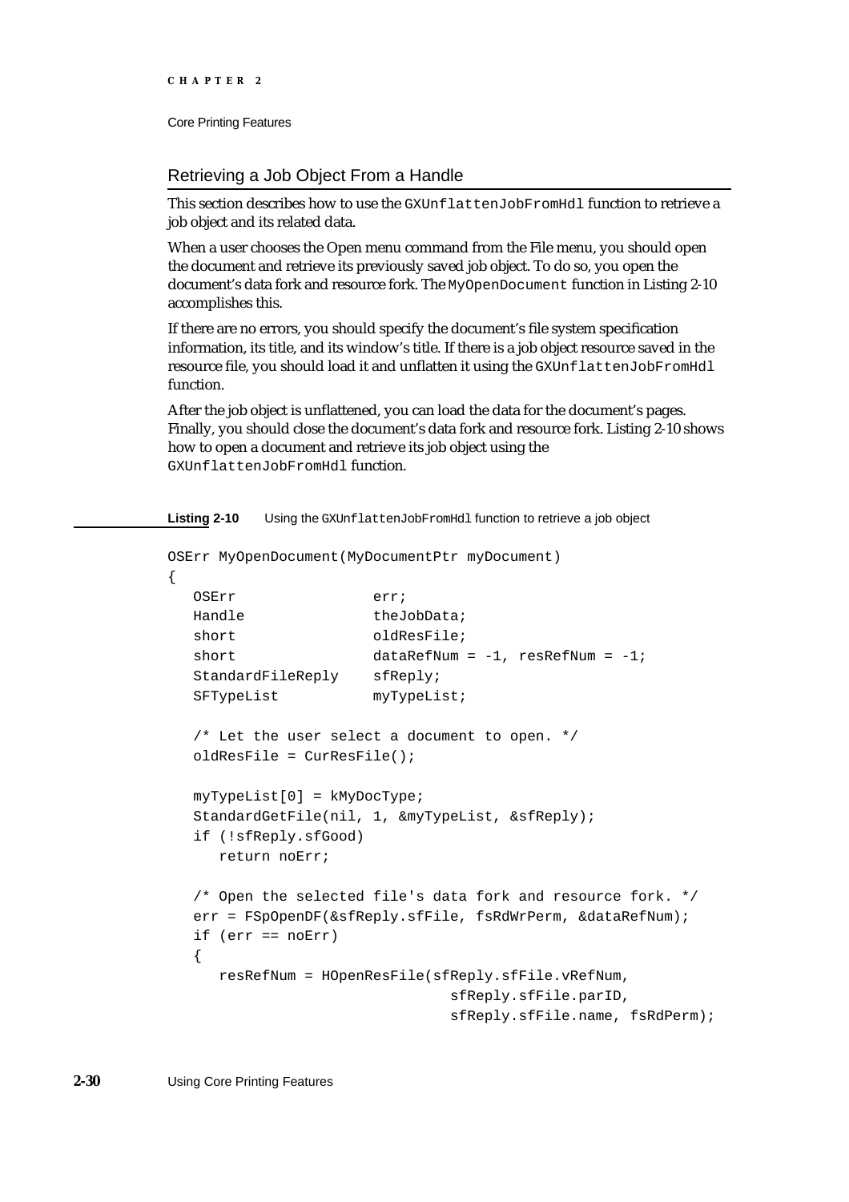## Retrieving a Job Object From a Handle

This section describes how to use the `GXUnflattenJobFromHdl` function to retrieve a job object and its related data.

When a user chooses the Open menu command from the File menu, you should open the document and retrieve its previously saved job object. To do so, you open the document's data fork and resource fork. The `MyOpenDocument` function in Listing 2-10 accomplishes this.

If there are no errors, you should specify the document's file system specification information, its title, and its window's title. If there is a job object resource saved in the resource file, you should load it and unflatten it using the `GXUnflattenJobFromHdl` function.

After the job object is unflattened, you can load the data for the document's pages. Finally, you should close the document's data fork and resource fork. Listing 2-10 shows how to open a document and retrieve its job object using the `GXUnflattenJobFromHdl` function.

**Listing 2-10** Using the `GXUnflattenJobFromHdl` function to retrieve a job object

```
OSErr MyOpenDocument(MyDocumentPtr myDocument)
{
   OSErr               err;
   Handle              theJobData;
   short               oldResFile;
   short               dataRefNum = -1, resRefNum = -1;
   StandardFileReply   sfReply;
   SFTypeList          myTypeList;

   /* Let the user select a document to open. */
   oldResFile = CurResFile();

   myTypeList[0] = kMyDocType;
   StandardGetFile(nil, 1, &myTypeList, &sfReply);
   if (!sfReply.sfGood)
      return noErr;

   /* Open the selected file's data fork and resource fork. */
   err = FSpOpenDF(&sfReply.sfFile, fsRdWrPerm, &dataRefNum);
   if (err == noErr)
   {
      resRefNum = HOpenResFile(sfReply.sfFile.vRefNum,
                               sfReply.sfFile.parID,
                               sfReply.sfFile.name, fsRdPerm);
```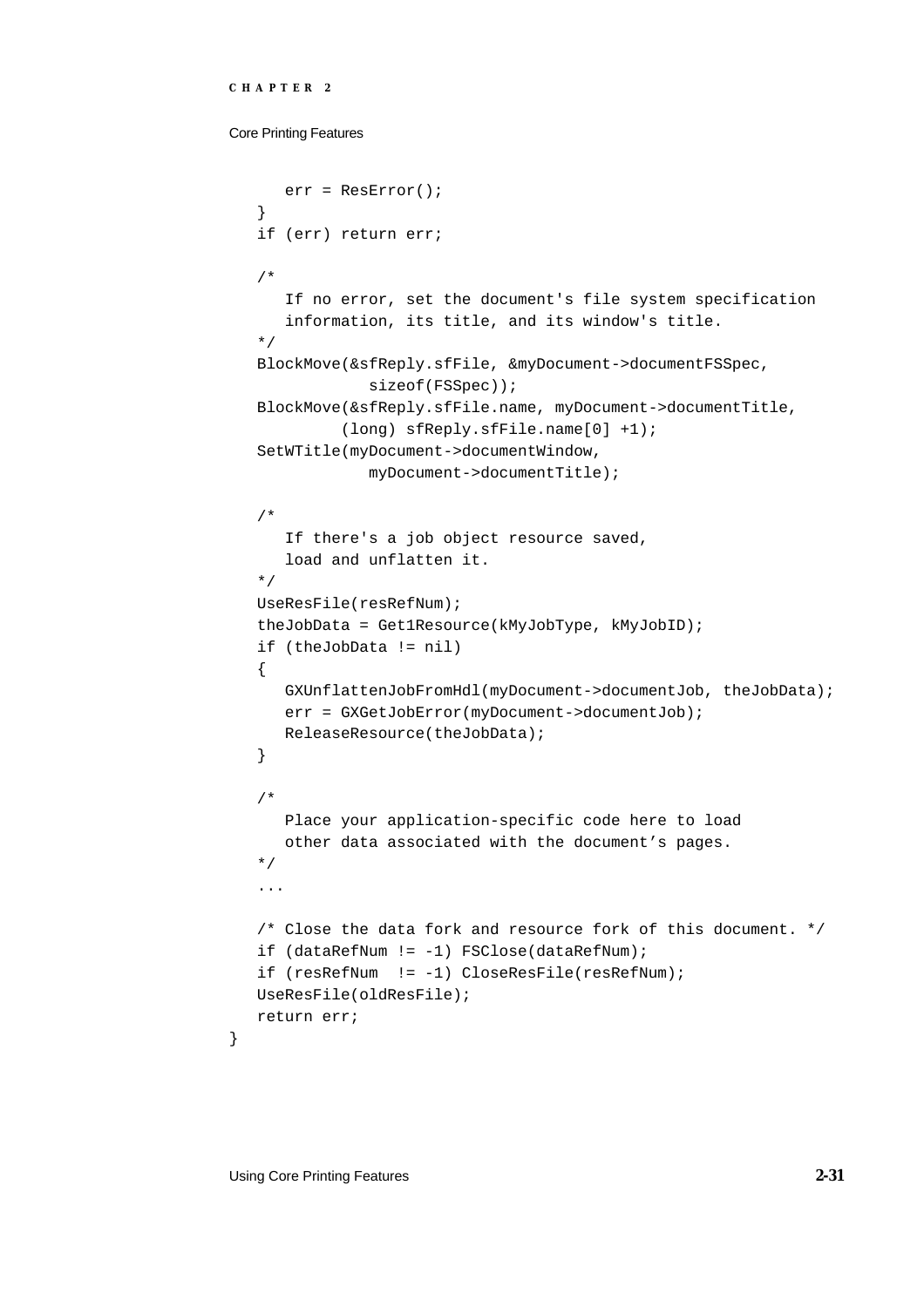```
      err = ResError();
   }
   if (err) return err;

   /*
      If no error, set the document's file system specification
      information, its title, and its window's title.
   */
   BlockMove(&sfReply.sfFile, &myDocument->documentFSSpec,
               sizeof(FSSpec));
   BlockMove(&sfReply.sfFile.name, myDocument->documentTitle,
            (long) sfReply.sfFile.name[0] +1);
   SetWTitle(myDocument->documentWindow,
               myDocument->documentTitle);

   /*
      If there's a job object resource saved,
      load and unflatten it.
   */
   UseResFile(resRefNum);
   theJobData = Get1Resource(kMyJobType, kMyJobID);
   if (theJobData != nil)
   {
      GXUnflattenJobFromHdl(myDocument->documentJob, theJobData);
      err = GXGetJobError(myDocument->documentJob);
      ReleaseResource(theJobData);
   }

   /*
      Place your application-specific code here to load
      other data associated with the document’s pages.
   */
   ...

   /* Close the data fork and resource fork of this document. */
   if (dataRefNum != -1) FSClose(dataRefNum);
   if (resRefNum  != -1) CloseResFile(resRefNum);
   UseResFile(oldResFile);
   return err;
}
```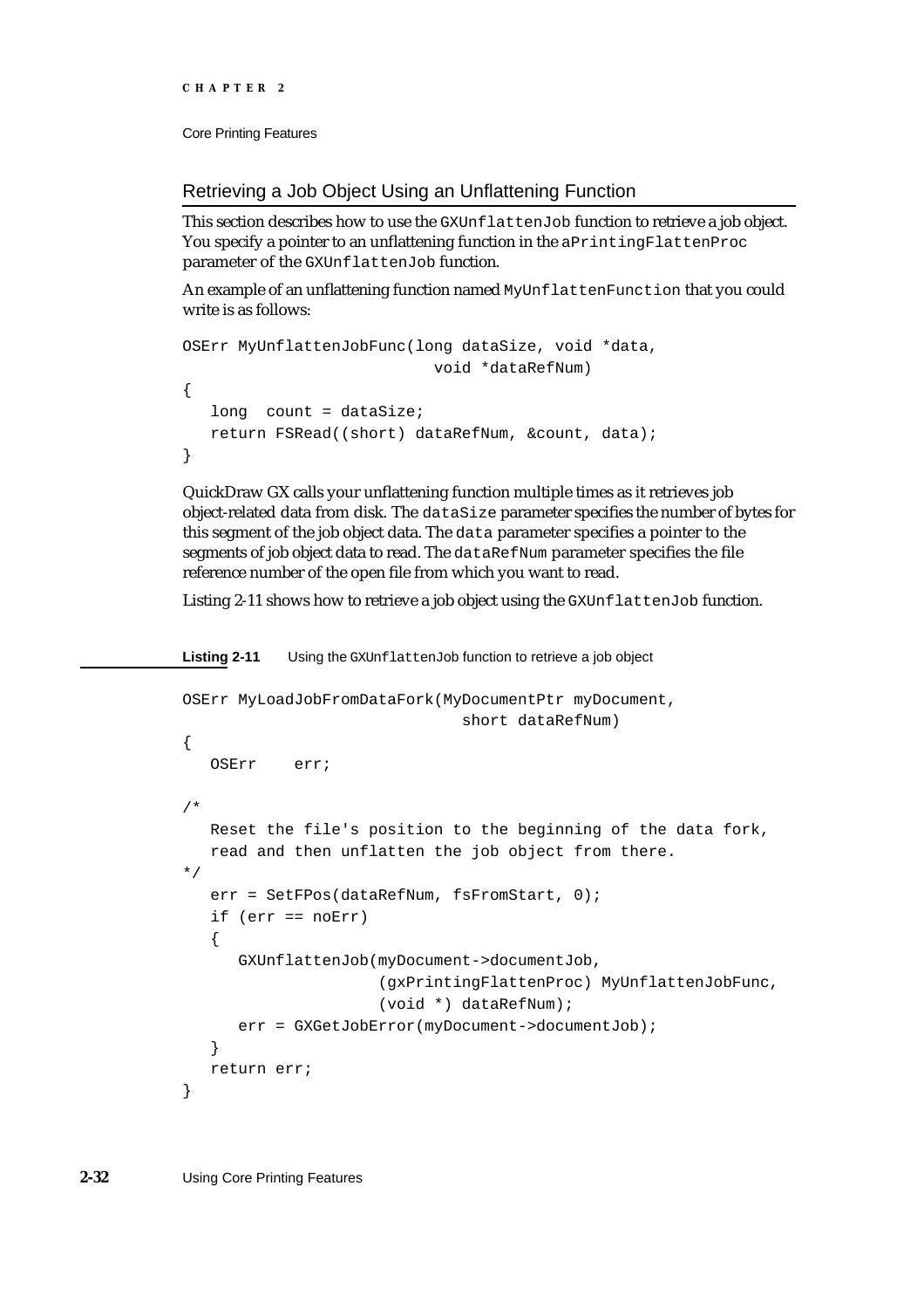## Retrieving a Job Object Using an Unflattening Function

This section describes how to use the `GXUnflattenJob` function to retrieve a job object. You specify a pointer to an unflattening function in the `aPrintingFlattenProc` parameter of the `GXUnflattenJob` function.

An example of an unflattening function named `MyUnflattenFunction` that you could write is as follows:

```
OSErr MyUnflattenJobFunc(long dataSize, void *data,
                           void *dataRefNum)
{
   long  count = dataSize;
   return FSRead((short) dataRefNum, &count, data);
}
```

QuickDraw GX calls your unflattening function multiple times as it retrieves job object-related data from disk. The `dataSize` parameter specifies the number of bytes for this segment of the job object data. The `data` parameter specifies a pointer to the segments of job object data to read. The `dataRefNum` parameter specifies the file reference number of the open file from which you want to read.

Listing 2-11 shows how to retrieve a job object using the `GXUnflattenJob` function.

**Listing 2-11** Using the `GXUnflattenJob` function to retrieve a job object

```
OSErr MyLoadJobFromDataFork(MyDocumentPtr myDocument,
                               short dataRefNum)
{
   OSErr    err;

/*
   Reset the file's position to the beginning of the data fork,
   read and then unflatten the job object from there.
*/
   err = SetFPos(dataRefNum, fsFromStart, 0);
   if (err == noErr)
   {
      GXUnflattenJob(myDocument->documentJob,
                     (gxPrintingFlattenProc) MyUnflattenJobFunc,
                     (void *) dataRefNum);
      err = GXGetJobError(myDocument->documentJob);
   }
   return err;
}
```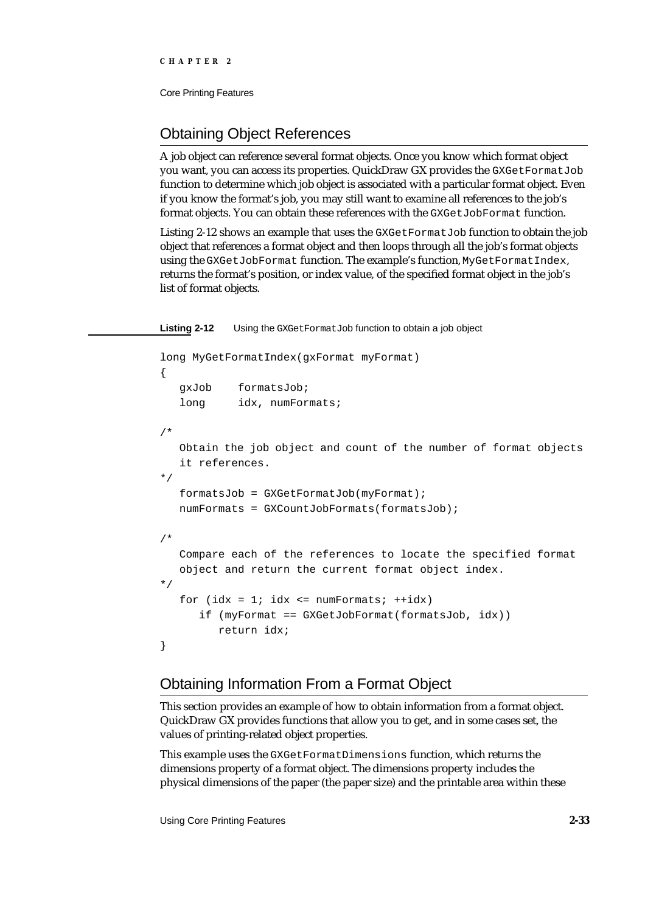## Obtaining Object References

A job object can reference several format objects. Once you know which format object you want, you can access its properties. QuickDraw GX provides the `GXGetFormatJob` function to determine which job object is associated with a particular format object. Even if you know the format's job, you may still want to examine all references to the job's format objects. You can obtain these references with the `GXGetJobFormat` function.

Listing 2-12 shows an example that uses the `GXGetFormatJob` function to obtain the job object that references a format object and then loops through all the job's format objects using the `GXGetJobFormat` function. The example's function, `MyGetFormatIndex`, returns the format's position, or index value, of the specified format object in the job's list of format objects.

**Listing 2-12** Using the `GXGetFormatJob` function to obtain a job object

```
long MyGetFormatIndex(gxFormat myFormat)
{
   gxJob     formatsJob;
   long      idx, numFormats;

/*
   Obtain the job object and count of the number of format objects
   it references.
*/
   formatsJob = GXGetFormatJob(myFormat);
   numFormats = GXCountJobFormats(formatsJob);

/*
   Compare each of the references to locate the specified format
   object and return the current format object index.
*/
   for (idx = 1; idx <= numFormats; ++idx)
      if (myFormat == GXGetJobFormat(formatsJob, idx))
         return idx;
}
```

## Obtaining Information From a Format Object

This section provides an example of how to obtain information from a format object. QuickDraw GX provides functions that allow you to get, and in some cases set, the values of printing-related object properties.

This example uses the `GXGetFormatDimensions` function, which returns the dimensions property of a format object. The dimensions property includes the physical dimensions of the paper (the paper size) and the printable area within these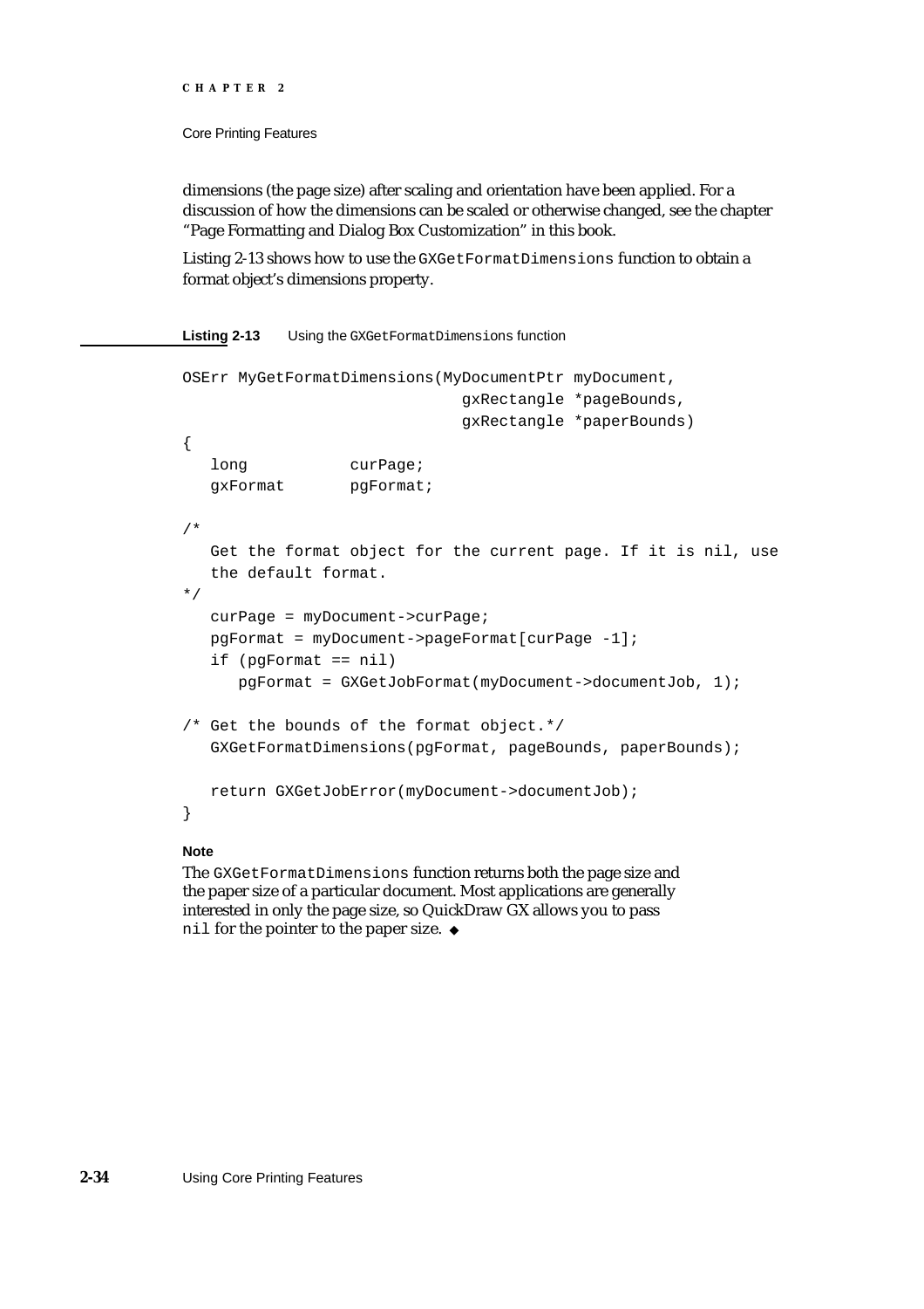dimensions (the page size) after scaling and orientation have been applied. For a discussion of how the dimensions can be scaled or otherwise changed, see the chapter "Page Formatting and Dialog Box Customization" in this book.

Listing 2-13 shows how to use the `GXGetFormatDimensions` function to obtain a format object's dimensions property.

**Listing 2-13** Using the `GXGetFormatDimensions` function

```
OSErr MyGetFormatDimensions(MyDocumentPtr myDocument,
                              gxRectangle *pageBounds,
                              gxRectangle *paperBounds)
{
   long           curPage;
   gxFormat       pgFormat;

/*
   Get the format object for the current page. If it is nil, use
   the default format.
*/
   curPage = myDocument->curPage;
   pgFormat = myDocument->pageFormat[curPage -1];
   if (pgFormat == nil)
      pgFormat = GXGetJobFormat(myDocument->documentJob, 1);

/* Get the bounds of the format object.*/
   GXGetFormatDimensions(pgFormat, pageBounds, paperBounds);

   return GXGetJobError(myDocument->documentJob);
}
```

**Note**

The `GXGetFormatDimensions` function returns both the page size and the paper size of a particular document. Most applications are generally interested in only the page size, so QuickDraw GX allows you to pass `nil` for the pointer to the paper size. ◆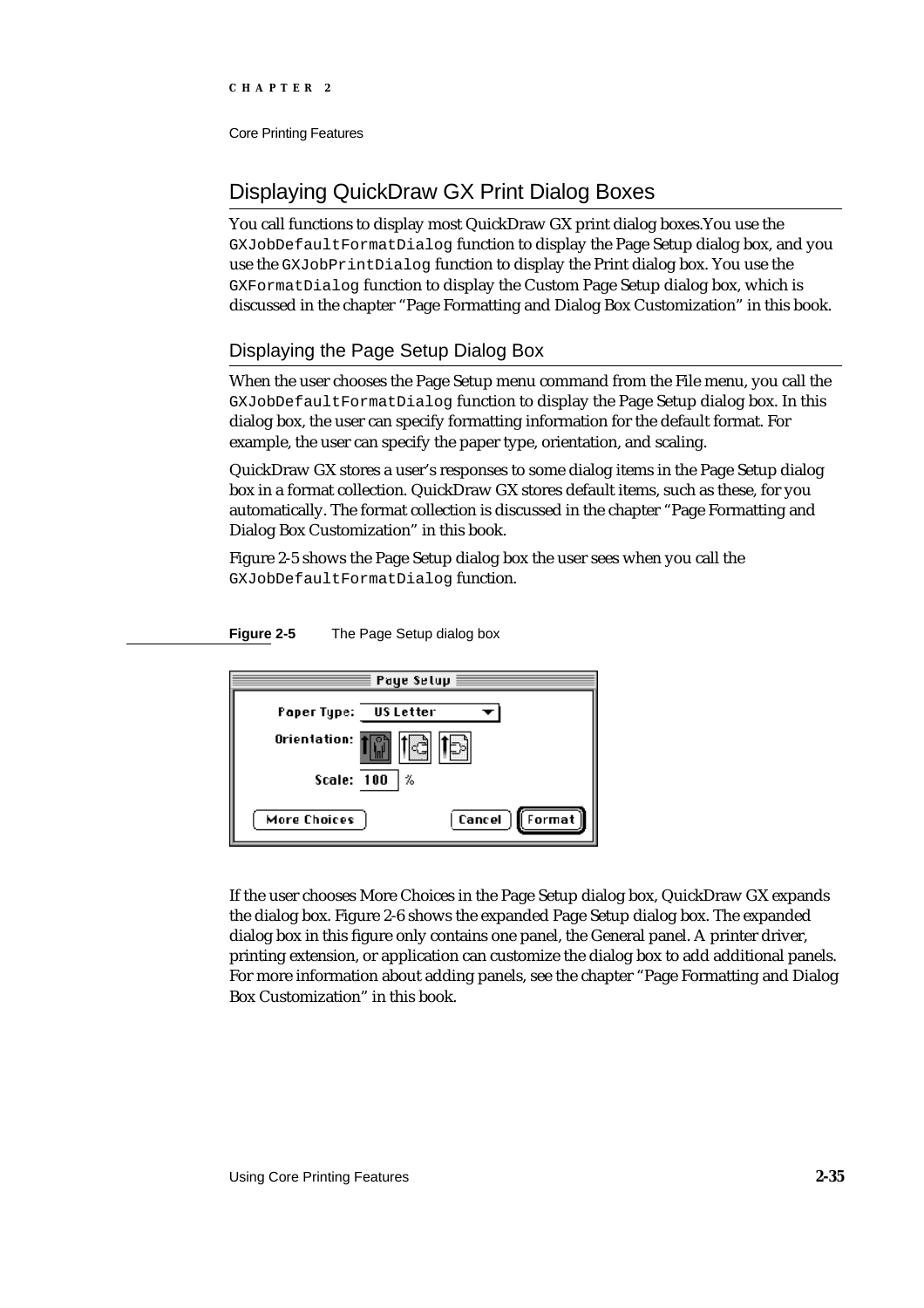## Displaying QuickDraw GX Print Dialog Boxes

You call functions to display most QuickDraw GX print dialog boxes.You use the `GXJobDefaultFormatDialog` function to display the Page Setup dialog box, and you use the `GXJobPrintDialog` function to display the Print dialog box. You use the `GXFormatDialog` function to display the Custom Page Setup dialog box, which is discussed in the chapter "Page Formatting and Dialog Box Customization" in this book.

### Displaying the Page Setup Dialog Box

When the user chooses the Page Setup menu command from the File menu, you call the `GXJobDefaultFormatDialog` function to display the Page Setup dialog box. In this dialog box, the user can specify formatting information for the default format. For example, the user can specify the paper type, orientation, and scaling.

QuickDraw GX stores a user's responses to some dialog items in the Page Setup dialog box in a format collection. QuickDraw GX stores default items, such as these, for you automatically. The format collection is discussed in the chapter "Page Formatting and Dialog Box Customization" in this book.

Figure 2-5 shows the Page Setup dialog box the user sees when you call the `GXJobDefaultFormatDialog` function.

**Figure 2-5** The Page Setup dialog box

If the user chooses More Choices in the Page Setup dialog box, QuickDraw GX expands the dialog box. Figure 2-6 shows the expanded Page Setup dialog box. The expanded dialog box in this figure only contains one panel, the General panel. A printer driver, printing extension, or application can customize the dialog box to add additional panels. For more information about adding panels, see the chapter "Page Formatting and Dialog Box Customization" in this book.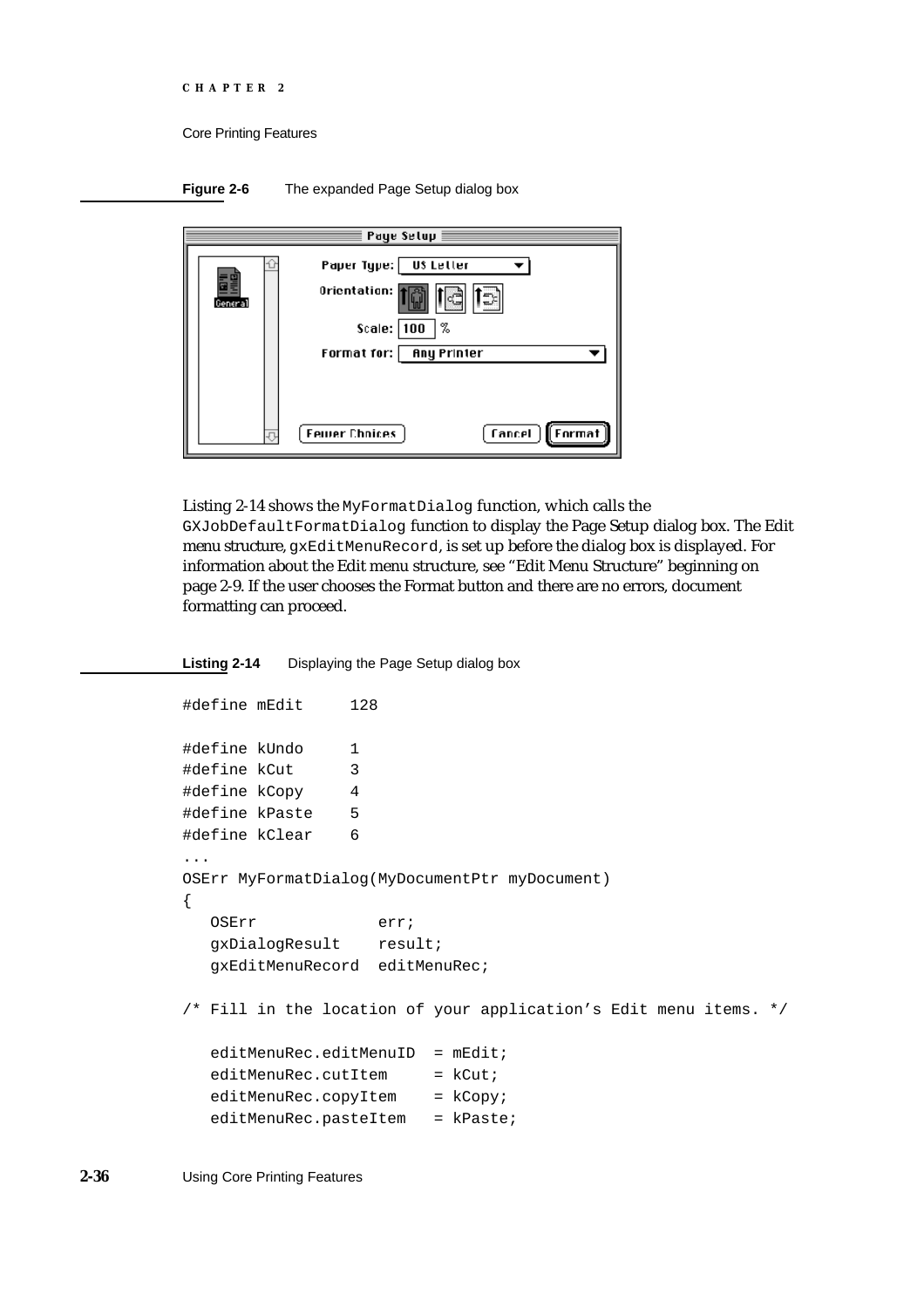**Figure 2-6** The expanded Page Setup dialog box

Listing 2-14 shows the `MyFormatDialog` function, which calls the `GXJobDefaultFormatDialog` function to display the Page Setup dialog box. The Edit menu structure, `gxEditMenuRecord`, is set up before the dialog box is displayed. For information about the Edit menu structure, see "Edit Menu Structure" beginning on page 2-9. If the user chooses the Format button and there are no errors, document formatting can proceed.

**Listing 2-14** Displaying the Page Setup dialog box

```
#define mEdit     128

#define kUndo     1
#define kCut      3
#define kCopy     4
#define kPaste    5
#define kClear    6
...
OSErr MyFormatDialog(MyDocumentPtr myDocument)
{
   OSErr             err;
   gxDialogResult    result;
   gxEditMenuRecord  editMenuRec;

/* Fill in the location of your application's Edit menu items. */

   editMenuRec.editMenuID  = mEdit;
   editMenuRec.cutItem     = kCut;
   editMenuRec.copyItem    = kCopy;
   editMenuRec.pasteItem   = kPaste;
```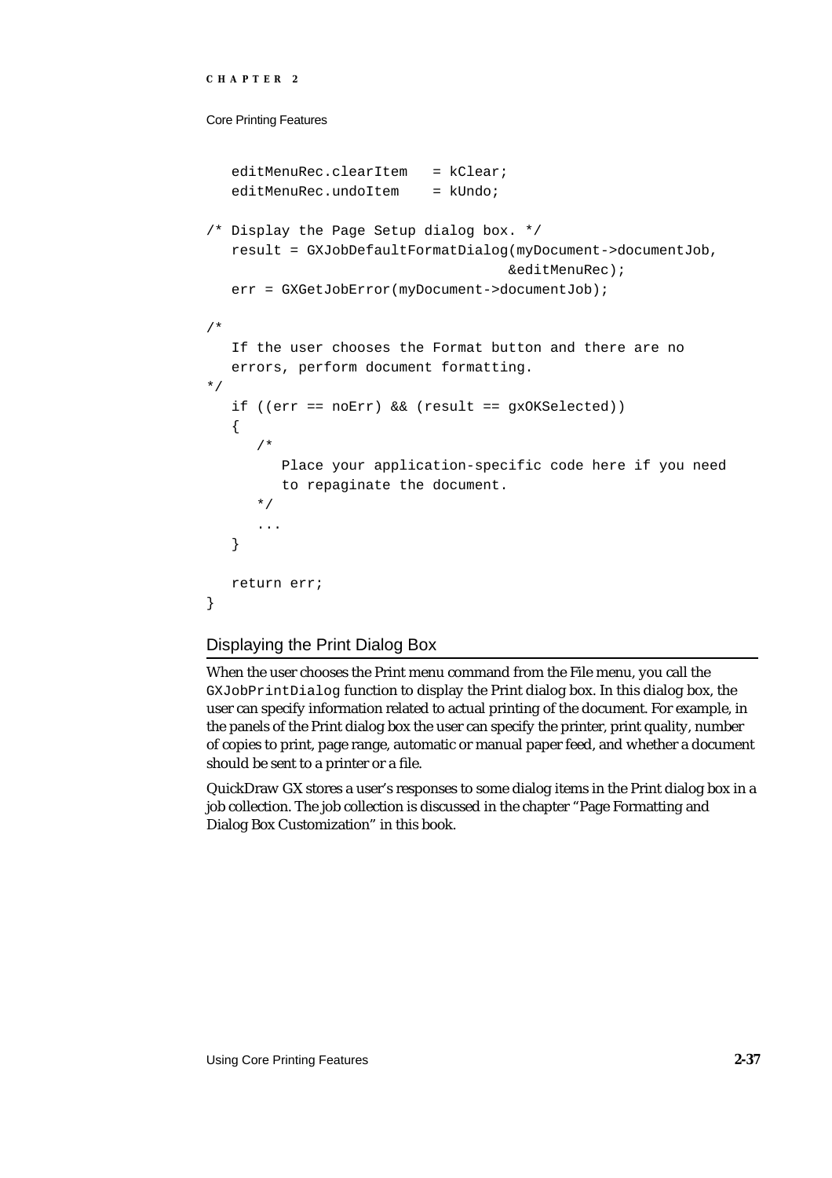```
   editMenuRec.clearItem   = kClear;
   editMenuRec.undoItem    = kUndo;

/* Display the Page Setup dialog box. */
   result = GXJobDefaultFormatDialog(myDocument->documentJob,
                                     &editMenuRec);
   err = GXGetJobError(myDocument->documentJob);

/*
   If the user chooses the Format button and there are no
   errors, perform document formatting.
*/
   if ((err == noErr) && (result == gxOKSelected))
   {
      /*
         Place your application-specific code here if you need
         to repaginate the document.
      */
      ...
   }

   return err;
}
```

## Displaying the Print Dialog Box

When the user chooses the Print menu command from the File menu, you call the `GXJobPrintDialog` function to display the Print dialog box. In this dialog box, the user can specify information related to actual printing of the document. For example, in the panels of the Print dialog box the user can specify the printer, print quality, number of copies to print, page range, automatic or manual paper feed, and whether a document should be sent to a printer or a file.

QuickDraw GX stores a user's responses to some dialog items in the Print dialog box in a job collection. The job collection is discussed in the chapter "Page Formatting and Dialog Box Customization" in this book.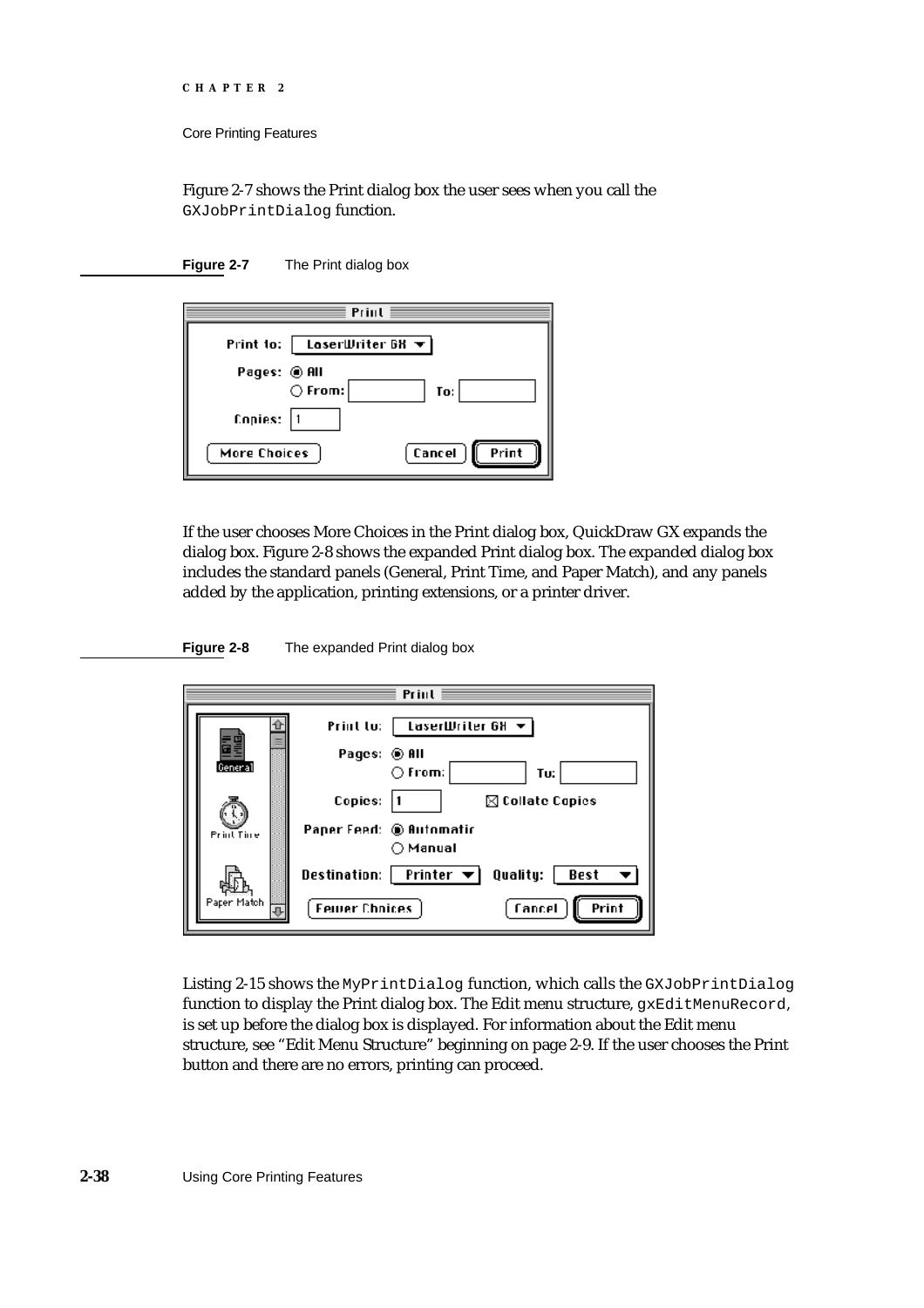Figure 2-7 shows the Print dialog box the user sees when you call the `GXJobPrintDialog` function.

**Figure 2-7** The Print dialog box

If the user chooses More Choices in the Print dialog box, QuickDraw GX expands the dialog box. Figure 2-8 shows the expanded Print dialog box. The expanded dialog box includes the standard panels (General, Print Time, and Paper Match), and any panels added by the application, printing extensions, or a printer driver.

**Figure 2-8** The expanded Print dialog box

Listing 2-15 shows the `MyPrintDialog` function, which calls the `GXJobPrintDialog` function to display the Print dialog box. The Edit menu structure, `gxEditMenuRecord`, is set up before the dialog box is displayed. For information about the Edit menu structure, see "Edit Menu Structure" beginning on page 2-9. If the user chooses the Print button and there are no errors, printing can proceed.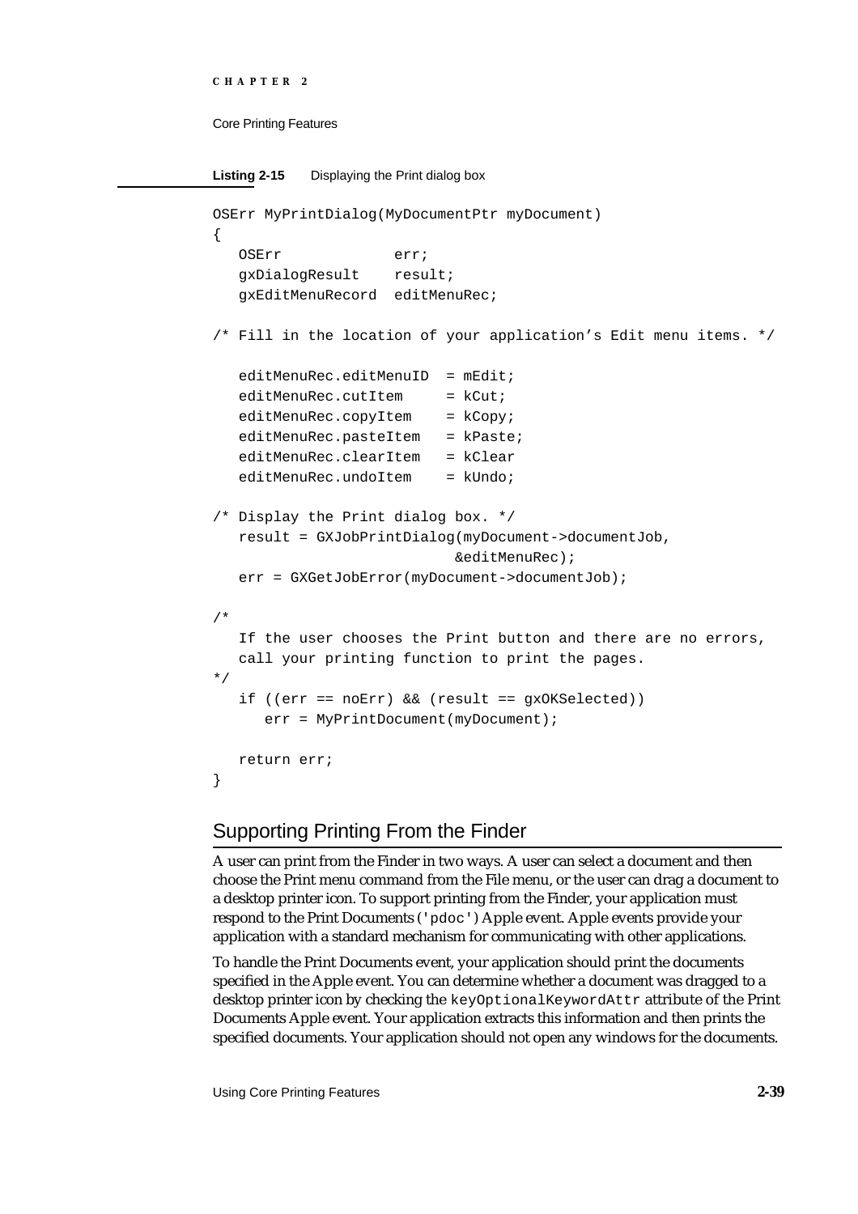**Listing 2-15** Displaying the Print dialog box

```
OSErr MyPrintDialog(MyDocumentPtr myDocument)
{
   OSErr             err;
   gxDialogResult    result;
   gxEditMenuRecord  editMenuRec;

/* Fill in the location of your application’s Edit menu items. */

   editMenuRec.editMenuID  = mEdit;
   editMenuRec.cutItem     = kCut;
   editMenuRec.copyItem    = kCopy;
   editMenuRec.pasteItem   = kPaste;
   editMenuRec.clearItem   = kClear
   editMenuRec.undoItem    = kUndo;

/* Display the Print dialog box. */
   result = GXJobPrintDialog(myDocument->documentJob,
                             &editMenuRec);
   err = GXGetJobError(myDocument->documentJob);

/*
   If the user chooses the Print button and there are no errors,
   call your printing function to print the pages.
*/
   if ((err == noErr) && (result == gxOKSelected))
      err = MyPrintDocument(myDocument);

   return err;
}
```

## Supporting Printing From the Finder

A user can print from the Finder in two ways. A user can select a document and then choose the Print menu command from the File menu, or the user can drag a document to a desktop printer icon. To support printing from the Finder, your application must respond to the Print Documents (`'pdoc'`) Apple event. Apple events provide your application with a standard mechanism for communicating with other applications.

To handle the Print Documents event, your application should print the documents specified in the Apple event. You can determine whether a document was dragged to a desktop printer icon by checking the `keyOptionalKeywordAttr` attribute of the Print Documents Apple event. Your application extracts this information and then prints the specified documents. Your application should not open any windows for the documents.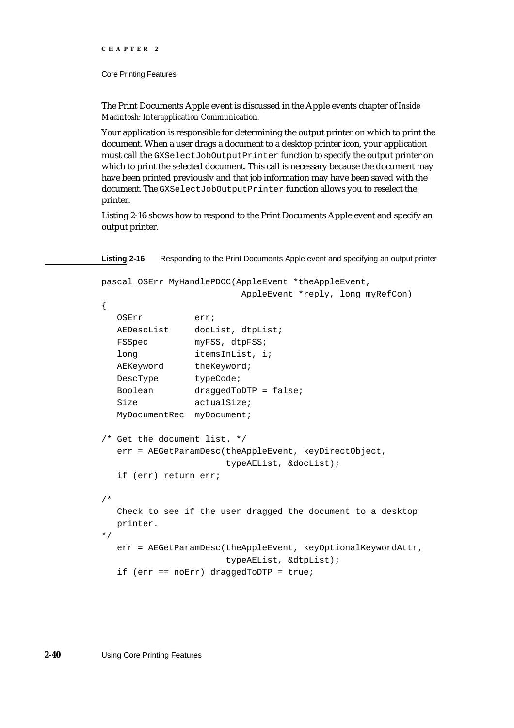The Print Documents Apple event is discussed in the Apple events chapter of *Inside Macintosh: Interapplication Communication.*

Your application is responsible for determining the output printer on which to print the document. When a user drags a document to a desktop printer icon, your application must call the `GXSelectJobOutputPrinter` function to specify the output printer on which to print the selected document. This call is necessary because the document may have been printed previously and that job information may have been saved with the document. The `GXSelectJobOutputPrinter` function allows you to reselect the printer.

Listing 2-16 shows how to respond to the Print Documents Apple event and specify an output printer.

**Listing 2-16** Responding to the Print Documents Apple event and specifying an output printer

```
pascal OSErr MyHandlePDOC(AppleEvent *theAppleEvent,
                          AppleEvent *reply, long myRefCon)
{
   OSErr          err;
   AEDescList     docList, dtpList;
   FSSpec         myFSS, dtpFSS;
   long           itemsInList, i;
   AEKeyword      theKeyword;
   DescType       typeCode;
   Boolean        draggedToDTP = false;
   Size           actualSize;
   MyDocumentRec  myDocument;

/* Get the document list. */
   err = AEGetParamDesc(theAppleEvent, keyDirectObject,
                        typeAEList, &docList);
   if (err) return err;

/*
   Check to see if the user dragged the document to a desktop
   printer.
*/
   err = AEGetParamDesc(theAppleEvent, keyOptionalKeywordAttr,
                        typeAEList, &dtpList);
   if (err == noErr) draggedToDTP = true;
```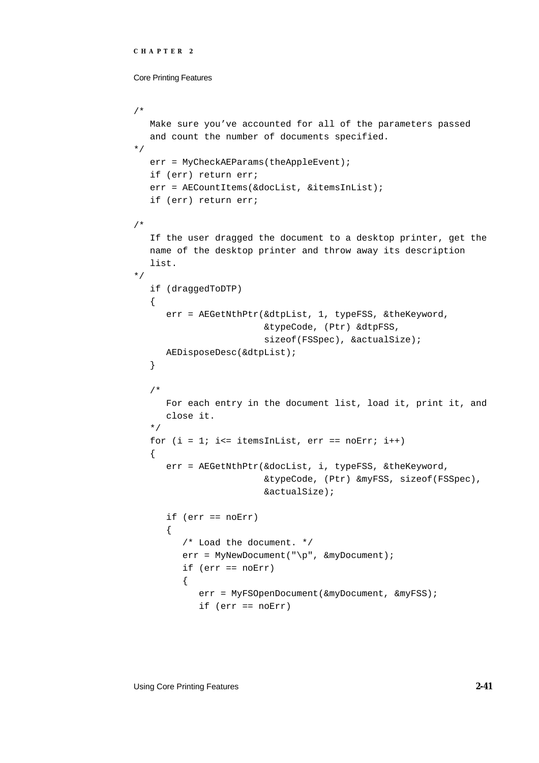```
/*
   Make sure you've accounted for all of the parameters passed
   and count the number of documents specified.
*/
   err = MyCheckAEParams(theAppleEvent);
   if (err) return err;
   err = AECountItems(&docList, &itemsInList);
   if (err) return err;

/*
   If the user dragged the document to a desktop printer, get the
   name of the desktop printer and throw away its description
   list.
*/
   if (draggedToDTP)
   {
      err = AEGetNthPtr(&dtpList, 1, typeFSS, &theKeyword,
                        &typeCode, (Ptr) &dtpFSS,
                        sizeof(FSSpec), &actualSize);
      AEDisposeDesc(&dtpList);
   }

   /*
      For each entry in the document list, load it, print it, and
      close it.
   */
   for (i = 1; i<= itemsInList, err == noErr; i++)
   {
      err = AEGetNthPtr(&docList, i, typeFSS, &theKeyword,
                        &typeCode, (Ptr) &myFSS, sizeof(FSSpec),
                        &actualSize);

      if (err == noErr)
      {
         /* Load the document. */
         err = MyNewDocument("\p", &myDocument);
         if (err == noErr)
         {
            err = MyFSOpenDocument(&myDocument, &myFSS);
            if (err == noErr)
```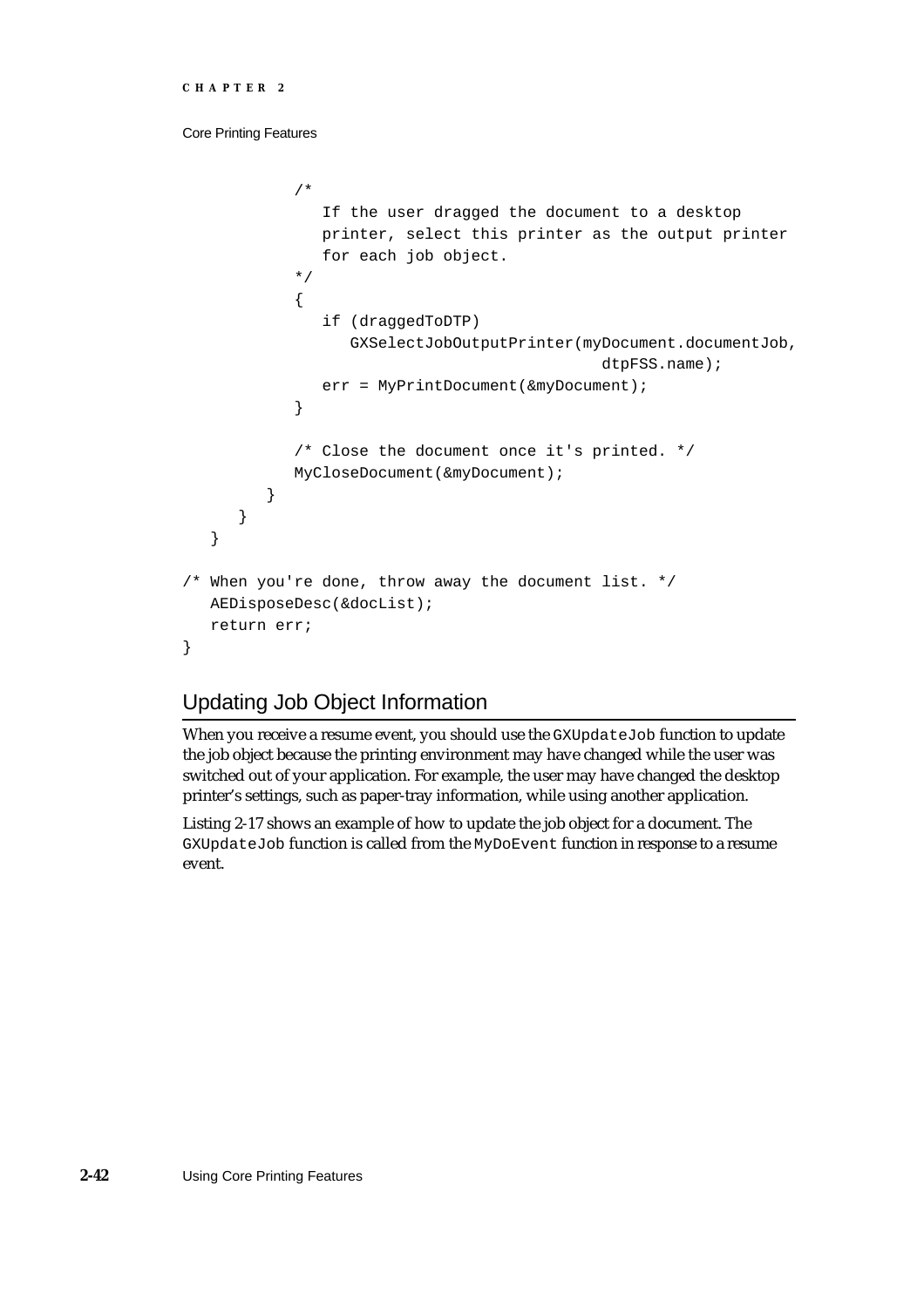```
            /*
               If the user dragged the document to a desktop
               printer, select this printer as the output printer
               for each job object.
            */
            {
               if (draggedToDTP)
                  GXSelectJobOutputPrinter(myDocument.documentJob,
                                           dtpFSS.name);
               err = MyPrintDocument(&myDocument);
            }

            /* Close the document once it's printed. */
            MyCloseDocument(&myDocument);
         }
      }
   }

/* When you're done, throw away the document list. */
   AEDisposeDesc(&docList);
   return err;
}
```

## Updating Job Object Information

When you receive a resume event, you should use the `GXUpdateJob` function to update the job object because the printing environment may have changed while the user was switched out of your application. For example, the user may have changed the desktop printer's settings, such as paper-tray information, while using another application.

Listing 2-17 shows an example of how to update the job object for a document. The `GXUpdateJob` function is called from the `MyDoEvent` function in response to a resume event.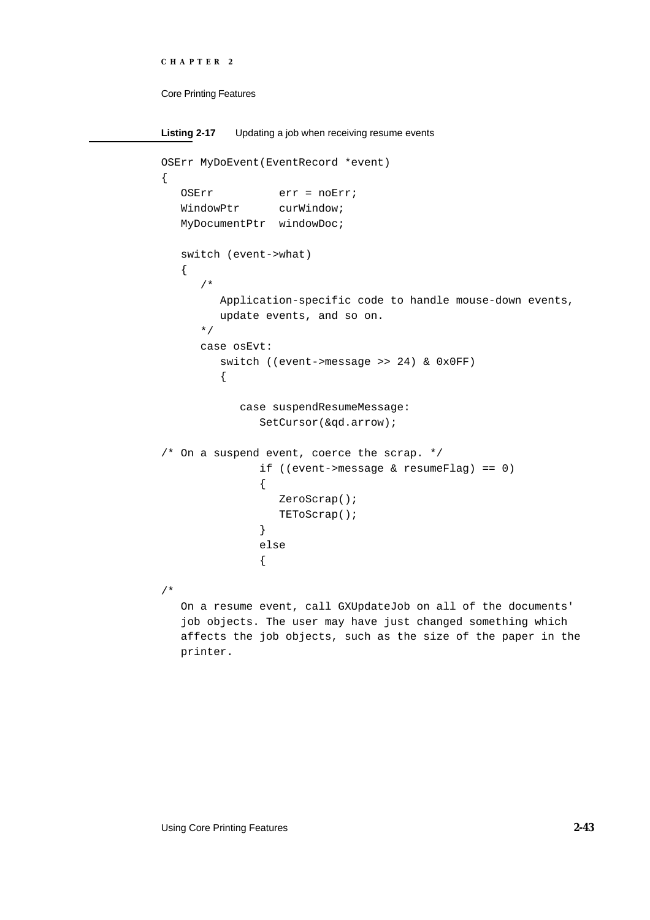**Listing 2-17** Updating a job when receiving resume events

```
OSErr MyDoEvent(EventRecord *event)
{
   OSErr          err = noErr;
   WindowPtr      curWindow;
   MyDocumentPtr  windowDoc;

   switch (event->what)
   {
      /*
         Application-specific code to handle mouse-down events,
         update events, and so on.
      */
      case osEvt:
         switch ((event->message >> 24) & 0x0FF)
         {

            case suspendResumeMessage:
               SetCursor(&qd.arrow);

/* On a suspend event, coerce the scrap. */
               if ((event->message & resumeFlag) == 0)
               {
                  ZeroScrap();
                  TEToScrap();
               }
               else
               {

/*
   On a resume event, call GXUpdateJob on all of the documents'
   job objects. The user may have just changed something which
   affects the job objects, such as the size of the paper in the
   printer.
```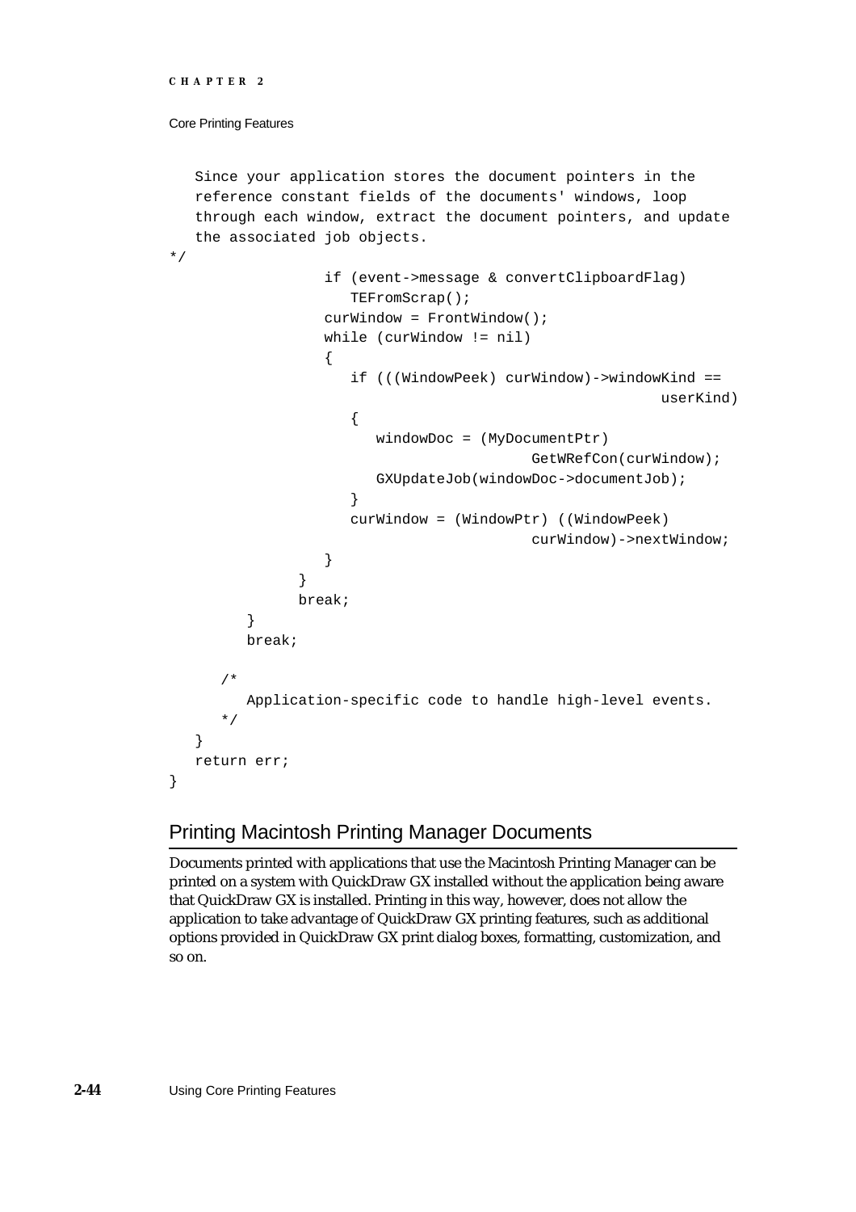```
   Since your application stores the document pointers in the
   reference constant fields of the documents' windows, loop
   through each window, extract the document pointers, and update
   the associated job objects.
*/
                  if (event->message & convertClipboardFlag)
                     TEFromScrap();
                  curWindow = FrontWindow();
                  while (curWindow != nil)
                  {
                     if (((WindowPeek) curWindow)->windowKind ==
                                                         userKind)
                     {
                        windowDoc = (MyDocumentPtr)
                                          GetWRefCon(curWindow);
                        GXUpdateJob(windowDoc->documentJob);
                     }
                     curWindow = (WindowPtr) ((WindowPeek)
                                          curWindow)->nextWindow;
                  }
               }
               break;
         }
         break;

      /*
         Application-specific code to handle high-level events.
      */
   }
   return err;
}
```

## Printing Macintosh Printing Manager Documents

Documents printed with applications that use the Macintosh Printing Manager can be printed on a system with QuickDraw GX installed without the application being aware that QuickDraw GX is installed. Printing in this way, however, does not allow the application to take advantage of QuickDraw GX printing features, such as additional options provided in QuickDraw GX print dialog boxes, formatting, customization, and so on.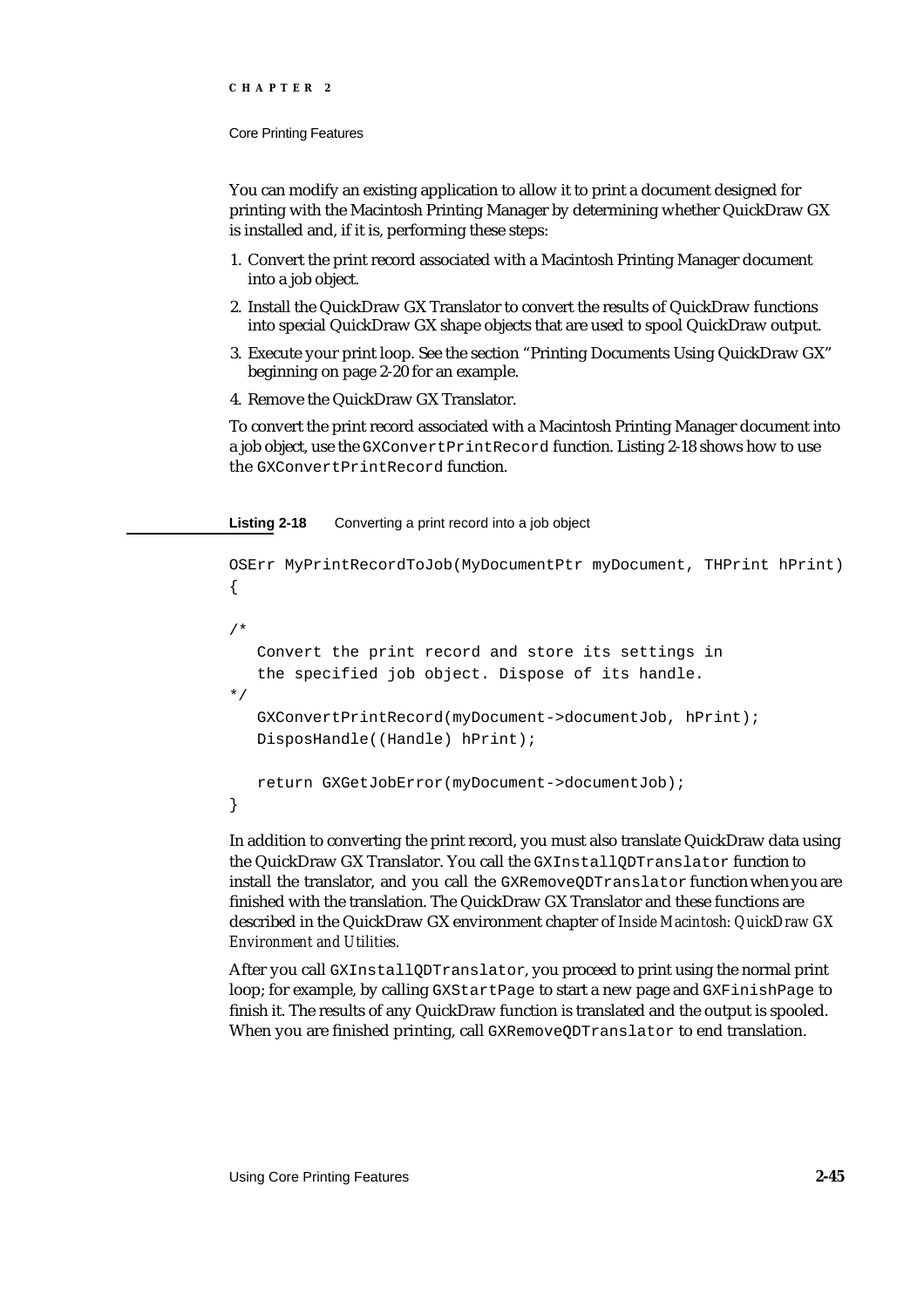You can modify an existing application to allow it to print a document designed for printing with the Macintosh Printing Manager by determining whether QuickDraw GX is installed and, if it is, performing these steps:

1. Convert the print record associated with a Macintosh Printing Manager document into a job object.
2. Install the QuickDraw GX Translator to convert the results of QuickDraw functions into special QuickDraw GX shape objects that are used to spool QuickDraw output.
3. Execute your print loop. See the section "Printing Documents Using QuickDraw GX" beginning on page 2-20 for an example.
4. Remove the QuickDraw GX Translator.

To convert the print record associated with a Macintosh Printing Manager document into a job object, use the `GXConvertPrintRecord` function. Listing 2-18 shows how to use the `GXConvertPrintRecord` function.

**Listing 2-18** Converting a print record into a job object

```
OSErr MyPrintRecordToJob(MyDocumentPtr myDocument, THPrint hPrint)
{

/*
   Convert the print record and store its settings in
   the specified job object. Dispose of its handle.
*/
   GXConvertPrintRecord(myDocument->documentJob, hPrint);
   DisposHandle((Handle) hPrint);

   return GXGetJobError(myDocument->documentJob);
}
```

In addition to converting the print record, you must also translate QuickDraw data using the QuickDraw GX Translator. You call the `GXInstallQDTranslator` function to install the translator, and you call the `GXRemoveQDTranslator` function when you are finished with the translation. The QuickDraw GX Translator and these functions are described in the QuickDraw GX environment chapter of *Inside Macintosh: QuickDraw GX Environment and Utilities.*

After you call `GXInstallQDTranslator`, you proceed to print using the normal print loop; for example, by calling `GXStartPage` to start a new page and `GXFinishPage` to finish it. The results of any QuickDraw function is translated and the output is spooled. When you are finished printing, call `GXRemoveQDTranslator` to end translation.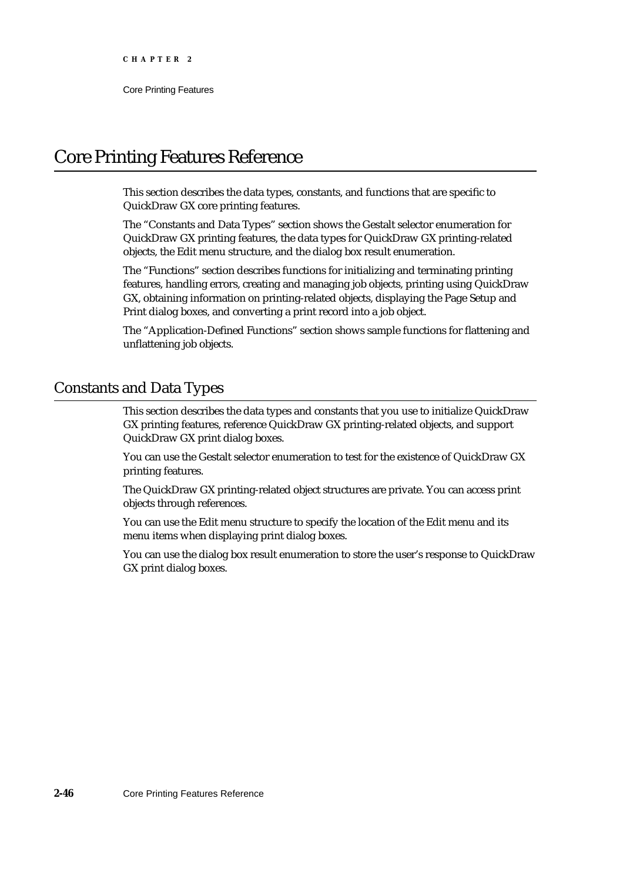# Core Printing Features Reference

This section describes the data types, constants, and functions that are specific to QuickDraw GX core printing features.

The "Constants and Data Types" section shows the Gestalt selector enumeration for QuickDraw GX printing features, the data types for QuickDraw GX printing-related objects, the Edit menu structure, and the dialog box result enumeration.

The "Functions" section describes functions for initializing and terminating printing features, handling errors, creating and managing job objects, printing using QuickDraw GX, obtaining information on printing-related objects, displaying the Page Setup and Print dialog boxes, and converting a print record into a job object.

The "Application-Defined Functions" section shows sample functions for flattening and unflattening job objects.

## Constants and Data Types

This section describes the data types and constants that you use to initialize QuickDraw GX printing features, reference QuickDraw GX printing-related objects, and support QuickDraw GX print dialog boxes.

You can use the Gestalt selector enumeration to test for the existence of QuickDraw GX printing features.

The QuickDraw GX printing-related object structures are private. You can access print objects through references.

You can use the Edit menu structure to specify the location of the Edit menu and its menu items when displaying print dialog boxes.

You can use the dialog box result enumeration to store the user's response to QuickDraw GX print dialog boxes.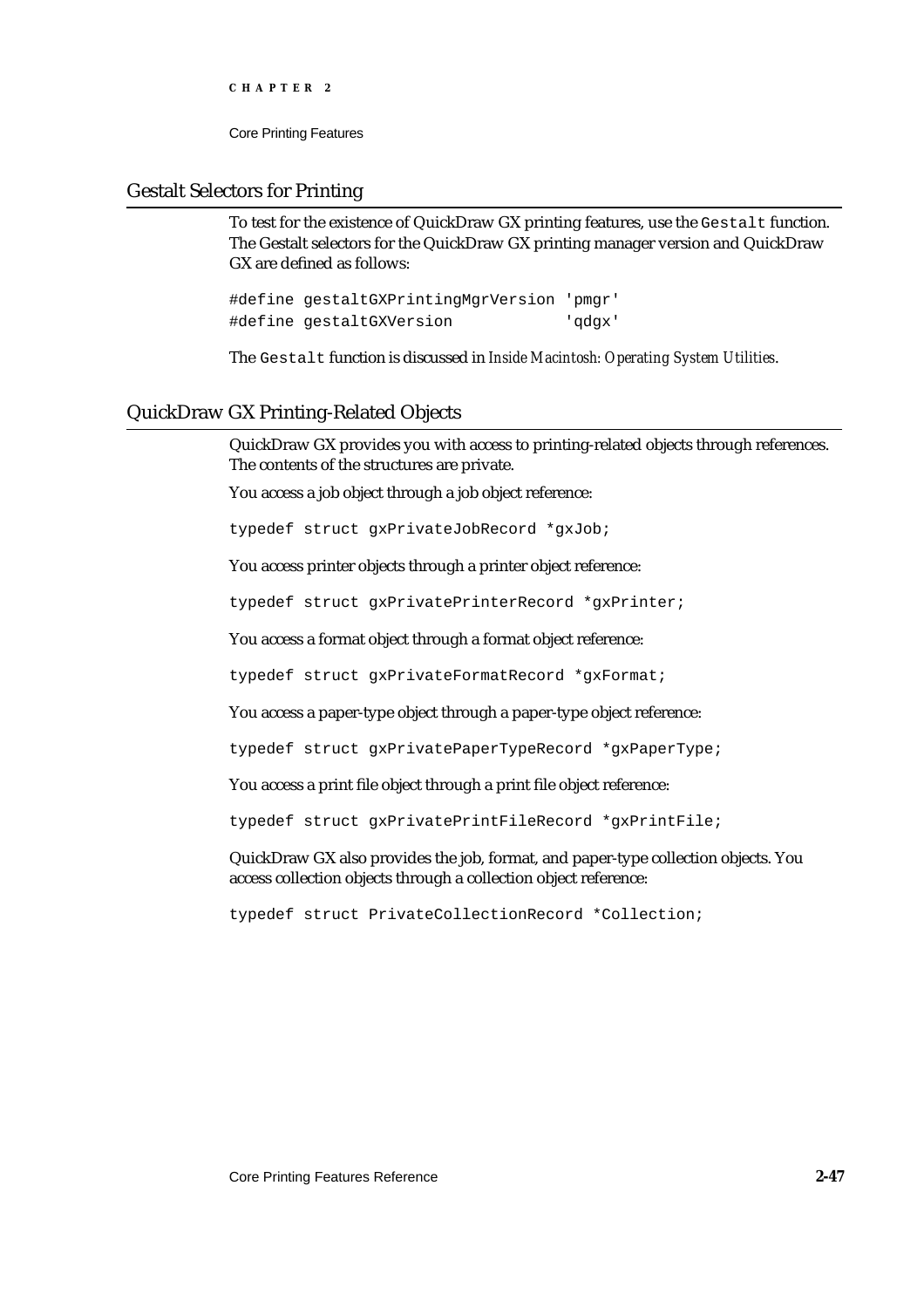## Gestalt Selectors for Printing

To test for the existence of QuickDraw GX printing features, use the `Gestalt` function. The Gestalt selectors for the QuickDraw GX printing manager version and QuickDraw GX are defined as follows:

```
#define gestaltGXPrintingMgrVersion 'pmgr'
#define gestaltGXVersion            'qdgx'
```

The `Gestalt` function is discussed in *Inside Macintosh: Operating System Utilities*.

## QuickDraw GX Printing-Related Objects

QuickDraw GX provides you with access to printing-related objects through references. The contents of the structures are private.

You access a job object through a job object reference:

```
typedef struct gxPrivateJobRecord *gxJob;
```

You access printer objects through a printer object reference:

```
typedef struct gxPrivatePrinterRecord *gxPrinter;
```

You access a format object through a format object reference:

```
typedef struct gxPrivateFormatRecord *gxFormat;
```

You access a paper-type object through a paper-type object reference:

```
typedef struct gxPrivatePaperTypeRecord *gxPaperType;
```

You access a print file object through a print file object reference:

```
typedef struct gxPrivatePrintFileRecord *gxPrintFile;
```

QuickDraw GX also provides the job, format, and paper-type collection objects. You access collection objects through a collection object reference:

```
typedef struct PrivateCollectionRecord *Collection;
```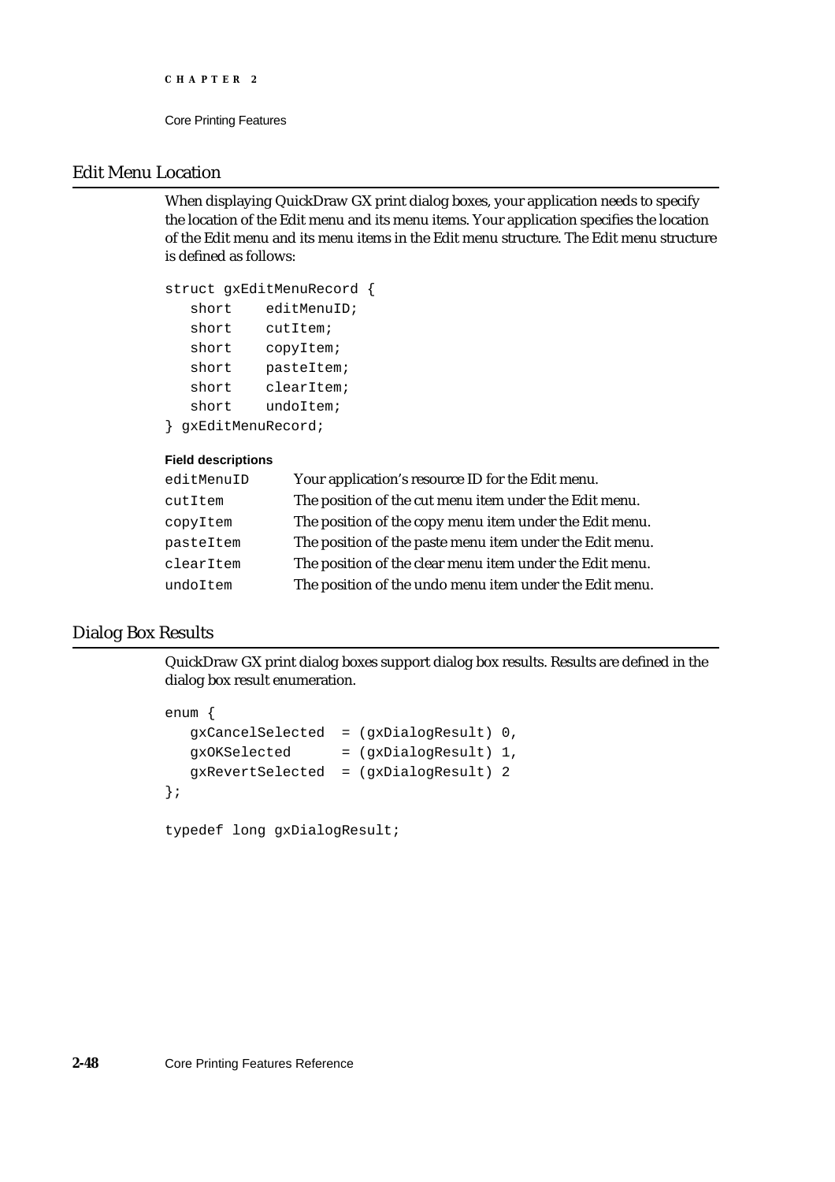## Edit Menu Location

When displaying QuickDraw GX print dialog boxes, your application needs to specify the location of the Edit menu and its menu items. Your application specifies the location of the Edit menu and its menu items in the Edit menu structure. The Edit menu structure is defined as follows:

```
struct gxEditMenuRecord {
   short    editMenuID;
   short    cutItem;
   short    copyItem;
   short    pasteItem;
   short    clearItem;
   short    undoItem;
} gxEditMenuRecord;
```

**Field descriptions**

| | |
|---|---|
| `editMenuID` | Your application's resource ID for the Edit menu. |
| `cutItem` | The position of the cut menu item under the Edit menu. |
| `copyItem` | The position of the copy menu item under the Edit menu. |
| `pasteItem` | The position of the paste menu item under the Edit menu. |
| `clearItem` | The position of the clear menu item under the Edit menu. |
| `undoItem` | The position of the undo menu item under the Edit menu. |

## Dialog Box Results

QuickDraw GX print dialog boxes support dialog box results. Results are defined in the dialog box result enumeration.

```
enum {
   gxCancelSelected  = (gxDialogResult) 0,
   gxOKSelected      = (gxDialogResult) 1,
   gxRevertSelected  = (gxDialogResult) 2
};

typedef long gxDialogResult;
```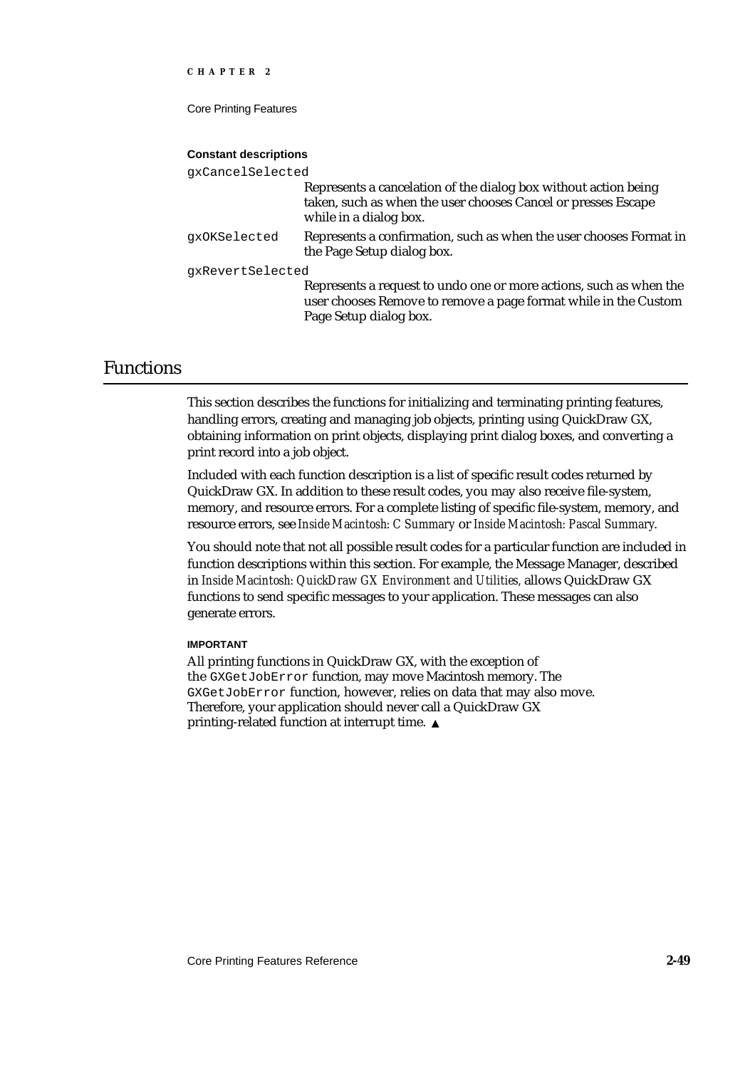**Constant descriptions**

`gxCancelSelected`
: Represents a cancelation of the dialog box without action being taken, such as when the user chooses Cancel or presses Escape while in a dialog box.

`gxOKSelected`
: Represents a confirmation, such as when the user chooses Format in the Page Setup dialog box.

`gxRevertSelected`
: Represents a request to undo one or more actions, such as when the user chooses Remove to remove a page format while in the Custom Page Setup dialog box.

# Functions

This section describes the functions for initializing and terminating printing features, handling errors, creating and managing job objects, printing using QuickDraw GX, obtaining information on print objects, displaying print dialog boxes, and converting a print record into a job object.

Included with each function description is a list of specific result codes returned by QuickDraw GX. In addition to these result codes, you may also receive file-system, memory, and resource errors. For a complete listing of specific file-system, memory, and resource errors, see *Inside Macintosh: C Summary* or *Inside Macintosh: Pascal Summary*.

You should note that not all possible result codes for a particular function are included in function descriptions within this section. For example, the Message Manager, described in *Inside Macintosh: QuickDraw GX Environment and Utilities*, allows QuickDraw GX functions to send specific messages to your application. These messages can also generate errors.

**IMPORTANT**

All printing functions in QuickDraw GX, with the exception of the `GXGetJobError` function, may move Macintosh memory. The `GXGetJobError` function, however, relies on data that may also move. Therefore, your application should never call a QuickDraw GX printing-related function at interrupt time. ▲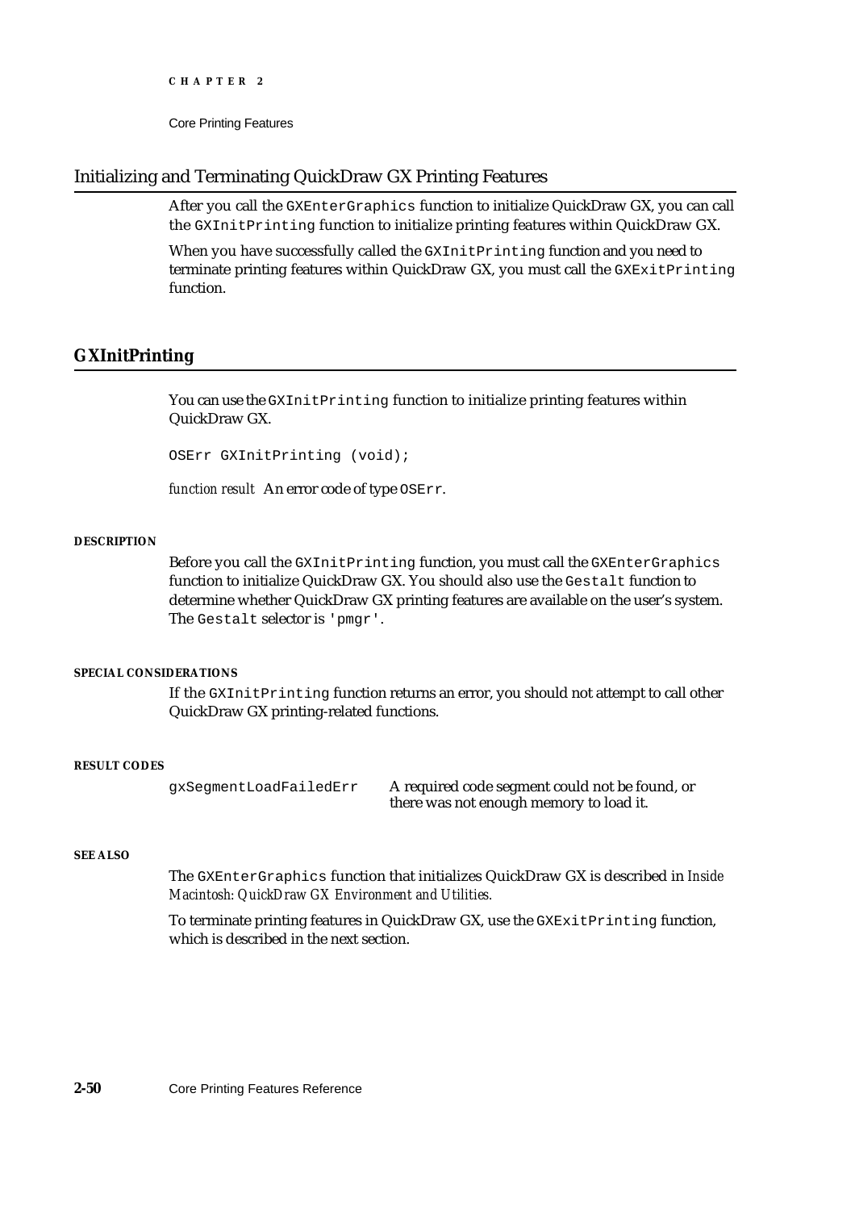## Initializing and Terminating QuickDraw GX Printing Features

After you call the `GXEnterGraphics` function to initialize QuickDraw GX, you can call the `GXInitPrinting` function to initialize printing features within QuickDraw GX.

When you have successfully called the `GXInitPrinting` function and you need to terminate printing features within QuickDraw GX, you must call the `GXExitPrinting` function.

## GXInitPrinting

You can use the `GXInitPrinting` function to initialize printing features within QuickDraw GX.

```
OSErr GXInitPrinting (void);
```

*function result* An error code of type `OSErr`.

#### DESCRIPTION

Before you call the `GXInitPrinting` function, you must call the `GXEnterGraphics` function to initialize QuickDraw GX. You should also use the `Gestalt` function to determine whether QuickDraw GX printing features are available on the user's system. The `Gestalt` selector is `'pmgr'`.

#### SPECIAL CONSIDERATIONS

If the `GXInitPrinting` function returns an error, you should not attempt to call other QuickDraw GX printing-related functions.

#### RESULT CODES

| | |
|---|---|
| `gxSegmentLoadFailedErr` | A required code segment could not be found, or there was not enough memory to load it. |

#### SEE ALSO

The `GXEnterGraphics` function that initializes QuickDraw GX is described in *Inside Macintosh: QuickDraw GX Environment and Utilities.*

To terminate printing features in QuickDraw GX, use the `GXExitPrinting` function, which is described in the next section.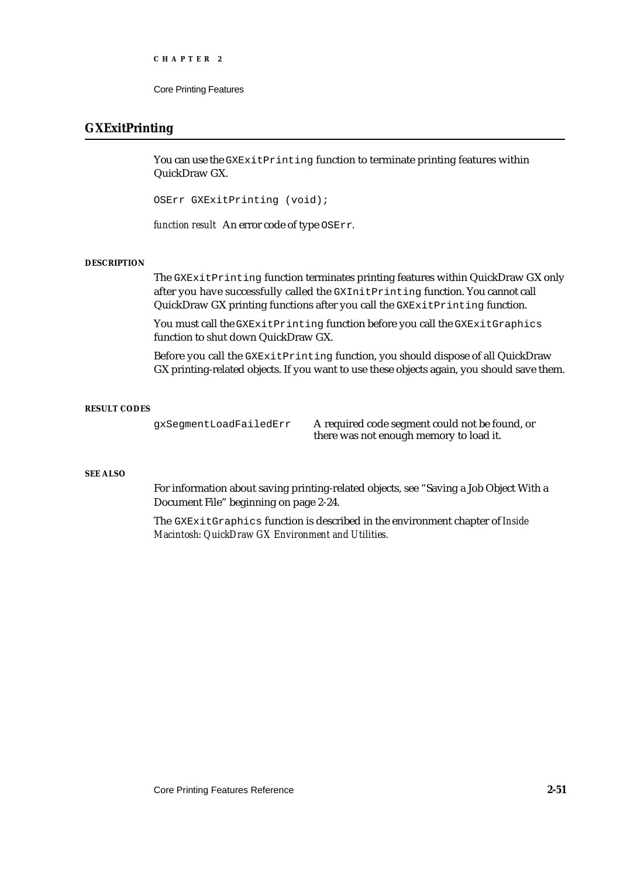## GXExitPrinting

You can use the `GXExitPrinting` function to terminate printing features within QuickDraw GX.

```
OSErr GXExitPrinting (void);
```

*function result* An error code of type `OSErr`.

#### DESCRIPTION

The `GXExitPrinting` function terminates printing features within QuickDraw GX only after you have successfully called the `GXInitPrinting` function. You cannot call QuickDraw GX printing functions after you call the `GXExitPrinting` function.

You must call the `GXExitPrinting` function before you call the `GXExitGraphics` function to shut down QuickDraw GX.

Before you call the `GXExitPrinting` function, you should dispose of all QuickDraw GX printing-related objects. If you want to use these objects again, you should save them.

#### RESULT CODES

| | |
|---|---|
| `gxSegmentLoadFailedErr` | A required code segment could not be found, or there was not enough memory to load it. |

#### SEE ALSO

For information about saving printing-related objects, see "Saving a Job Object With a Document File" beginning on page 2-24.

The `GXExitGraphics` function is described in the environment chapter of *Inside Macintosh: QuickDraw GX Environment and Utilities.*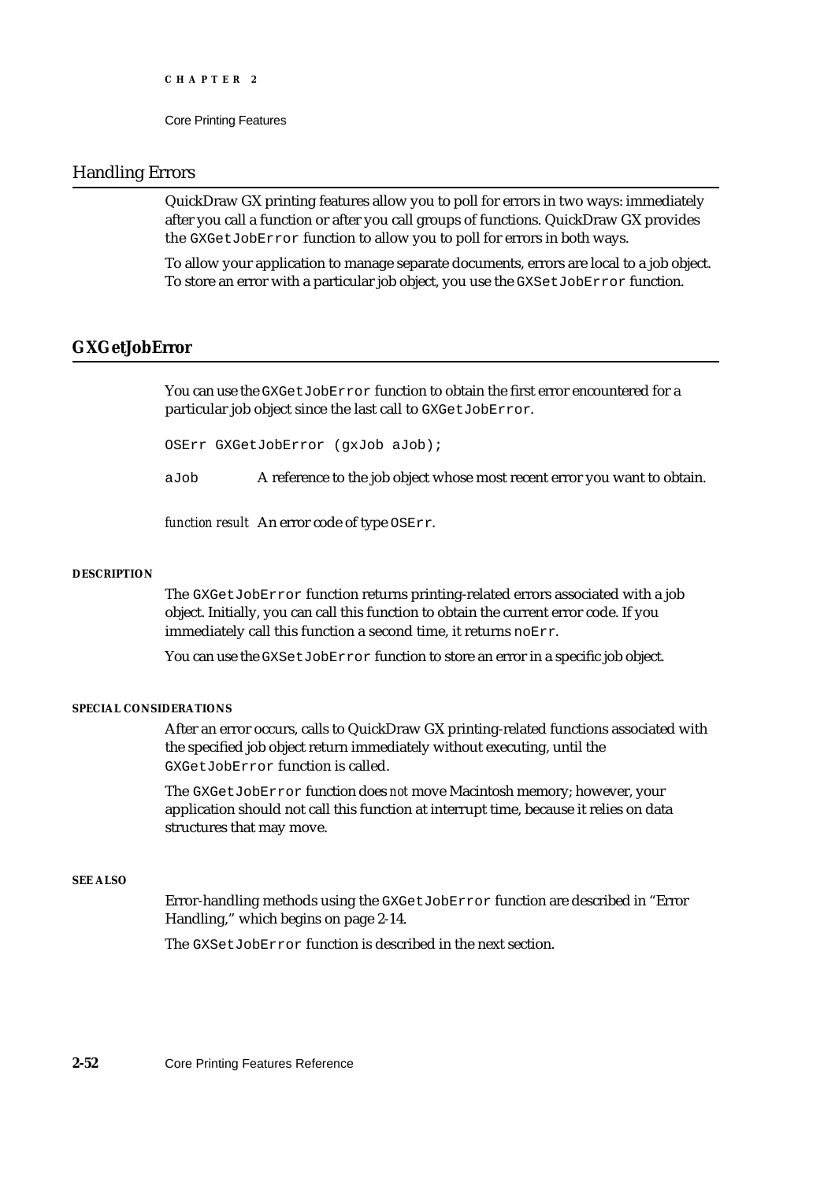## Handling Errors

QuickDraw GX printing features allow you to poll for errors in two ways: immediately after you call a function or after you call groups of functions. QuickDraw GX provides the `GXGetJobError` function to allow you to poll for errors in both ways.

To allow your application to manage separate documents, errors are local to a job object. To store an error with a particular job object, you use the `GXSetJobError` function.

### GXGetJobError

You can use the `GXGetJobError` function to obtain the first error encountered for a particular job object since the last call to `GXGetJobError`.

```
OSErr GXGetJobError (gxJob aJob);
```

`aJob` A reference to the job object whose most recent error you want to obtain.

*function result* An error code of type `OSErr`.

**DESCRIPTION**

The `GXGetJobError` function returns printing-related errors associated with a job object. Initially, you can call this function to obtain the current error code. If you immediately call this function a second time, it returns `noErr`.

You can use the `GXSetJobError` function to store an error in a specific job object.

**SPECIAL CONSIDERATIONS**

After an error occurs, calls to QuickDraw GX printing-related functions associated with the specified job object return immediately without executing, until the `GXGetJobError` function is called.

The `GXGetJobError` function does *not* move Macintosh memory; however, your application should not call this function at interrupt time, because it relies on data structures that may move.

**SEE ALSO**

Error-handling methods using the `GXGetJobError` function are described in "Error Handling," which begins on page 2-14.

The `GXSetJobError` function is described in the next section.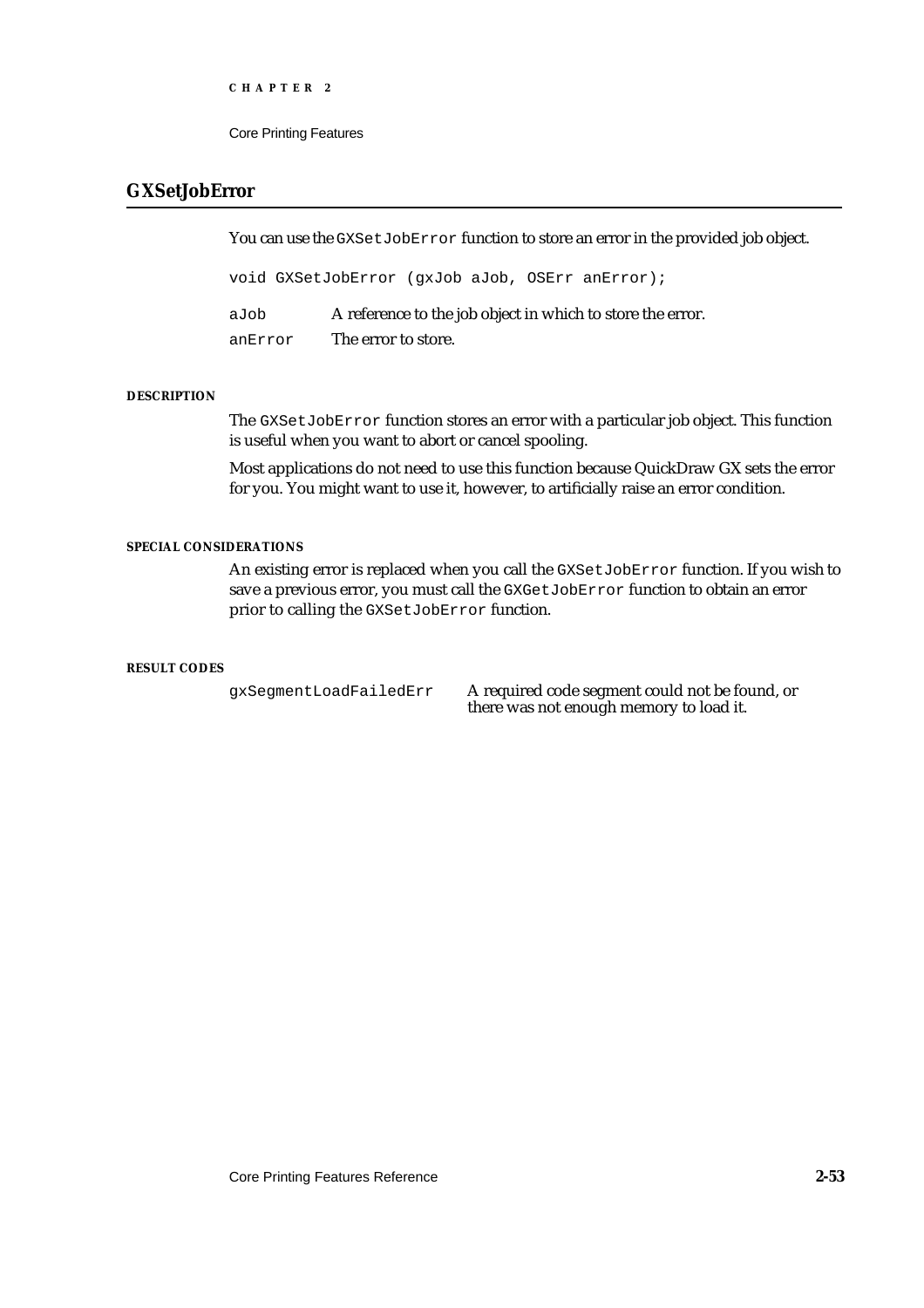## GXSetJobError

You can use the `GXSetJobError` function to store an error in the provided job object.

```
void GXSetJobError (gxJob aJob, OSErr anError);
```

| | |
|---|---|
| `aJob` | A reference to the job object in which to store the error. |
| `anError` | The error to store. |

#### DESCRIPTION

The `GXSetJobError` function stores an error with a particular job object. This function is useful when you want to abort or cancel spooling.

Most applications do not need to use this function because QuickDraw GX sets the error for you. You might want to use it, however, to artificially raise an error condition.

#### SPECIAL CONSIDERATIONS

An existing error is replaced when you call the `GXSetJobError` function. If you wish to save a previous error, you must call the `GXGetJobError` function to obtain an error prior to calling the `GXSetJobError` function.

#### RESULT CODES

| | |
|---|---|
| `gxSegmentLoadFailedErr` | A required code segment could not be found, or there was not enough memory to load it. |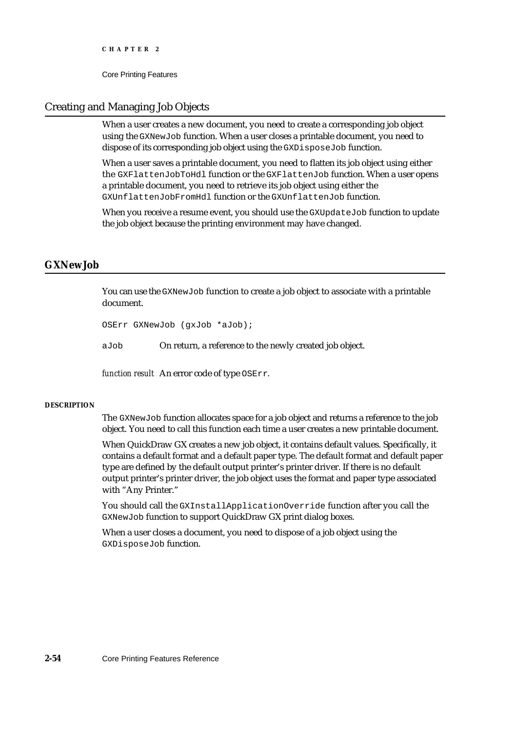## Creating and Managing Job Objects

When a user creates a new document, you need to create a corresponding job object using the `GXNewJob` function. When a user closes a printable document, you need to dispose of its corresponding job object using the `GXDisposeJob` function.

When a user saves a printable document, you need to flatten its job object using either the `GXFlattenJobToHdl` function or the `GXFlattenJob` function. When a user opens a printable document, you need to retrieve its job object using either the `GXUnflattenJobFromHdl` function or the `GXUnflattenJob` function.

When you receive a resume event, you should use the `GXUpdateJob` function to update the job object because the printing environment may have changed.

### GXNewJob

You can use the `GXNewJob` function to create a job object to associate with a printable document.

```
OSErr GXNewJob (gxJob *aJob);
```

`aJob` On return, a reference to the newly created job object.

*function result* An error code of type `OSErr`.

#### DESCRIPTION

The `GXNewJob` function allocates space for a job object and returns a reference to the job object. You need to call this function each time a user creates a new printable document.

When QuickDraw GX creates a new job object, it contains default values. Specifically, it contains a default format and a default paper type. The default format and default paper type are defined by the default output printer's printer driver. If there is no default output printer's printer driver, the job object uses the format and paper type associated with "Any Printer."

You should call the `GXInstallApplicationOverride` function after you call the `GXNewJob` function to support QuickDraw GX print dialog boxes.

When a user closes a document, you need to dispose of a job object using the `GXDisposeJob` function.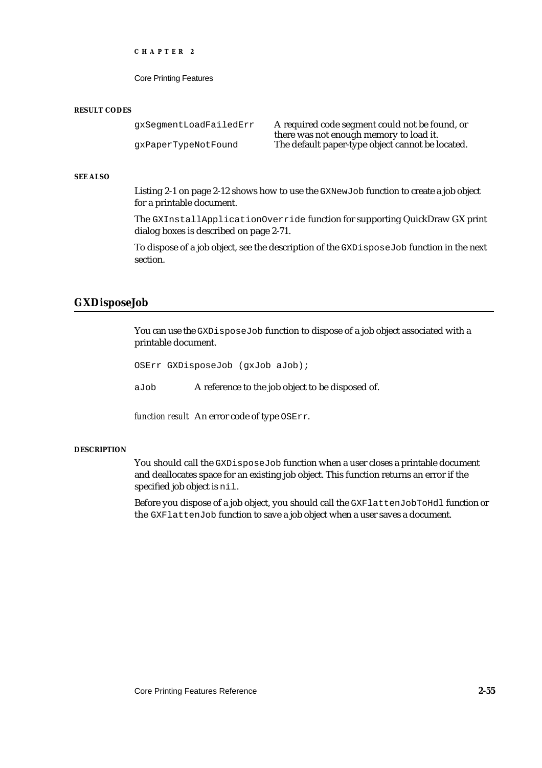**RESULT CODES**

| | |
|---|---|
| gxSegmentLoadFailedErr | A required code segment could not be found, or there was not enough memory to load it. |
| gxPaperTypeNotFound | The default paper-type object cannot be located. |

**SEE ALSO**

Listing 2-1 on page 2-12 shows how to use the `GXNewJob` function to create a job object for a printable document.

The `GXInstallApplicationOverride` function for supporting QuickDraw GX print dialog boxes is described on page 2-71.

To dispose of a job object, see the description of the `GXDisposeJob` function in the next section.

## GXDisposeJob

You can use the `GXDisposeJob` function to dispose of a job object associated with a printable document.

```
OSErr GXDisposeJob (gxJob aJob);
```

`aJob` A reference to the job object to be disposed of.

*function result* An error code of type `OSErr`.

**DESCRIPTION**

You should call the `GXDisposeJob` function when a user closes a printable document and deallocates space for an existing job object. This function returns an error if the specified job object is `nil`.

Before you dispose of a job object, you should call the `GXFlattenJobToHdl` function or the `GXFlattenJob` function to save a job object when a user saves a document.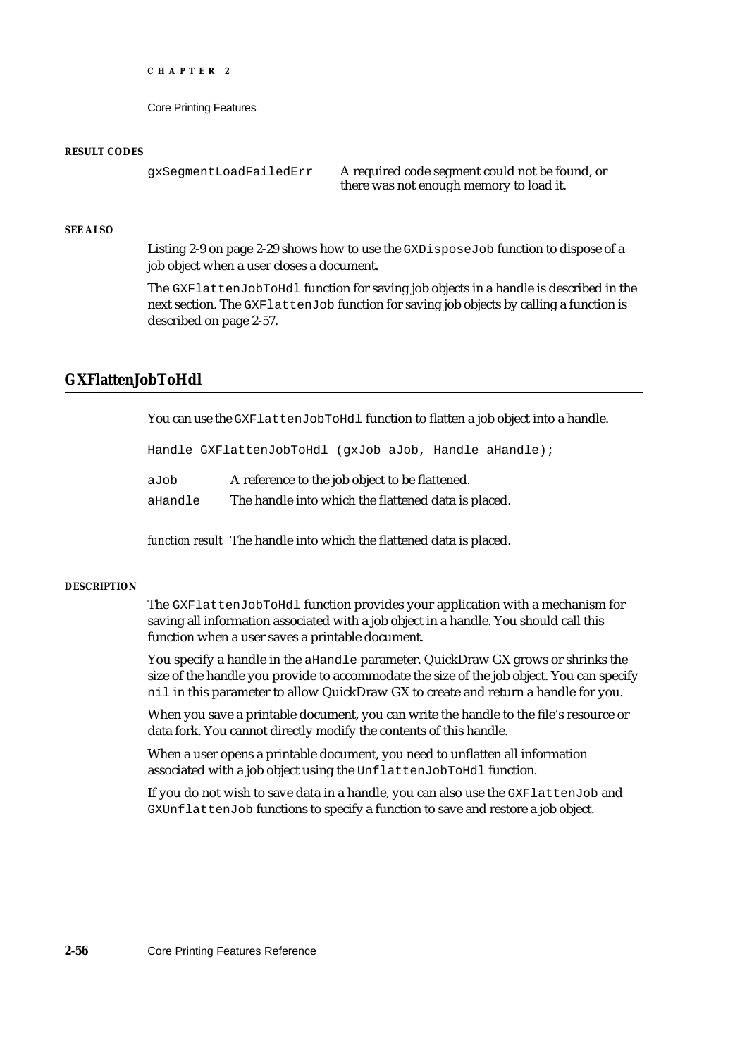**RESULT CODES**

| | |
|---|---|
| gxSegmentLoadFailedErr | A required code segment could not be found, or there was not enough memory to load it. |

**SEE ALSO**

Listing 2-9 on page 2-29 shows how to use the `GXDisposeJob` function to dispose of a job object when a user closes a document.

The `GXFlattenJobToHdl` function for saving job objects in a handle is described in the next section. The `GXFlattenJob` function for saving job objects by calling a function is described on page 2-57.

## GXFlattenJobToHdl

You can use the `GXFlattenJobToHdl` function to flatten a job object into a handle.

```
Handle GXFlattenJobToHdl (gxJob aJob, Handle aHandle);
```

| | |
|---|---|
| aJob | A reference to the job object to be flattened. |
| aHandle | The handle into which the flattened data is placed. |

*function result* The handle into which the flattened data is placed.

**DESCRIPTION**

The `GXFlattenJobToHdl` function provides your application with a mechanism for saving all information associated with a job object in a handle. You should call this function when a user saves a printable document.

You specify a handle in the `aHandle` parameter. QuickDraw GX grows or shrinks the size of the handle you provide to accommodate the size of the job object. You can specify `nil` in this parameter to allow QuickDraw GX to create and return a handle for you.

When you save a printable document, you can write the handle to the file's resource or data fork. You cannot directly modify the contents of this handle.

When a user opens a printable document, you need to unflatten all information associated with a job object using the `UnflattenJobToHdl` function.

If you do not wish to save data in a handle, you can also use the `GXFlattenJob` and `GXUnflattenJob` functions to specify a function to save and restore a job object.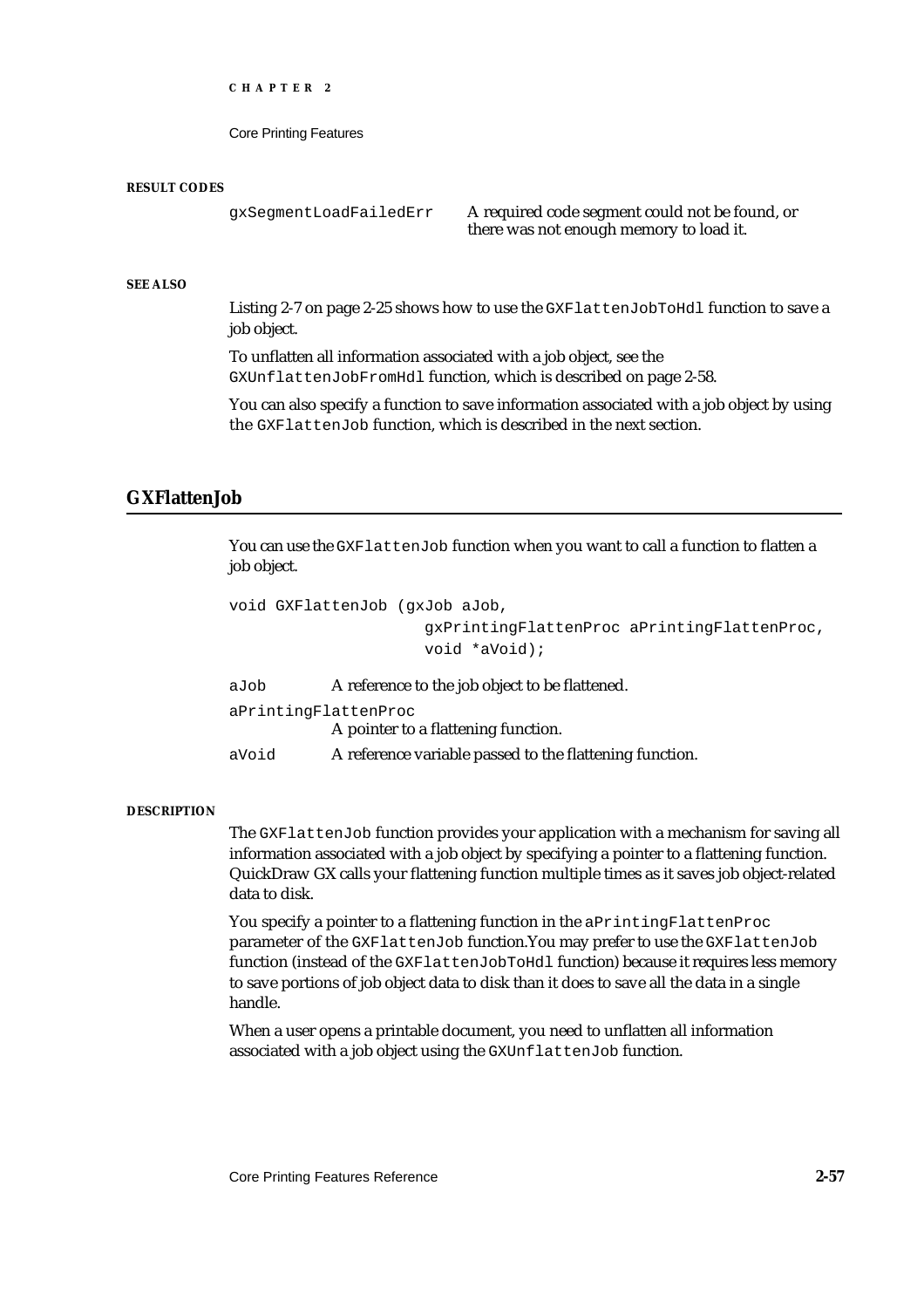#### RESULT CODES

| | |
|---|---|
| `gxSegmentLoadFailedErr` | A required code segment could not be found, or there was not enough memory to load it. |

#### SEE ALSO

Listing 2-7 on page 2-25 shows how to use the `GXFlattenJobToHdl` function to save a job object.

To unflatten all information associated with a job object, see the `GXUnflattenJobFromHdl` function, which is described on page 2-58.

You can also specify a function to save information associated with a job object by using the `GXFlattenJob` function, which is described in the next section.

## GXFlattenJob

You can use the `GXFlattenJob` function when you want to call a function to flatten a job object.

```
void GXFlattenJob (gxJob aJob,
                   gxPrintingFlattenProc aPrintingFlattenProc,
                   void *aVoid);
```

`aJob` A reference to the job object to be flattened.

`aPrintingFlattenProc`
A pointer to a flattening function.

`aVoid` A reference variable passed to the flattening function.

#### DESCRIPTION

The `GXFlattenJob` function provides your application with a mechanism for saving all information associated with a job object by specifying a pointer to a flattening function. QuickDraw GX calls your flattening function multiple times as it saves job object-related data to disk.

You specify a pointer to a flattening function in the `aPrintingFlattenProc` parameter of the `GXFlattenJob` function.You may prefer to use the `GXFlattenJob` function (instead of the `GXFlattenJobToHdl` function) because it requires less memory to save portions of job object data to disk than it does to save all the data in a single handle.

When a user opens a printable document, you need to unflatten all information associated with a job object using the `GXUnflattenJob` function.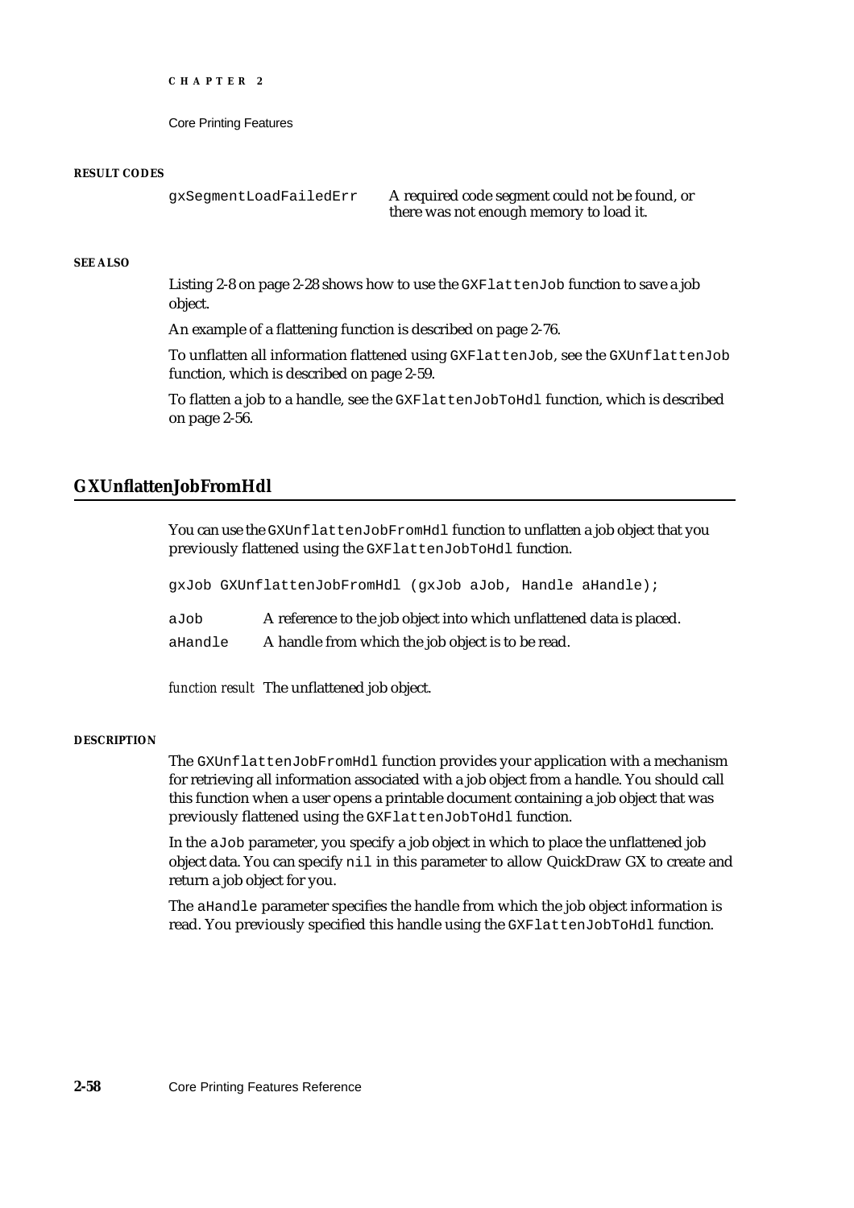#### RESULT CODES

| | |
|---|---|
| gxSegmentLoadFailedErr | A required code segment could not be found, or there was not enough memory to load it. |

#### SEE ALSO

Listing 2-8 on page 2-28 shows how to use the `GXFlattenJob` function to save a job object.

An example of a flattening function is described on page 2-76.

To unflatten all information flattened using `GXFlattenJob`, see the `GXUnflattenJob` function, which is described on page 2-59.

To flatten a job to a handle, see the `GXFlattenJobToHdl` function, which is described on page 2-56.

## GXUnflattenJobFromHdl

You can use the `GXUnflattenJobFromHdl` function to unflatten a job object that you previously flattened using the `GXFlattenJobToHdl` function.

```
gxJob GXUnflattenJobFromHdl (gxJob aJob, Handle aHandle);
```

| | |
|---|---|
| aJob | A reference to the job object into which unflattened data is placed. |
| aHandle | A handle from which the job object is to be read. |

*function result* The unflattened job object.

#### DESCRIPTION

The `GXUnflattenJobFromHdl` function provides your application with a mechanism for retrieving all information associated with a job object from a handle. You should call this function when a user opens a printable document containing a job object that was previously flattened using the `GXFlattenJobToHdl` function.

In the `aJob` parameter, you specify a job object in which to place the unflattened job object data. You can specify `nil` in this parameter to allow QuickDraw GX to create and return a job object for you.

The `aHandle` parameter specifies the handle from which the job object information is read. You previously specified this handle using the `GXFlattenJobToHdl` function.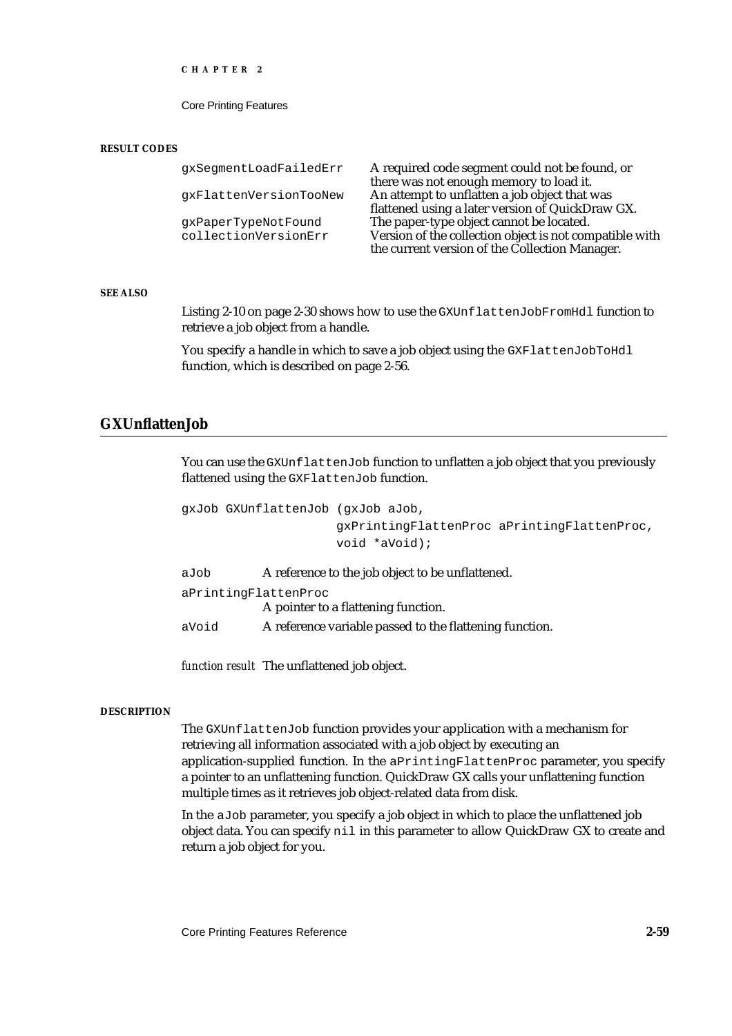**RESULT CODES**

| | |
|---|---|
| gxSegmentLoadFailedErr | A required code segment could not be found, or there was not enough memory to load it. |
| gxFlattenVersionTooNew | An attempt to unflatten a job object that was flattened using a later version of QuickDraw GX. |
| gxPaperTypeNotFound | The paper-type object cannot be located. |
| collectionVersionErr | Version of the collection object is not compatible with the current version of the Collection Manager. |

**SEE ALSO**

Listing 2-10 on page 2-30 shows how to use the `GXUnflattenJobFromHdl` function to retrieve a job object from a handle.

You specify a handle in which to save a job object using the `GXFlattenJobToHdl` function, which is described on page 2-56.

## GXUnflattenJob

You can use the `GXUnflattenJob` function to unflatten a job object that you previously flattened using the `GXFlattenJob` function.

```
gxJob GXUnflattenJob (gxJob aJob,
                      gxPrintingFlattenProc aPrintingFlattenProc,
                      void *aVoid);
```

`aJob` A reference to the job object to be unflattened.

`aPrintingFlattenProc`
A pointer to a flattening function.

`aVoid` A reference variable passed to the flattening function.

*function result* The unflattened job object.

**DESCRIPTION**

The `GXUnflattenJob` function provides your application with a mechanism for retrieving all information associated with a job object by executing an application-supplied function. In the `aPrintingFlattenProc` parameter, you specify a pointer to an unflattening function. QuickDraw GX calls your unflattening function multiple times as it retrieves job object-related data from disk.

In the `aJob` parameter, you specify a job object in which to place the unflattened job object data. You can specify `nil` in this parameter to allow QuickDraw GX to create and return a job object for you.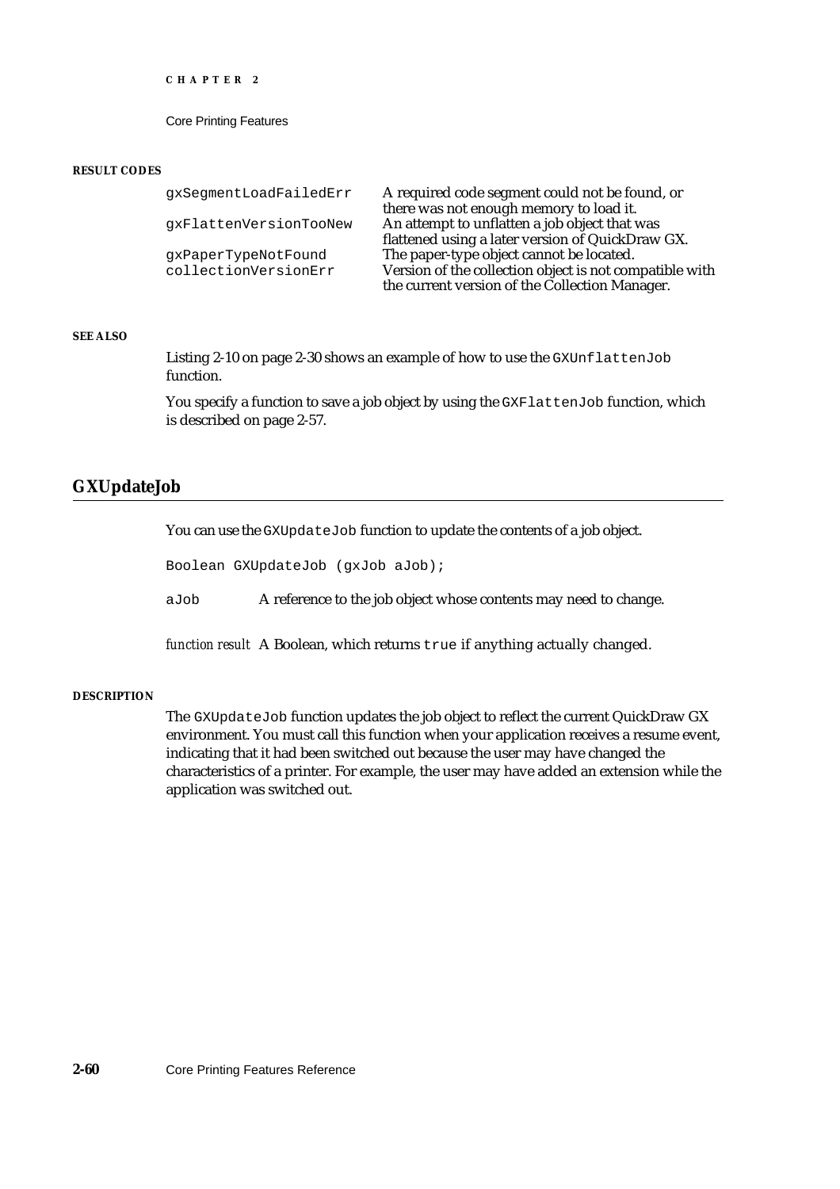**RESULT CODES**

| | |
|---|---|
| `gxSegmentLoadFailedErr` | A required code segment could not be found, or there was not enough memory to load it. |
| `gxFlattenVersionTooNew` | An attempt to unflatten a job object that was flattened using a later version of QuickDraw GX. |
| `gxPaperTypeNotFound` | The paper-type object cannot be located. |
| `collectionVersionErr` | Version of the collection object is not compatible with the current version of the Collection Manager. |

**SEE ALSO**

Listing 2-10 on page 2-30 shows an example of how to use the `GXUnflattenJob` function.

You specify a function to save a job object by using the `GXFlattenJob` function, which is described on page 2-57.

## GXUpdateJob

You can use the `GXUpdateJob` function to update the contents of a job object.

```
Boolean GXUpdateJob (gxJob aJob);
```

`aJob` A reference to the job object whose contents may need to change.

*function result* A Boolean, which returns `true` if anything actually changed.

**DESCRIPTION**

The `GXUpdateJob` function updates the job object to reflect the current QuickDraw GX environment. You must call this function when your application receives a resume event, indicating that it had been switched out because the user may have changed the characteristics of a printer. For example, the user may have added an extension while the application was switched out.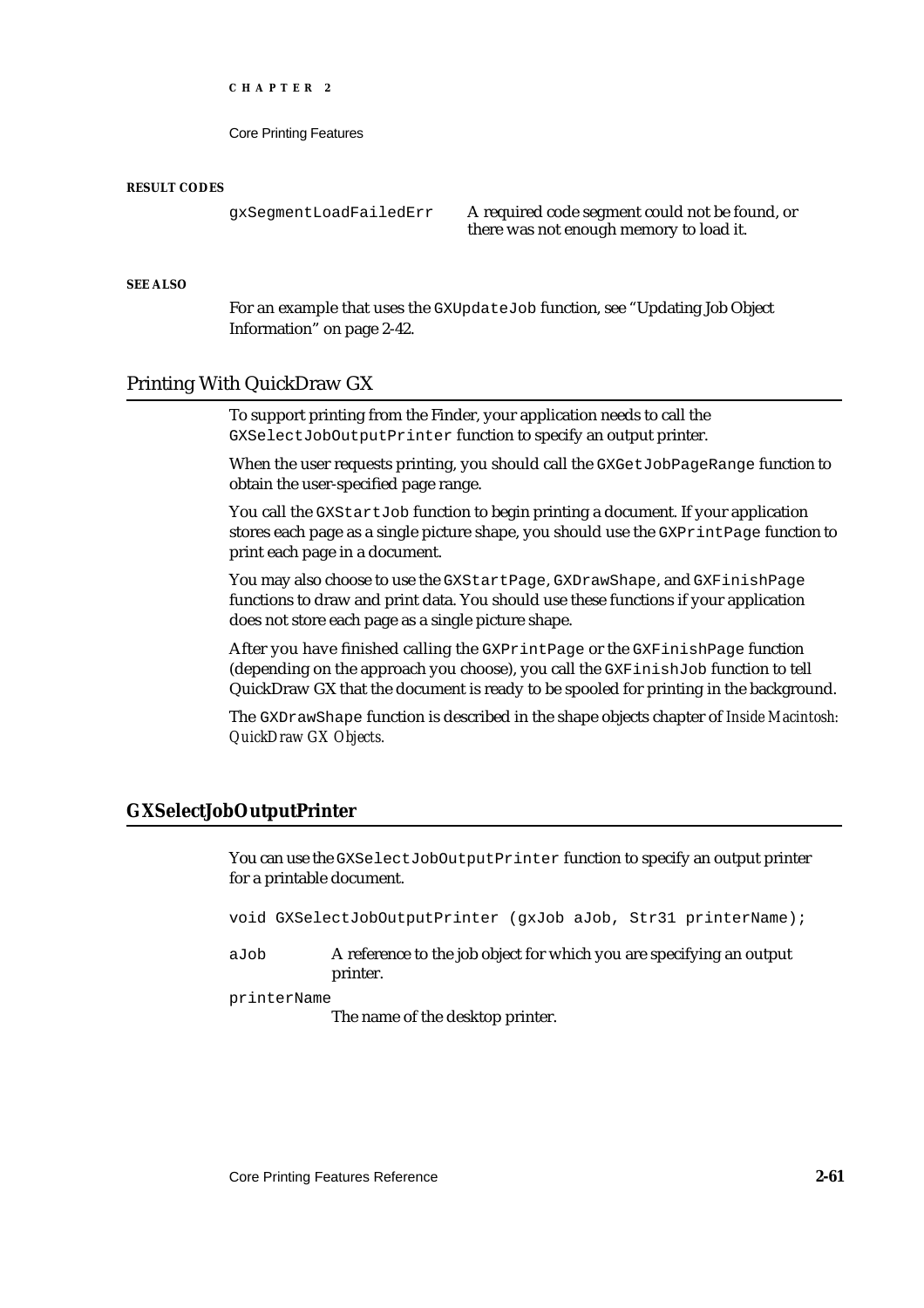**RESULT CODES**

| | |
|---|---|
| `gxSegmentLoadFailedErr` | A required code segment could not be found, or there was not enough memory to load it. |

**SEE ALSO**

For an example that uses the `GXUpdateJob` function, see "Updating Job Object Information" on page 2-42.

## Printing With QuickDraw GX

To support printing from the Finder, your application needs to call the `GXSelectJobOutputPrinter` function to specify an output printer.

When the user requests printing, you should call the `GXGetJobPageRange` function to obtain the user-specified page range.

You call the `GXStartJob` function to begin printing a document. If your application stores each page as a single picture shape, you should use the `GXPrintPage` function to print each page in a document.

You may also choose to use the `GXStartPage`, `GXDrawShape`, and `GXFinishPage` functions to draw and print data. You should use these functions if your application does not store each page as a single picture shape.

After you have finished calling the `GXPrintPage` or the `GXFinishPage` function (depending on the approach you choose), you call the `GXFinishJob` function to tell QuickDraw GX that the document is ready to be spooled for printing in the background.

The `GXDrawShape` function is described in the shape objects chapter of *Inside Macintosh: QuickDraw GX Objects*.

### GXSelectJobOutputPrinter

You can use the `GXSelectJobOutputPrinter` function to specify an output printer for a printable document.

```
void GXSelectJobOutputPrinter (gxJob aJob, Str31 printerName);
```

`aJob` A reference to the job object for which you are specifying an output printer.

`printerName` The name of the desktop printer.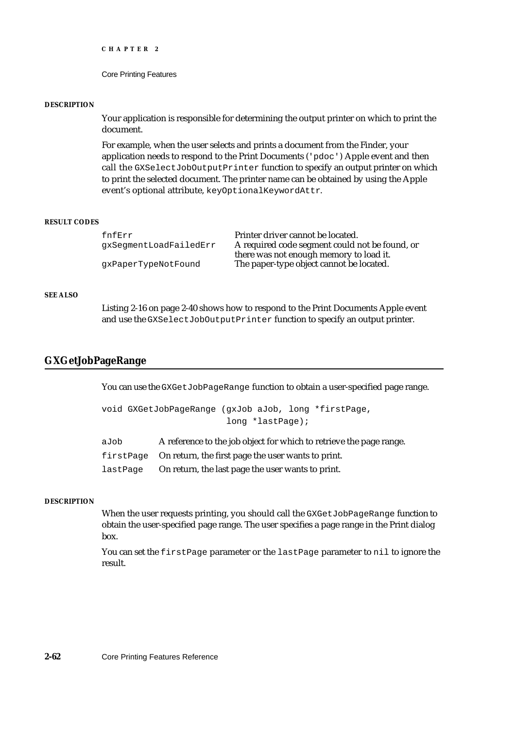#### DESCRIPTION

Your application is responsible for determining the output printer on which to print the document.

For example, when the user selects and prints a document from the Finder, your application needs to respond to the Print Documents (`'pdoc'`) Apple event and then call the `GXSelectJobOutputPrinter` function to specify an output printer on which to print the selected document. The printer name can be obtained by using the Apple event's optional attribute, `keyOptionalKeywordAttr`.

#### RESULT CODES

| | |
|---|---|
| `fnfErr` | Printer driver cannot be located. |
| `gxSegmentLoadFailedErr` | A required code segment could not be found, or there was not enough memory to load it. |
| `gxPaperTypeNotFound` | The paper-type object cannot be located. |

#### SEE ALSO

Listing 2-16 on page 2-40 shows how to respond to the Print Documents Apple event and use the `GXSelectJobOutputPrinter` function to specify an output printer.

## GXGetJobPageRange

You can use the `GXGetJobPageRange` function to obtain a user-specified page range.

```
void GXGetJobPageRange (gxJob aJob, long *firstPage,
                        long *lastPage);
```

| | |
|---|---|
| `aJob` | A reference to the job object for which to retrieve the page range. |
| `firstPage` | On return, the first page the user wants to print. |
| `lastPage` | On return, the last page the user wants to print. |

#### DESCRIPTION

When the user requests printing, you should call the `GXGetJobPageRange` function to obtain the user-specified page range. The user specifies a page range in the Print dialog box.

You can set the `firstPage` parameter or the `lastPage` parameter to `nil` to ignore the result.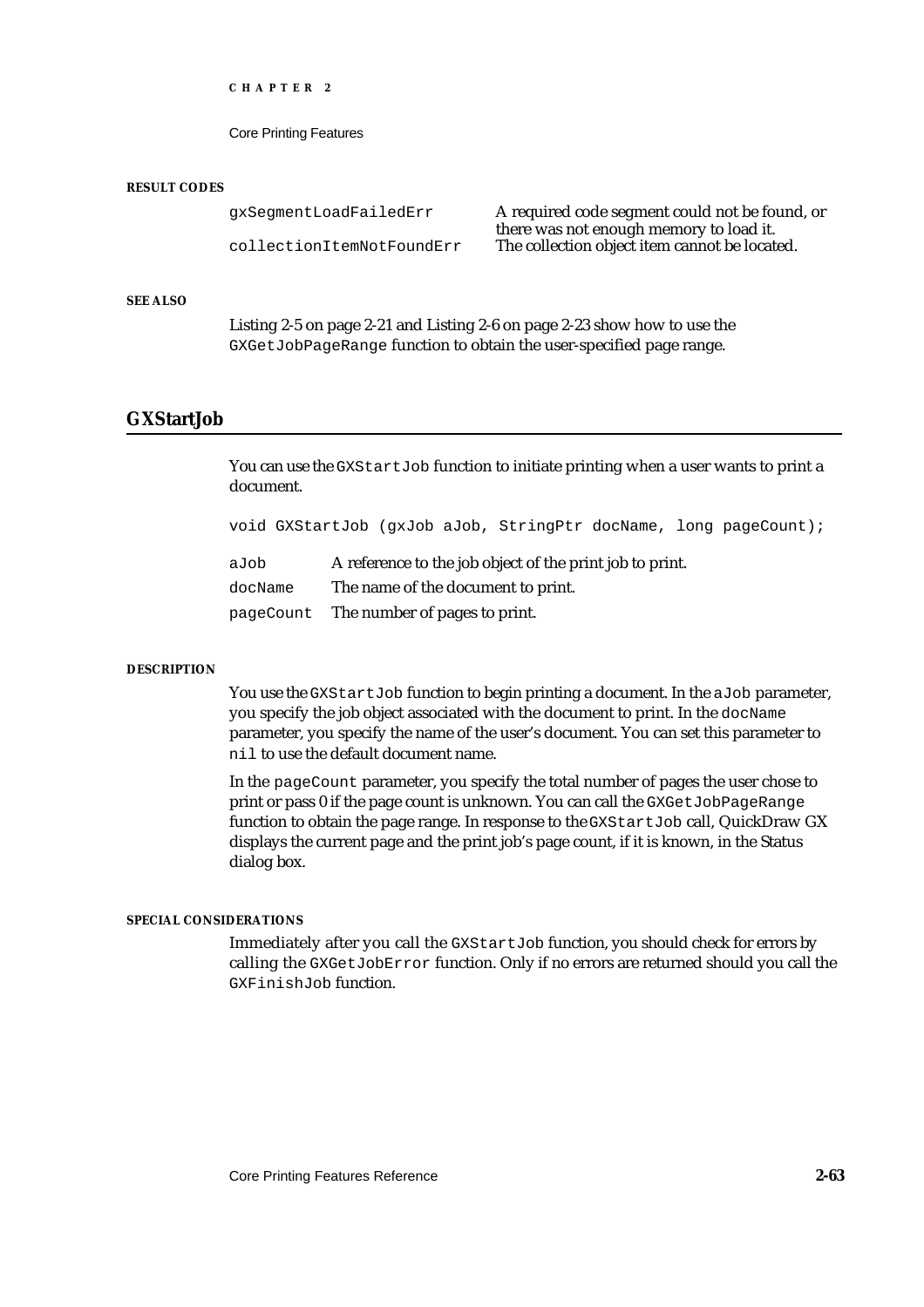#### RESULT CODES

| | |
|---|---|
| gxSegmentLoadFailedErr | A required code segment could not be found, or there was not enough memory to load it. |
| collectionItemNotFoundErr | The collection object item cannot be located. |

#### SEE ALSO

Listing 2-5 on page 2-21 and Listing 2-6 on page 2-23 show how to use the `GXGetJobPageRange` function to obtain the user-specified page range.

## GXStartJob

You can use the `GXStartJob` function to initiate printing when a user wants to print a document.

```
void GXStartJob (gxJob aJob, StringPtr docName, long pageCount);
```

| | |
|---|---|
| `aJob` | A reference to the job object of the print job to print. |
| `docName` | The name of the document to print. |
| `pageCount` | The number of pages to print. |

#### DESCRIPTION

You use the `GXStartJob` function to begin printing a document. In the `aJob` parameter, you specify the job object associated with the document to print. In the `docName` parameter, you specify the name of the user's document. You can set this parameter to `nil` to use the default document name.

In the `pageCount` parameter, you specify the total number of pages the user chose to print or pass 0 if the page count is unknown. You can call the `GXGetJobPageRange` function to obtain the page range. In response to the `GXStartJob` call, QuickDraw GX displays the current page and the print job's page count, if it is known, in the Status dialog box.

#### SPECIAL CONSIDERATIONS

Immediately after you call the `GXStartJob` function, you should check for errors by calling the `GXGetJobError` function. Only if no errors are returned should you call the `GXFinishJob` function.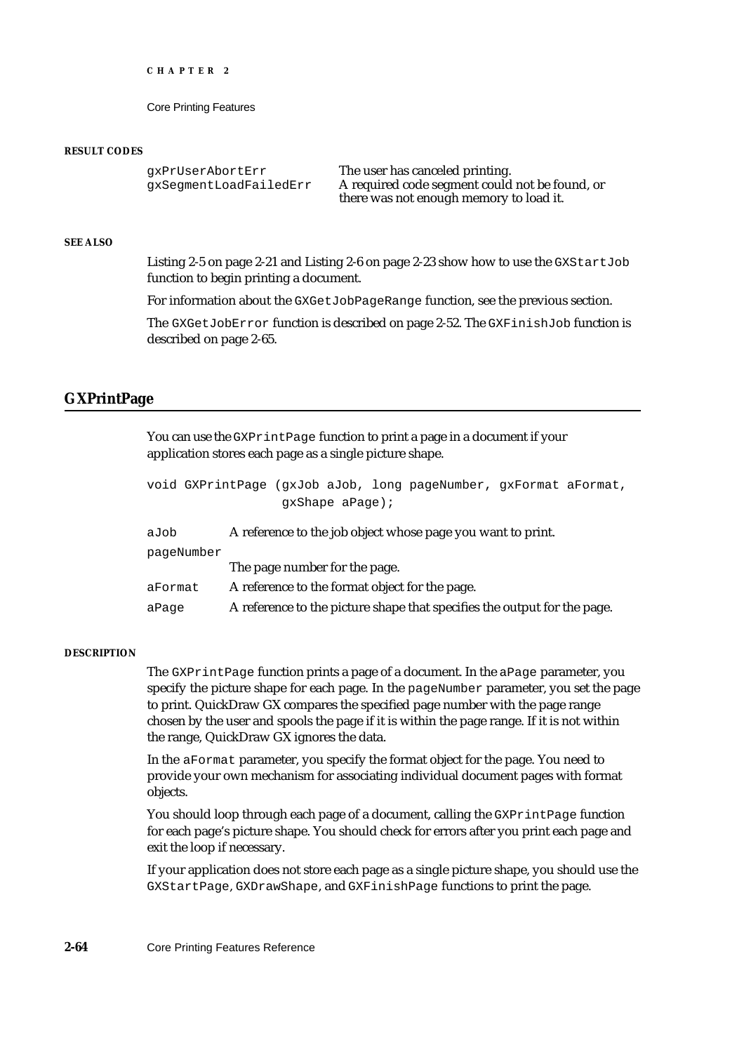**RESULT CODES**

| | |
|---|---|
| gxPrUserAbortErr | The user has canceled printing. |
| gxSegmentLoadFailedErr | A required code segment could not be found, or there was not enough memory to load it. |

**SEE ALSO**

Listing 2-5 on page 2-21 and Listing 2-6 on page 2-23 show how to use the `GXStartJob` function to begin printing a document.

For information about the `GXGetJobPageRange` function, see the previous section.

The `GXGetJobError` function is described on page 2-52. The `GXFinishJob` function is described on page 2-65.

## GXPrintPage

You can use the `GXPrintPage` function to print a page in a document if your application stores each page as a single picture shape.

```
void GXPrintPage (gxJob aJob, long pageNumber, gxFormat aFormat,
                  gxShape aPage);
```

`aJob` A reference to the job object whose page you want to print.

`pageNumber` The page number for the page.

`aFormat` A reference to the format object for the page.

`aPage` A reference to the picture shape that specifies the output for the page.

**DESCRIPTION**

The `GXPrintPage` function prints a page of a document. In the `aPage` parameter, you specify the picture shape for each page. In the `pageNumber` parameter, you set the page to print. QuickDraw GX compares the specified page number with the page range chosen by the user and spools the page if it is within the page range. If it is not within the range, QuickDraw GX ignores the data.

In the `aFormat` parameter, you specify the format object for the page. You need to provide your own mechanism for associating individual document pages with format objects.

You should loop through each page of a document, calling the `GXPrintPage` function for each page's picture shape. You should check for errors after you print each page and exit the loop if necessary.

If your application does not store each page as a single picture shape, you should use the `GXStartPage`, `GXDrawShape`, and `GXFinishPage` functions to print the page.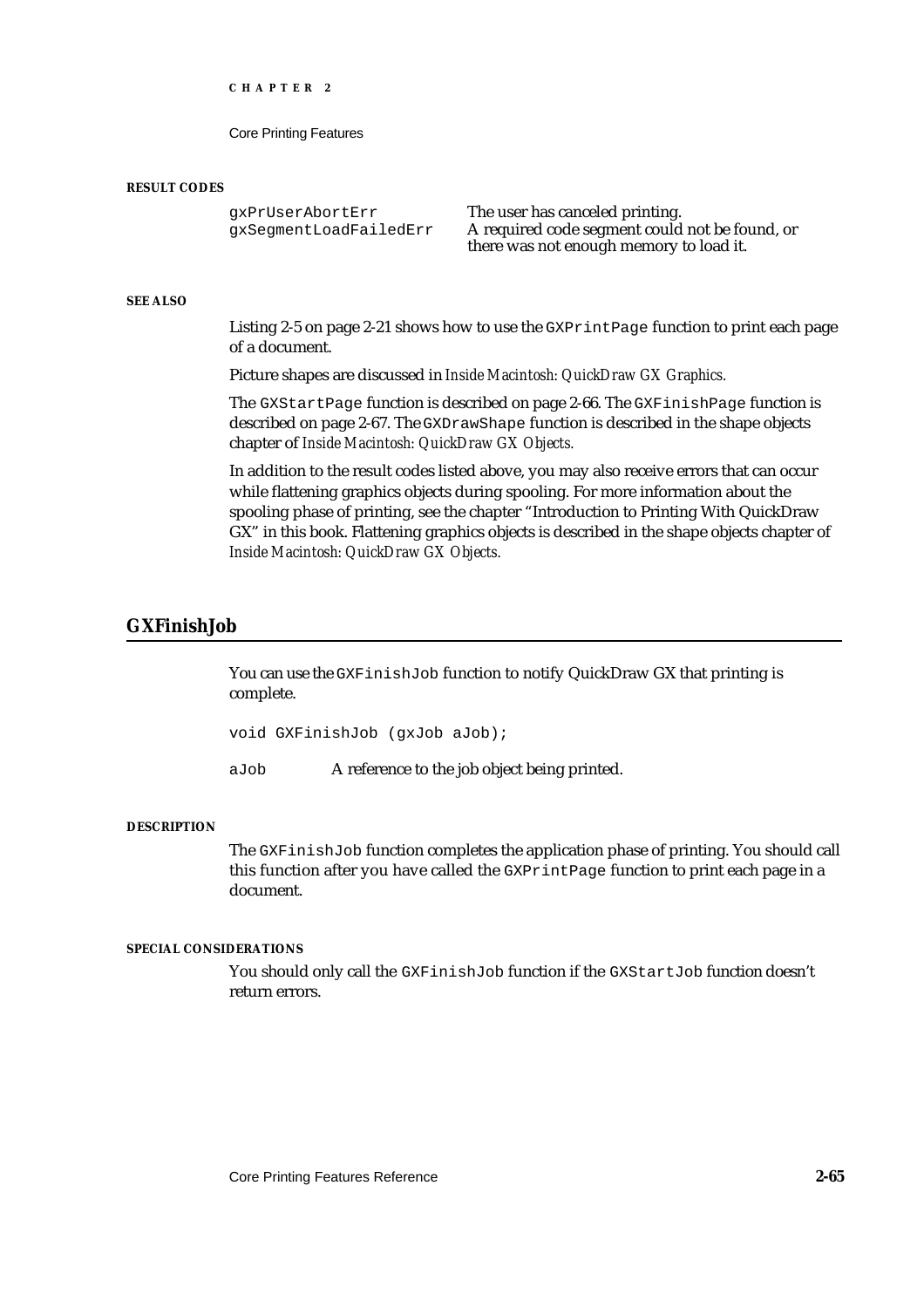**RESULT CODES**

| | |
|---|---|
| gxPrUserAbortErr | The user has canceled printing. |
| gxSegmentLoadFailedErr | A required code segment could not be found, or there was not enough memory to load it. |

**SEE ALSO**

Listing 2-5 on page 2-21 shows how to use the `GXPrintPage` function to print each page of a document.

Picture shapes are discussed in *Inside Macintosh: QuickDraw GX Graphics.*

The `GXStartPage` function is described on page 2-66. The `GXFinishPage` function is described on page 2-67. The `GXDrawShape` function is described in the shape objects chapter of *Inside Macintosh: QuickDraw GX Objects.*

In addition to the result codes listed above, you may also receive errors that can occur while flattening graphics objects during spooling. For more information about the spooling phase of printing, see the chapter "Introduction to Printing With QuickDraw GX" in this book. Flattening graphics objects is described in the shape objects chapter of *Inside Macintosh: QuickDraw GX Objects.*

## GXFinishJob

You can use the `GXFinishJob` function to notify QuickDraw GX that printing is complete.

```
void GXFinishJob (gxJob aJob);
```

`aJob` A reference to the job object being printed.

**DESCRIPTION**

The `GXFinishJob` function completes the application phase of printing. You should call this function after you have called the `GXPrintPage` function to print each page in a document.

**SPECIAL CONSIDERATIONS**

You should only call the `GXFinishJob` function if the `GXStartJob` function doesn't return errors.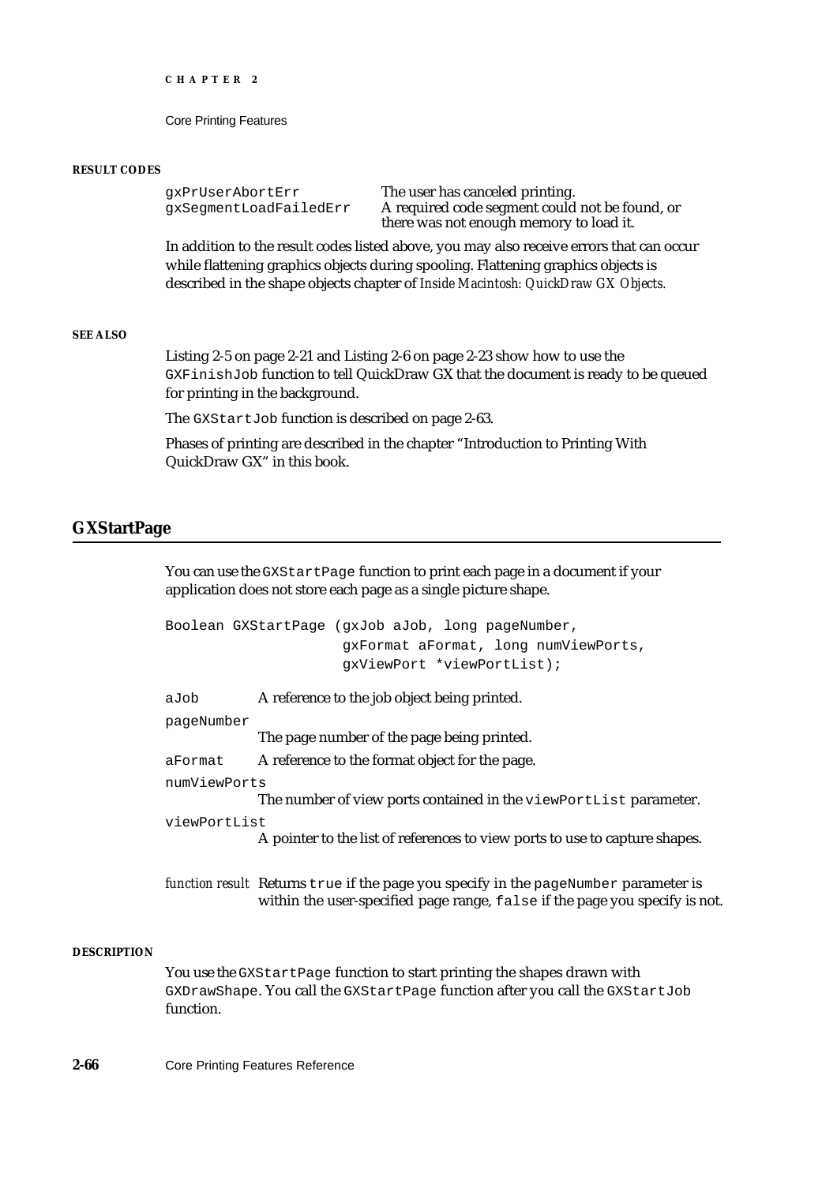**RESULT CODES**

| | |
|---|---|
| `gxPrUserAbortErr` | The user has canceled printing. |
| `gxSegmentLoadFailedErr` | A required code segment could not be found, or there was not enough memory to load it. |

In addition to the result codes listed above, you may also receive errors that can occur while flattening graphics objects during spooling. Flattening graphics objects is described in the shape objects chapter of *Inside Macintosh: QuickDraw GX Objects*.

**SEE ALSO**

Listing 2-5 on page 2-21 and Listing 2-6 on page 2-23 show how to use the `GXFinishJob` function to tell QuickDraw GX that the document is ready to be queued for printing in the background.

The `GXStartJob` function is described on page 2-63.

Phases of printing are described in the chapter "Introduction to Printing With QuickDraw GX" in this book.

## GXStartPage

You can use the `GXStartPage` function to print each page in a document if your application does not store each page as a single picture shape.

```
Boolean GXStartPage (gxJob aJob, long pageNumber,
                    gxFormat aFormat, long numViewPorts,
                    gxViewPort *viewPortList);
```

`aJob` A reference to the job object being printed.

`pageNumber` The page number of the page being printed.

`aFormat` A reference to the format object for the page.

`numViewPorts` The number of view ports contained in the `viewPortList` parameter.

`viewPortList` A pointer to the list of references to view ports to use to capture shapes.

*function result* Returns `true` if the page you specify in the `pageNumber` parameter is within the user-specified page range, `false` if the page you specify is not.

**DESCRIPTION**

You use the `GXStartPage` function to start printing the shapes drawn with `GXDrawShape`. You call the `GXStartPage` function after you call the `GXStartJob` function.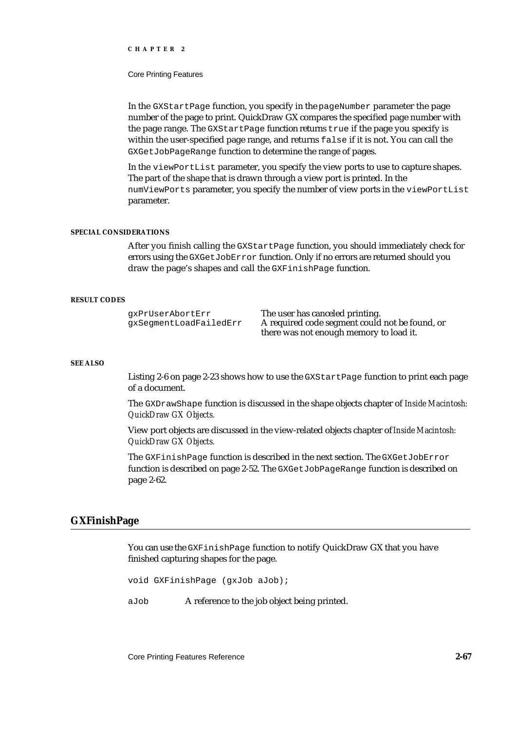In the `GXStartPage` function, you specify in the `pageNumber` parameter the page number of the page to print. QuickDraw GX compares the specified page number with the page range. The `GXStartPage` function returns `true` if the page you specify is within the user-specified page range, and returns `false` if it is not. You can call the `GXGetJobPageRange` function to determine the range of pages.

In the `viewPortList` parameter, you specify the view ports to use to capture shapes. The part of the shape that is drawn through a view port is printed. In the `numViewPorts` parameter, you specify the number of view ports in the `viewPortList` parameter.

**SPECIAL CONSIDERATIONS**

After you finish calling the `GXStartPage` function, you should immediately check for errors using the `GXGetJobError` function. Only if no errors are returned should you draw the page's shapes and call the `GXFinishPage` function.

**RESULT CODES**

| | |
|---|---|
| `gxPrUserAbortErr` | The user has canceled printing. |
| `gxSegmentLoadFailedErr` | A required code segment could not be found, or there was not enough memory to load it. |

**SEE ALSO**

Listing 2-6 on page 2-23 shows how to use the `GXStartPage` function to print each page of a document.

The `GXDrawShape` function is discussed in the shape objects chapter of *Inside Macintosh: QuickDraw GX Objects.*

View port objects are discussed in the view-related objects chapter of *Inside Macintosh: QuickDraw GX Objects.*

The `GXFinishPage` function is described in the next section. The `GXGetJobError` function is described on page 2-52. The `GXGetJobPageRange` function is described on page 2-62.

## GXFinishPage

You can use the `GXFinishPage` function to notify QuickDraw GX that you have finished capturing shapes for the page.

```
void GXFinishPage (gxJob aJob);
```

`aJob` A reference to the job object being printed.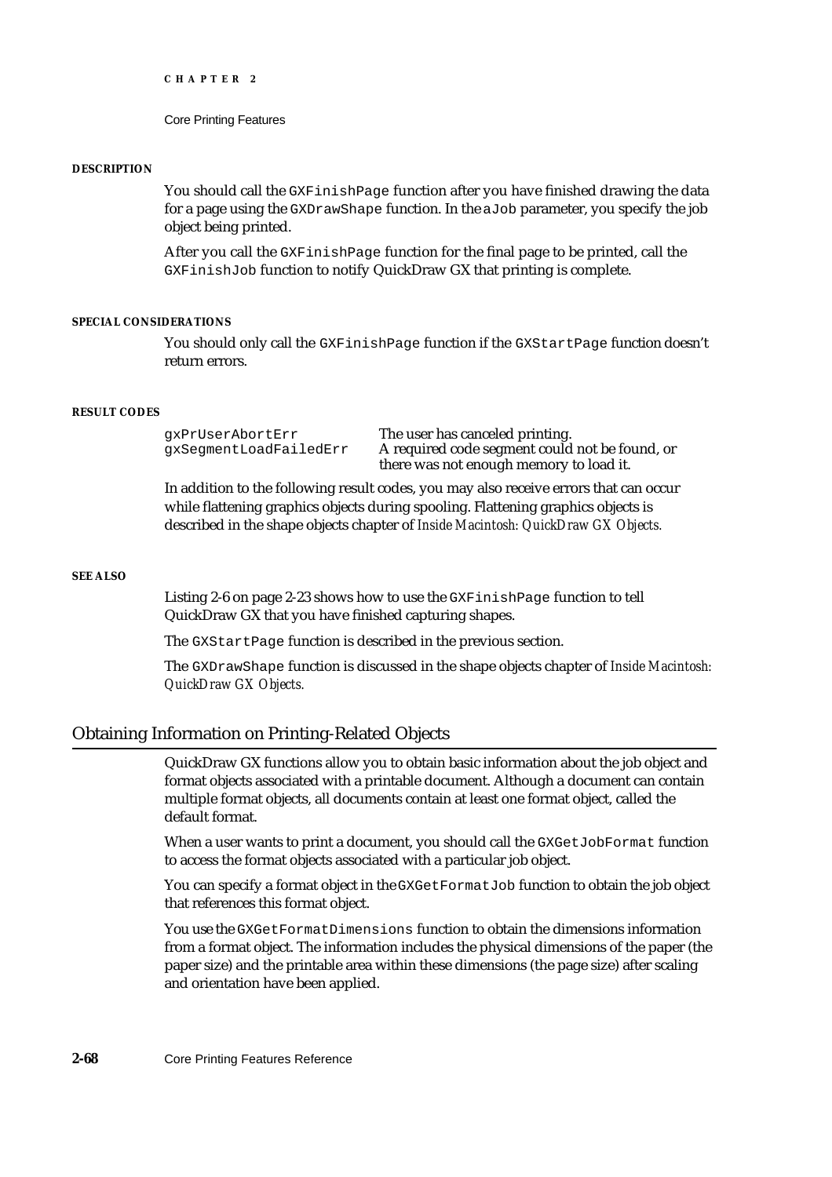**DESCRIPTION**

You should call the `GXFinishPage` function after you have finished drawing the data for a page using the `GXDrawShape` function. In the `aJob` parameter, you specify the job object being printed.

After you call the `GXFinishPage` function for the final page to be printed, call the `GXFinishJob` function to notify QuickDraw GX that printing is complete.

**SPECIAL CONSIDERATIONS**

You should only call the `GXFinishPage` function if the `GXStartPage` function doesn't return errors.

**RESULT CODES**

| | |
|---|---|
| `gxPrUserAbortErr` | The user has canceled printing. |
| `gxSegmentLoadFailedErr` | A required code segment could not be found, or there was not enough memory to load it. |

In addition to the following result codes, you may also receive errors that can occur while flattening graphics objects during spooling. Flattening graphics objects is described in the shape objects chapter of *Inside Macintosh: QuickDraw GX Objects.*

**SEE ALSO**

Listing 2-6 on page 2-23 shows how to use the `GXFinishPage` function to tell QuickDraw GX that you have finished capturing shapes.

The `GXStartPage` function is described in the previous section.

The `GXDrawShape` function is discussed in the shape objects chapter of *Inside Macintosh: QuickDraw GX Objects.*

## Obtaining Information on Printing-Related Objects

QuickDraw GX functions allow you to obtain basic information about the job object and format objects associated with a printable document. Although a document can contain multiple format objects, all documents contain at least one format object, called the default format.

When a user wants to print a document, you should call the `GXGetJobFormat` function to access the format objects associated with a particular job object.

You can specify a format object in the `GXGetFormatJob` function to obtain the job object that references this format object.

You use the `GXGetFormatDimensions` function to obtain the dimensions information from a format object. The information includes the physical dimensions of the paper (the paper size) and the printable area within these dimensions (the page size) after scaling and orientation have been applied.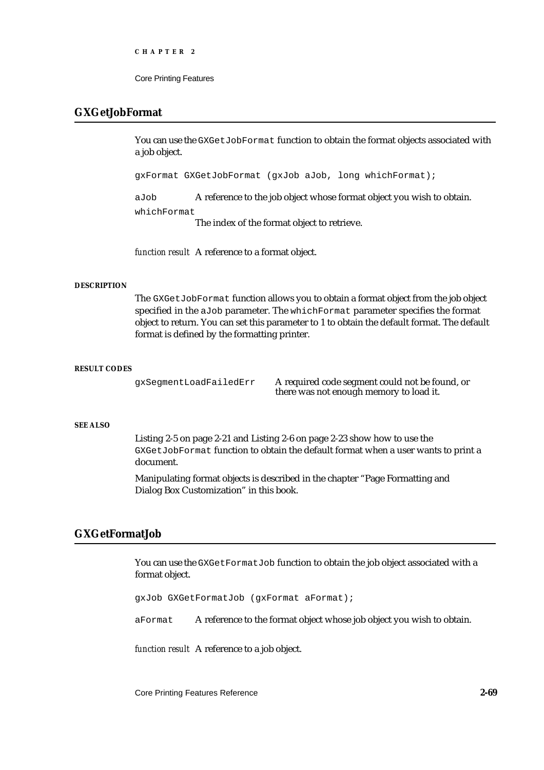## GXGetJobFormat

You can use the `GXGetJobFormat` function to obtain the format objects associated with a job object.

```
gxFormat GXGetJobFormat (gxJob aJob, long whichFormat);
```

`aJob` A reference to the job object whose format object you wish to obtain.

`whichFormat`
The index of the format object to retrieve.

*function result* A reference to a format object.

#### DESCRIPTION

The `GXGetJobFormat` function allows you to obtain a format object from the job object specified in the `aJob` parameter. The `whichFormat` parameter specifies the format object to return. You can set this parameter to 1 to obtain the default format. The default format is defined by the formatting printer.

#### RESULT CODES

| | |
|---|---|
| `gxSegmentLoadFailedErr` | A required code segment could not be found, or there was not enough memory to load it. |

#### SEE ALSO

Listing 2-5 on page 2-21 and Listing 2-6 on page 2-23 show how to use the `GXGetJobFormat` function to obtain the default format when a user wants to print a document.

Manipulating format objects is described in the chapter "Page Formatting and Dialog Box Customization" in this book.

## GXGetFormatJob

You can use the `GXGetFormatJob` function to obtain the job object associated with a format object.

```
gxJob GXGetFormatJob (gxFormat aFormat);
```

`aFormat` A reference to the format object whose job object you wish to obtain.

*function result* A reference to a job object.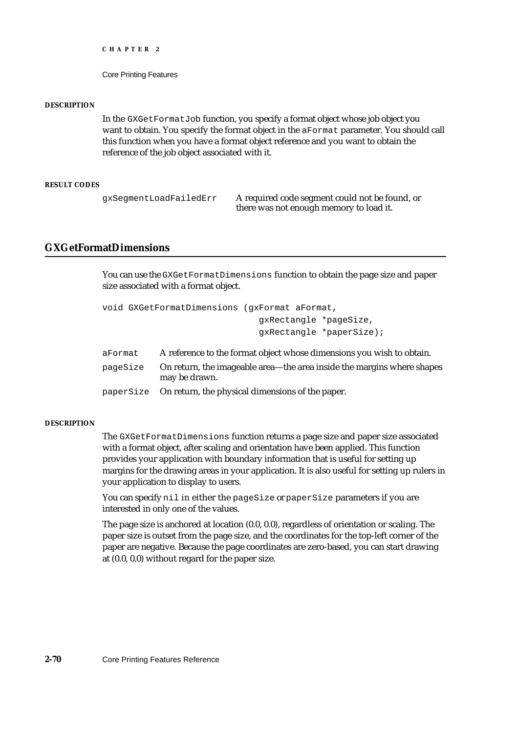#### DESCRIPTION

In the `GXGetFormatJob` function, you specify a format object whose job object you want to obtain. You specify the format object in the `aFormat` parameter. You should call this function when you have a format object reference and you want to obtain the reference of the job object associated with it.

#### RESULT CODES

| | |
|---|---|
| `gxSegmentLoadFailedErr` | A required code segment could not be found, or there was not enough memory to load it. |

## GXGetFormatDimensions

You can use the `GXGetFormatDimensions` function to obtain the page size and paper size associated with a format object.

```
void GXGetFormatDimensions (gxFormat aFormat,
                            gxRectangle *pageSize,
                            gxRectangle *paperSize);
```

| | |
|---|---|
| `aFormat` | A reference to the format object whose dimensions you wish to obtain. |
| `pageSize` | On return, the imageable area—the area inside the margins where shapes may be drawn. |
| `paperSize` | On return, the physical dimensions of the paper. |

#### DESCRIPTION

The `GXGetFormatDimensions` function returns a page size and paper size associated with a format object, after scaling and orientation have been applied. This function provides your application with boundary information that is useful for setting up margins for the drawing areas in your application. It is also useful for setting up rulers in your application to display to users.

You can specify `nil` in either the `pageSize` or `paperSize` parameters if you are interested in only one of the values.

The page size is anchored at location (0.0, 0.0), regardless of orientation or scaling. The paper size is outset from the page size, and the coordinates for the top-left corner of the paper are negative. Because the page coordinates are zero-based, you can start drawing at (0.0, 0.0) without regard for the paper size.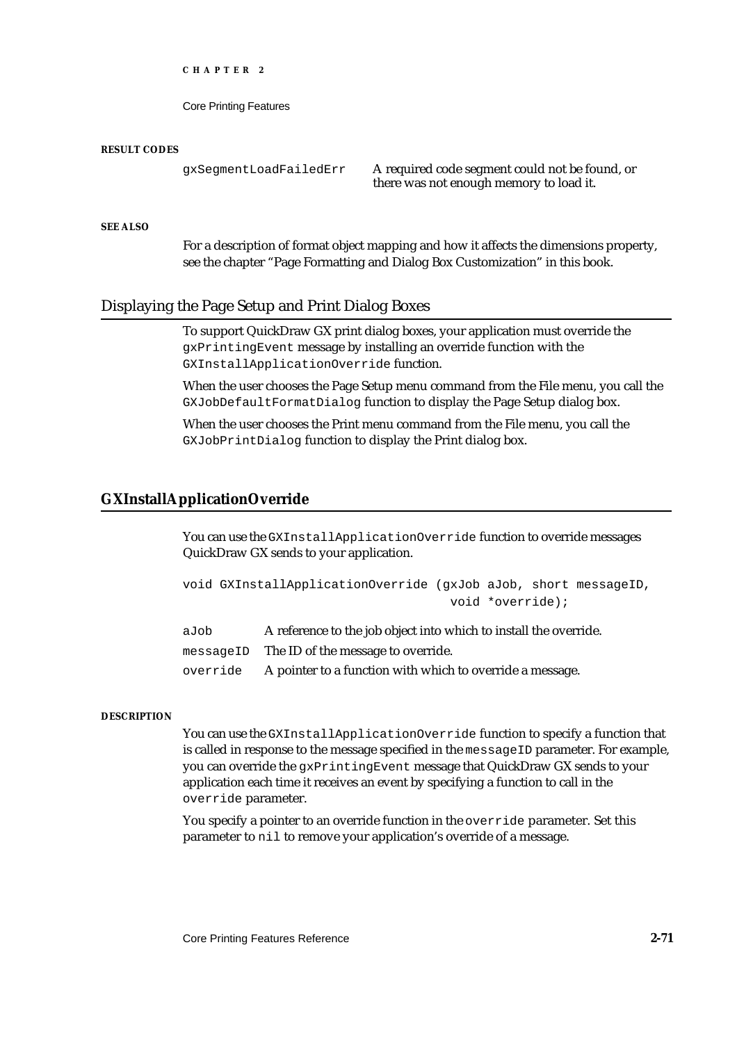**RESULT CODES**

| | |
|---|---|
| gxSegmentLoadFailedErr | A required code segment could not be found, or there was not enough memory to load it. |

**SEE ALSO**

For a description of format object mapping and how it affects the dimensions property, see the chapter "Page Formatting and Dialog Box Customization" in this book.

## Displaying the Page Setup and Print Dialog Boxes

To support QuickDraw GX print dialog boxes, your application must override the `gxPrintingEvent` message by installing an override function with the `GXInstallApplicationOverride` function.

When the user chooses the Page Setup menu command from the File menu, you call the `GXJobDefaultFormatDialog` function to display the Page Setup dialog box.

When the user chooses the Print menu command from the File menu, you call the `GXJobPrintDialog` function to display the Print dialog box.

### GXInstallApplicationOverride

You can use the `GXInstallApplicationOverride` function to override messages QuickDraw GX sends to your application.

```
void GXInstallApplicationOverride (gxJob aJob, short messageID,
                                    void *override);
```

| | |
|---|---|
| aJob | A reference to the job object into which to install the override. |
| messageID | The ID of the message to override. |
| override | A pointer to a function with which to override a message. |

**DESCRIPTION**

You can use the `GXInstallApplicationOverride` function to specify a function that is called in response to the message specified in the `messageID` parameter. For example, you can override the `gxPrintingEvent` message that QuickDraw GX sends to your application each time it receives an event by specifying a function to call in the `override` parameter.

You specify a pointer to an override function in the `override` parameter. Set this parameter to `nil` to remove your application's override of a message.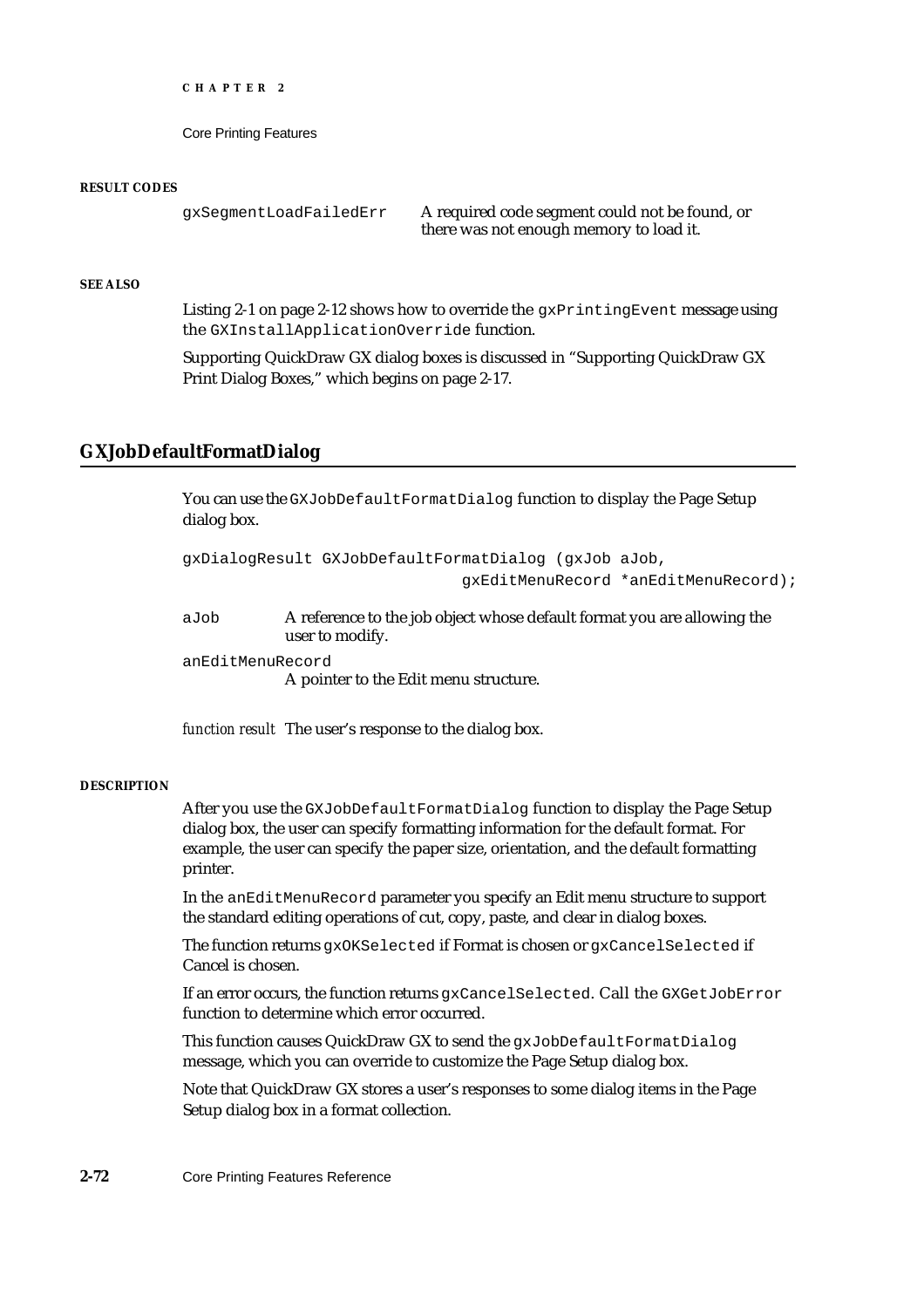#### RESULT CODES

| | |
|---|---|
| gxSegmentLoadFailedErr | A required code segment could not be found, or there was not enough memory to load it. |

#### SEE ALSO

Listing 2-1 on page 2-12 shows how to override the `gxPrintingEvent` message using the `GXInstallApplicationOverride` function.

Supporting QuickDraw GX dialog boxes is discussed in "Supporting QuickDraw GX Print Dialog Boxes," which begins on page 2-17.

## GXJobDefaultFormatDialog

You can use the `GXJobDefaultFormatDialog` function to display the Page Setup dialog box.

```
gxDialogResult GXJobDefaultFormatDialog (gxJob aJob,
                                gxEditMenuRecord *anEditMenuRecord);
```

`aJob` A reference to the job object whose default format you are allowing the user to modify.

`anEditMenuRecord`
A pointer to the Edit menu structure.

*function result* The user's response to the dialog box.

#### DESCRIPTION

After you use the `GXJobDefaultFormatDialog` function to display the Page Setup dialog box, the user can specify formatting information for the default format. For example, the user can specify the paper size, orientation, and the default formatting printer.

In the `anEditMenuRecord` parameter you specify an Edit menu structure to support the standard editing operations of cut, copy, paste, and clear in dialog boxes.

The function returns `gxOKSelected` if Format is chosen or `gxCancelSelected` if Cancel is chosen.

If an error occurs, the function returns `gxCancelSelected`. Call the `GXGetJobError` function to determine which error occurred.

This function causes QuickDraw GX to send the `gxJobDefaultFormatDialog` message, which you can override to customize the Page Setup dialog box.

Note that QuickDraw GX stores a user's responses to some dialog items in the Page Setup dialog box in a format collection.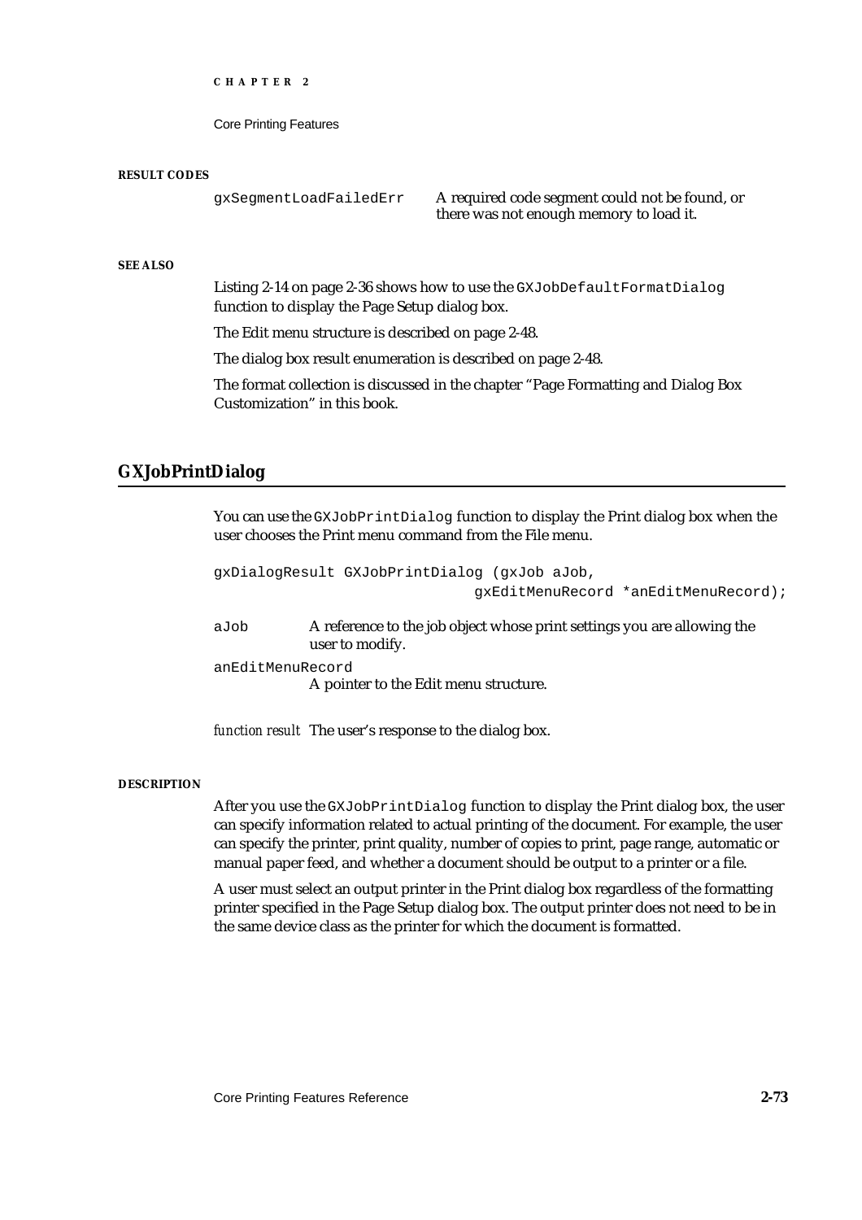**RESULT CODES**

| | |
|---|---|
| gxSegmentLoadFailedErr | A required code segment could not be found, or there was not enough memory to load it. |

**SEE ALSO**

Listing 2-14 on page 2-36 shows how to use the `GXJobDefaultFormatDialog` function to display the Page Setup dialog box.

The Edit menu structure is described on page 2-48.

The dialog box result enumeration is described on page 2-48.

The format collection is discussed in the chapter "Page Formatting and Dialog Box Customization" in this book.

## GXJobPrintDialog

You can use the `GXJobPrintDialog` function to display the Print dialog box when the user chooses the Print menu command from the File menu.

```
gxDialogResult GXJobPrintDialog (gxJob aJob,
                                 gxEditMenuRecord *anEditMenuRecord);
```

`aJob` A reference to the job object whose print settings you are allowing the user to modify.

`anEditMenuRecord`
A pointer to the Edit menu structure.

*function result* The user's response to the dialog box.

**DESCRIPTION**

After you use the `GXJobPrintDialog` function to display the Print dialog box, the user can specify information related to actual printing of the document. For example, the user can specify the printer, print quality, number of copies to print, page range, automatic or manual paper feed, and whether a document should be output to a printer or a file.

A user must select an output printer in the Print dialog box regardless of the formatting printer specified in the Page Setup dialog box. The output printer does not need to be in the same device class as the printer for which the document is formatted.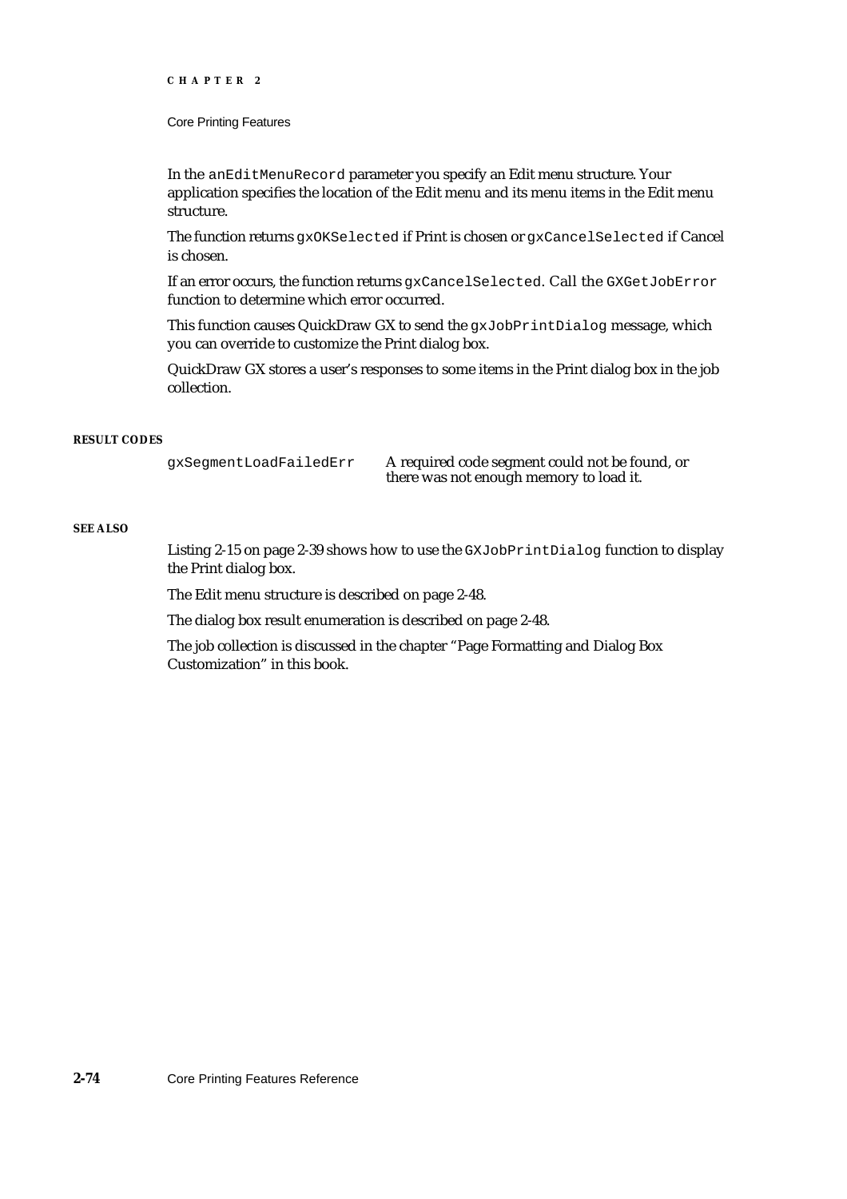In the `anEditMenuRecord` parameter you specify an Edit menu structure. Your application specifies the location of the Edit menu and its menu items in the Edit menu structure.

The function returns `gxOKSelected` if Print is chosen or `gxCancelSelected` if Cancel is chosen.

If an error occurs, the function returns `gxCancelSelected`. Call the `GXGetJobError` function to determine which error occurred.

This function causes QuickDraw GX to send the `gxJobPrintDialog` message, which you can override to customize the Print dialog box.

QuickDraw GX stores a user's responses to some items in the Print dialog box in the job collection.

**RESULT CODES**

| | |
|---|---|
| `gxSegmentLoadFailedErr` | A required code segment could not be found, or there was not enough memory to load it. |

**SEE ALSO**

Listing 2-15 on page 2-39 shows how to use the `GXJobPrintDialog` function to display the Print dialog box.

The Edit menu structure is described on page 2-48.

The dialog box result enumeration is described on page 2-48.

The job collection is discussed in the chapter "Page Formatting and Dialog Box Customization" in this book.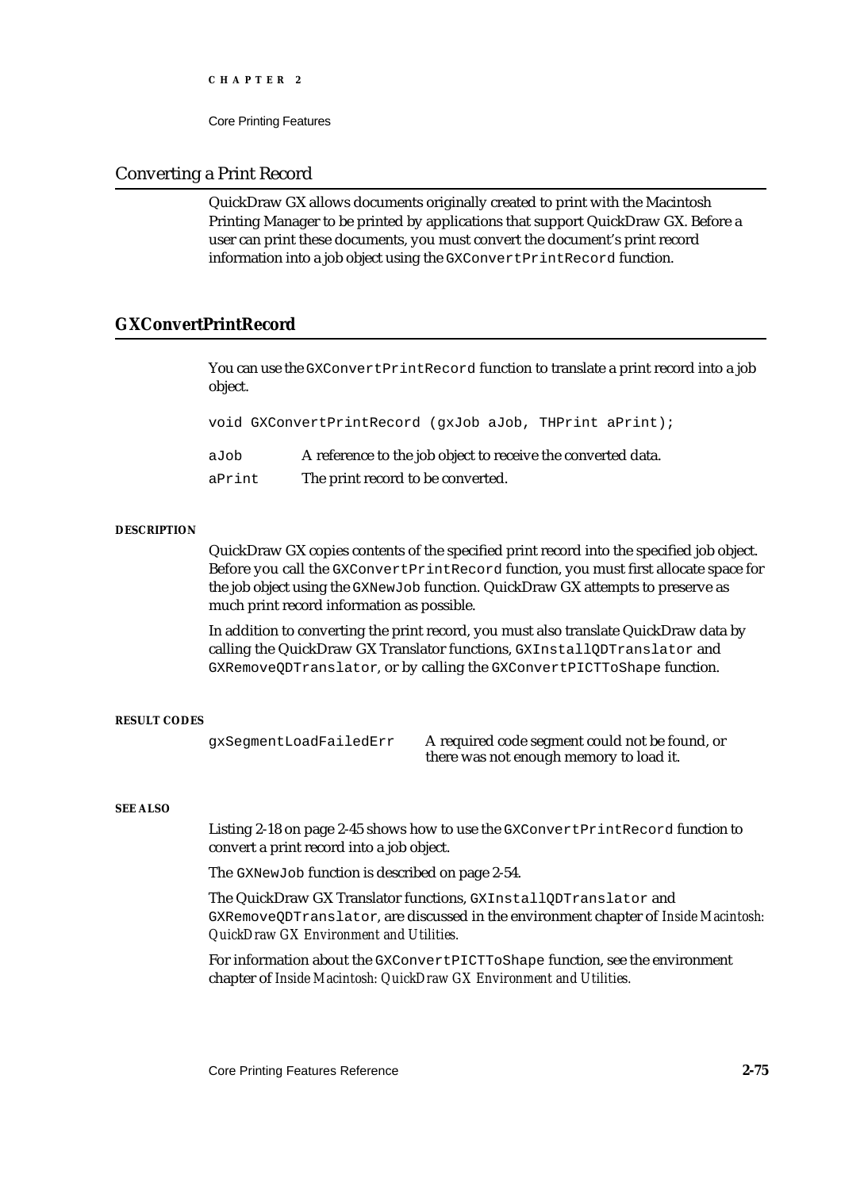## Converting a Print Record

QuickDraw GX allows documents originally created to print with the Macintosh Printing Manager to be printed by applications that support QuickDraw GX. Before a user can print these documents, you must convert the document's print record information into a job object using the `GXConvertPrintRecord` function.

### GXConvertPrintRecord

You can use the `GXConvertPrintRecord` function to translate a print record into a job object.

```
void GXConvertPrintRecord (gxJob aJob, THPrint aPrint);
```

| | |
|---|---|
| `aJob` | A reference to the job object to receive the converted data. |
| `aPrint` | The print record to be converted. |

**DESCRIPTION**

QuickDraw GX copies contents of the specified print record into the specified job object. Before you call the `GXConvertPrintRecord` function, you must first allocate space for the job object using the `GXNewJob` function. QuickDraw GX attempts to preserve as much print record information as possible.

In addition to converting the print record, you must also translate QuickDraw data by calling the QuickDraw GX Translator functions, `GXInstallQDTranslator` and `GXRemoveQDTranslator`, or by calling the `GXConvertPICTToShape` function.

**RESULT CODES**

| | |
|---|---|
| `gxSegmentLoadFailedErr` | A required code segment could not be found, or there was not enough memory to load it. |

**SEE ALSO**

Listing 2-18 on page 2-45 shows how to use the `GXConvertPrintRecord` function to convert a print record into a job object.

The `GXNewJob` function is described on page 2-54.

The QuickDraw GX Translator functions, `GXInstallQDTranslator` and `GXRemoveQDTranslator`, are discussed in the environment chapter of *Inside Macintosh: QuickDraw GX Environment and Utilities.*

For information about the `GXConvertPICTToShape` function, see the environment chapter of *Inside Macintosh: QuickDraw GX Environment and Utilities.*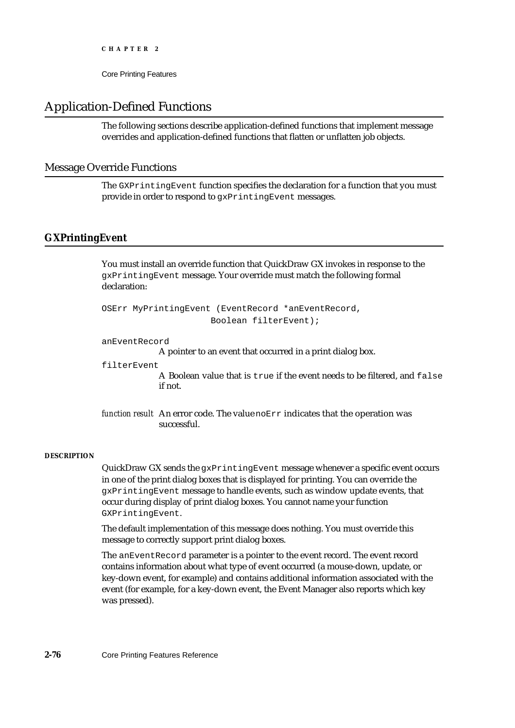# Application-Defined Functions

The following sections describe application-defined functions that implement message overrides and application-defined functions that flatten or unflatten job objects.

## Message Override Functions

The `GXPrintingEvent` function specifies the declaration for a function that you must provide in order to respond to `gxPrintingEvent` messages.

### GXPrintingEvent

You must install an override function that QuickDraw GX invokes in response to the `gxPrintingEvent` message. Your override must match the following formal declaration:

```
OSErr MyPrintingEvent (EventRecord *anEventRecord,
                       Boolean filterEvent);
```

`anEventRecord`
A pointer to an event that occurred in a print dialog box.

`filterEvent`
A Boolean value that is `true` if the event needs to be filtered, and `false` if not.

*function result* An error code. The value `noErr` indicates that the operation was successful.

**DESCRIPTION**

QuickDraw GX sends the `gxPrintingEvent` message whenever a specific event occurs in one of the print dialog boxes that is displayed for printing. You can override the `gxPrintingEvent` message to handle events, such as window update events, that occur during display of print dialog boxes. You cannot name your function `GXPrintingEvent`.

The default implementation of this message does nothing. You must override this message to correctly support print dialog boxes.

The `anEventRecord` parameter is a pointer to the event record. The event record contains information about what type of event occurred (a mouse-down, update, or key-down event, for example) and contains additional information associated with the event (for example, for a key-down event, the Event Manager also reports which key was pressed).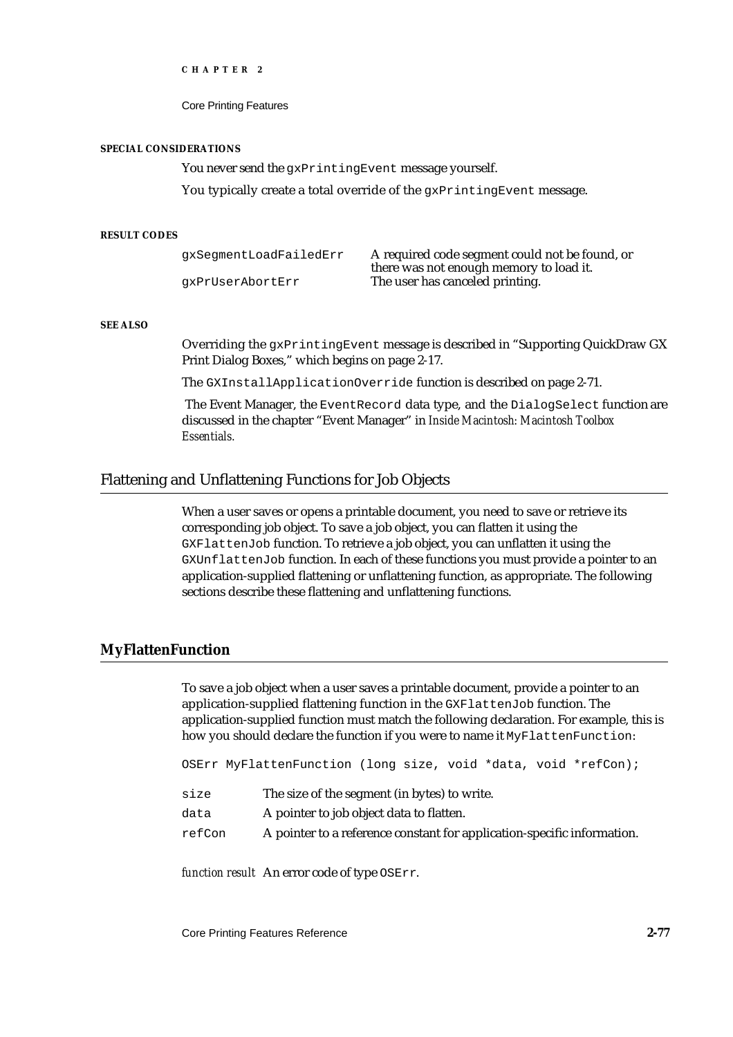#### SPECIAL CONSIDERATIONS

You never send the `gxPrintingEvent` message yourself.

You typically create a total override of the `gxPrintingEvent` message.

#### RESULT CODES

| | |
|---|---|
| `gxSegmentLoadFailedErr` | A required code segment could not be found, or there was not enough memory to load it. |
| `gxPrUserAbortErr` | The user has canceled printing. |

#### SEE ALSO

Overriding the `gxPrintingEvent` message is described in "Supporting QuickDraw GX Print Dialog Boxes," which begins on page 2-17.

The `GXInstallApplicationOverride` function is described on page 2-71.

The Event Manager, the `EventRecord` data type, and the `DialogSelect` function are discussed in the chapter "Event Manager" in *Inside Macintosh: Macintosh Toolbox Essentials.*

## Flattening and Unflattening Functions for Job Objects

When a user saves or opens a printable document, you need to save or retrieve its corresponding job object. To save a job object, you can flatten it using the `GXFlattenJob` function. To retrieve a job object, you can unflatten it using the `GXUnflattenJob` function. In each of these functions you must provide a pointer to an application-supplied flattening or unflattening function, as appropriate. The following sections describe these flattening and unflattening functions.

### MyFlattenFunction

To save a job object when a user saves a printable document, provide a pointer to an application-supplied flattening function in the `GXFlattenJob` function. The application-supplied function must match the following declaration. For example, this is how you should declare the function if you were to name it `MyFlattenFunction`:

```
OSErr MyFlattenFunction (long size, void *data, void *refCon);
```

| | |
|---|---|
| `size` | The size of the segment (in bytes) to write. |
| `data` | A pointer to job object data to flatten. |
| `refCon` | A pointer to a reference constant for application-specific information. |

*function result* An error code of type `OSErr`.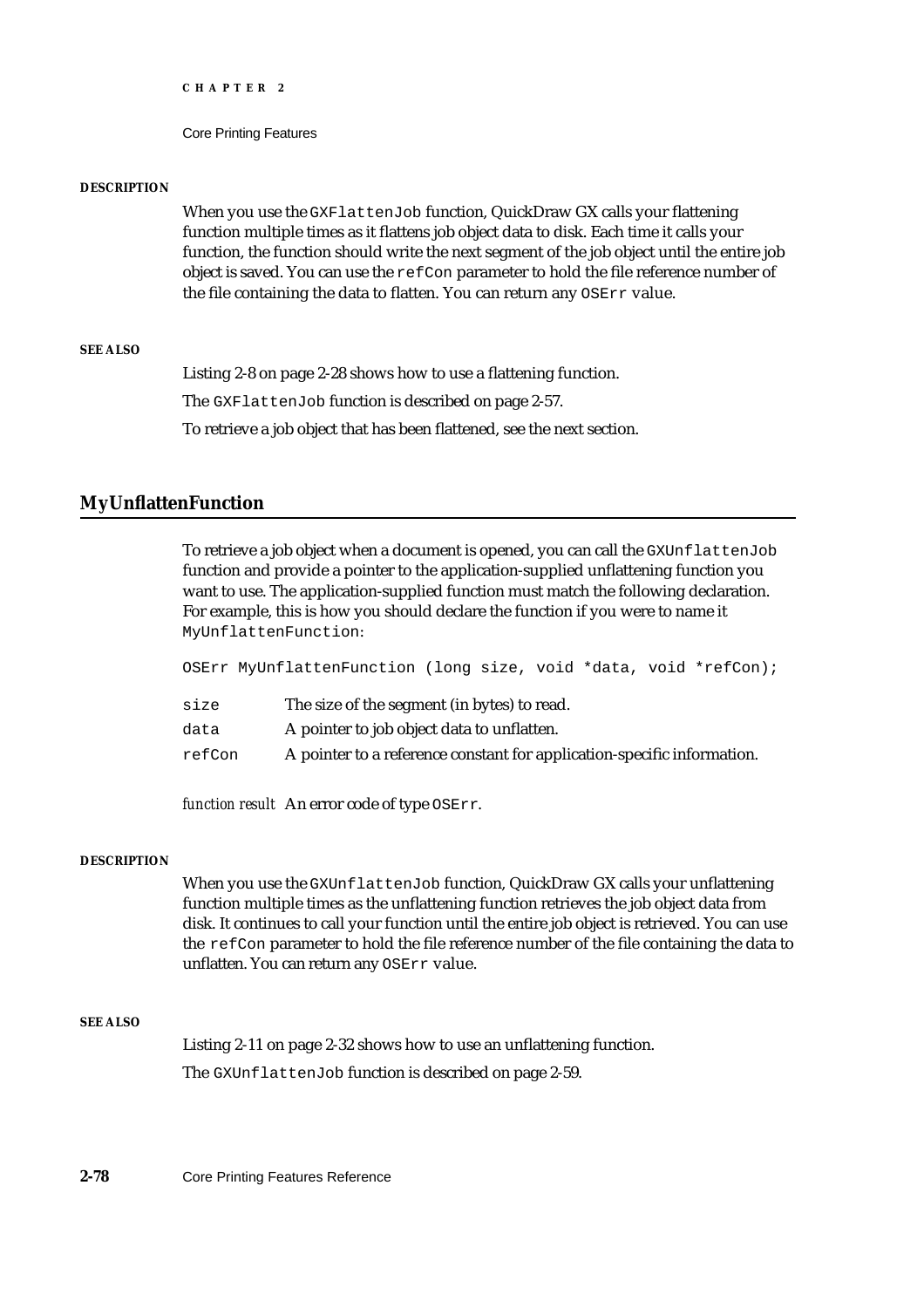#### DESCRIPTION

When you use the `GXFlattenJob` function, QuickDraw GX calls your flattening function multiple times as it flattens job object data to disk. Each time it calls your function, the function should write the next segment of the job object until the entire job object is saved. You can use the `refCon` parameter to hold the file reference number of the file containing the data to flatten. You can return any `OSErr` value.

#### SEE ALSO

Listing 2-8 on page 2-28 shows how to use a flattening function.

The `GXFlattenJob` function is described on page 2-57.

To retrieve a job object that has been flattened, see the next section.

## MyUnflattenFunction

To retrieve a job object when a document is opened, you can call the `GXUnflattenJob` function and provide a pointer to the application-supplied unflattening function you want to use. The application-supplied function must match the following declaration. For example, this is how you should declare the function if you were to name it `MyUnflattenFunction`:

```
OSErr MyUnflattenFunction (long size, void *data, void *refCon);
```

| | |
|---|---|
| `size` | The size of the segment (in bytes) to read. |
| `data` | A pointer to job object data to unflatten. |
| `refCon` | A pointer to a reference constant for application-specific information. |

*function result* An error code of type `OSErr`.

#### DESCRIPTION

When you use the `GXUnflattenJob` function, QuickDraw GX calls your unflattening function multiple times as the unflattening function retrieves the job object data from disk. It continues to call your function until the entire job object is retrieved. You can use the `refCon` parameter to hold the file reference number of the file containing the data to unflatten. You can return any `OSErr` value.

#### SEE ALSO

Listing 2-11 on page 2-32 shows how to use an unflattening function.

The `GXUnflattenJob` function is described on page 2-59.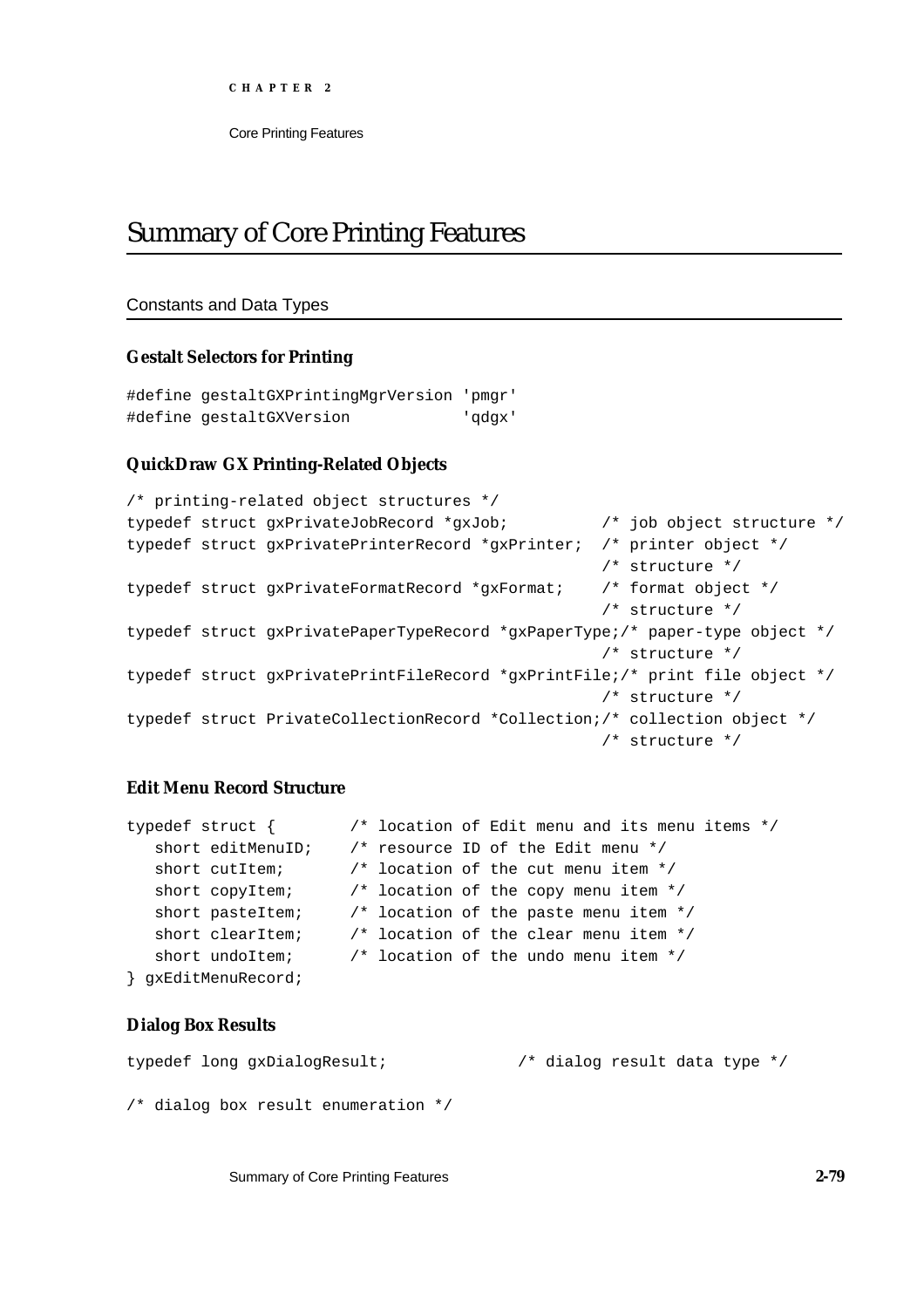# Summary of Core Printing Features

## Constants and Data Types

### Gestalt Selectors for Printing

```
#define gestaltGXPrintingMgrVersion 'pmgr'
#define gestaltGXVersion            'qdgx'
```

### QuickDraw GX Printing-Related Objects

```
/* printing-related object structures */
typedef struct gxPrivateJobRecord *gxJob;          /* job object structure */
typedef struct gxPrivatePrinterRecord *gxPrinter;  /* printer object */
                                                   /* structure */
typedef struct gxPrivateFormatRecord *gxFormat;    /* format object */
                                                   /* structure */
typedef struct gxPrivatePaperTypeRecord *gxPaperType;/* paper-type object */
                                                   /* structure */
typedef struct gxPrivatePrintFileRecord *gxPrintFile;/* print file object */
                                                   /* structure */
typedef struct PrivateCollectionRecord *Collection;/* collection object */
                                                   /* structure */
```

### Edit Menu Record Structure

```
typedef struct {        /* location of Edit menu and its menu items */
   short editMenuID;    /* resource ID of the Edit menu */
   short cutItem;       /* location of the cut menu item */
   short copyItem;      /* location of the copy menu item */
   short pasteItem;     /* location of the paste menu item */
   short clearItem;     /* location of the clear menu item */
   short undoItem;      /* location of the undo menu item */
} gxEditMenuRecord;
```

### Dialog Box Results

```
typedef long gxDialogResult;             /* dialog result data type */

/* dialog box result enumeration */
```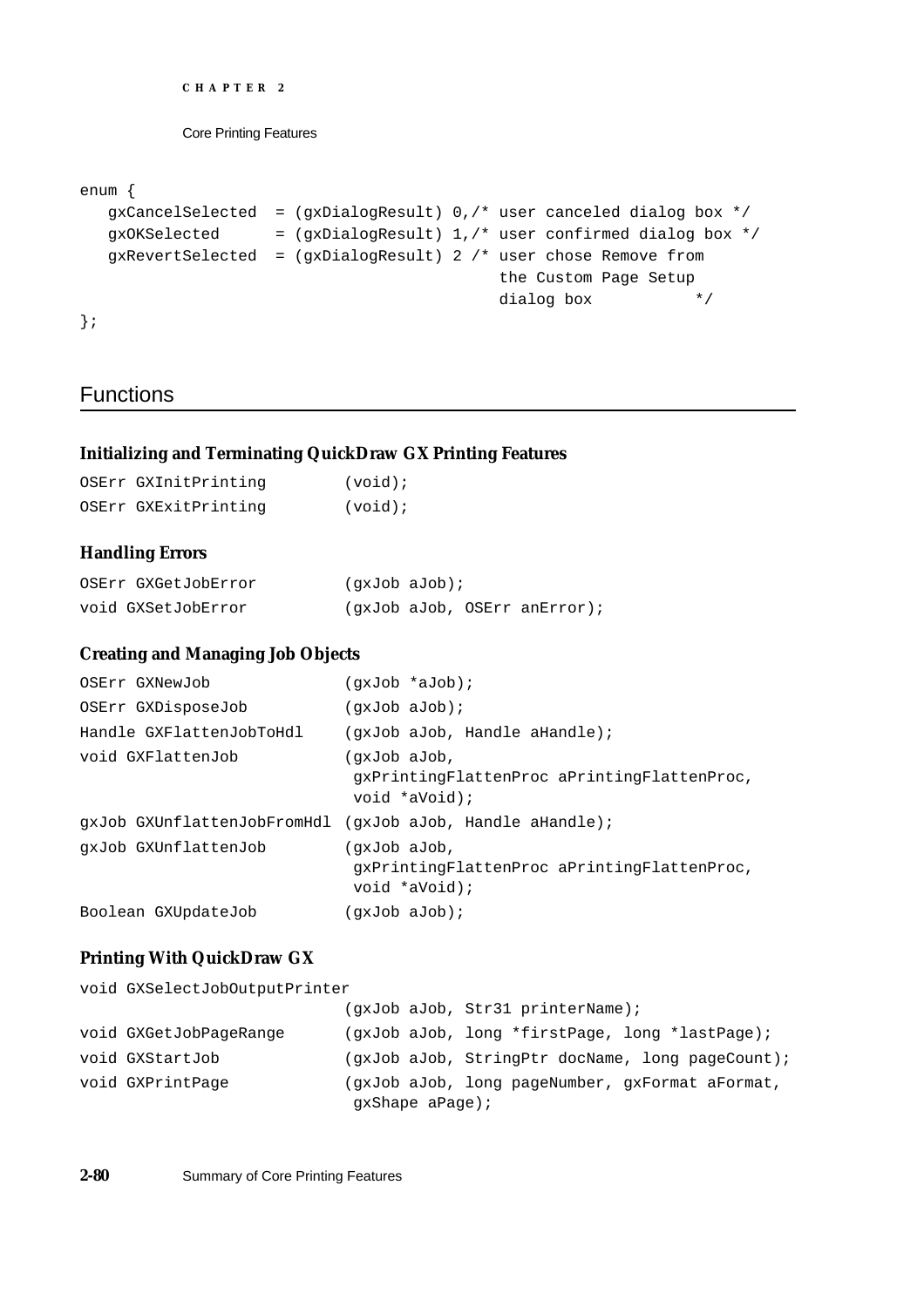```
enum {
   gxCancelSelected  = (gxDialogResult) 0,/* user canceled dialog box */
   gxOKSelected      = (gxDialogResult) 1,/* user confirmed dialog box */
   gxRevertSelected  = (gxDialogResult) 2 /* user chose Remove from
                                             the Custom Page Setup
                                             dialog box          */
};
```

## Functions

### Initializing and Terminating QuickDraw GX Printing Features

```
OSErr GXInitPrinting        (void);
OSErr GXExitPrinting        (void);
```

### Handling Errors

```
OSErr GXGetJobError         (gxJob aJob);
void GXSetJobError          (gxJob aJob, OSErr anError);
```

### Creating and Managing Job Objects

```
OSErr GXNewJob              (gxJob *aJob);
OSErr GXDisposeJob          (gxJob aJob);
Handle GXFlattenJobToHdl    (gxJob aJob, Handle aHandle);
void GXFlattenJob           (gxJob aJob,
                             gxPrintingFlattenProc aPrintingFlattenProc,
                             void *aVoid);
gxJob GXUnflattenJobFromHdl (gxJob aJob, Handle aHandle);
gxJob GXUnflattenJob        (gxJob aJob,
                             gxPrintingFlattenProc aPrintingFlattenProc,
                             void *aVoid);
Boolean GXUpdateJob         (gxJob aJob);
```

### Printing With QuickDraw GX

```
void GXSelectJobOutputPrinter
                            (gxJob aJob, Str31 printerName);
void GXGetJobPageRange      (gxJob aJob, long *firstPage, long *lastPage);
void GXStartJob             (gxJob aJob, StringPtr docName, long pageCount);
void GXPrintPage            (gxJob aJob, long pageNumber, gxFormat aFormat,
                             gxShape aPage);
```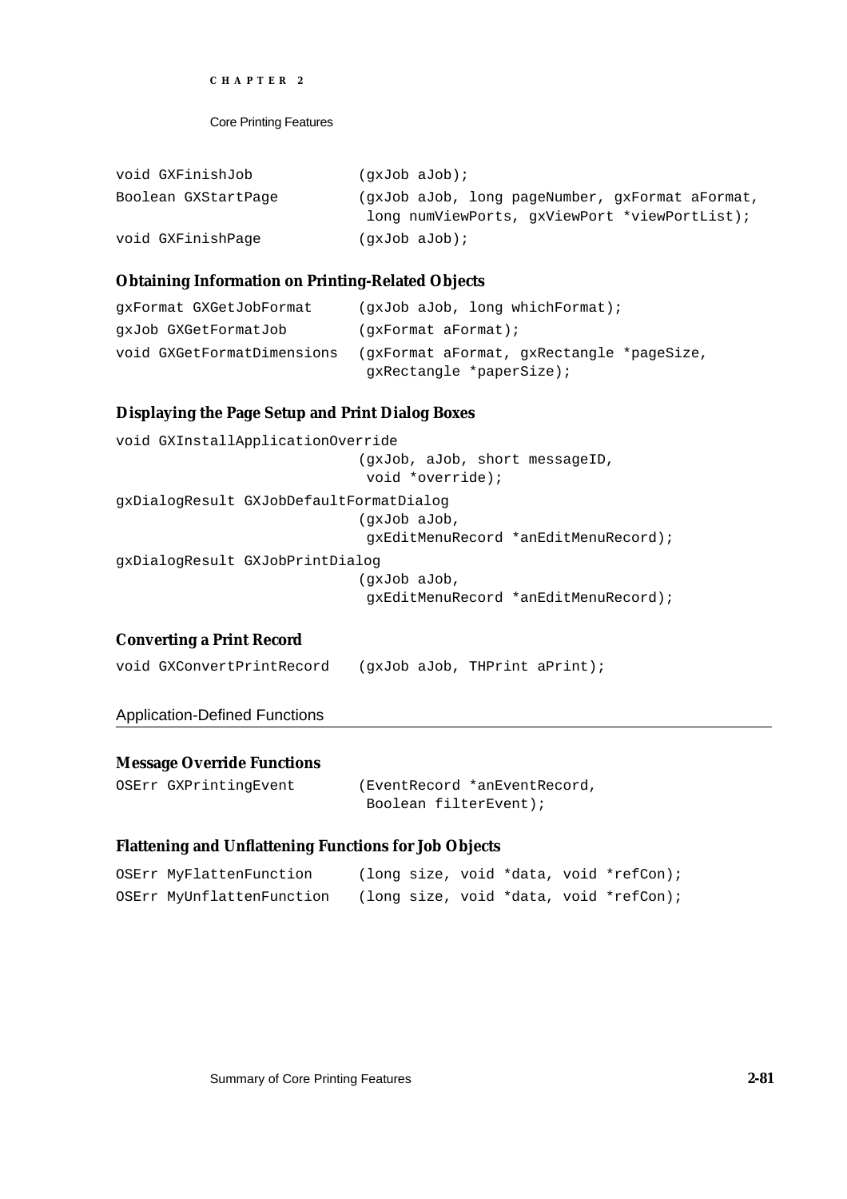```
void GXFinishJob            (gxJob aJob);
Boolean GXStartPage         (gxJob aJob, long pageNumber, gxFormat aFormat,
                             long numViewPorts, gxViewPort *viewPortList);
void GXFinishPage           (gxJob aJob);
```

### Obtaining Information on Printing-Related Objects

```
gxFormat GXGetJobFormat     (gxJob aJob, long whichFormat);
gxJob GXGetFormatJob        (gxFormat aFormat);
void GXGetFormatDimensions  (gxFormat aFormat, gxRectangle *pageSize,
                             gxRectangle *paperSize);
```

### Displaying the Page Setup and Print Dialog Boxes

```
void GXInstallApplicationOverride
                            (gxJob, aJob, short messageID,
                             void *override);
gxDialogResult GXJobDefaultFormatDialog
                            (gxJob aJob,
                             gxEditMenuRecord *anEditMenuRecord);
gxDialogResult GXJobPrintDialog
                            (gxJob aJob,
                             gxEditMenuRecord *anEditMenuRecord);
```

### Converting a Print Record

```
void GXConvertPrintRecord   (gxJob aJob, THPrint aPrint);
```

## Application-Defined Functions

### Message Override Functions

```
OSErr GXPrintingEvent       (EventRecord *anEventRecord,
                             Boolean filterEvent);
```

### Flattening and Unflattening Functions for Job Objects

```
OSErr MyFlattenFunction     (long size, void *data, void *refCon);
OSErr MyUnflattenFunction   (long size, void *data, void *refCon);
```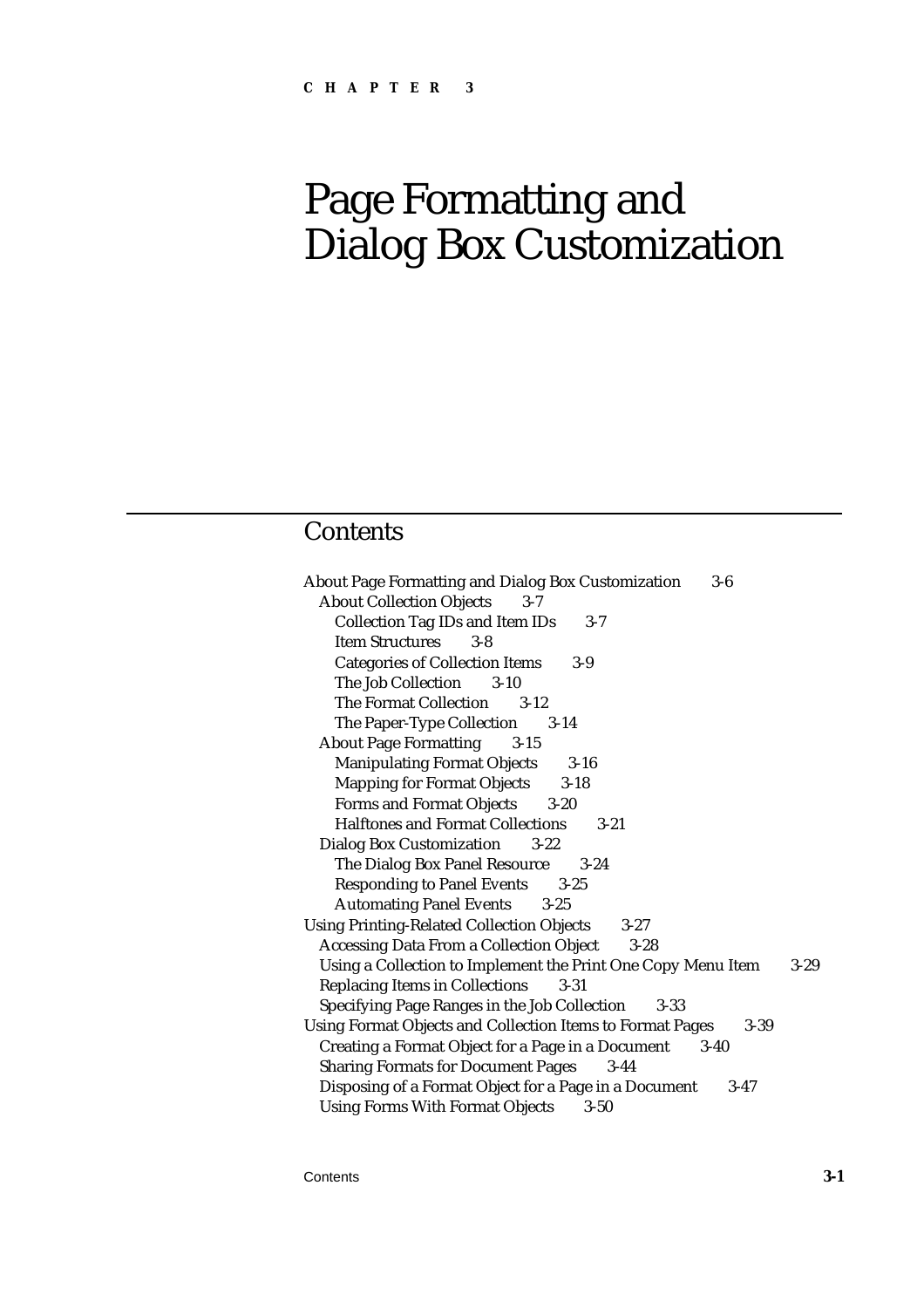CHAPTER 3

# Page Formatting and Dialog Box Customization

## Contents

About Page Formatting and Dialog Box Customization 3-6
- About Collection Objects 3-7
  - Collection Tag IDs and Item IDs 3-7
  - Item Structures 3-8
  - Categories of Collection Items 3-9
  - The Job Collection 3-10
  - The Format Collection 3-12
  - The Paper-Type Collection 3-14
- About Page Formatting 3-15
  - Manipulating Format Objects 3-16
  - Mapping for Format Objects 3-18
  - Forms and Format Objects 3-20
  - Halftones and Format Collections 3-21
- Dialog Box Customization 3-22
  - The Dialog Box Panel Resource 3-24
  - Responding to Panel Events 3-25
  - Automating Panel Events 3-25

Using Printing-Related Collection Objects 3-27
- Accessing Data From a Collection Object 3-28
- Using a Collection to Implement the Print One Copy Menu Item 3-29
- Replacing Items in Collections 3-31
- Specifying Page Ranges in the Job Collection 3-33

Using Format Objects and Collection Items to Format Pages 3-39
- Creating a Format Object for a Page in a Document 3-40
- Sharing Formats for Document Pages 3-44
- Disposing of a Format Object for a Page in a Document 3-47
- Using Forms With Format Objects 3-50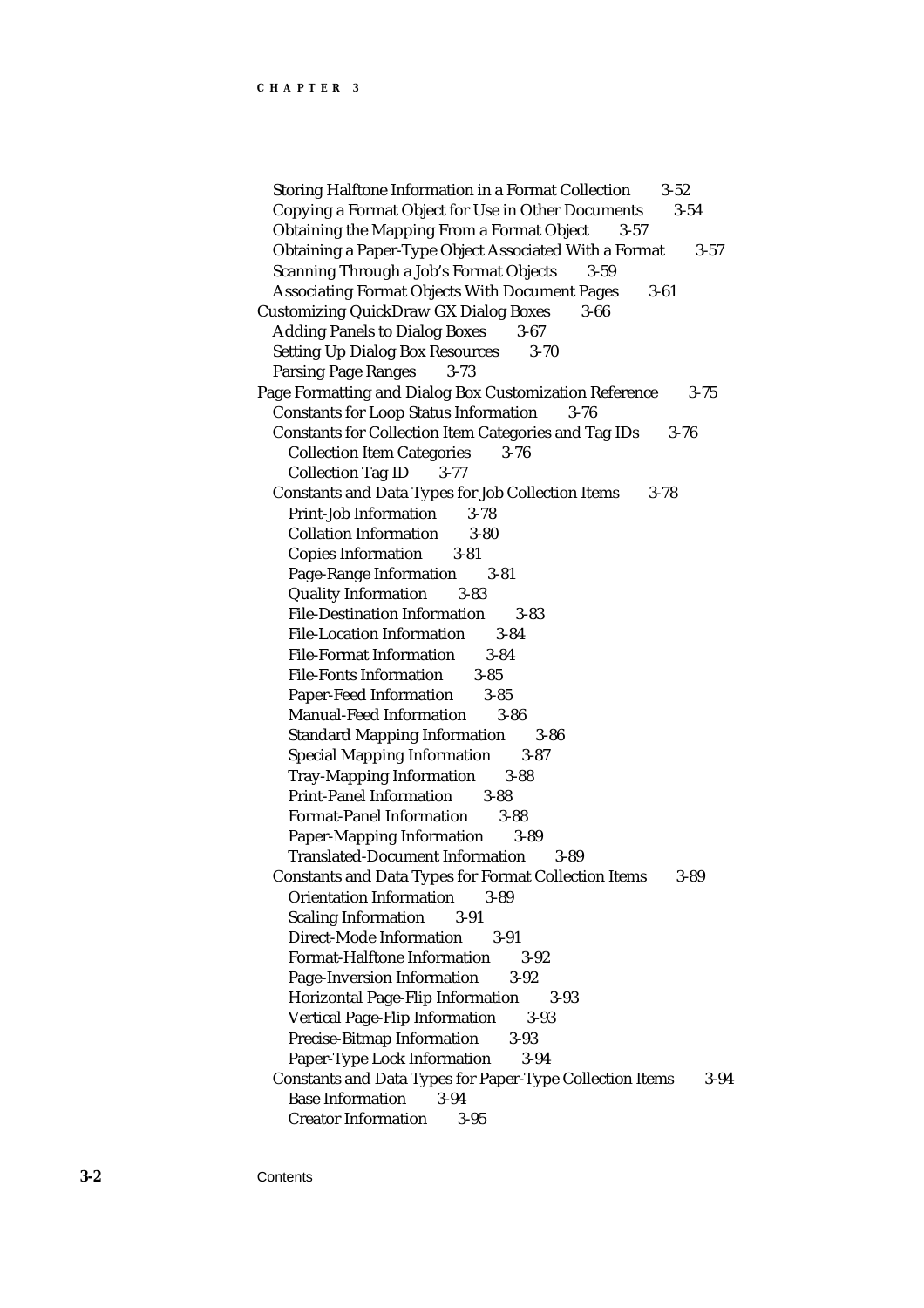- Storing Halftone Information in a Format Collection 3-52
- Copying a Format Object for Use in Other Documents 3-54
- Obtaining the Mapping From a Format Object 3-57
- Obtaining a Paper-Type Object Associated With a Format 3-57
- Scanning Through a Job's Format Objects 3-59
- Associating Format Objects With Document Pages 3-61

Customizing QuickDraw GX Dialog Boxes 3-66

- Adding Panels to Dialog Boxes 3-67
- Setting Up Dialog Box Resources 3-70
- Parsing Page Ranges 3-73

Page Formatting and Dialog Box Customization Reference 3-75

- Constants for Loop Status Information 3-76
- Constants for Collection Item Categories and Tag IDs 3-76
  - Collection Item Categories 3-76
  - Collection Tag ID 3-77
- Constants and Data Types for Job Collection Items 3-78
  - Print-Job Information 3-78
  - Collation Information 3-80
  - Copies Information 3-81
  - Page-Range Information 3-81
  - Quality Information 3-83
  - File-Destination Information 3-83
  - File-Location Information 3-84
  - File-Format Information 3-84
  - File-Fonts Information 3-85
  - Paper-Feed Information 3-85
  - Manual-Feed Information 3-86
  - Standard Mapping Information 3-86
  - Special Mapping Information 3-87
  - Tray-Mapping Information 3-88
  - Print-Panel Information 3-88
  - Format-Panel Information 3-88
  - Paper-Mapping Information 3-89
  - Translated-Document Information 3-89
- Constants and Data Types for Format Collection Items 3-89
  - Orientation Information 3-89
  - Scaling Information 3-91
  - Direct-Mode Information 3-91
  - Format-Halftone Information 3-92
  - Page-Inversion Information 3-92
  - Horizontal Page-Flip Information 3-93
  - Vertical Page-Flip Information 3-93
  - Precise-Bitmap Information 3-93
  - Paper-Type Lock Information 3-94
- Constants and Data Types for Paper-Type Collection Items 3-94
  - Base Information 3-94
  - Creator Information 3-95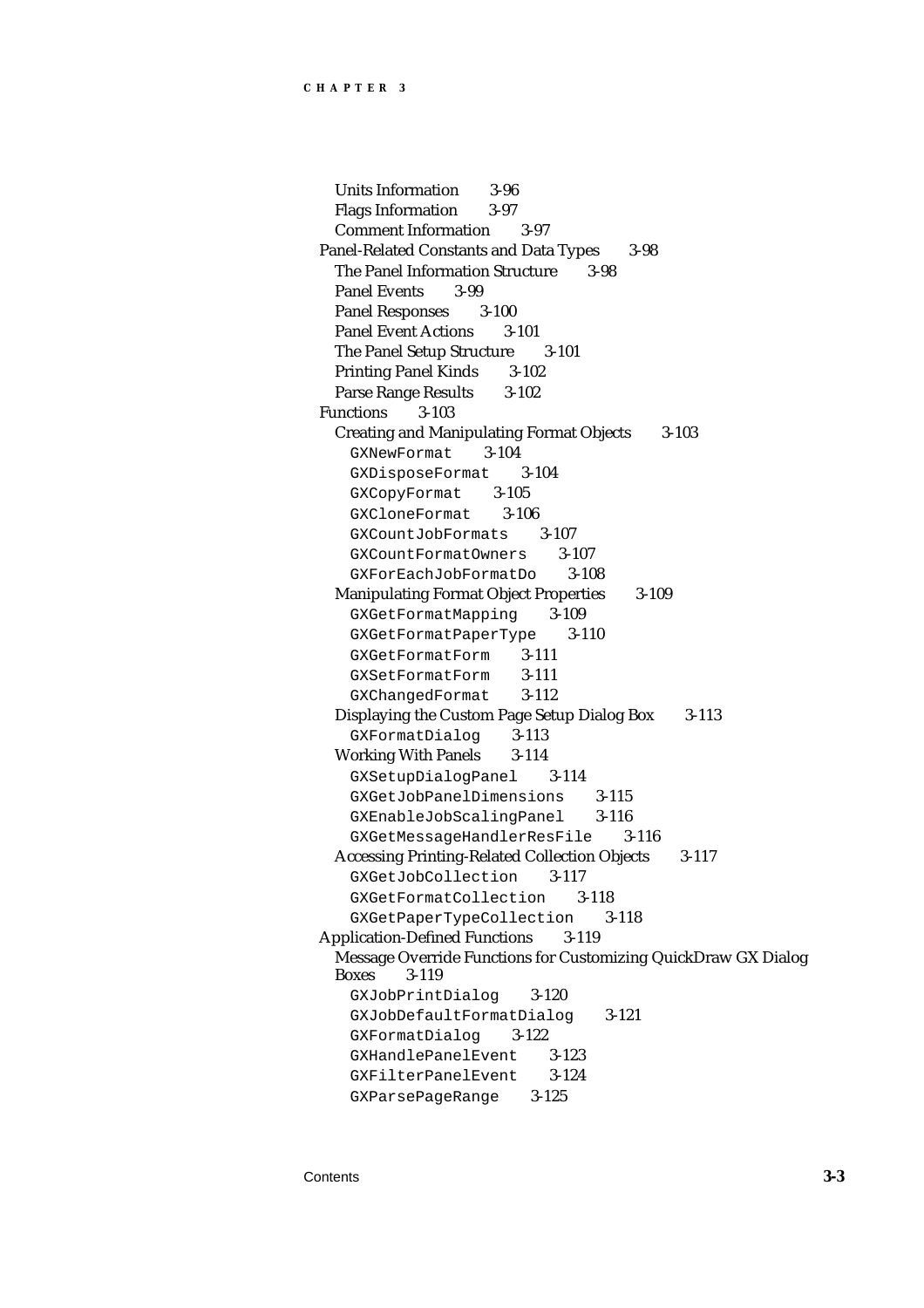- Units Information 3-96
- Flags Information 3-97
- Comment Information 3-97

Panel-Related Constants and Data Types 3-98
- The Panel Information Structure 3-98
- Panel Events 3-99
- Panel Responses 3-100
- Panel Event Actions 3-101
- The Panel Setup Structure 3-101
- Printing Panel Kinds 3-102
- Parse Range Results 3-102

Functions 3-103
- Creating and Manipulating Format Objects 3-103
  - `GXNewFormat` 3-104
  - `GXDisposeFormat` 3-104
  - `GXCopyFormat` 3-105
  - `GXCloneFormat` 3-106
  - `GXCountJobFormats` 3-107
  - `GXCountFormatOwners` 3-107
  - `GXForEachJobFormatDo` 3-108
- Manipulating Format Object Properties 3-109
  - `GXGetFormatMapping` 3-109
  - `GXGetFormatPaperType` 3-110
  - `GXGetFormatForm` 3-111
  - `GXSetFormatForm` 3-111
  - `GXChangedFormat` 3-112
- Displaying the Custom Page Setup Dialog Box 3-113
  - `GXFormatDialog` 3-113
- Working With Panels 3-114
  - `GXSetupDialogPanel` 3-114
  - `GXGetJobPanelDimensions` 3-115
  - `GXEnableJobScalingPanel` 3-116
  - `GXGetMessageHandlerResFile` 3-116
- Accessing Printing-Related Collection Objects 3-117
  - `GXGetJobCollection` 3-117
  - `GXGetFormatCollection` 3-118
  - `GXGetPaperTypeCollection` 3-118

Application-Defined Functions 3-119
- Message Override Functions for Customizing QuickDraw GX Dialog Boxes 3-119
  - `GXJobPrintDialog` 3-120
  - `GXJobDefaultFormatDialog` 3-121
  - `GXFormatDialog` 3-122
  - `GXHandlePanelEvent` 3-123
  - `GXFilterPanelEvent` 3-124
  - `GXParsePageRange` 3-125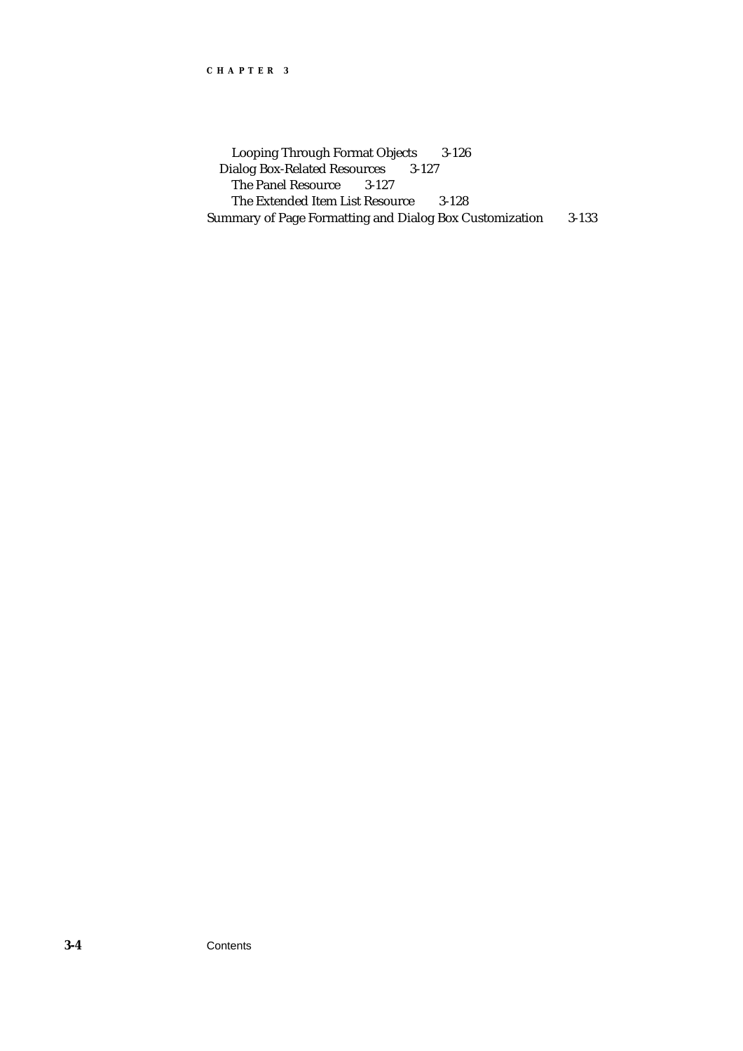Looping Through Format Objects 3-126
Dialog Box-Related Resources 3-127
The Panel Resource 3-127
The Extended Item List Resource 3-128
Summary of Page Formatting and Dialog Box Customization 3-133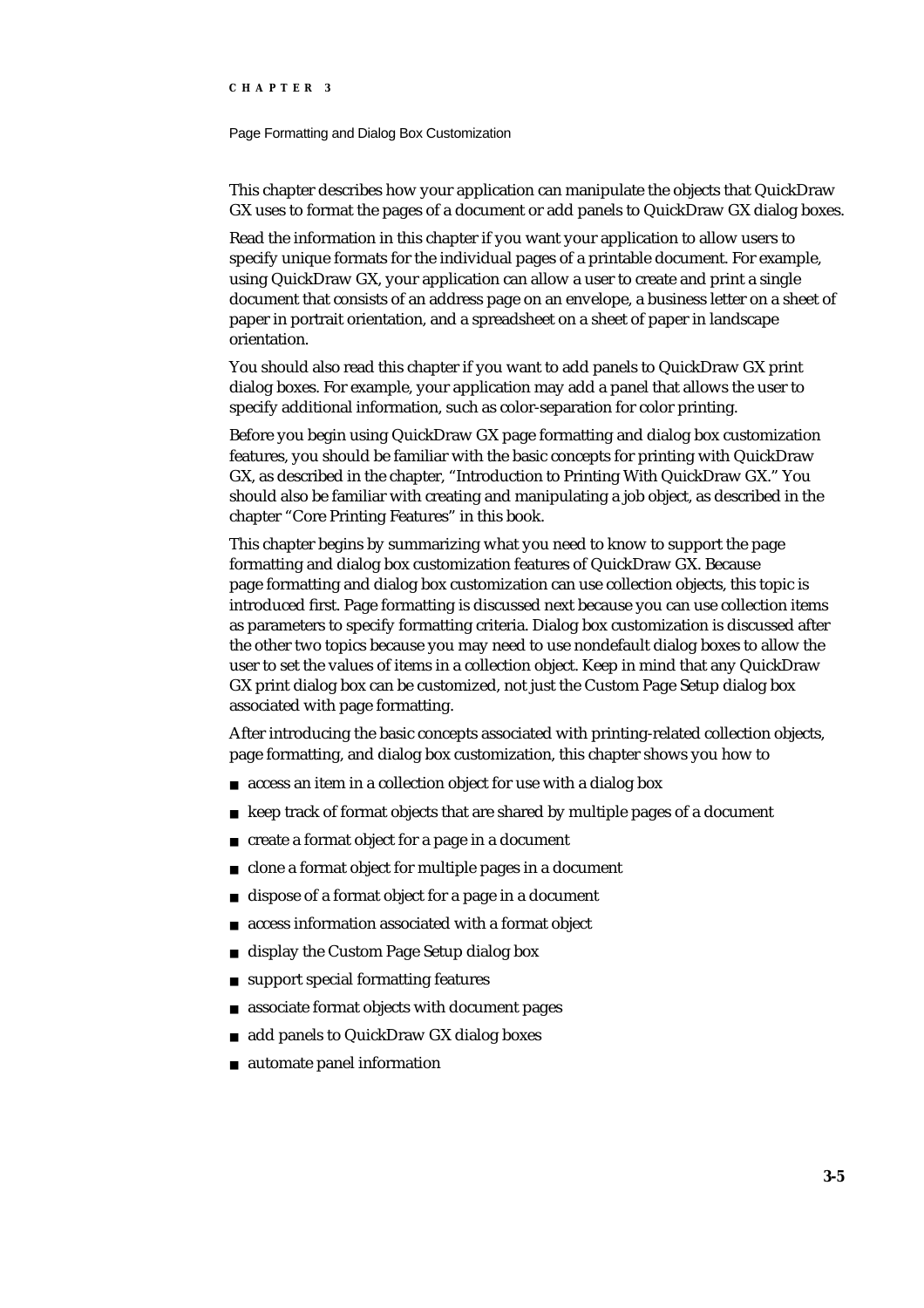This chapter describes how your application can manipulate the objects that QuickDraw GX uses to format the pages of a document or add panels to QuickDraw GX dialog boxes.

Read the information in this chapter if you want your application to allow users to specify unique formats for the individual pages of a printable document. For example, using QuickDraw GX, your application can allow a user to create and print a single document that consists of an address page on an envelope, a business letter on a sheet of paper in portrait orientation, and a spreadsheet on a sheet of paper in landscape orientation.

You should also read this chapter if you want to add panels to QuickDraw GX print dialog boxes. For example, your application may add a panel that allows the user to specify additional information, such as color-separation for color printing.

Before you begin using QuickDraw GX page formatting and dialog box customization features, you should be familiar with the basic concepts for printing with QuickDraw GX, as described in the chapter, "Introduction to Printing With QuickDraw GX." You should also be familiar with creating and manipulating a job object, as described in the chapter "Core Printing Features" in this book.

This chapter begins by summarizing what you need to know to support the page formatting and dialog box customization features of QuickDraw GX. Because page formatting and dialog box customization can use collection objects, this topic is introduced first. Page formatting is discussed next because you can use collection items as parameters to specify formatting criteria. Dialog box customization is discussed after the other two topics because you may need to use nondefault dialog boxes to allow the user to set the values of items in a collection object. Keep in mind that any QuickDraw GX print dialog box can be customized, not just the Custom Page Setup dialog box associated with page formatting.

After introducing the basic concepts associated with printing-related collection objects, page formatting, and dialog box customization, this chapter shows you how to

- access an item in a collection object for use with a dialog box
- keep track of format objects that are shared by multiple pages of a document
- create a format object for a page in a document
- clone a format object for multiple pages in a document
- dispose of a format object for a page in a document
- access information associated with a format object
- display the Custom Page Setup dialog box
- support special formatting features
- associate format objects with document pages
- add panels to QuickDraw GX dialog boxes
- automate panel information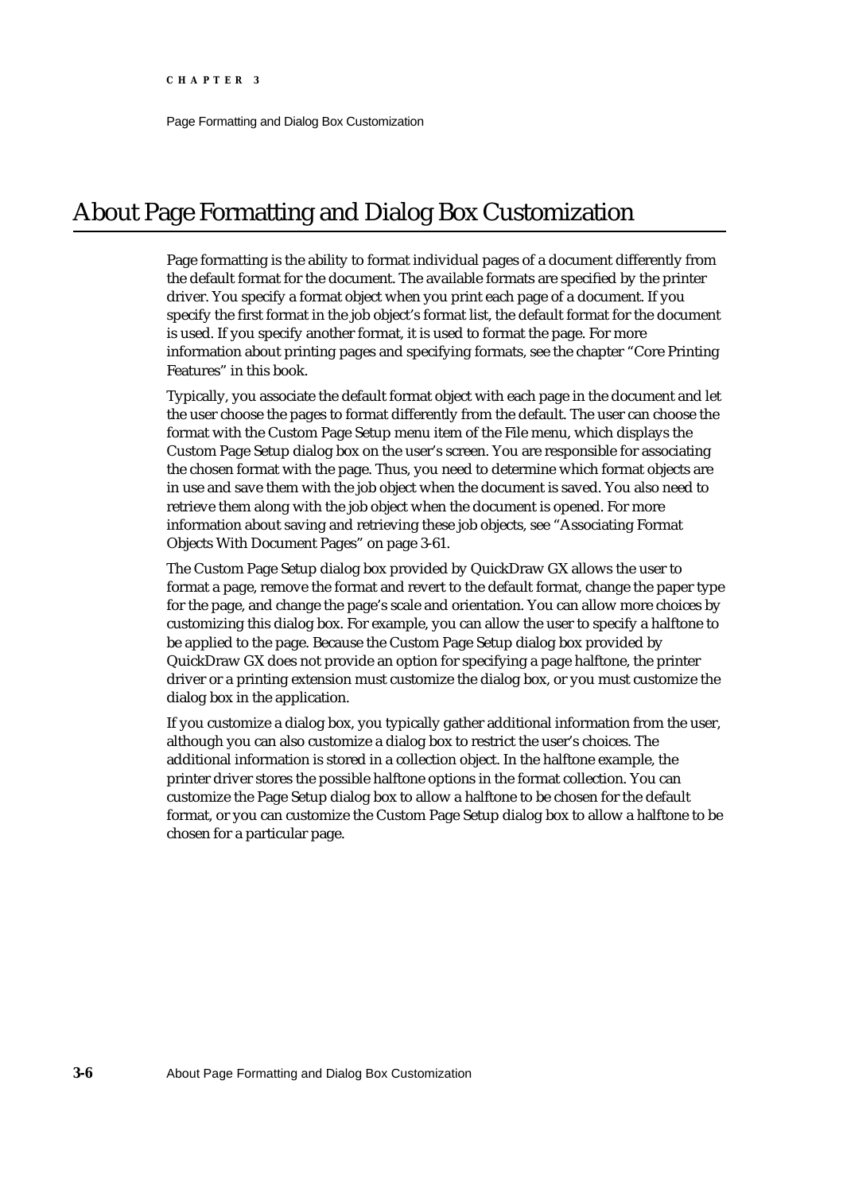# About Page Formatting and Dialog Box Customization

Page formatting is the ability to format individual pages of a document differently from the default format for the document. The available formats are specified by the printer driver. You specify a format object when you print each page of a document. If you specify the first format in the job object's format list, the default format for the document is used. If you specify another format, it is used to format the page. For more information about printing pages and specifying formats, see the chapter "Core Printing Features" in this book.

Typically, you associate the default format object with each page in the document and let the user choose the pages to format differently from the default. The user can choose the format with the Custom Page Setup menu item of the File menu, which displays the Custom Page Setup dialog box on the user's screen. You are responsible for associating the chosen format with the page. Thus, you need to determine which format objects are in use and save them with the job object when the document is saved. You also need to retrieve them along with the job object when the document is opened. For more information about saving and retrieving these job objects, see "Associating Format Objects With Document Pages" on page 3-61.

The Custom Page Setup dialog box provided by QuickDraw GX allows the user to format a page, remove the format and revert to the default format, change the paper type for the page, and change the page's scale and orientation. You can allow more choices by customizing this dialog box. For example, you can allow the user to specify a halftone to be applied to the page. Because the Custom Page Setup dialog box provided by QuickDraw GX does not provide an option for specifying a page halftone, the printer driver or a printing extension must customize the dialog box, or you must customize the dialog box in the application.

If you customize a dialog box, you typically gather additional information from the user, although you can also customize a dialog box to restrict the user's choices. The additional information is stored in a collection object. In the halftone example, the printer driver stores the possible halftone options in the format collection. You can customize the Page Setup dialog box to allow a halftone to be chosen for the default format, or you can customize the Custom Page Setup dialog box to allow a halftone to be chosen for a particular page.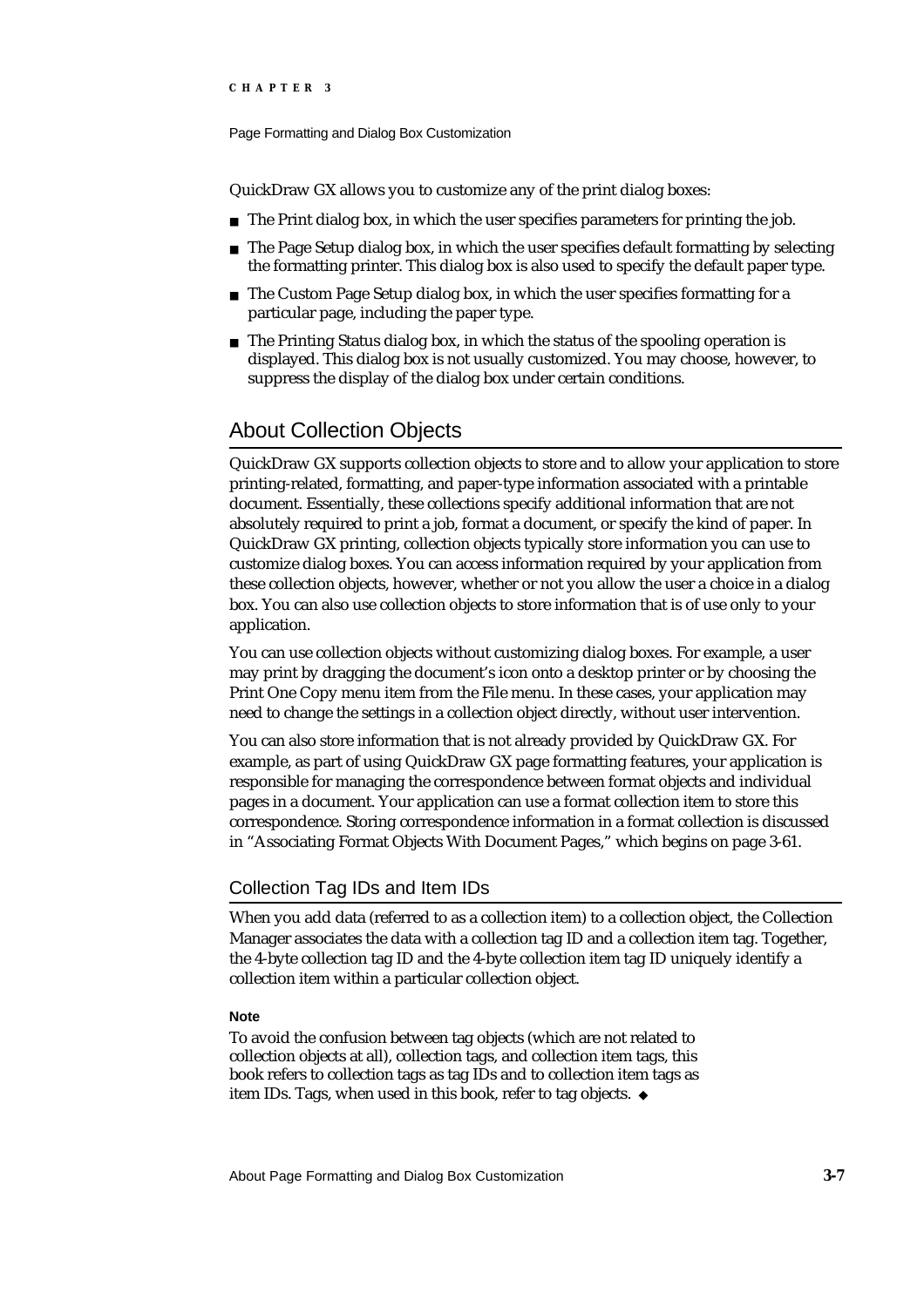QuickDraw GX allows you to customize any of the print dialog boxes:

- The Print dialog box, in which the user specifies parameters for printing the job.
- The Page Setup dialog box, in which the user specifies default formatting by selecting the formatting printer. This dialog box is also used to specify the default paper type.
- The Custom Page Setup dialog box, in which the user specifies formatting for a particular page, including the paper type.
- The Printing Status dialog box, in which the status of the spooling operation is displayed. This dialog box is not usually customized. You may choose, however, to suppress the display of the dialog box under certain conditions.

## About Collection Objects

QuickDraw GX supports collection objects to store and to allow your application to store printing-related, formatting, and paper-type information associated with a printable document. Essentially, these collections specify additional information that are not absolutely required to print a job, format a document, or specify the kind of paper. In QuickDraw GX printing, collection objects typically store information you can use to customize dialog boxes. You can access information required by your application from these collection objects, however, whether or not you allow the user a choice in a dialog box. You can also use collection objects to store information that is of use only to your application.

You can use collection objects without customizing dialog boxes. For example, a user may print by dragging the document's icon onto a desktop printer or by choosing the Print One Copy menu item from the File menu. In these cases, your application may need to change the settings in a collection object directly, without user intervention.

You can also store information that is not already provided by QuickDraw GX. For example, as part of using QuickDraw GX page formatting features, your application is responsible for managing the correspondence between format objects and individual pages in a document. Your application can use a format collection item to store this correspondence. Storing correspondence information in a format collection is discussed in "Associating Format Objects With Document Pages," which begins on page 3-61.

### Collection Tag IDs and Item IDs

When you add data (referred to as a collection item) to a collection object, the Collection Manager associates the data with a collection tag ID and a collection item tag. Together, the 4-byte collection tag ID and the 4-byte collection item tag ID uniquely identify a collection item within a particular collection object.

**Note**

To avoid the confusion between tag objects (which are not related to collection objects at all), collection tags, and collection item tags, this book refers to collection tags as tag IDs and to collection item tags as item IDs. Tags, when used in this book, refer to tag objects. ◆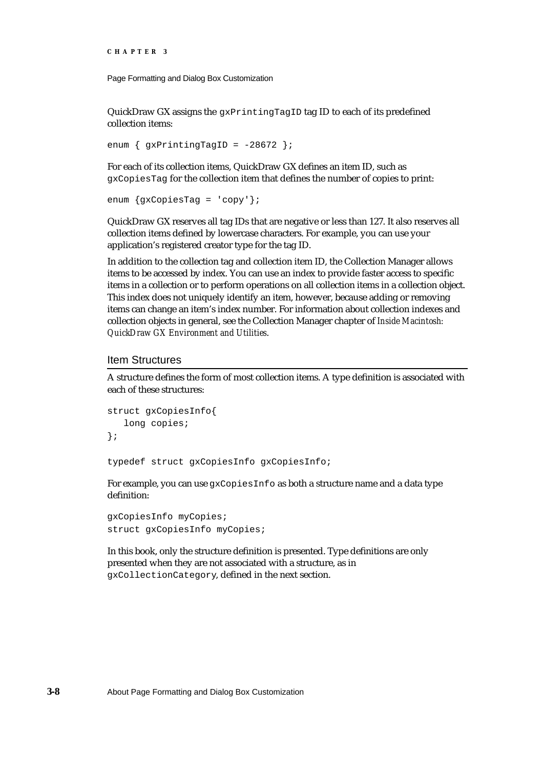QuickDraw GX assigns the `gxPrintingTagID` tag ID to each of its predefined collection items:

```
enum { gxPrintingTagID = -28672 };
```

For each of its collection items, QuickDraw GX defines an item ID, such as `gxCopiesTag` for the collection item that defines the number of copies to print:

```
enum {gxCopiesTag = 'copy'};
```

QuickDraw GX reserves all tag IDs that are negative or less than 127. It also reserves all collection items defined by lowercase characters. For example, you can use your application's registered creator type for the tag ID.

In addition to the collection tag and collection item ID, the Collection Manager allows items to be accessed by index. You can use an index to provide faster access to specific items in a collection or to perform operations on all collection items in a collection object. This index does not uniquely identify an item, however, because adding or removing items can change an item's index number. For information about collection indexes and collection objects in general, see the Collection Manager chapter of *Inside Macintosh: QuickDraw GX Environment and Utilities*.

## Item Structures

A structure defines the form of most collection items. A type definition is associated with each of these structures:

```
struct gxCopiesInfo{
   long copies;
};

typedef struct gxCopiesInfo gxCopiesInfo;
```

For example, you can use `gxCopiesInfo` as both a structure name and a data type definition:

```
gxCopiesInfo myCopies;
struct gxCopiesInfo myCopies;
```

In this book, only the structure definition is presented. Type definitions are only presented when they are not associated with a structure, as in `gxCollectionCategory`, defined in the next section.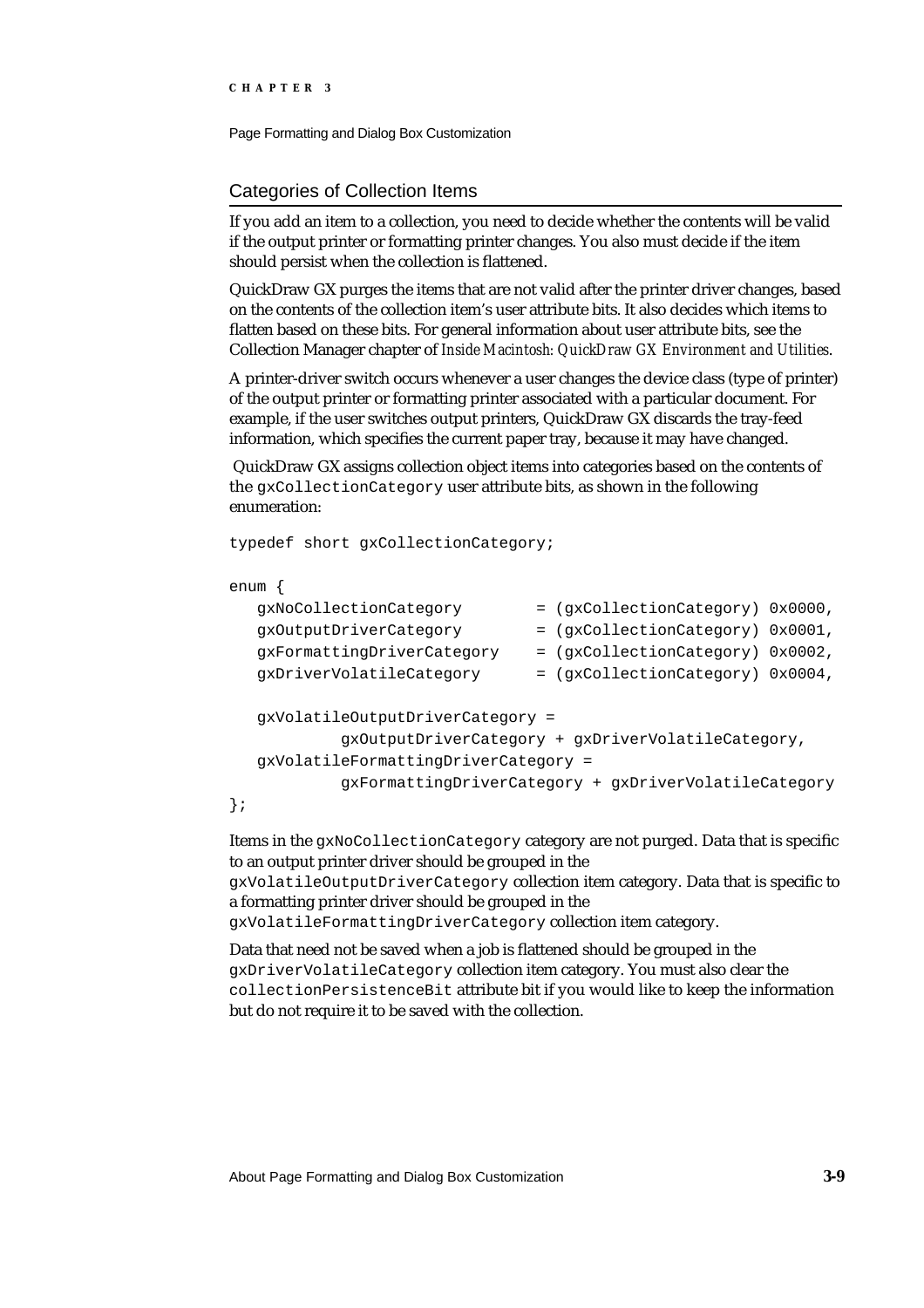## Categories of Collection Items

If you add an item to a collection, you need to decide whether the contents will be valid if the output printer or formatting printer changes. You also must decide if the item should persist when the collection is flattened.

QuickDraw GX purges the items that are not valid after the printer driver changes, based on the contents of the collection item's user attribute bits. It also decides which items to flatten based on these bits. For general information about user attribute bits, see the Collection Manager chapter of *Inside Macintosh: QuickDraw GX Environment and Utilities*.

A printer-driver switch occurs whenever a user changes the device class (type of printer) of the output printer or formatting printer associated with a particular document. For example, if the user switches output printers, QuickDraw GX discards the tray-feed information, which specifies the current paper tray, because it may have changed.

QuickDraw GX assigns collection object items into categories based on the contents of the `gxCollectionCategory` user attribute bits, as shown in the following enumeration:

```
typedef short gxCollectionCategory;

enum {
   gxNoCollectionCategory        = (gxCollectionCategory) 0x0000,
   gxOutputDriverCategory        = (gxCollectionCategory) 0x0001,
   gxFormattingDriverCategory    = (gxCollectionCategory) 0x0002,
   gxDriverVolatileCategory      = (gxCollectionCategory) 0x0004,

   gxVolatileOutputDriverCategory =
            gxOutputDriverCategory + gxDriverVolatileCategory,
   gxVolatileFormattingDriverCategory =
            gxFormattingDriverCategory + gxDriverVolatileCategory
};
```

Items in the `gxNoCollectionCategory` category are not purged. Data that is specific to an output printer driver should be grouped in the `gxVolatileOutputDriverCategory` collection item category. Data that is specific to a formatting printer driver should be grouped in the `gxVolatileFormattingDriverCategory` collection item category.

Data that need not be saved when a job is flattened should be grouped in the `gxDriverVolatileCategory` collection item category. You must also clear the `collectionPersistenceBit` attribute bit if you would like to keep the information but do not require it to be saved with the collection.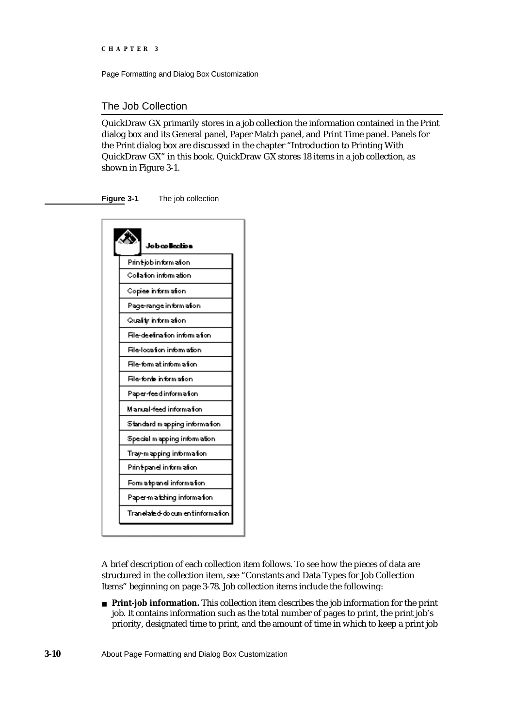## The Job Collection

QuickDraw GX primarily stores in a job collection the information contained in the Print dialog box and its General panel, Paper Match panel, and Print Time panel. Panels for the Print dialog box are discussed in the chapter "Introduction to Printing With QuickDraw GX" in this book. QuickDraw GX stores 18 items in a job collection, as shown in Figure 3-1.

**Figure 3-1** The job collection

Job collection

- Print-job information
- Collation information
- Copies information
- Page-range information
- Quality information
- File-destination information
- File-location information
- File-format information
- File-fonts information
- Paper-feed information
- Manual-feed information
- Standard mapping information
- Special mapping information
- Tray-mapping information
- Print-panel information
- Format-panel information
- Paper-matching information
- Translated-document information

A brief description of each collection item follows. To see how the pieces of data are structured in the collection item, see "Constants and Data Types for Job Collection Items" beginning on page 3-78. Job collection items include the following:

- **Print-job information.** This collection item describes the job information for the print job. It contains information such as the total number of pages to print, the print job's priority, designated time to print, and the amount of time in which to keep a print job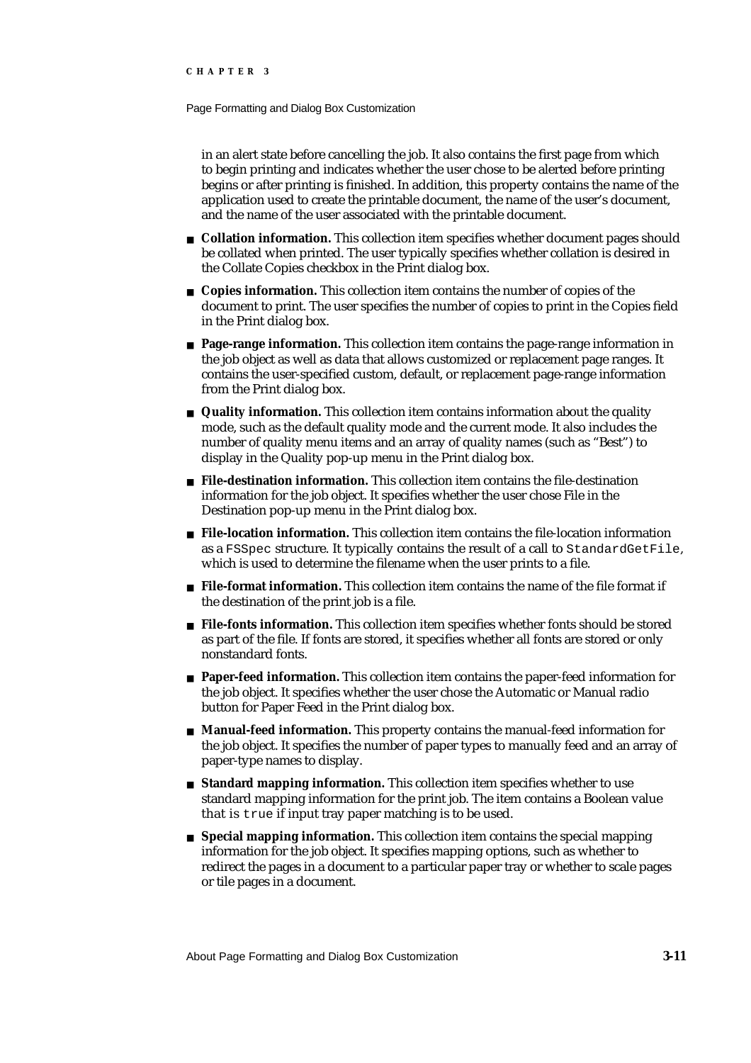in an alert state before cancelling the job. It also contains the first page from which to begin printing and indicates whether the user chose to be alerted before printing begins or after printing is finished. In addition, this property contains the name of the application used to create the printable document, the name of the user's document, and the name of the user associated with the printable document.

- **Collation information.** This collection item specifies whether document pages should be collated when printed. The user typically specifies whether collation is desired in the Collate Copies checkbox in the Print dialog box.
- **Copies information.** This collection item contains the number of copies of the document to print. The user specifies the number of copies to print in the Copies field in the Print dialog box.
- **Page-range information.** This collection item contains the page-range information in the job object as well as data that allows customized or replacement page ranges. It contains the user-specified custom, default, or replacement page-range information from the Print dialog box.
- **Quality information.** This collection item contains information about the quality mode, such as the default quality mode and the current mode. It also includes the number of quality menu items and an array of quality names (such as "Best") to display in the Quality pop-up menu in the Print dialog box.
- **File-destination information.** This collection item contains the file-destination information for the job object. It specifies whether the user chose File in the Destination pop-up menu in the Print dialog box.
- **File-location information.** This collection item contains the file-location information as a `FSSpec` structure. It typically contains the result of a call to `StandardGetFile`, which is used to determine the filename when the user prints to a file.
- **File-format information.** This collection item contains the name of the file format if the destination of the print job is a file.
- **File-fonts information.** This collection item specifies whether fonts should be stored as part of the file. If fonts are stored, it specifies whether all fonts are stored or only nonstandard fonts.
- **Paper-feed information.** This collection item contains the paper-feed information for the job object. It specifies whether the user chose the Automatic or Manual radio button for Paper Feed in the Print dialog box.
- **Manual-feed information.** This property contains the manual-feed information for the job object. It specifies the number of paper types to manually feed and an array of paper-type names to display.
- **Standard mapping information.** This collection item specifies whether to use standard mapping information for the print job. The item contains a Boolean value that is `true` if input tray paper matching is to be used.
- **Special mapping information.** This collection item contains the special mapping information for the job object. It specifies mapping options, such as whether to redirect the pages in a document to a particular paper tray or whether to scale pages or tile pages in a document.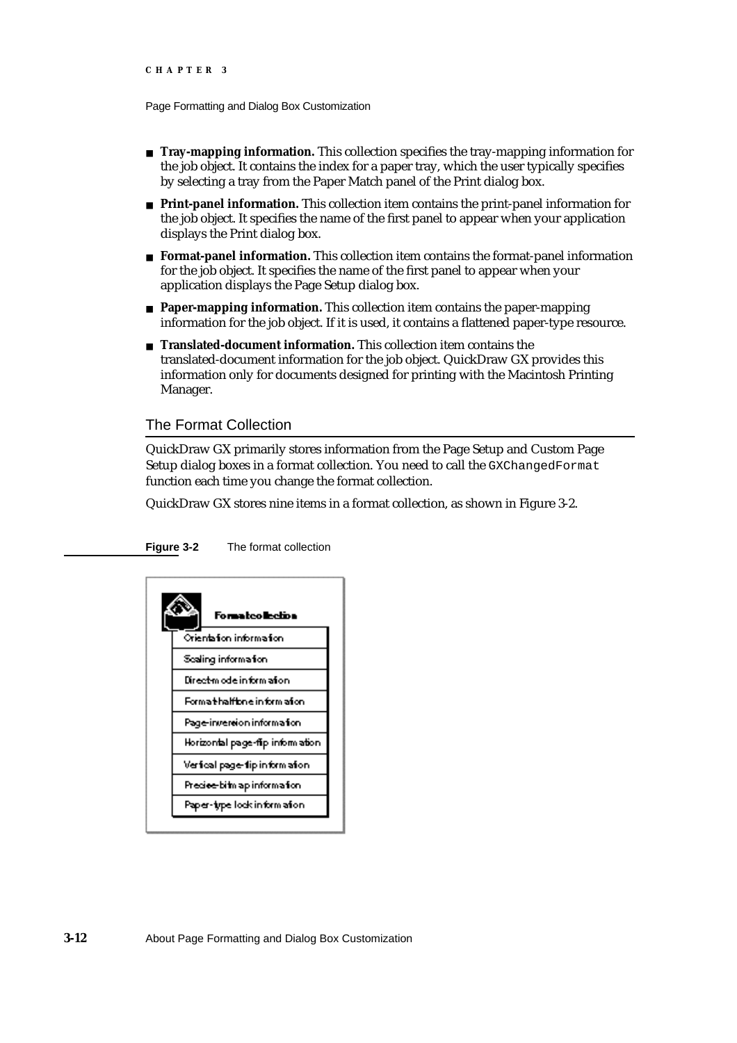- **Tray-mapping information.** This collection specifies the tray-mapping information for the job object. It contains the index for a paper tray, which the user typically specifies by selecting a tray from the Paper Match panel of the Print dialog box.
- **Print-panel information.** This collection item contains the print-panel information for the job object. It specifies the name of the first panel to appear when your application displays the Print dialog box.
- **Format-panel information.** This collection item contains the format-panel information for the job object. It specifies the name of the first panel to appear when your application displays the Page Setup dialog box.
- **Paper-mapping information.** This collection item contains the paper-mapping information for the job object. If it is used, it contains a flattened paper-type resource.
- **Translated-document information.** This collection item contains the translated-document information for the job object. QuickDraw GX provides this information only for documents designed for printing with the Macintosh Printing Manager.

## The Format Collection

QuickDraw GX primarily stores information from the Page Setup and Custom Page Setup dialog boxes in a format collection. You need to call the `GXChangedFormat` function each time you change the format collection.

QuickDraw GX stores nine items in a format collection, as shown in Figure 3-2.

**Figure 3-2** The format collection

| Format collection |
| --- |
| Orientation information |
| Scaling information |
| Direct-mode information |
| Format-halftone information |
| Page-inversion information |
| Horizontal page-flip information |
| Vertical page-flip information |
| Precise-bitmap information |
| Paper-type lock information |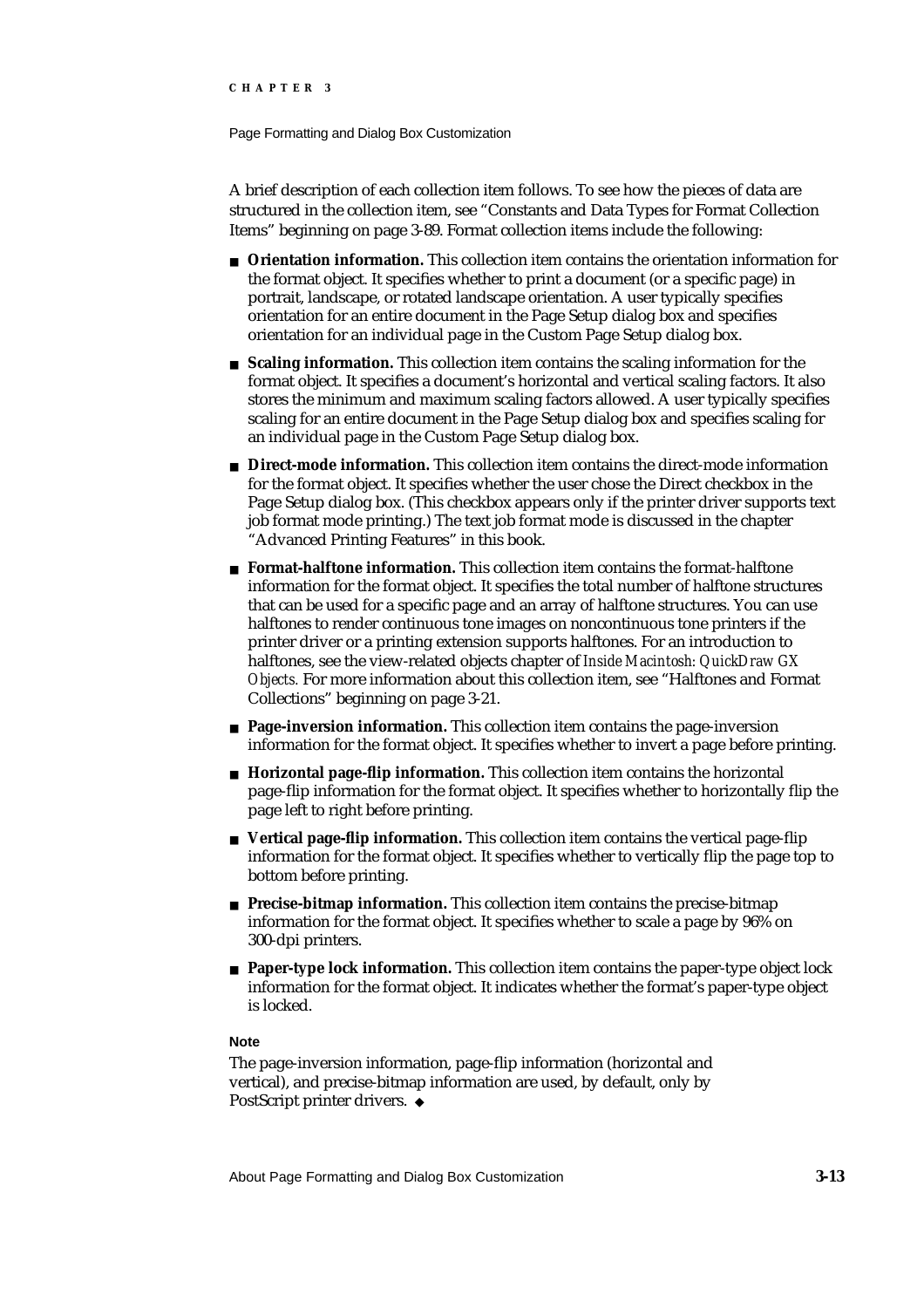A brief description of each collection item follows. To see how the pieces of data are structured in the collection item, see "Constants and Data Types for Format Collection Items" beginning on page 3-89. Format collection items include the following:

- **Orientation information.** This collection item contains the orientation information for the format object. It specifies whether to print a document (or a specific page) in portrait, landscape, or rotated landscape orientation. A user typically specifies orientation for an entire document in the Page Setup dialog box and specifies orientation for an individual page in the Custom Page Setup dialog box.
- **Scaling information.** This collection item contains the scaling information for the format object. It specifies a document's horizontal and vertical scaling factors. It also stores the minimum and maximum scaling factors allowed. A user typically specifies scaling for an entire document in the Page Setup dialog box and specifies scaling for an individual page in the Custom Page Setup dialog box.
- **Direct-mode information.** This collection item contains the direct-mode information for the format object. It specifies whether the user chose the Direct checkbox in the Page Setup dialog box. (This checkbox appears only if the printer driver supports text job format mode printing.) The text job format mode is discussed in the chapter "Advanced Printing Features" in this book.
- **Format-halftone information.** This collection item contains the format-halftone information for the format object. It specifies the total number of halftone structures that can be used for a specific page and an array of halftone structures. You can use halftones to render continuous tone images on noncontinuous tone printers if the printer driver or a printing extension supports halftones. For an introduction to halftones, see the view-related objects chapter of *Inside Macintosh: QuickDraw GX Objects.* For more information about this collection item, see "Halftones and Format Collections" beginning on page 3-21.
- **Page-inversion information.** This collection item contains the page-inversion information for the format object. It specifies whether to invert a page before printing.
- **Horizontal page-flip information.** This collection item contains the horizontal page-flip information for the format object. It specifies whether to horizontally flip the page left to right before printing.
- **Vertical page-flip information.** This collection item contains the vertical page-flip information for the format object. It specifies whether to vertically flip the page top to bottom before printing.
- **Precise-bitmap information.** This collection item contains the precise-bitmap information for the format object. It specifies whether to scale a page by 96% on 300-dpi printers.
- **Paper-type lock information.** This collection item contains the paper-type object lock information for the format object. It indicates whether the format's paper-type object is locked.

**Note**

The page-inversion information, page-flip information (horizontal and vertical), and precise-bitmap information are used, by default, only by PostScript printer drivers. ◆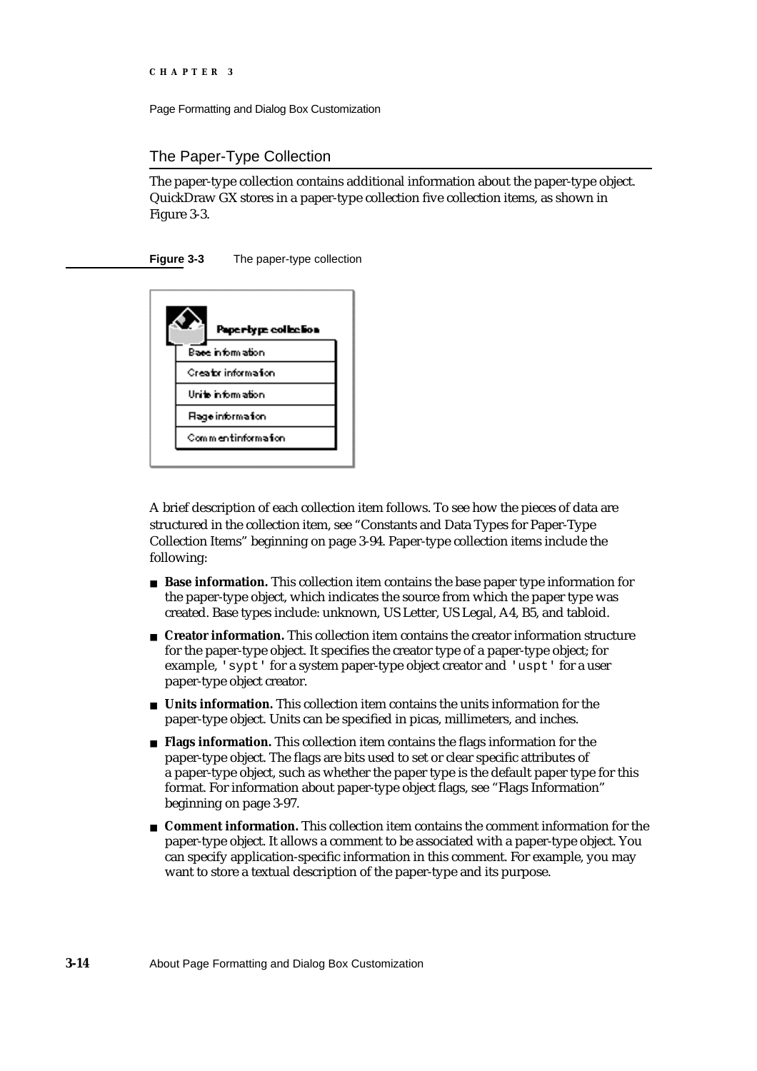## The Paper-Type Collection

The paper-type collection contains additional information about the paper-type object. QuickDraw GX stores in a paper-type collection five collection items, as shown in Figure 3-3.

**Figure 3-3** The paper-type collection

A brief description of each collection item follows. To see how the pieces of data are structured in the collection item, see "Constants and Data Types for Paper-Type Collection Items" beginning on page 3-94. Paper-type collection items include the following:

- **Base information.** This collection item contains the base paper type information for the paper-type object, which indicates the source from which the paper type was created. Base types include: unknown, US Letter, US Legal, A4, B5, and tabloid.
- **Creator information.** This collection item contains the creator information structure for the paper-type object. It specifies the creator type of a paper-type object; for example, `'sypt'` for a system paper-type object creator and `'uspt'` for a user paper-type object creator.
- **Units information.** This collection item contains the units information for the paper-type object. Units can be specified in picas, millimeters, and inches.
- **Flags information.** This collection item contains the flags information for the paper-type object. The flags are bits used to set or clear specific attributes of a paper-type object, such as whether the paper type is the default paper type for this format. For information about paper-type object flags, see "Flags Information" beginning on page 3-97.
- **Comment information.** This collection item contains the comment information for the paper-type object. It allows a comment to be associated with a paper-type object. You can specify application-specific information in this comment. For example, you may want to store a textual description of the paper-type and its purpose.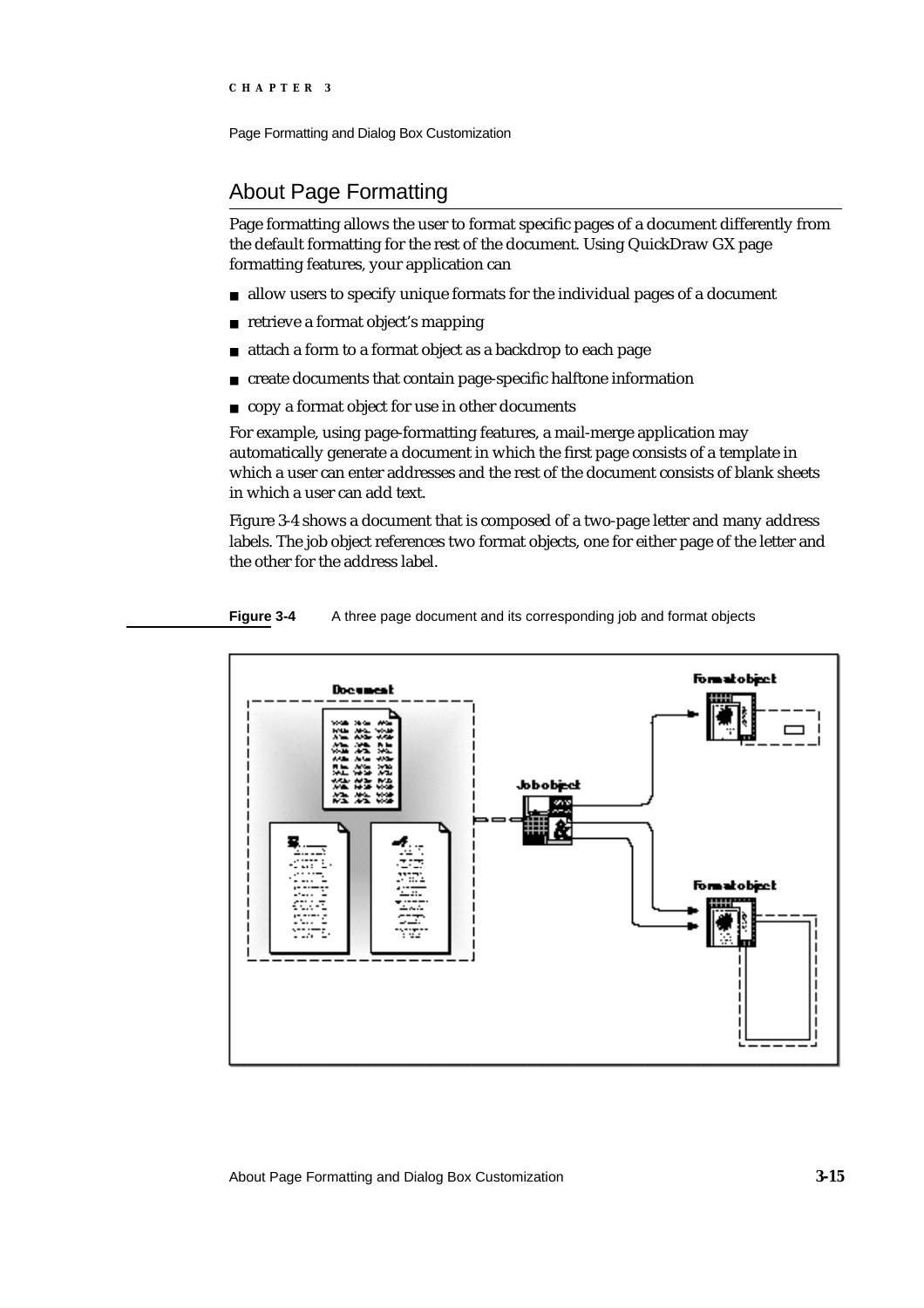## About Page Formatting

Page formatting allows the user to format specific pages of a document differently from the default formatting for the rest of the document. Using QuickDraw GX page formatting features, your application can

- allow users to specify unique formats for the individual pages of a document
- retrieve a format object's mapping
- attach a form to a format object as a backdrop to each page
- create documents that contain page-specific halftone information
- copy a format object for use in other documents

For example, using page-formatting features, a mail-merge application may automatically generate a document in which the first page consists of a template in which a user can enter addresses and the rest of the document consists of blank sheets in which a user can add text.

Figure 3-4 shows a document that is composed of a two-page letter and many address labels. The job object references two format objects, one for either page of the letter and the other for the address label.

**Figure 3-4** A three page document and its corresponding job and format objects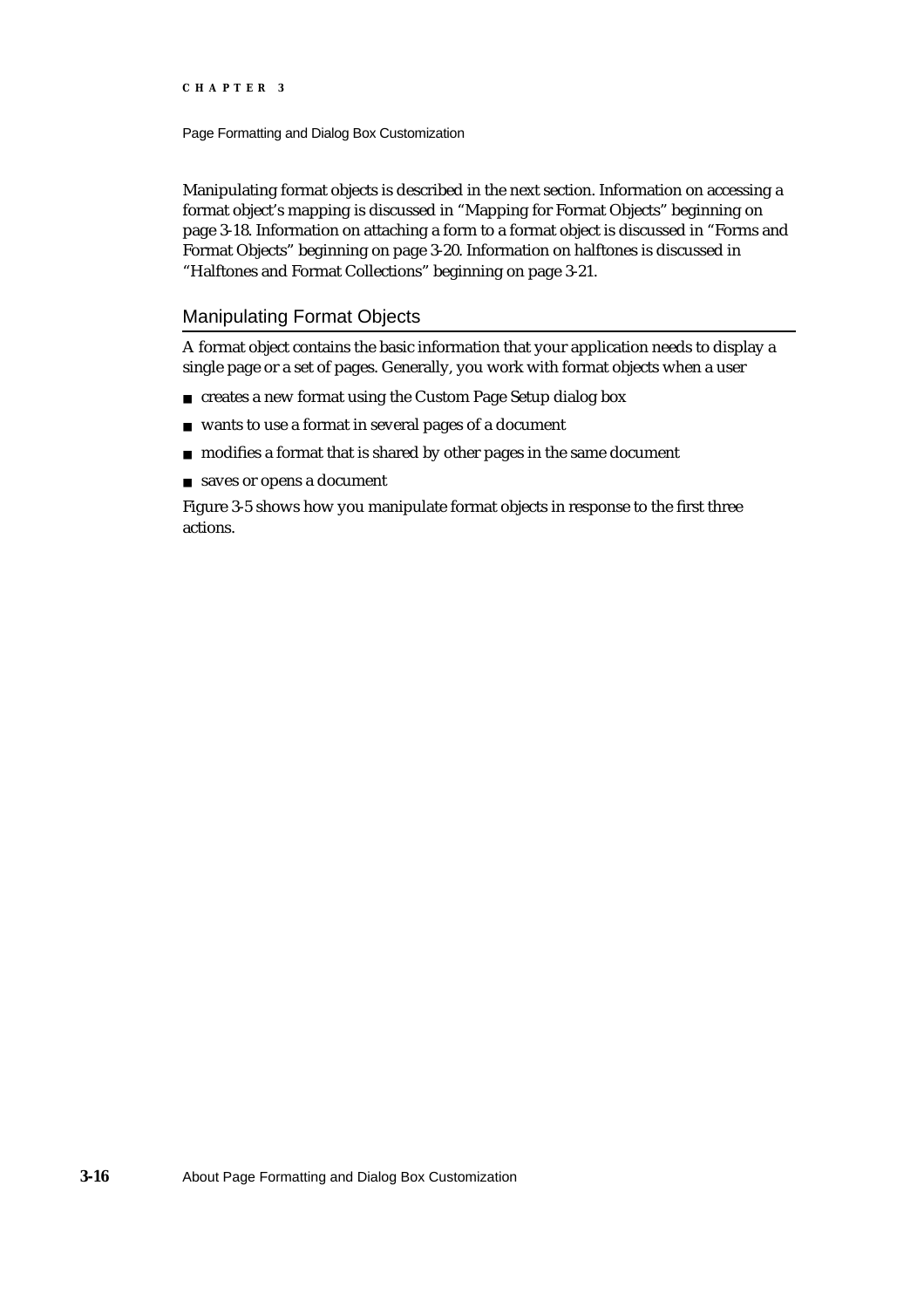Manipulating format objects is described in the next section. Information on accessing a format object's mapping is discussed in "Mapping for Format Objects" beginning on page 3-18. Information on attaching a form to a format object is discussed in "Forms and Format Objects" beginning on page 3-20. Information on halftones is discussed in "Halftones and Format Collections" beginning on page 3-21.

## Manipulating Format Objects

A format object contains the basic information that your application needs to display a single page or a set of pages. Generally, you work with format objects when a user

- creates a new format using the Custom Page Setup dialog box
- wants to use a format in several pages of a document
- modifies a format that is shared by other pages in the same document
- saves or opens a document

Figure 3-5 shows how you manipulate format objects in response to the first three actions.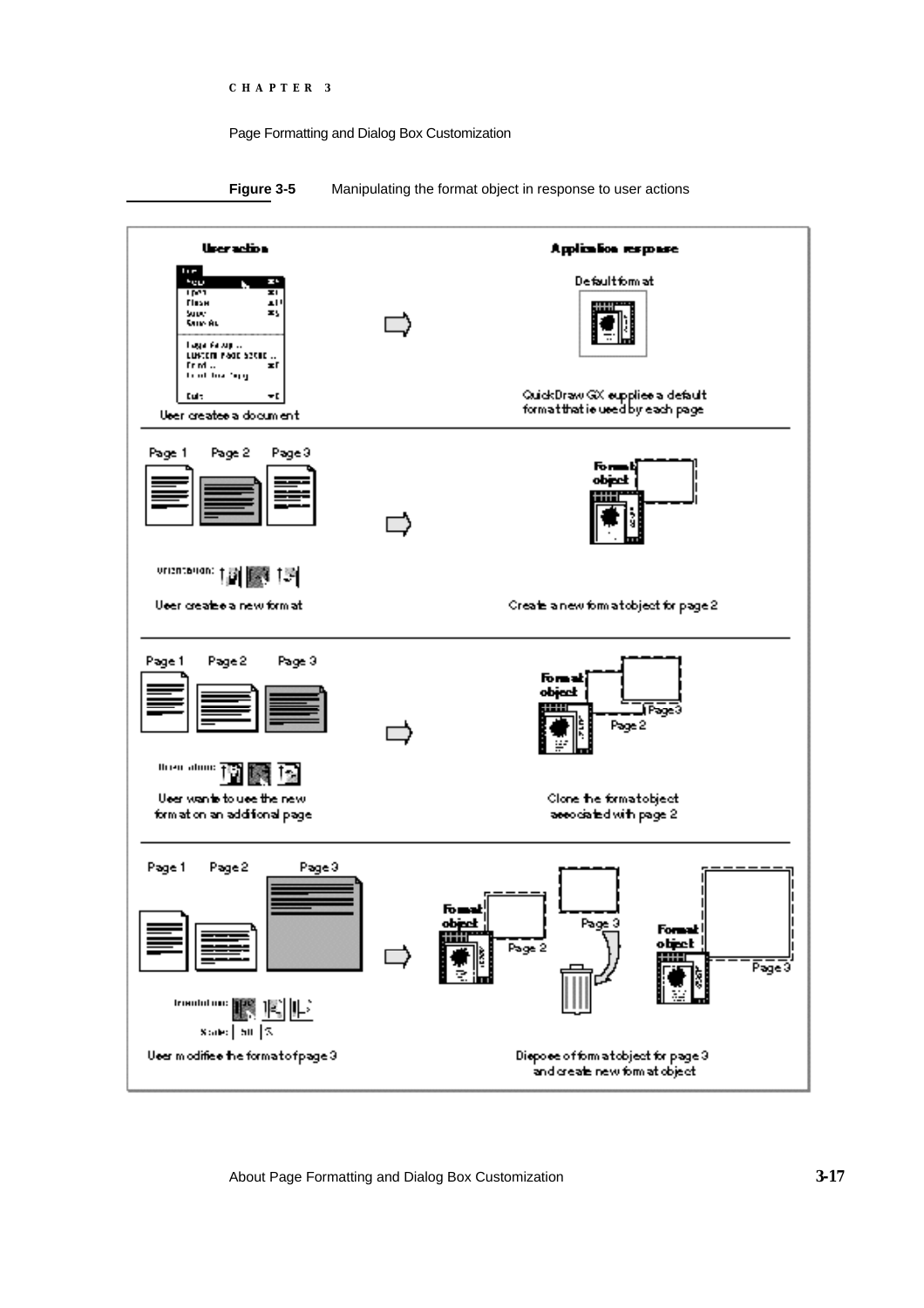**Figure 3-5** Manipulating the format object in response to user actions

| User action | Application response |
| --- | --- |
| User creates a document | Default format. QuickDraw GX supplies a default format that is used by each page |
| User creates a new format | Create a new format object for page 2 |
| User wants to use the new format on an additional page | Clone the format object associated with page 2 |
| User modifies the format of page 3 | Dispose of format object for page 3 and create new format object |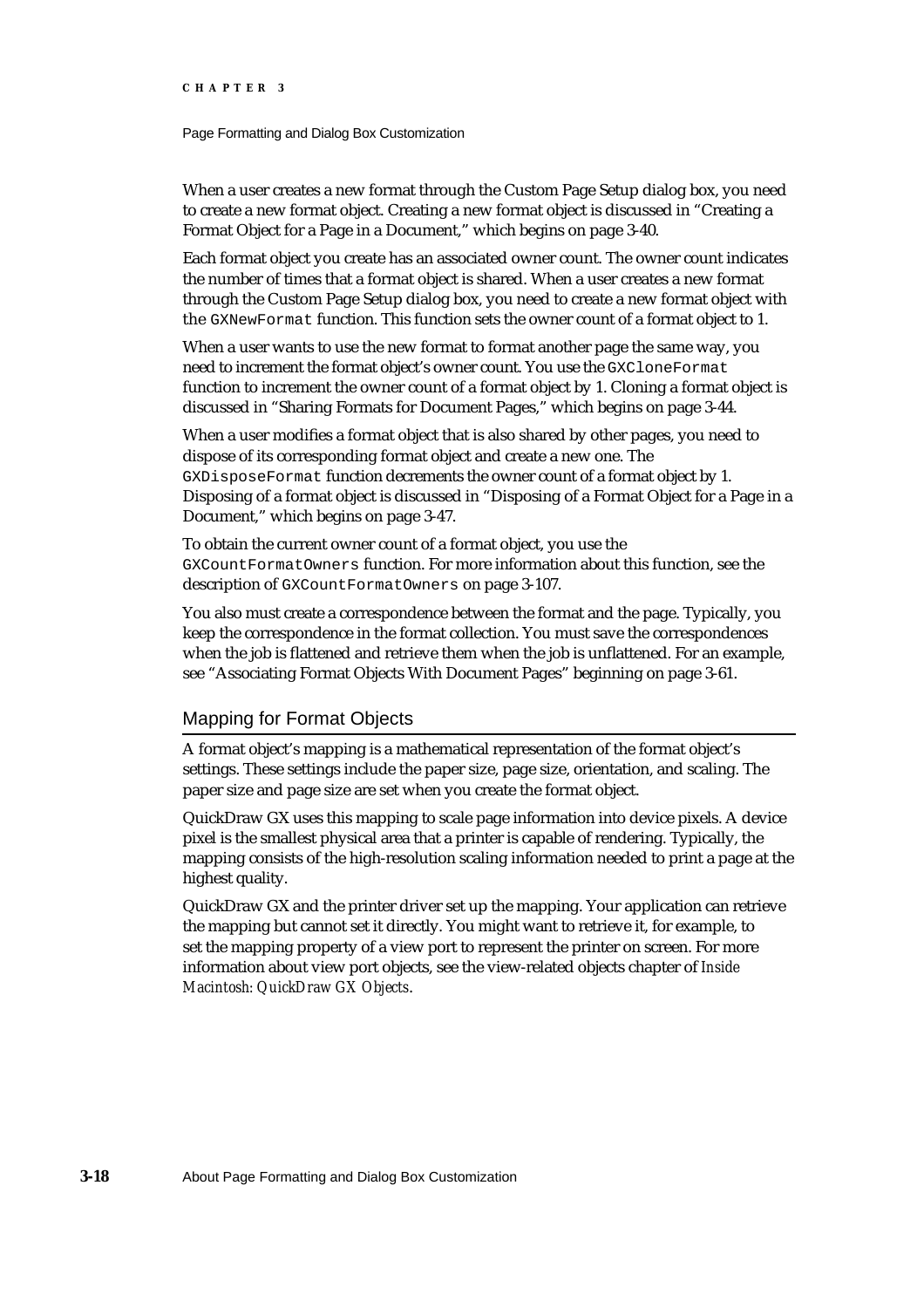When a user creates a new format through the Custom Page Setup dialog box, you need to create a new format object. Creating a new format object is discussed in "Creating a Format Object for a Page in a Document," which begins on page 3-40.

Each format object you create has an associated owner count. The owner count indicates the number of times that a format object is shared. When a user creates a new format through the Custom Page Setup dialog box, you need to create a new format object with the `GXNewFormat` function. This function sets the owner count of a format object to 1.

When a user wants to use the new format to format another page the same way, you need to increment the format object's owner count. You use the `GXCloneFormat` function to increment the owner count of a format object by 1. Cloning a format object is discussed in "Sharing Formats for Document Pages," which begins on page 3-44.

When a user modifies a format object that is also shared by other pages, you need to dispose of its corresponding format object and create a new one. The `GXDisposeFormat` function decrements the owner count of a format object by 1. Disposing of a format object is discussed in "Disposing of a Format Object for a Page in a Document," which begins on page 3-47.

To obtain the current owner count of a format object, you use the `GXCountFormatOwners` function. For more information about this function, see the description of `GXCountFormatOwners` on page 3-107.

You also must create a correspondence between the format and the page. Typically, you keep the correspondence in the format collection. You must save the correspondences when the job is flattened and retrieve them when the job is unflattened. For an example, see "Associating Format Objects With Document Pages" beginning on page 3-61.

## Mapping for Format Objects

A format object's mapping is a mathematical representation of the format object's settings. These settings include the paper size, page size, orientation, and scaling. The paper size and page size are set when you create the format object.

QuickDraw GX uses this mapping to scale page information into device pixels. A device pixel is the smallest physical area that a printer is capable of rendering. Typically, the mapping consists of the high-resolution scaling information needed to print a page at the highest quality.

QuickDraw GX and the printer driver set up the mapping. Your application can retrieve the mapping but cannot set it directly. You might want to retrieve it, for example, to set the mapping property of a view port to represent the printer on screen. For more information about view port objects, see the view-related objects chapter of *Inside Macintosh: QuickDraw GX Objects*.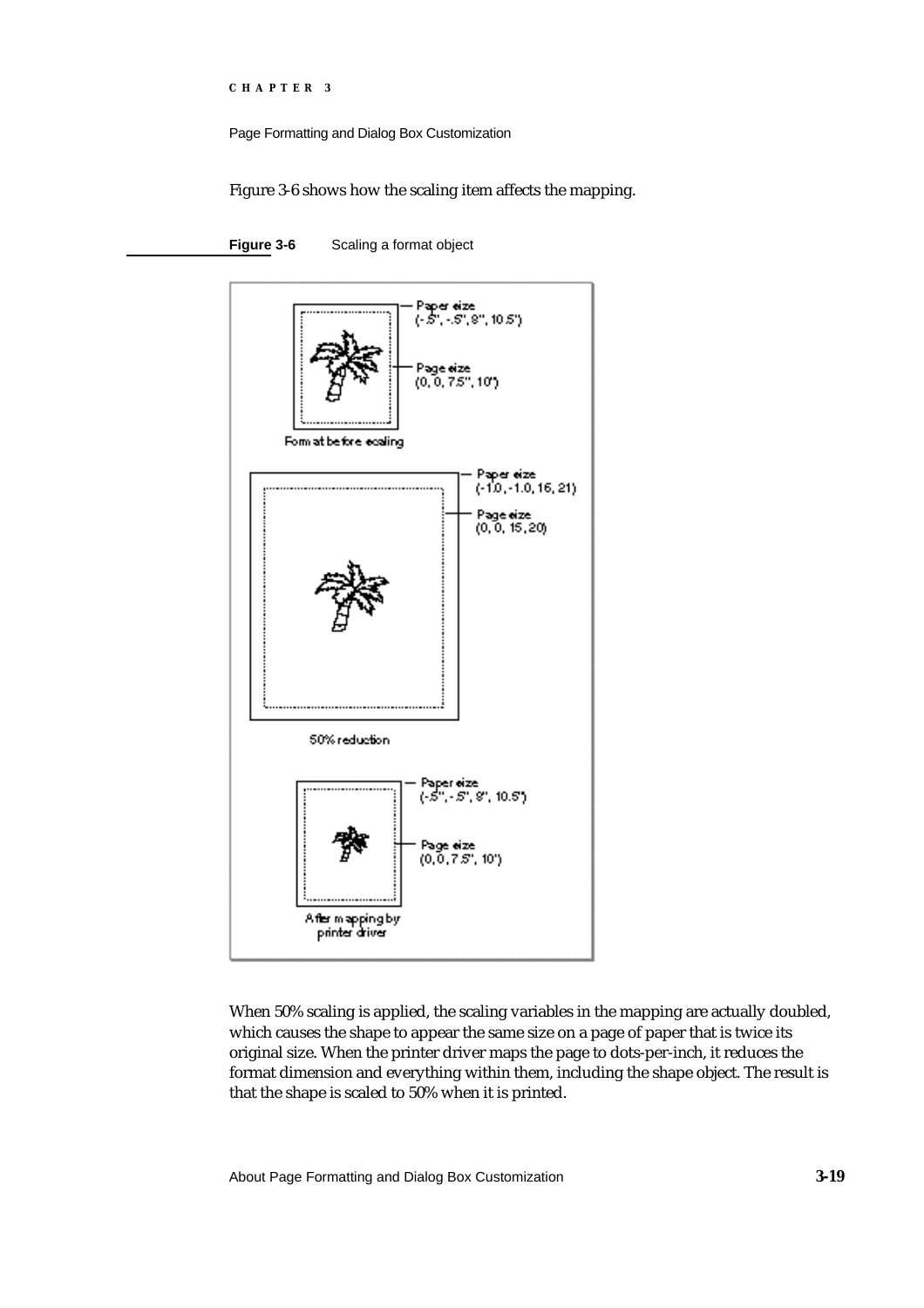Figure 3-6 shows how the scaling item affects the mapping.

**Figure 3-6** Scaling a format object

When 50% scaling is applied, the scaling variables in the mapping are actually doubled, which causes the shape to appear the same size on a page of paper that is twice its original size. When the printer driver maps the page to dots-per-inch, it reduces the format dimension and everything within them, including the shape object. The result is that the shape is scaled to 50% when it is printed.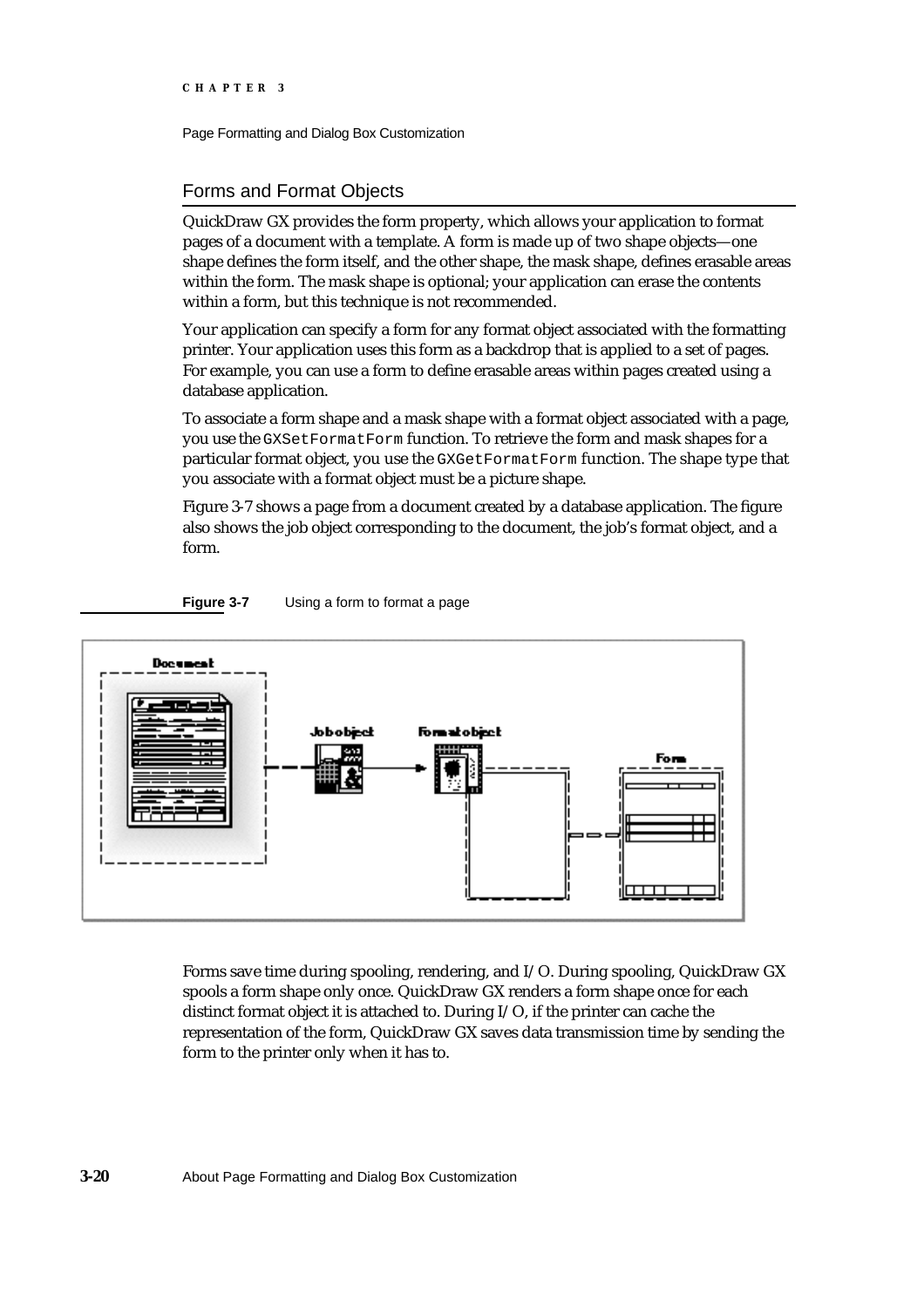## Forms and Format Objects

QuickDraw GX provides the form property, which allows your application to format pages of a document with a template. A form is made up of two shape objects—one shape defines the form itself, and the other shape, the mask shape, defines erasable areas within the form. The mask shape is optional; your application can erase the contents within a form, but this technique is not recommended.

Your application can specify a form for any format object associated with the formatting printer. Your application uses this form as a backdrop that is applied to a set of pages. For example, you can use a form to define erasable areas within pages created using a database application.

To associate a form shape and a mask shape with a format object associated with a page, you use the `GXSetFormatForm` function. To retrieve the form and mask shapes for a particular format object, you use the `GXGetFormatForm` function. The shape type that you associate with a format object must be a picture shape.

Figure 3-7 shows a page from a document created by a database application. The figure also shows the job object corresponding to the document, the job's format object, and a form.

**Figure 3-7** Using a form to format a page

Forms save time during spooling, rendering, and I/O. During spooling, QuickDraw GX spools a form shape only once. QuickDraw GX renders a form shape once for each distinct format object it is attached to. During I/O, if the printer can cache the representation of the form, QuickDraw GX saves data transmission time by sending the form to the printer only when it has to.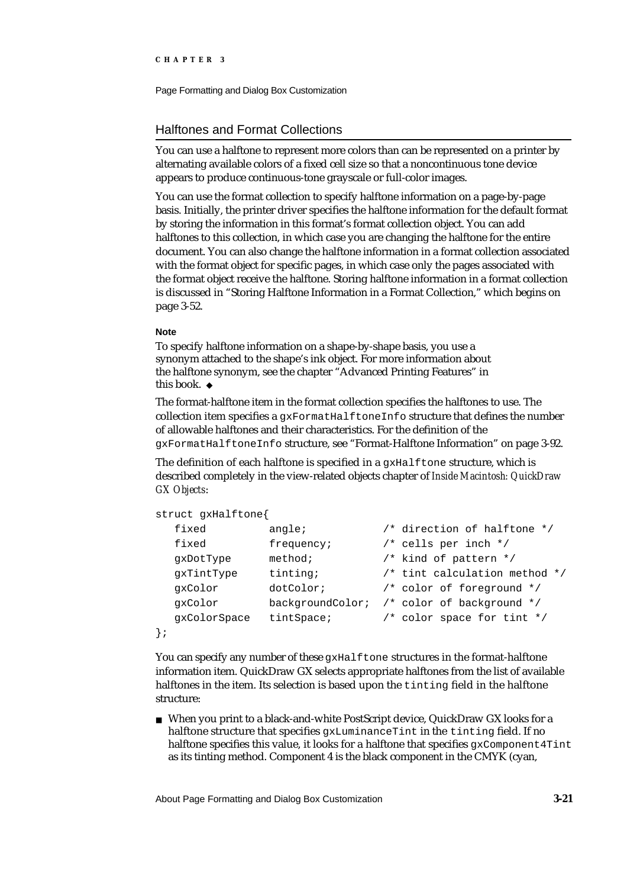## Halftones and Format Collections

You can use a halftone to represent more colors than can be represented on a printer by alternating available colors of a fixed cell size so that a noncontinuous tone device appears to produce continuous-tone grayscale or full-color images.

You can use the format collection to specify halftone information on a page-by-page basis. Initially, the printer driver specifies the halftone information for the default format by storing the information in this format's format collection object. You can add halftones to this collection, in which case you are changing the halftone for the entire document. You can also change the halftone information in a format collection associated with the format object for specific pages, in which case only the pages associated with the format object receive the halftone. Storing halftone information in a format collection is discussed in "Storing Halftone Information in a Format Collection," which begins on page 3-52.

**Note**

To specify halftone information on a shape-by-shape basis, you use a synonym attached to the shape's ink object. For more information about the halftone synonym, see the chapter "Advanced Printing Features" in this book. ◆

The format-halftone item in the format collection specifies the halftones to use. The collection item specifies a `gxFormatHalftoneInfo` structure that defines the number of allowable halftones and their characteristics. For the definition of the `gxFormatHalftoneInfo` structure, see "Format-Halftone Information" on page 3-92.

The definition of each halftone is specified in a `gxHalftone` structure, which is described completely in the view-related objects chapter of *Inside Macintosh: QuickDraw GX Objects*:

```
struct gxHalftone{
   fixed          angle;            /* direction of halftone */
   fixed          frequency;        /* cells per inch */
   gxDotType      method;           /* kind of pattern */
   gxTintType     tinting;          /* tint calculation method */
   gxColor        dotColor;         /* color of foreground */
   gxColor        backgroundColor;  /* color of background */
   gxColorSpace   tintSpace;        /* color space for tint */
};
```

You can specify any number of these `gxHalftone` structures in the format-halftone information item. QuickDraw GX selects appropriate halftones from the list of available halftones in the item. Its selection is based upon the `tinting` field in the halftone structure:

- When you print to a black-and-white PostScript device, QuickDraw GX looks for a halftone structure that specifies `gxLuminanceTint` in the `tinting` field. If no halftone specifies this value, it looks for a halftone that specifies `gxComponent4Tint` as its tinting method. Component 4 is the black component in the CMYK (cyan,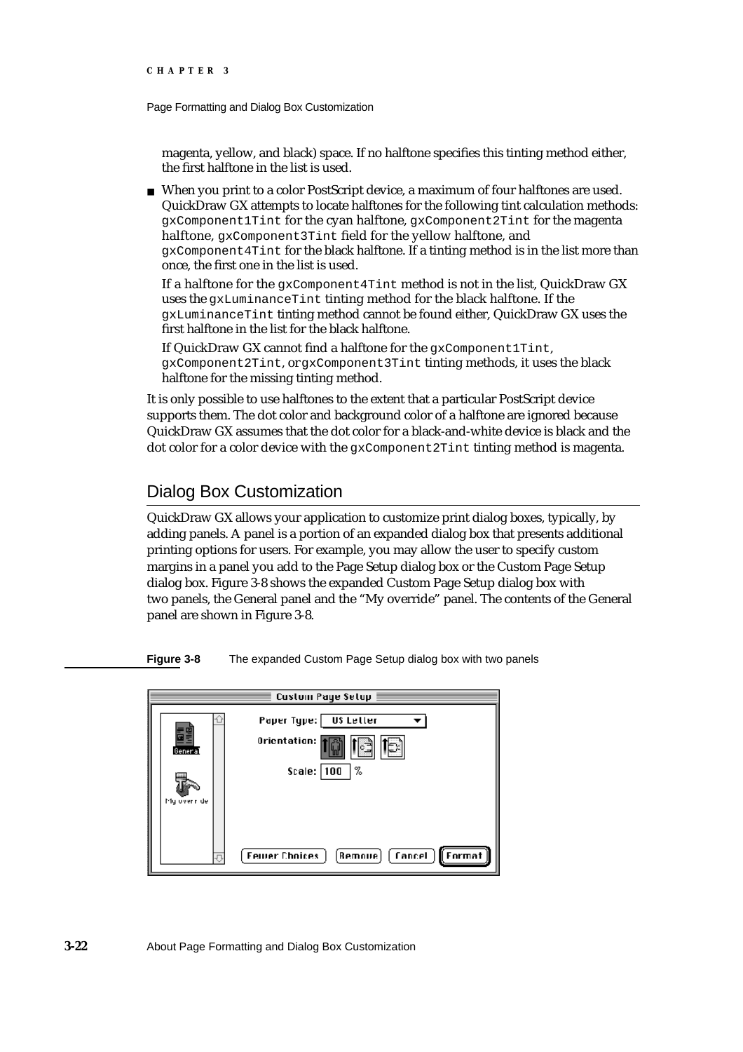magenta, yellow, and black) space. If no halftone specifies this tinting method either, the first halftone in the list is used.

- When you print to a color PostScript device, a maximum of four halftones are used. QuickDraw GX attempts to locate halftones for the following tint calculation methods: `gxComponent1Tint` for the cyan halftone, `gxComponent2Tint` for the magenta halftone, `gxComponent3Tint` field for the yellow halftone, and `gxComponent4Tint` for the black halftone. If a tinting method is in the list more than once, the first one in the list is used.

  If a halftone for the `gxComponent4Tint` method is not in the list, QuickDraw GX uses the `gxLuminanceTint` tinting method for the black halftone. If the `gxLuminanceTint` tinting method cannot be found either, QuickDraw GX uses the first halftone in the list for the black halftone.

  If QuickDraw GX cannot find a halftone for the `gxComponent1Tint`, `gxComponent2Tint`, or`gxComponent3Tint` tinting methods, it uses the black halftone for the missing tinting method.

It is only possible to use halftones to the extent that a particular PostScript device supports them. The dot color and background color of a halftone are ignored because QuickDraw GX assumes that the dot color for a black-and-white device is black and the dot color for a color device with the `gxComponent2Tint` tinting method is magenta.

## Dialog Box Customization

QuickDraw GX allows your application to customize print dialog boxes, typically, by adding panels. A panel is a portion of an expanded dialog box that presents additional printing options for users. For example, you may allow the user to specify custom margins in a panel you add to the Page Setup dialog box or the Custom Page Setup dialog box. Figure 3-8 shows the expanded Custom Page Setup dialog box with two panels, the General panel and the "My override" panel. The contents of the General panel are shown in Figure 3-8.

**Figure 3-8** The expanded Custom Page Setup dialog box with two panels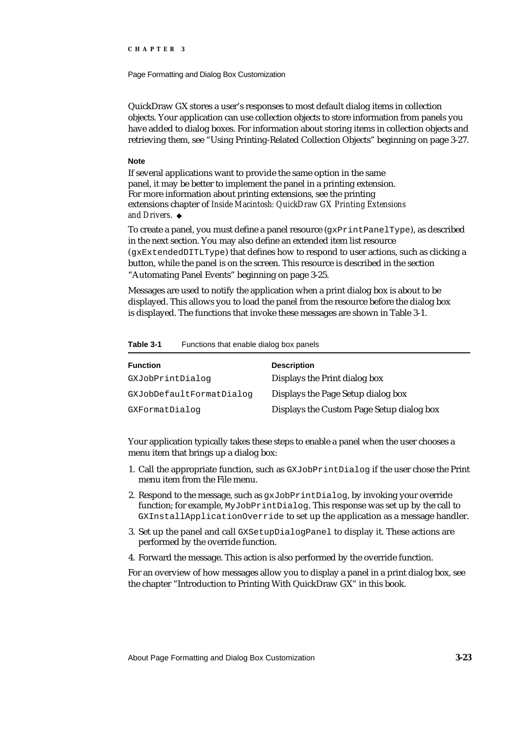QuickDraw GX stores a user's responses to most default dialog items in collection objects. Your application can use collection objects to store information from panels you have added to dialog boxes. For information about storing items in collection objects and retrieving them, see "Using Printing-Related Collection Objects" beginning on page 3-27.

**Note**

If several applications want to provide the same option in the same panel, it may be better to implement the panel in a printing extension. For more information about printing extensions, see the printing extensions chapter of *Inside Macintosh: QuickDraw GX Printing Extensions and Drivers*. ◆

To create a panel, you must define a panel resource (`gxPrintPanelType`), as described in the next section. You may also define an extended item list resource (`gxExtendedDITLType`) that defines how to respond to user actions, such as clicking a button, while the panel is on the screen. This resource is described in the section "Automating Panel Events" beginning on page 3-25.

Messages are used to notify the application when a print dialog box is about to be displayed. This allows you to load the panel from the resource before the dialog box is displayed. The functions that invoke these messages are shown in Table 3-1.

**Table 3-1** Functions that enable dialog box panels

| Function | Description |
| --- | --- |
| `GXJobPrintDialog` | Displays the Print dialog box |
| `GXJobDefaultFormatDialog` | Displays the Page Setup dialog box |
| `GXFormatDialog` | Displays the Custom Page Setup dialog box |

Your application typically takes these steps to enable a panel when the user chooses a menu item that brings up a dialog box:

1. Call the appropriate function, such as `GXJobPrintDialog` if the user chose the Print menu item from the File menu.
2. Respond to the message, such as `gxJobPrintDialog`, by invoking your override function; for example, `MyJobPrintDialog`. This response was set up by the call to `GXInstallApplicationOverride` to set up the application as a message handler.
3. Set up the panel and call `GXSetupDialogPanel` to display it. These actions are performed by the override function.
4. Forward the message. This action is also performed by the override function.

For an overview of how messages allow you to display a panel in a print dialog box, see the chapter "Introduction to Printing With QuickDraw GX" in this book.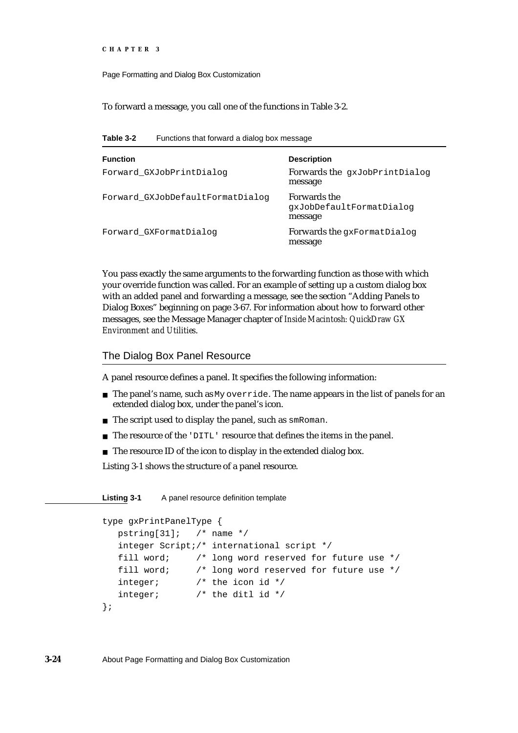To forward a message, you call one of the functions in Table 3-2.

**Table 3-2** Functions that forward a dialog box message

| Function | Description |
|---|---|
| `Forward_GXJobPrintDialog` | Forwards the `gxJobPrintDialog` message |
| `Forward_GXJobDefaultFormatDialog` | Forwards the `gxJobDefaultFormatDialog` message |
| `Forward_GXFormatDialog` | Forwards the `gxFormatDialog` message |

You pass exactly the same arguments to the forwarding function as those with which your override function was called. For an example of setting up a custom dialog box with an added panel and forwarding a message, see the section "Adding Panels to Dialog Boxes" beginning on page 3-67. For information about how to forward other messages, see the Message Manager chapter of *Inside Macintosh: QuickDraw GX Environment and Utilities*.

## The Dialog Box Panel Resource

A panel resource defines a panel. It specifies the following information:

- The panel's name, such as `My override`. The name appears in the list of panels for an extended dialog box, under the panel's icon.
- The script used to display the panel, such as `smRoman`.
- The resource of the `'DITL'` resource that defines the items in the panel.
- The resource ID of the icon to display in the extended dialog box.

Listing 3-1 shows the structure of a panel resource.

**Listing 3-1** A panel resource definition template

```
type gxPrintPanelType {
   pstring[31];   /* name */
   integer Script;/* international script */
   fill word;     /* long word reserved for future use */
   fill word;     /* long word reserved for future use */
   integer;       /* the icon id */
   integer;       /* the ditl id */
};
```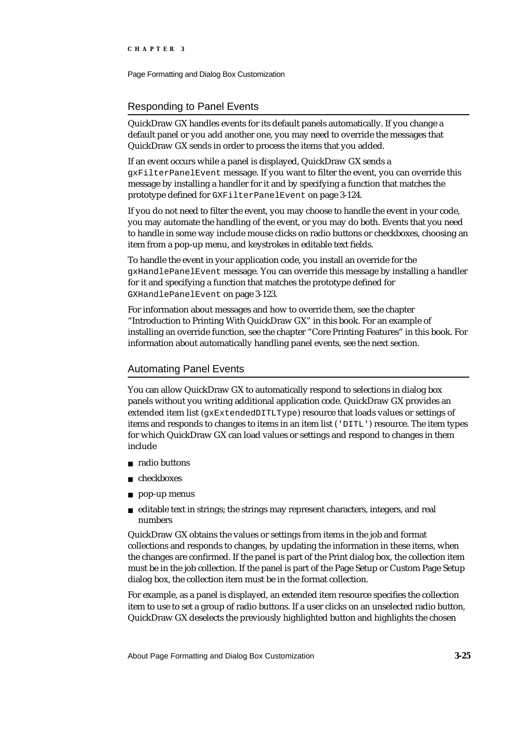## Responding to Panel Events

QuickDraw GX handles events for its default panels automatically. If you change a default panel or you add another one, you may need to override the messages that QuickDraw GX sends in order to process the items that you added.

If an event occurs while a panel is displayed, QuickDraw GX sends a `gxFilterPanelEvent` message. If you want to filter the event, you can override this message by installing a handler for it and by specifying a function that matches the prototype defined for `GXFilterPanelEvent` on page 3-124.

If you do not need to filter the event, you may choose to handle the event in your code, you may automate the handling of the event, or you may do both. Events that you need to handle in some way include mouse clicks on radio buttons or checkboxes, choosing an item from a pop-up menu, and keystrokes in editable text fields.

To handle the event in your application code, you install an override for the `gxHandlePanelEvent` message. You can override this message by installing a handler for it and specifying a function that matches the prototype defined for `GXHandlePanelEvent` on page 3-123.

For information about messages and how to override them, see the chapter "Introduction to Printing With QuickDraw GX" in this book. For an example of installing an override function, see the chapter "Core Printing Features" in this book. For information about automatically handling panel events, see the next section.

## Automating Panel Events

You can allow QuickDraw GX to automatically respond to selections in dialog box panels without you writing additional application code. QuickDraw GX provides an extended item list (`gxExtendedDITLType`) resource that loads values or settings of items and responds to changes to items in an item list (`'DITL'`) resource. The item types for which QuickDraw GX can load values or settings and respond to changes in them include

- radio buttons
- checkboxes
- pop-up menus
- editable text in strings; the strings may represent characters, integers, and real numbers

QuickDraw GX obtains the values or settings from items in the job and format collections and responds to changes, by updating the information in these items, when the changes are confirmed. If the panel is part of the Print dialog box, the collection item must be in the job collection. If the panel is part of the Page Setup or Custom Page Setup dialog box, the collection item must be in the format collection.

For example, as a panel is displayed, an extended item resource specifies the collection item to use to set a group of radio buttons. If a user clicks on an unselected radio button, QuickDraw GX deselects the previously highlighted button and highlights the chosen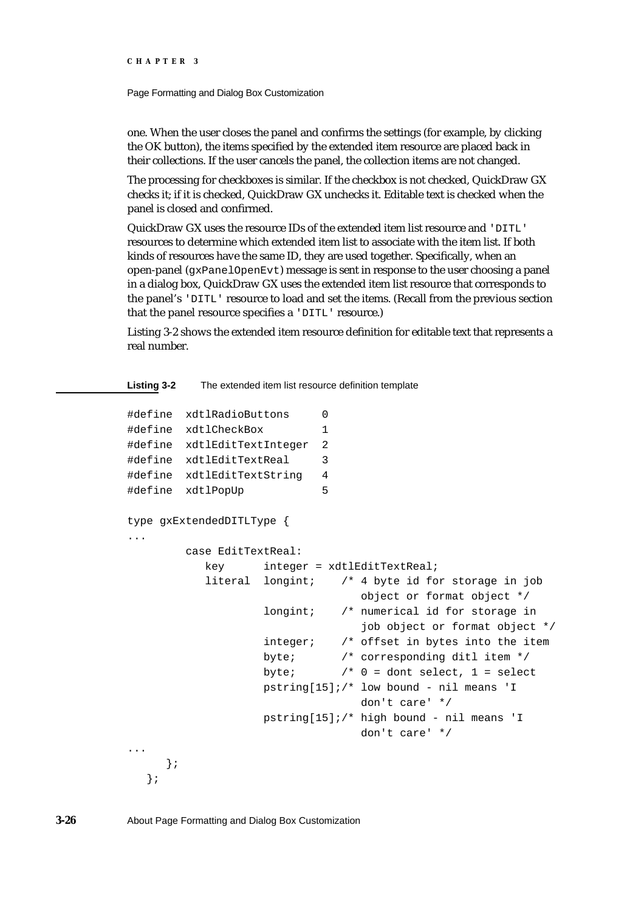one. When the user closes the panel and confirms the settings (for example, by clicking the OK button), the items specified by the extended item resource are placed back in their collections. If the user cancels the panel, the collection items are not changed.

The processing for checkboxes is similar. If the checkbox is not checked, QuickDraw GX checks it; if it is checked, QuickDraw GX unchecks it. Editable text is checked when the panel is closed and confirmed.

QuickDraw GX uses the resource IDs of the extended item list resource and 'DITL' resources to determine which extended item list to associate with the item list. If both kinds of resources have the same ID, they are used together. Specifically, when an open-panel (gxPanelOpenEvt) message is sent in response to the user choosing a panel in a dialog box, QuickDraw GX uses the extended item list resource that corresponds to the panel's 'DITL' resource to load and set the items. (Recall from the previous section that the panel resource specifies a 'DITL' resource.)

Listing 3-2 shows the extended item resource definition for editable text that represents a real number.

**Listing 3-2** The extended item list resource definition template

```
#define  xdtlRadioButtons     0
#define  xdtlCheckBox         1
#define  xdtlEditTextInteger  2
#define  xdtlEditTextReal     3
#define  xdtlEditTextString   4
#define  xdtlPopUp            5

type gxExtendedDITLType {
...
        case EditTextReal:
            key      integer = xdtlEditTextReal;
            literal  longint;    /* 4 byte id for storage in job
                                    object or format object */
                     longint;    /* numerical id for storage in
                                    job object or format object */
                     integer;    /* offset in bytes into the item
                     byte;       /* corresponding ditl item */
                     byte;       /* 0 = dont select, 1 = select
                     pstring[15];/* low bound - nil means 'I
                                    don't care' */
                     pstring[15];/* high bound - nil means 'I
                                    don't care' */
...
     };
   };
```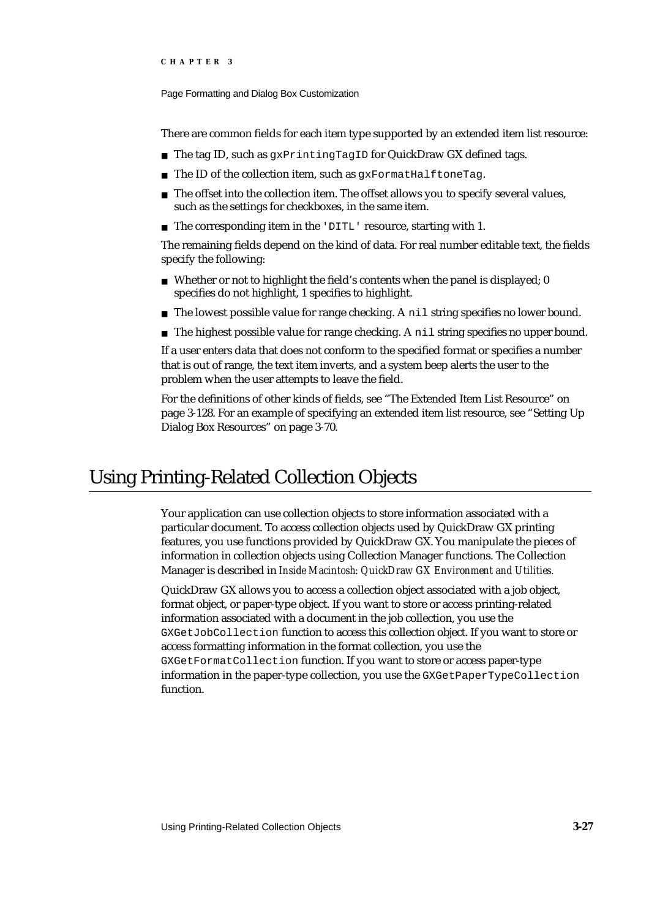There are common fields for each item type supported by an extended item list resource:

- The tag ID, such as `gxPrintingTagID` for QuickDraw GX defined tags.
- The ID of the collection item, such as `gxFormatHalftoneTag`.
- The offset into the collection item. The offset allows you to specify several values, such as the settings for checkboxes, in the same item.
- The corresponding item in the `'DITL'` resource, starting with 1.

The remaining fields depend on the kind of data. For real number editable text, the fields specify the following:

- Whether or not to highlight the field's contents when the panel is displayed; 0 specifies do not highlight, 1 specifies to highlight.
- The lowest possible value for range checking. A `nil` string specifies no lower bound.
- The highest possible value for range checking. A `nil` string specifies no upper bound.

If a user enters data that does not conform to the specified format or specifies a number that is out of range, the text item inverts, and a system beep alerts the user to the problem when the user attempts to leave the field.

For the definitions of other kinds of fields, see "The Extended Item List Resource" on page 3-128. For an example of specifying an extended item list resource, see "Setting Up Dialog Box Resources" on page 3-70.

# Using Printing-Related Collection Objects

Your application can use collection objects to store information associated with a particular document. To access collection objects used by QuickDraw GX printing features, you use functions provided by QuickDraw GX. You manipulate the pieces of information in collection objects using Collection Manager functions. The Collection Manager is described in *Inside Macintosh: QuickDraw GX Environment and Utilities.*

QuickDraw GX allows you to access a collection object associated with a job object, format object, or paper-type object. If you want to store or access printing-related information associated with a document in the job collection, you use the `GXGetJobCollection` function to access this collection object. If you want to store or access formatting information in the format collection, you use the `GXGetFormatCollection` function. If you want to store or access paper-type information in the paper-type collection, you use the `GXGetPaperTypeCollection` function.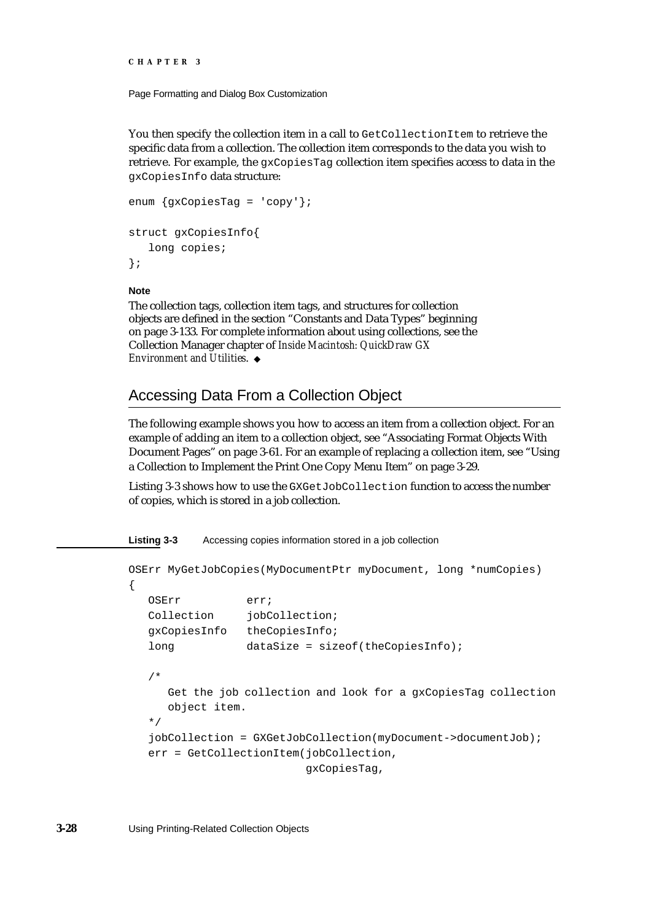You then specify the collection item in a call to `GetCollectionItem` to retrieve the specific data from a collection. The collection item corresponds to the data you wish to retrieve. For example, the `gxCopiesTag` collection item specifies access to data in the `gxCopiesInfo` data structure:

```
enum {gxCopiesTag = 'copy'};

struct gxCopiesInfo{
   long copies;
};
```

**Note**

The collection tags, collection item tags, and structures for collection objects are defined in the section "Constants and Data Types" beginning on page 3-133. For complete information about using collections, see the Collection Manager chapter of *Inside Macintosh: QuickDraw GX Environment and Utilities*. ◆

## Accessing Data From a Collection Object

The following example shows you how to access an item from a collection object. For an example of adding an item to a collection object, see "Associating Format Objects With Document Pages" on page 3-61. For an example of replacing a collection item, see "Using a Collection to Implement the Print One Copy Menu Item" on page 3-29.

Listing 3-3 shows how to use the `GXGetJobCollection` function to access the number of copies, which is stored in a job collection.

**Listing 3-3** Accessing copies information stored in a job collection

```
OSErr MyGetJobCopies(MyDocumentPtr myDocument, long *numCopies)
{
   OSErr          err;
   Collection     jobCollection;
   gxCopiesInfo   theCopiesInfo;
   long           dataSize = sizeof(theCopiesInfo);

   /*
      Get the job collection and look for a gxCopiesTag collection
      object item.
   */
   jobCollection = GXGetJobCollection(myDocument->documentJob);
   err = GetCollectionItem(jobCollection,
                           gxCopiesTag,
```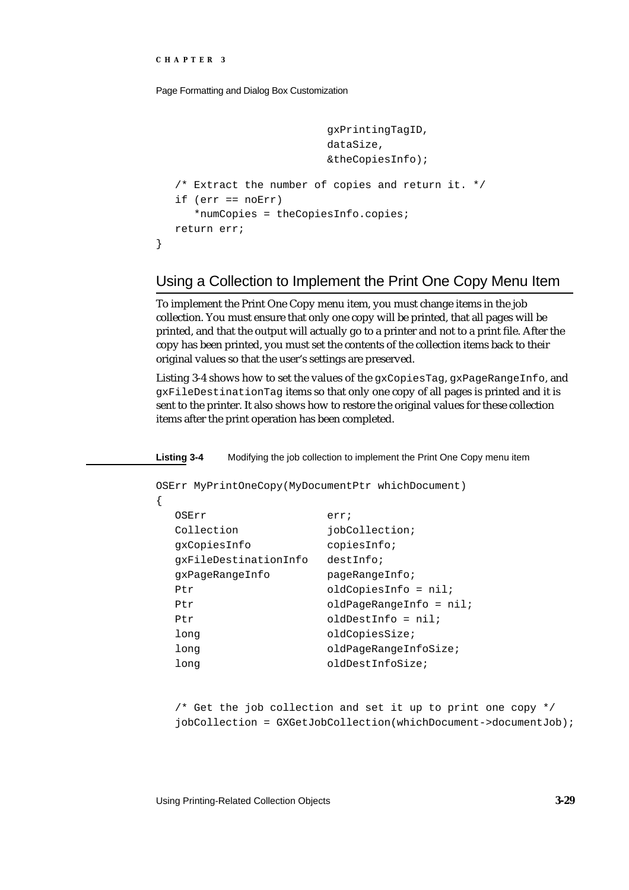```
                            gxPrintingTagID,
                            dataSize,
                            &theCopiesInfo);

   /* Extract the number of copies and return it. */
   if (err == noErr)
      *numCopies = theCopiesInfo.copies;
   return err;
}
```

## Using a Collection to Implement the Print One Copy Menu Item

To implement the Print One Copy menu item, you must change items in the job collection. You must ensure that only one copy will be printed, that all pages will be printed, and that the output will actually go to a printer and not to a print file. After the copy has been printed, you must set the contents of the collection items back to their original values so that the user's settings are preserved.

Listing 3-4 shows how to set the values of the `gxCopiesTag`, `gxPageRangeInfo`, and `gxFileDestinationTag` items so that only one copy of all pages is printed and it is sent to the printer. It also shows how to restore the original values for these collection items after the print operation has been completed.

**Listing 3-4** Modifying the job collection to implement the Print One Copy menu item

```
OSErr MyPrintOneCopy(MyDocumentPtr whichDocument)
{
   OSErr                  err;
   Collection             jobCollection;
   gxCopiesInfo           copiesInfo;
   gxFileDestinationInfo  destInfo;
   gxPageRangeInfo        pageRangeInfo;
   Ptr                    oldCopiesInfo = nil;
   Ptr                    oldPageRangeInfo = nil;
   Ptr                    oldDestInfo = nil;
   long                   oldCopiesSize;
   long                   oldPageRangeInfoSize;
   long                   oldDestInfoSize;


   /* Get the job collection and set it up to print one copy */
   jobCollection = GXGetJobCollection(whichDocument->documentJob);
```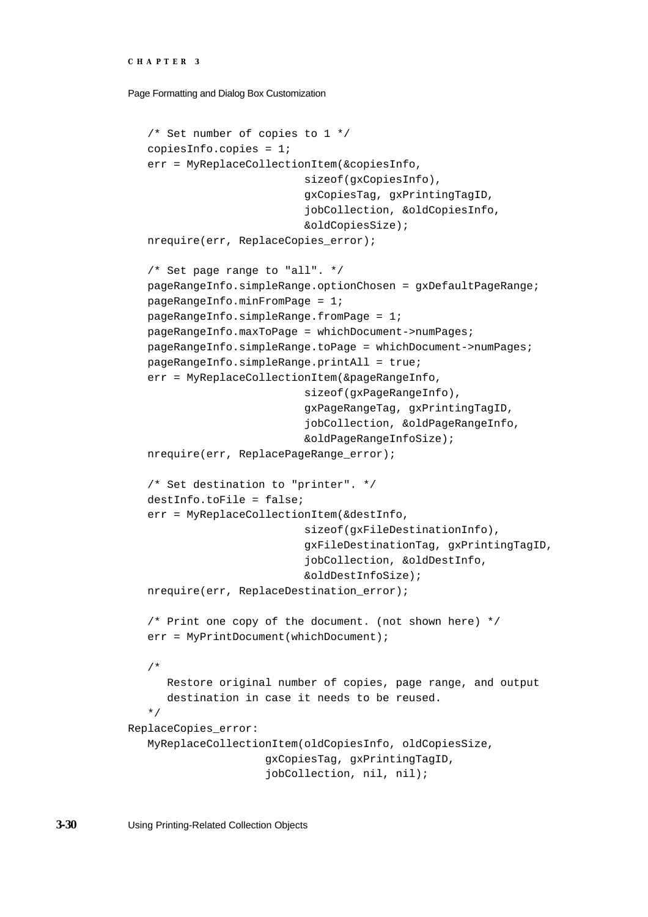```
    /* Set number of copies to 1 */
    copiesInfo.copies = 1;
    err = MyReplaceCollectionItem(&copiesInfo,
                            sizeof(gxCopiesInfo),
                            gxCopiesTag, gxPrintingTagID,
                            jobCollection, &oldCopiesInfo,
                            &oldCopiesSize);
    nrequire(err, ReplaceCopies_error);

    /* Set page range to "all". */
    pageRangeInfo.simpleRange.optionChosen = gxDefaultPageRange;
    pageRangeInfo.minFromPage = 1;
    pageRangeInfo.simpleRange.fromPage = 1;
    pageRangeInfo.maxToPage = whichDocument->numPages;
    pageRangeInfo.simpleRange.toPage = whichDocument->numPages;
    pageRangeInfo.simpleRange.printAll = true;
    err = MyReplaceCollectionItem(&pageRangeInfo,
                            sizeof(gxPageRangeInfo),
                            gxPageRangeTag, gxPrintingTagID,
                            jobCollection, &oldPageRangeInfo,
                            &oldPageRangeInfoSize);
    nrequire(err, ReplacePageRange_error);

    /* Set destination to "printer". */
    destInfo.toFile = false;
    err = MyReplaceCollectionItem(&destInfo,
                            sizeof(gxFileDestinationInfo),
                            gxFileDestinationTag, gxPrintingTagID,
                            jobCollection, &oldDestInfo,
                            &oldDestInfoSize);
    nrequire(err, ReplaceDestination_error);

    /* Print one copy of the document. (not shown here) */
    err = MyPrintDocument(whichDocument);

    /*
        Restore original number of copies, page range, and output
        destination in case it needs to be reused.
    */
ReplaceCopies_error:
    MyReplaceCollectionItem(oldCopiesInfo, oldCopiesSize,
                        gxCopiesTag, gxPrintingTagID,
                        jobCollection, nil, nil);
```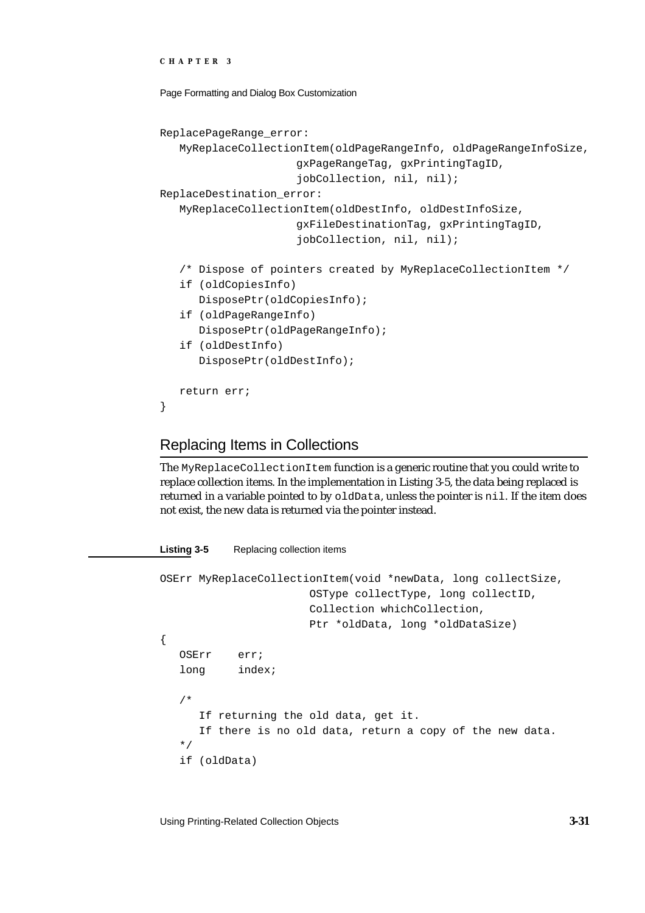```
ReplacePageRange_error:
   MyReplaceCollectionItem(oldPageRangeInfo, oldPageRangeInfoSize,
                     gxPageRangeTag, gxPrintingTagID,
                     jobCollection, nil, nil);
ReplaceDestination_error:
   MyReplaceCollectionItem(oldDestInfo, oldDestInfoSize,
                     gxFileDestinationTag, gxPrintingTagID,
                     jobCollection, nil, nil);

   /* Dispose of pointers created by MyReplaceCollectionItem */
   if (oldCopiesInfo)
      DisposePtr(oldCopiesInfo);
   if (oldPageRangeInfo)
      DisposePtr(oldPageRangeInfo);
   if (oldDestInfo)
      DisposePtr(oldDestInfo);

   return err;
}
```

## Replacing Items in Collections

The `MyReplaceCollectionItem` function is a generic routine that you could write to replace collection items. In the implementation in Listing 3-5, the data being replaced is returned in a variable pointed to by `oldData`, unless the pointer is `nil`. If the item does not exist, the new data is returned via the pointer instead.

**Listing 3-5** Replacing collection items

```
OSErr MyReplaceCollectionItem(void *newData, long collectSize,
                      OSType collectType, long collectID,
                      Collection whichCollection,
                      Ptr *oldData, long *oldDataSize)
{
   OSErr    err;
   long     index;

   /*
      If returning the old data, get it.
      If there is no old data, return a copy of the new data.
   */
   if (oldData)
```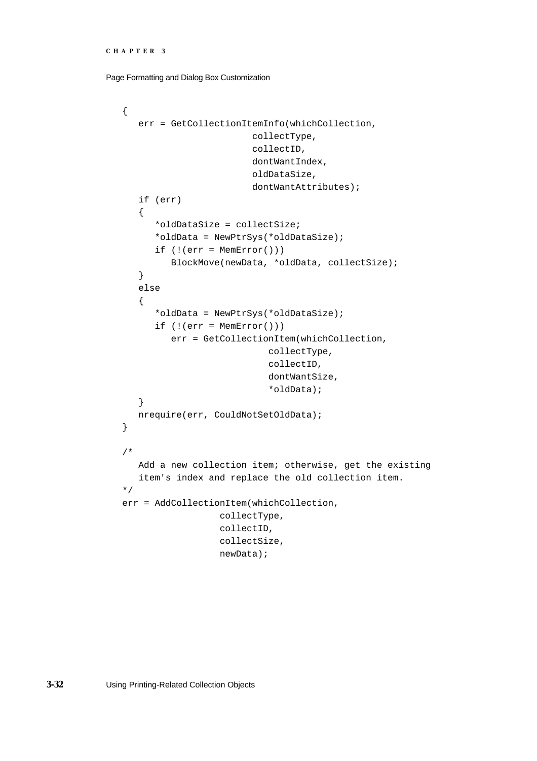```
{
   err = GetCollectionItemInfo(whichCollection,
                        collectType,
                        collectID,
                        dontWantIndex,
                        oldDataSize,
                        dontWantAttributes);
   if (err)
   {
      *oldDataSize = collectSize;
      *oldData = NewPtrSys(*oldDataSize);
      if (!(err = MemError()))
         BlockMove(newData, *oldData, collectSize);
   }
   else
   {
      *oldData = NewPtrSys(*oldDataSize);
      if (!(err = MemError()))
         err = GetCollectionItem(whichCollection,
                           collectType,
                           collectID,
                           dontWantSize,
                           *oldData);
   }
   nrequire(err, CouldNotSetOldData);
}

/*
   Add a new collection item; otherwise, get the existing
   item's index and replace the old collection item.
*/
err = AddCollectionItem(whichCollection,
                  collectType,
                  collectID,
                  collectSize,
                  newData);
```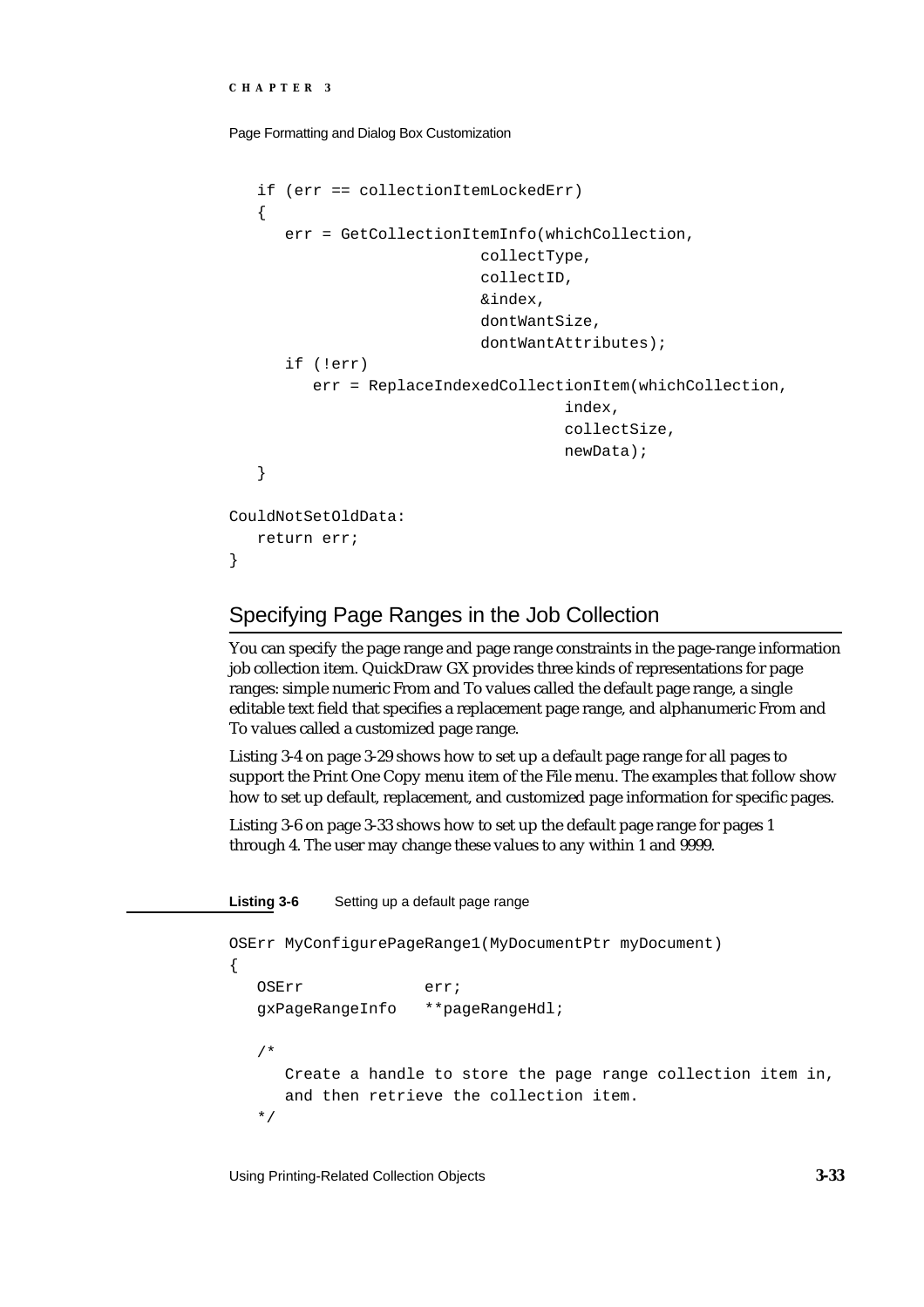```
   if (err == collectionItemLockedErr)
   {
      err = GetCollectionItemInfo(whichCollection,
                           collectType,
                           collectID,
                           &index,
                           dontWantSize,
                           dontWantAttributes);
      if (!err)
         err = ReplaceIndexedCollectionItem(whichCollection,
                                    index,
                                    collectSize,
                                    newData);
   }

CouldNotSetOldData:
   return err;
}
```

## Specifying Page Ranges in the Job Collection

You can specify the page range and page range constraints in the page-range information job collection item. QuickDraw GX provides three kinds of representations for page ranges: simple numeric From and To values called the default page range, a single editable text field that specifies a replacement page range, and alphanumeric From and To values called a customized page range.

Listing 3-4 on page 3-29 shows how to set up a default page range for all pages to support the Print One Copy menu item of the File menu. The examples that follow show how to set up default, replacement, and customized page information for specific pages.

Listing 3-6 on page 3-33 shows how to set up the default page range for pages 1 through 4. The user may change these values to any within 1 and 9999.

**Listing 3-6** Setting up a default page range

```
OSErr MyConfigurePageRange1(MyDocumentPtr myDocument)
{
   OSErr            err;
   gxPageRangeInfo  **pageRangeHdl;

   /*
      Create a handle to store the page range collection item in,
      and then retrieve the collection item.
   */
```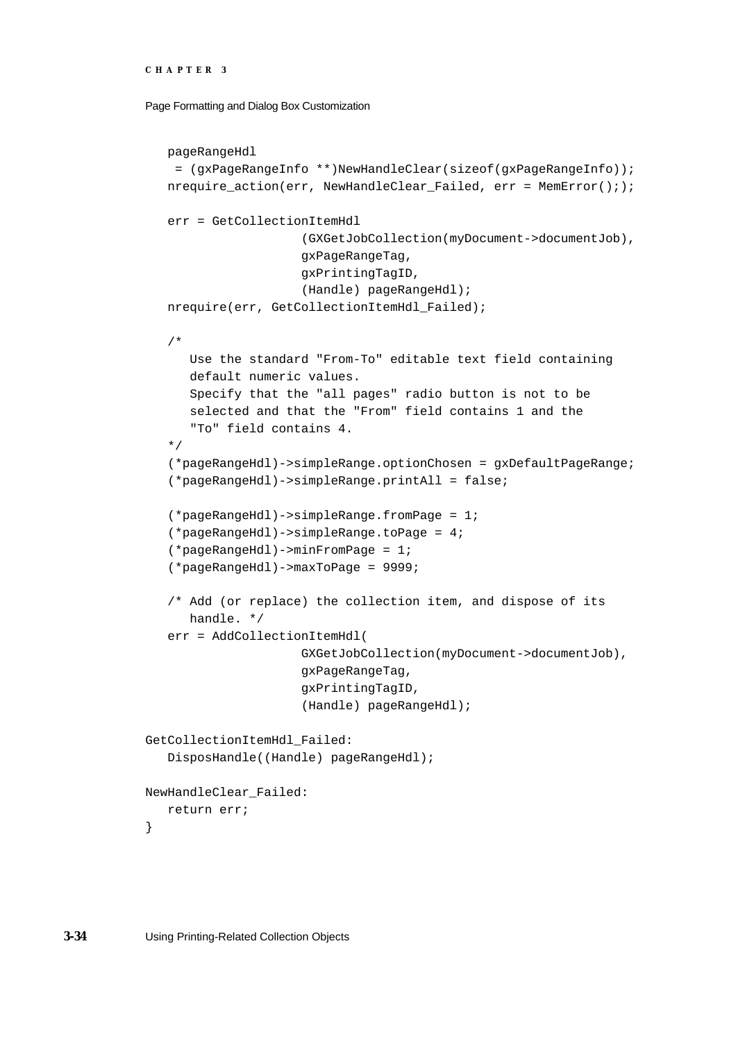```
   pageRangeHdl
    = (gxPageRangeInfo **)NewHandleClear(sizeof(gxPageRangeInfo));
   nrequire_action(err, NewHandleClear_Failed, err = MemError(););

   err = GetCollectionItemHdl
                   (GXGetJobCollection(myDocument->documentJob),
                   gxPageRangeTag,
                   gxPrintingTagID,
                   (Handle) pageRangeHdl);
   nrequire(err, GetCollectionItemHdl_Failed);

   /*
      Use the standard "From-To" editable text field containing
      default numeric values.
      Specify that the "all pages" radio button is not to be
      selected and that the "From" field contains 1 and the
      "To" field contains 4.
   */
   (*pageRangeHdl)->simpleRange.optionChosen = gxDefaultPageRange;
   (*pageRangeHdl)->simpleRange.printAll = false;

   (*pageRangeHdl)->simpleRange.fromPage = 1;
   (*pageRangeHdl)->simpleRange.toPage = 4;
   (*pageRangeHdl)->minFromPage = 1;
   (*pageRangeHdl)->maxToPage = 9999;

   /* Add (or replace) the collection item, and dispose of its
      handle. */
   err = AddCollectionItemHdl(
                   GXGetJobCollection(myDocument->documentJob),
                   gxPageRangeTag,
                   gxPrintingTagID,
                   (Handle) pageRangeHdl);

GetCollectionItemHdl_Failed:
   DisposHandle((Handle) pageRangeHdl);

NewHandleClear_Failed:
   return err;
}
```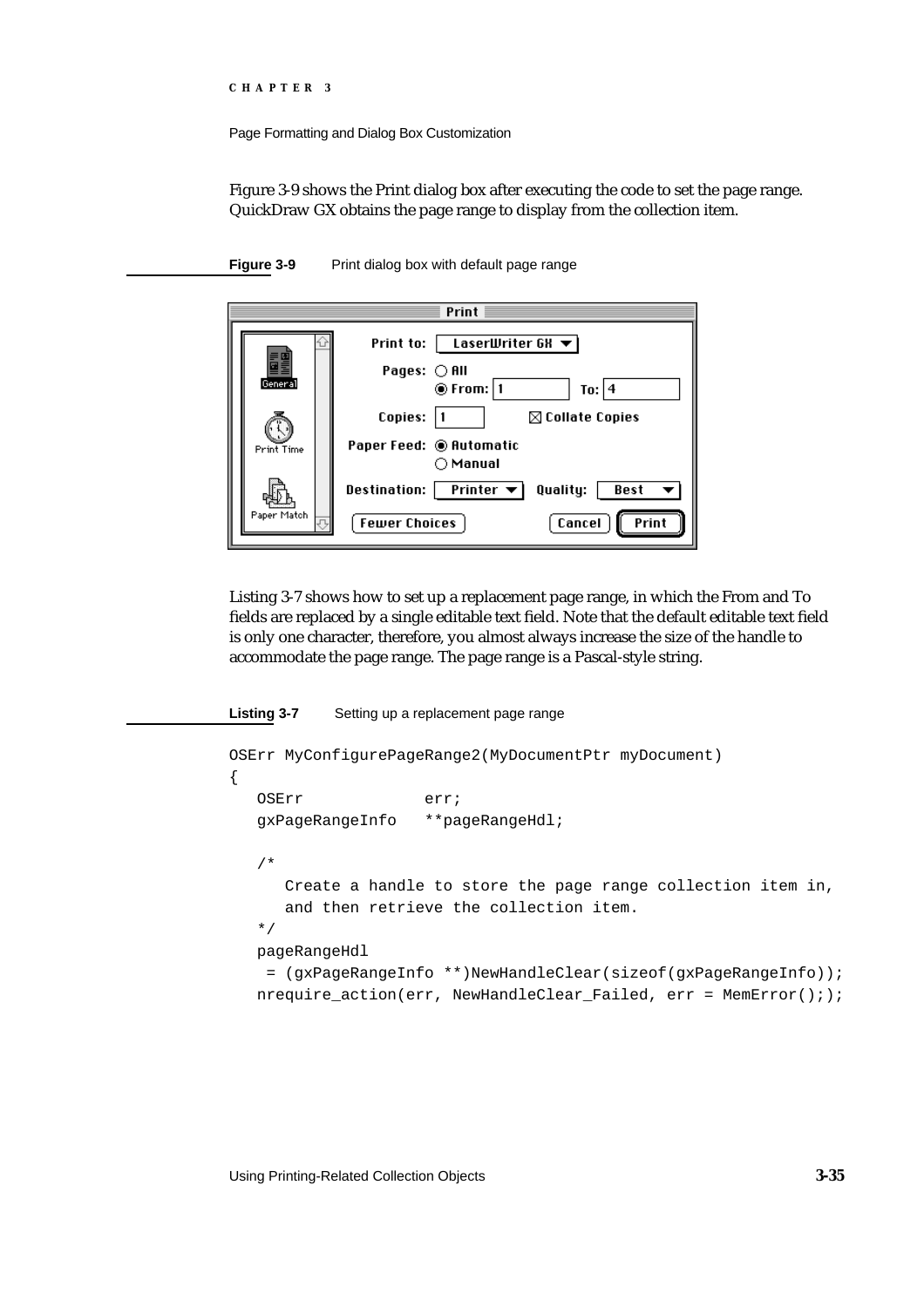Figure 3-9 shows the Print dialog box after executing the code to set the page range. QuickDraw GX obtains the page range to display from the collection item.

**Figure 3-9** Print dialog box with default page range

Listing 3-7 shows how to set up a replacement page range, in which the From and To fields are replaced by a single editable text field. Note that the default editable text field is only one character, therefore, you almost always increase the size of the handle to accommodate the page range. The page range is a Pascal-style string.

**Listing 3-7** Setting up a replacement page range

```
OSErr MyConfigurePageRange2(MyDocumentPtr myDocument)
{
   OSErr            err;
   gxPageRangeInfo   **pageRangeHdl;

   /*
      Create a handle to store the page range collection item in,
      and then retrieve the collection item.
   */
   pageRangeHdl
    = (gxPageRangeInfo **)NewHandleClear(sizeof(gxPageRangeInfo));
   nrequire_action(err, NewHandleClear_Failed, err = MemError(););
```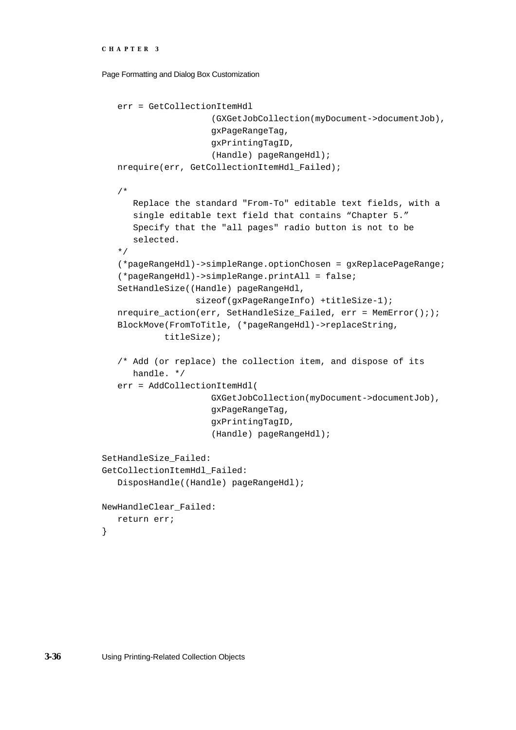```
   err = GetCollectionItemHdl
                  (GXGetJobCollection(myDocument->documentJob),
                  gxPageRangeTag,
                  gxPrintingTagID,
                  (Handle) pageRangeHdl);
   nrequire(err, GetCollectionItemHdl_Failed);

   /*
      Replace the standard "From-To" editable text fields, with a
      single editable text field that contains “Chapter 5.”
      Specify that the "all pages" radio button is not to be
      selected.
   */
   (*pageRangeHdl)->simpleRange.optionChosen = gxReplacePageRange;
   (*pageRangeHdl)->simpleRange.printAll = false;
   SetHandleSize((Handle) pageRangeHdl,
               sizeof(gxPageRangeInfo) +titleSize-1);
   nrequire_action(err, SetHandleSize_Failed, err = MemError(););
   BlockMove(FromToTitle, (*pageRangeHdl)->replaceString,
         titleSize);

   /* Add (or replace) the collection item, and dispose of its
      handle. */
   err = AddCollectionItemHdl(
                  GXGetJobCollection(myDocument->documentJob),
                  gxPageRangeTag,
                  gxPrintingTagID,
                  (Handle) pageRangeHdl);

SetHandleSize_Failed:
GetCollectionItemHdl_Failed:
   DisposHandle((Handle) pageRangeHdl);

NewHandleClear_Failed:
   return err;
}
```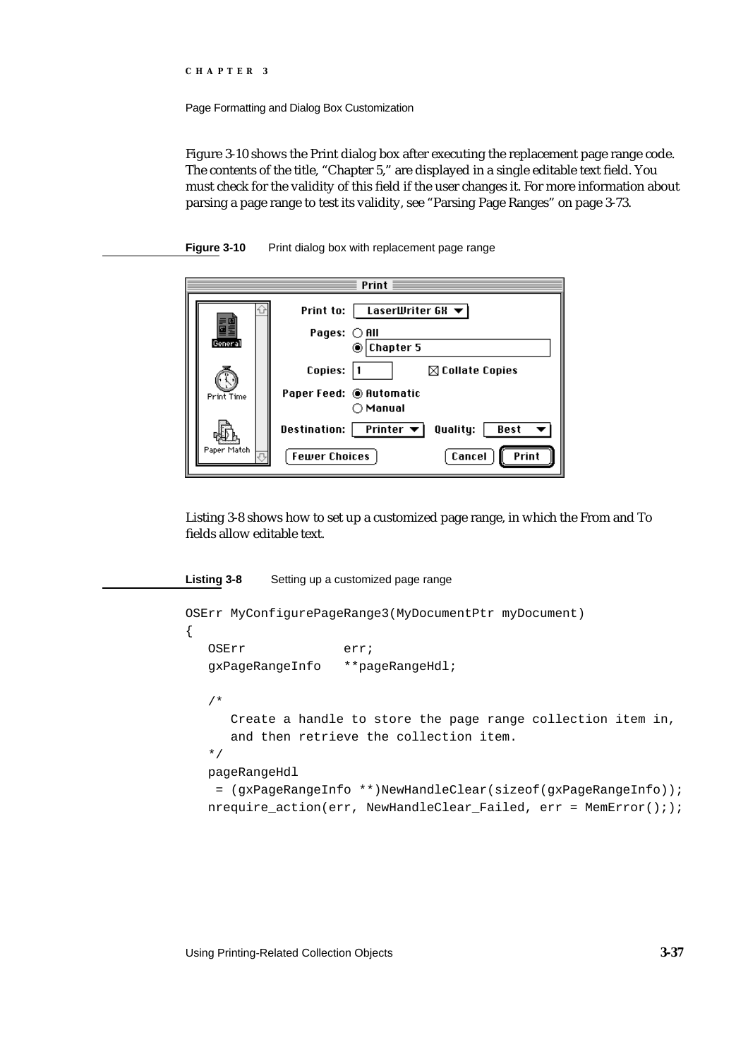Figure 3-10 shows the Print dialog box after executing the replacement page range code. The contents of the title, "Chapter 5," are displayed in a single editable text field. You must check for the validity of this field if the user changes it. For more information about parsing a page range to test its validity, see "Parsing Page Ranges" on page 3-73.

**Figure 3-10** Print dialog box with replacement page range

Listing 3-8 shows how to set up a customized page range, in which the From and To fields allow editable text.

**Listing 3-8** Setting up a customized page range

```
OSErr MyConfigurePageRange3(MyDocumentPtr myDocument)
{
   OSErr             err;
   gxPageRangeInfo   **pageRangeHdl;

   /*
      Create a handle to store the page range collection item in,
      and then retrieve the collection item.
   */
   pageRangeHdl
    = (gxPageRangeInfo **)NewHandleClear(sizeof(gxPageRangeInfo));
   nrequire_action(err, NewHandleClear_Failed, err = MemError(););
```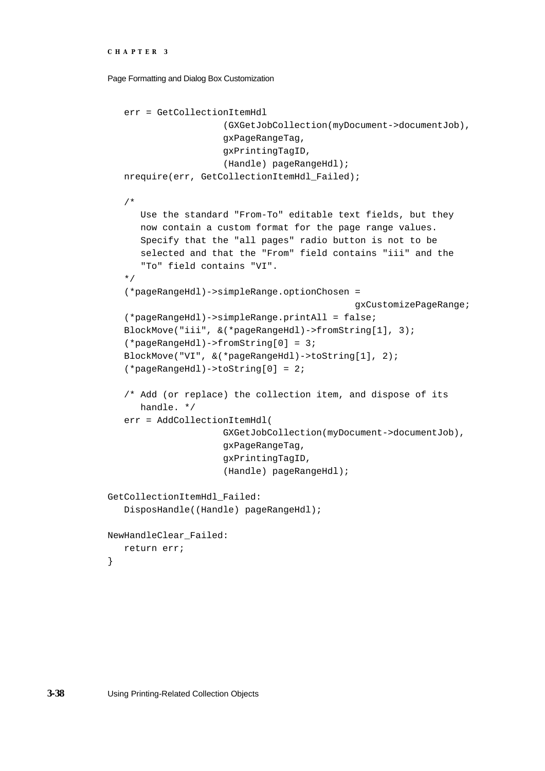```
   err = GetCollectionItemHdl
                  (GXGetJobCollection(myDocument->documentJob),
                  gxPageRangeTag,
                  gxPrintingTagID,
                  (Handle) pageRangeHdl);
   nrequire(err, GetCollectionItemHdl_Failed);

   /*
      Use the standard "From-To" editable text fields, but they
      now contain a custom format for the page range values.
      Specify that the "all pages" radio button is not to be
      selected and that the "From" field contains "iii" and the
      "To" field contains "VI".
   */
   (*pageRangeHdl)->simpleRange.optionChosen =
                                          gxCustomizePageRange;
   (*pageRangeHdl)->simpleRange.printAll = false;
   BlockMove("iii", &(*pageRangeHdl)->fromString[1], 3);
   (*pageRangeHdl)->fromString[0] = 3;
   BlockMove("VI", &(*pageRangeHdl)->toString[1], 2);
   (*pageRangeHdl)->toString[0] = 2;

   /* Add (or replace) the collection item, and dispose of its
      handle. */
   err = AddCollectionItemHdl(
                  GXGetJobCollection(myDocument->documentJob),
                  gxPageRangeTag,
                  gxPrintingTagID,
                  (Handle) pageRangeHdl);

GetCollectionItemHdl_Failed:
   DisposHandle((Handle) pageRangeHdl);

NewHandleClear_Failed:
   return err;
}
```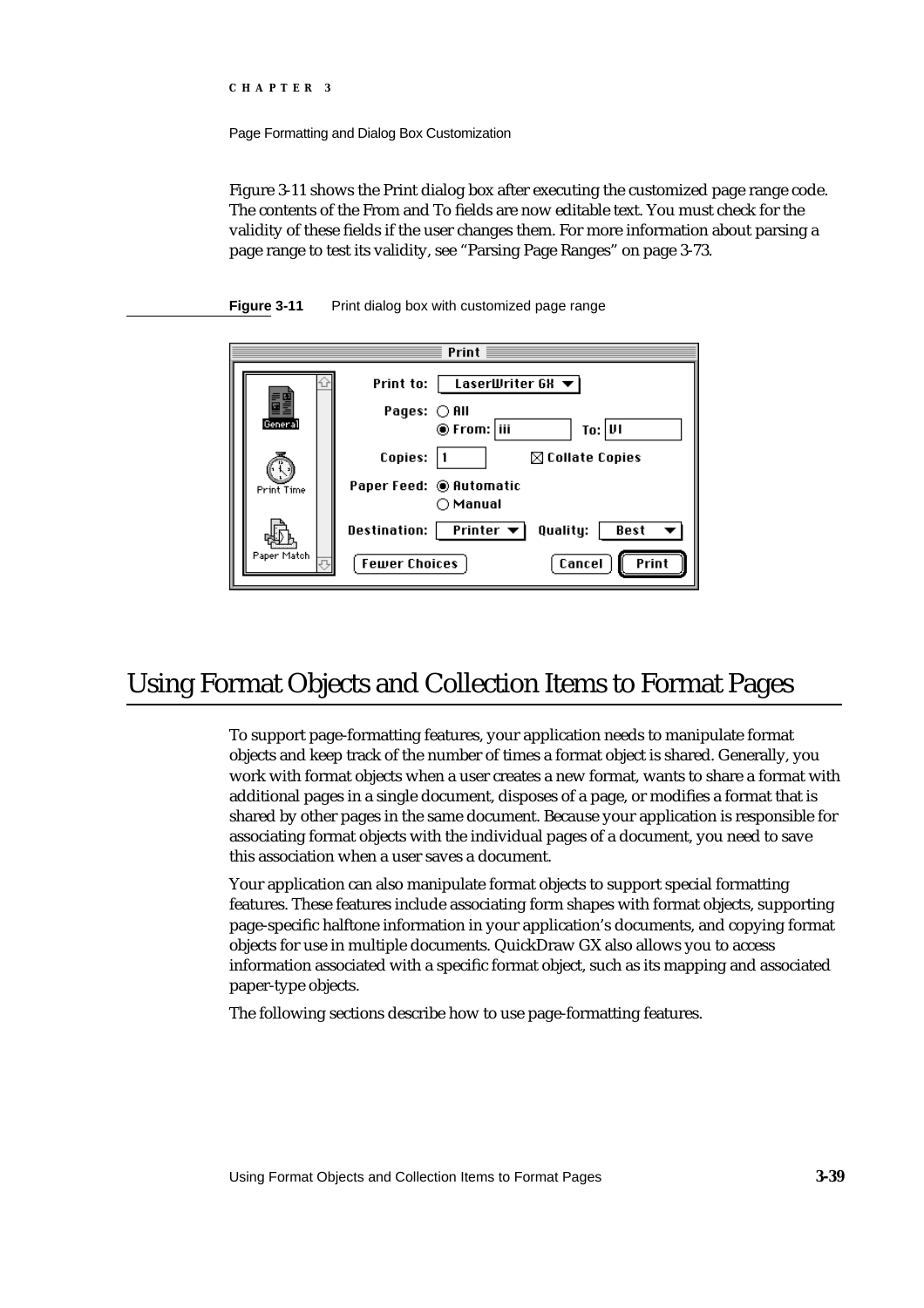Figure 3-11 shows the Print dialog box after executing the customized page range code. The contents of the From and To fields are now editable text. You must check for the validity of these fields if the user changes them. For more information about parsing a page range to test its validity, see "Parsing Page Ranges" on page 3-73.

**Figure 3-11** Print dialog box with customized page range

## Using Format Objects and Collection Items to Format Pages

To support page-formatting features, your application needs to manipulate format objects and keep track of the number of times a format object is shared. Generally, you work with format objects when a user creates a new format, wants to share a format with additional pages in a single document, disposes of a page, or modifies a format that is shared by other pages in the same document. Because your application is responsible for associating format objects with the individual pages of a document, you need to save this association when a user saves a document.

Your application can also manipulate format objects to support special formatting features. These features include associating form shapes with format objects, supporting page-specific halftone information in your application's documents, and copying format objects for use in multiple documents. QuickDraw GX also allows you to access information associated with a specific format object, such as its mapping and associated paper-type objects.

The following sections describe how to use page-formatting features.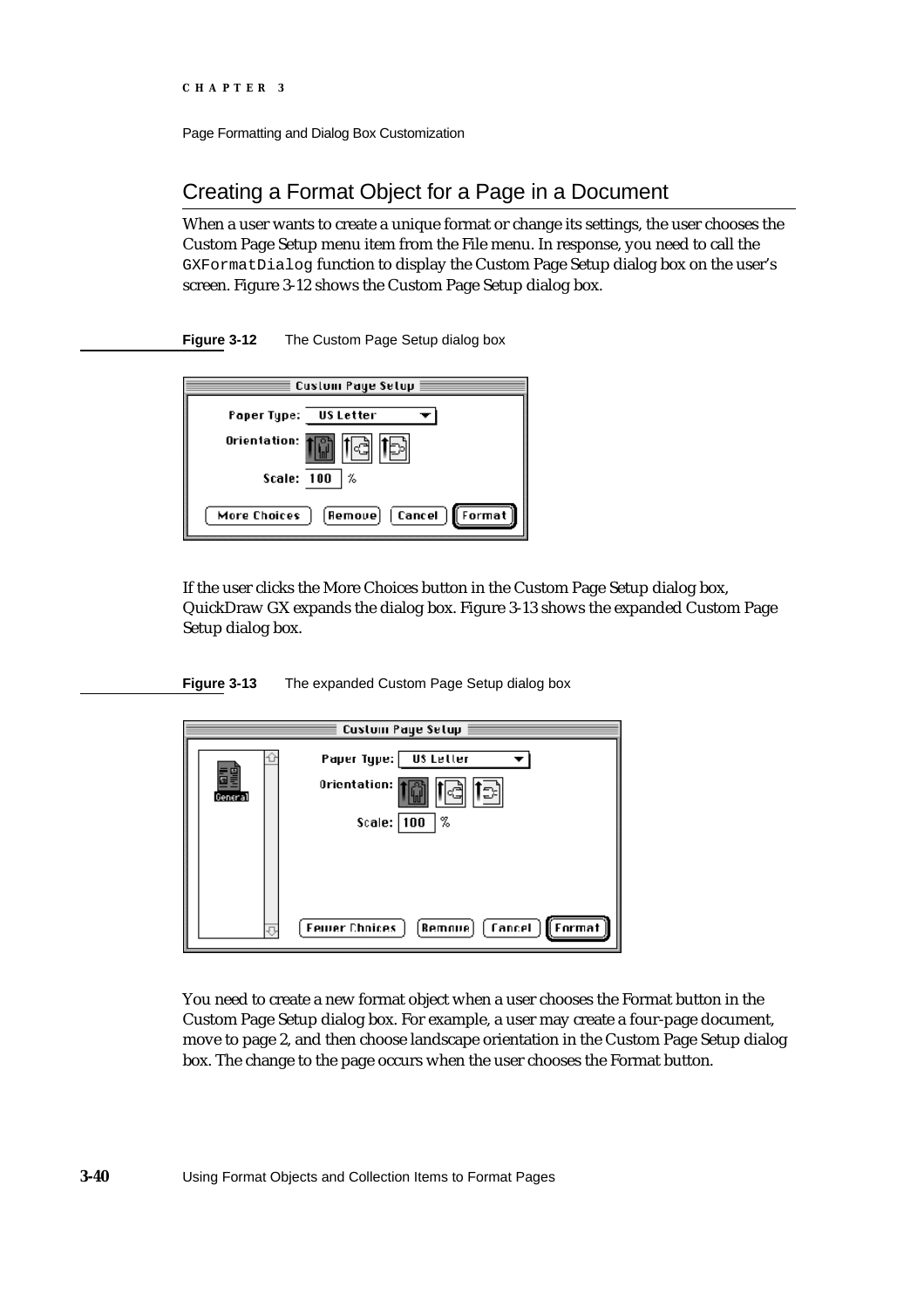## Creating a Format Object for a Page in a Document

When a user wants to create a unique format or change its settings, the user chooses the Custom Page Setup menu item from the File menu. In response, you need to call the `GXFormatDialog` function to display the Custom Page Setup dialog box on the user's screen. Figure 3-12 shows the Custom Page Setup dialog box.

**Figure 3-12** The Custom Page Setup dialog box

If the user clicks the More Choices button in the Custom Page Setup dialog box, QuickDraw GX expands the dialog box. Figure 3-13 shows the expanded Custom Page Setup dialog box.

**Figure 3-13** The expanded Custom Page Setup dialog box

You need to create a new format object when a user chooses the Format button in the Custom Page Setup dialog box. For example, a user may create a four-page document, move to page 2, and then choose landscape orientation in the Custom Page Setup dialog box. The change to the page occurs when the user chooses the Format button.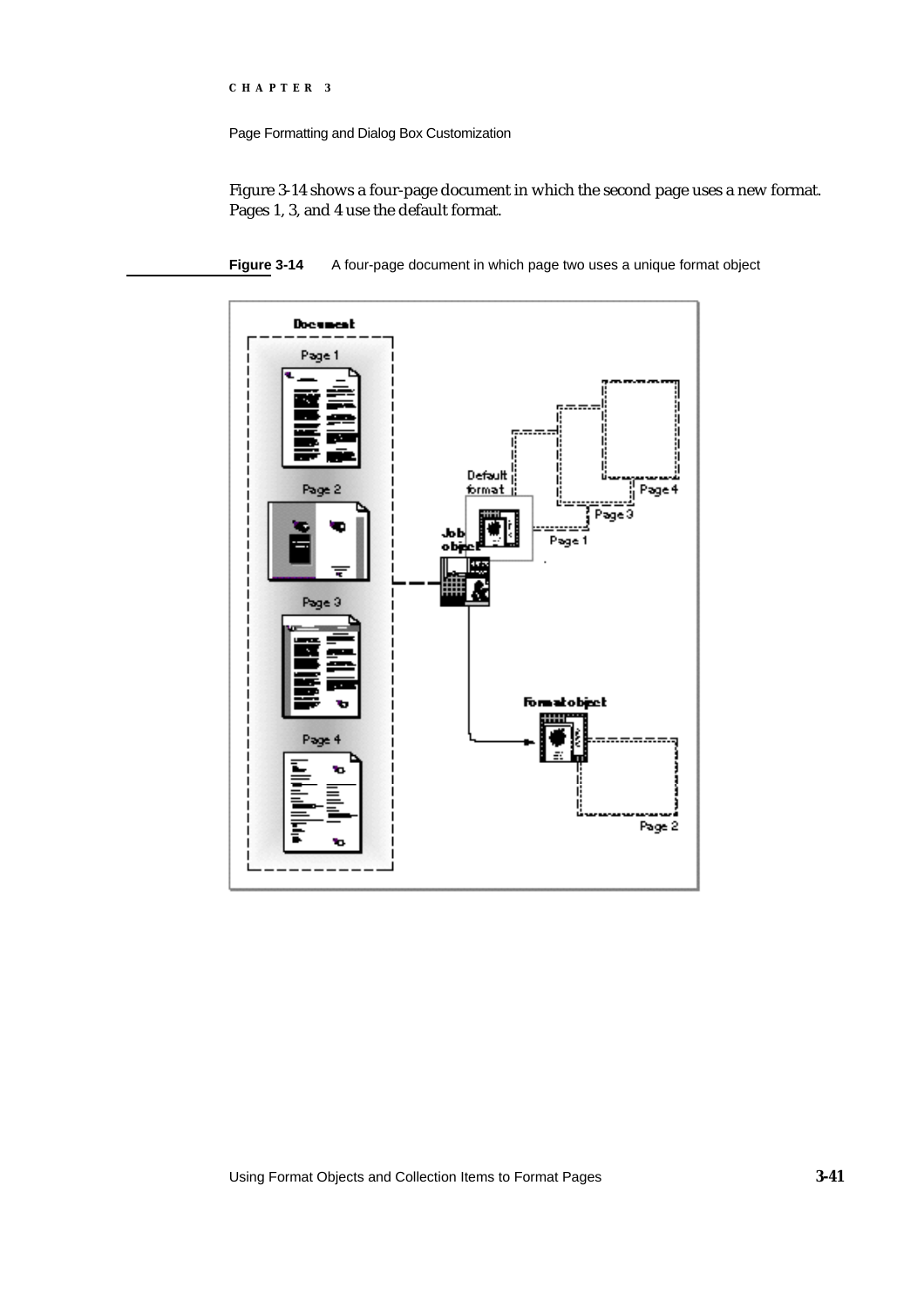Figure 3-14 shows a four-page document in which the second page uses a new format. Pages 1, 3, and 4 use the default format.

**Figure 3-14** A four-page document in which page two uses a unique format object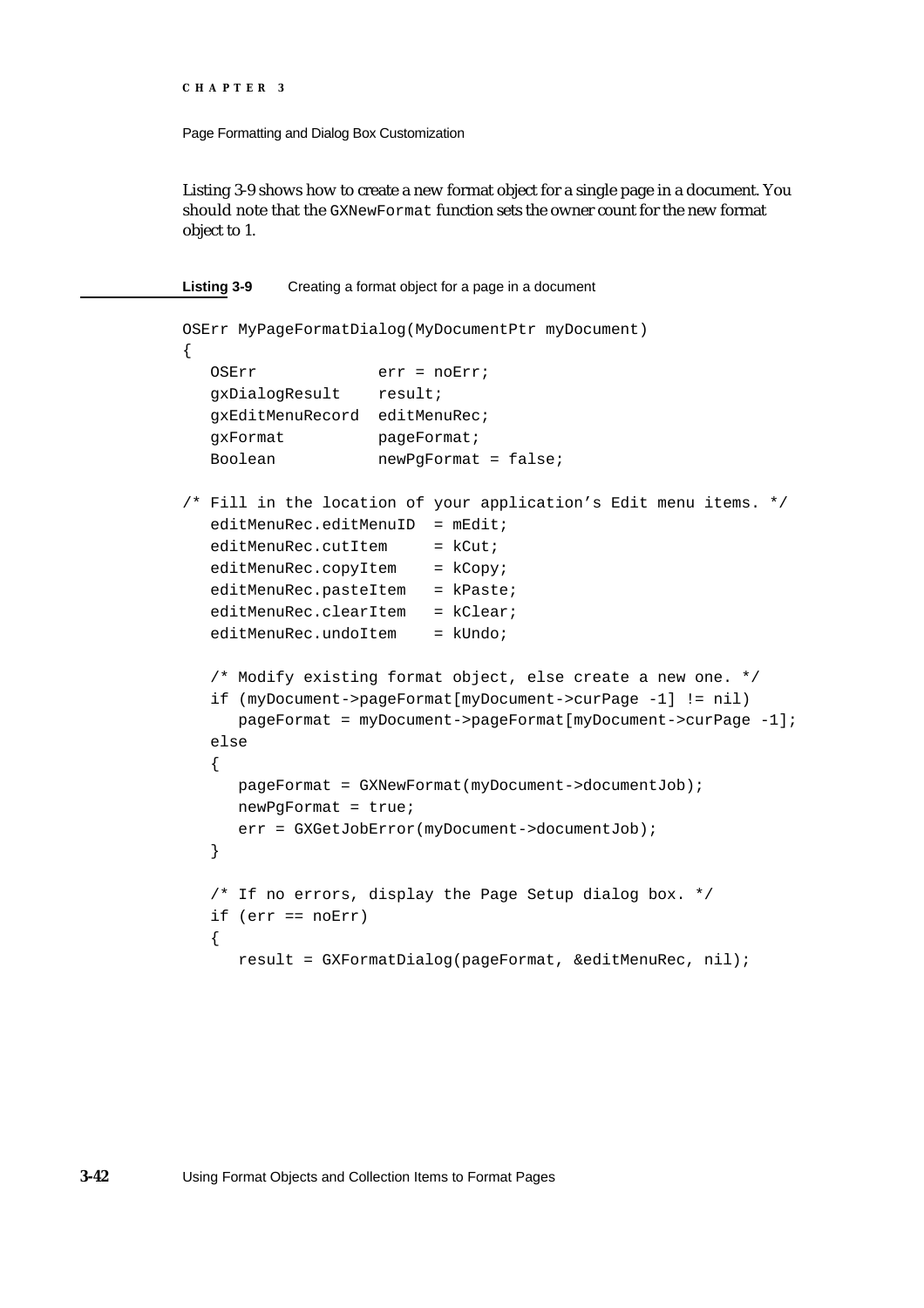Listing 3-9 shows how to create a new format object for a single page in a document. You should note that the `GXNewFormat` function sets the owner count for the new format object to 1.

**Listing 3-9** Creating a format object for a page in a document

```
OSErr MyPageFormatDialog(MyDocumentPtr myDocument)
{
   OSErr             err = noErr;
   gxDialogResult    result;
   gxEditMenuRecord  editMenuRec;
   gxFormat          pageFormat;
   Boolean           newPgFormat = false;

/* Fill in the location of your application's Edit menu items. */
   editMenuRec.editMenuID  = mEdit;
   editMenuRec.cutItem     = kCut;
   editMenuRec.copyItem    = kCopy;
   editMenuRec.pasteItem   = kPaste;
   editMenuRec.clearItem   = kClear;
   editMenuRec.undoItem    = kUndo;

   /* Modify existing format object, else create a new one. */
   if (myDocument->pageFormat[myDocument->curPage -1] != nil)
      pageFormat = myDocument->pageFormat[myDocument->curPage -1];
   else
   {
      pageFormat = GXNewFormat(myDocument->documentJob);
      newPgFormat = true;
      err = GXGetJobError(myDocument->documentJob);
   }

   /* If no errors, display the Page Setup dialog box. */
   if (err == noErr)
   {
      result = GXFormatDialog(pageFormat, &editMenuRec, nil);
```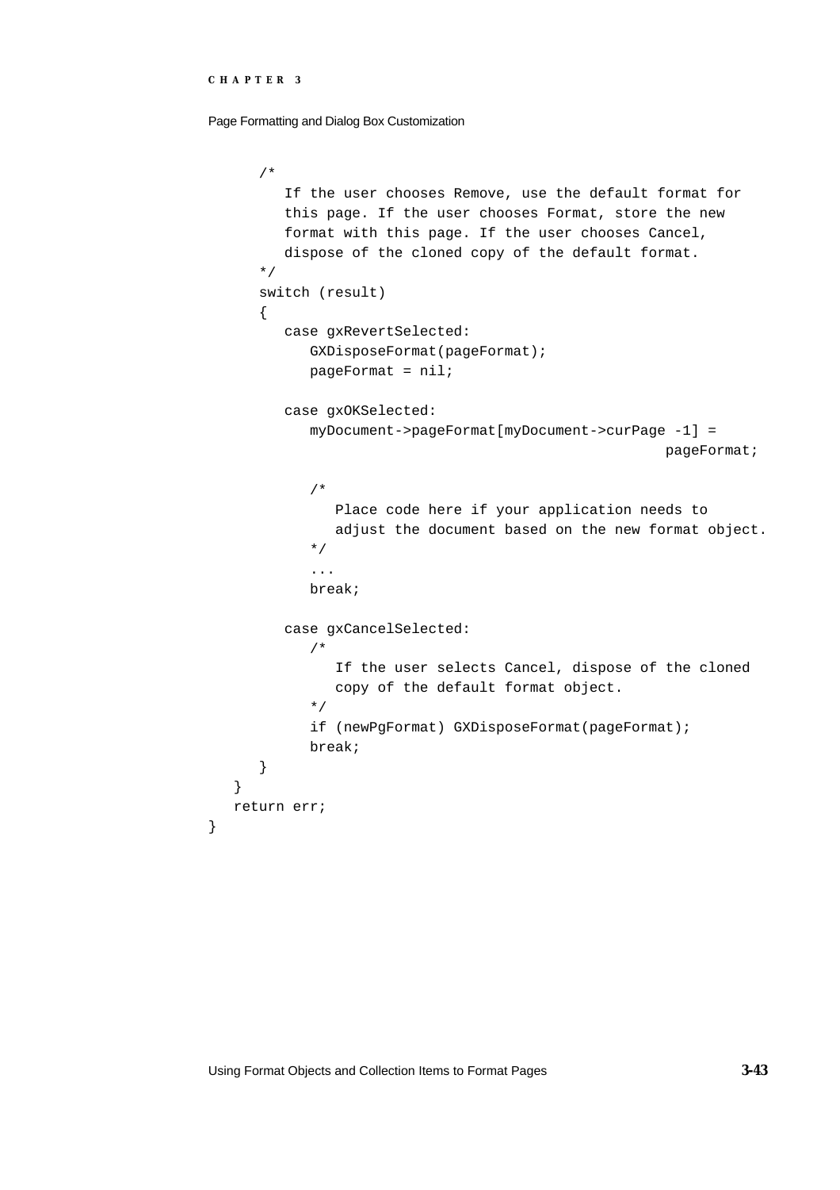```
      /*
         If the user chooses Remove, use the default format for
         this page. If the user chooses Format, store the new
         format with this page. If the user chooses Cancel,
         dispose of the cloned copy of the default format.
      */
      switch (result)
      {
         case gxRevertSelected:
            GXDisposeFormat(pageFormat);
            pageFormat = nil;

         case gxOKSelected:
            myDocument->pageFormat[myDocument->curPage -1] =
                                                        pageFormat;

            /*
               Place code here if your application needs to
               adjust the document based on the new format object.
            */
            ...
            break;

         case gxCancelSelected:
            /*
               If the user selects Cancel, dispose of the cloned
               copy of the default format object.
            */
            if (newPgFormat) GXDisposeFormat(pageFormat);
            break;
      }
   }
   return err;
}
```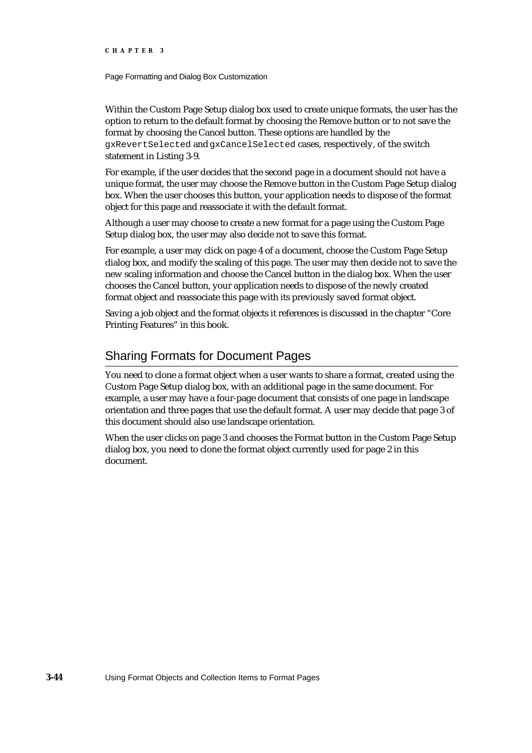Within the Custom Page Setup dialog box used to create unique formats, the user has the option to return to the default format by choosing the Remove button or to not save the format by choosing the Cancel button. These options are handled by the `gxRevertSelected` and `gxCancelSelected` cases, respectively, of the switch statement in Listing 3-9.

For example, if the user decides that the second page in a document should not have a unique format, the user may choose the Remove button in the Custom Page Setup dialog box. When the user chooses this button, your application needs to dispose of the format object for this page and reassociate it with the default format.

Although a user may choose to create a new format for a page using the Custom Page Setup dialog box, the user may also decide not to save this format.

For example, a user may click on page 4 of a document, choose the Custom Page Setup dialog box, and modify the scaling of this page. The user may then decide not to save the new scaling information and choose the Cancel button in the dialog box. When the user chooses the Cancel button, your application needs to dispose of the newly created format object and reassociate this page with its previously saved format object.

Saving a job object and the format objects it references is discussed in the chapter "Core Printing Features" in this book.

## Sharing Formats for Document Pages

You need to clone a format object when a user wants to share a format, created using the Custom Page Setup dialog box, with an additional page in the same document. For example, a user may have a four-page document that consists of one page in landscape orientation and three pages that use the default format. A user may decide that page 3 of this document should also use landscape orientation.

When the user clicks on page 3 and chooses the Format button in the Custom Page Setup dialog box, you need to clone the format object currently used for page 2 in this document.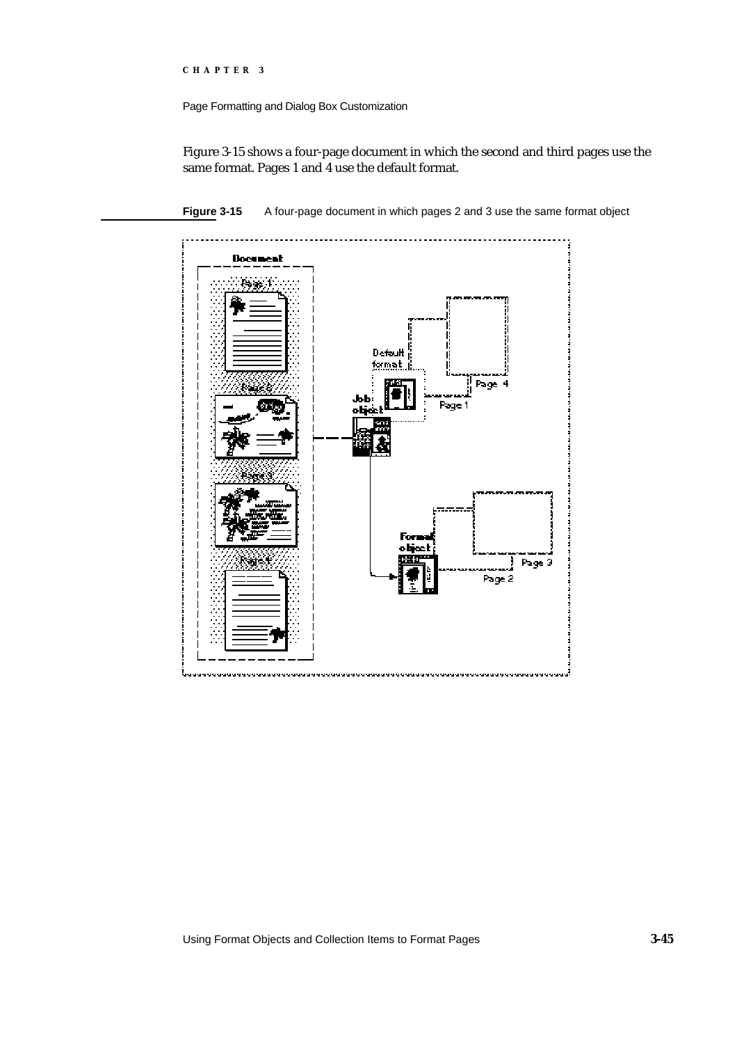Figure 3-15 shows a four-page document in which the second and third pages use the same format. Pages 1 and 4 use the default format.

**Figure 3-15** A four-page document in which pages 2 and 3 use the same format object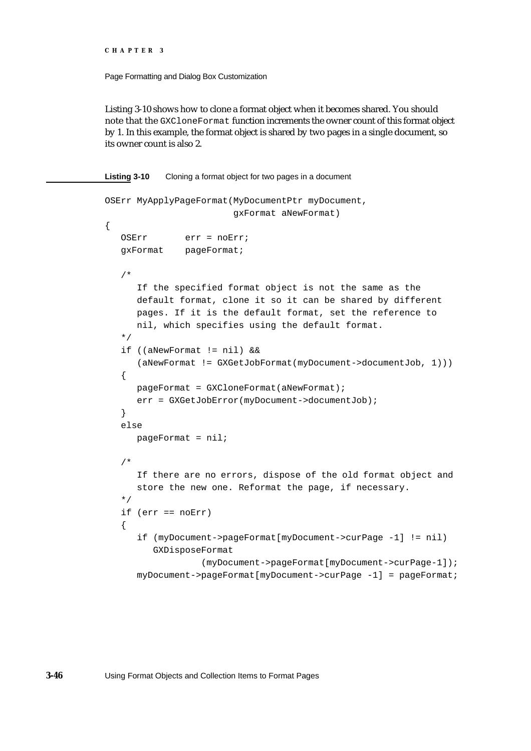Listing 3-10 shows how to clone a format object when it becomes shared. You should note that the `GXCloneFormat` function increments the owner count of this format object by 1. In this example, the format object is shared by two pages in a single document, so its owner count is also 2.

**Listing 3-10** Cloning a format object for two pages in a document

```
OSErr MyApplyPageFormat(MyDocumentPtr myDocument,
                        gxFormat aNewFormat)
{
   OSErr       err = noErr;
   gxFormat    pageFormat;

   /*
      If the specified format object is not the same as the
      default format, clone it so it can be shared by different
      pages. If it is the default format, set the reference to
      nil, which specifies using the default format.
   */
   if ((aNewFormat != nil) &&
      (aNewFormat != GXGetJobFormat(myDocument->documentJob, 1)))
   {
      pageFormat = GXCloneFormat(aNewFormat);
      err = GXGetJobError(myDocument->documentJob);
   }
   else
      pageFormat = nil;

   /*
      If there are no errors, dispose of the old format object and
      store the new one. Reformat the page, if necessary.
   */
   if (err == noErr)
   {
      if (myDocument->pageFormat[myDocument->curPage -1] != nil)
         GXDisposeFormat
                  (myDocument->pageFormat[myDocument->curPage-1]);
      myDocument->pageFormat[myDocument->curPage -1] = pageFormat;
```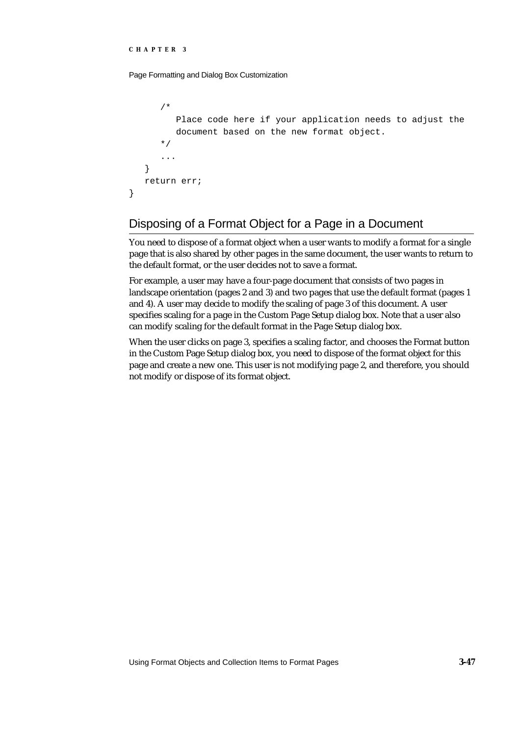```
      /*
         Place code here if your application needs to adjust the
         document based on the new format object.
      */
      ...
   }
   return err;
}
```

## Disposing of a Format Object for a Page in a Document

You need to dispose of a format object when a user wants to modify a format for a single page that is also shared by other pages in the same document, the user wants to return to the default format, or the user decides not to save a format.

For example, a user may have a four-page document that consists of two pages in landscape orientation (pages 2 and 3) and two pages that use the default format (pages 1 and 4). A user may decide to modify the scaling of page 3 of this document. A user specifies scaling for a page in the Custom Page Setup dialog box. Note that a user also can modify scaling for the default format in the Page Setup dialog box.

When the user clicks on page 3, specifies a scaling factor, and chooses the Format button in the Custom Page Setup dialog box, you need to dispose of the format object for this page and create a new one. This user is not modifying page 2, and therefore, you should not modify or dispose of its format object.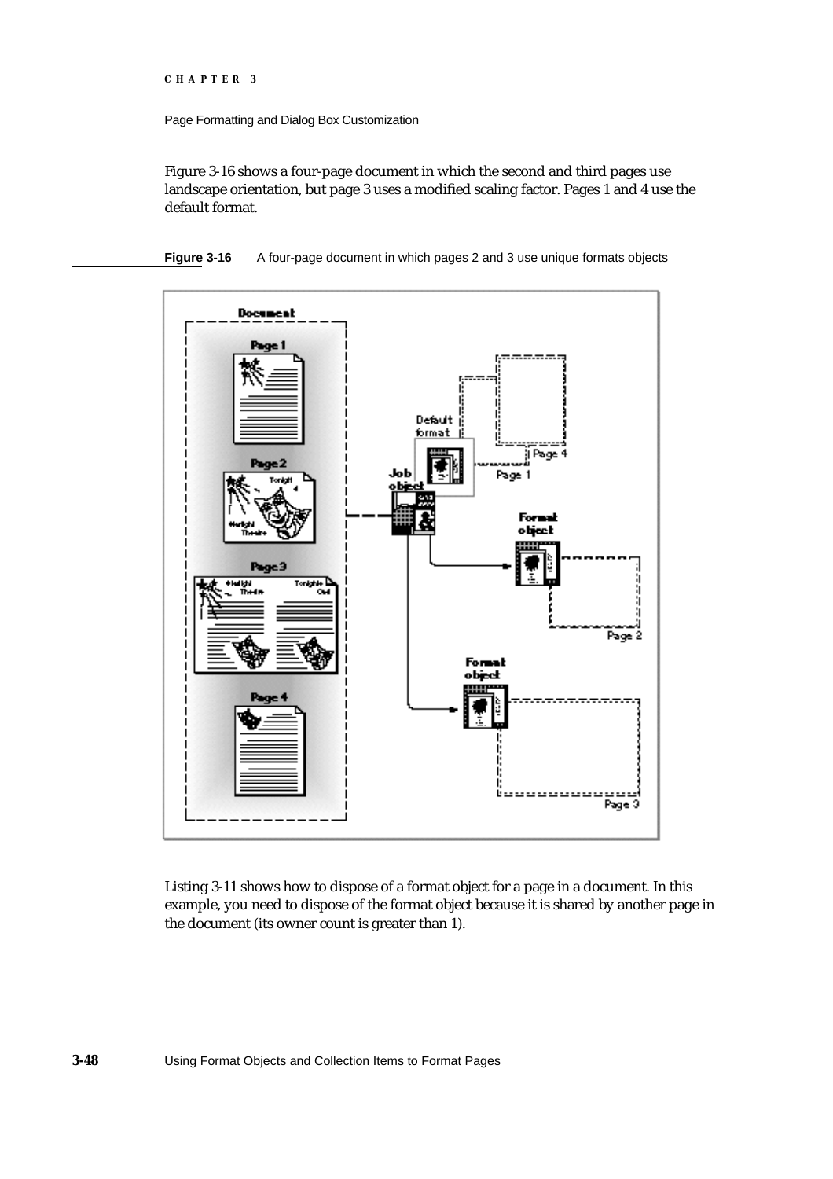Figure 3-16 shows a four-page document in which the second and third pages use landscape orientation, but page 3 uses a modified scaling factor. Pages 1 and 4 use the default format.

**Figure 3-16** A four-page document in which pages 2 and 3 use unique formats objects

Listing 3-11 shows how to dispose of a format object for a page in a document. In this example, you need to dispose of the format object because it is shared by another page in the document (its owner count is greater than 1).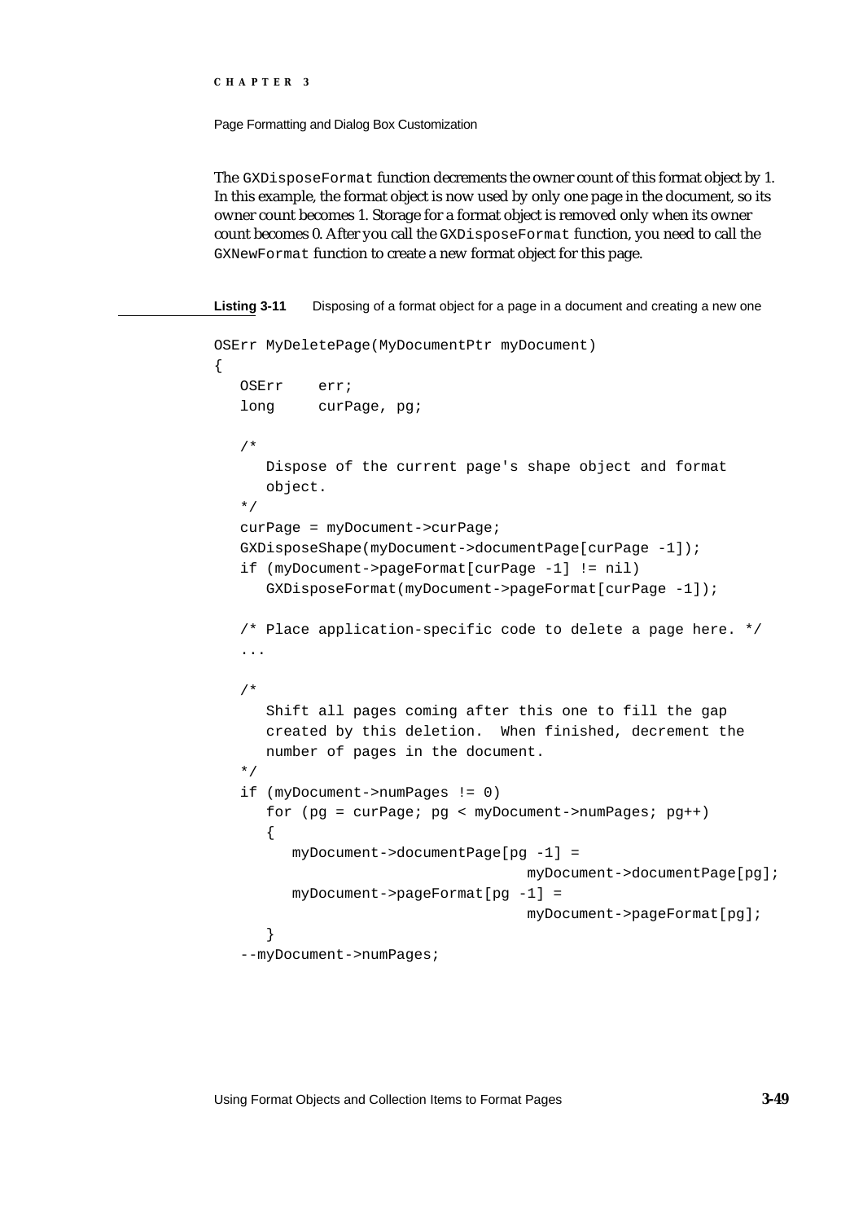The `GXDisposeFormat` function decrements the owner count of this format object by 1. In this example, the format object is now used by only one page in the document, so its owner count becomes 1. Storage for a format object is removed only when its owner count becomes 0. After you call the `GXDisposeFormat` function, you need to call the `GXNewFormat` function to create a new format object for this page.

**Listing 3-11** Disposing of a format object for a page in a document and creating a new one

```
OSErr MyDeletePage(MyDocumentPtr myDocument)
{
   OSErr    err;
   long     curPage, pg;

   /*
      Dispose of the current page's shape object and format
      object.
   */
   curPage = myDocument->curPage;
   GXDisposeShape(myDocument->documentPage[curPage -1]);
   if (myDocument->pageFormat[curPage -1] != nil)
      GXDisposeFormat(myDocument->pageFormat[curPage -1]);

   /* Place application-specific code to delete a page here. */
   ...

   /*
      Shift all pages coming after this one to fill the gap
      created by this deletion.  When finished, decrement the
      number of pages in the document.
   */
   if (myDocument->numPages != 0)
      for (pg = curPage; pg < myDocument->numPages; pg++)
      {
         myDocument->documentPage[pg -1] =
                                   myDocument->documentPage[pg];
         myDocument->pageFormat[pg -1] =
                                   myDocument->pageFormat[pg];
      }
   --myDocument->numPages;
```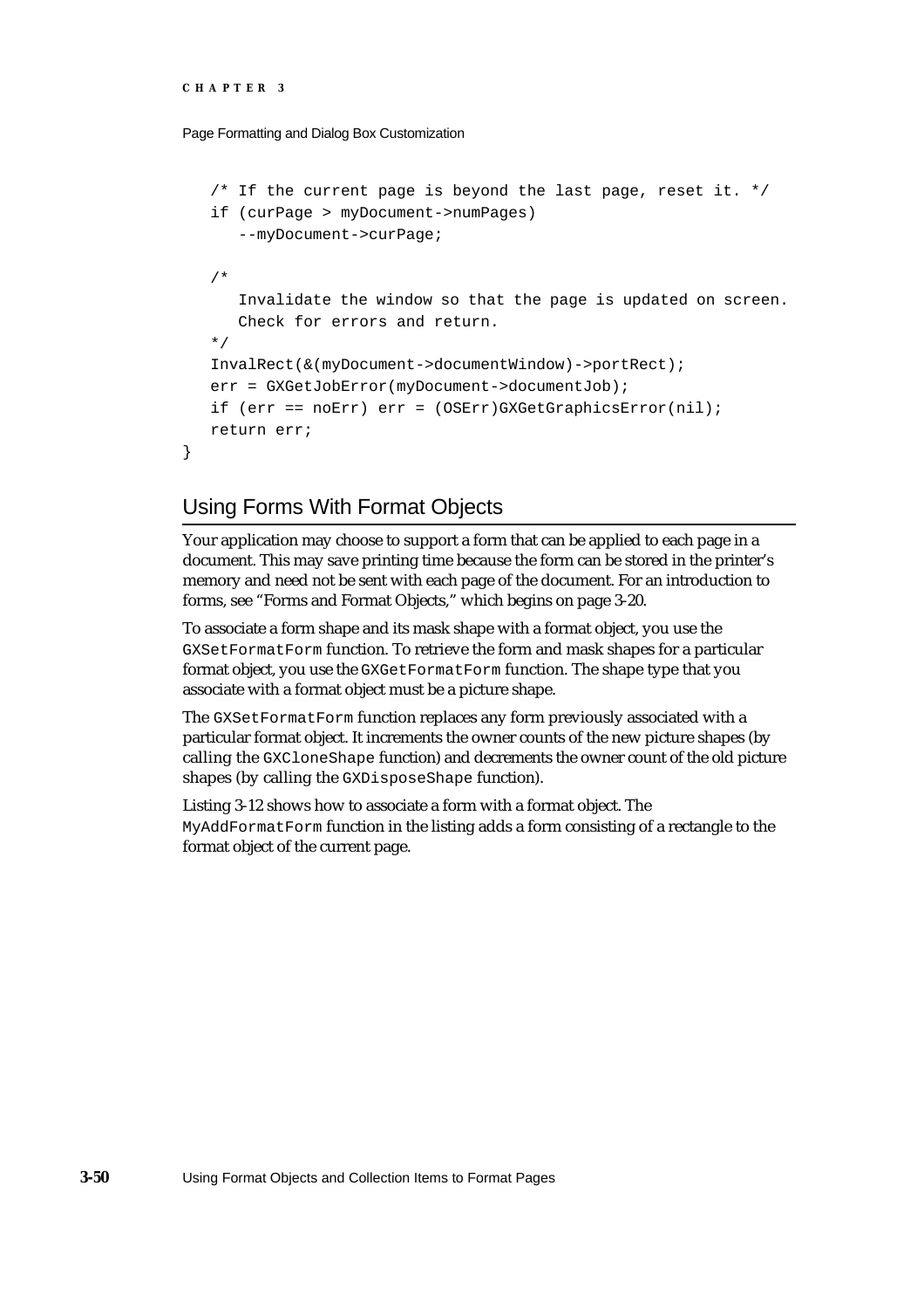```
   /* If the current page is beyond the last page, reset it. */
   if (curPage > myDocument->numPages)
      --myDocument->curPage;

   /*
      Invalidate the window so that the page is updated on screen.
      Check for errors and return.
   */
   InvalRect(&(myDocument->documentWindow)->portRect);
   err = GXGetJobError(myDocument->documentJob);
   if (err == noErr) err = (OSErr)GXGetGraphicsError(nil);
   return err;
}
```

## Using Forms With Format Objects

Your application may choose to support a form that can be applied to each page in a document. This may save printing time because the form can be stored in the printer's memory and need not be sent with each page of the document. For an introduction to forms, see "Forms and Format Objects," which begins on page 3-20.

To associate a form shape and its mask shape with a format object, you use the `GXSetFormatForm` function. To retrieve the form and mask shapes for a particular format object, you use the `GXGetFormatForm` function. The shape type that you associate with a format object must be a picture shape.

The `GXSetFormatForm` function replaces any form previously associated with a particular format object. It increments the owner counts of the new picture shapes (by calling the `GXCloneShape` function) and decrements the owner count of the old picture shapes (by calling the `GXDisposeShape` function).

Listing 3-12 shows how to associate a form with a format object. The `MyAddFormatForm` function in the listing adds a form consisting of a rectangle to the format object of the current page.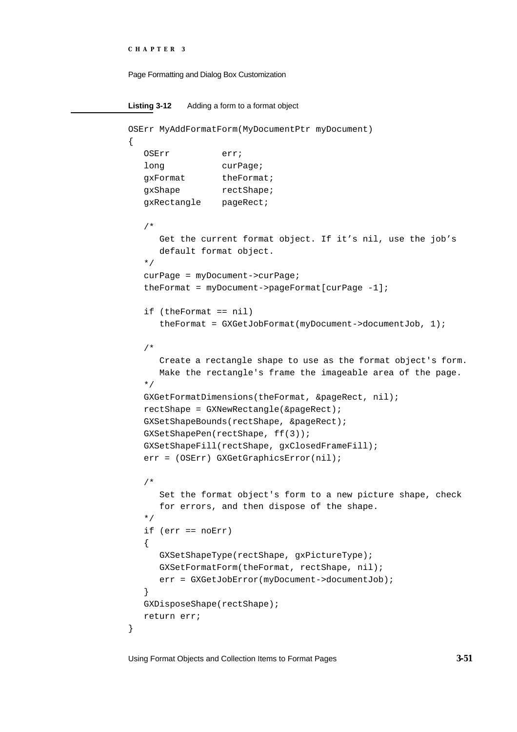**Listing 3-12** Adding a form to a format object

```
OSErr MyAddFormatForm(MyDocumentPtr myDocument)
{
   OSErr          err;
   long           curPage;
   gxFormat       theFormat;
   gxShape        rectShape;
   gxRectangle    pageRect;

   /*
      Get the current format object. If it's nil, use the job's
      default format object.
   */
   curPage = myDocument->curPage;
   theFormat = myDocument->pageFormat[curPage -1];

   if (theFormat == nil)
      theFormat = GXGetJobFormat(myDocument->documentJob, 1);

   /*
      Create a rectangle shape to use as the format object's form.
      Make the rectangle's frame the imageable area of the page.
   */
   GXGetFormatDimensions(theFormat, &pageRect, nil);
   rectShape = GXNewRectangle(&pageRect);
   GXSetShapeBounds(rectShape, &pageRect);
   GXSetShapePen(rectShape, ff(3));
   GXSetShapeFill(rectShape, gxClosedFrameFill);
   err = (OSErr) GXGetGraphicsError(nil);

   /*
      Set the format object's form to a new picture shape, check
      for errors, and then dispose of the shape.
   */
   if (err == noErr)
   {
      GXSetShapeType(rectShape, gxPictureType);
      GXSetFormatForm(theFormat, rectShape, nil);
      err = GXGetJobError(myDocument->documentJob);
   }
   GXDisposeShape(rectShape);
   return err;
}
```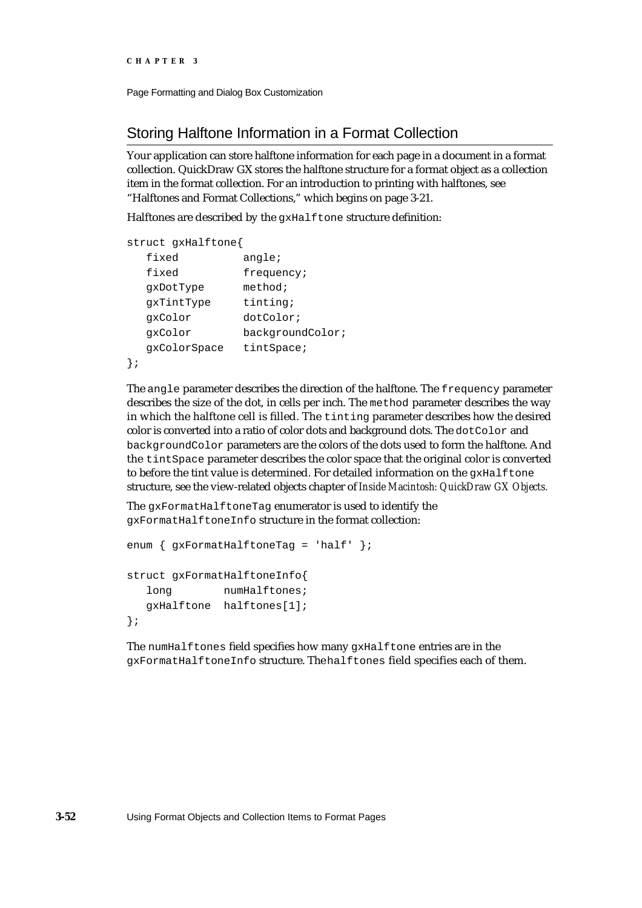## Storing Halftone Information in a Format Collection

Your application can store halftone information for each page in a document in a format collection. QuickDraw GX stores the halftone structure for a format object as a collection item in the format collection. For an introduction to printing with halftones, see "Halftones and Format Collections," which begins on page 3-21.

Halftones are described by the `gxHalftone` structure definition:

```
struct gxHalftone{
   fixed          angle;
   fixed          frequency;
   gxDotType      method;
   gxTintType     tinting;
   gxColor        dotColor;
   gxColor        backgroundColor;
   gxColorSpace   tintSpace;
};
```

The `angle` parameter describes the direction of the halftone. The `frequency` parameter describes the size of the dot, in cells per inch. The `method` parameter describes the way in which the halftone cell is filled. The `tinting` parameter describes how the desired color is converted into a ratio of color dots and background dots. The `dotColor` and `backgroundColor` parameters are the colors of the dots used to form the halftone. And the `tintSpace` parameter describes the color space that the original color is converted to before the tint value is determined. For detailed information on the `gxHalftone` structure, see the view-related objects chapter of *Inside Macintosh: QuickDraw GX Objects.*

The `gxFormatHalftoneTag` enumerator is used to identify the `gxFormatHalftoneInfo` structure in the format collection:

```
enum { gxFormatHalftoneTag = 'half' };

struct gxFormatHalftoneInfo{
   long         numHalftones;
   gxHalftone   halftones[1];
};
```

The `numHalftones` field specifies how many `gxHalftone` entries are in the `gxFormatHalftoneInfo` structure. The `halftones` field specifies each of them.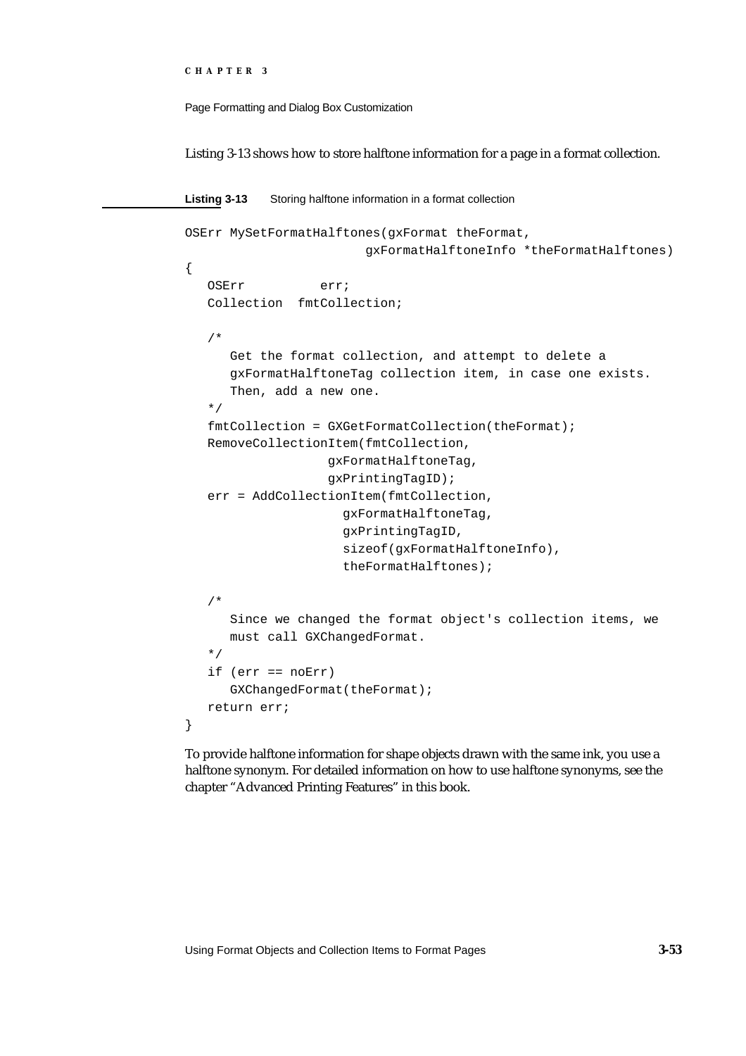Listing 3-13 shows how to store halftone information for a page in a format collection.

**Listing 3-13** Storing halftone information in a format collection

```
OSErr MySetFormatHalftones(gxFormat theFormat,
                        gxFormatHalftoneInfo *theFormatHalftones)
{
   OSErr         err;
   Collection  fmtCollection;

   /*
      Get the format collection, and attempt to delete a
      gxFormatHalftoneTag collection item, in case one exists.
      Then, add a new one.
   */
   fmtCollection = GXGetFormatCollection(theFormat);
   RemoveCollectionItem(fmtCollection,
                  gxFormatHalftoneTag,
                  gxPrintingTagID);
   err = AddCollectionItem(fmtCollection,
                     gxFormatHalftoneTag,
                     gxPrintingTagID,
                     sizeof(gxFormatHalftoneInfo),
                     theFormatHalftones);

   /*
      Since we changed the format object's collection items, we
      must call GXChangedFormat.
   */
   if (err == noErr)
      GXChangedFormat(theFormat);
   return err;
}
```

To provide halftone information for shape objects drawn with the same ink, you use a halftone synonym. For detailed information on how to use halftone synonyms, see the chapter "Advanced Printing Features" in this book.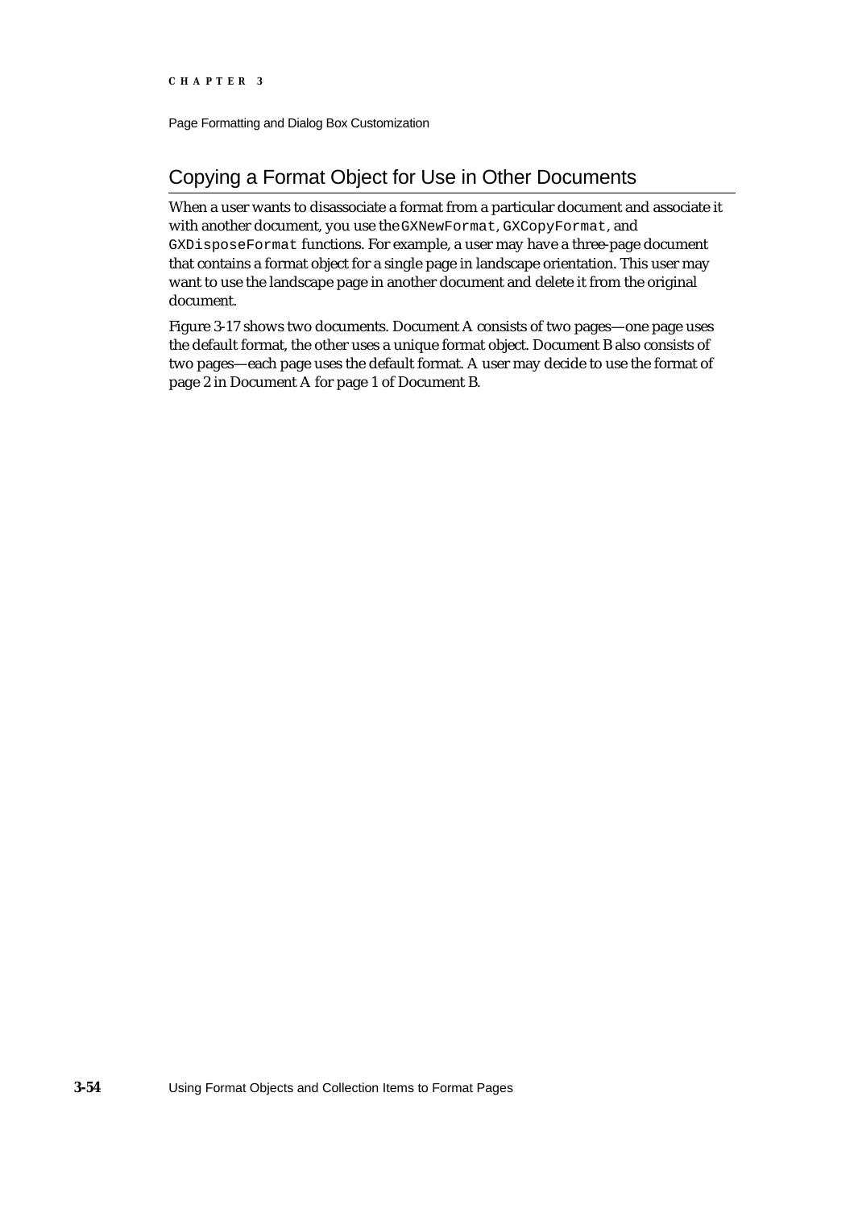## Copying a Format Object for Use in Other Documents

When a user wants to disassociate a format from a particular document and associate it with another document, you use the `GXNewFormat`, `GXCopyFormat`, and `GXDisposeFormat` functions. For example, a user may have a three-page document that contains a format object for a single page in landscape orientation. This user may want to use the landscape page in another document and delete it from the original document.

Figure 3-17 shows two documents. Document A consists of two pages—one page uses the default format, the other uses a unique format object. Document B also consists of two pages—each page uses the default format. A user may decide to use the format of page 2 in Document A for page 1 of Document B.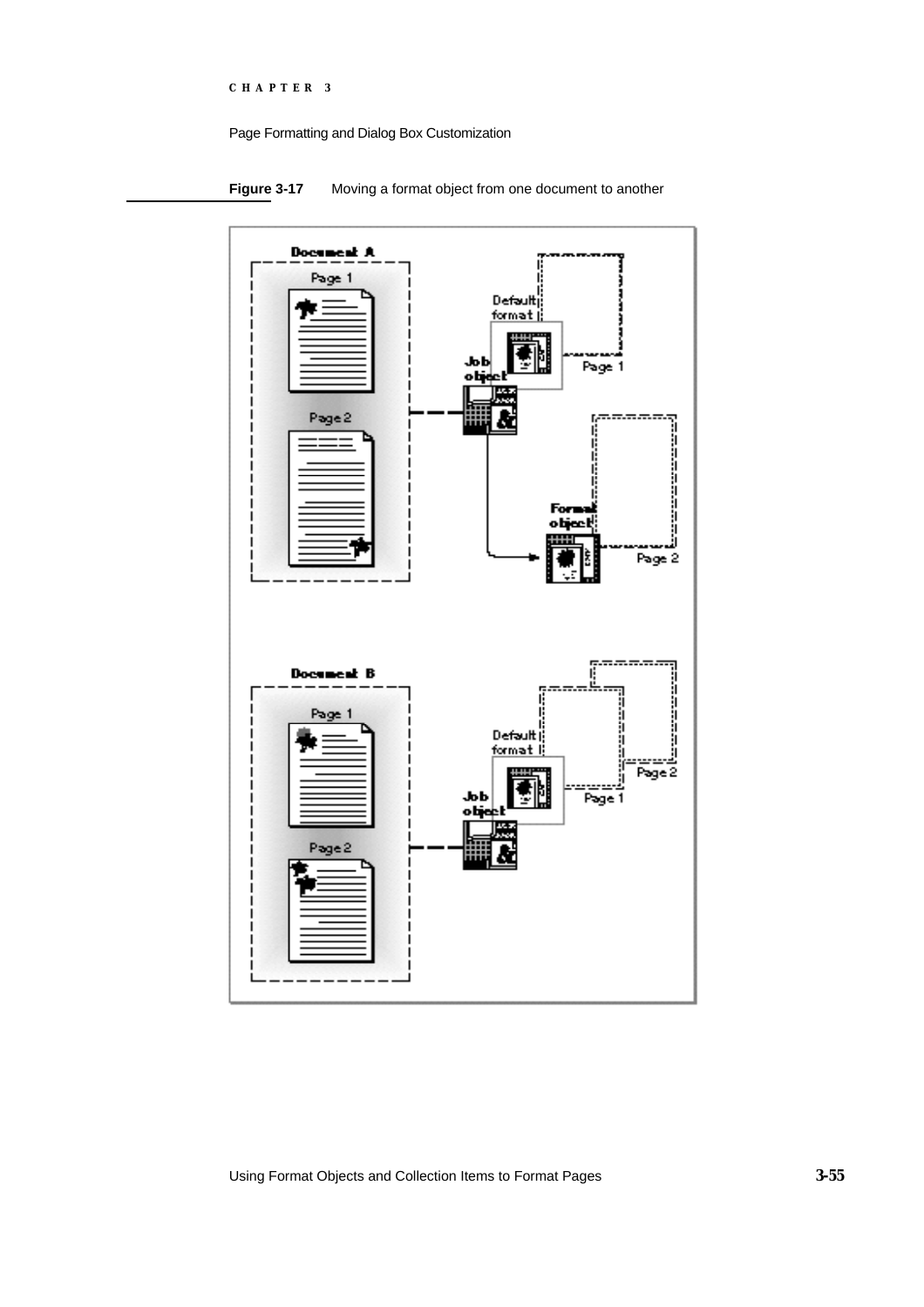**Figure 3-17** Moving a format object from one document to another

Document A

Page 1

Page 2

Default format

Page 1

Job object

Format object

Page 2

Document B

Page 1

Page 2

Default format

Page 2

Page 1

Job object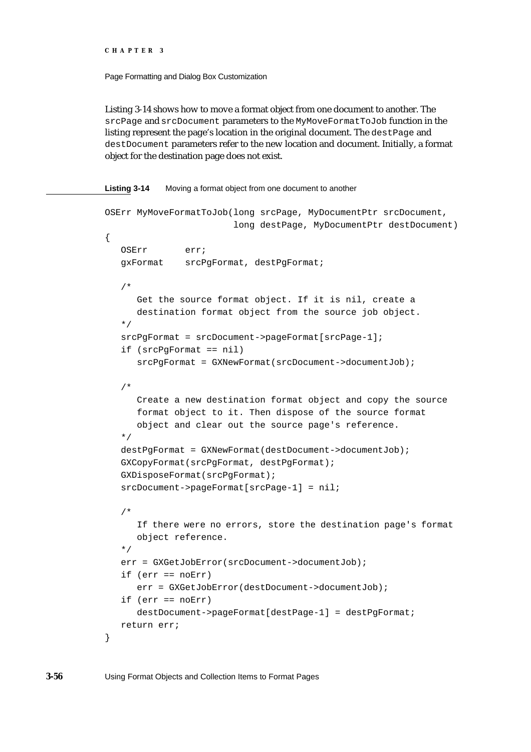Listing 3-14 shows how to move a format object from one document to another. The `srcPage` and `srcDocument` parameters to the `MyMoveFormatToJob` function in the listing represent the page's location in the original document. The `destPage` and `destDocument` parameters refer to the new location and document. Initially, a format object for the destination page does not exist.

**Listing 3-14** Moving a format object from one document to another

```
OSErr MyMoveFormatToJob(long srcPage, MyDocumentPtr srcDocument,
                        long destPage, MyDocumentPtr destDocument)
{
   OSErr       err;
   gxFormat    srcPgFormat, destPgFormat;

   /*
      Get the source format object. If it is nil, create a
      destination format object from the source job object.
   */
   srcPgFormat = srcDocument->pageFormat[srcPage-1];
   if (srcPgFormat == nil)
      srcPgFormat = GXNewFormat(srcDocument->documentJob);

   /*
      Create a new destination format object and copy the source
      format object to it. Then dispose of the source format
      object and clear out the source page's reference.
   */
   destPgFormat = GXNewFormat(destDocument->documentJob);
   GXCopyFormat(srcPgFormat, destPgFormat);
   GXDisposeFormat(srcPgFormat);
   srcDocument->pageFormat[srcPage-1] = nil;

   /*
      If there were no errors, store the destination page's format
      object reference.
   */
   err = GXGetJobError(srcDocument->documentJob);
   if (err == noErr)
      err = GXGetJobError(destDocument->documentJob);
   if (err == noErr)
      destDocument->pageFormat[destPage-1] = destPgFormat;
   return err;
}
```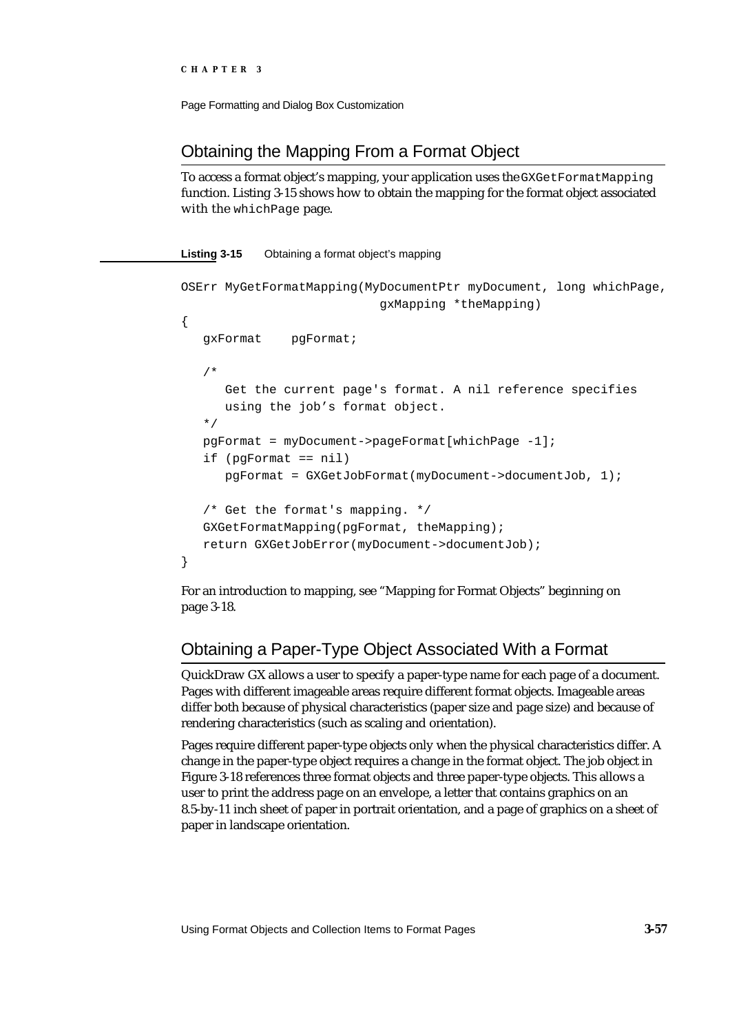## Obtaining the Mapping From a Format Object

To access a format object's mapping, your application uses the `GXGetFormatMapping` function. Listing 3-15 shows how to obtain the mapping for the format object associated with the `whichPage` page.

**Listing 3-15** Obtaining a format object's mapping

```
OSErr MyGetFormatMapping(MyDocumentPtr myDocument, long whichPage,
                            gxMapping *theMapping)
{
   gxFormat    pgFormat;

   /*
      Get the current page's format. A nil reference specifies
      using the job's format object.
   */
   pgFormat = myDocument->pageFormat[whichPage -1];
   if (pgFormat == nil)
      pgFormat = GXGetJobFormat(myDocument->documentJob, 1);

   /* Get the format's mapping. */
   GXGetFormatMapping(pgFormat, theMapping);
   return GXGetJobError(myDocument->documentJob);
}
```

For an introduction to mapping, see "Mapping for Format Objects" beginning on page 3-18.

## Obtaining a Paper-Type Object Associated With a Format

QuickDraw GX allows a user to specify a paper-type name for each page of a document. Pages with different imageable areas require different format objects. Imageable areas differ both because of physical characteristics (paper size and page size) and because of rendering characteristics (such as scaling and orientation).

Pages require different paper-type objects only when the physical characteristics differ. A change in the paper-type object requires a change in the format object. The job object in Figure 3-18 references three format objects and three paper-type objects. This allows a user to print the address page on an envelope, a letter that contains graphics on an 8.5-by-11 inch sheet of paper in portrait orientation, and a page of graphics on a sheet of paper in landscape orientation.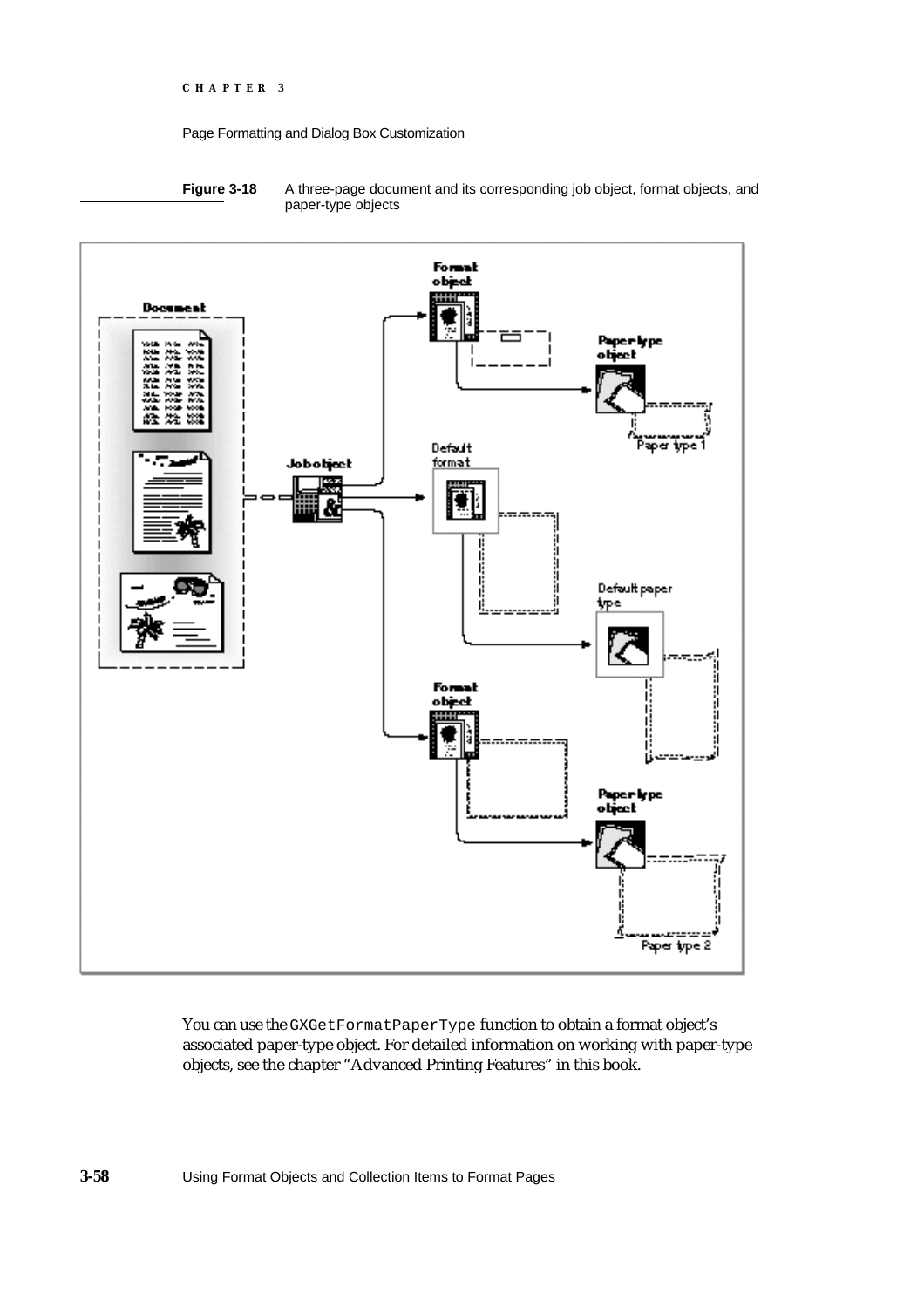**Figure 3-18** A three-page document and its corresponding job object, format objects, and paper-type objects

You can use the `GXGetFormatPaperType` function to obtain a format object's associated paper-type object. For detailed information on working with paper-type objects, see the chapter "Advanced Printing Features" in this book.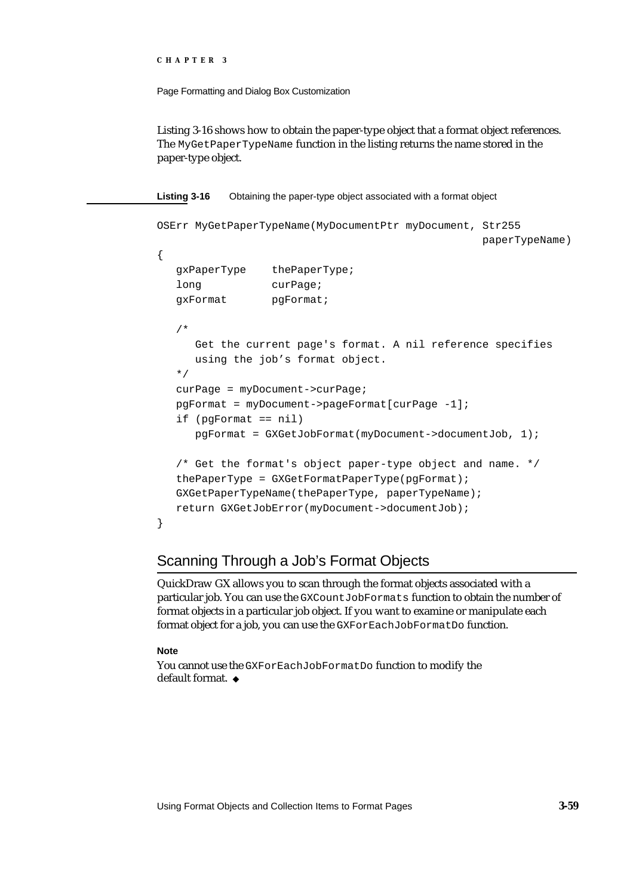Listing 3-16 shows how to obtain the paper-type object that a format object references. The `MyGetPaperTypeName` function in the listing returns the name stored in the paper-type object.

**Listing 3-16** Obtaining the paper-type object associated with a format object

```
OSErr MyGetPaperTypeName(MyDocumentPtr myDocument, Str255 
                                                    paperTypeName)
{
   gxPaperType    thePaperType;
   long           curPage;
   gxFormat       pgFormat;

   /* 
      Get the current page's format. A nil reference specifies 
      using the job's format object.
   */
   curPage = myDocument->curPage;
   pgFormat = myDocument->pageFormat[curPage -1];
   if (pgFormat == nil)
      pgFormat = GXGetJobFormat(myDocument->documentJob, 1);

   /* Get the format's object paper-type object and name. */
   thePaperType = GXGetFormatPaperType(pgFormat);
   GXGetPaperTypeName(thePaperType, paperTypeName);
   return GXGetJobError(myDocument->documentJob);
}
```

## Scanning Through a Job's Format Objects

QuickDraw GX allows you to scan through the format objects associated with a particular job. You can use the `GXCountJobFormats` function to obtain the number of format objects in a particular job object. If you want to examine or manipulate each format object for a job, you can use the `GXForEachJobFormatDo` function.

**Note**

You cannot use the `GXForEachJobFormatDo` function to modify the default format. ◆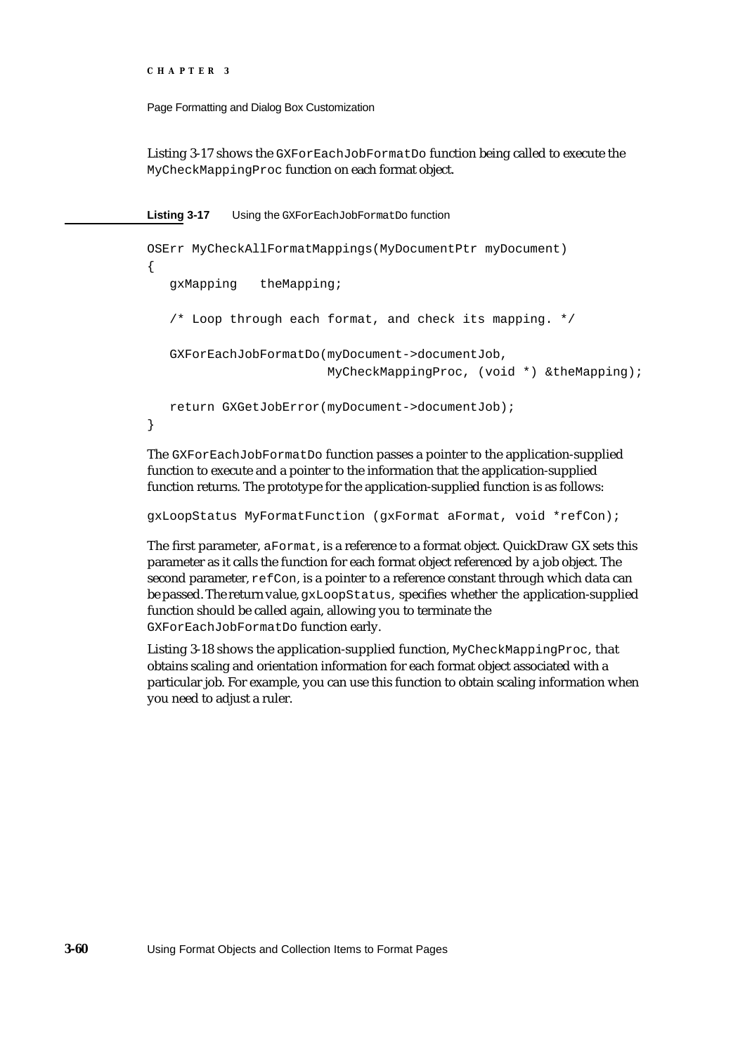Listing 3-17 shows the `GXForEachJobFormatDo` function being called to execute the `MyCheckMappingProc` function on each format object.

**Listing 3-17** Using the `GXForEachJobFormatDo` function

```
OSErr MyCheckAllFormatMappings(MyDocumentPtr myDocument)
{
   gxMapping   theMapping;

   /* Loop through each format, and check its mapping. */

   GXForEachJobFormatDo(myDocument->documentJob,
                        MyCheckMappingProc, (void *) &theMapping);

   return GXGetJobError(myDocument->documentJob);
}
```

The `GXForEachJobFormatDo` function passes a pointer to the application-supplied function to execute and a pointer to the information that the application-supplied function returns. The prototype for the application-supplied function is as follows:

```
gxLoopStatus MyFormatFunction (gxFormat aFormat, void *refCon);
```

The first parameter, `aFormat`, is a reference to a format object. QuickDraw GX sets this parameter as it calls the function for each format object referenced by a job object. The second parameter, `refCon`, is a pointer to a reference constant through which data can be passed. The return value, `gxLoopStatus`, specifies whether the application-supplied function should be called again, allowing you to terminate the `GXForEachJobFormatDo` function early.

Listing 3-18 shows the application-supplied function, `MyCheckMappingProc`, that obtains scaling and orientation information for each format object associated with a particular job. For example, you can use this function to obtain scaling information when you need to adjust a ruler.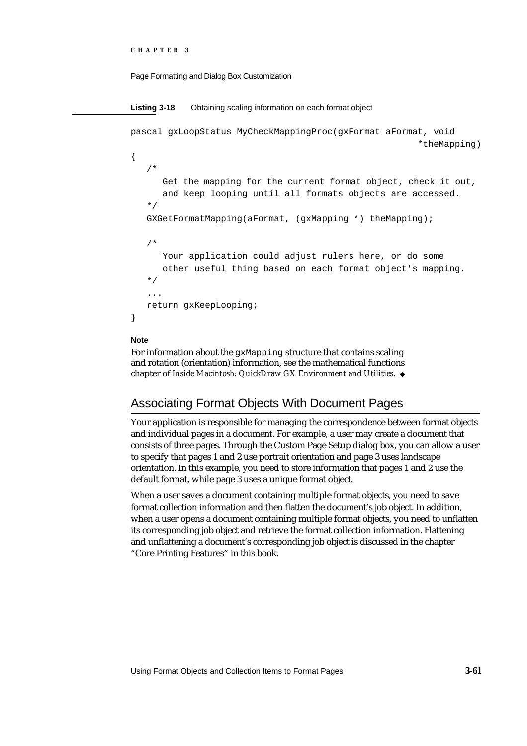**Listing 3-18** Obtaining scaling information on each format object

```
pascal gxLoopStatus MyCheckMappingProc(gxFormat aFormat, void
                                                        *theMapping)
{
   /*
      Get the mapping for the current format object, check it out,
      and keep looping until all formats objects are accessed.
   */
   GXGetFormatMapping(aFormat, (gxMapping *) theMapping);

   /*
      Your application could adjust rulers here, or do some
      other useful thing based on each format object's mapping.
   */
   ...
   return gxKeepLooping;
}
```

**Note**

For information about the `gxMapping` structure that contains scaling and rotation (orientation) information, see the mathematical functions chapter of *Inside Macintosh: QuickDraw GX Environment and Utilities*. ◆

## Associating Format Objects With Document Pages

Your application is responsible for managing the correspondence between format objects and individual pages in a document. For example, a user may create a document that consists of three pages. Through the Custom Page Setup dialog box, you can allow a user to specify that pages 1 and 2 use portrait orientation and page 3 uses landscape orientation. In this example, you need to store information that pages 1 and 2 use the default format, while page 3 uses a unique format object.

When a user saves a document containing multiple format objects, you need to save format collection information and then flatten the document's job object. In addition, when a user opens a document containing multiple format objects, you need to unflatten its corresponding job object and retrieve the format collection information. Flattening and unflattening a document's corresponding job object is discussed in the chapter "Core Printing Features" in this book.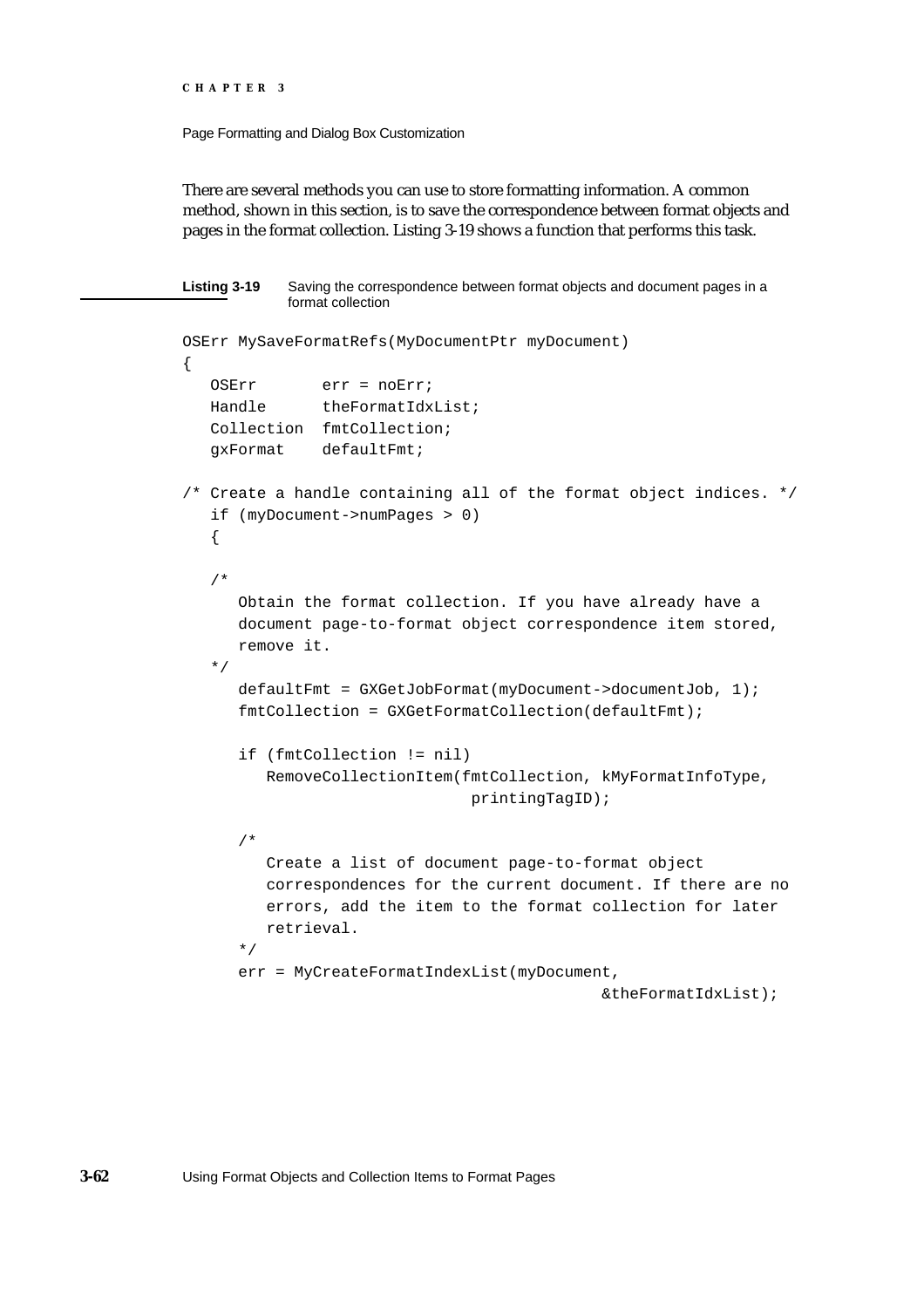There are several methods you can use to store formatting information. A common method, shown in this section, is to save the correspondence between format objects and pages in the format collection. Listing 3-19 shows a function that performs this task.

**Listing 3-19** Saving the correspondence between format objects and document pages in a format collection

```
OSErr MySaveFormatRefs(MyDocumentPtr myDocument)
{
   OSErr       err = noErr;
   Handle      theFormatIdxList;
   Collection  fmtCollection;
   gxFormat    defaultFmt;

/* Create a handle containing all of the format object indices. */
   if (myDocument->numPages > 0)
   {

   /*
      Obtain the format collection. If you have already have a
      document page-to-format object correspondence item stored,
      remove it.
   */
      defaultFmt = GXGetJobFormat(myDocument->documentJob, 1);
      fmtCollection = GXGetFormatCollection(defaultFmt);

      if (fmtCollection != nil)
         RemoveCollectionItem(fmtCollection, kMyFormatInfoType,
                              printingTagID);

      /*
         Create a list of document page-to-format object
         correspondences for the current document. If there are no
         errors, add the item to the format collection for later
         retrieval.
      */
      err = MyCreateFormatIndexList(myDocument,
                                             &theFormatIdxList);
```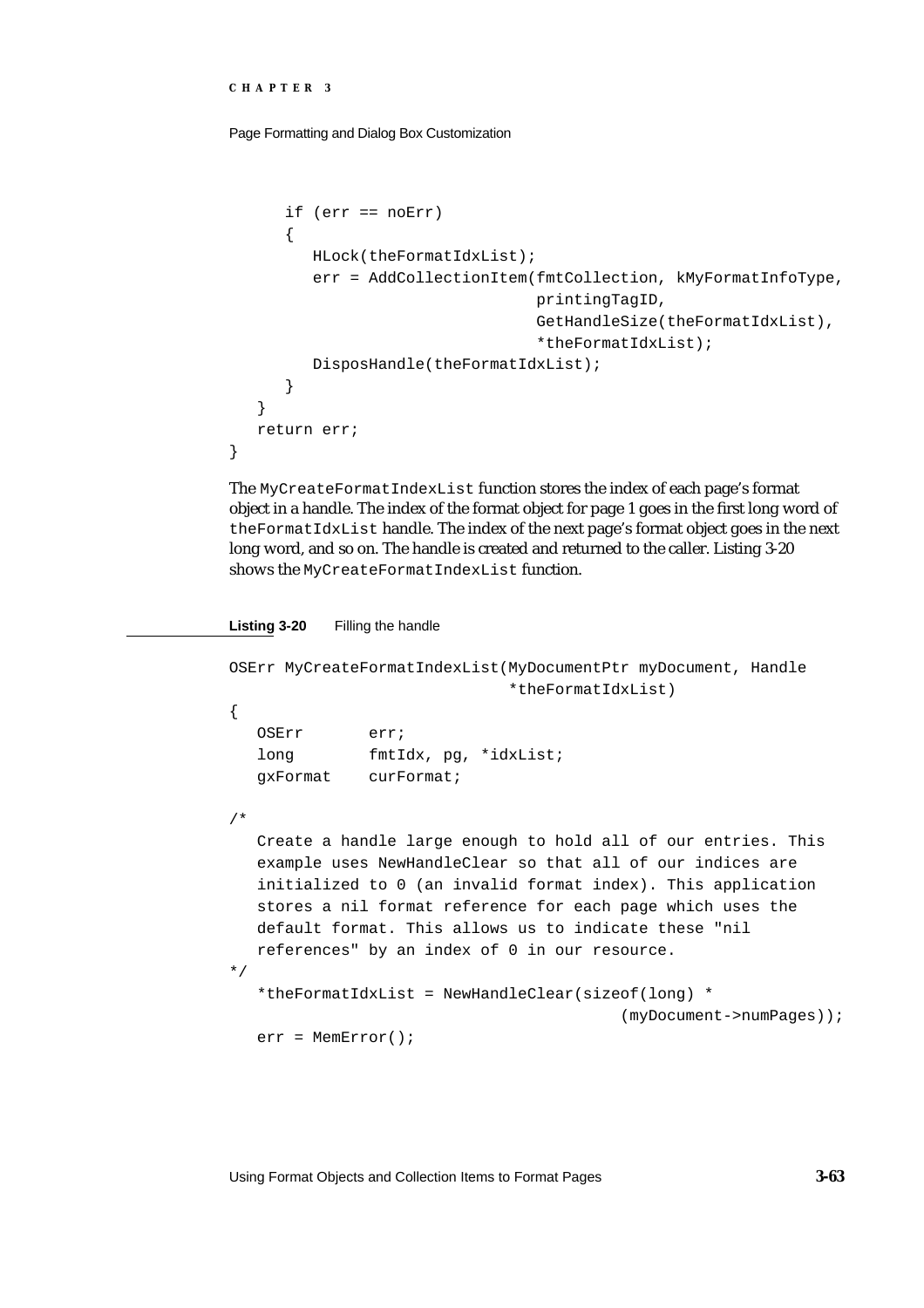```
      if (err == noErr)
      {
         HLock(theFormatIdxList);
         err = AddCollectionItem(fmtCollection, kMyFormatInfoType,
                                 printingTagID,
                                 GetHandleSize(theFormatIdxList),
                                 *theFormatIdxList);
         DisposHandle(theFormatIdxList);
      }
   }
   return err;
}
```

The `MyCreateFormatIndexList` function stores the index of each page's format object in a handle. The index of the format object for page 1 goes in the first long word of `theFormatIdxList` handle. The index of the next page's format object goes in the next long word, and so on. The handle is created and returned to the caller. Listing 3-20 shows the `MyCreateFormatIndexList` function.

**Listing 3-20** Filling the handle

```
OSErr MyCreateFormatIndexList(MyDocumentPtr myDocument, Handle
                              *theFormatIdxList)
{
   OSErr       err;
   long        fmtIdx, pg, *idxList;
   gxFormat    curFormat;

/*
   Create a handle large enough to hold all of our entries. This
   example uses NewHandleClear so that all of our indices are
   initialized to 0 (an invalid format index). This application
   stores a nil format reference for each page which uses the
   default format. This allows us to indicate these "nil
   references" by an index of 0 in our resource.
*/
   *theFormatIdxList = NewHandleClear(sizeof(long) *
                                       (myDocument->numPages));
   err = MemError();
```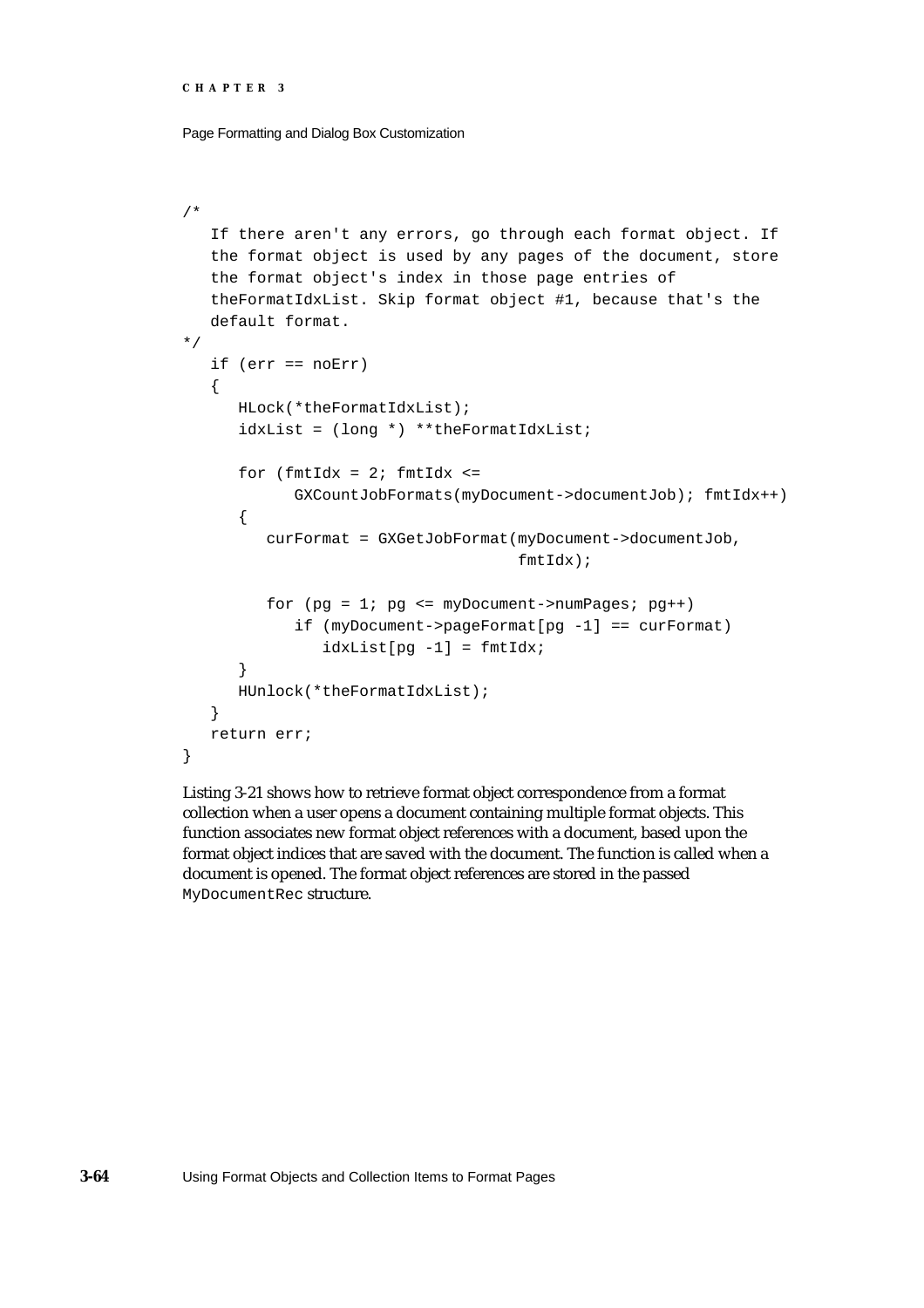```
/*
   If there aren't any errors, go through each format object. If
   the format object is used by any pages of the document, store
   the format object's index in those page entries of
   theFormatIdxList. Skip format object #1, because that's the
   default format.
*/
   if (err == noErr)
   {
      HLock(*theFormatIdxList);
      idxList = (long *) **theFormatIdxList;

      for (fmtIdx = 2; fmtIdx <=
            GXCountJobFormats(myDocument->documentJob); fmtIdx++)
      {
         curFormat = GXGetJobFormat(myDocument->documentJob,
                                    fmtIdx);

         for (pg = 1; pg <= myDocument->numPages; pg++)
            if (myDocument->pageFormat[pg -1] == curFormat)
               idxList[pg -1] = fmtIdx;
      }
      HUnlock(*theFormatIdxList);
   }
   return err;
}
```

Listing 3-21 shows how to retrieve format object correspondence from a format collection when a user opens a document containing multiple format objects. This function associates new format object references with a document, based upon the format object indices that are saved with the document. The function is called when a document is opened. The format object references are stored in the passed `MyDocumentRec` structure.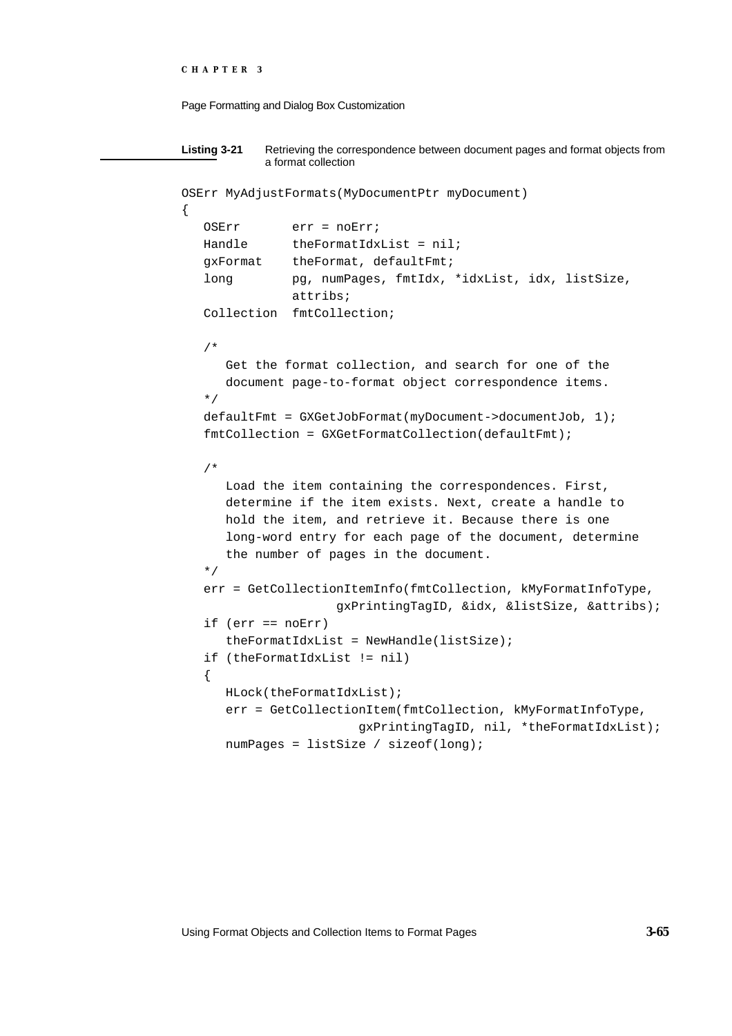**Listing 3-21** Retrieving the correspondence between document pages and format objects from a format collection

```
OSErr MyAdjustFormats(MyDocumentPtr myDocument)
{
   OSErr       err = noErr;
   Handle      theFormatIdxList = nil;
   gxFormat    theFormat, defaultFmt;
   long        pg, numPages, fmtIdx, *idxList, idx, listSize,
               attribs;
   Collection  fmtCollection;

   /*
      Get the format collection, and search for one of the
      document page-to-format object correspondence items.
   */
   defaultFmt = GXGetJobFormat(myDocument->documentJob, 1);
   fmtCollection = GXGetFormatCollection(defaultFmt);

   /*
      Load the item containing the correspondences. First,
      determine if the item exists. Next, create a handle to
      hold the item, and retrieve it. Because there is one
      long-word entry for each page of the document, determine
      the number of pages in the document.
   */
   err = GetCollectionItemInfo(fmtCollection, kMyFormatInfoType,
                  gxPrintingTagID, &idx, &listSize, &attribs);
   if (err == noErr)
      theFormatIdxList = NewHandle(listSize);
   if (theFormatIdxList != nil)
   {
      HLock(theFormatIdxList);
      err = GetCollectionItem(fmtCollection, kMyFormatInfoType,
                     gxPrintingTagID, nil, *theFormatIdxList);
      numPages = listSize / sizeof(long);
```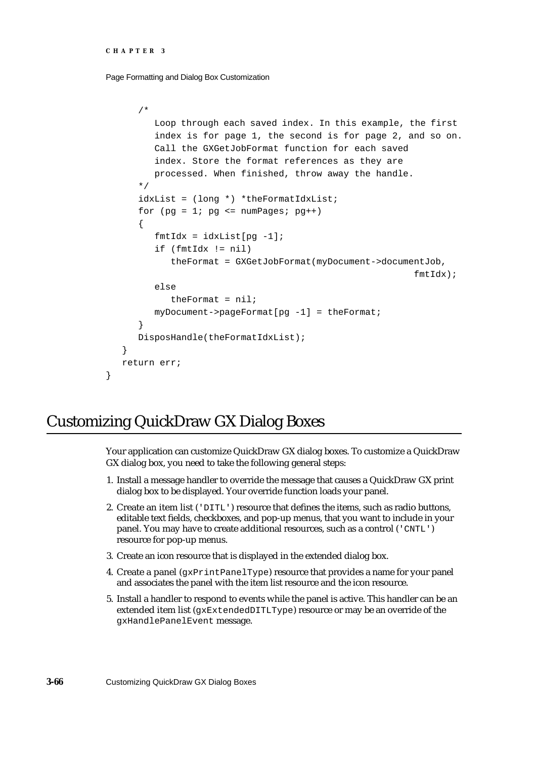```
      /*
         Loop through each saved index. In this example, the first
         index is for page 1, the second is for page 2, and so on.
         Call the GXGetJobFormat function for each saved
         index. Store the format references as they are
         processed. When finished, throw away the handle.
      */
      idxList = (long *) *theFormatIdxList;
      for (pg = 1; pg <= numPages; pg++)
      {
         fmtIdx = idxList[pg -1];
         if (fmtIdx != nil)
            theFormat = GXGetJobFormat(myDocument->documentJob,
                                                          fmtIdx);
         else
            theFormat = nil;
         myDocument->pageFormat[pg -1] = theFormat;
      }
      DisposHandle(theFormatIdxList);
   }
   return err;
}
```

# Customizing QuickDraw GX Dialog Boxes

Your application can customize QuickDraw GX dialog boxes. To customize a QuickDraw GX dialog box, you need to take the following general steps:

1. Install a message handler to override the message that causes a QuickDraw GX print dialog box to be displayed. Your override function loads your panel.
2. Create an item list (`'DITL'`) resource that defines the items, such as radio buttons, editable text fields, checkboxes, and pop-up menus, that you want to include in your panel. You may have to create additional resources, such as a control (`'CNTL'`) resource for pop-up menus.
3. Create an icon resource that is displayed in the extended dialog box.
4. Create a panel (`gxPrintPanelType`) resource that provides a name for your panel and associates the panel with the item list resource and the icon resource.
5. Install a handler to respond to events while the panel is active. This handler can be an extended item list (`gxExtendedDITLType`) resource or may be an override of the `gxHandlePanelEvent` message.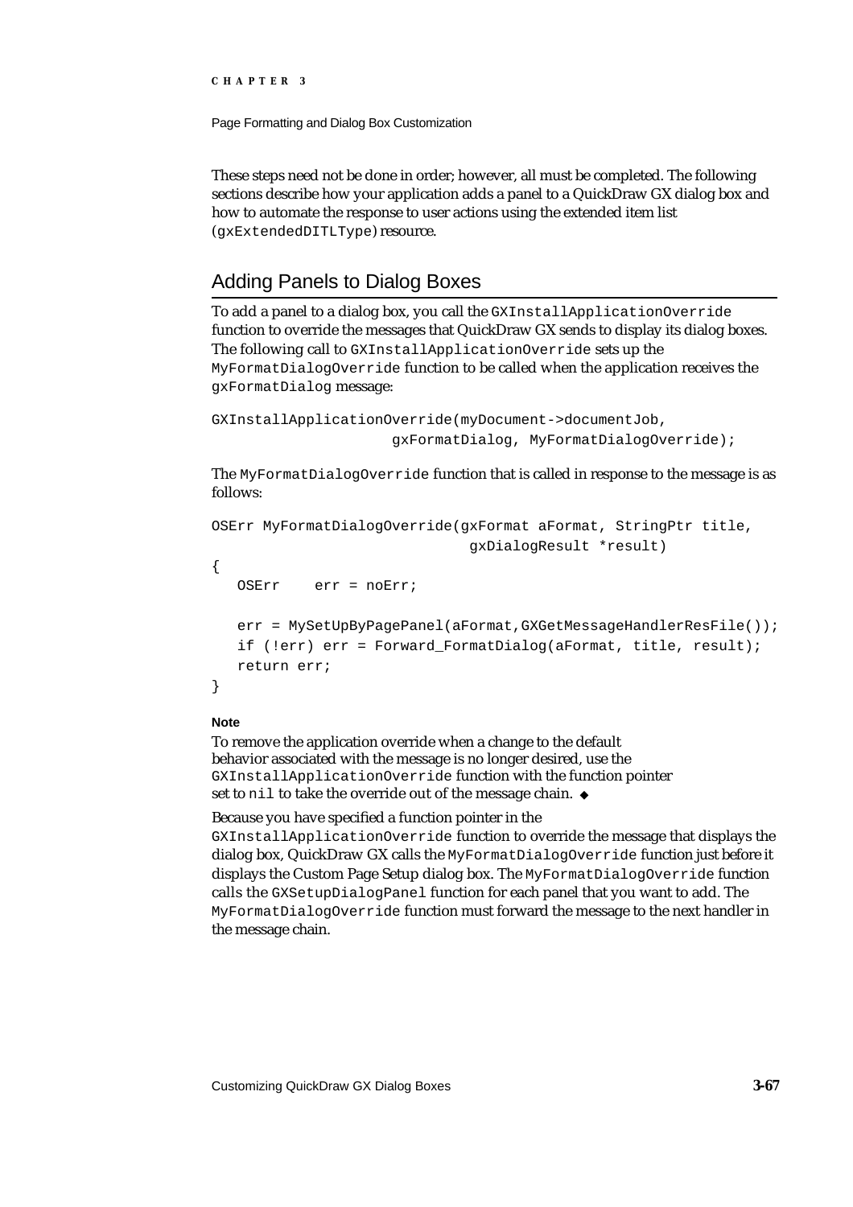These steps need not be done in order; however, all must be completed. The following sections describe how your application adds a panel to a QuickDraw GX dialog box and how to automate the response to user actions using the extended item list (`gxExtendedDITLType`) resource.

## Adding Panels to Dialog Boxes

To add a panel to a dialog box, you call the `GXInstallApplicationOverride` function to override the messages that QuickDraw GX sends to display its dialog boxes. The following call to `GXInstallApplicationOverride` sets up the `MyFormatDialogOverride` function to be called when the application receives the `gxFormatDialog` message:

```
GXInstallApplicationOverride(myDocument->documentJob,
                    gxFormatDialog, MyFormatDialogOverride);
```

The `MyFormatDialogOverride` function that is called in response to the message is as follows:

```
OSErr MyFormatDialogOverride(gxFormat aFormat, StringPtr title,
                             gxDialogResult *result)
{
   OSErr    err = noErr;

   err = MySetUpByPagePanel(aFormat,GXGetMessageHandlerResFile());
   if (!err) err = Forward_FormatDialog(aFormat, title, result);
   return err;
}
```

**Note**

To remove the application override when a change to the default behavior associated with the message is no longer desired, use the `GXInstallApplicationOverride` function with the function pointer set to `nil` to take the override out of the message chain. ◆

Because you have specified a function pointer in the `GXInstallApplicationOverride` function to override the message that displays the dialog box, QuickDraw GX calls the `MyFormatDialogOverride` function just before it displays the Custom Page Setup dialog box. The `MyFormatDialogOverride` function calls the `GXSetupDialogPanel` function for each panel that you want to add. The `MyFormatDialogOverride` function must forward the message to the next handler in the message chain.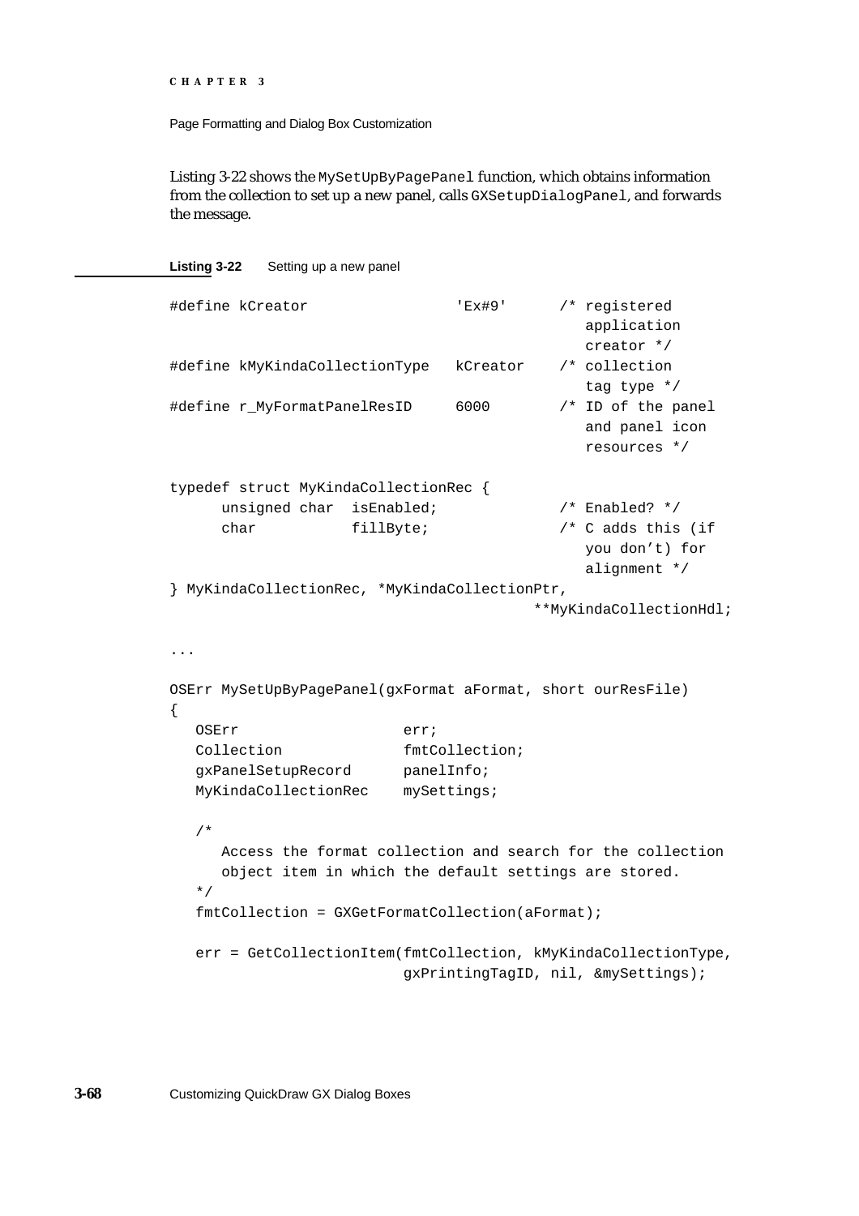Listing 3-22 shows the `MySetUpByPagePanel` function, which obtains information from the collection to set up a new panel, calls `GXSetupDialogPanel`, and forwards the message.

**Listing 3-22** Setting up a new panel

```
#define kCreator                'Ex#9'      /* registered
                                               application
                                               creator */
#define kMyKindaCollectionType  kCreator    /* collection
                                               tag type */
#define r_MyFormatPanelResID    6000        /* ID of the panel
                                               and panel icon
                                               resources */

typedef struct MyKindaCollectionRec {
      unsigned char  isEnabled;             /* Enabled? */
      char           fillByte;              /* C adds this (if
                                               you don't) for
                                               alignment */
} MyKindaCollectionRec, *MyKindaCollectionPtr,
                                         **MyKindaCollectionHdl;

...

OSErr MySetUpByPagePanel(gxFormat aFormat, short ourResFile)
{
   OSErr                   err;
   Collection              fmtCollection;
   gxPanelSetupRecord      panelInfo;
   MyKindaCollectionRec    mySettings;

   /*
      Access the format collection and search for the collection
      object item in which the default settings are stored.
   */
   fmtCollection = GXGetFormatCollection(aFormat);

   err = GetCollectionItem(fmtCollection, kMyKindaCollectionType,
                           gxPrintingTagID, nil, &mySettings);
```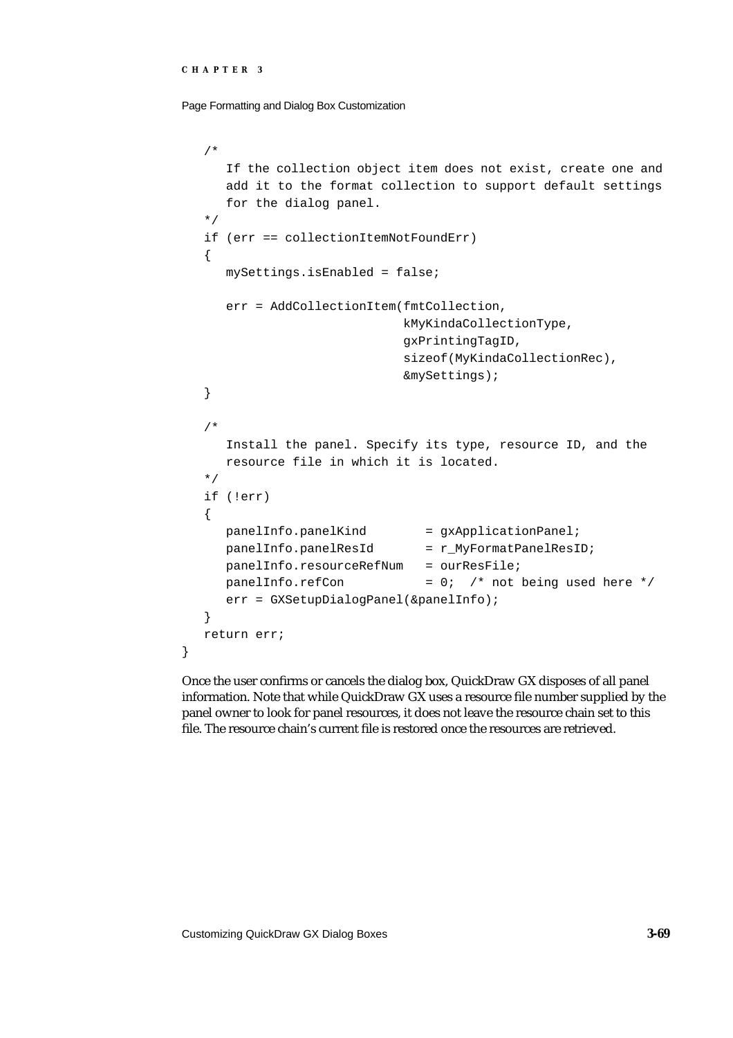```
    /*
       If the collection object item does not exist, create one and
       add it to the format collection to support default settings
       for the dialog panel.
    */
    if (err == collectionItemNotFoundErr)
    {
       mySettings.isEnabled = false;

       err = AddCollectionItem(fmtCollection,
                               kMyKindaCollectionType,
                               gxPrintingTagID,
                               sizeof(MyKindaCollectionRec),
                               &mySettings);
    }

    /*
       Install the panel. Specify its type, resource ID, and the
       resource file in which it is located.
    */
    if (!err)
    {
       panelInfo.panelKind        = gxApplicationPanel;
       panelInfo.panelResId       = r_MyFormatPanelResID;
       panelInfo.resourceRefNum   = ourResFile;
       panelInfo.refCon           = 0;  /* not being used here */
       err = GXSetupDialogPanel(&panelInfo);
    }
    return err;
}
```

Once the user confirms or cancels the dialog box, QuickDraw GX disposes of all panel information. Note that while QuickDraw GX uses a resource file number supplied by the panel owner to look for panel resources, it does not leave the resource chain set to this file. The resource chain's current file is restored once the resources are retrieved.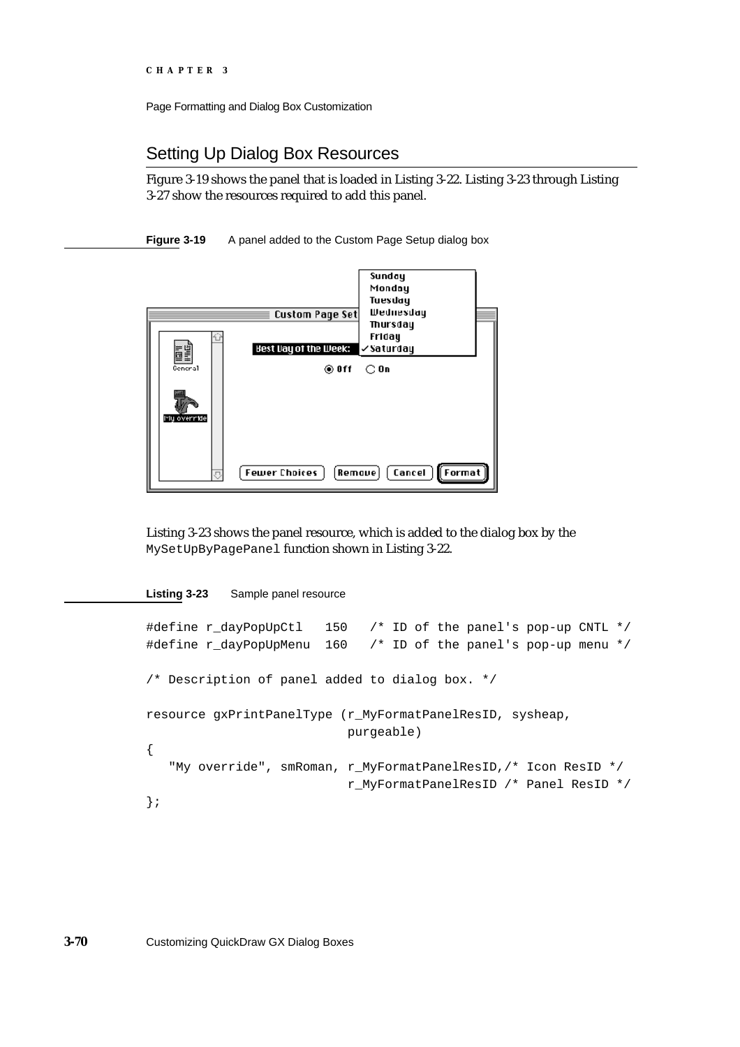## Setting Up Dialog Box Resources

Figure 3-19 shows the panel that is loaded in Listing 3-22. Listing 3-23 through Listing 3-27 show the resources required to add this panel.

**Figure 3-19** A panel added to the Custom Page Setup dialog box

Listing 3-23 shows the panel resource, which is added to the dialog box by the `MySetUpByPagePanel` function shown in Listing 3-22.

**Listing 3-23** Sample panel resource

```
#define r_dayPopUpCtl   150   /* ID of the panel's pop-up CNTL */
#define r_dayPopUpMenu  160   /* ID of the panel's pop-up menu */

/* Description of panel added to dialog box. */

resource gxPrintPanelType (r_MyFormatPanelResID, sysheap,
                           purgeable)
{
   "My override", smRoman, r_MyFormatPanelResID,/* Icon ResID */
                           r_MyFormatPanelResID /* Panel ResID */
};
```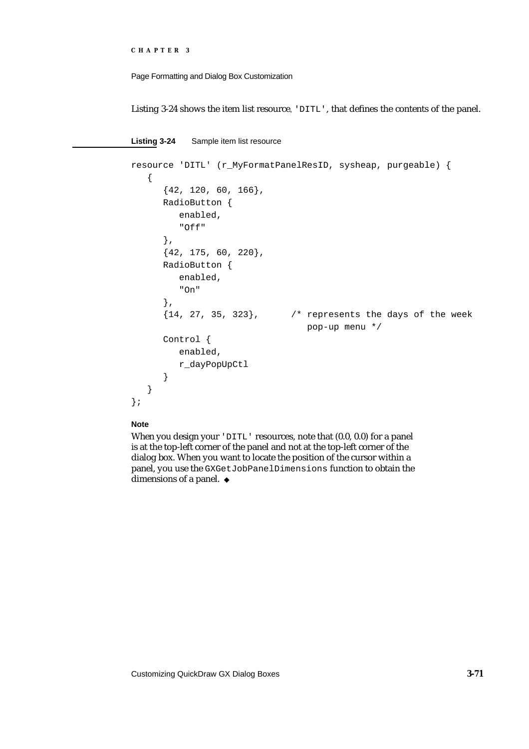Listing 3-24 shows the item list resource, `'DITL'`, that defines the contents of the panel.

**Listing 3-24** Sample item list resource

```
resource 'DITL' (r_MyFormatPanelResID, sysheap, purgeable) {
   {
      {42, 120, 60, 166},
      RadioButton {
         enabled,
         "Off"
      },
      {42, 175, 60, 220},
      RadioButton {
         enabled,
         "On"
      },
      {14, 27, 35, 323},      /* represents the days of the week
                                 pop-up menu */
      Control {
         enabled,
         r_dayPopUpCtl
      }
   }
};
```

**Note**

When you design your `'DITL'` resources, note that (0.0, 0.0) for a panel is at the top-left corner of the panel and not at the top-left corner of the dialog box. When you want to locate the position of the cursor within a panel, you use the `GXGetJobPanelDimensions` function to obtain the dimensions of a panel. ◆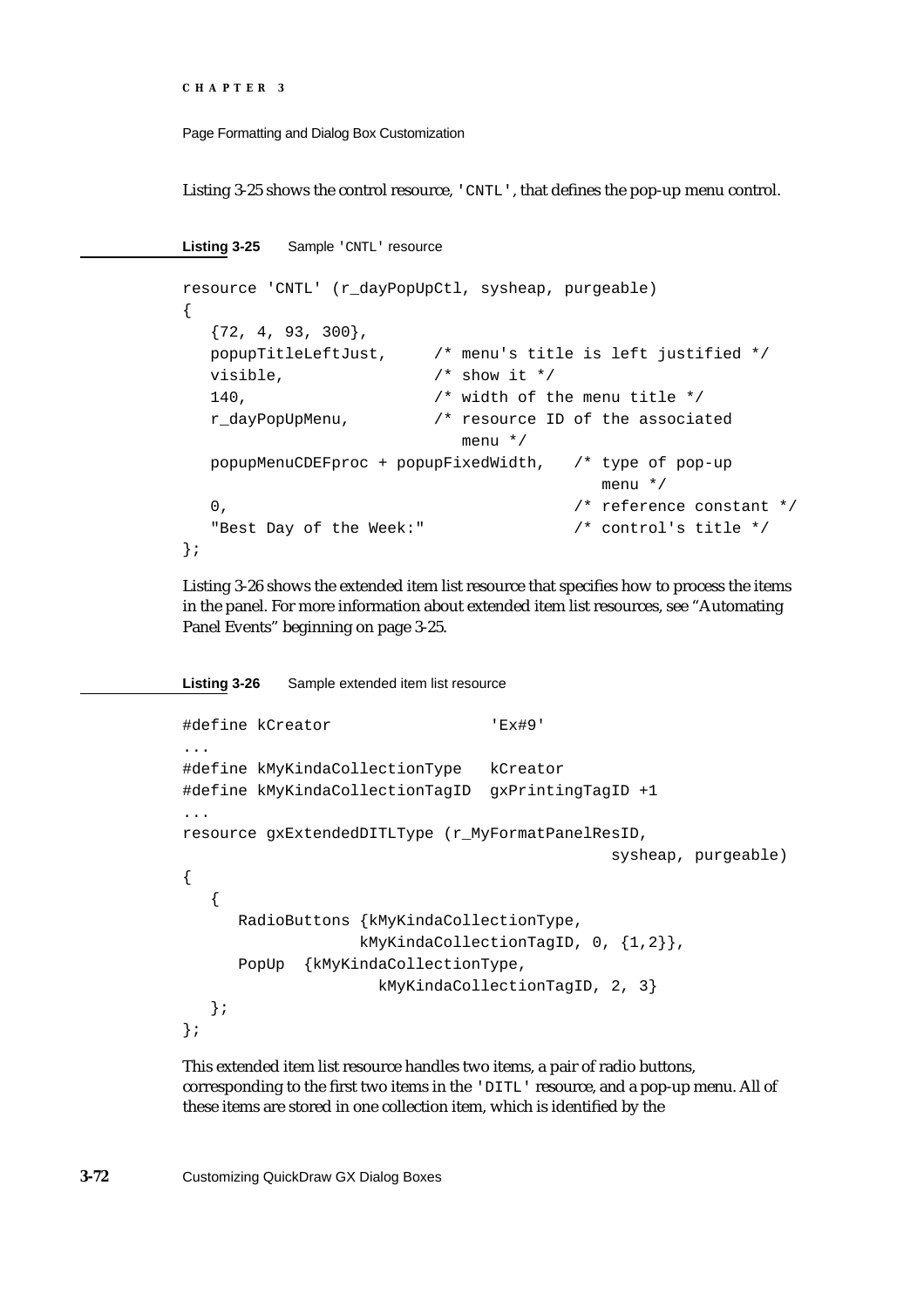Listing 3-25 shows the control resource, `'CNTL'`, that defines the pop-up menu control.

**Listing 3-25** Sample `'CNTL'` resource

```
resource 'CNTL' (r_dayPopUpCtl, sysheap, purgeable)
{
   {72, 4, 93, 300},
   popupTitleLeftJust,     /* menu's title is left justified */
   visible,                /* show it */
   140,                    /* width of the menu title */
   r_dayPopUpMenu,         /* resource ID of the associated
                              menu */
   popupMenuCDEFproc + popupFixedWidth,   /* type of pop-up
                                             menu */
   0,                                     /* reference constant */
   "Best Day of the Week:"                /* control's title */
};
```

Listing 3-26 shows the extended item list resource that specifies how to process the items in the panel. For more information about extended item list resources, see "Automating Panel Events" beginning on page 3-25.

**Listing 3-26** Sample extended item list resource

```
#define kCreator                 'Ex#9'
...
#define kMyKindaCollectionType   kCreator
#define kMyKindaCollectionTagID  gxPrintingTagID +1
...
resource gxExtendedDITLType (r_MyFormatPanelResID,
                                              sysheap, purgeable)
{
   {
      RadioButtons {kMyKindaCollectionType,
                   kMyKindaCollectionTagID, 0, {1,2}},
      PopUp  {kMyKindaCollectionType,
                     kMyKindaCollectionTagID, 2, 3}
   };
};
```

This extended item list resource handles two items, a pair of radio buttons, corresponding to the first two items in the `'DITL'` resource, and a pop-up menu. All of these items are stored in one collection item, which is identified by the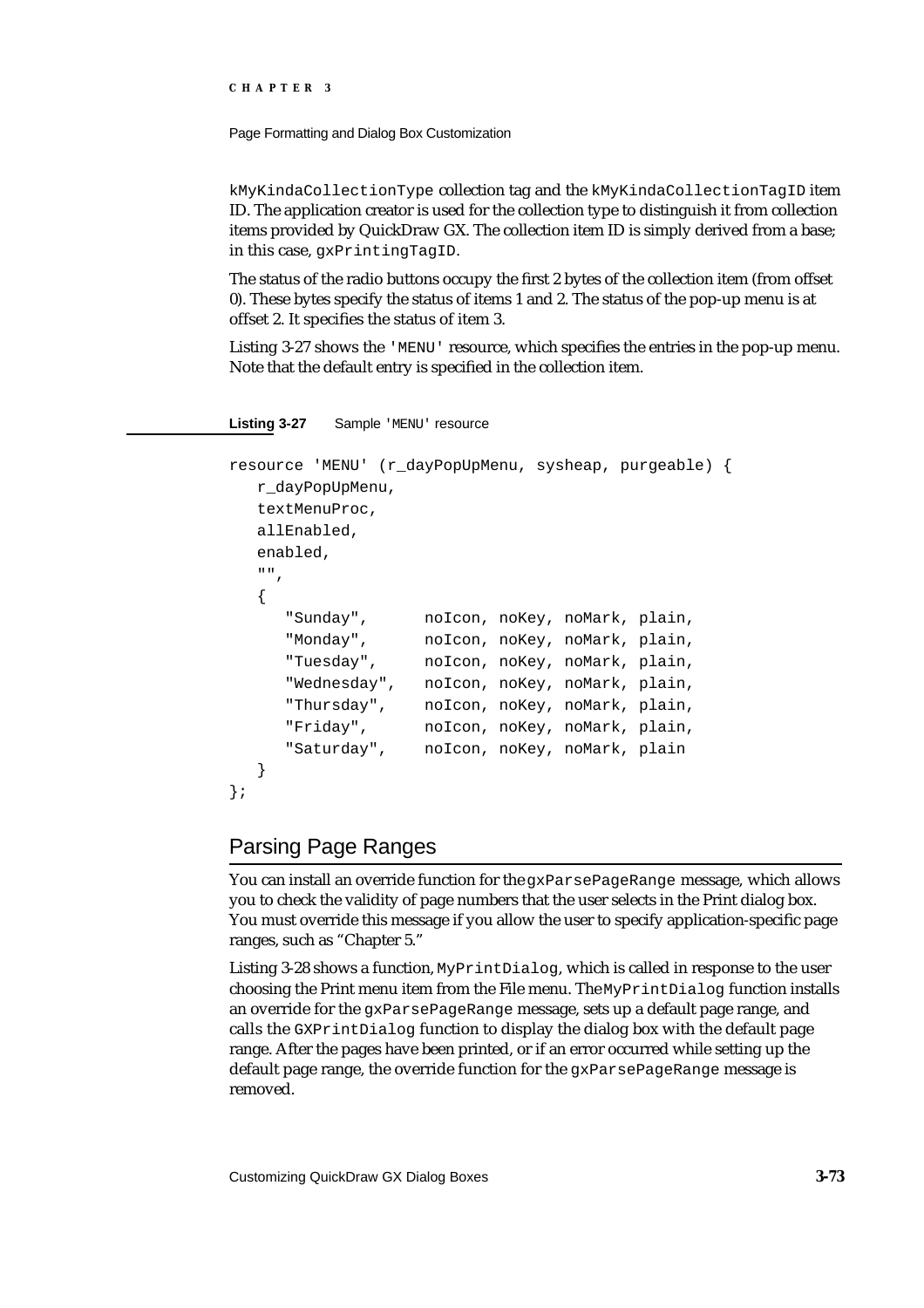kMyKindaCollectionType collection tag and the kMyKindaCollectionTagID item ID. The application creator is used for the collection type to distinguish it from collection items provided by QuickDraw GX. The collection item ID is simply derived from a base; in this case, gxPrintingTagID.

The status of the radio buttons occupy the first 2 bytes of the collection item (from offset 0). These bytes specify the status of items 1 and 2. The status of the pop-up menu is at offset 2. It specifies the status of item 3.

Listing 3-27 shows the 'MENU' resource, which specifies the entries in the pop-up menu. Note that the default entry is specified in the collection item.

**Listing 3-27** Sample 'MENU' resource

```
resource 'MENU' (r_dayPopUpMenu, sysheap, purgeable) {
   r_dayPopUpMenu,
   textMenuProc,
   allEnabled,
   enabled,
   "",
   {
      "Sunday",      noIcon, noKey, noMark, plain,
      "Monday",      noIcon, noKey, noMark, plain,
      "Tuesday",     noIcon, noKey, noMark, plain,
      "Wednesday",   noIcon, noKey, noMark, plain,
      "Thursday",    noIcon, noKey, noMark, plain,
      "Friday",      noIcon, noKey, noMark, plain,
      "Saturday",    noIcon, noKey, noMark, plain
   }
};
```

## Parsing Page Ranges

You can install an override function for the gxParsePageRange message, which allows you to check the validity of page numbers that the user selects in the Print dialog box. You must override this message if you allow the user to specify application-specific page ranges, such as "Chapter 5."

Listing 3-28 shows a function, MyPrintDialog, which is called in response to the user choosing the Print menu item from the File menu. The MyPrintDialog function installs an override for the gxParsePageRange message, sets up a default page range, and calls the GXPrintDialog function to display the dialog box with the default page range. After the pages have been printed, or if an error occurred while setting up the default page range, the override function for the gxParsePageRange message is removed.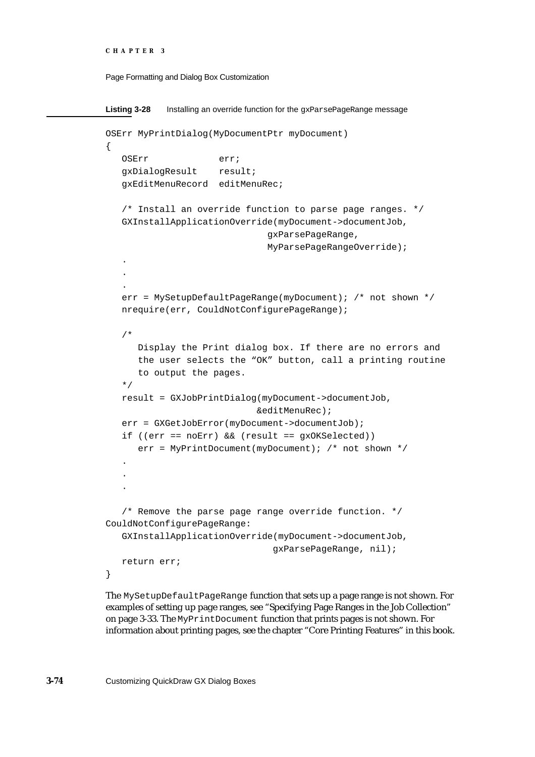**Listing 3-28** Installing an override function for the gxParsePageRange message

```
OSErr MyPrintDialog(MyDocumentPtr myDocument)
{
   OSErr             err;
   gxDialogResult    result;
   gxEditMenuRecord  editMenuRec;

   /* Install an override function to parse page ranges. */
   GXInstallApplicationOverride(myDocument->documentJob,
                               gxParsePageRange,
                               MyParsePageRangeOverride);
   .
   .
   .
   err = MySetupDefaultPageRange(myDocument); /* not shown */
   nrequire(err, CouldNotConfigurePageRange);

   /*
      Display the Print dialog box. If there are no errors and
      the user selects the "OK" button, call a printing routine
      to output the pages.
   */
   result = GXJobPrintDialog(myDocument->documentJob,
                            &editMenuRec);
   err = GXGetJobError(myDocument->documentJob);
   if ((err == noErr) && (result == gxOKSelected))
      err = MyPrintDocument(myDocument); /* not shown */
   .
   .
   .

   /* Remove the parse page range override function. */
CouldNotConfigurePageRange:
   GXInstallApplicationOverride(myDocument->documentJob,
                                gxParsePageRange, nil);
   return err;
}
```

The `MySetupDefaultPageRange` function that sets up a page range is not shown. For examples of setting up page ranges, see "Specifying Page Ranges in the Job Collection" on page 3-33. The `MyPrintDocument` function that prints pages is not shown. For information about printing pages, see the chapter "Core Printing Features" in this book.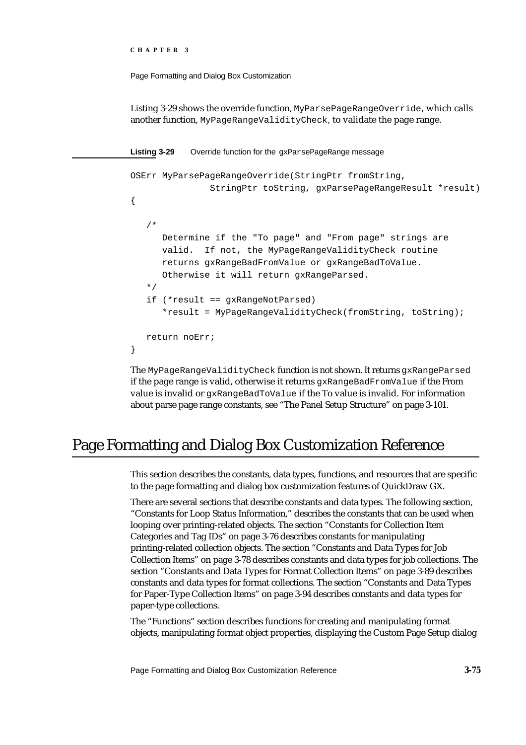Listing 3-29 shows the override function, `MyParsePageRangeOverride`, which calls another function, `MyPageRangeValidityCheck`, to validate the page range.

**Listing 3-29** Override function for the gxParsePageRange message

```
OSErr MyParsePageRangeOverride(StringPtr fromString,
               StringPtr toString, gxParsePageRangeResult *result)
{

   /*
      Determine if the "To page" and "From page" strings are
      valid.  If not, the MyPageRangeValidityCheck routine
      returns gxRangeBadFromValue or gxRangeBadToValue.
      Otherwise it will return gxRangeParsed.
   */
   if (*result == gxRangeNotParsed)
      *result = MyPageRangeValidityCheck(fromString, toString);

   return noErr;
}
```

The `MyPageRangeValidityCheck` function is not shown. It returns `gxRangeParsed` if the page range is valid, otherwise it returns `gxRangeBadFromValue` if the From value is invalid or `gxRangeBadToValue` if the To value is invalid. For information about parse page range constants, see "The Panel Setup Structure" on page 3-101.

# Page Formatting and Dialog Box Customization Reference

This section describes the constants, data types, functions, and resources that are specific to the page formatting and dialog box customization features of QuickDraw GX.

There are several sections that describe constants and data types. The following section, "Constants for Loop Status Information," describes the constants that can be used when looping over printing-related objects. The section "Constants for Collection Item Categories and Tag IDs" on page 3-76 describes constants for manipulating printing-related collection objects. The section "Constants and Data Types for Job Collection Items" on page 3-78 describes constants and data types for job collections. The section "Constants and Data Types for Format Collection Items" on page 3-89 describes constants and data types for format collections. The section "Constants and Data Types for Paper-Type Collection Items" on page 3-94 describes constants and data types for paper-type collections.

The "Functions" section describes functions for creating and manipulating format objects, manipulating format object properties, displaying the Custom Page Setup dialog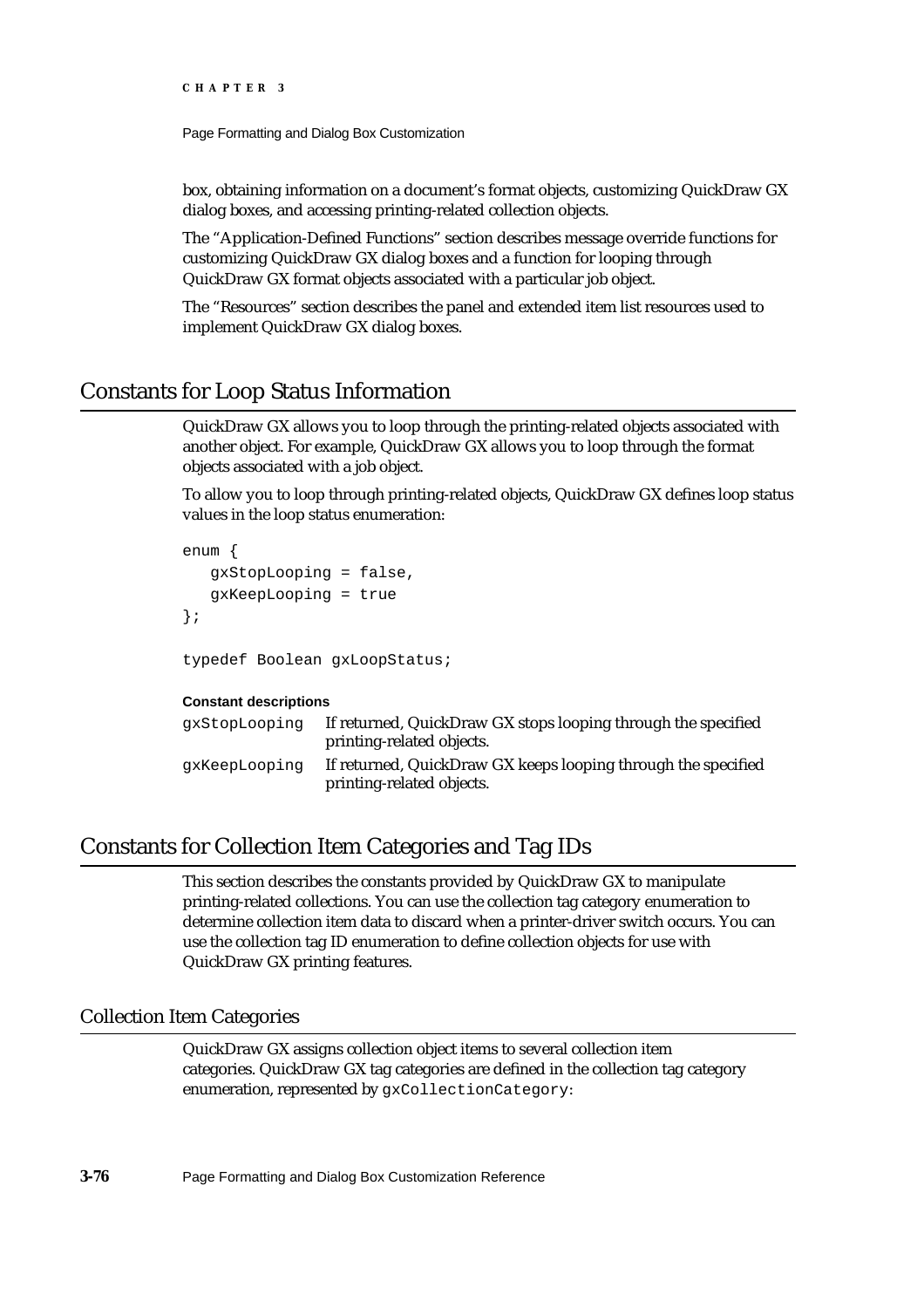box, obtaining information on a document's format objects, customizing QuickDraw GX dialog boxes, and accessing printing-related collection objects.

The "Application-Defined Functions" section describes message override functions for customizing QuickDraw GX dialog boxes and a function for looping through QuickDraw GX format objects associated with a particular job object.

The "Resources" section describes the panel and extended item list resources used to implement QuickDraw GX dialog boxes.

## Constants for Loop Status Information

QuickDraw GX allows you to loop through the printing-related objects associated with another object. For example, QuickDraw GX allows you to loop through the format objects associated with a job object.

To allow you to loop through printing-related objects, QuickDraw GX defines loop status values in the loop status enumeration:

```
enum {
   gxStopLooping = false,
   gxKeepLooping = true
};

typedef Boolean gxLoopStatus;
```

**Constant descriptions**

| | |
|---|---|
| `gxStopLooping` | If returned, QuickDraw GX stops looping through the specified printing-related objects. |
| `gxKeepLooping` | If returned, QuickDraw GX keeps looping through the specified printing-related objects. |

## Constants for Collection Item Categories and Tag IDs

This section describes the constants provided by QuickDraw GX to manipulate printing-related collections. You can use the collection tag category enumeration to determine collection item data to discard when a printer-driver switch occurs. You can use the collection tag ID enumeration to define collection objects for use with QuickDraw GX printing features.

### Collection Item Categories

QuickDraw GX assigns collection object items to several collection item categories. QuickDraw GX tag categories are defined in the collection tag category enumeration, represented by `gxCollectionCategory`: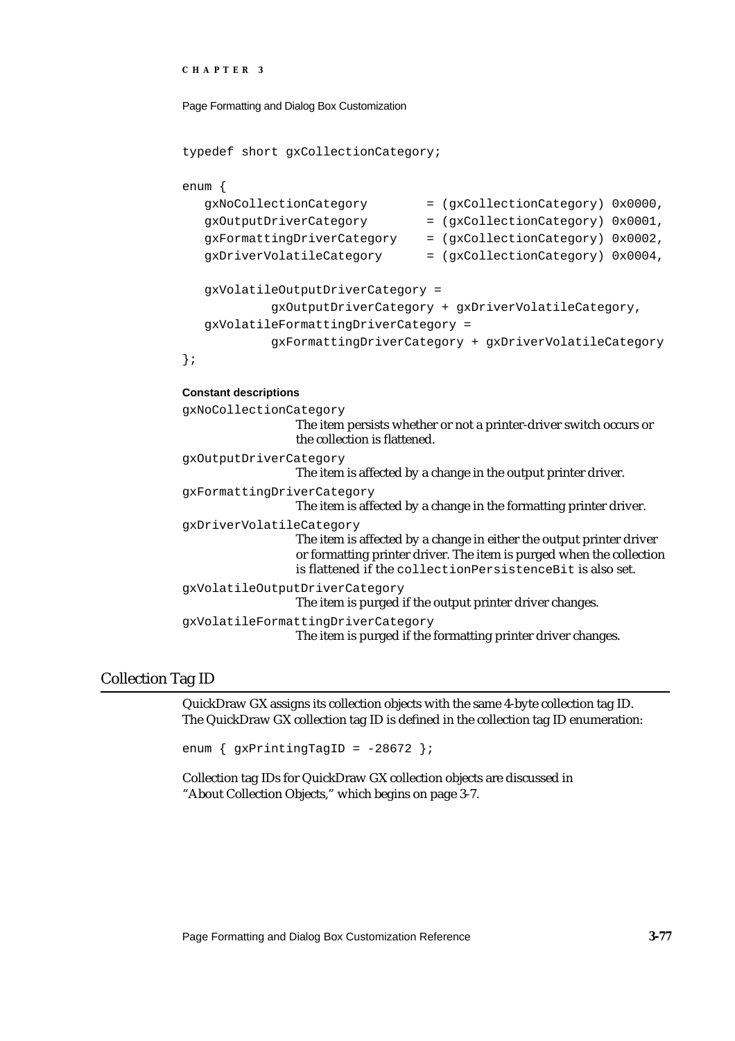```
typedef short gxCollectionCategory;

enum {
   gxNoCollectionCategory        = (gxCollectionCategory) 0x0000,
   gxOutputDriverCategory        = (gxCollectionCategory) 0x0001,
   gxFormattingDriverCategory    = (gxCollectionCategory) 0x0002,
   gxDriverVolatileCategory      = (gxCollectionCategory) 0x0004,

   gxVolatileOutputDriverCategory =
            gxOutputDriverCategory + gxDriverVolatileCategory,
   gxVolatileFormattingDriverCategory =
            gxFormattingDriverCategory + gxDriverVolatileCategory
};
```

**Constant descriptions**

`gxNoCollectionCategory`
: The item persists whether or not a printer-driver switch occurs or the collection is flattened.

`gxOutputDriverCategory`
: The item is affected by a change in the output printer driver.

`gxFormattingDriverCategory`
: The item is affected by a change in the formatting printer driver.

`gxDriverVolatileCategory`
: The item is affected by a change in either the output printer driver or formatting printer driver. The item is purged when the collection is flattened if the `collectionPersistenceBit` is also set.

`gxVolatileOutputDriverCategory`
: The item is purged if the output printer driver changes.

`gxVolatileFormattingDriverCategory`
: The item is purged if the formatting printer driver changes.

## Collection Tag ID

QuickDraw GX assigns its collection objects with the same 4-byte collection tag ID. The QuickDraw GX collection tag ID is defined in the collection tag ID enumeration:

```
enum { gxPrintingTagID = -28672 };
```

Collection tag IDs for QuickDraw GX collection objects are discussed in "About Collection Objects," which begins on page 3-7.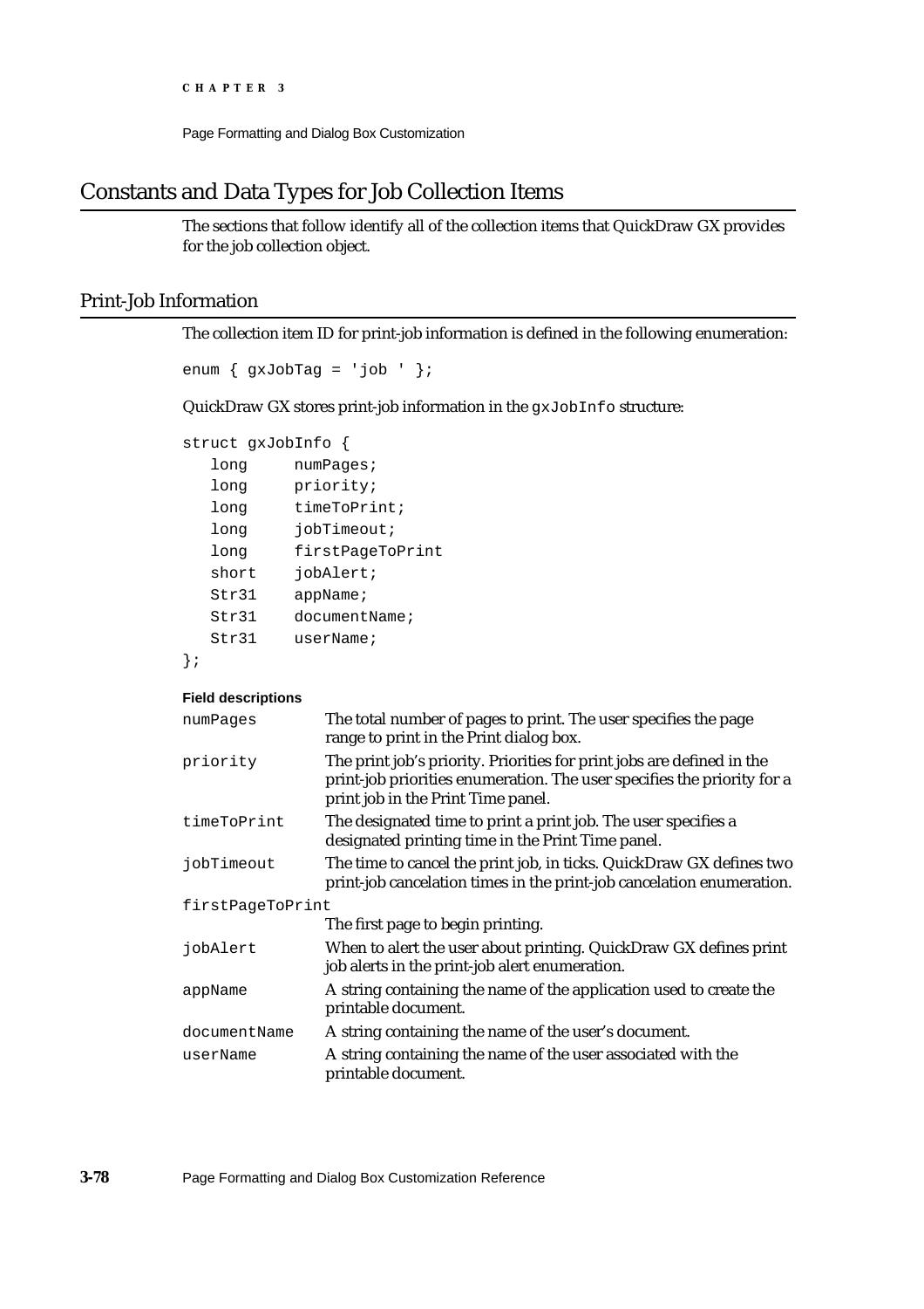## Constants and Data Types for Job Collection Items

The sections that follow identify all of the collection items that QuickDraw GX provides for the job collection object.

### Print-Job Information

The collection item ID for print-job information is defined in the following enumeration:

```
enum { gxJobTag = 'job ' };
```

QuickDraw GX stores print-job information in the `gxJobInfo` structure:

```
struct gxJobInfo {
   long      numPages;
   long      priority;
   long      timeToPrint;
   long      jobTimeout;
   long      firstPageToPrint
   short     jobAlert;
   Str31     appName;
   Str31     documentName;
   Str31     userName;
};
```

**Field descriptions**

| Field | Description |
|---|---|
| `numPages` | The total number of pages to print. The user specifies the page range to print in the Print dialog box. |
| `priority` | The print job's priority. Priorities for print jobs are defined in the print-job priorities enumeration. The user specifies the priority for a print job in the Print Time panel. |
| `timeToPrint` | The designated time to print a print job. The user specifies a designated printing time in the Print Time panel. |
| `jobTimeout` | The time to cancel the print job, in ticks. QuickDraw GX defines two print-job cancelation times in the print-job cancelation enumeration. |
| `firstPageToPrint` | The first page to begin printing. |
| `jobAlert` | When to alert the user about printing. QuickDraw GX defines print job alerts in the print-job alert enumeration. |
| `appName` | A string containing the name of the application used to create the printable document. |
| `documentName` | A string containing the name of the user's document. |
| `userName` | A string containing the name of the user associated with the printable document. |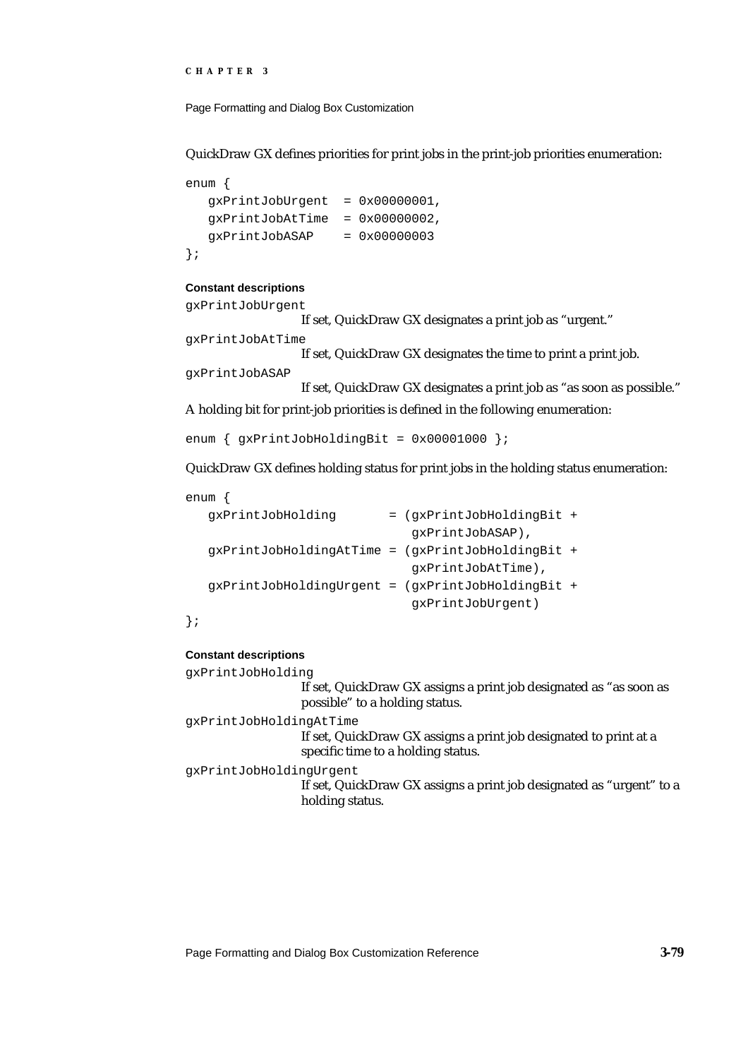QuickDraw GX defines priorities for print jobs in the print-job priorities enumeration:

```
enum {
   gxPrintJobUrgent  = 0x00000001,
   gxPrintJobAtTime  = 0x00000002,
   gxPrintJobASAP    = 0x00000003
};
```

**Constant descriptions**

`gxPrintJobUrgent`
: If set, QuickDraw GX designates a print job as "urgent."

`gxPrintJobAtTime`
: If set, QuickDraw GX designates the time to print a print job.

`gxPrintJobASAP`
: If set, QuickDraw GX designates a print job as "as soon as possible."

A holding bit for print-job priorities is defined in the following enumeration:

```
enum { gxPrintJobHoldingBit = 0x00001000 };
```

QuickDraw GX defines holding status for print jobs in the holding status enumeration:

```
enum {
   gxPrintJobHolding       = (gxPrintJobHoldingBit +
                              gxPrintJobASAP),
   gxPrintJobHoldingAtTime = (gxPrintJobHoldingBit +
                              gxPrintJobAtTime),
   gxPrintJobHoldingUrgent = (gxPrintJobHoldingBit +
                              gxPrintJobUrgent)
};
```

**Constant descriptions**

`gxPrintJobHolding`
: If set, QuickDraw GX assigns a print job designated as "as soon as possible" to a holding status.

`gxPrintJobHoldingAtTime`
: If set, QuickDraw GX assigns a print job designated to print at a specific time to a holding status.

`gxPrintJobHoldingUrgent`
: If set, QuickDraw GX assigns a print job designated as "urgent" to a holding status.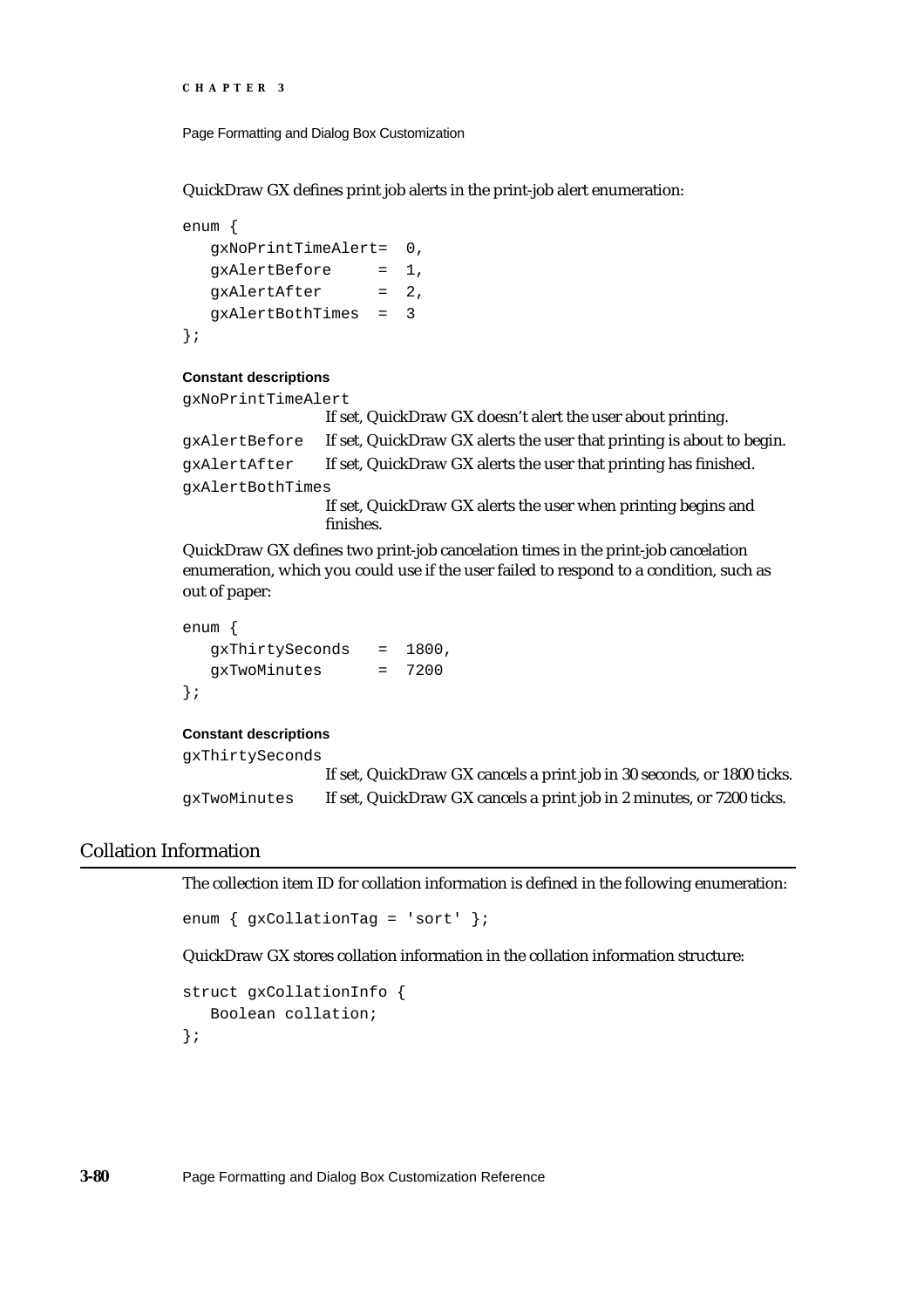QuickDraw GX defines print job alerts in the print-job alert enumeration:

```
enum {
   gxNoPrintTimeAlert=  0,
   gxAlertBefore     =  1,
   gxAlertAfter      =  2,
   gxAlertBothTimes  =  3
};
```

**Constant descriptions**

`gxNoPrintTimeAlert`
: If set, QuickDraw GX doesn't alert the user about printing.

`gxAlertBefore`
: If set, QuickDraw GX alerts the user that printing is about to begin.

`gxAlertAfter`
: If set, QuickDraw GX alerts the user that printing has finished.

`gxAlertBothTimes`
: If set, QuickDraw GX alerts the user when printing begins and finishes.

QuickDraw GX defines two print-job cancelation times in the print-job cancelation enumeration, which you could use if the user failed to respond to a condition, such as out of paper:

```
enum {
   gxThirtySeconds   =  1800,
   gxTwoMinutes      =  7200
};
```

**Constant descriptions**

`gxThirtySeconds`
: If set, QuickDraw GX cancels a print job in 30 seconds, or 1800 ticks.

`gxTwoMinutes`
: If set, QuickDraw GX cancels a print job in 2 minutes, or 7200 ticks.

## Collation Information

The collection item ID for collation information is defined in the following enumeration:

```
enum { gxCollationTag = 'sort' };
```

QuickDraw GX stores collation information in the collation information structure:

```
struct gxCollationInfo {
   Boolean collation;
};
```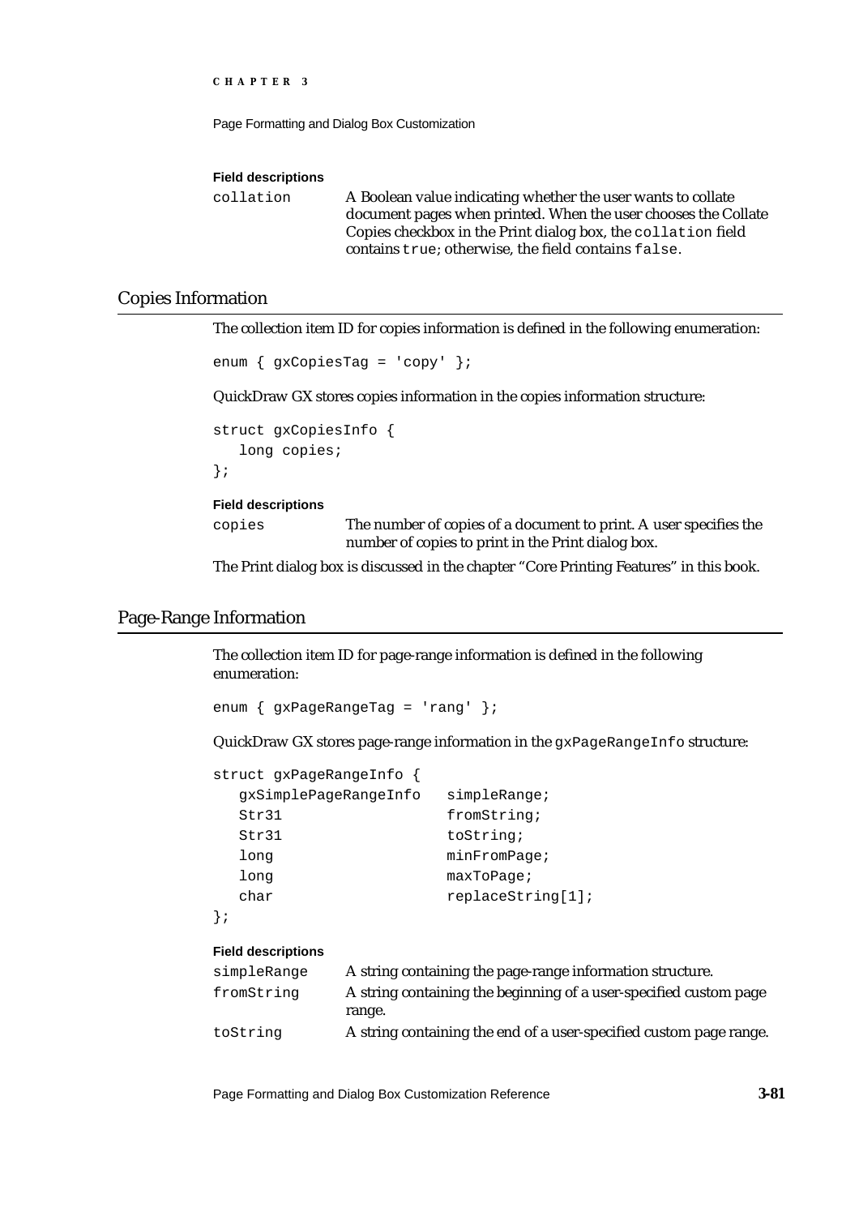**Field descriptions**

`collation` A Boolean value indicating whether the user wants to collate document pages when printed. When the user chooses the Collate Copies checkbox in the Print dialog box, the `collation` field contains `true`; otherwise, the field contains `false`.

## Copies Information

The collection item ID for copies information is defined in the following enumeration:

```
enum { gxCopiesTag = 'copy' };
```

QuickDraw GX stores copies information in the copies information structure:

```
struct gxCopiesInfo {
   long copies;
};
```

**Field descriptions**

`copies` The number of copies of a document to print. A user specifies the number of copies to print in the Print dialog box.

The Print dialog box is discussed in the chapter "Core Printing Features" in this book.

## Page-Range Information

The collection item ID for page-range information is defined in the following enumeration:

```
enum { gxPageRangeTag = 'rang' };
```

QuickDraw GX stores page-range information in the `gxPageRangeInfo` structure:

```
struct gxPageRangeInfo {
   gxSimplePageRangeInfo   simpleRange;
   Str31                   fromString;
   Str31                   toString;
   long                    minFromPage;
   long                    maxToPage;
   char                    replaceString[1];
};
```

**Field descriptions**

`simpleRange` A string containing the page-range information structure.

`fromString` A string containing the beginning of a user-specified custom page range.

`toString` A string containing the end of a user-specified custom page range.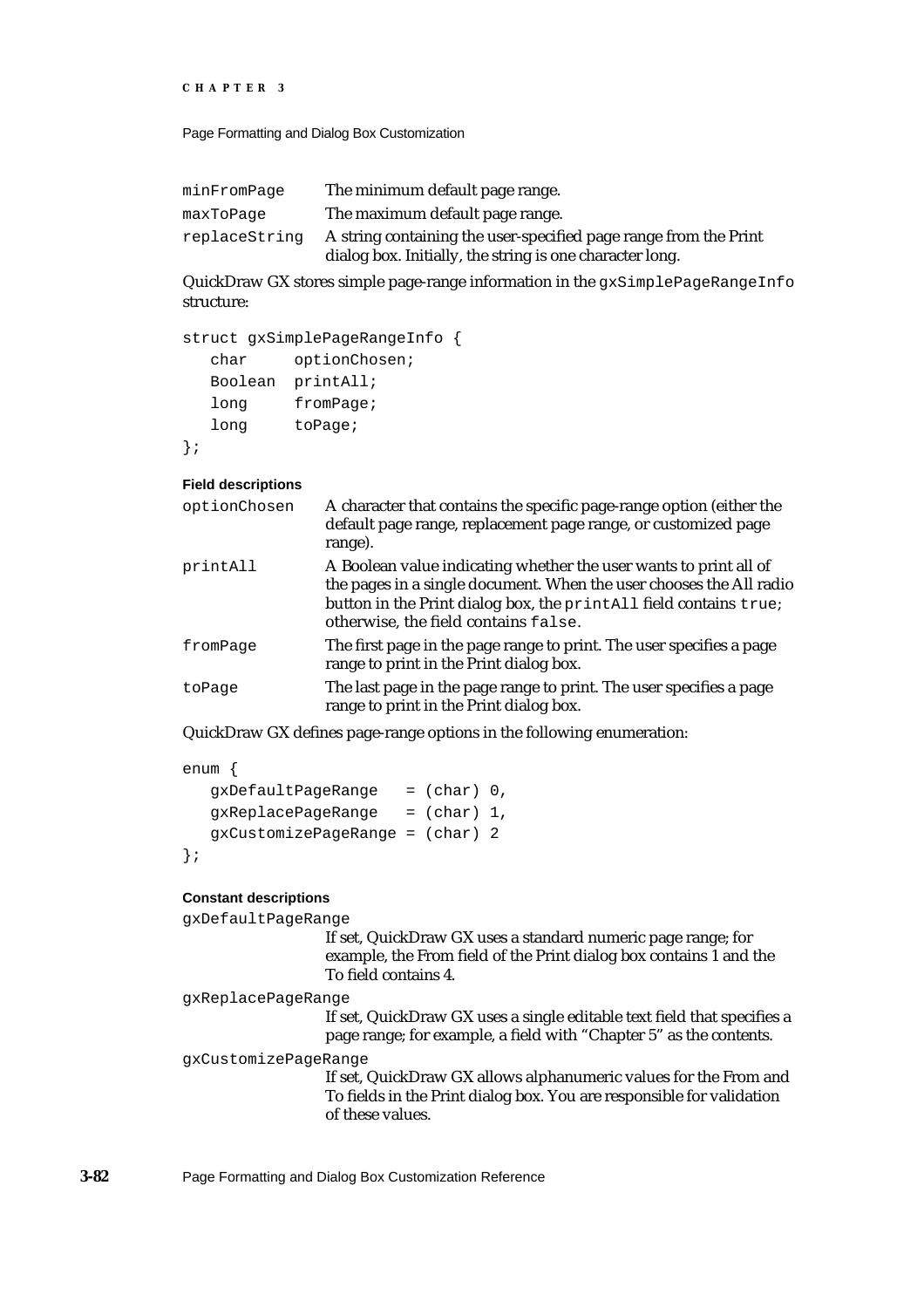`minFromPage` The minimum default page range.

`maxToPage` The maximum default page range.

`replaceString` A string containing the user-specified page range from the Print dialog box. Initially, the string is one character long.

QuickDraw GX stores simple page-range information in the `gxSimplePageRangeInfo` structure:

```
struct gxSimplePageRangeInfo {
   char      optionChosen;
   Boolean   printAll;
   long      fromPage;
   long      toPage;
};
```

**Field descriptions**

`optionChosen` A character that contains the specific page-range option (either the default page range, replacement page range, or customized page range).

`printAll` A Boolean value indicating whether the user wants to print all of the pages in a single document. When the user chooses the All radio button in the Print dialog box, the `printAll` field contains `true`; otherwise, the field contains `false`.

`fromPage` The first page in the page range to print. The user specifies a page range to print in the Print dialog box.

`toPage` The last page in the page range to print. The user specifies a page range to print in the Print dialog box.

QuickDraw GX defines page-range options in the following enumeration:

```
enum {
   gxDefaultPageRange   = (char) 0,
   gxReplacePageRange   = (char) 1,
   gxCustomizePageRange = (char) 2
};
```

**Constant descriptions**

`gxDefaultPageRange`
If set, QuickDraw GX uses a standard numeric page range; for example, the From field of the Print dialog box contains 1 and the To field contains 4.

`gxReplacePageRange`
If set, QuickDraw GX uses a single editable text field that specifies a page range; for example, a field with "Chapter 5" as the contents.

`gxCustomizePageRange`
If set, QuickDraw GX allows alphanumeric values for the From and To fields in the Print dialog box. You are responsible for validation of these values.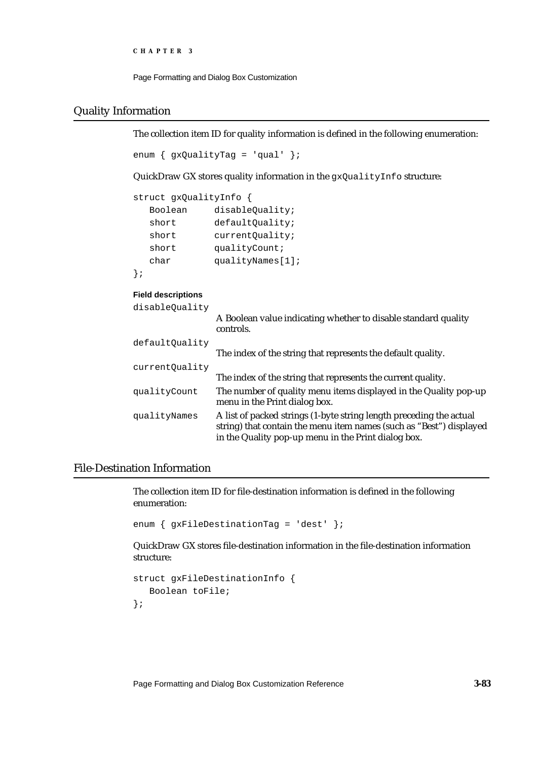## Quality Information

The collection item ID for quality information is defined in the following enumeration:

```
enum { gxQualityTag = 'qual' };
```

QuickDraw GX stores quality information in the `gxQualityInfo` structure:

```
struct gxQualityInfo {
   Boolean     disableQuality;
   short       defaultQuality;
   short       currentQuality;
   short       qualityCount;
   char        qualityNames[1];
};
```

**Field descriptions**

`disableQuality`
A Boolean value indicating whether to disable standard quality controls.

`defaultQuality`
The index of the string that represents the default quality.

`currentQuality`
The index of the string that represents the current quality.

`qualityCount`
The number of quality menu items displayed in the Quality pop-up menu in the Print dialog box.

`qualityNames`
A list of packed strings (1-byte string length preceding the actual string) that contain the menu item names (such as "Best") displayed in the Quality pop-up menu in the Print dialog box.

## File-Destination Information

The collection item ID for file-destination information is defined in the following enumeration:

```
enum { gxFileDestinationTag = 'dest' };
```

QuickDraw GX stores file-destination information in the file-destination information structure:

```
struct gxFileDestinationInfo {
   Boolean toFile;
};
```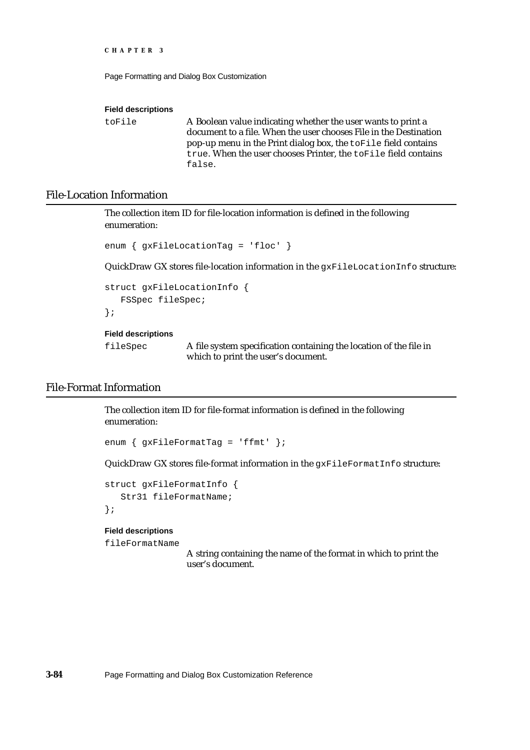**Field descriptions**

toFile — A Boolean value indicating whether the user wants to print a document to a file. When the user chooses File in the Destination pop-up menu in the Print dialog box, the `toFile` field contains `true`. When the user chooses Printer, the `toFile` field contains `false`.

## File-Location Information

The collection item ID for file-location information is defined in the following enumeration:

```
enum { gxFileLocationTag = 'floc' }
```

QuickDraw GX stores file-location information in the `gxFileLocationInfo` structure:

```
struct gxFileLocationInfo {
   FSSpec fileSpec;
};
```

**Field descriptions**

fileSpec — A file system specification containing the location of the file in which to print the user's document.

## File-Format Information

The collection item ID for file-format information is defined in the following enumeration:

```
enum { gxFileFormatTag = 'ffmt' };
```

QuickDraw GX stores file-format information in the `gxFileFormatInfo` structure:

```
struct gxFileFormatInfo {
   Str31 fileFormatName;
};
```

**Field descriptions**

fileFormatName — A string containing the name of the format in which to print the user's document.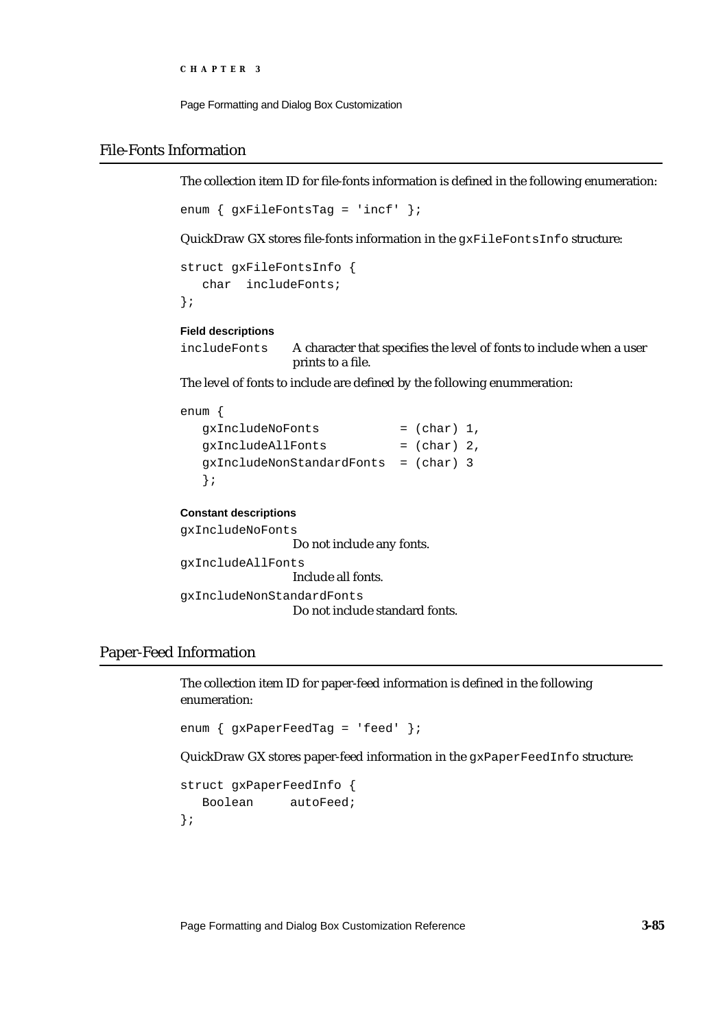## File-Fonts Information

The collection item ID for file-fonts information is defined in the following enumeration:

```
enum { gxFileFontsTag = 'incf' };
```

QuickDraw GX stores file-fonts information in the `gxFileFontsInfo` structure:

```
struct gxFileFontsInfo {
   char  includeFonts;
};
```

**Field descriptions**

`includeFonts` A character that specifies the level of fonts to include when a user prints to a file.

The level of fonts to include are defined by the following enummeration:

```
enum {
   gxIncludeNoFonts           = (char) 1,
   gxIncludeAllFonts          = (char) 2,
   gxIncludeNonStandardFonts  = (char) 3
   };
```

**Constant descriptions**

`gxIncludeNoFonts`
Do not include any fonts.

`gxIncludeAllFonts`
Include all fonts.

`gxIncludeNonStandardFonts`
Do not include standard fonts.

## Paper-Feed Information

The collection item ID for paper-feed information is defined in the following enumeration:

```
enum { gxPaperFeedTag = 'feed' };
```

QuickDraw GX stores paper-feed information in the `gxPaperFeedInfo` structure:

```
struct gxPaperFeedInfo {
   Boolean     autoFeed;
};
```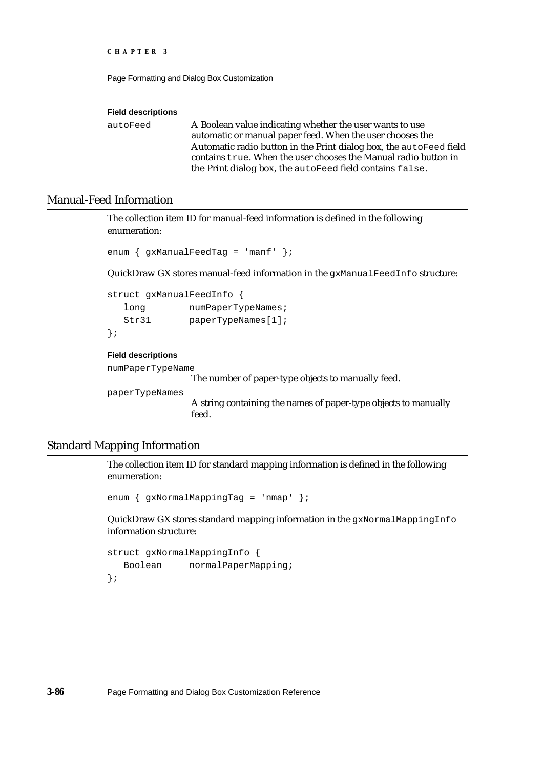**Field descriptions**

autoFeed — A Boolean value indicating whether the user wants to use automatic or manual paper feed. When the user chooses the Automatic radio button in the Print dialog box, the autoFeed field contains true. When the user chooses the Manual radio button in the Print dialog box, the autoFeed field contains false.

## Manual-Feed Information

The collection item ID for manual-feed information is defined in the following enumeration:

```
enum { gxManualFeedTag = 'manf' };
```

QuickDraw GX stores manual-feed information in the gxManualFeedInfo structure:

```
struct gxManualFeedInfo {
   long        numPaperTypeNames;
   Str31       paperTypeNames[1];
};
```

**Field descriptions**

numPaperTypeName
: The number of paper-type objects to manually feed.

paperTypeNames
: A string containing the names of paper-type objects to manually feed.

## Standard Mapping Information

The collection item ID for standard mapping information is defined in the following enumeration:

```
enum { gxNormalMappingTag = 'nmap' };
```

QuickDraw GX stores standard mapping information in the gxNormalMappingInfo information structure:

```
struct gxNormalMappingInfo {
   Boolean     normalPaperMapping;
};
```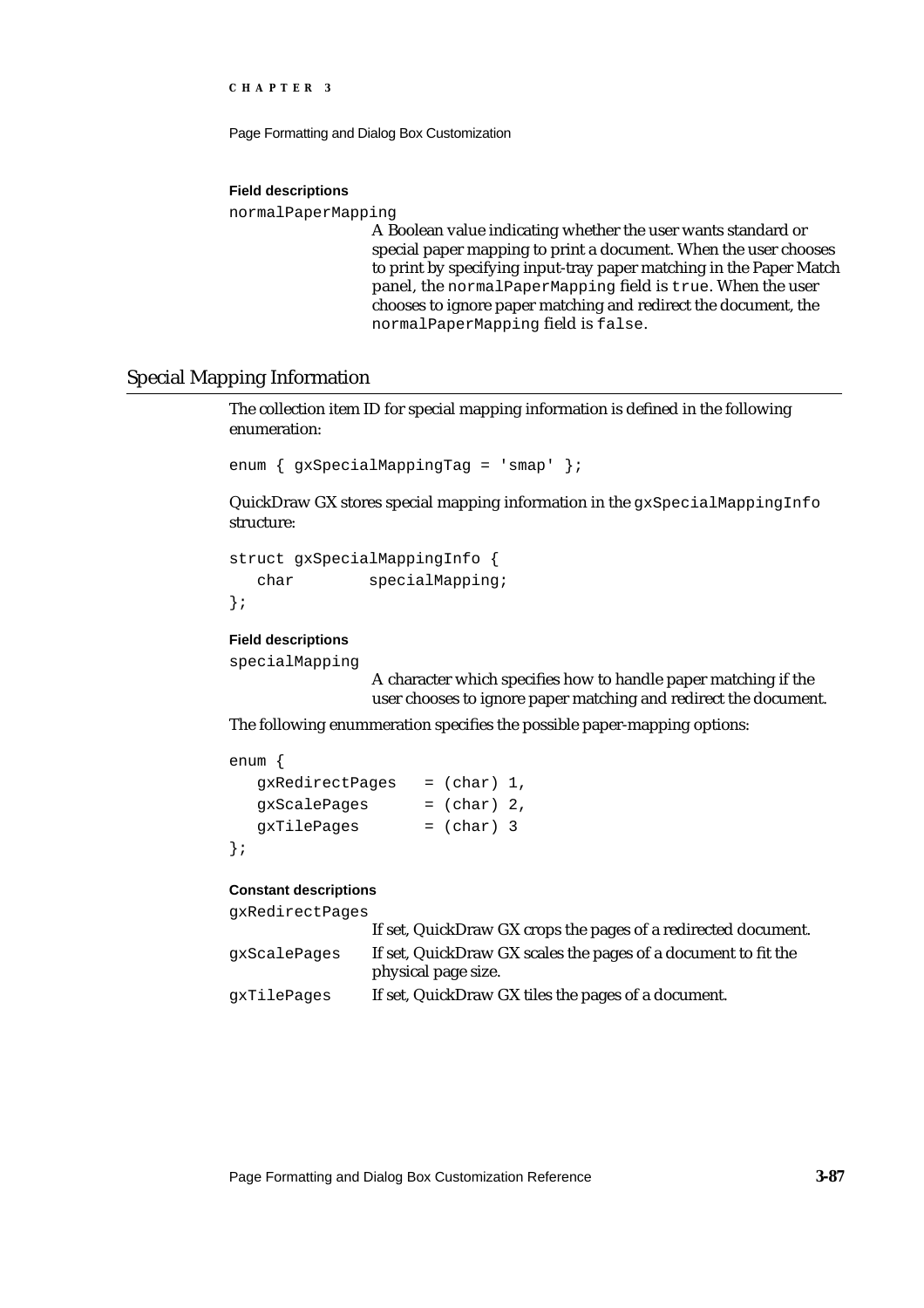**Field descriptions**

`normalPaperMapping`

A Boolean value indicating whether the user wants standard or special paper mapping to print a document. When the user chooses to print by specifying input-tray paper matching in the Paper Match panel, the `normalPaperMapping` field is `true`. When the user chooses to ignore paper matching and redirect the document, the `normalPaperMapping` field is `false`.

## Special Mapping Information

The collection item ID for special mapping information is defined in the following enumeration:

```
enum { gxSpecialMappingTag = 'smap' };
```

QuickDraw GX stores special mapping information in the `gxSpecialMappingInfo` structure:

```
struct gxSpecialMappingInfo {
   char        specialMapping;
};
```

**Field descriptions**

`specialMapping`

A character which specifies how to handle paper matching if the user chooses to ignore paper matching and redirect the document.

The following enummeration specifies the possible paper-mapping options:

```
enum {
   gxRedirectPages   = (char) 1,
   gxScalePages      = (char) 2,
   gxTilePages       = (char) 3
};
```

**Constant descriptions**

`gxRedirectPages`
If set, QuickDraw GX crops the pages of a redirected document.

`gxScalePages`
If set, QuickDraw GX scales the pages of a document to fit the physical page size.

`gxTilePages`
If set, QuickDraw GX tiles the pages of a document.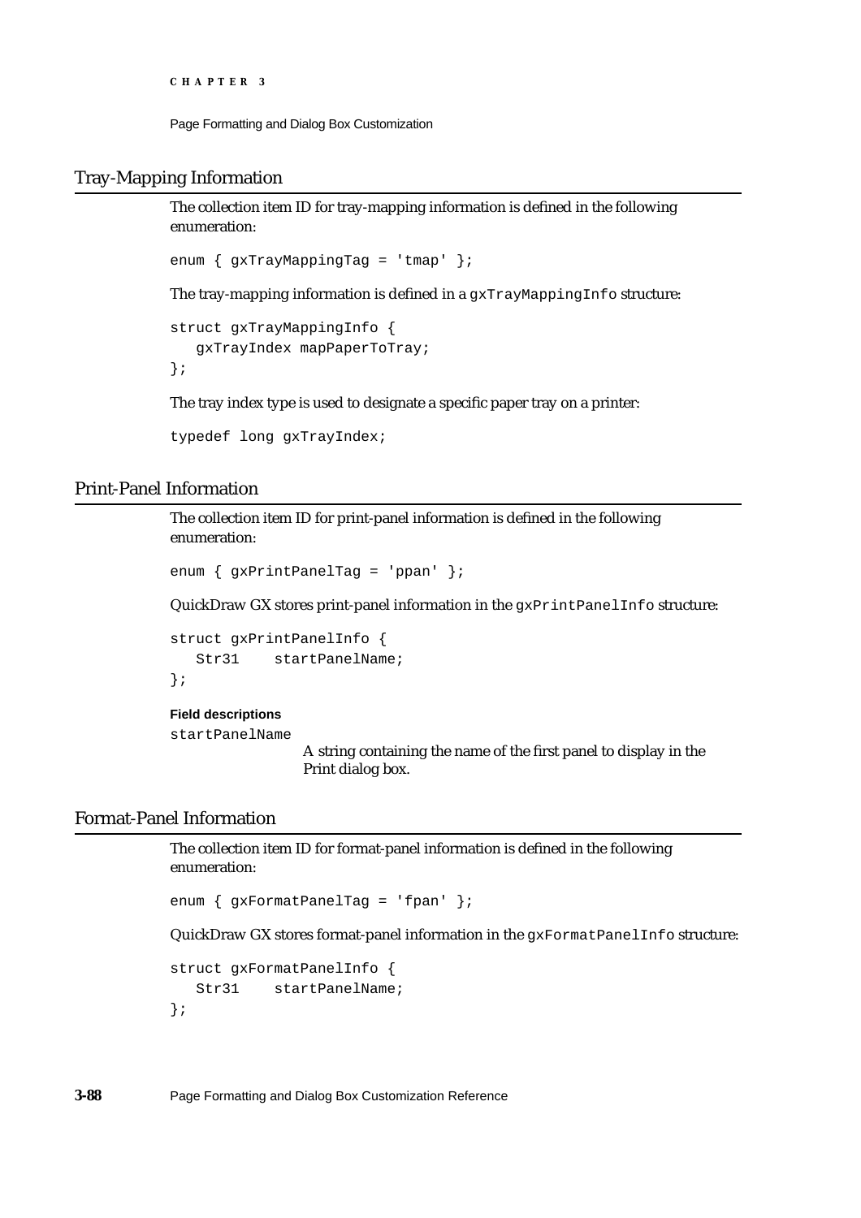## Tray-Mapping Information

The collection item ID for tray-mapping information is defined in the following enumeration:

```
enum { gxTrayMappingTag = 'tmap' };
```

The tray-mapping information is defined in a `gxTrayMappingInfo` structure:

```
struct gxTrayMappingInfo {
   gxTrayIndex mapPaperToTray;
};
```

The tray index type is used to designate a specific paper tray on a printer:

```
typedef long gxTrayIndex;
```

## Print-Panel Information

The collection item ID for print-panel information is defined in the following enumeration:

```
enum { gxPrintPanelTag = 'ppan' };
```

QuickDraw GX stores print-panel information in the `gxPrintPanelInfo` structure:

```
struct gxPrintPanelInfo {
   Str31    startPanelName;
};
```

**Field descriptions**

`startPanelName`
: A string containing the name of the first panel to display in the Print dialog box.

## Format-Panel Information

The collection item ID for format-panel information is defined in the following enumeration:

```
enum { gxFormatPanelTag = 'fpan' };
```

QuickDraw GX stores format-panel information in the `gxFormatPanelInfo` structure:

```
struct gxFormatPanelInfo {
   Str31    startPanelName;
};
```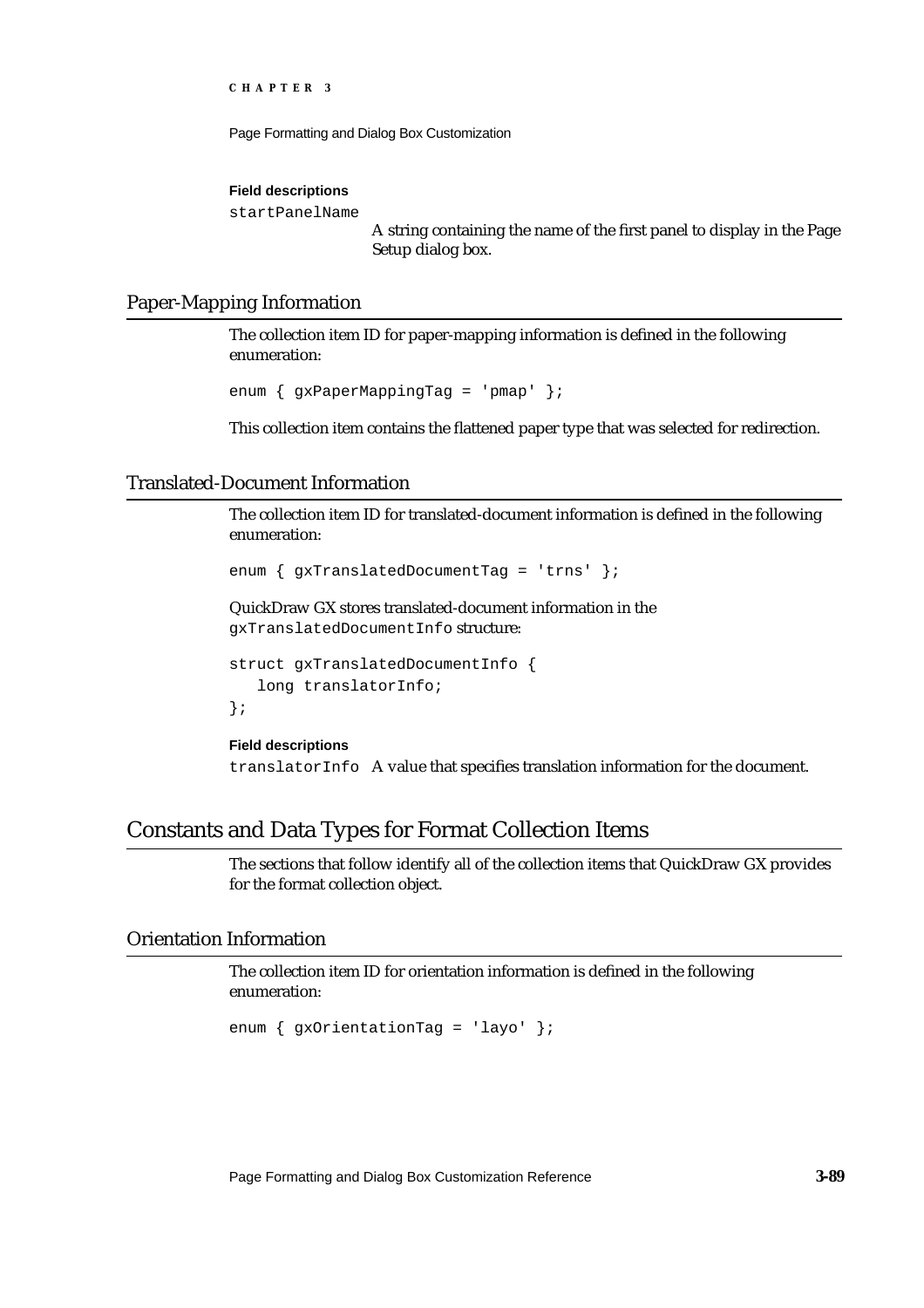**Field descriptions**

`startPanelName`
A string containing the name of the first panel to display in the Page Setup dialog box.

### Paper-Mapping Information

The collection item ID for paper-mapping information is defined in the following enumeration:

```
enum { gxPaperMappingTag = 'pmap' };
```

This collection item contains the flattened paper type that was selected for redirection.

### Translated-Document Information

The collection item ID for translated-document information is defined in the following enumeration:

```
enum { gxTranslatedDocumentTag = 'trns' };
```

QuickDraw GX stores translated-document information in the `gxTranslatedDocumentInfo` structure:

```
struct gxTranslatedDocumentInfo {
   long translatorInfo;
};
```

**Field descriptions**

`translatorInfo` A value that specifies translation information for the document.

## Constants and Data Types for Format Collection Items

The sections that follow identify all of the collection items that QuickDraw GX provides for the format collection object.

### Orientation Information

The collection item ID for orientation information is defined in the following enumeration:

```
enum { gxOrientationTag = 'layo' };
```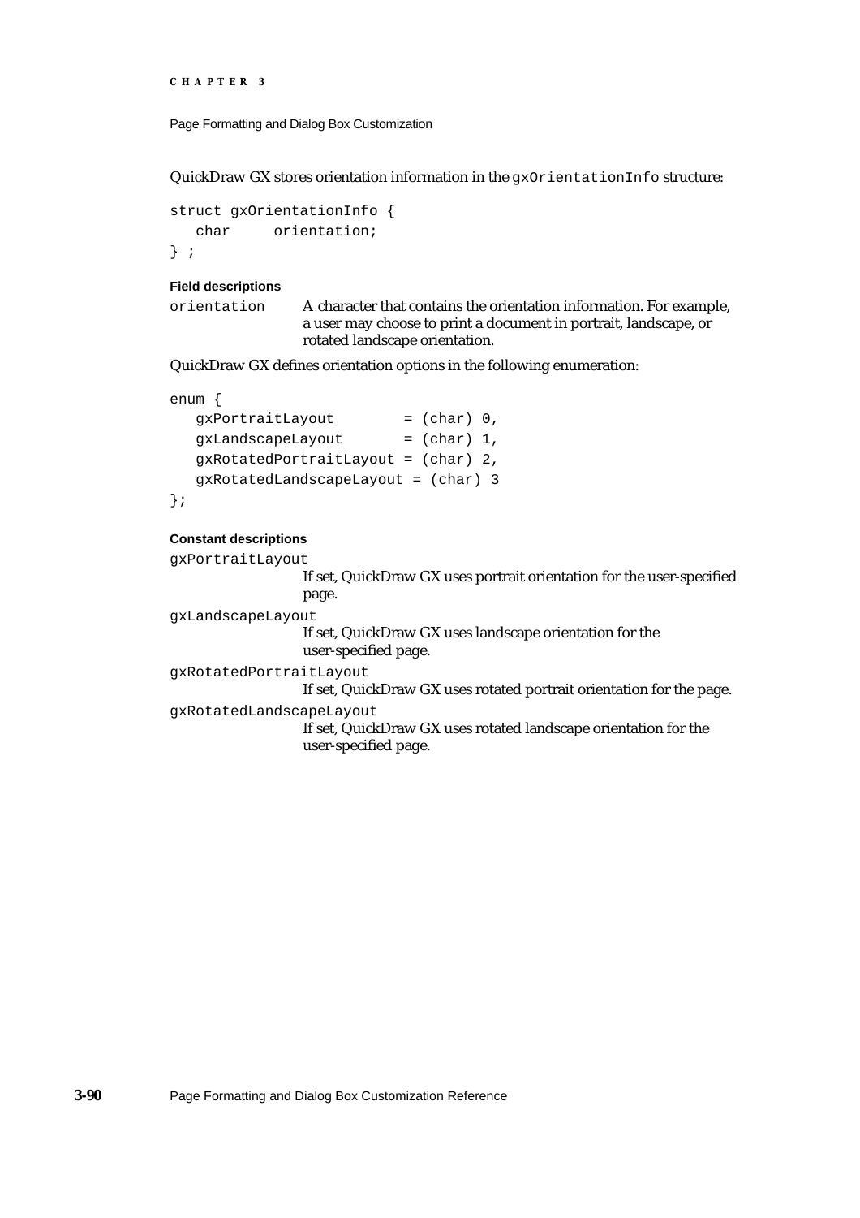QuickDraw GX stores orientation information in the `gxOrientationInfo` structure:

```
struct gxOrientationInfo {
   char     orientation;
} ;
```

**Field descriptions**

`orientation` A character that contains the orientation information. For example, a user may choose to print a document in portrait, landscape, or rotated landscape orientation.

QuickDraw GX defines orientation options in the following enumeration:

```
enum {
   gxPortraitLayout        = (char) 0,
   gxLandscapeLayout       = (char) 1,
   gxRotatedPortraitLayout = (char) 2,
   gxRotatedLandscapeLayout = (char) 3
};
```

**Constant descriptions**

`gxPortraitLayout`
: If set, QuickDraw GX uses portrait orientation for the user-specified page.

`gxLandscapeLayout`
: If set, QuickDraw GX uses landscape orientation for the user-specified page.

`gxRotatedPortraitLayout`
: If set, QuickDraw GX uses rotated portrait orientation for the page.

`gxRotatedLandscapeLayout`
: If set, QuickDraw GX uses rotated landscape orientation for the user-specified page.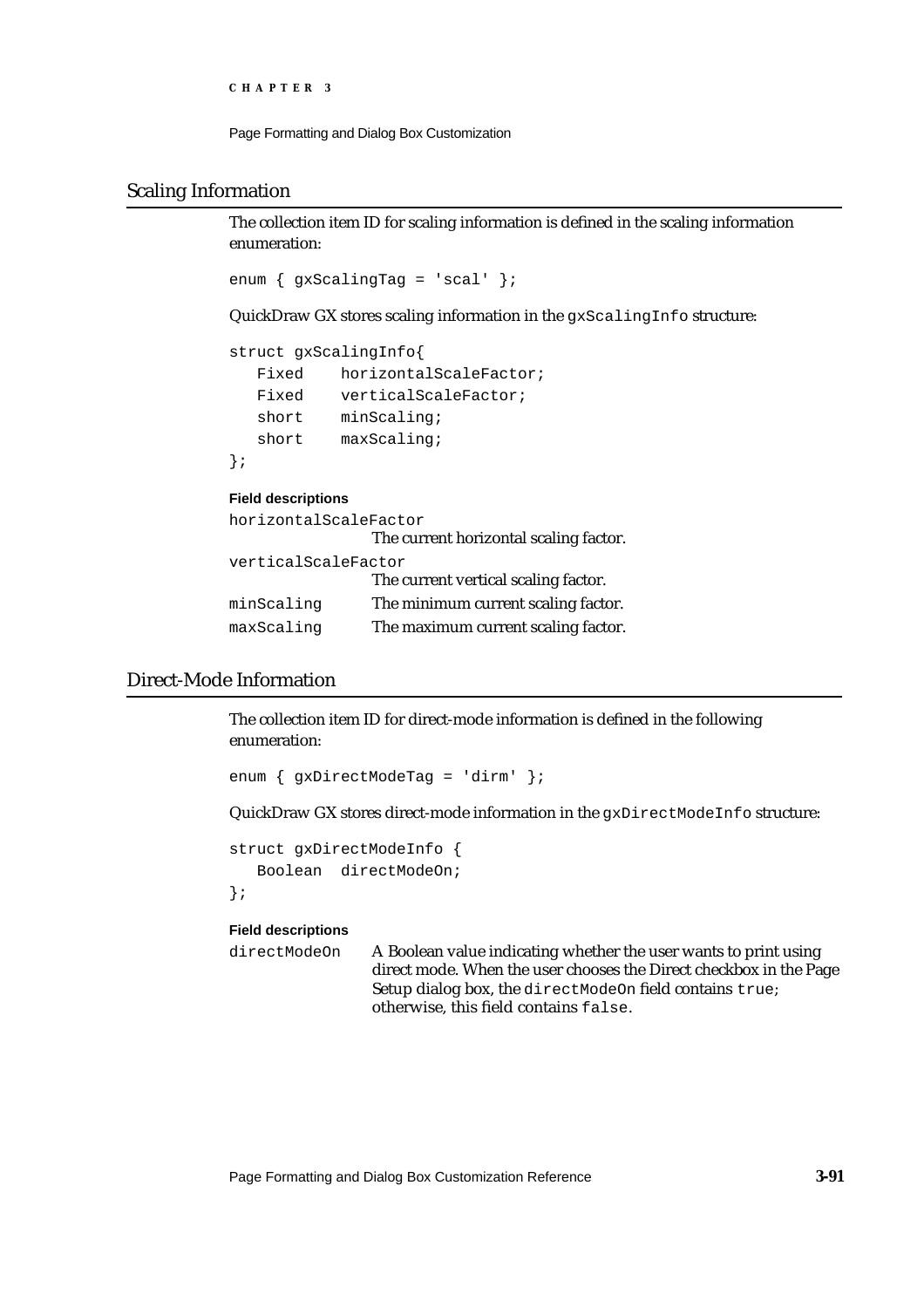## Scaling Information

The collection item ID for scaling information is defined in the scaling information enumeration:

```
enum { gxScalingTag = 'scal' };
```

QuickDraw GX stores scaling information in the `gxScalingInfo` structure:

```
struct gxScalingInfo{
   Fixed    horizontalScaleFactor;
   Fixed    verticalScaleFactor;
   short    minScaling;
   short    maxScaling;
};
```

**Field descriptions**

`horizontalScaleFactor`
: The current horizontal scaling factor.

`verticalScaleFactor`
: The current vertical scaling factor.

`minScaling`
: The minimum current scaling factor.

`maxScaling`
: The maximum current scaling factor.

## Direct-Mode Information

The collection item ID for direct-mode information is defined in the following enumeration:

```
enum { gxDirectModeTag = 'dirm' };
```

QuickDraw GX stores direct-mode information in the `gxDirectModeInfo` structure:

```
struct gxDirectModeInfo {
   Boolean  directModeOn;
};
```

**Field descriptions**

`directModeOn`
: A Boolean value indicating whether the user wants to print using direct mode. When the user chooses the Direct checkbox in the Page Setup dialog box, the `directModeOn` field contains `true`; otherwise, this field contains `false`.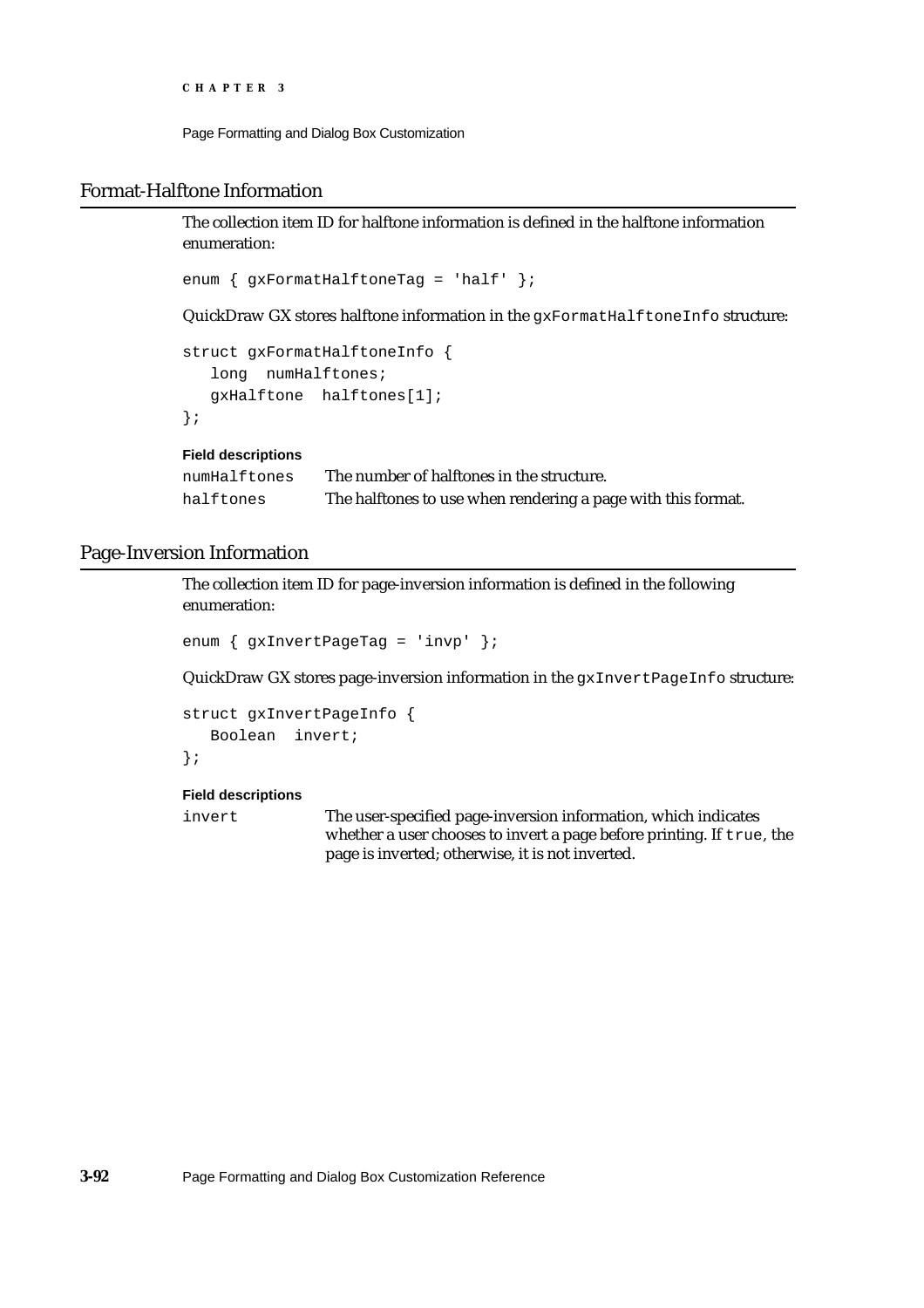## Format-Halftone Information

The collection item ID for halftone information is defined in the halftone information enumeration:

```
enum { gxFormatHalftoneTag = 'half' };
```

QuickDraw GX stores halftone information in the `gxFormatHalftoneInfo` structure:

```
struct gxFormatHalftoneInfo {
   long  numHalftones;
   gxHalftone  halftones[1];
};
```

**Field descriptions**

| | |
|---|---|
| `numHalftones` | The number of halftones in the structure. |
| `halftones` | The halftones to use when rendering a page with this format. |

## Page-Inversion Information

The collection item ID for page-inversion information is defined in the following enumeration:

```
enum { gxInvertPageTag = 'invp' };
```

QuickDraw GX stores page-inversion information in the `gxInvertPageInfo` structure:

```
struct gxInvertPageInfo {
   Boolean  invert;
};
```

**Field descriptions**

| | |
|---|---|
| `invert` | The user-specified page-inversion information, which indicates whether a user chooses to invert a page before printing. If `true`, the page is inverted; otherwise, it is not inverted. |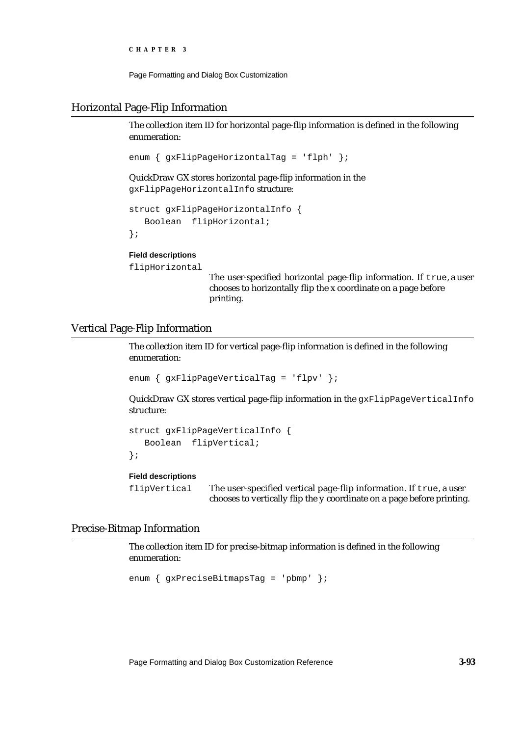## Horizontal Page-Flip Information

The collection item ID for horizontal page-flip information is defined in the following enumeration:

```
enum { gxFlipPageHorizontalTag = 'flph' };
```

QuickDraw GX stores horizontal page-flip information in the `gxFlipPageHorizontalInfo` structure:

```
struct gxFlipPageHorizontalInfo {
   Boolean  flipHorizontal;
};
```

**Field descriptions**

`flipHorizontal`
: The user-specified horizontal page-flip information. If `true`, a user chooses to horizontally flip the x coordinate on a page before printing.

## Vertical Page-Flip Information

The collection item ID for vertical page-flip information is defined in the following enumeration:

```
enum { gxFlipPageVerticalTag = 'flpv' };
```

QuickDraw GX stores vertical page-flip information in the `gxFlipPageVerticalInfo` structure:

```
struct gxFlipPageVerticalInfo {
   Boolean  flipVertical;
};
```

**Field descriptions**

`flipVertical`
: The user-specified vertical page-flip information. If `true`, a user chooses to vertically flip the y coordinate on a page before printing.

## Precise-Bitmap Information

The collection item ID for precise-bitmap information is defined in the following enumeration:

```
enum { gxPreciseBitmapsTag = 'pbmp' };
```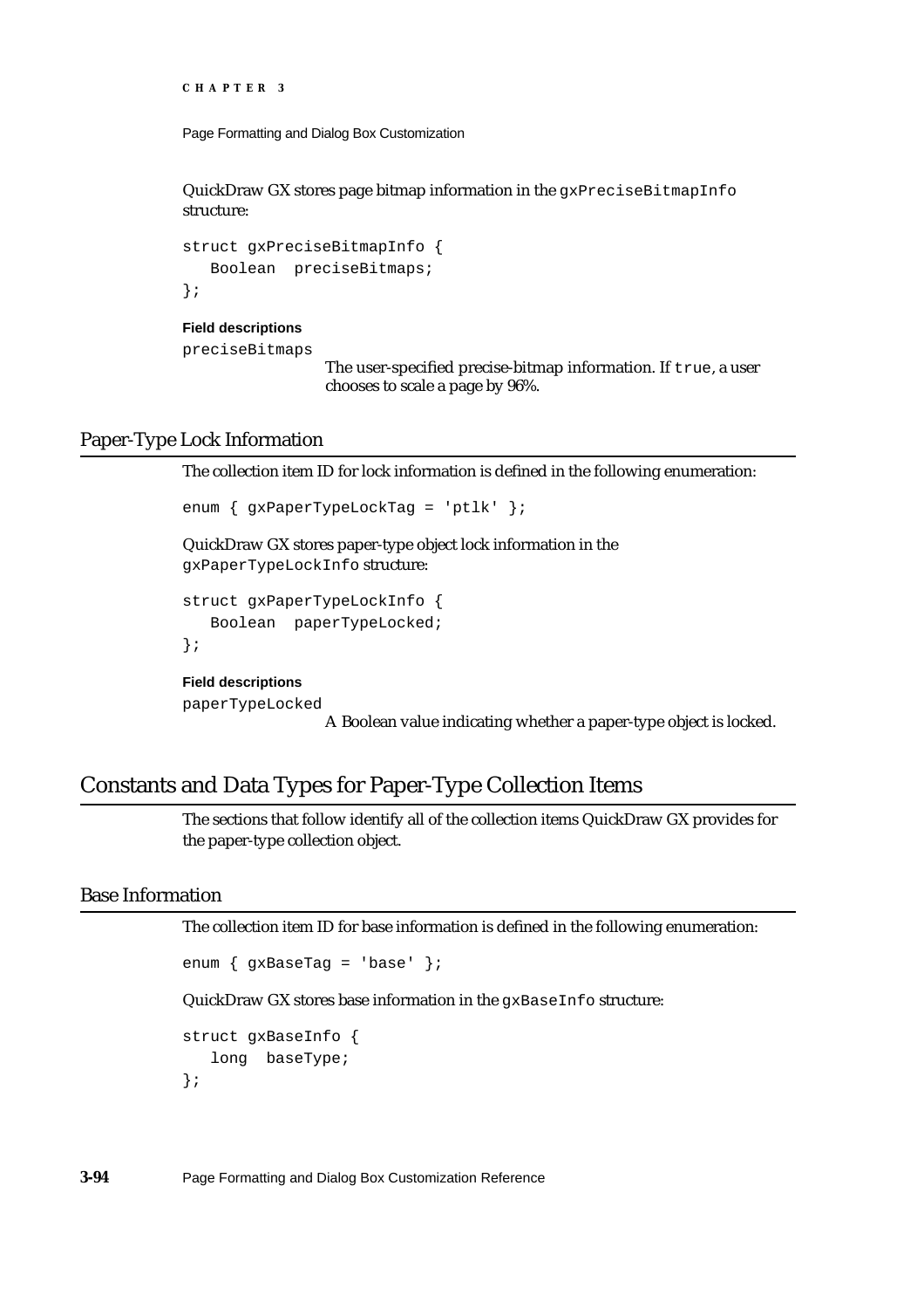QuickDraw GX stores page bitmap information in the `gxPreciseBitmapInfo` structure:

```
struct gxPreciseBitmapInfo {
   Boolean  preciseBitmaps;
};
```

**Field descriptions**

`preciseBitmaps`
: The user-specified precise-bitmap information. If `true`, a user chooses to scale a page by 96%.

### Paper-Type Lock Information

The collection item ID for lock information is defined in the following enumeration:

```
enum { gxPaperTypeLockTag = 'ptlk' };
```

QuickDraw GX stores paper-type object lock information in the `gxPaperTypeLockInfo` structure:

```
struct gxPaperTypeLockInfo {
   Boolean  paperTypeLocked;
};
```

**Field descriptions**

`paperTypeLocked`
: A Boolean value indicating whether a paper-type object is locked.

## Constants and Data Types for Paper-Type Collection Items

The sections that follow identify all of the collection items QuickDraw GX provides for the paper-type collection object.

### Base Information

The collection item ID for base information is defined in the following enumeration:

```
enum { gxBaseTag = 'base' };
```

QuickDraw GX stores base information in the `gxBaseInfo` structure:

```
struct gxBaseInfo {
   long  baseType;
};
```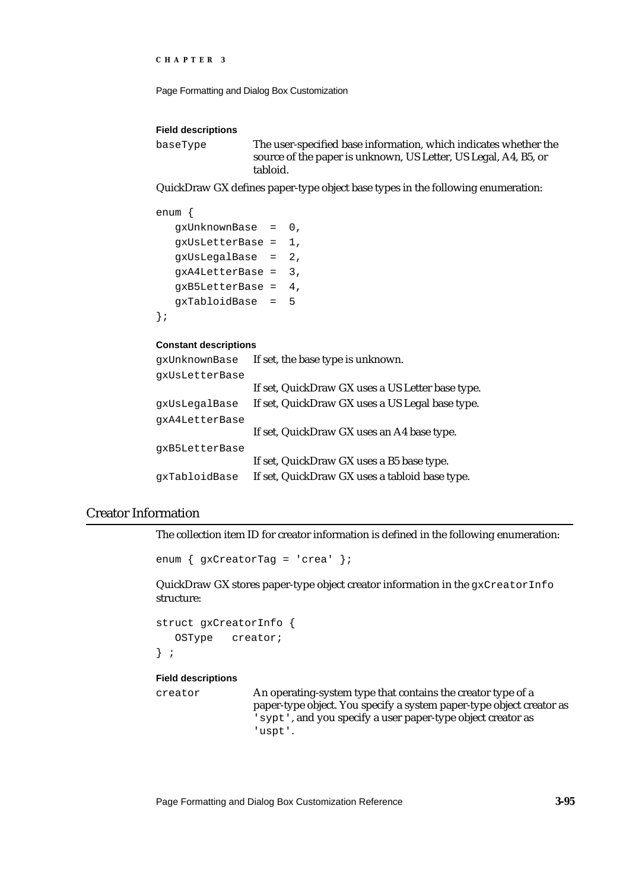**Field descriptions**

`baseType` The user-specified base information, which indicates whether the source of the paper is unknown, US Letter, US Legal, A4, B5, or tabloid.

QuickDraw GX defines paper-type object base types in the following enumeration:

```
enum {
   gxUnknownBase  =  0,
   gxUsLetterBase =  1,
   gxUsLegalBase  =  2,
   gxA4LetterBase =  3,
   gxB5LetterBase =  4,
   gxTabloidBase  =  5
};
```

**Constant descriptions**

`gxUnknownBase` If set, the base type is unknown.

`gxUsLetterBase` If set, QuickDraw GX uses a US Letter base type.

`gxUsLegalBase` If set, QuickDraw GX uses a US Legal base type.

`gxA4LetterBase` If set, QuickDraw GX uses an A4 base type.

`gxB5LetterBase` If set, QuickDraw GX uses a B5 base type.

`gxTabloidBase` If set, QuickDraw GX uses a tabloid base type.

## Creator Information

The collection item ID for creator information is defined in the following enumeration:

```
enum { gxCreatorTag = 'crea' };
```

QuickDraw GX stores paper-type object creator information in the `gxCreatorInfo` structure:

```
struct gxCreatorInfo {
   OSType   creator;
} ;
```

**Field descriptions**

`creator` An operating-system type that contains the creator type of a paper-type object. You specify a system paper-type object creator as `'sypt'`, and you specify a user paper-type object creator as `'uspt'`.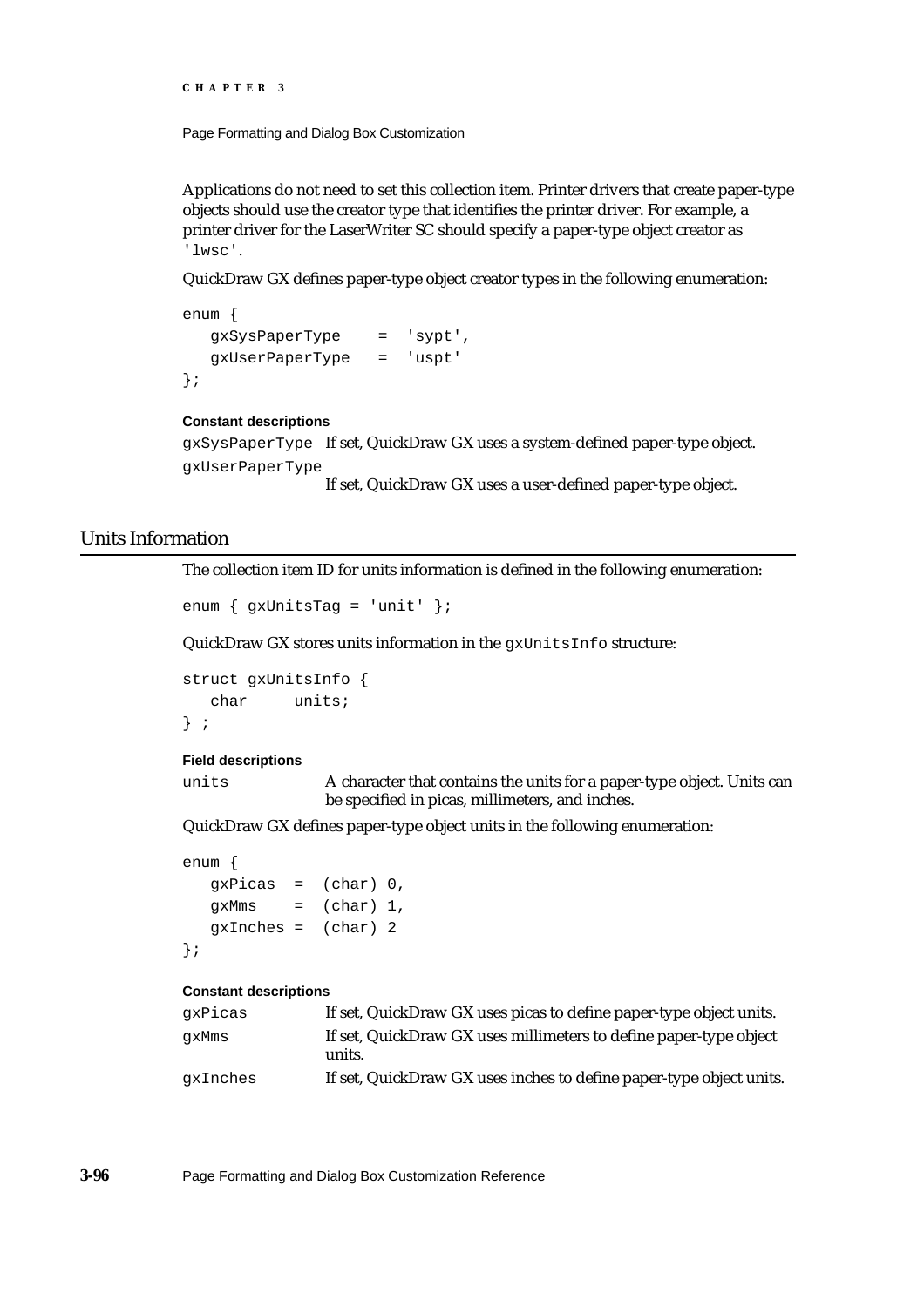Applications do not need to set this collection item. Printer drivers that create paper-type objects should use the creator type that identifies the printer driver. For example, a printer driver for the LaserWriter SC should specify a paper-type object creator as `'lwsc'`.

QuickDraw GX defines paper-type object creator types in the following enumeration:

```
enum {
   gxSysPaperType    =  'sypt',
   gxUserPaperType   =  'uspt'
};
```

**Constant descriptions**

`gxSysPaperType` If set, QuickDraw GX uses a system-defined paper-type object.

`gxUserPaperType` If set, QuickDraw GX uses a user-defined paper-type object.

## Units Information

The collection item ID for units information is defined in the following enumeration:

```
enum { gxUnitsTag = 'unit' };
```

QuickDraw GX stores units information in the `gxUnitsInfo` structure:

```
struct gxUnitsInfo {
   char     units;
} ;
```

**Field descriptions**

`units` A character that contains the units for a paper-type object. Units can be specified in picas, millimeters, and inches.

QuickDraw GX defines paper-type object units in the following enumeration:

```
enum {
   gxPicas  =  (char) 0,
   gxMms    =  (char) 1,
   gxInches =  (char) 2
};
```

**Constant descriptions**

`gxPicas` If set, QuickDraw GX uses picas to define paper-type object units.

`gxMms` If set, QuickDraw GX uses millimeters to define paper-type object units.

`gxInches` If set, QuickDraw GX uses inches to define paper-type object units.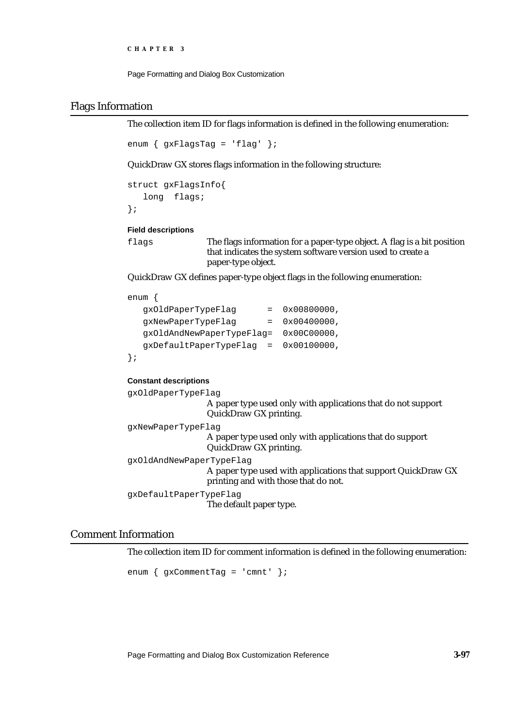## Flags Information

The collection item ID for flags information is defined in the following enumeration:

```
enum { gxFlagsTag = 'flag' };
```

QuickDraw GX stores flags information in the following structure:

```
struct gxFlagsInfo{
   long  flags;
};
```

**Field descriptions**

`flags` — The flags information for a paper-type object. A flag is a bit position that indicates the system software version used to create a paper-type object.

QuickDraw GX defines paper-type object flags in the following enumeration:

```
enum {
   gxOldPaperTypeFlag      =  0x00800000,
   gxNewPaperTypeFlag      =  0x00400000,
   gxOldAndNewPaperTypeFlag=  0x00C00000,
   gxDefaultPaperTypeFlag  =  0x00100000,
};
```

**Constant descriptions**

`gxOldPaperTypeFlag`
A paper type used only with applications that do not support QuickDraw GX printing.

`gxNewPaperTypeFlag`
A paper type used only with applications that do support QuickDraw GX printing.

`gxOldAndNewPaperTypeFlag`
A paper type used with applications that support QuickDraw GX printing and with those that do not.

`gxDefaultPaperTypeFlag`
The default paper type.

## Comment Information

The collection item ID for comment information is defined in the following enumeration:

```
enum { gxCommentTag = 'cmnt' };
```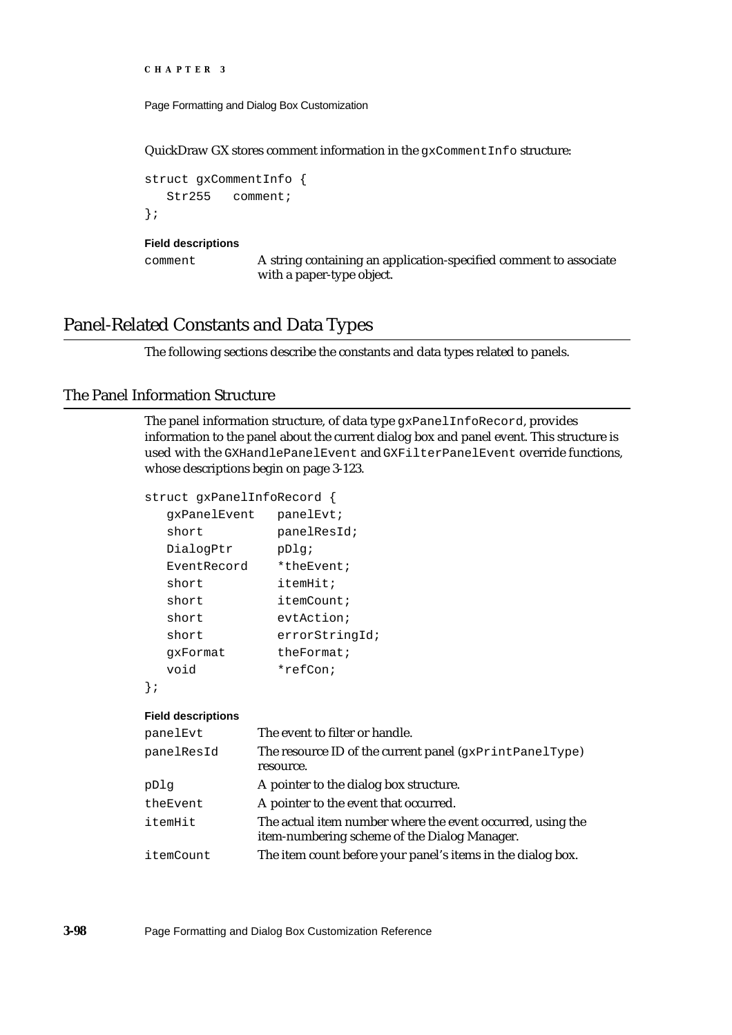QuickDraw GX stores comment information in the `gxCommentInfo` structure:

```
struct gxCommentInfo {
   Str255   comment;
};
```

**Field descriptions**

| | |
|---|---|
| `comment` | A string containing an application-specified comment to associate with a paper-type object. |

# Panel-Related Constants and Data Types

The following sections describe the constants and data types related to panels.

## The Panel Information Structure

The panel information structure, of data type `gxPanelInfoRecord`, provides information to the panel about the current dialog box and panel event. This structure is used with the `GXHandlePanelEvent` and `GXFilterPanelEvent` override functions, whose descriptions begin on page 3-123.

```
struct gxPanelInfoRecord {
   gxPanelEvent   panelEvt;
   short          panelResId;
   DialogPtr      pDlg;
   EventRecord    *theEvent;
   short          itemHit;
   short          itemCount;
   short          evtAction;
   short          errorStringId;
   gxFormat       theFormat;
   void           *refCon;
};
```

**Field descriptions**

| | |
|---|---|
| `panelEvt` | The event to filter or handle. |
| `panelResId` | The resource ID of the current panel (`gxPrintPanelType`) resource. |
| `pDlg` | A pointer to the dialog box structure. |
| `theEvent` | A pointer to the event that occurred. |
| `itemHit` | The actual item number where the event occurred, using the item-numbering scheme of the Dialog Manager. |
| `itemCount` | The item count before your panel's items in the dialog box. |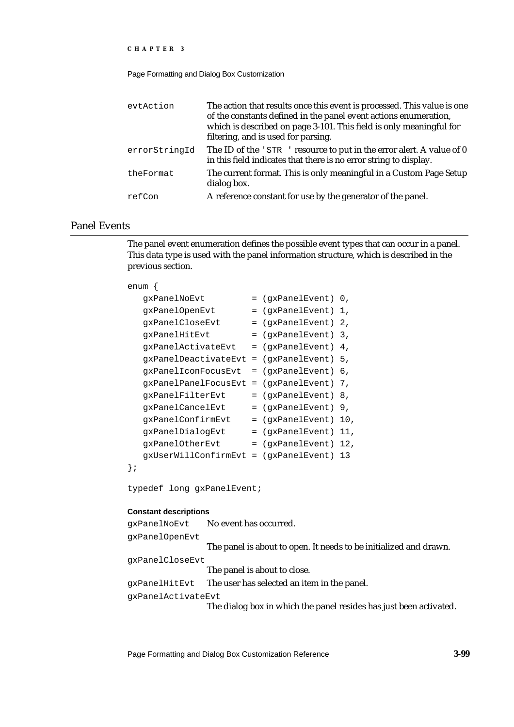| | |
|---|---|
| evtAction | The action that results once this event is processed. This value is one of the constants defined in the panel event actions enumeration, which is described on page 3-101. This field is only meaningful for filtering, and is used for parsing. |
| errorStringId | The ID of the 'STR ' resource to put in the error alert. A value of 0 in this field indicates that there is no error string to display. |
| theFormat | The current format. This is only meaningful in a Custom Page Setup dialog box. |
| refCon | A reference constant for use by the generator of the panel. |

## Panel Events

The panel event enumeration defines the possible event types that can occur in a panel. This data type is used with the panel information structure, which is described in the previous section.

```
enum {
   gxPanelNoEvt         = (gxPanelEvent) 0,
   gxPanelOpenEvt       = (gxPanelEvent) 1,
   gxPanelCloseEvt      = (gxPanelEvent) 2,
   gxPanelHitEvt        = (gxPanelEvent) 3,
   gxPanelActivateEvt   = (gxPanelEvent) 4,
   gxPanelDeactivateEvt = (gxPanelEvent) 5,
   gxPanelIconFocusEvt  = (gxPanelEvent) 6,
   gxPanelPanelFocusEvt = (gxPanelEvent) 7,
   gxPanelFilterEvt     = (gxPanelEvent) 8,
   gxPanelCancelEvt     = (gxPanelEvent) 9,
   gxPanelConfirmEvt    = (gxPanelEvent) 10,
   gxPanelDialogEvt     = (gxPanelEvent) 11,
   gxPanelOtherEvt      = (gxPanelEvent) 12,
   gxUserWillConfirmEvt = (gxPanelEvent) 13
};

typedef long gxPanelEvent;
```

**Constant descriptions**

| | |
|---|---|
| gxPanelNoEvt | No event has occurred. |
| gxPanelOpenEvt | The panel is about to open. It needs to be initialized and drawn. |
| gxPanelCloseEvt | The panel is about to close. |
| gxPanelHitEvt | The user has selected an item in the panel. |
| gxPanelActivateEvt | The dialog box in which the panel resides has just been activated. |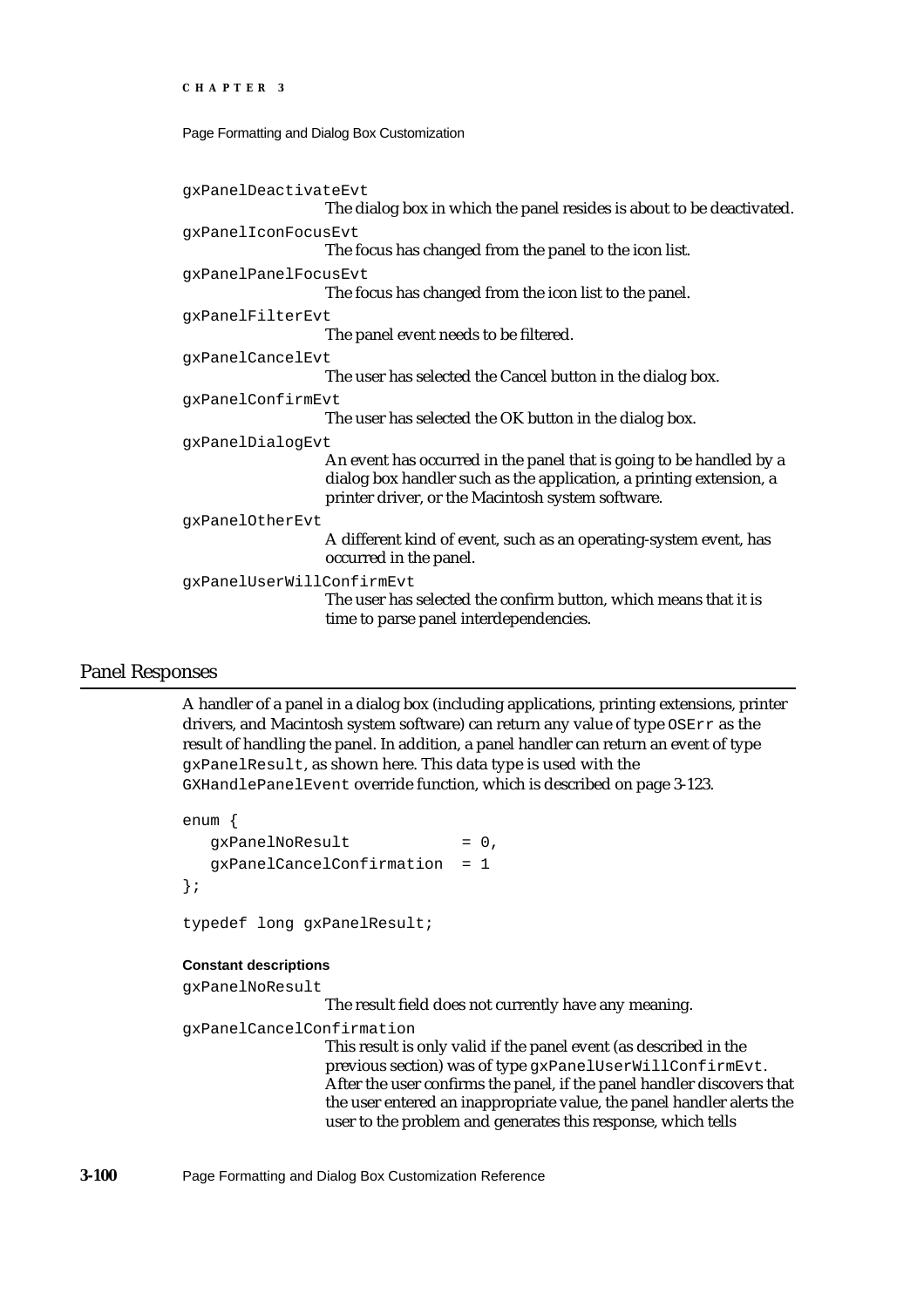`gxPanelDeactivateEvt`
: The dialog box in which the panel resides is about to be deactivated.

`gxPanelIconFocusEvt`
: The focus has changed from the panel to the icon list.

`gxPanelPanelFocusEvt`
: The focus has changed from the icon list to the panel.

`gxPanelFilterEvt`
: The panel event needs to be filtered.

`gxPanelCancelEvt`
: The user has selected the Cancel button in the dialog box.

`gxPanelConfirmEvt`
: The user has selected the OK button in the dialog box.

`gxPanelDialogEvt`
: An event has occurred in the panel that is going to be handled by a dialog box handler such as the application, a printing extension, a printer driver, or the Macintosh system software.

`gxPanelOtherEvt`
: A different kind of event, such as an operating-system event, has occurred in the panel.

`gxPanelUserWillConfirmEvt`
: The user has selected the confirm button, which means that it is time to parse panel interdependencies.

## Panel Responses

A handler of a panel in a dialog box (including applications, printing extensions, printer drivers, and Macintosh system software) can return any value of type `OSErr` as the result of handling the panel. In addition, a panel handler can return an event of type `gxPanelResult`, as shown here. This data type is used with the `GXHandlePanelEvent` override function, which is described on page 3-123.

```
enum {
   gxPanelNoResult            = 0,
   gxPanelCancelConfirmation  = 1
};

typedef long gxPanelResult;
```

**Constant descriptions**

`gxPanelNoResult`
: The result field does not currently have any meaning.

`gxPanelCancelConfirmation`
: This result is only valid if the panel event (as described in the previous section) was of type `gxPanelUserWillConfirmEvt`. After the user confirms the panel, if the panel handler discovers that the user entered an inappropriate value, the panel handler alerts the user to the problem and generates this response, which tells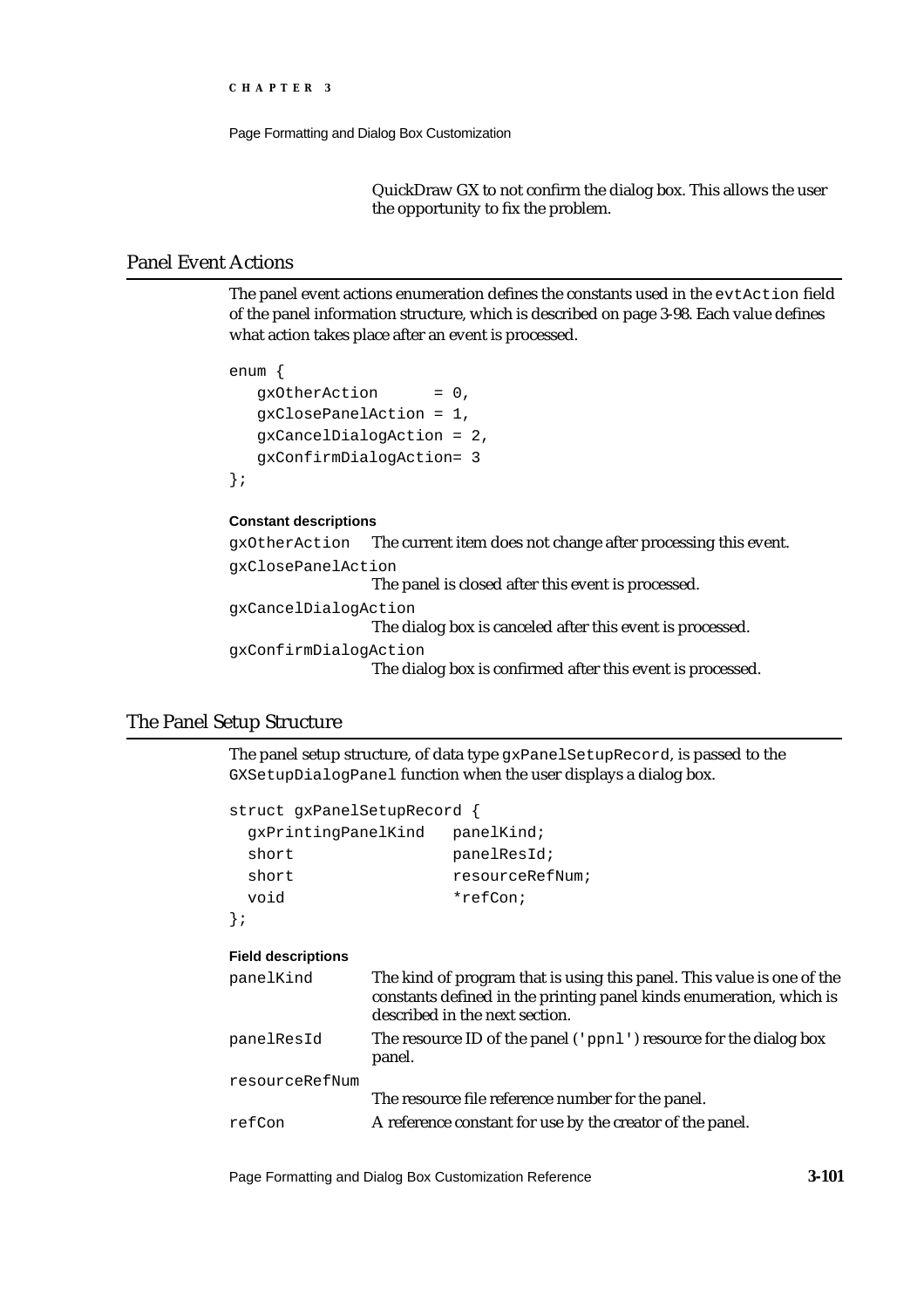QuickDraw GX to not confirm the dialog box. This allows the user the opportunity to fix the problem.

## Panel Event Actions

The panel event actions enumeration defines the constants used in the `evtAction` field of the panel information structure, which is described on page 3-98. Each value defines what action takes place after an event is processed.

```
enum {
   gxOtherAction       = 0,
   gxClosePanelAction = 1,
   gxCancelDialogAction = 2,
   gxConfirmDialogAction= 3
};
```

**Constant descriptions**

`gxOtherAction` The current item does not change after processing this event.

`gxClosePanelAction`
The panel is closed after this event is processed.

`gxCancelDialogAction`
The dialog box is canceled after this event is processed.

`gxConfirmDialogAction`
The dialog box is confirmed after this event is processed.

## The Panel Setup Structure

The panel setup structure, of data type `gxPanelSetupRecord`, is passed to the `GXSetupDialogPanel` function when the user displays a dialog box.

```
struct gxPanelSetupRecord {
  gxPrintingPanelKind   panelKind;
  short                 panelResId;
  short                 resourceRefNum;
  void                  *refCon;
};
```

**Field descriptions**

`panelKind` The kind of program that is using this panel. This value is one of the constants defined in the printing panel kinds enumeration, which is described in the next section.

`panelResId` The resource ID of the panel (`'ppnl'`) resource for the dialog box panel.

`resourceRefNum`
The resource file reference number for the panel.

`refCon` A reference constant for use by the creator of the panel.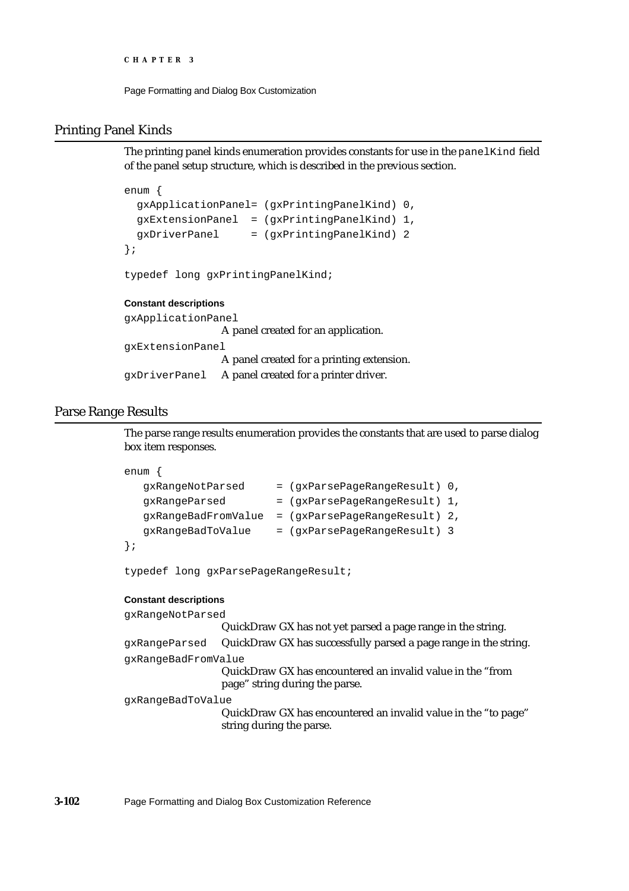## Printing Panel Kinds

The printing panel kinds enumeration provides constants for use in the `panelKind` field of the panel setup structure, which is described in the previous section.

```
enum {
  gxApplicationPanel= (gxPrintingPanelKind) 0,
  gxExtensionPanel  = (gxPrintingPanelKind) 1,
  gxDriverPanel     = (gxPrintingPanelKind) 2
};

typedef long gxPrintingPanelKind;
```

**Constant descriptions**

`gxApplicationPanel`
: A panel created for an application.

`gxExtensionPanel`
: A panel created for a printing extension.

`gxDriverPanel`
: A panel created for a printer driver.

## Parse Range Results

The parse range results enumeration provides the constants that are used to parse dialog box item responses.

```
enum {
   gxRangeNotParsed     = (gxParsePageRangeResult) 0,
   gxRangeParsed        = (gxParsePageRangeResult) 1,
   gxRangeBadFromValue  = (gxParsePageRangeResult) 2,
   gxRangeBadToValue    = (gxParsePageRangeResult) 3
};

typedef long gxParsePageRangeResult;
```

**Constant descriptions**

`gxRangeNotParsed`
: QuickDraw GX has not yet parsed a page range in the string.

`gxRangeParsed`
: QuickDraw GX has successfully parsed a page range in the string.

`gxRangeBadFromValue`
: QuickDraw GX has encountered an invalid value in the "from page" string during the parse.

`gxRangeBadToValue`
: QuickDraw GX has encountered an invalid value in the "to page" string during the parse.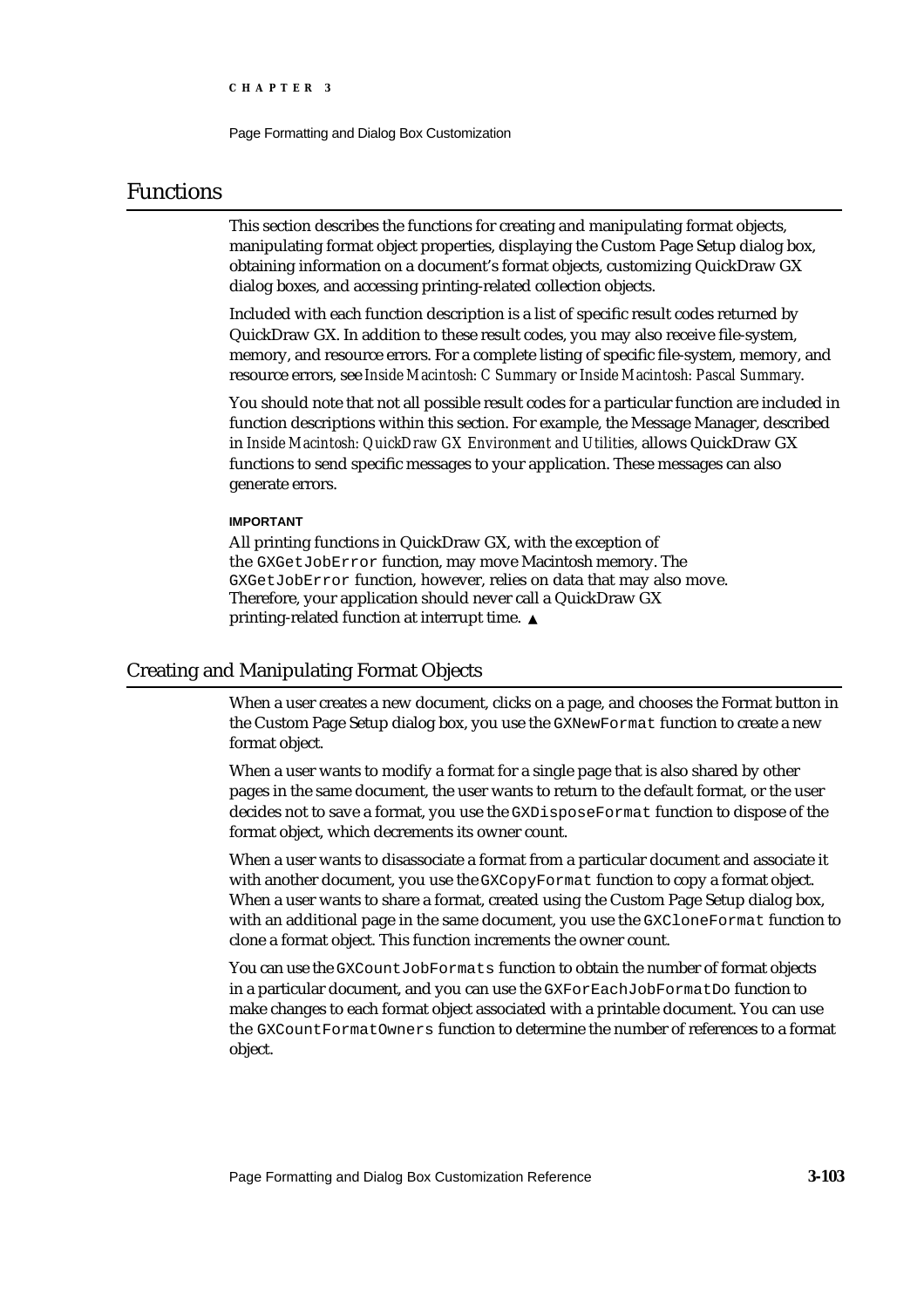# Functions

This section describes the functions for creating and manipulating format objects, manipulating format object properties, displaying the Custom Page Setup dialog box, obtaining information on a document's format objects, customizing QuickDraw GX dialog boxes, and accessing printing-related collection objects.

Included with each function description is a list of specific result codes returned by QuickDraw GX. In addition to these result codes, you may also receive file-system, memory, and resource errors. For a complete listing of specific file-system, memory, and resource errors, see *Inside Macintosh: C Summary* or *Inside Macintosh: Pascal Summary*.

You should note that not all possible result codes for a particular function are included in function descriptions within this section. For example, the Message Manager, described in *Inside Macintosh: QuickDraw GX Environment and Utilities,* allows QuickDraw GX functions to send specific messages to your application. These messages can also generate errors.

**IMPORTANT**

All printing functions in QuickDraw GX, with the exception of the `GXGetJobError` function, may move Macintosh memory. The `GXGetJobError` function, however, relies on data that may also move. Therefore, your application should never call a QuickDraw GX printing-related function at interrupt time. ▲

## Creating and Manipulating Format Objects

When a user creates a new document, clicks on a page, and chooses the Format button in the Custom Page Setup dialog box, you use the `GXNewFormat` function to create a new format object.

When a user wants to modify a format for a single page that is also shared by other pages in the same document, the user wants to return to the default format, or the user decides not to save a format, you use the `GXDisposeFormat` function to dispose of the format object, which decrements its owner count.

When a user wants to disassociate a format from a particular document and associate it with another document, you use the `GXCopyFormat` function to copy a format object. When a user wants to share a format, created using the Custom Page Setup dialog box, with an additional page in the same document, you use the `GXCloneFormat` function to clone a format object. This function increments the owner count.

You can use the `GXCountJobFormats` function to obtain the number of format objects in a particular document, and you can use the `GXForEachJobFormatDo` function to make changes to each format object associated with a printable document. You can use the `GXCountFormatOwners` function to determine the number of references to a format object.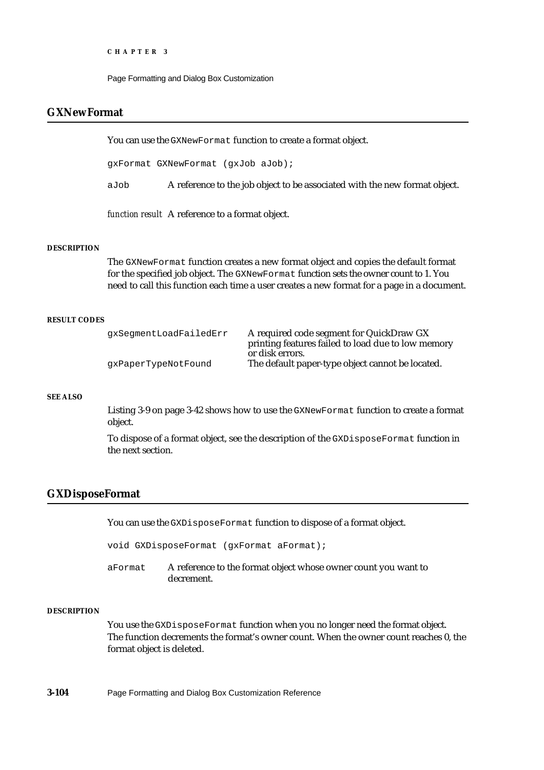## GXNewFormat

You can use the `GXNewFormat` function to create a format object.

```
gxFormat GXNewFormat (gxJob aJob);
```

`aJob` A reference to the job object to be associated with the new format object.

*function result* A reference to a format object.

#### DESCRIPTION

The `GXNewFormat` function creates a new format object and copies the default format for the specified job object. The `GXNewFormat` function sets the owner count to 1. You need to call this function each time a user creates a new format for a page in a document.

#### RESULT CODES

| | |
|---|---|
| `gxSegmentLoadFailedErr` | A required code segment for QuickDraw GX printing features failed to load due to low memory or disk errors. |
| `gxPaperTypeNotFound` | The default paper-type object cannot be located. |

#### SEE ALSO

Listing 3-9 on page 3-42 shows how to use the `GXNewFormat` function to create a format object.

To dispose of a format object, see the description of the `GXDisposeFormat` function in the next section.

## GXDisposeFormat

You can use the `GXDisposeFormat` function to dispose of a format object.

```
void GXDisposeFormat (gxFormat aFormat);
```

`aFormat` A reference to the format object whose owner count you want to decrement.

#### DESCRIPTION

You use the `GXDisposeFormat` function when you no longer need the format object. The function decrements the format's owner count. When the owner count reaches 0, the format object is deleted.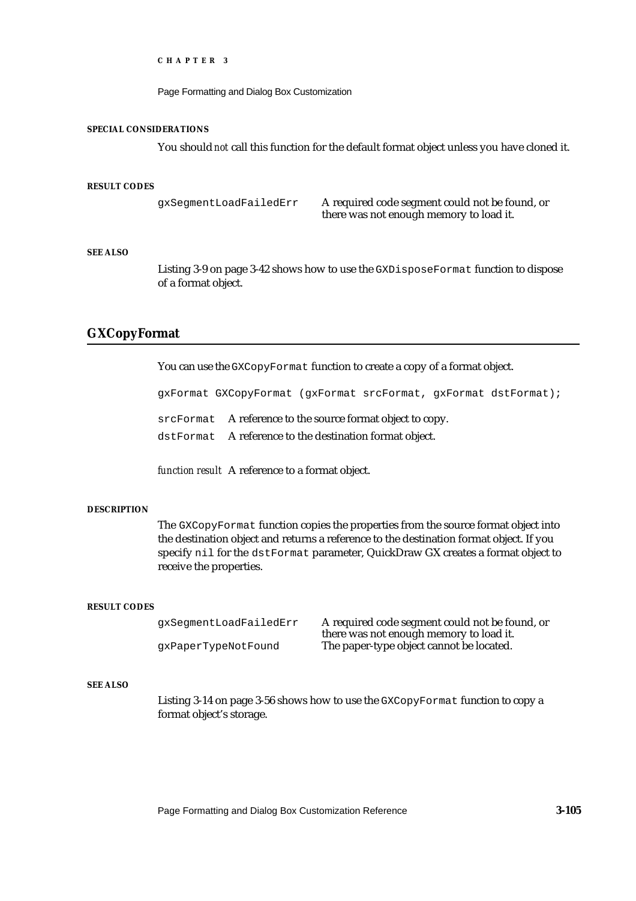#### SPECIAL CONSIDERATIONS

You should *not* call this function for the default format object unless you have cloned it.

#### RESULT CODES

| | |
|---|---|
| gxSegmentLoadFailedErr | A required code segment could not be found, or there was not enough memory to load it. |

#### SEE ALSO

Listing 3-9 on page 3-42 shows how to use the `GXDisposeFormat` function to dispose of a format object.

## GXCopyFormat

You can use the `GXCopyFormat` function to create a copy of a format object.

```
gxFormat GXCopyFormat (gxFormat srcFormat, gxFormat dstFormat);
```

`srcFormat` A reference to the source format object to copy.

`dstFormat` A reference to the destination format object.

*function result* A reference to a format object.

#### DESCRIPTION

The `GXCopyFormat` function copies the properties from the source format object into the destination object and returns a reference to the destination format object. If you specify `nil` for the `dstFormat` parameter, QuickDraw GX creates a format object to receive the properties.

#### RESULT CODES

| | |
|---|---|
| gxSegmentLoadFailedErr | A required code segment could not be found, or there was not enough memory to load it. |
| gxPaperTypeNotFound | The paper-type object cannot be located. |

#### SEE ALSO

Listing 3-14 on page 3-56 shows how to use the `GXCopyFormat` function to copy a format object's storage.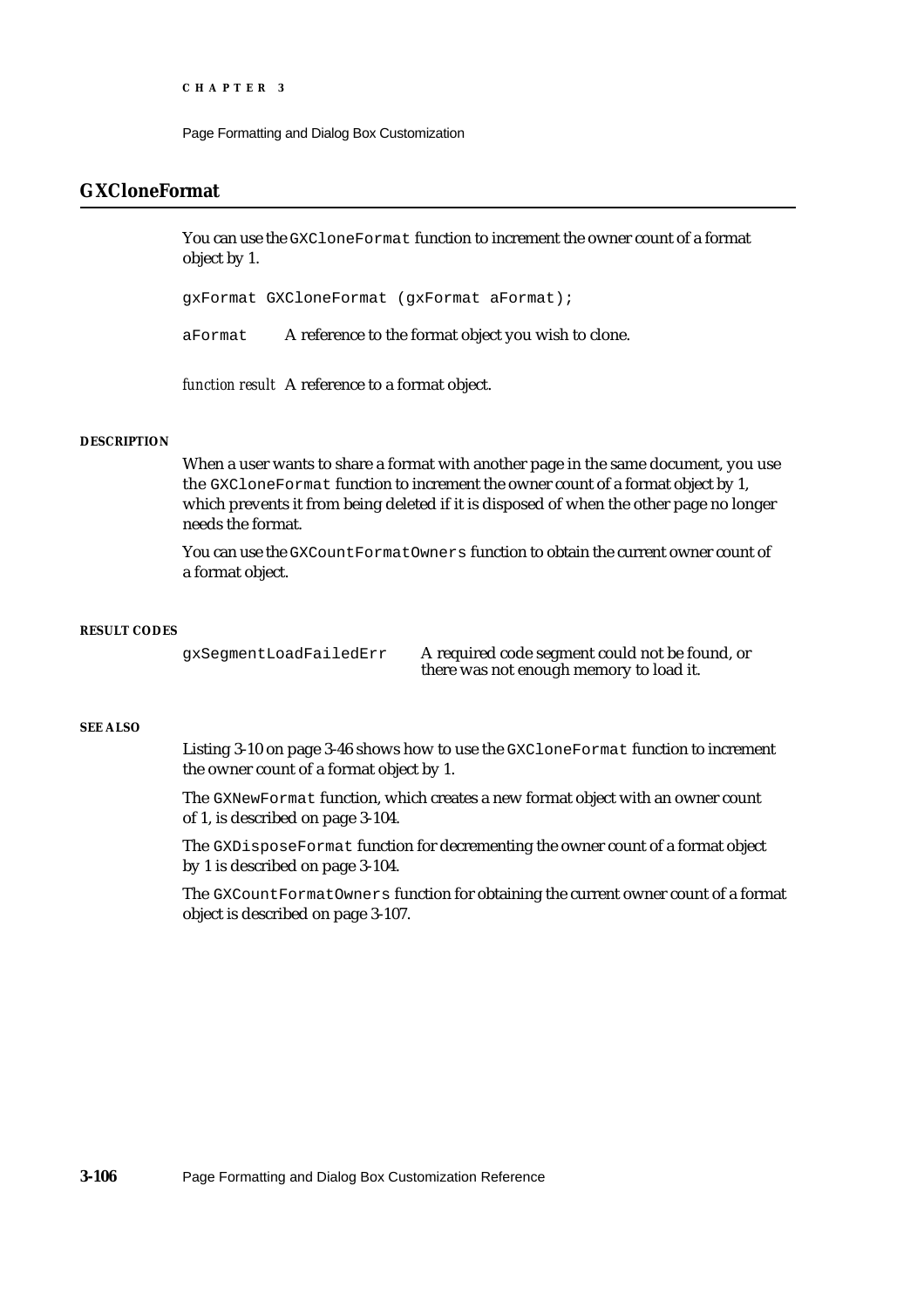## GXCloneFormat

You can use the `GXCloneFormat` function to increment the owner count of a format object by 1.

```
gxFormat GXCloneFormat (gxFormat aFormat);
```

`aFormat` A reference to the format object you wish to clone.

*function result* A reference to a format object.

#### DESCRIPTION

When a user wants to share a format with another page in the same document, you use the `GXCloneFormat` function to increment the owner count of a format object by 1, which prevents it from being deleted if it is disposed of when the other page no longer needs the format.

You can use the `GXCountFormatOwners` function to obtain the current owner count of a format object.

#### RESULT CODES

| | |
|---|---|
| `gxSegmentLoadFailedErr` | A required code segment could not be found, or there was not enough memory to load it. |

#### SEE ALSO

Listing 3-10 on page 3-46 shows how to use the `GXCloneFormat` function to increment the owner count of a format object by 1.

The `GXNewFormat` function, which creates a new format object with an owner count of 1, is described on page 3-104.

The `GXDisposeFormat` function for decrementing the owner count of a format object by 1 is described on page 3-104.

The `GXCountFormatOwners` function for obtaining the current owner count of a format object is described on page 3-107.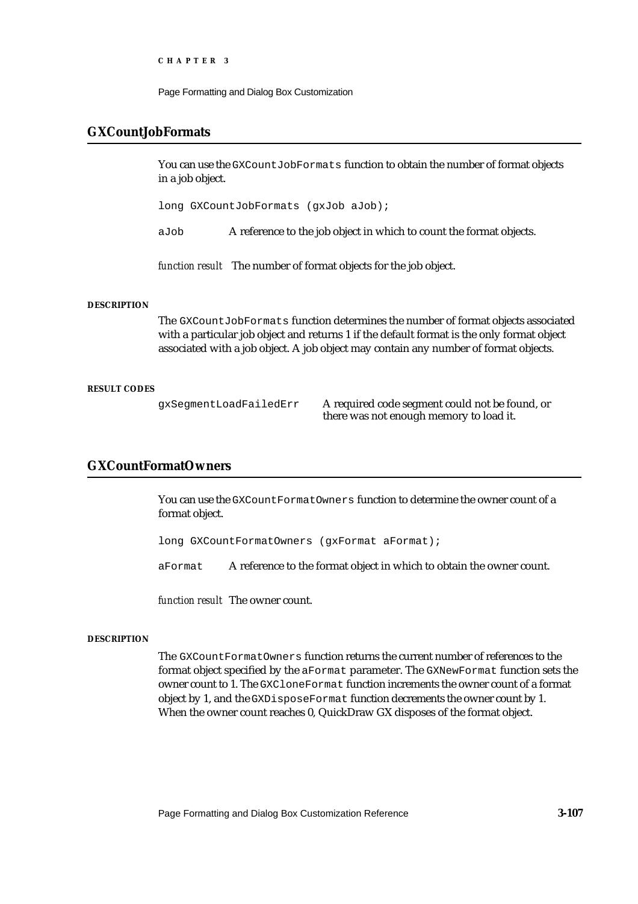## GXCountJobFormats

You can use the `GXCountJobFormats` function to obtain the number of format objects in a job object.

```
long GXCountJobFormats (gxJob aJob);
```

`aJob` A reference to the job object in which to count the format objects.

*function result* The number of format objects for the job object.

#### DESCRIPTION

The `GXCountJobFormats` function determines the number of format objects associated with a particular job object and returns 1 if the default format is the only format object associated with a job object. A job object may contain any number of format objects.

#### RESULT CODES

| | |
|---|---|
| `gxSegmentLoadFailedErr` | A required code segment could not be found, or there was not enough memory to load it. |

## GXCountFormatOwners

You can use the `GXCountFormatOwners` function to determine the owner count of a format object.

```
long GXCountFormatOwners (gxFormat aFormat);
```

`aFormat` A reference to the format object in which to obtain the owner count.

*function result* The owner count.

#### DESCRIPTION

The `GXCountFormatOwners` function returns the current number of references to the format object specified by the `aFormat` parameter. The `GXNewFormat` function sets the owner count to 1. The `GXCloneFormat` function increments the owner count of a format object by 1, and the `GXDisposeFormat` function decrements the owner count by 1. When the owner count reaches 0, QuickDraw GX disposes of the format object.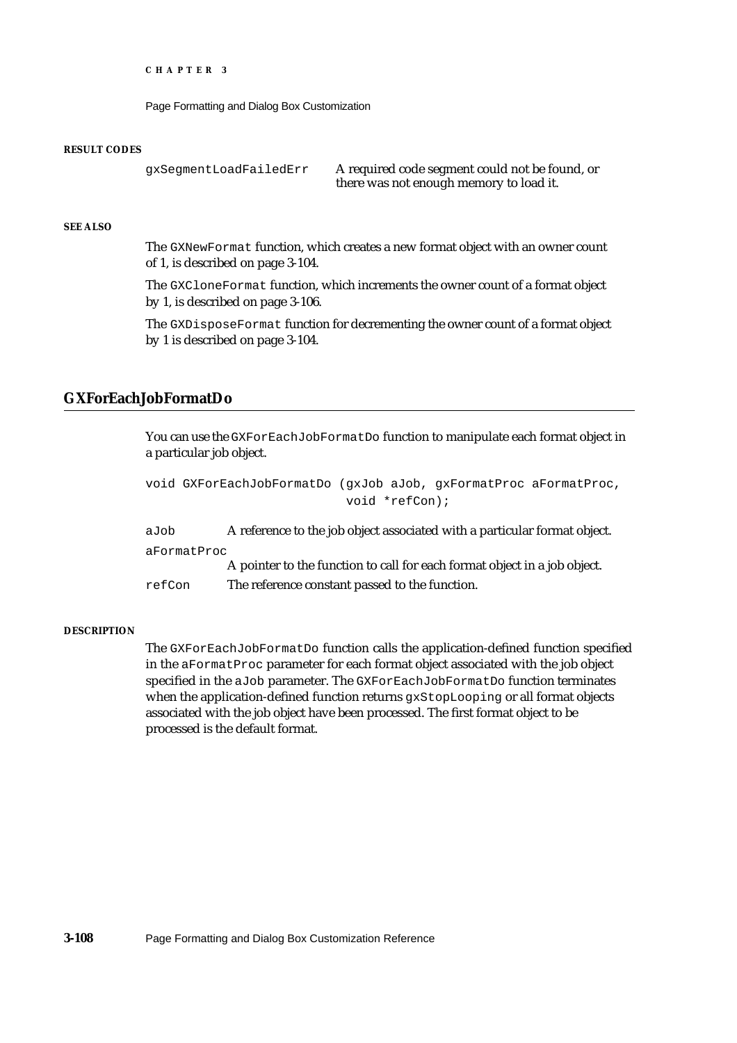**RESULT CODES**

| | |
|---|---|
| gxSegmentLoadFailedErr | A required code segment could not be found, or there was not enough memory to load it. |

**SEE ALSO**

The `GXNewFormat` function, which creates a new format object with an owner count of 1, is described on page 3-104.

The `GXCloneFormat` function, which increments the owner count of a format object by 1, is described on page 3-106.

The `GXDisposeFormat` function for decrementing the owner count of a format object by 1 is described on page 3-104.

## GXForEachJobFormatDo

You can use the `GXForEachJobFormatDo` function to manipulate each format object in a particular job object.

```
void GXForEachJobFormatDo (gxJob aJob, gxFormatProc aFormatProc,
                           void *refCon);
```

`aJob` A reference to the job object associated with a particular format object.

`aFormatProc`
A pointer to the function to call for each format object in a job object.

`refCon` The reference constant passed to the function.

**DESCRIPTION**

The `GXForEachJobFormatDo` function calls the application-defined function specified in the `aFormatProc` parameter for each format object associated with the job object specified in the `aJob` parameter. The `GXForEachJobFormatDo` function terminates when the application-defined function returns `gxStopLooping` or all format objects associated with the job object have been processed. The first format object to be processed is the default format.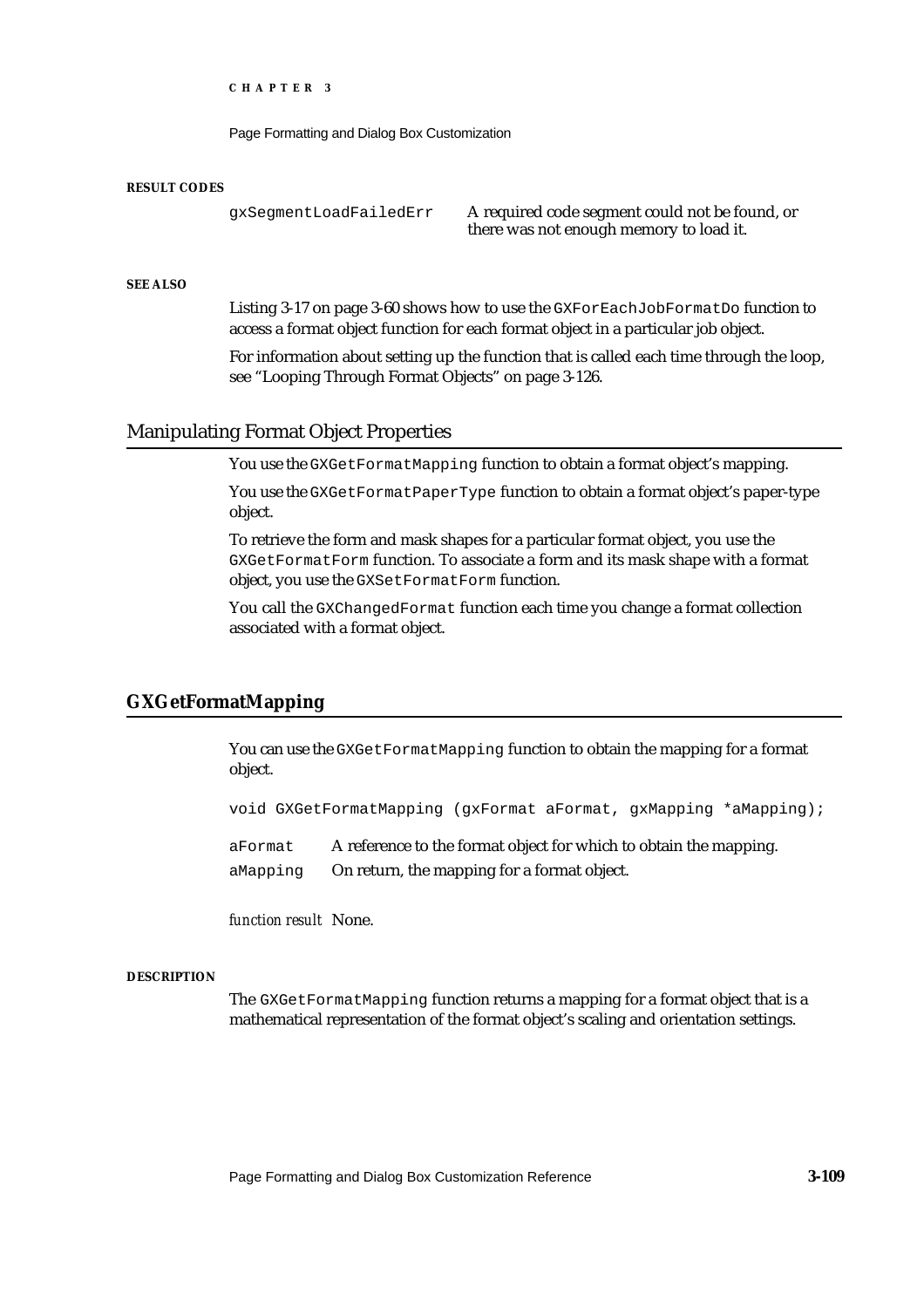#### RESULT CODES

| | |
|---|---|
| gxSegmentLoadFailedErr | A required code segment could not be found, or there was not enough memory to load it. |

#### SEE ALSO

Listing 3-17 on page 3-60 shows how to use the `GXForEachJobFormatDo` function to access a format object function for each format object in a particular job object.

For information about setting up the function that is called each time through the loop, see "Looping Through Format Objects" on page 3-126.

## Manipulating Format Object Properties

You use the `GXGetFormatMapping` function to obtain a format object's mapping.

You use the `GXGetFormatPaperType` function to obtain a format object's paper-type object.

To retrieve the form and mask shapes for a particular format object, you use the `GXGetFormatForm` function. To associate a form and its mask shape with a format object, you use the `GXSetFormatForm` function.

You call the `GXChangedFormat` function each time you change a format collection associated with a format object.

### GXGetFormatMapping

You can use the `GXGetFormatMapping` function to obtain the mapping for a format object.

```
void GXGetFormatMapping (gxFormat aFormat, gxMapping *aMapping);
```

| | |
|---|---|
| `aFormat` | A reference to the format object for which to obtain the mapping. |
| `aMapping` | On return, the mapping for a format object. |

*function result* None.

#### DESCRIPTION

The `GXGetFormatMapping` function returns a mapping for a format object that is a mathematical representation of the format object's scaling and orientation settings.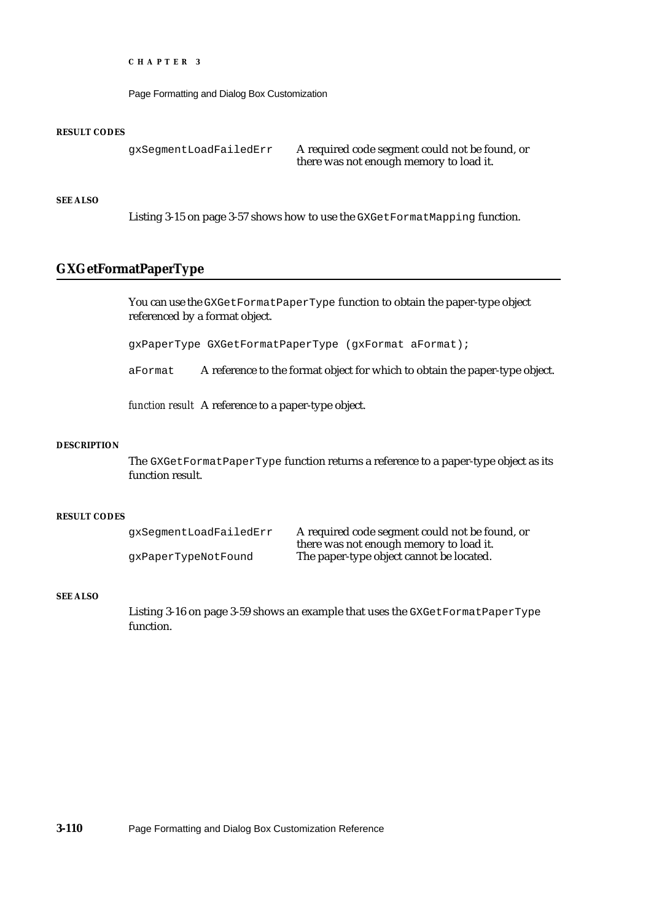**RESULT CODES**

| | |
|---|---|
| `gxSegmentLoadFailedErr` | A required code segment could not be found, or there was not enough memory to load it. |

**SEE ALSO**

Listing 3-15 on page 3-57 shows how to use the `GXGetFormatMapping` function.

## GXGetFormatPaperType

You can use the `GXGetFormatPaperType` function to obtain the paper-type object referenced by a format object.

```
gxPaperType GXGetFormatPaperType (gxFormat aFormat);
```

`aFormat` A reference to the format object for which to obtain the paper-type object.

*function result* A reference to a paper-type object.

**DESCRIPTION**

The `GXGetFormatPaperType` function returns a reference to a paper-type object as its function result.

**RESULT CODES**

| | |
|---|---|
| `gxSegmentLoadFailedErr` | A required code segment could not be found, or there was not enough memory to load it. |
| `gxPaperTypeNotFound` | The paper-type object cannot be located. |

**SEE ALSO**

Listing 3-16 on page 3-59 shows an example that uses the `GXGetFormatPaperType` function.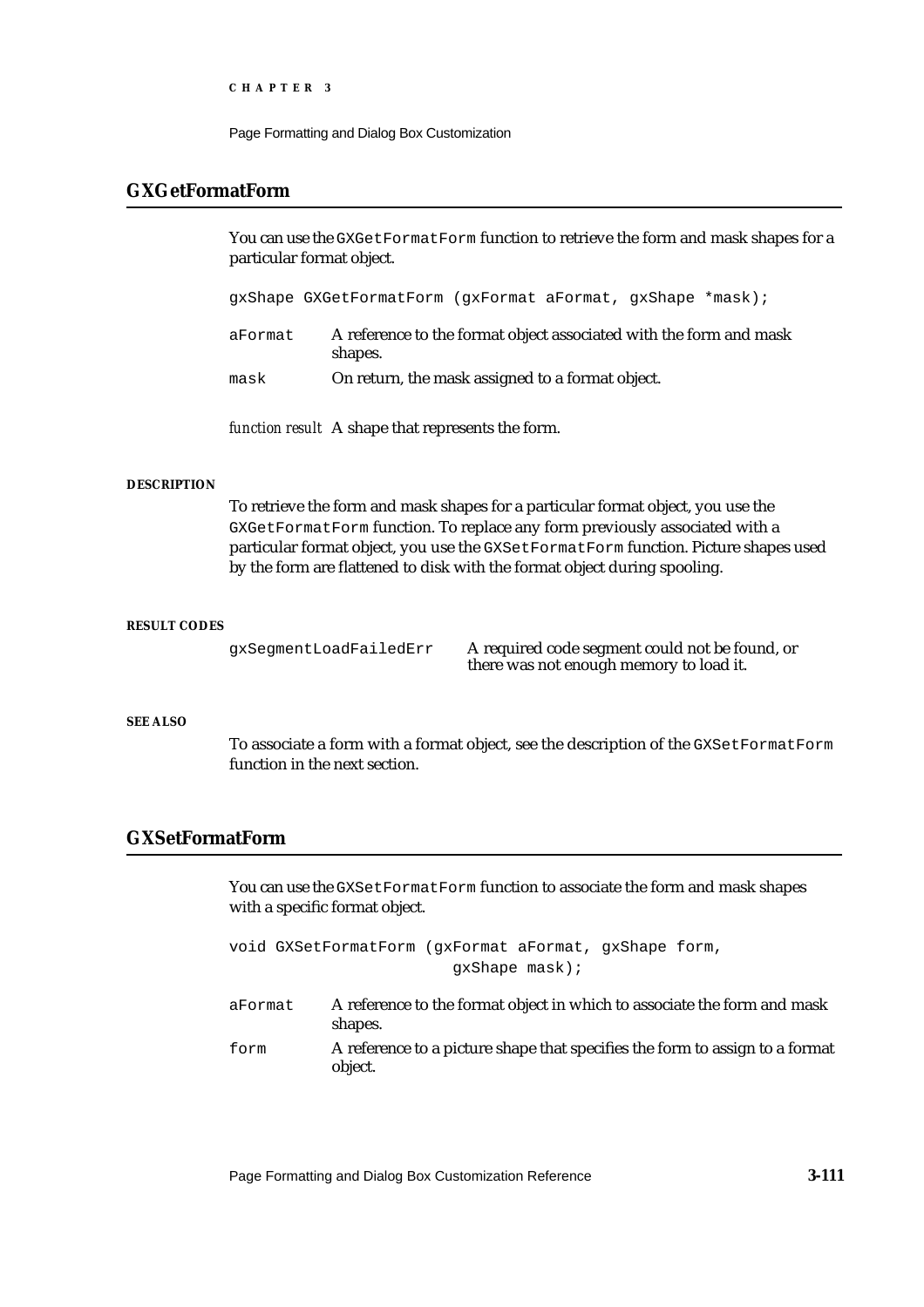## GXGetFormatForm

You can use the `GXGetFormatForm` function to retrieve the form and mask shapes for a particular format object.

```
gxShape GXGetFormatForm (gxFormat aFormat, gxShape *mask);
```

`aFormat` A reference to the format object associated with the form and mask shapes.

`mask` On return, the mask assigned to a format object.

*function result* A shape that represents the form.

#### DESCRIPTION

To retrieve the form and mask shapes for a particular format object, you use the `GXGetFormatForm` function. To replace any form previously associated with a particular format object, you use the `GXSetFormatForm` function. Picture shapes used by the form are flattened to disk with the format object during spooling.

#### RESULT CODES

| | |
|---|---|
| `gxSegmentLoadFailedErr` | A required code segment could not be found, or there was not enough memory to load it. |

#### SEE ALSO

To associate a form with a format object, see the description of the `GXSetFormatForm` function in the next section.

## GXSetFormatForm

You can use the `GXSetFormatForm` function to associate the form and mask shapes with a specific format object.

```
void GXSetFormatForm (gxFormat aFormat, gxShape form,
                         gxShape mask);
```

`aFormat` A reference to the format object in which to associate the form and mask shapes.

`form` A reference to a picture shape that specifies the form to assign to a format object.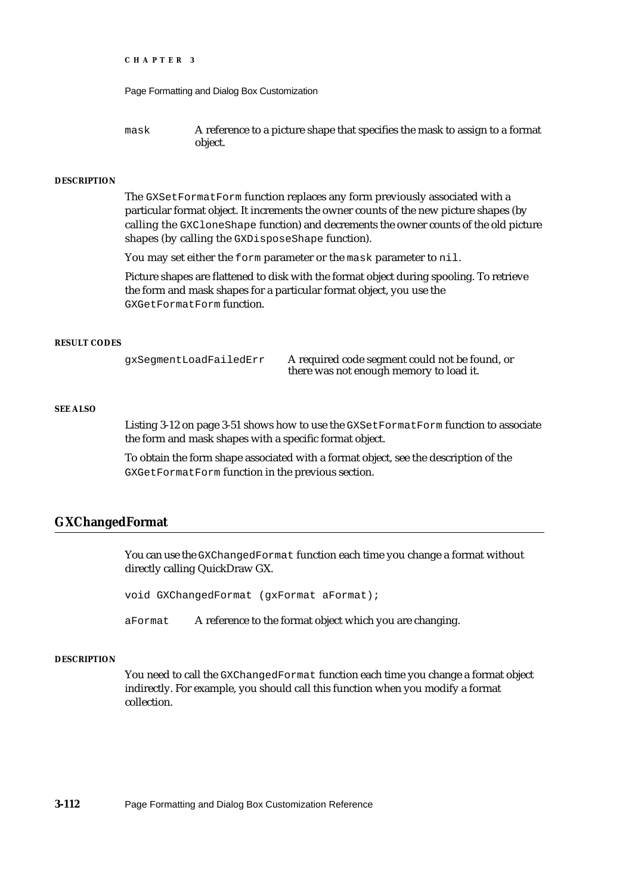mask  A reference to a picture shape that specifies the mask to assign to a format object.

**DESCRIPTION**

The `GXSetFormatForm` function replaces any form previously associated with a particular format object. It increments the owner counts of the new picture shapes (by calling the `GXCloneShape` function) and decrements the owner counts of the old picture shapes (by calling the `GXDisposeShape` function).

You may set either the `form` parameter or the `mask` parameter to `nil`.

Picture shapes are flattened to disk with the format object during spooling. To retrieve the form and mask shapes for a particular format object, you use the `GXGetFormatForm` function.

**RESULT CODES**

| | |
|---|---|
| `gxSegmentLoadFailedErr` | A required code segment could not be found, or there was not enough memory to load it. |

**SEE ALSO**

Listing 3-12 on page 3-51 shows how to use the `GXSetFormatForm` function to associate the form and mask shapes with a specific format object.

To obtain the form shape associated with a format object, see the description of the `GXGetFormatForm` function in the previous section.

## GXChangedFormat

You can use the `GXChangedFormat` function each time you change a format without directly calling QuickDraw GX.

```
void GXChangedFormat (gxFormat aFormat);
```

aFormat  A reference to the format object which you are changing.

**DESCRIPTION**

You need to call the `GXChangedFormat` function each time you change a format object indirectly. For example, you should call this function when you modify a format collection.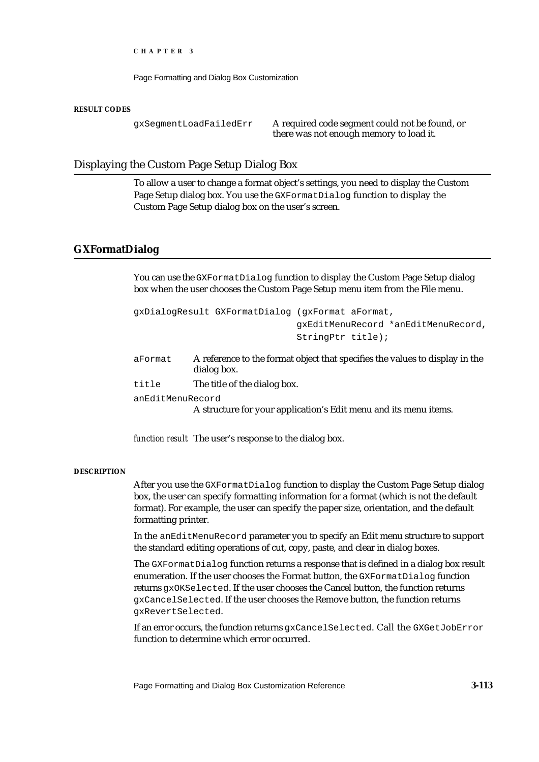**RESULT CODES**

| | |
|---|---|
| gxSegmentLoadFailedErr | A required code segment could not be found, or there was not enough memory to load it. |

## Displaying the Custom Page Setup Dialog Box

To allow a user to change a format object's settings, you need to display the Custom Page Setup dialog box. You use the `GXFormatDialog` function to display the Custom Page Setup dialog box on the user's screen.

### GXFormatDialog

You can use the `GXFormatDialog` function to display the Custom Page Setup dialog box when the user chooses the Custom Page Setup menu item from the File menu.

```
gxDialogResult GXFormatDialog (gxFormat aFormat,
                               gxEditMenuRecord *anEditMenuRecord,
                               StringPtr title);
```

`aFormat` A reference to the format object that specifies the values to display in the dialog box.

`title` The title of the dialog box.

`anEditMenuRecord` A structure for your application's Edit menu and its menu items.

*function result* The user's response to the dialog box.

**DESCRIPTION**

After you use the `GXFormatDialog` function to display the Custom Page Setup dialog box, the user can specify formatting information for a format (which is not the default format). For example, the user can specify the paper size, orientation, and the default formatting printer.

In the `anEditMenuRecord` parameter you to specify an Edit menu structure to support the standard editing operations of cut, copy, paste, and clear in dialog boxes.

The `GXFormatDialog` function returns a response that is defined in a dialog box result enumeration. If the user chooses the Format button, the `GXFormatDialog` function returns `gxOKSelected`. If the user chooses the Cancel button, the function returns `gxCancelSelected`. If the user chooses the Remove button, the function returns `gxRevertSelected`.

If an error occurs, the function returns `gxCancelSelected`. Call the `GXGetJobError` function to determine which error occurred.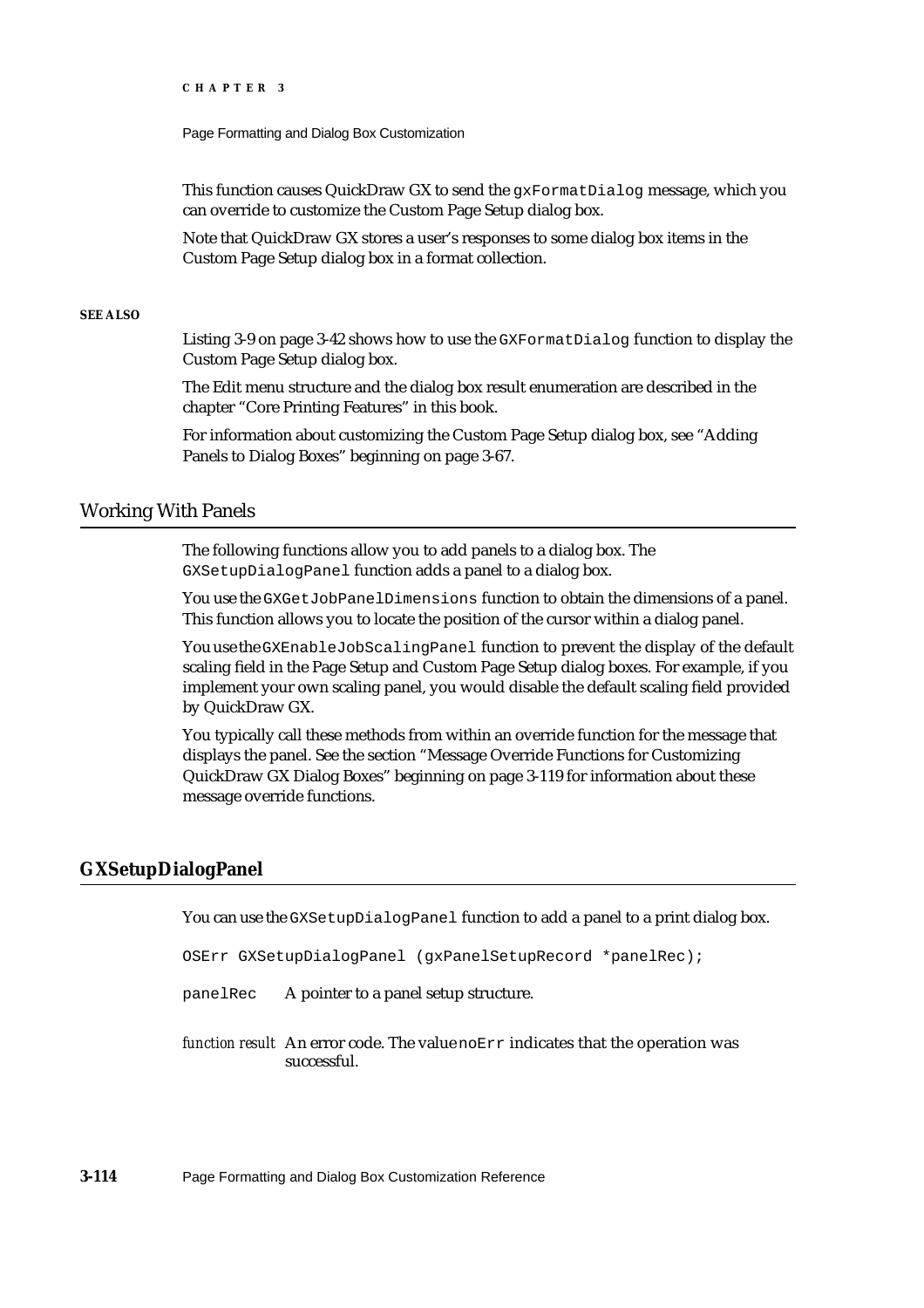This function causes QuickDraw GX to send the `gxFormatDialog` message, which you can override to customize the Custom Page Setup dialog box.

Note that QuickDraw GX stores a user's responses to some dialog box items in the Custom Page Setup dialog box in a format collection.

**SEE ALSO**

Listing 3-9 on page 3-42 shows how to use the `GXFormatDialog` function to display the Custom Page Setup dialog box.

The Edit menu structure and the dialog box result enumeration are described in the chapter "Core Printing Features" in this book.

For information about customizing the Custom Page Setup dialog box, see "Adding Panels to Dialog Boxes" beginning on page 3-67.

## Working With Panels

The following functions allow you to add panels to a dialog box. The `GXSetupDialogPanel` function adds a panel to a dialog box.

You use the `GXGetJobPanelDimensions` function to obtain the dimensions of a panel. This function allows you to locate the position of the cursor within a dialog panel.

You use the `GXEnableJobScalingPanel` function to prevent the display of the default scaling field in the Page Setup and Custom Page Setup dialog boxes. For example, if you implement your own scaling panel, you would disable the default scaling field provided by QuickDraw GX.

You typically call these methods from within an override function for the message that displays the panel. See the section "Message Override Functions for Customizing QuickDraw GX Dialog Boxes" beginning on page 3-119 for information about these message override functions.

### GXSetupDialogPanel

You can use the `GXSetupDialogPanel` function to add a panel to a print dialog box.

```
OSErr GXSetupDialogPanel (gxPanelSetupRecord *panelRec);
```

`panelRec` A pointer to a panel setup structure.

*function result* An error code. The value `noErr` indicates that the operation was successful.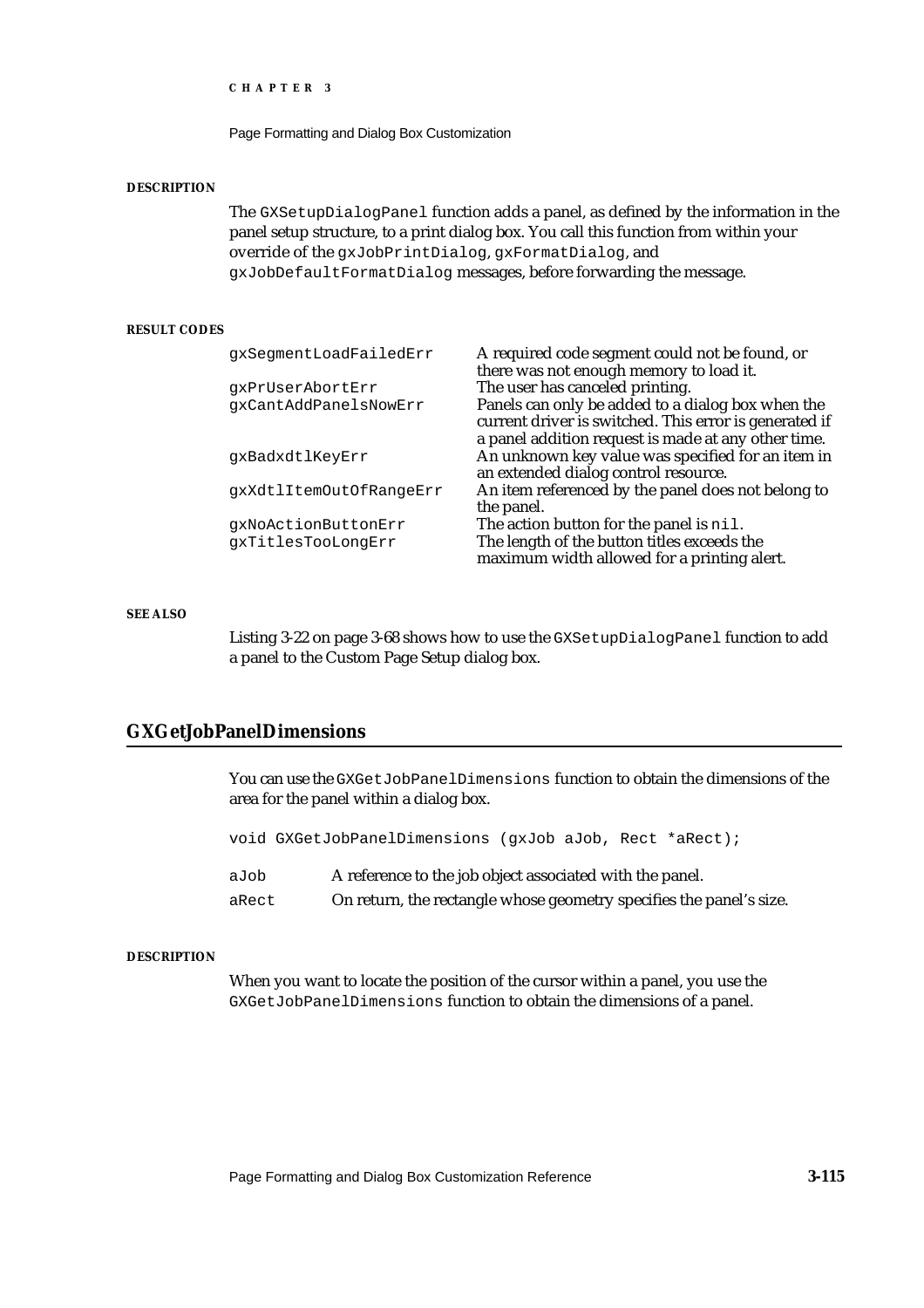#### DESCRIPTION

The `GXSetupDialogPanel` function adds a panel, as defined by the information in the panel setup structure, to a print dialog box. You call this function from within your override of the `gxJobPrintDialog`, `gxFormatDialog`, and `gxJobDefaultFormatDialog` messages, before forwarding the message.

#### RESULT CODES

| | |
|---|---|
| `gxSegmentLoadFailedErr` | A required code segment could not be found, or there was not enough memory to load it. |
| `gxPrUserAbortErr` | The user has canceled printing. |
| `gxCantAddPanelsNowErr` | Panels can only be added to a dialog box when the current driver is switched. This error is generated if a panel addition request is made at any other time. |
| `gxBadxdtlKeyErr` | An unknown key value was specified for an item in an extended dialog control resource. |
| `gxXdtlItemOutOfRangeErr` | An item referenced by the panel does not belong to the panel. |
| `gxNoActionButtonErr` | The action button for the panel is `nil`. |
| `gxTitlesTooLongErr` | The length of the button titles exceeds the maximum width allowed for a printing alert. |

#### SEE ALSO

Listing 3-22 on page 3-68 shows how to use the `GXSetupDialogPanel` function to add a panel to the Custom Page Setup dialog box.

## GXGetJobPanelDimensions

You can use the `GXGetJobPanelDimensions` function to obtain the dimensions of the area for the panel within a dialog box.

```
void GXGetJobPanelDimensions (gxJob aJob, Rect *aRect);
```

`aJob` A reference to the job object associated with the panel.

`aRect` On return, the rectangle whose geometry specifies the panel's size.

#### DESCRIPTION

When you want to locate the position of the cursor within a panel, you use the `GXGetJobPanelDimensions` function to obtain the dimensions of a panel.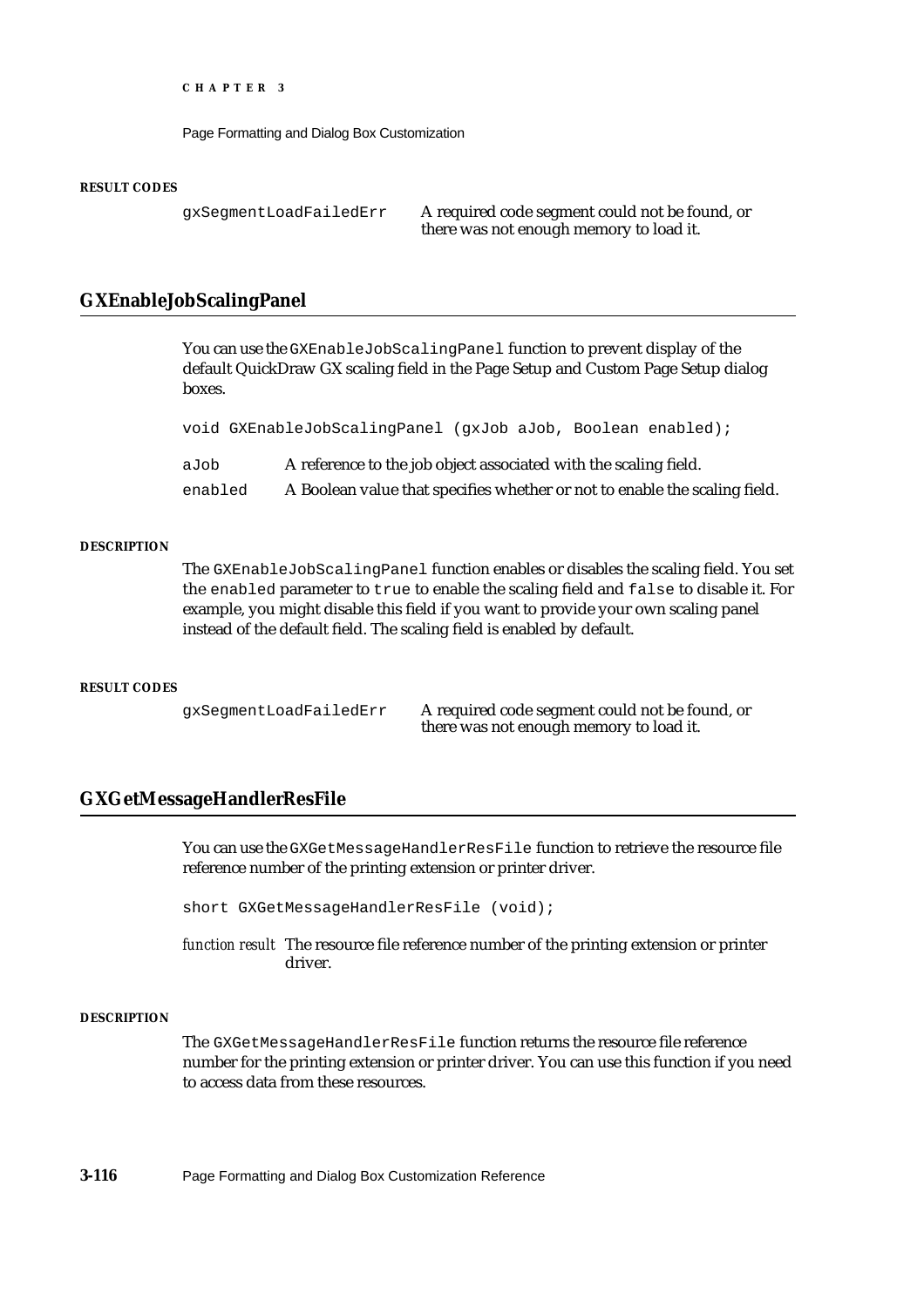#### RESULT CODES

| | |
|---|---|
| `gxSegmentLoadFailedErr` | A required code segment could not be found, or there was not enough memory to load it. |

## GXEnableJobScalingPanel

You can use the `GXEnableJobScalingPanel` function to prevent display of the default QuickDraw GX scaling field in the Page Setup and Custom Page Setup dialog boxes.

```
void GXEnableJobScalingPanel (gxJob aJob, Boolean enabled);
```

| | |
|---|---|
| `aJob` | A reference to the job object associated with the scaling field. |
| `enabled` | A Boolean value that specifies whether or not to enable the scaling field. |

#### DESCRIPTION

The `GXEnableJobScalingPanel` function enables or disables the scaling field. You set the `enabled` parameter to `true` to enable the scaling field and `false` to disable it. For example, you might disable this field if you want to provide your own scaling panel instead of the default field. The scaling field is enabled by default.

#### RESULT CODES

| | |
|---|---|
| `gxSegmentLoadFailedErr` | A required code segment could not be found, or there was not enough memory to load it. |

## GXGetMessageHandlerResFile

You can use the `GXGetMessageHandlerResFile` function to retrieve the resource file reference number of the printing extension or printer driver.

```
short GXGetMessageHandlerResFile (void);
```

*function result* The resource file reference number of the printing extension or printer driver.

#### DESCRIPTION

The `GXGetMessageHandlerResFile` function returns the resource file reference number for the printing extension or printer driver. You can use this function if you need to access data from these resources.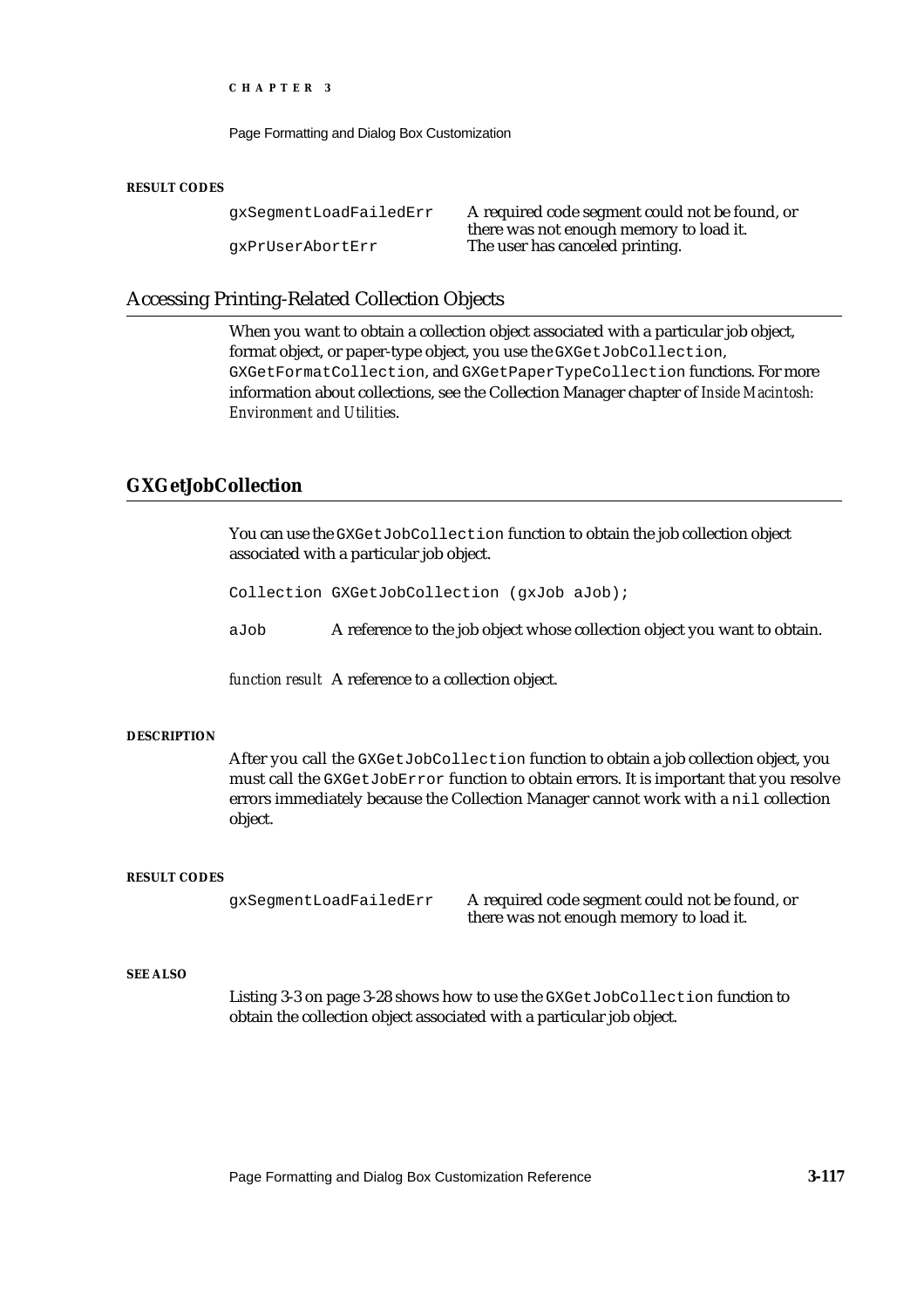#### RESULT CODES

| | |
|---|---|
| gxSegmentLoadFailedErr | A required code segment could not be found, or there was not enough memory to load it. |
| gxPrUserAbortErr | The user has canceled printing. |

## Accessing Printing-Related Collection Objects

When you want to obtain a collection object associated with a particular job object, format object, or paper-type object, you use the `GXGetJobCollection`, `GXGetFormatCollection`, and `GXGetPaperTypeCollection` functions. For more information about collections, see the Collection Manager chapter of *Inside Macintosh: Environment and Utilities*.

### GXGetJobCollection

You can use the `GXGetJobCollection` function to obtain the job collection object associated with a particular job object.

```
Collection GXGetJobCollection (gxJob aJob);
```

`aJob` A reference to the job object whose collection object you want to obtain.

*function result* A reference to a collection object.

#### DESCRIPTION

After you call the `GXGetJobCollection` function to obtain a job collection object, you must call the `GXGetJobError` function to obtain errors. It is important that you resolve errors immediately because the Collection Manager cannot work with a `nil` collection object.

#### RESULT CODES

| | |
|---|---|
| gxSegmentLoadFailedErr | A required code segment could not be found, or there was not enough memory to load it. |

#### SEE ALSO

Listing 3-3 on page 3-28 shows how to use the `GXGetJobCollection` function to obtain the collection object associated with a particular job object.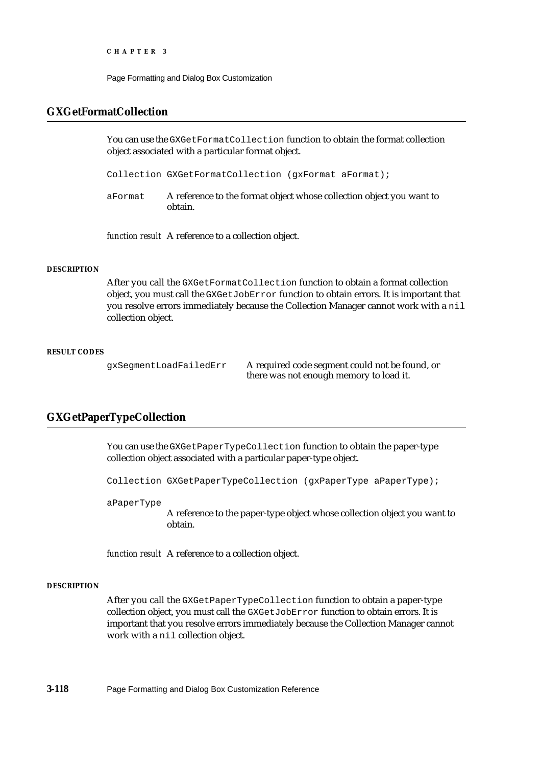## GXGetFormatCollection

You can use the `GXGetFormatCollection` function to obtain the format collection object associated with a particular format object.

```
Collection GXGetFormatCollection (gxFormat aFormat);
```

`aFormat` A reference to the format object whose collection object you want to obtain.

*function result* A reference to a collection object.

#### DESCRIPTION

After you call the `GXGetFormatCollection` function to obtain a format collection object, you must call the `GXGetJobError` function to obtain errors. It is important that you resolve errors immediately because the Collection Manager cannot work with a `nil` collection object.

#### RESULT CODES

| | |
|---|---|
| `gxSegmentLoadFailedErr` | A required code segment could not be found, or there was not enough memory to load it. |

## GXGetPaperTypeCollection

You can use the `GXGetPaperTypeCollection` function to obtain the paper-type collection object associated with a particular paper-type object.

```
Collection GXGetPaperTypeCollection (gxPaperType aPaperType);
```

`aPaperType`
A reference to the paper-type object whose collection object you want to obtain.

*function result* A reference to a collection object.

#### DESCRIPTION

After you call the `GXGetPaperTypeCollection` function to obtain a paper-type collection object, you must call the `GXGetJobError` function to obtain errors. It is important that you resolve errors immediately because the Collection Manager cannot work with a `nil` collection object.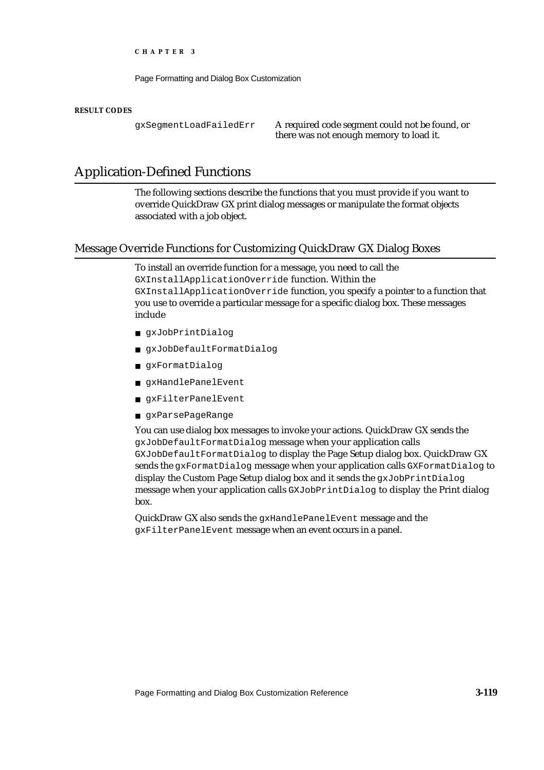**RESULT CODES**

| | |
|---|---|
| gxSegmentLoadFailedErr | A required code segment could not be found, or there was not enough memory to load it. |

## Application-Defined Functions

The following sections describe the functions that you must provide if you want to override QuickDraw GX print dialog messages or manipulate the format objects associated with a job object.

### Message Override Functions for Customizing QuickDraw GX Dialog Boxes

To install an override function for a message, you need to call the `GXInstallApplicationOverride` function. Within the `GXInstallApplicationOverride` function, you specify a pointer to a function that you use to override a particular message for a specific dialog box. These messages include

- `gxJobPrintDialog`
- `gxJobDefaultFormatDialog`
- `gxFormatDialog`
- `gxHandlePanelEvent`
- `gxFilterPanelEvent`
- `gxParsePageRange`

You can use dialog box messages to invoke your actions. QuickDraw GX sends the `gxJobDefaultFormatDialog` message when your application calls `GXJobDefaultFormatDialog` to display the Page Setup dialog box. QuickDraw GX sends the `gxFormatDialog` message when your application calls `GXFormatDialog` to display the Custom Page Setup dialog box and it sends the `gxJobPrintDialog` message when your application calls `GXJobPrintDialog` to display the Print dialog box.

QuickDraw GX also sends the `gxHandlePanelEvent` message and the `gxFilterPanelEvent` message when an event occurs in a panel.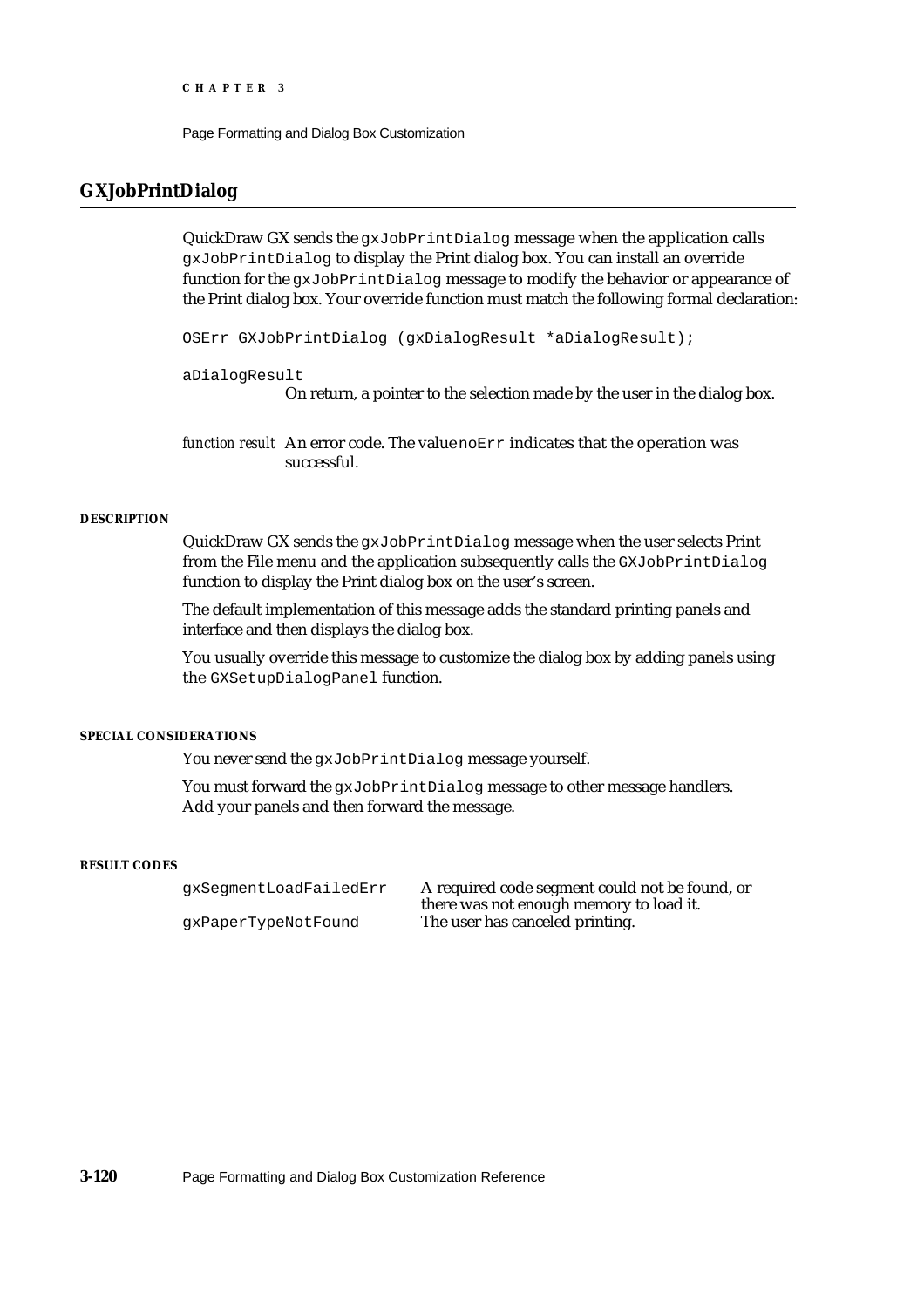## GXJobPrintDialog

QuickDraw GX sends the `gxJobPrintDialog` message when the application calls `gxJobPrintDialog` to display the Print dialog box. You can install an override function for the `gxJobPrintDialog` message to modify the behavior or appearance of the Print dialog box. Your override function must match the following formal declaration:

```
OSErr GXJobPrintDialog (gxDialogResult *aDialogResult);
```

`aDialogResult`
: On return, a pointer to the selection made by the user in the dialog box.

*function result* An error code. The value `noErr` indicates that the operation was successful.

#### DESCRIPTION

QuickDraw GX sends the `gxJobPrintDialog` message when the user selects Print from the File menu and the application subsequently calls the `GXJobPrintDialog` function to display the Print dialog box on the user's screen.

The default implementation of this message adds the standard printing panels and interface and then displays the dialog box.

You usually override this message to customize the dialog box by adding panels using the `GXSetupDialogPanel` function.

#### SPECIAL CONSIDERATIONS

You never send the `gxJobPrintDialog` message yourself.

You must forward the `gxJobPrintDialog` message to other message handlers. Add your panels and then forward the message.

#### RESULT CODES

| | |
|---|---|
| `gxSegmentLoadFailedErr` | A required code segment could not be found, or there was not enough memory to load it. |
| `gxPaperTypeNotFound` | The user has canceled printing. |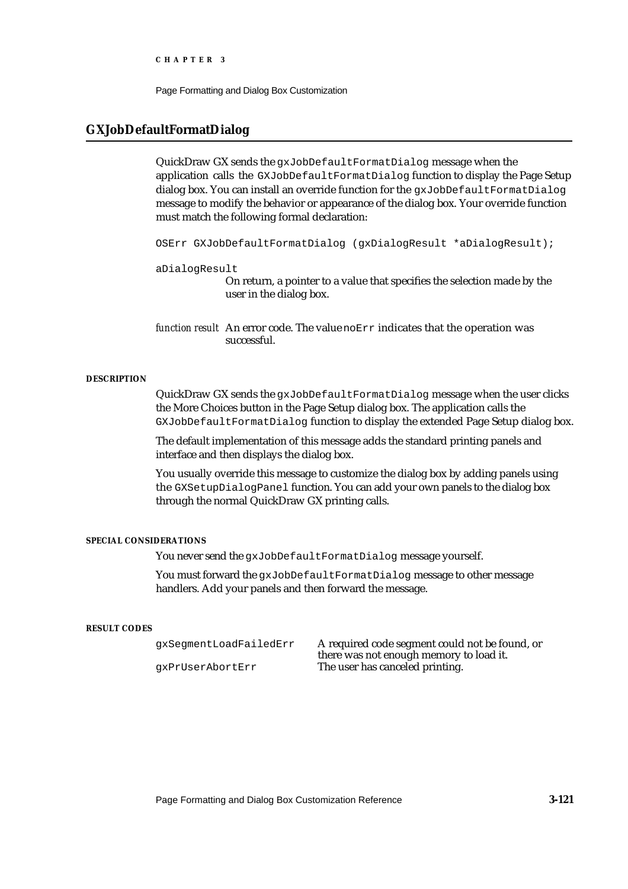## GXJobDefaultFormatDialog

QuickDraw GX sends the `gxJobDefaultFormatDialog` message when the application calls the `GXJobDefaultFormatDialog` function to display the Page Setup dialog box. You can install an override function for the `gxJobDefaultFormatDialog` message to modify the behavior or appearance of the dialog box. Your override function must match the following formal declaration:

```
OSErr GXJobDefaultFormatDialog (gxDialogResult *aDialogResult);
```

`aDialogResult`
: On return, a pointer to a value that specifies the selection made by the user in the dialog box.

*function result* An error code. The value `noErr` indicates that the operation was successful.

#### DESCRIPTION

QuickDraw GX sends the `gxJobDefaultFormatDialog` message when the user clicks the More Choices button in the Page Setup dialog box. The application calls the `GXJobDefaultFormatDialog` function to display the extended Page Setup dialog box.

The default implementation of this message adds the standard printing panels and interface and then displays the dialog box.

You usually override this message to customize the dialog box by adding panels using the `GXSetupDialogPanel` function. You can add your own panels to the dialog box through the normal QuickDraw GX printing calls.

#### SPECIAL CONSIDERATIONS

You never send the `gxJobDefaultFormatDialog` message yourself.

You must forward the `gxJobDefaultFormatDialog` message to other message handlers. Add your panels and then forward the message.

#### RESULT CODES

| | |
|---|---|
| `gxSegmentLoadFailedErr` | A required code segment could not be found, or there was not enough memory to load it. |
| `gxPrUserAbortErr` | The user has canceled printing. |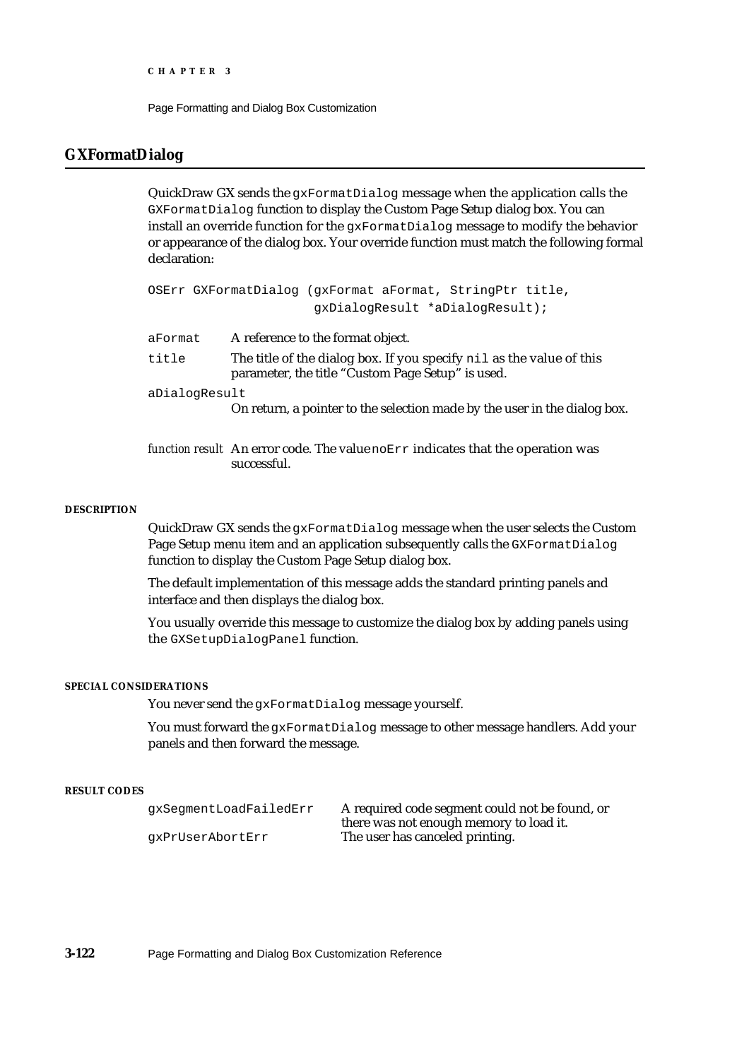## GXFormatDialog

QuickDraw GX sends the `gxFormatDialog` message when the application calls the `GXFormatDialog` function to display the Custom Page Setup dialog box. You can install an override function for the `gxFormatDialog` message to modify the behavior or appearance of the dialog box. Your override function must match the following formal declaration:

```
OSErr GXFormatDialog (gxFormat aFormat, StringPtr title,
                      gxDialogResult *aDialogResult);
```

`aFormat` A reference to the format object.

`title` The title of the dialog box. If you specify `nil` as the value of this parameter, the title "Custom Page Setup" is used.

`aDialogResult`
On return, a pointer to the selection made by the user in the dialog box.

*function result* An error code. The value `noErr` indicates that the operation was successful.

#### DESCRIPTION

QuickDraw GX sends the `gxFormatDialog` message when the user selects the Custom Page Setup menu item and an application subsequently calls the `GXFormatDialog` function to display the Custom Page Setup dialog box.

The default implementation of this message adds the standard printing panels and interface and then displays the dialog box.

You usually override this message to customize the dialog box by adding panels using the `GXSetupDialogPanel` function.

#### SPECIAL CONSIDERATIONS

You never send the `gxFormatDialog` message yourself.

You must forward the `gxFormatDialog` message to other message handlers. Add your panels and then forward the message.

#### RESULT CODES

| | |
|---|---|
| `gxSegmentLoadFailedErr` | A required code segment could not be found, or there was not enough memory to load it. |
| `gxPrUserAbortErr` | The user has canceled printing. |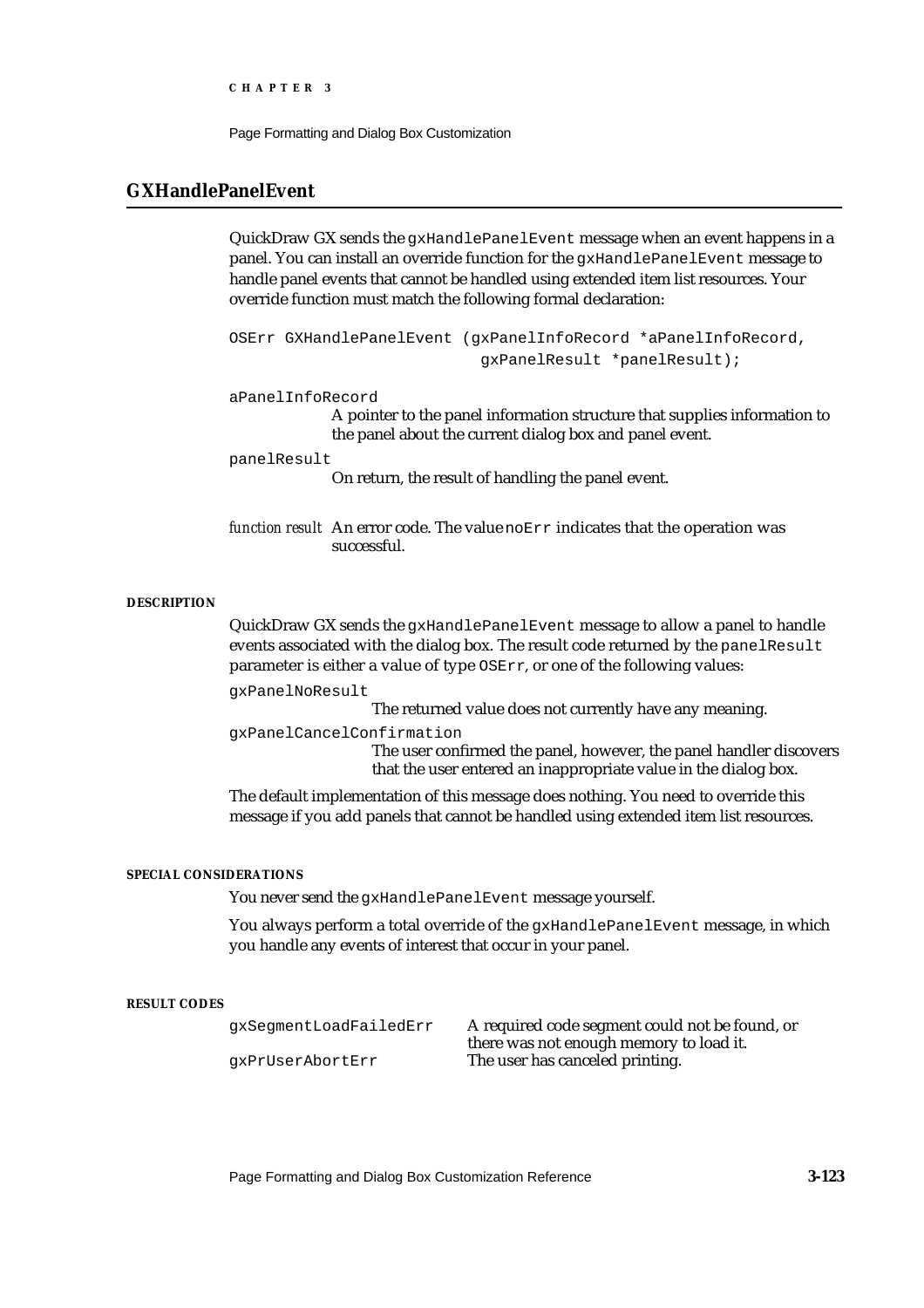## GXHandlePanelEvent

QuickDraw GX sends the `gxHandlePanelEvent` message when an event happens in a panel. You can install an override function for the `gxHandlePanelEvent` message to handle panel events that cannot be handled using extended item list resources. Your override function must match the following formal declaration:

```
OSErr GXHandlePanelEvent (gxPanelInfoRecord *aPanelInfoRecord,
                          gxPanelResult *panelResult);
```

`aPanelInfoRecord`
: A pointer to the panel information structure that supplies information to the panel about the current dialog box and panel event.

`panelResult`
: On return, the result of handling the panel event.

*function result* An error code. The value `noErr` indicates that the operation was successful.

#### DESCRIPTION

QuickDraw GX sends the `gxHandlePanelEvent` message to allow a panel to handle events associated with the dialog box. The result code returned by the `panelResult` parameter is either a value of type `OSErr`, or one of the following values:

`gxPanelNoResult`
: The returned value does not currently have any meaning.

`gxPanelCancelConfirmation`
: The user confirmed the panel, however, the panel handler discovers that the user entered an inappropriate value in the dialog box.

The default implementation of this message does nothing. You need to override this message if you add panels that cannot be handled using extended item list resources.

#### SPECIAL CONSIDERATIONS

You never send the `gxHandlePanelEvent` message yourself.

You always perform a total override of the `gxHandlePanelEvent` message, in which you handle any events of interest that occur in your panel.

#### RESULT CODES

| | |
|---|---|
| `gxSegmentLoadFailedErr` | A required code segment could not be found, or there was not enough memory to load it. |
| `gxPrUserAbortErr` | The user has canceled printing. |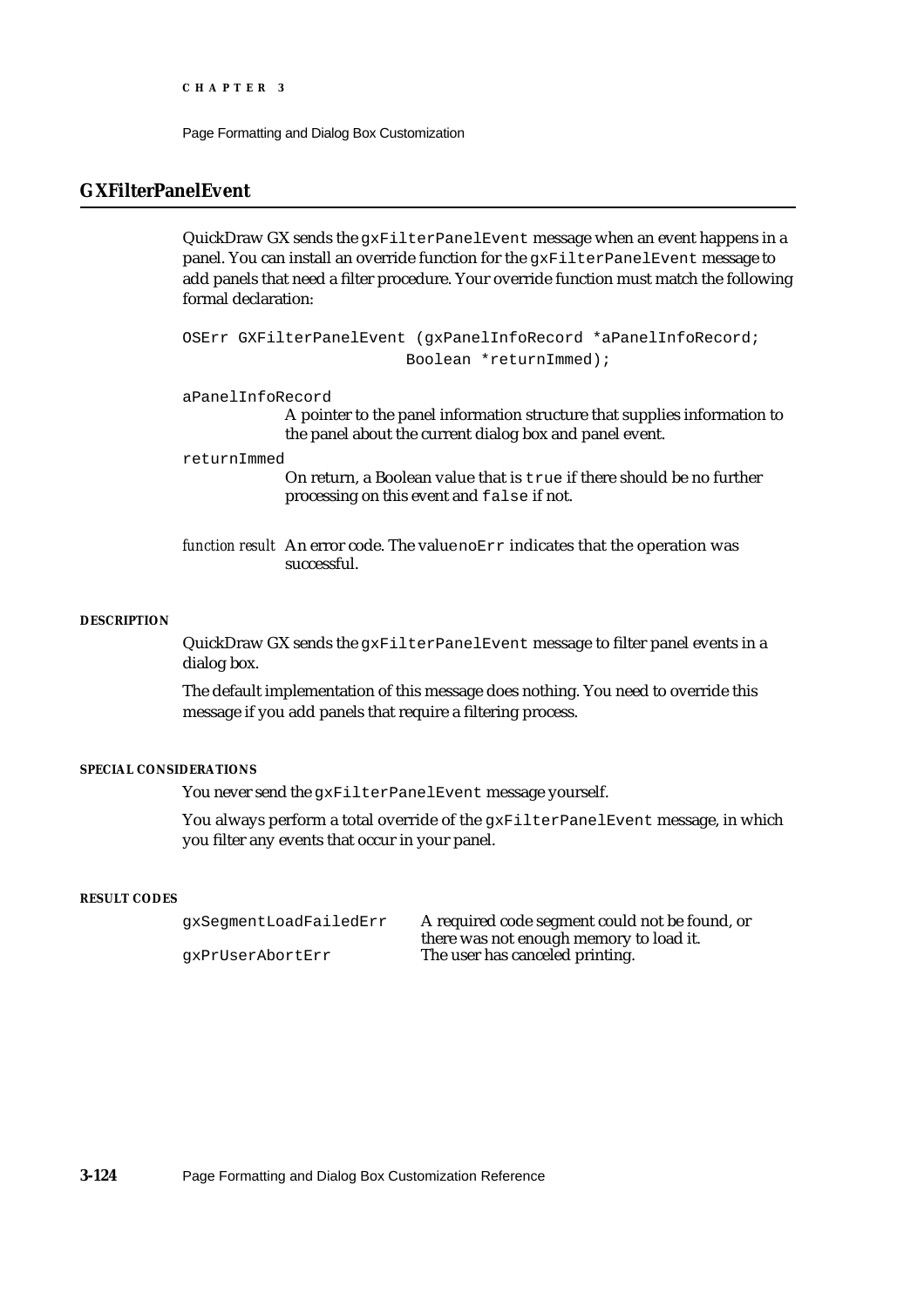## GXFilterPanelEvent

QuickDraw GX sends the `gxFilterPanelEvent` message when an event happens in a panel. You can install an override function for the `gxFilterPanelEvent` message to add panels that need a filter procedure. Your override function must match the following formal declaration:

```
OSErr GXFilterPanelEvent (gxPanelInfoRecord *aPanelInfoRecord;
                          Boolean *returnImmed);
```

`aPanelInfoRecord`
: A pointer to the panel information structure that supplies information to the panel about the current dialog box and panel event.

`returnImmed`
: On return, a Boolean value that is `true` if there should be no further processing on this event and `false` if not.

*function result* An error code. The value `noErr` indicates that the operation was successful.

#### DESCRIPTION

QuickDraw GX sends the `gxFilterPanelEvent` message to filter panel events in a dialog box.

The default implementation of this message does nothing. You need to override this message if you add panels that require a filtering process.

#### SPECIAL CONSIDERATIONS

You never send the `gxFilterPanelEvent` message yourself.

You always perform a total override of the `gxFilterPanelEvent` message, in which you filter any events that occur in your panel.

#### RESULT CODES

| | |
|---|---|
| `gxSegmentLoadFailedErr` | A required code segment could not be found, or there was not enough memory to load it. |
| `gxPrUserAbortErr` | The user has canceled printing. |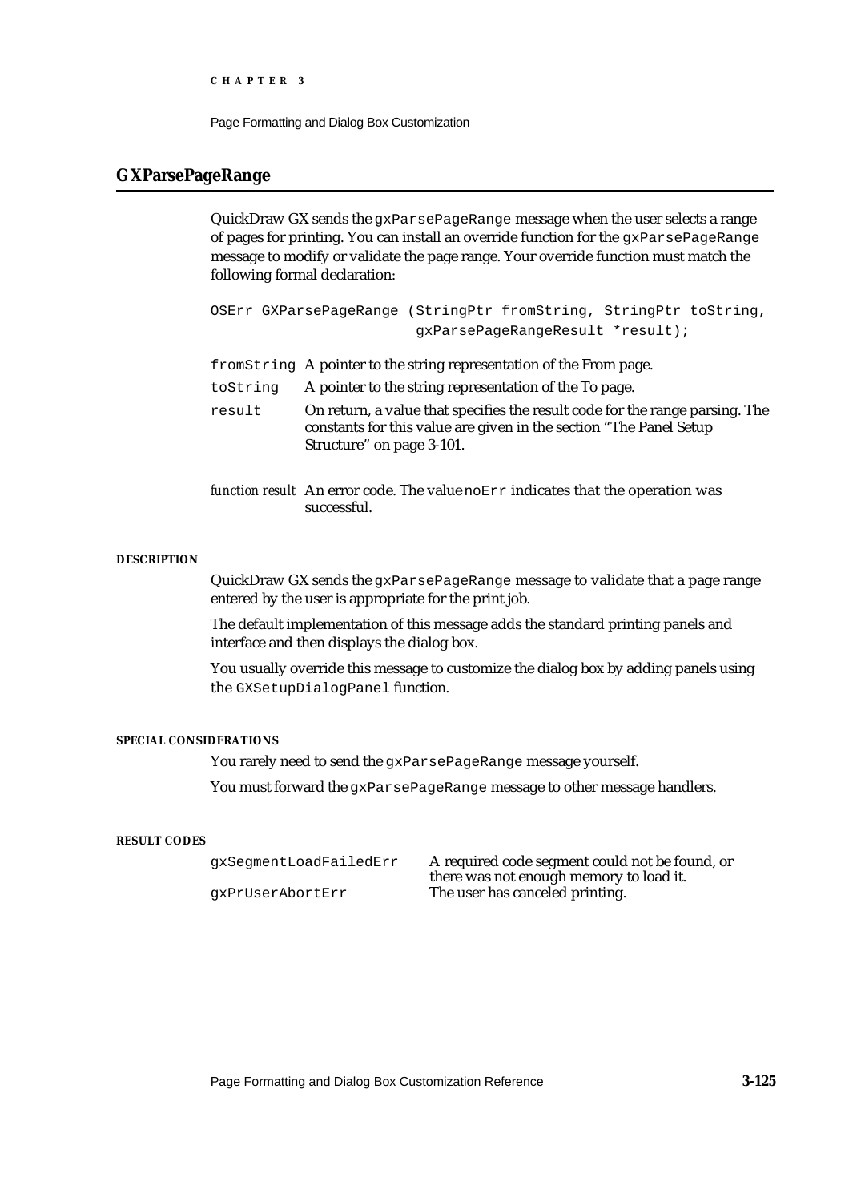## GXParsePageRange

QuickDraw GX sends the `gxParsePageRange` message when the user selects a range of pages for printing. You can install an override function for the `gxParsePageRange` message to modify or validate the page range. Your override function must match the following formal declaration:

```
OSErr GXParsePageRange (StringPtr fromString, StringPtr toString,
                        gxParsePageRangeResult *result);
```

`fromString` A pointer to the string representation of the From page.

`toString` A pointer to the string representation of the To page.

`result` On return, a value that specifies the result code for the range parsing. The constants for this value are given in the section "The Panel Setup Structure" on page 3-101.

*function result* An error code. The value `noErr` indicates that the operation was successful.

#### DESCRIPTION

QuickDraw GX sends the `gxParsePageRange` message to validate that a page range entered by the user is appropriate for the print job.

The default implementation of this message adds the standard printing panels and interface and then displays the dialog box.

You usually override this message to customize the dialog box by adding panels using the `GXSetupDialogPanel` function.

#### SPECIAL CONSIDERATIONS

You rarely need to send the `gxParsePageRange` message yourself.

You must forward the `gxParsePageRange` message to other message handlers.

#### RESULT CODES

| | |
|---|---|
| `gxSegmentLoadFailedErr` | A required code segment could not be found, or there was not enough memory to load it. |
| `gxPrUserAbortErr` | The user has canceled printing. |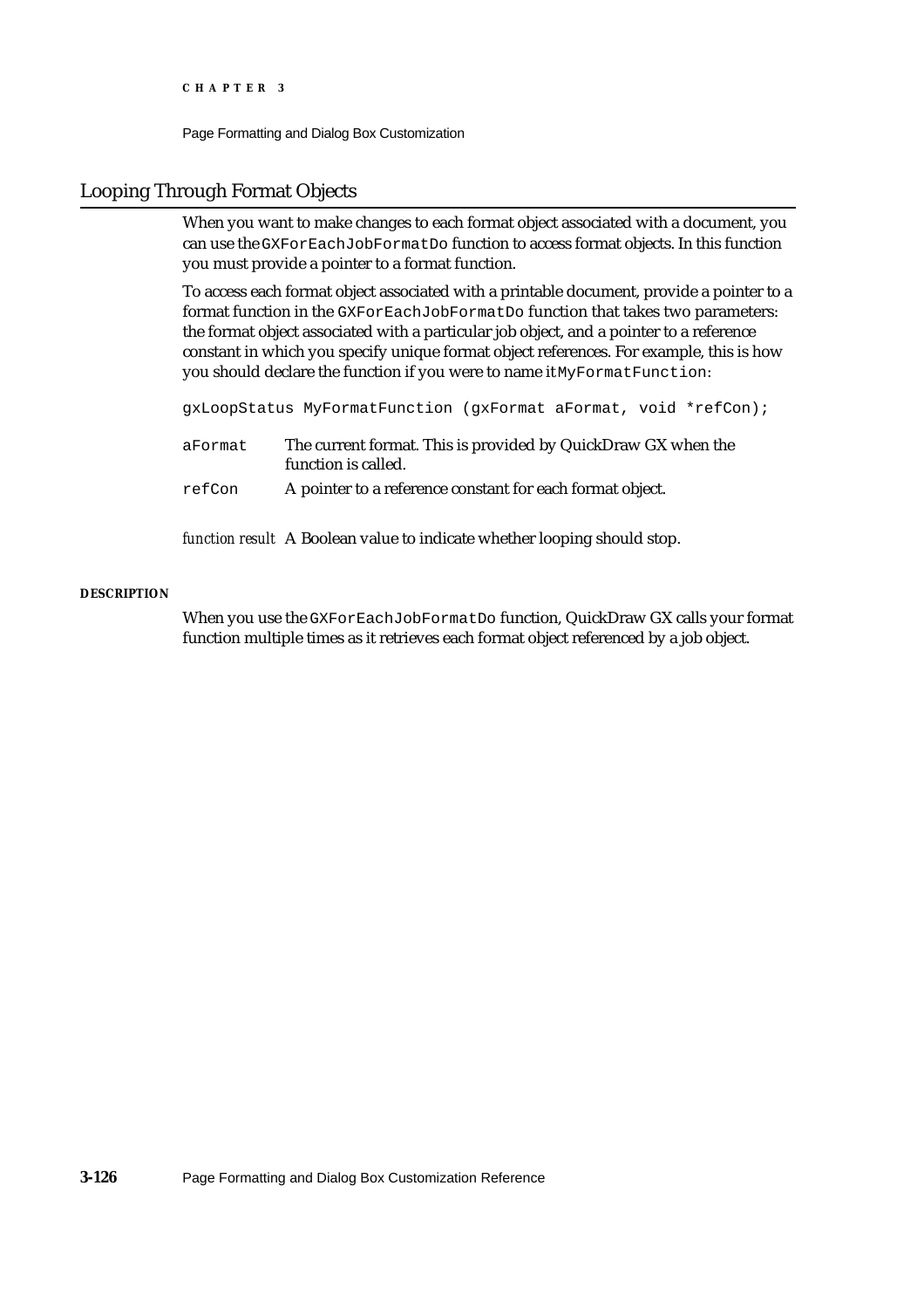## Looping Through Format Objects

When you want to make changes to each format object associated with a document, you can use the `GXForEachJobFormatDo` function to access format objects. In this function you must provide a pointer to a format function.

To access each format object associated with a printable document, provide a pointer to a format function in the `GXForEachJobFormatDo` function that takes two parameters: the format object associated with a particular job object, and a pointer to a reference constant in which you specify unique format object references. For example, this is how you should declare the function if you were to name it `MyFormatFunction`:

```
gxLoopStatus MyFormatFunction (gxFormat aFormat, void *refCon);
```

`aFormat` The current format. This is provided by QuickDraw GX when the function is called.

`refCon` A pointer to a reference constant for each format object.

*function result* A Boolean value to indicate whether looping should stop.

**DESCRIPTION**

When you use the `GXForEachJobFormatDo` function, QuickDraw GX calls your format function multiple times as it retrieves each format object referenced by a job object.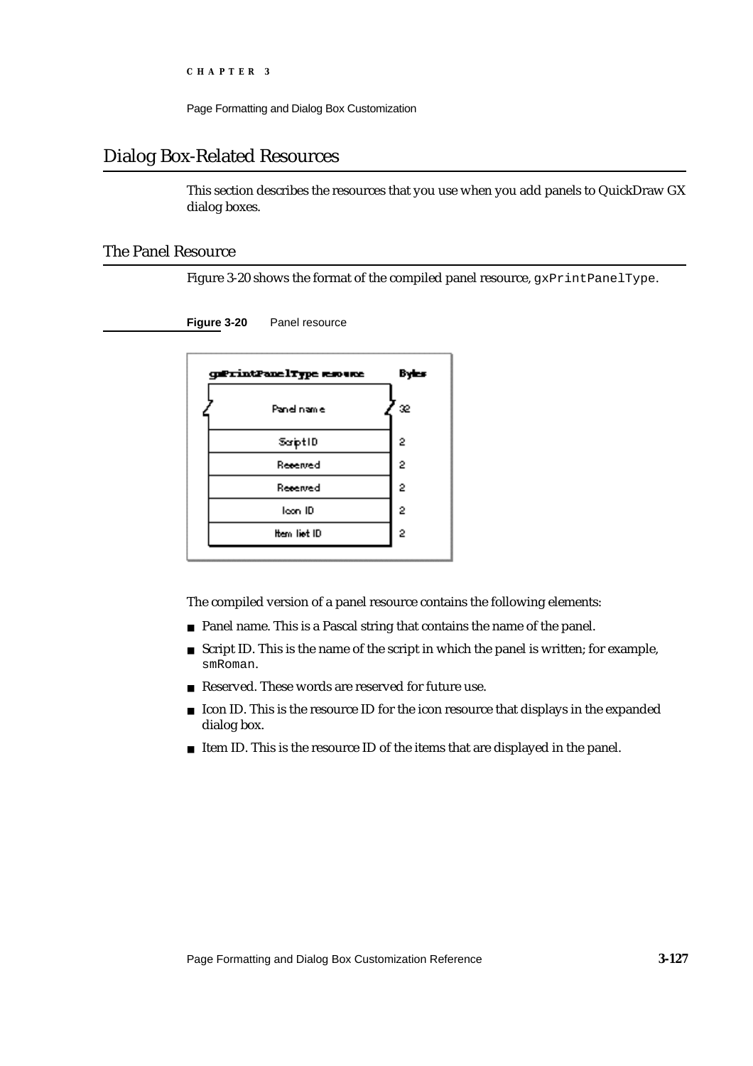# Dialog Box-Related Resources

This section describes the resources that you use when you add panels to QuickDraw GX dialog boxes.

## The Panel Resource

Figure 3-20 shows the format of the compiled panel resource, `gxPrintPanelType`.

**Figure 3-20** Panel resource

| gxPrintPanelType resource | Bytes |
|---|---|
| Panel name | 32 |
| Script ID | 2 |
| Reserved | 2 |
| Reserved | 2 |
| Icon ID | 2 |
| Item list ID | 2 |

The compiled version of a panel resource contains the following elements:

- Panel name. This is a Pascal string that contains the name of the panel.
- Script ID. This is the name of the script in which the panel is written; for example, `smRoman`.
- Reserved. These words are reserved for future use.
- Icon ID. This is the resource ID for the icon resource that displays in the expanded dialog box.
- Item ID. This is the resource ID of the items that are displayed in the panel.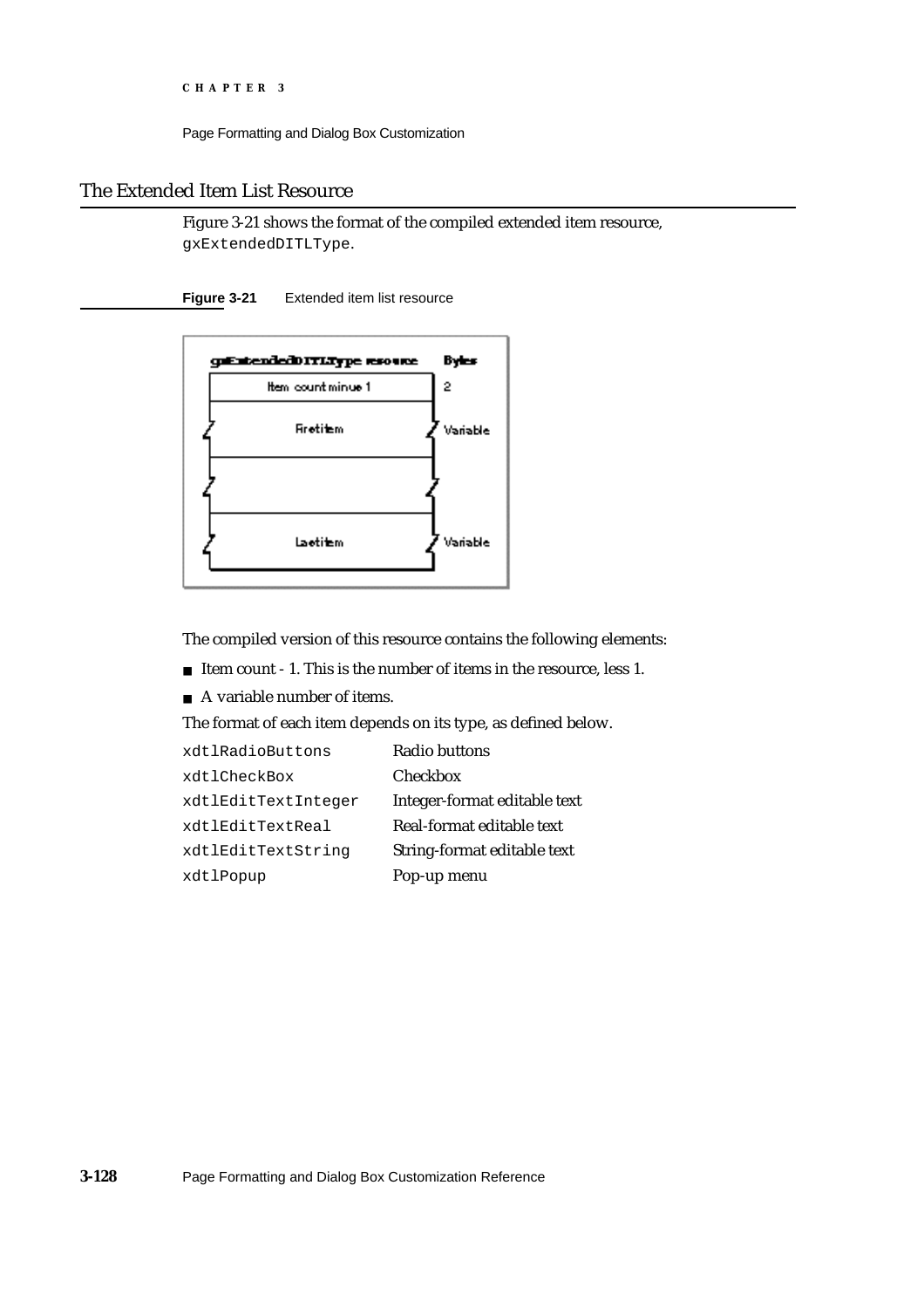## The Extended Item List Resource

Figure 3-21 shows the format of the compiled extended item resource, `gxExtendedDITLType`.

**Figure 3-21** Extended item list resource

| gxExtendedDITLType resource | Bytes |
|---|---|
| Item count minus 1 | 2 |
| First item | Variable |
| | |
| Last item | Variable |

The compiled version of this resource contains the following elements:

- Item count - 1. This is the number of items in the resource, less 1.
- A variable number of items.

The format of each item depends on its type, as defined below.

| | |
|---|---|
| `xdtlRadioButtons` | Radio buttons |
| `xdtlCheckBox` | Checkbox |
| `xdtlEditTextInteger` | Integer-format editable text |
| `xdtlEditTextReal` | Real-format editable text |
| `xdtlEditTextString` | String-format editable text |
| `xdtlPopup` | Pop-up menu |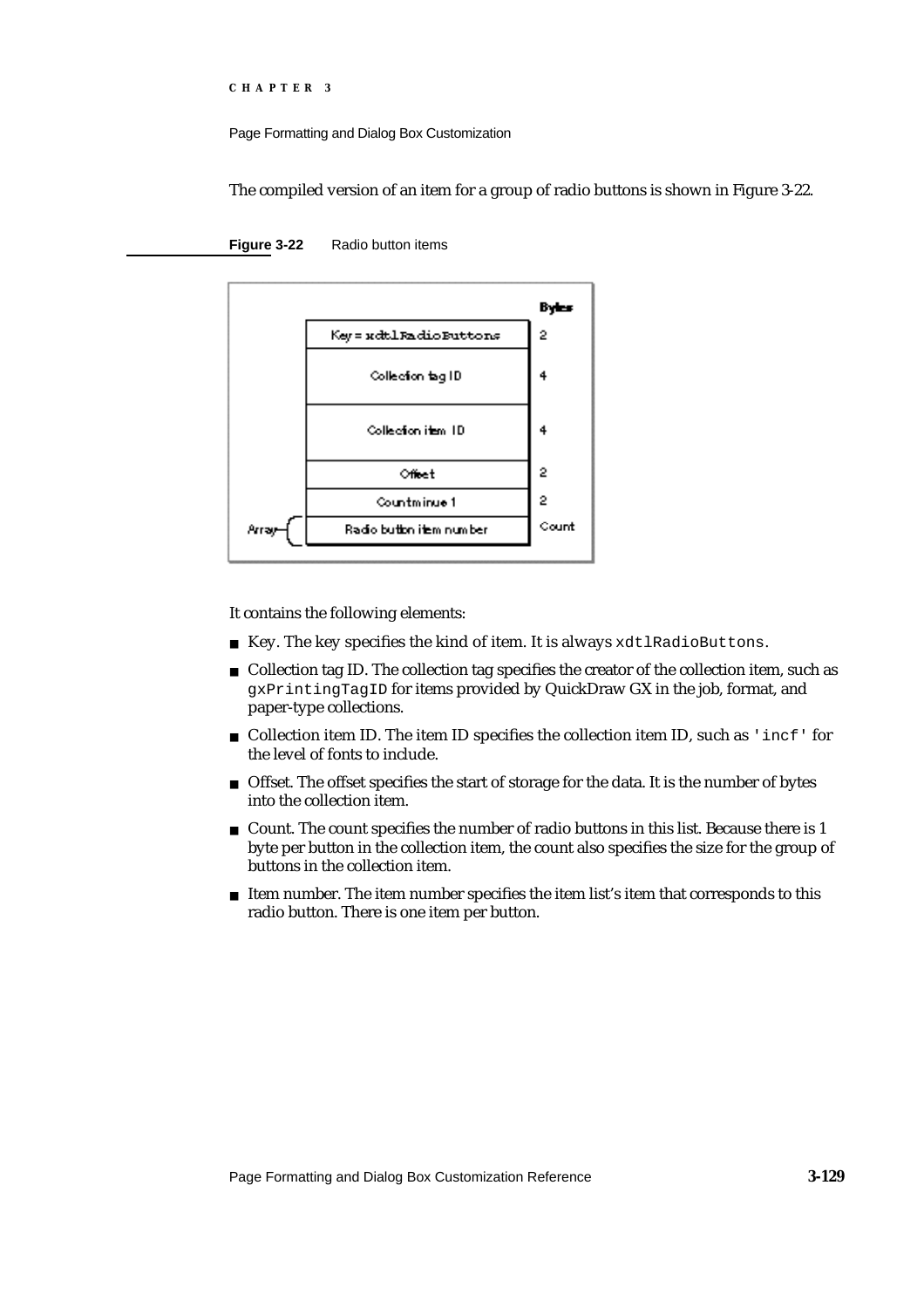The compiled version of an item for a group of radio buttons is shown in Figure 3-22.

**Figure 3-22** Radio button items

| | | Bytes |
|---|---|---|
| | Key = xdtlRadioButtons | 2 |
| | Collection tag ID | 4 |
| | Collection item ID | 4 |
| | Offset | 2 |
| | Count minus 1 | 2 |
| Array | Radio button item number | Count |

It contains the following elements:

- Key. The key specifies the kind of item. It is always `xdtlRadioButtons`.
- Collection tag ID. The collection tag specifies the creator of the collection item, such as `gxPrintingTagID` for items provided by QuickDraw GX in the job, format, and paper-type collections.
- Collection item ID. The item ID specifies the collection item ID, such as `'incf'` for the level of fonts to include.
- Offset. The offset specifies the start of storage for the data. It is the number of bytes into the collection item.
- Count. The count specifies the number of radio buttons in this list. Because there is 1 byte per button in the collection item, the count also specifies the size for the group of buttons in the collection item.
- Item number. The item number specifies the item list's item that corresponds to this radio button. There is one item per button.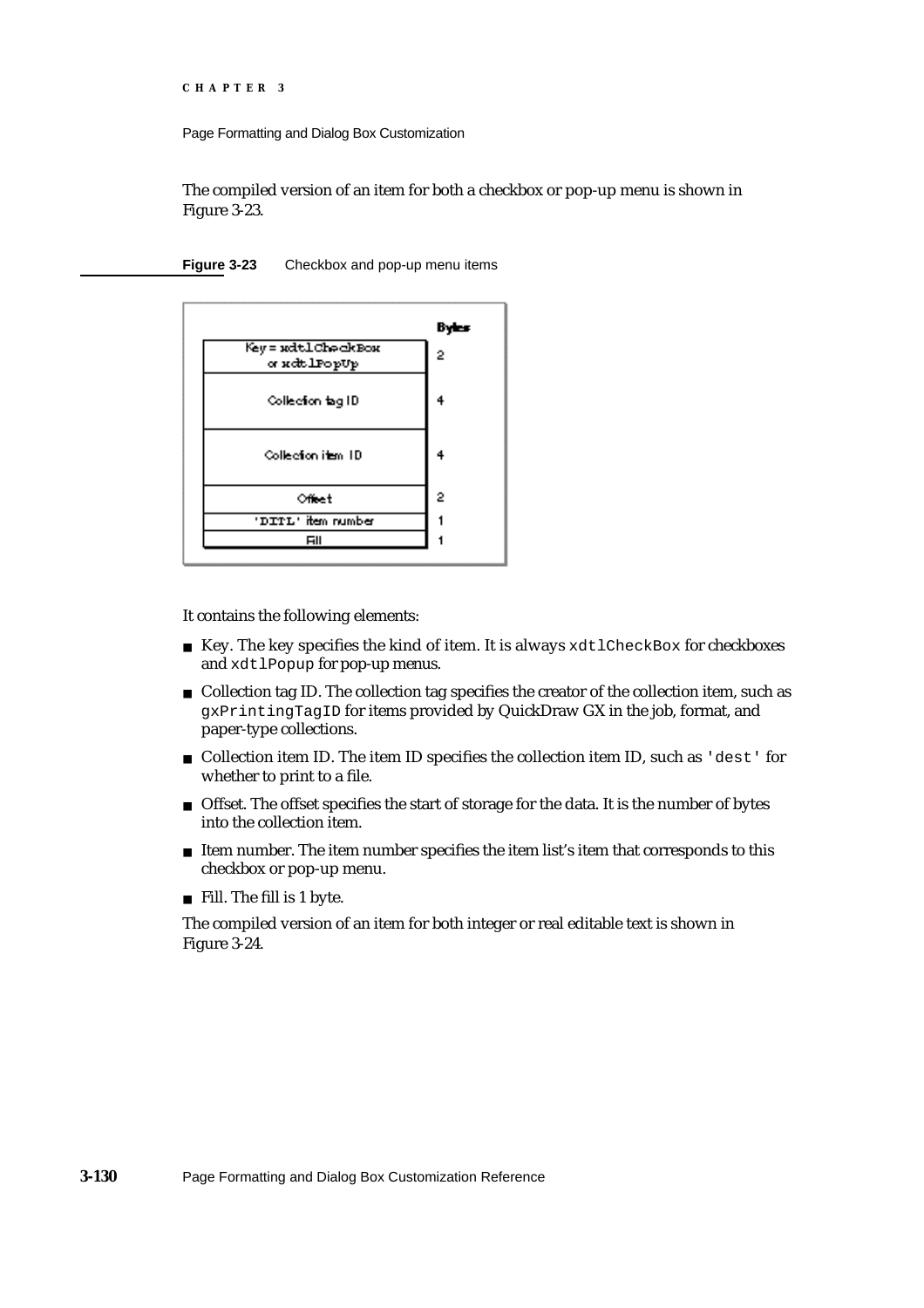The compiled version of an item for both a checkbox or pop-up menu is shown in Figure 3-23.

**Figure 3-23** Checkbox and pop-up menu items

| Field | Bytes |
|---|---|
| Key = xdtlCheckBox or xdtlPopUp | 2 |
| Collection tag ID | 4 |
| Collection item ID | 4 |
| Offset | 2 |
| 'DITL' item number | 1 |
| Fill | 1 |

It contains the following elements:

- Key. The key specifies the kind of item. It is always `xdtlCheckBox` for checkboxes and `xdtlPopup` for pop-up menus.
- Collection tag ID. The collection tag specifies the creator of the collection item, such as `gxPrintingTagID` for items provided by QuickDraw GX in the job, format, and paper-type collections.
- Collection item ID. The item ID specifies the collection item ID, such as `'dest'` for whether to print to a file.
- Offset. The offset specifies the start of storage for the data. It is the number of bytes into the collection item.
- Item number. The item number specifies the item list's item that corresponds to this checkbox or pop-up menu.
- Fill. The fill is 1 byte.

The compiled version of an item for both integer or real editable text is shown in Figure 3-24.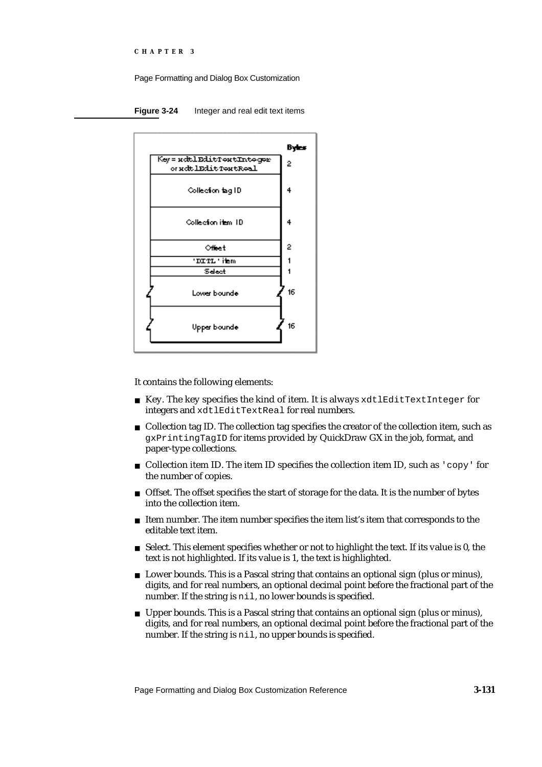**Figure 3-24** Integer and real edit text items

| | Bytes |
|---|---|
| Key = xdtlEditTextInteger or xdtlEditTextReal | 2 |
| Collection tag ID | 4 |
| Collection item ID | 4 |
| Offset | 2 |
| 'DITL' item | 1 |
| Select | 1 |
| Lower bounds | 16 |
| Upper bounds | 16 |

It contains the following elements:

- Key. The key specifies the kind of item. It is always `xdtlEditTextInteger` for integers and `xdtlEditTextReal` for real numbers.
- Collection tag ID. The collection tag specifies the creator of the collection item, such as `gxPrintingTagID` for items provided by QuickDraw GX in the job, format, and paper-type collections.
- Collection item ID. The item ID specifies the collection item ID, such as `'copy'` for the number of copies.
- Offset. The offset specifies the start of storage for the data. It is the number of bytes into the collection item.
- Item number. The item number specifies the item list's item that corresponds to the editable text item.
- Select. This element specifies whether or not to highlight the text. If its value is 0, the text is not highlighted. If its value is 1, the text is highlighted.
- Lower bounds. This is a Pascal string that contains an optional sign (plus or minus), digits, and for real numbers, an optional decimal point before the fractional part of the number. If the string is `nil`, no lower bounds is specified.
- Upper bounds. This is a Pascal string that contains an optional sign (plus or minus), digits, and for real numbers, an optional decimal point before the fractional part of the number. If the string is `nil`, no upper bounds is specified.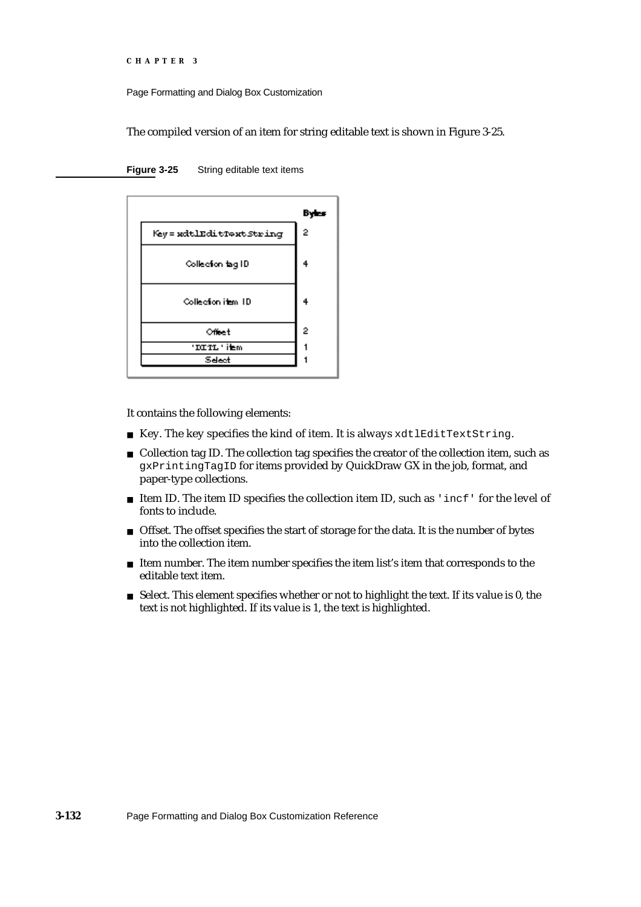The compiled version of an item for string editable text is shown in Figure 3-25.

**Figure 3-25** String editable text items

| Field | Bytes |
|---|---|
| Key = xdtlEditTextString | 2 |
| Collection tag ID | 4 |
| Collection item ID | 4 |
| Offset | 2 |
| 'DITL' item | 1 |
| Select | 1 |

It contains the following elements:

- Key. The key specifies the kind of item. It is always `xdtlEditTextString`.
- Collection tag ID. The collection tag specifies the creator of the collection item, such as `gxPrintingTagID` for items provided by QuickDraw GX in the job, format, and paper-type collections.
- Item ID. The item ID specifies the collection item ID, such as `'incf'` for the level of fonts to include.
- Offset. The offset specifies the start of storage for the data. It is the number of bytes into the collection item.
- Item number. The item number specifies the item list's item that corresponds to the editable text item.
- Select. This element specifies whether or not to highlight the text. If its value is 0, the text is not highlighted. If its value is 1, the text is highlighted.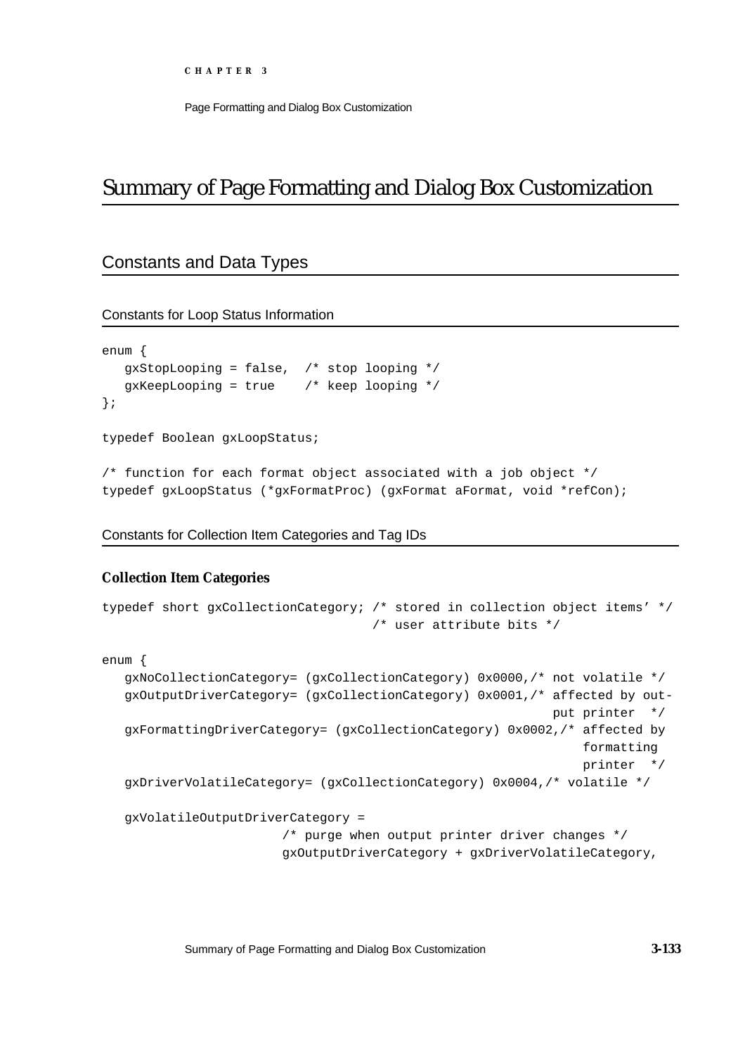# Summary of Page Formatting and Dialog Box Customization

## Constants and Data Types

### Constants for Loop Status Information

```
enum {
   gxStopLooping = false,  /* stop looping */
   gxKeepLooping = true    /* keep looping */
};

typedef Boolean gxLoopStatus;

/* function for each format object associated with a job object */
typedef gxLoopStatus (*gxFormatProc) (gxFormat aFormat, void *refCon);
```

### Constants for Collection Item Categories and Tag IDs

**Collection Item Categories**

```
typedef short gxCollectionCategory; /* stored in collection object items' */
                                    /* user attribute bits */

enum {
   gxNoCollectionCategory= (gxCollectionCategory) 0x0000,/* not volatile */
   gxOutputDriverCategory= (gxCollectionCategory) 0x0001,/* affected by out-
                                                           put printer  */
   gxFormattingDriverCategory= (gxCollectionCategory) 0x0002,/* affected by
                                                                formatting
                                                                printer  */
   gxDriverVolatileCategory= (gxCollectionCategory) 0x0004,/* volatile */

   gxVolatileOutputDriverCategory =
                       /* purge when output printer driver changes */
                       gxOutputDriverCategory + gxDriverVolatileCategory,
```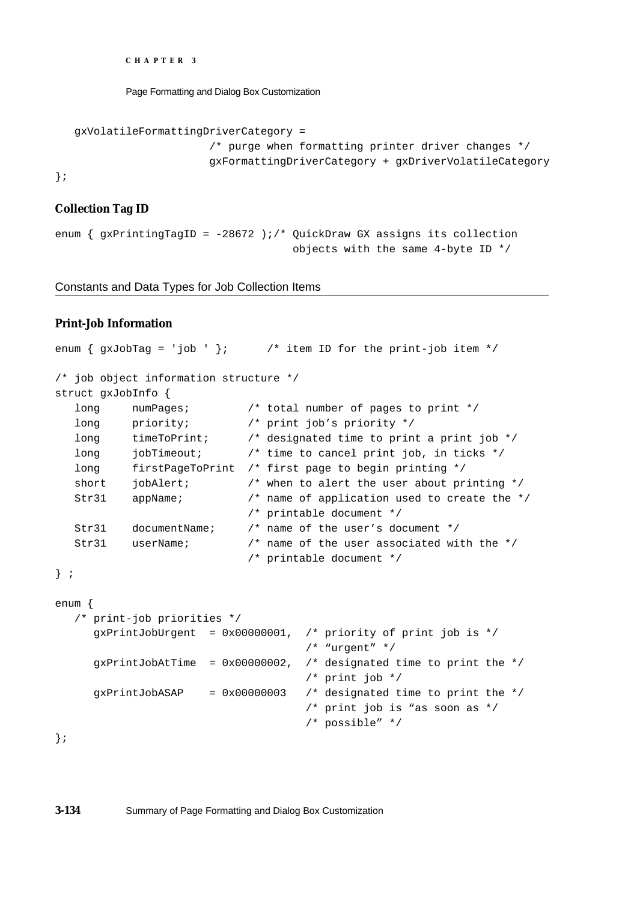```
   gxVolatileFormattingDriverCategory =
                     /* purge when formatting printer driver changes */
                     gxFormattingDriverCategory + gxDriverVolatileCategory
};
```

### Collection Tag ID

```
enum { gxPrintingTagID = -28672 );/* QuickDraw GX assigns its collection
                                     objects with the same 4-byte ID */
```

## Constants and Data Types for Job Collection Items

### Print-Job Information

```
enum { gxJobTag = 'job ' };      /* item ID for the print-job item */

/* job object information structure */
struct gxJobInfo {
   long     numPages;         /* total number of pages to print */
   long     priority;         /* print job's priority */
   long     timeToPrint;      /* designated time to print a print job */
   long     jobTimeout;       /* time to cancel print job, in ticks */
   long     firstPageToPrint  /* first page to begin printing */
   short    jobAlert;         /* when to alert the user about printing */
   Str31    appName;          /* name of application used to create the */
                              /* printable document */
   Str31    documentName;     /* name of the user's document */
   Str31    userName;         /* name of the user associated with the */
                              /* printable document */
} ;

enum {
   /* print-job priorities */
      gxPrintJobUrgent  = 0x00000001,  /* priority of print job is */
                                       /* "urgent" */
      gxPrintJobAtTime  = 0x00000002,  /* designated time to print the */
                                       /* print job */
      gxPrintJobASAP    = 0x00000003   /* designated time to print the */
                                       /* print job is "as soon as */
                                       /* possible" */
};
```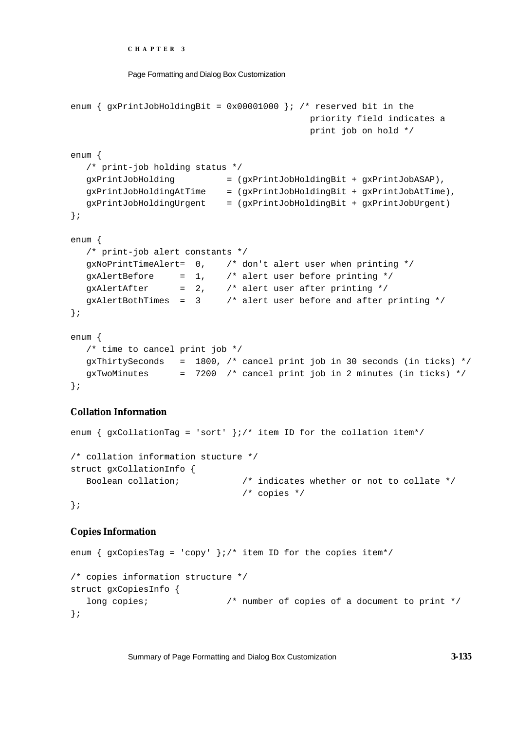```
enum { gxPrintJobHoldingBit = 0x00001000 }; /* reserved bit in the
                                              priority field indicates a
                                              print job on hold */

enum {
   /* print-job holding status */
   gxPrintJobHolding          = (gxPrintJobHoldingBit + gxPrintJobASAP),
   gxPrintJobHoldingAtTime    = (gxPrintJobHoldingBit + gxPrintJobAtTime),
   gxPrintJobHoldingUrgent    = (gxPrintJobHoldingBit + gxPrintJobUrgent)
};

enum {
   /* print-job alert constants */
   gxNoPrintTimeAlert=  0,    /* don't alert user when printing */
   gxAlertBefore     =  1,    /* alert user before printing */
   gxAlertAfter      =  2,    /* alert user after printing */
   gxAlertBothTimes  =  3     /* alert user before and after printing */
};

enum {
   /* time to cancel print job */
   gxThirtySeconds   =  1800, /* cancel print job in 30 seconds (in ticks) */
   gxTwoMinutes      =  7200  /* cancel print job in 2 minutes (in ticks) */
};
```

### Collation Information

```
enum { gxCollationTag = 'sort' };/* item ID for the collation item*/

/* collation information stucture */
struct gxCollationInfo {
   Boolean collation;            /* indicates whether or not to collate */
                                 /* copies */
};
```

### Copies Information

```
enum { gxCopiesTag = 'copy' };/* item ID for the copies item*/

/* copies information structure */
struct gxCopiesInfo {
   long copies;              /* number of copies of a document to print */
};
```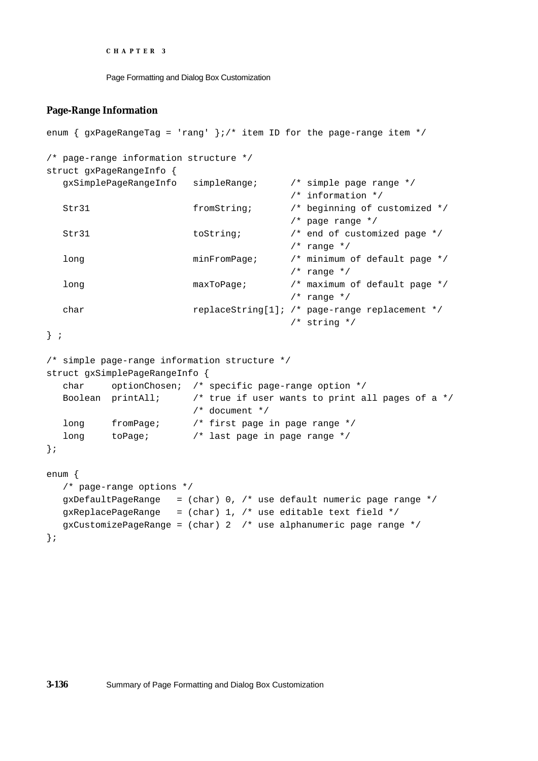### Page-Range Information

```
enum { gxPageRangeTag = 'rang' };/* item ID for the page-range item */

/* page-range information structure */
struct gxPageRangeInfo {
   gxSimplePageRangeInfo   simpleRange;      /* simple page range */
                                             /* information */
   Str31                   fromString;       /* beginning of customized */
                                             /* page range */
   Str31                   toString;         /* end of customized page */
                                             /* range */
   long                    minFromPage;      /* minimum of default page */
                                             /* range */
   long                    maxToPage;        /* maximum of default page */
                                             /* range */
   char                    replaceString[1]; /* page-range replacement */
                                             /* string */
} ;

/* simple page-range information structure */
struct gxSimplePageRangeInfo {
   char     optionChosen;  /* specific page-range option */
   Boolean  printAll;      /* true if user wants to print all pages of a */
                           /* document */
   long     fromPage;      /* first page in page range */
   long     toPage;        /* last page in page range */
};

enum {
   /* page-range options */
   gxDefaultPageRange   = (char) 0, /* use default numeric page range */
   gxReplacePageRange   = (char) 1, /* use editable text field */
   gxCustomizePageRange = (char) 2  /* use alphanumeric page range */
};
```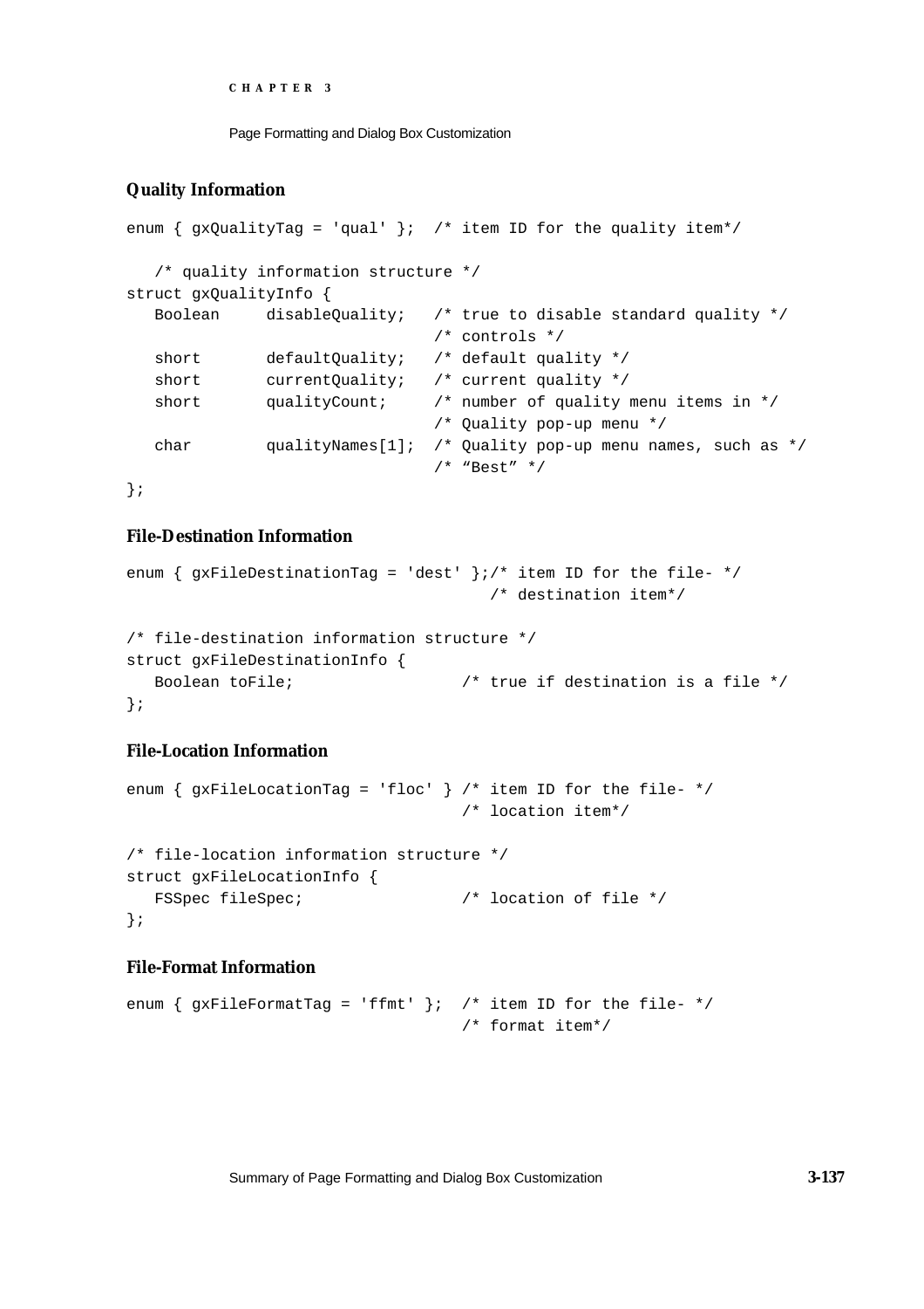### Quality Information

```
enum { gxQualityTag = 'qual' };  /* item ID for the quality item*/

   /* quality information structure */
struct gxQualityInfo {
   Boolean     disableQuality;   /* true to disable standard quality */
                                 /* controls */
   short       defaultQuality;   /* default quality */
   short       currentQuality;   /* current quality */
   short       qualityCount;     /* number of quality menu items in */
                                 /* Quality pop-up menu */
   char        qualityNames[1];  /* Quality pop-up menu names, such as */
                                 /* "Best" */
};
```

### File-Destination Information

```
enum { gxFileDestinationTag = 'dest' };/* item ID for the file- */
                                       /* destination item*/

/* file-destination information structure */
struct gxFileDestinationInfo {
   Boolean toFile;                 /* true if destination is a file */
};
```

### File-Location Information

```
enum { gxFileLocationTag = 'floc' } /* item ID for the file- */
                                    /* location item*/

/* file-location information structure */
struct gxFileLocationInfo {
   FSSpec fileSpec;                 /* location of file */
};
```

### File-Format Information

```
enum { gxFileFormatTag = 'ffmt' };  /* item ID for the file- */
                                    /* format item*/
```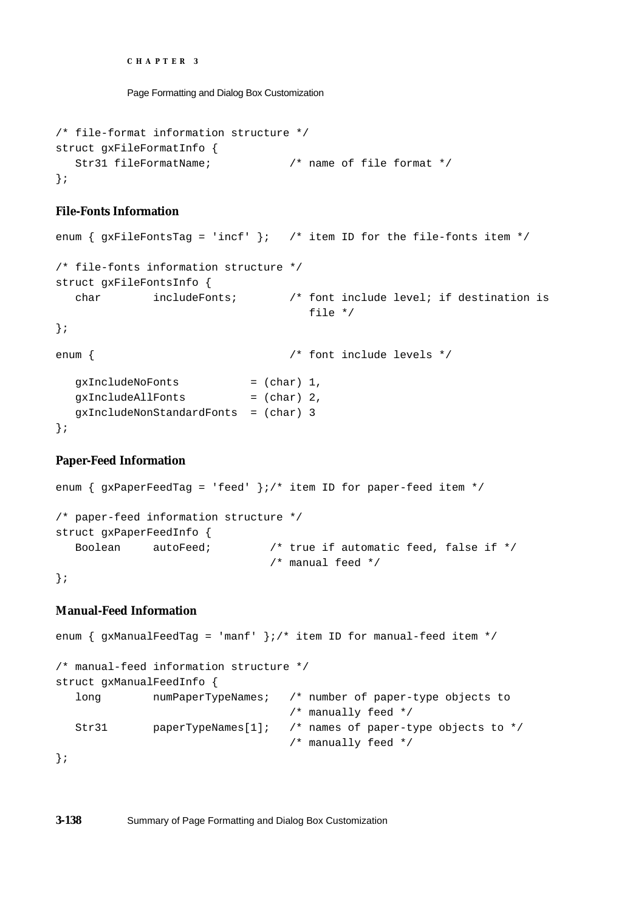```
/* file-format information structure */
struct gxFileFormatInfo {
   Str31 fileFormatName;            /* name of file format */
};
```

### File-Fonts Information

```
enum { gxFileFontsTag = 'incf' };   /* item ID for the file-fonts item */

/* file-fonts information structure */
struct gxFileFontsInfo {
   char        includeFonts;        /* font include level; if destination is
                                       file */
};

enum {                              /* font include levels */

   gxIncludeNoFonts           = (char) 1,
   gxIncludeAllFonts          = (char) 2,
   gxIncludeNonStandardFonts  = (char) 3
};
```

### Paper-Feed Information

```
enum { gxPaperFeedTag = 'feed' };/* item ID for paper-feed item */

/* paper-feed information structure */
struct gxPaperFeedInfo {
   Boolean     autoFeed;         /* true if automatic feed, false if */
                                 /* manual feed */
};
```

### Manual-Feed Information

```
enum { gxManualFeedTag = 'manf' };/* item ID for manual-feed item */

/* manual-feed information structure */
struct gxManualFeedInfo {
   long        numPaperTypeNames;   /* number of paper-type objects to
                                    /* manually feed */
   Str31       paperTypeNames[1];   /* names of paper-type objects to */
                                    /* manually feed */
};
```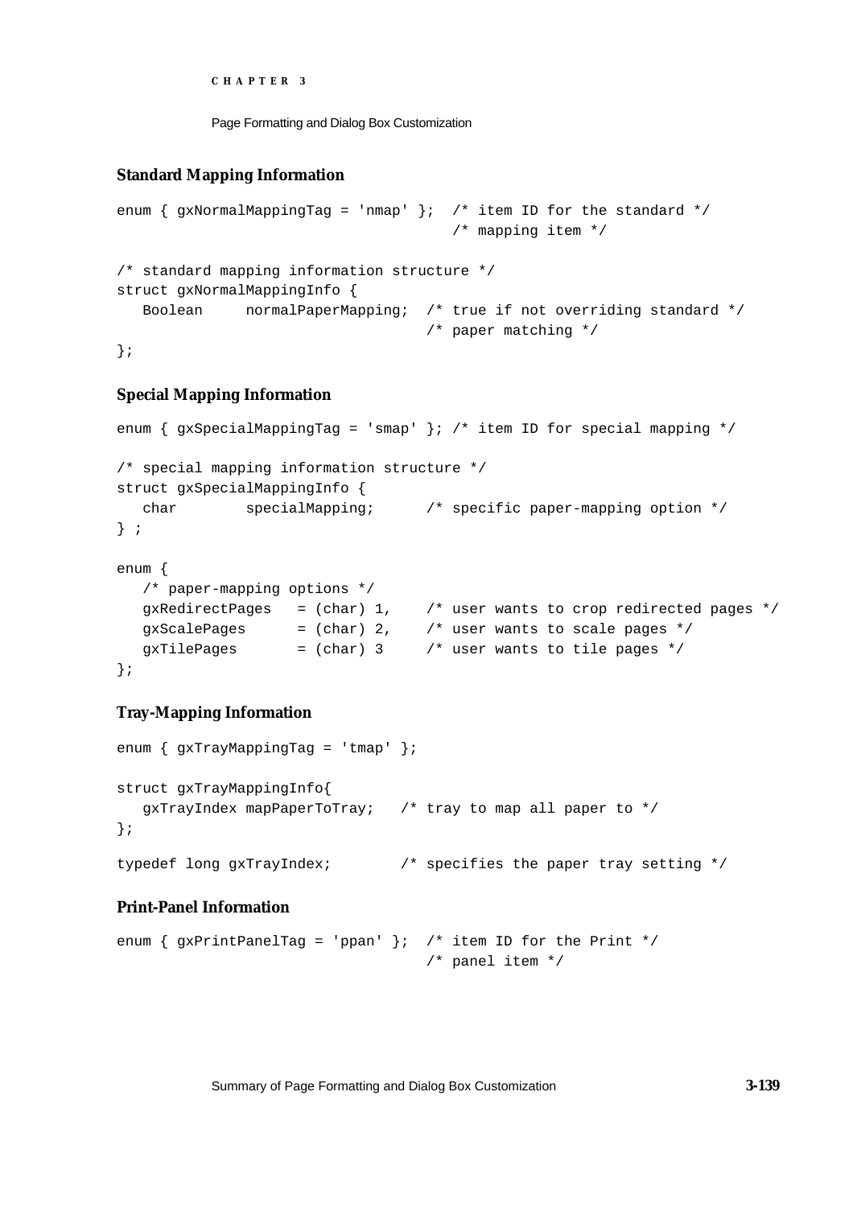### Standard Mapping Information

```
enum { gxNormalMappingTag = 'nmap' };  /* item ID for the standard */
                                       /* mapping item */

/* standard mapping information structure */
struct gxNormalMappingInfo {
   Boolean     normalPaperMapping;  /* true if not overriding standard */
                                    /* paper matching */
};
```

### Special Mapping Information

```
enum { gxSpecialMappingTag = 'smap' }; /* item ID for special mapping */

/* special mapping information structure */
struct gxSpecialMappingInfo {
   char        specialMapping;      /* specific paper-mapping option */
} ;

enum {
   /* paper-mapping options */
   gxRedirectPages   = (char) 1,    /* user wants to crop redirected pages */
   gxScalePages      = (char) 2,    /* user wants to scale pages */
   gxTilePages       = (char) 3     /* user wants to tile pages */
};
```

### Tray-Mapping Information

```
enum { gxTrayMappingTag = 'tmap' };

struct gxTrayMappingInfo{
   gxTrayIndex mapPaperToTray;   /* tray to map all paper to */
};

typedef long gxTrayIndex;        /* specifies the paper tray setting */
```

### Print-Panel Information

```
enum { gxPrintPanelTag = 'ppan' };  /* item ID for the Print */
                                    /* panel item */
```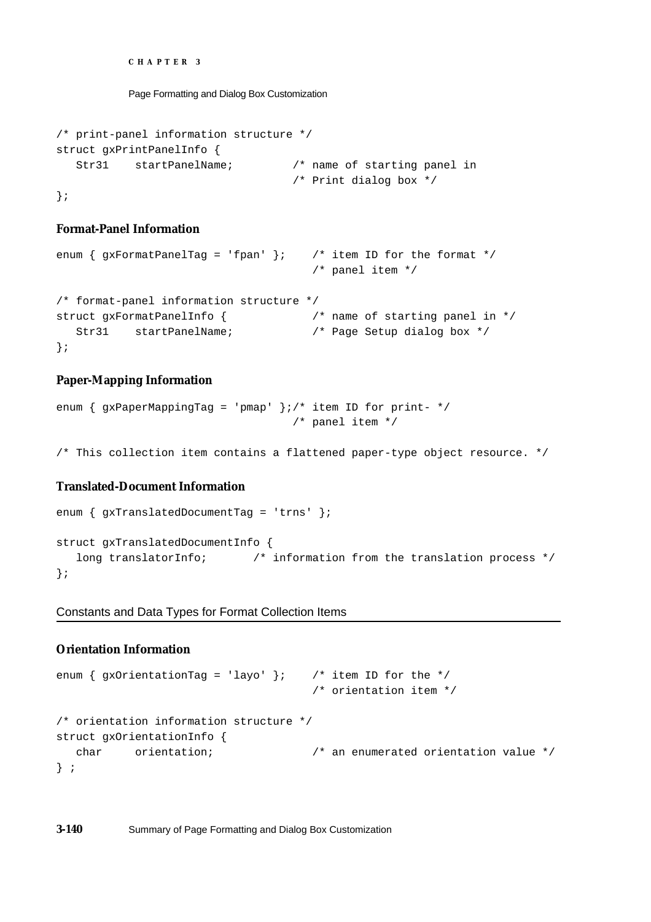```
/* print-panel information structure */
struct gxPrintPanelInfo {
   Str31    startPanelName;         /* name of starting panel in
                                    /* Print dialog box */
};
```

**Format-Panel Information**

```
enum { gxFormatPanelTag = 'fpan' };    /* item ID for the format */
                                       /* panel item */

/* format-panel information structure */
struct gxFormatPanelInfo {             /* name of starting panel in */
   Str31    startPanelName;            /* Page Setup dialog box */
};
```

**Paper-Mapping Information**

```
enum { gxPaperMappingTag = 'pmap' };/* item ID for print- */
                                    /* panel item */

/* This collection item contains a flattened paper-type object resource. */
```

**Translated-Document Information**

```
enum { gxTranslatedDocumentTag = 'trns' };

struct gxTranslatedDocumentInfo {
   long translatorInfo;       /* information from the translation process */
};
```

## Constants and Data Types for Format Collection Items

**Orientation Information**

```
enum { gxOrientationTag = 'layo' };    /* item ID for the */
                                       /* orientation item */

/* orientation information structure */
struct gxOrientationInfo {
   char     orientation;               /* an enumerated orientation value */
} ;
```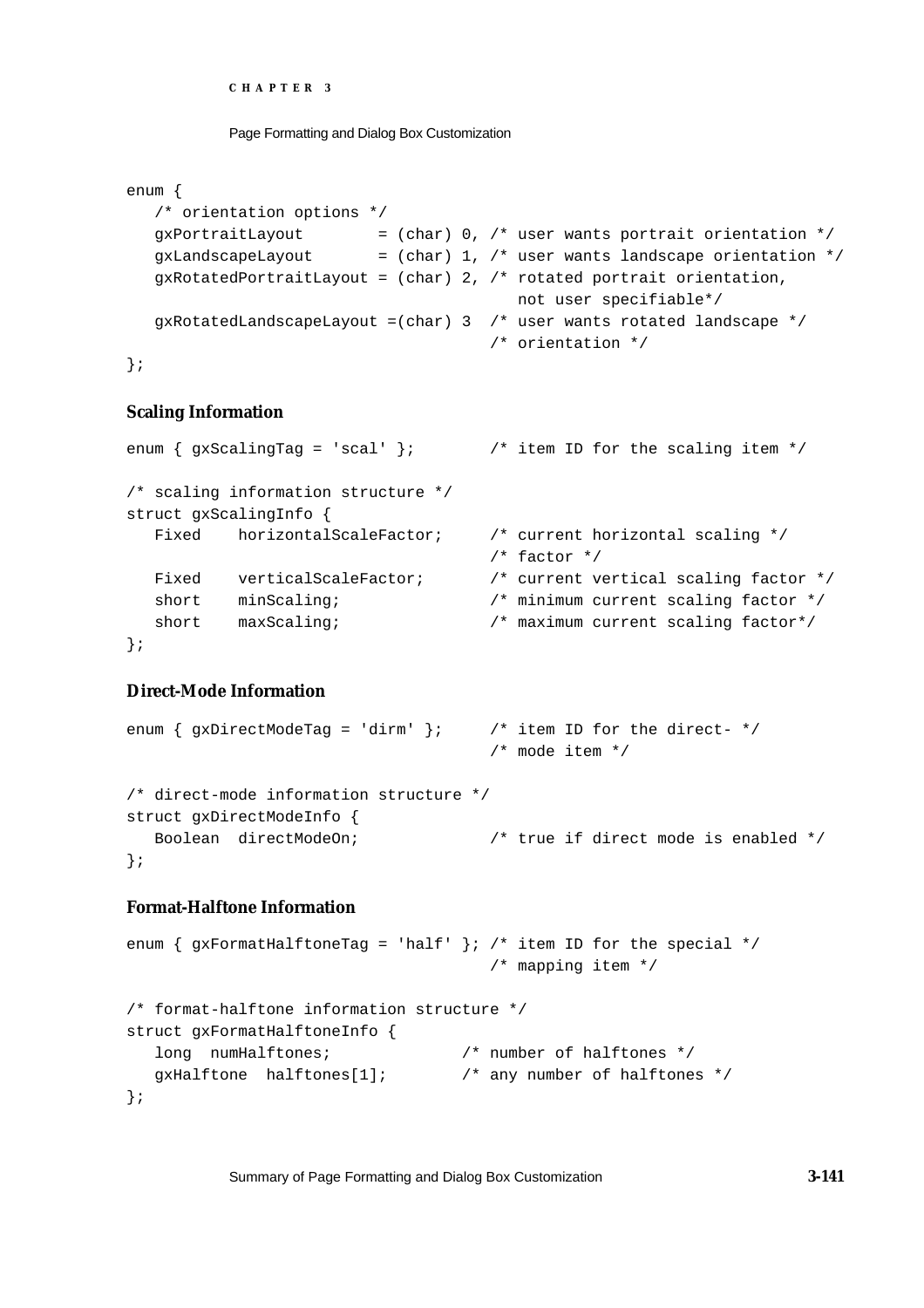```
enum {
   /* orientation options */
   gxPortraitLayout        = (char) 0, /* user wants portrait orientation */
   gxLandscapeLayout       = (char) 1, /* user wants landscape orientation */
   gxRotatedPortraitLayout = (char) 2, /* rotated portrait orientation,
                                          not user specifiable*/
   gxRotatedLandscapeLayout =(char) 3  /* user wants rotated landscape */
                                       /* orientation */
};
```

### Scaling Information

```
enum { gxScalingTag = 'scal' };        /* item ID for the scaling item */

/* scaling information structure */
struct gxScalingInfo {
   Fixed    horizontalScaleFactor;     /* current horizontal scaling */
                                       /* factor */
   Fixed    verticalScaleFactor;       /* current vertical scaling factor */
   short    minScaling;                /* minimum current scaling factor */
   short    maxScaling;                /* maximum current scaling factor*/
};
```

### Direct-Mode Information

```
enum { gxDirectModeTag = 'dirm' };     /* item ID for the direct- */
                                       /* mode item */

/* direct-mode information structure */
struct gxDirectModeInfo {
   Boolean  directModeOn;              /* true if direct mode is enabled */
};
```

### Format-Halftone Information

```
enum { gxFormatHalftoneTag = 'half' }; /* item ID for the special */
                                       /* mapping item */

/* format-halftone information structure */
struct gxFormatHalftoneInfo {
   long  numHalftones;              /* number of halftones */
   gxHalftone  halftones[1];        /* any number of halftones */
};
```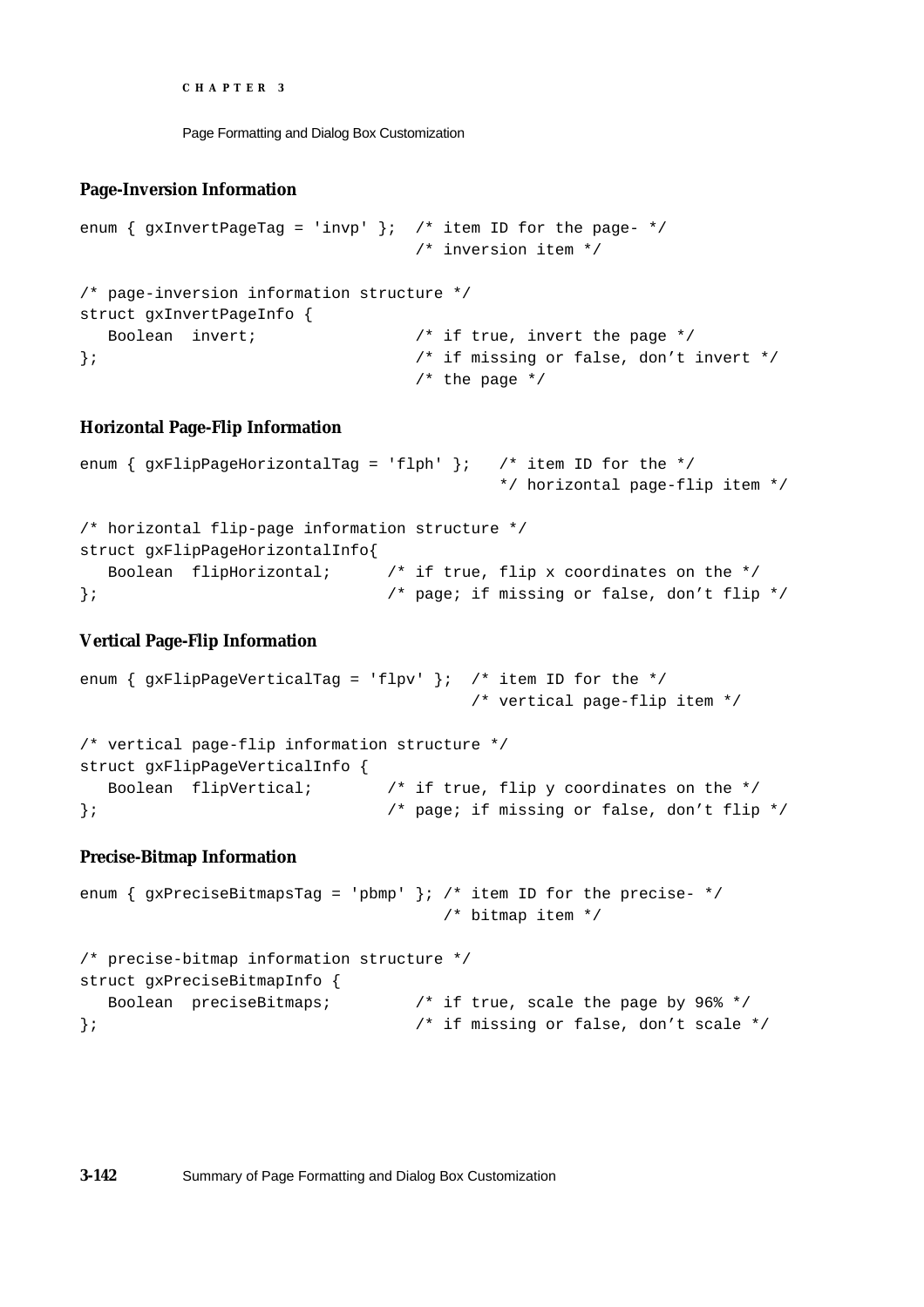### Page-Inversion Information

```
enum { gxInvertPageTag = 'invp' };  /* item ID for the page- */
                                    /* inversion item */

/* page-inversion information structure */
struct gxInvertPageInfo {
   Boolean  invert;                 /* if true, invert the page */
};                                  /* if missing or false, don't invert */
                                    /* the page */
```

### Horizontal Page-Flip Information

```
enum { gxFlipPageHorizontalTag = 'flph' };   /* item ID for the */
                                             */ horizontal page-flip item */

/* horizontal flip-page information structure */
struct gxFlipPageHorizontalInfo{
   Boolean  flipHorizontal;      /* if true, flip x coordinates on the */
};                               /* page; if missing or false, don't flip */
```

### Vertical Page-Flip Information

```
enum { gxFlipPageVerticalTag = 'flpv' };  /* item ID for the */
                                          /* vertical page-flip item */

/* vertical page-flip information structure */
struct gxFlipPageVerticalInfo {
   Boolean  flipVertical;        /* if true, flip y coordinates on the */
};                               /* page; if missing or false, don't flip */
```

### Precise-Bitmap Information

```
enum { gxPreciseBitmapsTag = 'pbmp' }; /* item ID for the precise- */
                                       /* bitmap item */

/* precise-bitmap information structure */
struct gxPreciseBitmapInfo {
   Boolean  preciseBitmaps;         /* if true, scale the page by 96% */
};                                  /* if missing or false, don't scale */
```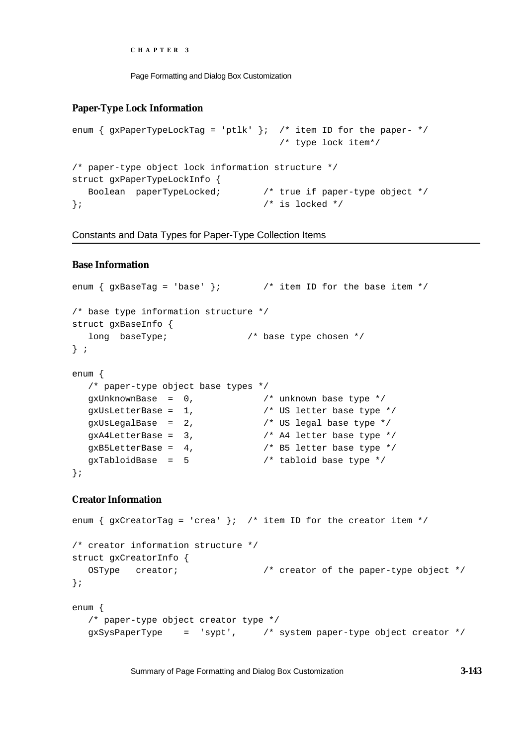### Paper-Type Lock Information

```
enum { gxPaperTypeLockTag = 'ptlk' };  /* item ID for the paper- */
                                       /* type lock item*/

/* paper-type object lock information structure */
struct gxPaperTypeLockInfo {
   Boolean  paperTypeLocked;        /* true if paper-type object */
};                                  /* is locked */
```

## Constants and Data Types for Paper-Type Collection Items

### Base Information

```
enum { gxBaseTag = 'base' };        /* item ID for the base item */

/* base type information structure */
struct gxBaseInfo {
   long  baseType;              /* base type chosen */
} ;

enum {
   /* paper-type object base types */
   gxUnknownBase  =  0,            /* unknown base type */
   gxUsLetterBase =  1,            /* US letter base type */
   gxUsLegalBase  =  2,            /* US legal base type */
   gxA4LetterBase =  3,            /* A4 letter base type */
   gxB5LetterBase =  4,            /* B5 letter base type */
   gxTabloidBase  =  5             /* tabloid base type */
};
```

### Creator Information

```
enum { gxCreatorTag = 'crea' };  /* item ID for the creator item */

/* creator information structure */
struct gxCreatorInfo {
   OSType   creator;               /* creator of the paper-type object */
};

enum {
   /* paper-type object creator type */
   gxSysPaperType    =  'sypt',     /* system paper-type object creator */
```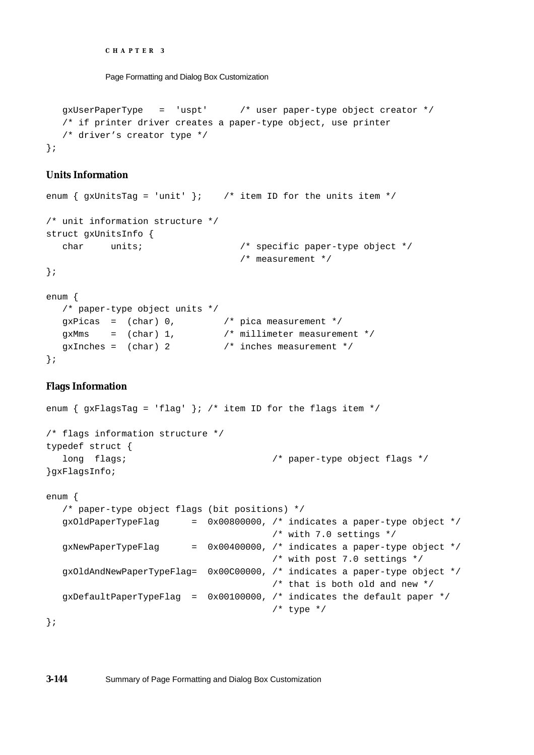```
   gxUserPaperType   =  'uspt'      /* user paper-type object creator */
   /* if printer driver creates a paper-type object, use printer
   /* driver's creator type */
};
```

### Units Information

```
enum { gxUnitsTag = 'unit' };    /* item ID for the units item */

/* unit information structure */
struct gxUnitsInfo {
   char     units;                 /* specific paper-type object */
                                   /* measurement */
};

enum {
   /* paper-type object units */
   gxPicas  =  (char) 0,         /* pica measurement */
   gxMms    =  (char) 1,         /* millimeter measurement */
   gxInches =  (char) 2          /* inches measurement */
};
```

### Flags Information

```
enum { gxFlagsTag = 'flag' }; /* item ID for the flags item */

/* flags information structure */
typedef struct {
   long  flags;                          /* paper-type object flags */
}gxFlagsInfo;

enum {
   /* paper-type object flags (bit positions) */
   gxOldPaperTypeFlag      =  0x00800000, /* indicates a paper-type object */
                                          /* with 7.0 settings */
   gxNewPaperTypeFlag      =  0x00400000, /* indicates a paper-type object */
                                          /* with post 7.0 settings */
   gxOldAndNewPaperTypeFlag=  0x00C00000, /* indicates a paper-type object */
                                          /* that is both old and new */
   gxDefaultPaperTypeFlag  =  0x00100000, /* indicates the default paper */
                                          /* type */
};
```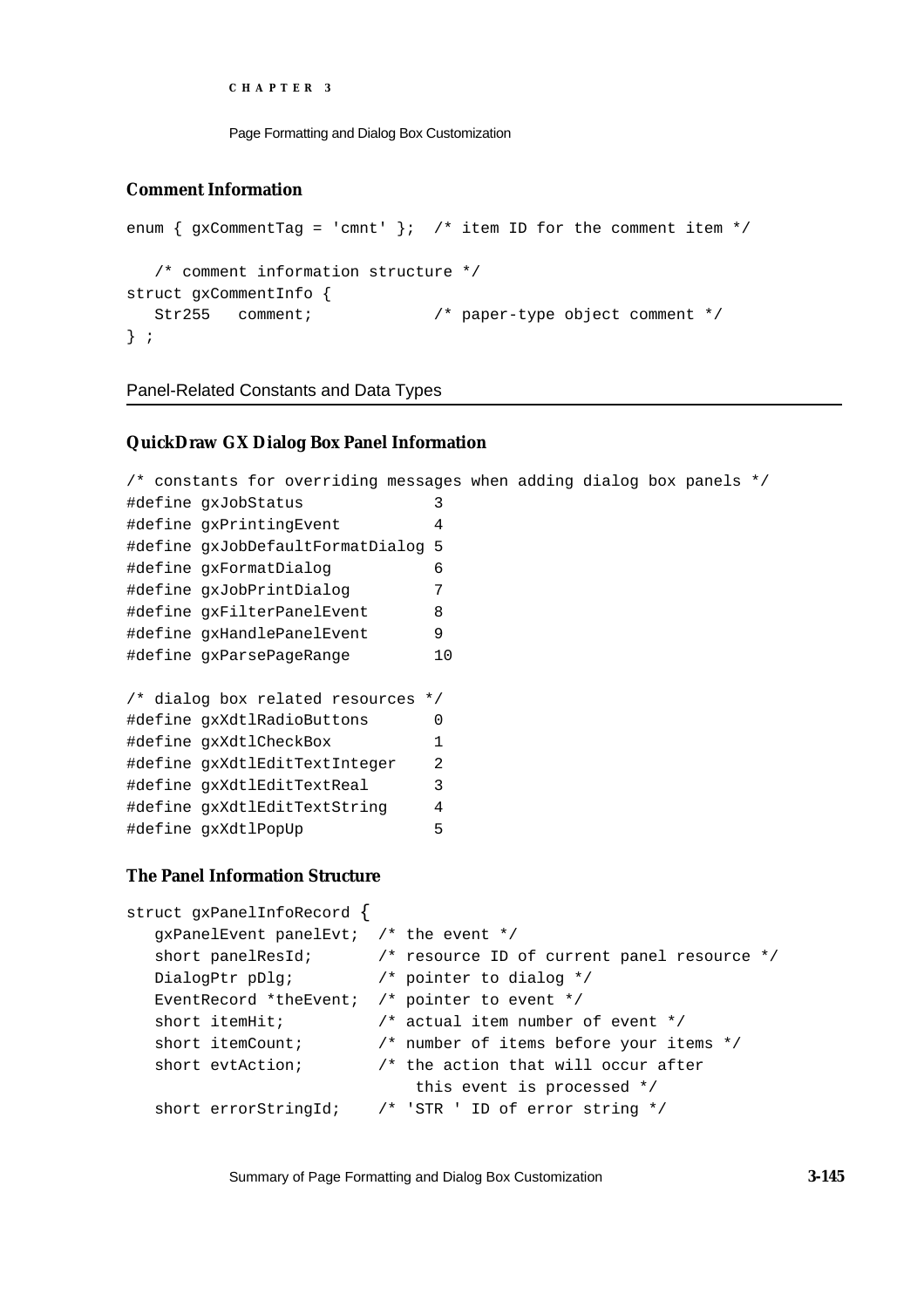### Comment Information

```
enum { gxCommentTag = 'cmnt' };  /* item ID for the comment item */

   /* comment information structure */
struct gxCommentInfo {
   Str255   comment;             /* paper-type object comment */
} ;
```

## Panel-Related Constants and Data Types

### QuickDraw GX Dialog Box Panel Information

```
/* constants for overriding messages when adding dialog box panels */
#define gxJobStatus              3
#define gxPrintingEvent          4
#define gxJobDefaultFormatDialog 5
#define gxFormatDialog           6
#define gxJobPrintDialog         7
#define gxFilterPanelEvent       8
#define gxHandlePanelEvent       9
#define gxParsePageRange         10

/* dialog box related resources */
#define gxXdtlRadioButtons       0
#define gxXdtlCheckBox           1
#define gxXdtlEditTextInteger    2
#define gxXdtlEditTextReal       3
#define gxXdtlEditTextString     4
#define gxXdtlPopUp              5
```

### The Panel Information Structure

```
struct gxPanelInfoRecord {
   gxPanelEvent panelEvt;  /* the event */
   short panelResId;       /* resource ID of current panel resource */
   DialogPtr pDlg;         /* pointer to dialog */
   EventRecord *theEvent;  /* pointer to event */
   short itemHit;          /* actual item number of event */
   short itemCount;        /* number of items before your items */
   short evtAction;        /* the action that will occur after
                              this event is processed */
   short errorStringId;    /* 'STR ' ID of error string */
```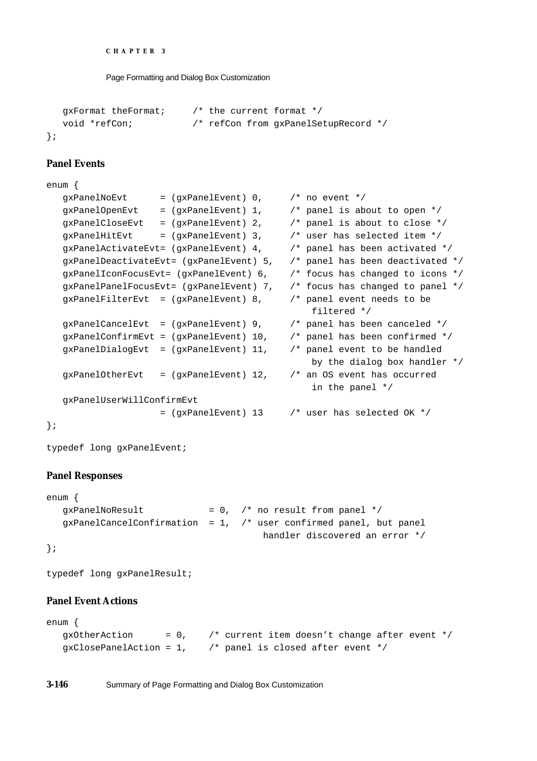```
    gxFormat theFormat;      /* the current format */
    void *refCon;            /* refCon from gxPanelSetupRecord */
};
```

### Panel Events

```
enum {
    gxPanelNoEvt      = (gxPanelEvent) 0,     /* no event */
    gxPanelOpenEvt    = (gxPanelEvent) 1,     /* panel is about to open */
    gxPanelCloseEvt   = (gxPanelEvent) 2,     /* panel is about to close */
    gxPanelHitEvt     = (gxPanelEvent) 3,     /* user has selected item */
    gxPanelActivateEvt= (gxPanelEvent) 4,     /* panel has been activated */
    gxPanelDeactivateEvt= (gxPanelEvent) 5,   /* panel has been deactivated */
    gxPanelIconFocusEvt= (gxPanelEvent) 6,    /* focus has changed to icons */
    gxPanelPanelFocusEvt= (gxPanelEvent) 7,   /* focus has changed to panel */
    gxPanelFilterEvt  = (gxPanelEvent) 8,     /* panel event needs to be
                                                   filtered */
    gxPanelCancelEvt  = (gxPanelEvent) 9,     /* panel has been canceled */
    gxPanelConfirmEvt = (gxPanelEvent) 10,    /* panel has been confirmed */
    gxPanelDialogEvt  = (gxPanelEvent) 11,    /* panel event to be handled
                                                   by the dialog box handler */
    gxPanelOtherEvt   = (gxPanelEvent) 12,    /* an OS event has occurred
                                                   in the panel */
    gxPanelUserWillConfirmEvt
                      = (gxPanelEvent) 13     /* user has selected OK */
};

typedef long gxPanelEvent;
```

### Panel Responses

```
enum {
    gxPanelNoResult            = 0,  /* no result from panel */
    gxPanelCancelConfirmation  = 1,  /* user confirmed panel, but panel
                                        handler discovered an error */
};

typedef long gxPanelResult;
```

### Panel Event Actions

```
enum {
    gxOtherAction      = 0,    /* current item doesn't change after event */
    gxClosePanelAction = 1,    /* panel is closed after event */
```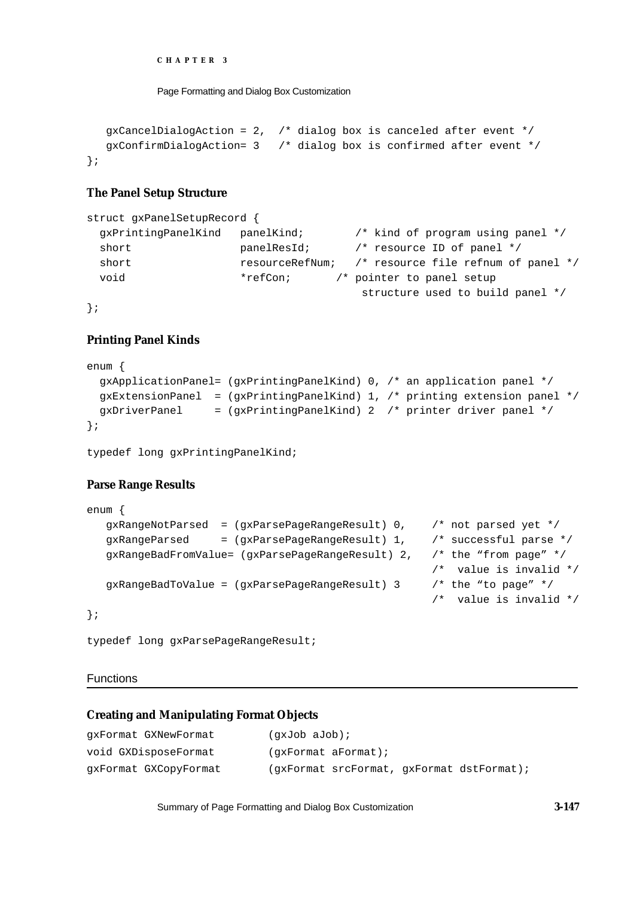```
   gxCancelDialogAction = 2,  /* dialog box is canceled after event */
   gxConfirmDialogAction= 3   /* dialog box is confirmed after event */
};
```

### The Panel Setup Structure

```
struct gxPanelSetupRecord {
  gxPrintingPanelKind   panelKind;        /* kind of program using panel */
  short                 panelResId;       /* resource ID of panel */
  short                 resourceRefNum;   /* resource file refnum of panel */
  void                  *refCon;       /* pointer to panel setup
                                           structure used to build panel */
};
```

### Printing Panel Kinds

```
enum {
  gxApplicationPanel= (gxPrintingPanelKind) 0, /* an application panel */
  gxExtensionPanel  = (gxPrintingPanelKind) 1, /* printing extension panel */
  gxDriverPanel     = (gxPrintingPanelKind) 2  /* printer driver panel */
};

typedef long gxPrintingPanelKind;
```

### Parse Range Results

```
enum {
   gxRangeNotParsed  = (gxParsePageRangeResult) 0,    /* not parsed yet */
   gxRangeParsed     = (gxParsePageRangeResult) 1,    /* successful parse */
   gxRangeBadFromValue= (gxParsePageRangeResult) 2,   /* the "from page" */
                                                      /*  value is invalid */
   gxRangeBadToValue = (gxParsePageRangeResult) 3     /* the "to page" */
                                                      /*  value is invalid */
};

typedef long gxParsePageRangeResult;
```

## Functions

### Creating and Manipulating Format Objects

```
gxFormat GXNewFormat         (gxJob aJob);
void GXDisposeFormat         (gxFormat aFormat);
gxFormat GXCopyFormat        (gxFormat srcFormat, gxFormat dstFormat);
```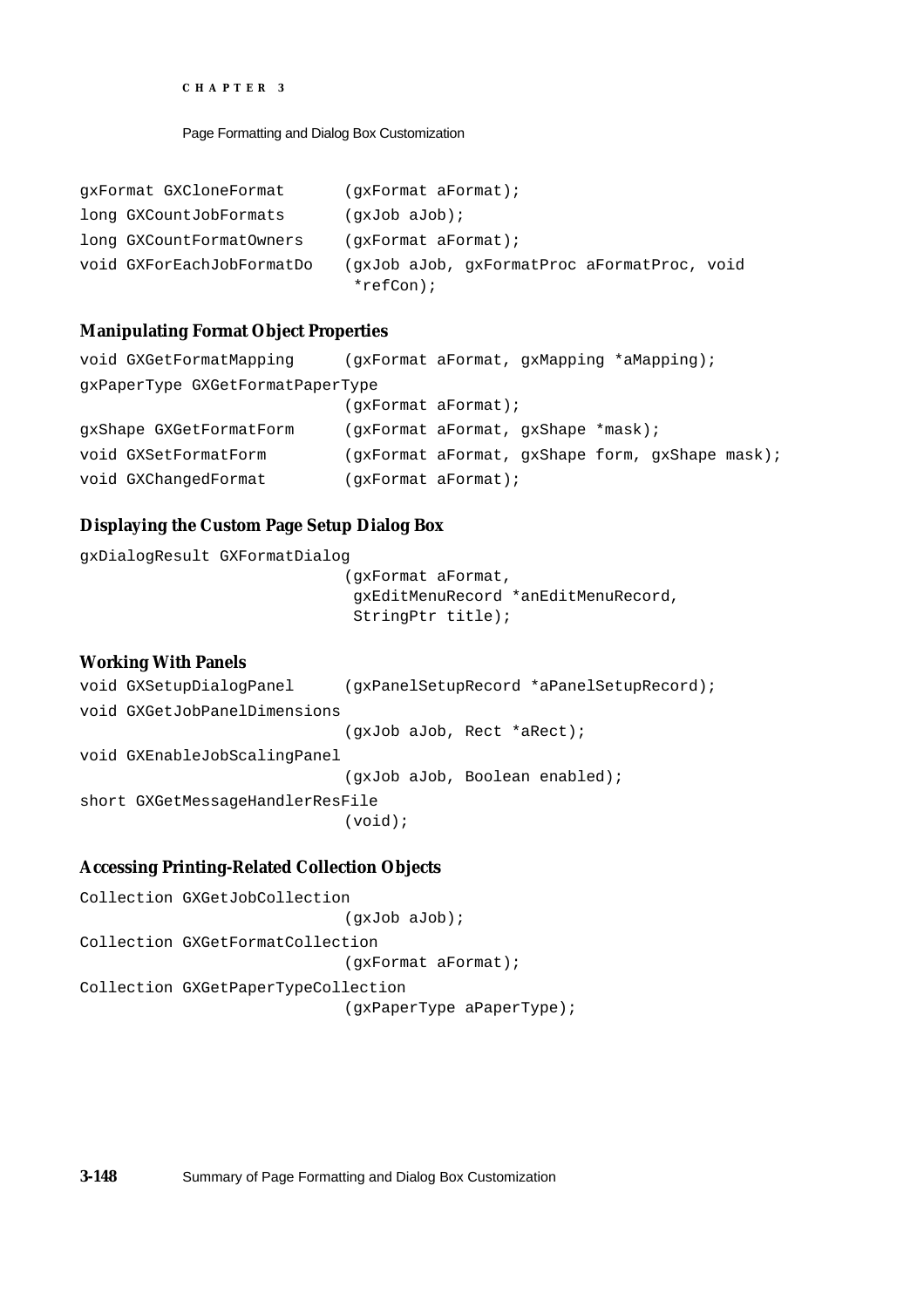```
gxFormat GXCloneFormat      (gxFormat aFormat);
long GXCountJobFormats      (gxJob aJob);
long GXCountFormatOwners    (gxFormat aFormat);
void GXForEachJobFormatDo   (gxJob aJob, gxFormatProc aFormatProc, void
                             *refCon);
```

### Manipulating Format Object Properties

```
void GXGetFormatMapping     (gxFormat aFormat, gxMapping *aMapping);
gxPaperType GXGetFormatPaperType
                            (gxFormat aFormat);
gxShape GXGetFormatForm     (gxFormat aFormat, gxShape *mask);
void GXSetFormatForm        (gxFormat aFormat, gxShape form, gxShape mask);
void GXChangedFormat        (gxFormat aFormat);
```

### Displaying the Custom Page Setup Dialog Box

```
gxDialogResult GXFormatDialog
                            (gxFormat aFormat,
                             gxEditMenuRecord *anEditMenuRecord,
                             StringPtr title);
```

### Working With Panels

```
void GXSetupDialogPanel     (gxPanelSetupRecord *aPanelSetupRecord);
void GXGetJobPanelDimensions
                            (gxJob aJob, Rect *aRect);
void GXEnableJobScalingPanel
                            (gxJob aJob, Boolean enabled);
short GXGetMessageHandlerResFile
                            (void);
```

### Accessing Printing-Related Collection Objects

```
Collection GXGetJobCollection
                            (gxJob aJob);
Collection GXGetFormatCollection
                            (gxFormat aFormat);
Collection GXGetPaperTypeCollection
                            (gxPaperType aPaperType);
```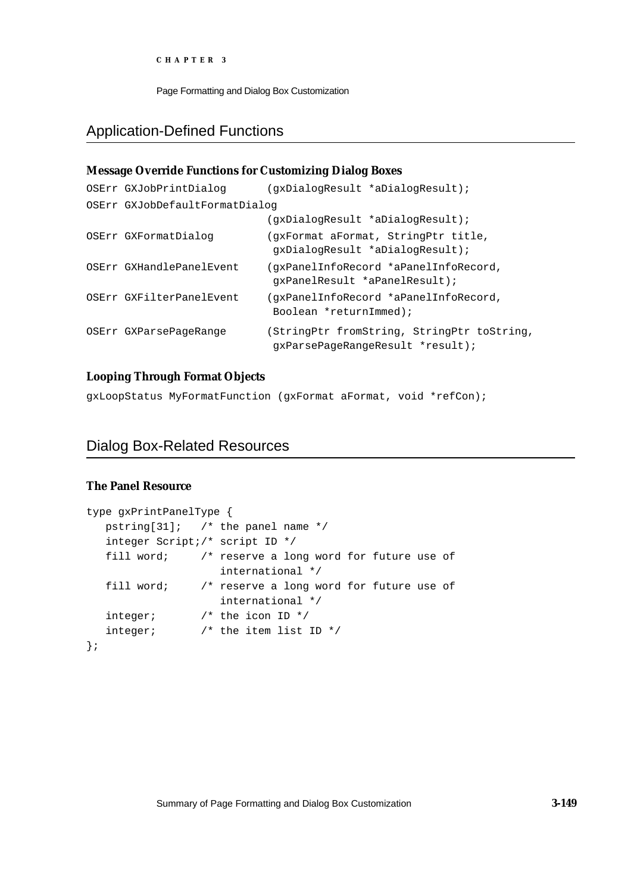## Application-Defined Functions

### Message Override Functions for Customizing Dialog Boxes

```
OSErr GXJobPrintDialog       (gxDialogResult *aDialogResult);
OSErr GXJobDefaultFormatDialog
                             (gxDialogResult *aDialogResult);
OSErr GXFormatDialog         (gxFormat aFormat, StringPtr title,
                              gxDialogResult *aDialogResult);
OSErr GXHandlePanelEvent     (gxPanelInfoRecord *aPanelInfoRecord,
                              gxPanelResult *aPanelResult);
OSErr GXFilterPanelEvent     (gxPanelInfoRecord *aPanelInfoRecord,
                              Boolean *returnImmed);
OSErr GXParsePageRange       (StringPtr fromString, StringPtr toString,
                              gxParsePageRangeResult *result);
```

### Looping Through Format Objects

```
gxLoopStatus MyFormatFunction (gxFormat aFormat, void *refCon);
```

## Dialog Box-Related Resources

### The Panel Resource

```
type gxPrintPanelType {
   pstring[31];   /* the panel name */
   integer Script;/* script ID */
   fill word;     /* reserve a long word for future use of
                     international */
   fill word;     /* reserve a long word for future use of
                     international */
   integer;       /* the icon ID */
   integer;       /* the item list ID */
};
```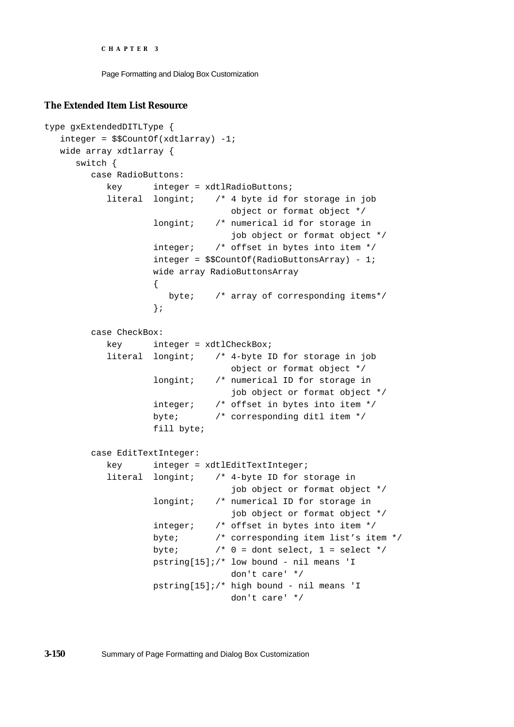### The Extended Item List Resource

```
type gxExtendedDITLType {
   integer = $$CountOf(xdtlarray) -1;
   wide array xdtlarray {
      switch {
         case RadioButtons:
            key      integer = xdtlRadioButtons;
            literal  longint;    /* 4 byte id for storage in job
                                    object or format object */
                     longint;    /* numerical id for storage in
                                    job object or format object */
                     integer;    /* offset in bytes into item */
                     integer = $$CountOf(RadioButtonsArray) - 1;
                     wide array RadioButtonsArray
                     {
                        byte;    /* array of corresponding items*/
                     };

         case CheckBox:
            key      integer = xdtlCheckBox;
            literal  longint;    /* 4-byte ID for storage in job
                                    object or format object */
                     longint;    /* numerical ID for storage in
                                    job object or format object */
                     integer;    /* offset in bytes into item */
                     byte;       /* corresponding ditl item */
                     fill byte;

         case EditTextInteger:
            key      integer = xdtlEditTextInteger;
            literal  longint;    /* 4-byte ID for storage in
                                    job object or format object */
                     longint;    /* numerical ID for storage in
                                    job object or format object */
                     integer;    /* offset in bytes into item */
                     byte;       /* corresponding item list's item */
                     byte;       /* 0 = dont select, 1 = select */
                     pstring[15];/* low bound - nil means 'I
                                    don't care' */
                     pstring[15];/* high bound - nil means 'I
                                    don't care' */
```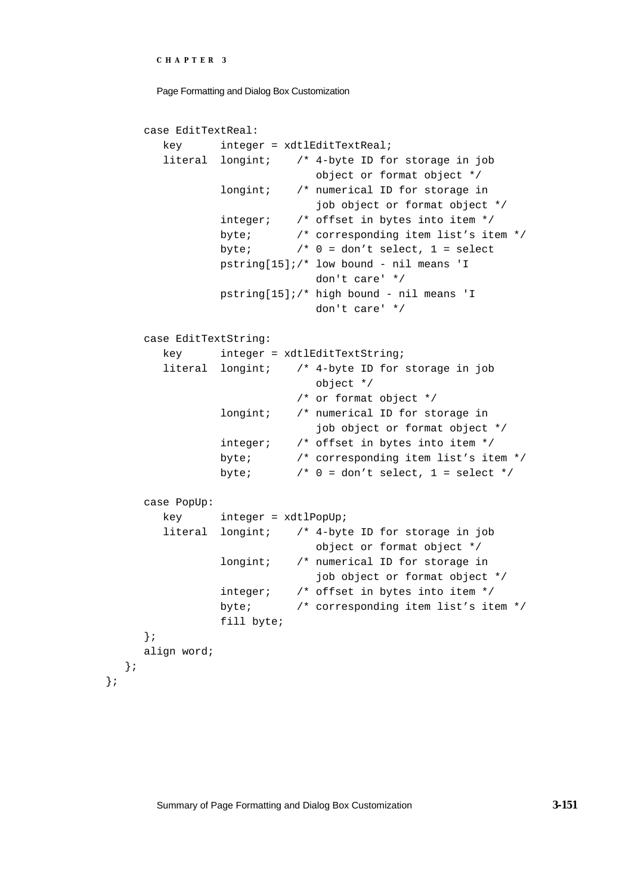```
      case EditTextReal:
         key      integer = xdtlEditTextReal;
         literal  longint;    /* 4-byte ID for storage in job
                                 object or format object */
                  longint;    /* numerical ID for storage in
                                 job object or format object */
                  integer;    /* offset in bytes into item */
                  byte;       /* corresponding item list's item */
                  byte;       /* 0 = don't select, 1 = select
                  pstring[15];/* low bound - nil means 'I
                                 don't care' */
                  pstring[15];/* high bound - nil means 'I
                                 don't care' */

      case EditTextString:
         key      integer = xdtlEditTextString;
         literal  longint;    /* 4-byte ID for storage in job
                                 object */
                              /* or format object */
                  longint;    /* numerical ID for storage in
                                 job object or format object */
                  integer;    /* offset in bytes into item */
                  byte;       /* corresponding item list's item */
                  byte;       /* 0 = don't select, 1 = select */

      case PopUp:
         key      integer = xdtlPopUp;
         literal  longint;    /* 4-byte ID for storage in job
                                 object or format object */
                  longint;    /* numerical ID for storage in
                                 job object or format object */
                  integer;    /* offset in bytes into item */
                  byte;       /* corresponding item list's item */
                  fill byte;
      };
      align word;
   };
};
```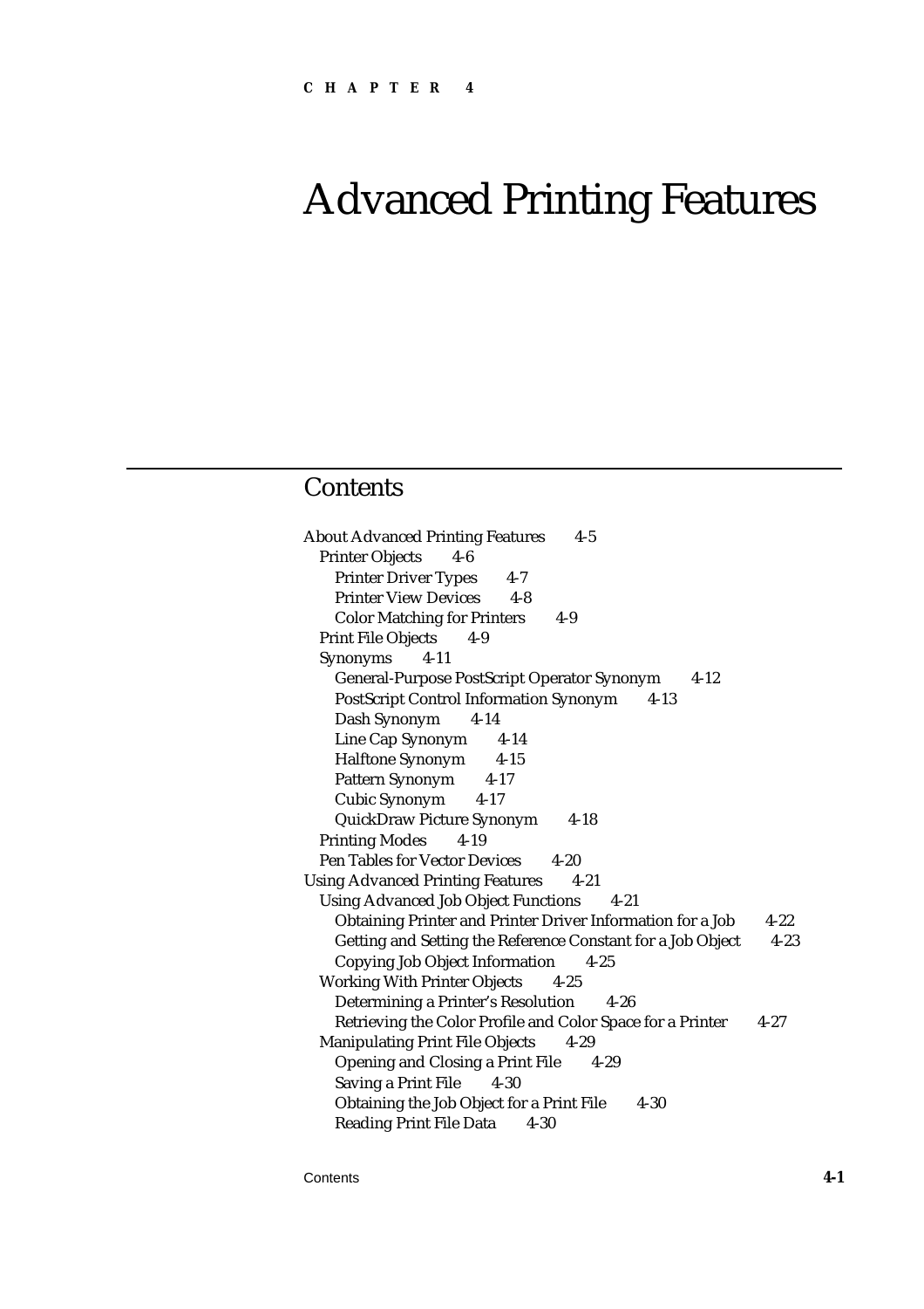CHAPTER 4

# Advanced Printing Features

## Contents

- About Advanced Printing Features 4-5
  - Printer Objects 4-6
    - Printer Driver Types 4-7
    - Printer View Devices 4-8
    - Color Matching for Printers 4-9
  - Print File Objects 4-9
  - Synonyms 4-11
    - General-Purpose PostScript Operator Synonym 4-12
    - PostScript Control Information Synonym 4-13
    - Dash Synonym 4-14
    - Line Cap Synonym 4-14
    - Halftone Synonym 4-15
    - Pattern Synonym 4-17
    - Cubic Synonym 4-17
    - QuickDraw Picture Synonym 4-18
  - Printing Modes 4-19
  - Pen Tables for Vector Devices 4-20
- Using Advanced Printing Features 4-21
  - Using Advanced Job Object Functions 4-21
    - Obtaining Printer and Printer Driver Information for a Job 4-22
    - Getting and Setting the Reference Constant for a Job Object 4-23
    - Copying Job Object Information 4-25
  - Working With Printer Objects 4-25
    - Determining a Printer's Resolution 4-26
    - Retrieving the Color Profile and Color Space for a Printer 4-27
  - Manipulating Print File Objects 4-29
    - Opening and Closing a Print File 4-29
    - Saving a Print File 4-30
    - Obtaining the Job Object for a Print File 4-30
    - Reading Print File Data 4-30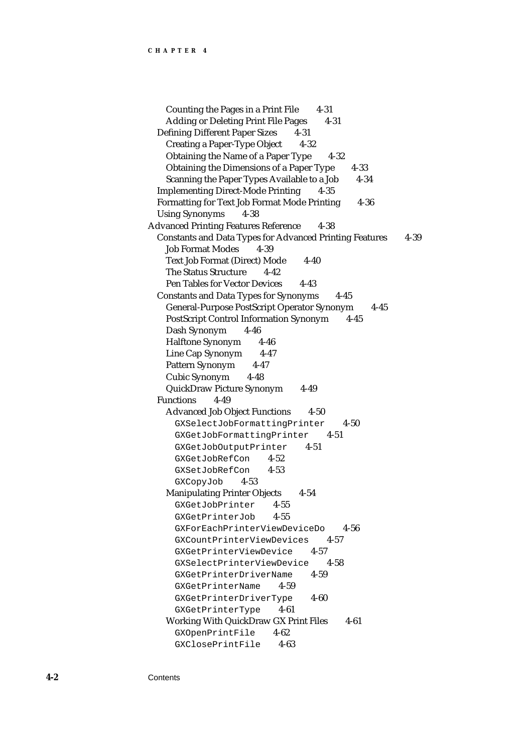- Counting the Pages in a Print File 4-31
- Adding or Deleting Print File Pages 4-31
- Defining Different Paper Sizes 4-31
  - Creating a Paper-Type Object 4-32
  - Obtaining the Name of a Paper Type 4-32
  - Obtaining the Dimensions of a Paper Type 4-33
  - Scanning the Paper Types Available to a Job 4-34
- Implementing Direct-Mode Printing 4-35
- Formatting for Text Job Format Mode Printing 4-36
- Using Synonyms 4-38

Advanced Printing Features Reference 4-38

- Constants and Data Types for Advanced Printing Features 4-39
  - Job Format Modes 4-39
  - Text Job Format (Direct) Mode 4-40
  - The Status Structure 4-42
  - Pen Tables for Vector Devices 4-43
- Constants and Data Types for Synonyms 4-45
  - General-Purpose PostScript Operator Synonym 4-45
  - PostScript Control Information Synonym 4-45
  - Dash Synonym 4-46
  - Halftone Synonym 4-46
  - Line Cap Synonym 4-47
  - Pattern Synonym 4-47
  - Cubic Synonym 4-48
  - QuickDraw Picture Synonym 4-49
- Functions 4-49
  - Advanced Job Object Functions 4-50
    - `GXSelectJobFormattingPrinter` 4-50
    - `GXGetJobFormattingPrinter` 4-51
    - `GXGetJobOutputPrinter` 4-51
    - `GXGetJobRefCon` 4-52
    - `GXSetJobRefCon` 4-53
    - `GXCopyJob` 4-53
  - Manipulating Printer Objects 4-54
    - `GXGetJobPrinter` 4-55
    - `GXGetPrinterJob` 4-55
    - `GXForEachPrinterViewDeviceDo` 4-56
    - `GXCountPrinterViewDevices` 4-57
    - `GXGetPrinterViewDevice` 4-57
    - `GXSelectPrinterViewDevice` 4-58
    - `GXGetPrinterDriverName` 4-59
    - `GXGetPrinterName` 4-59
    - `GXGetPrinterDriverType` 4-60
    - `GXGetPrinterType` 4-61
  - Working With QuickDraw GX Print Files 4-61
    - `GXOpenPrintFile` 4-62
    - `GXClosePrintFile` 4-63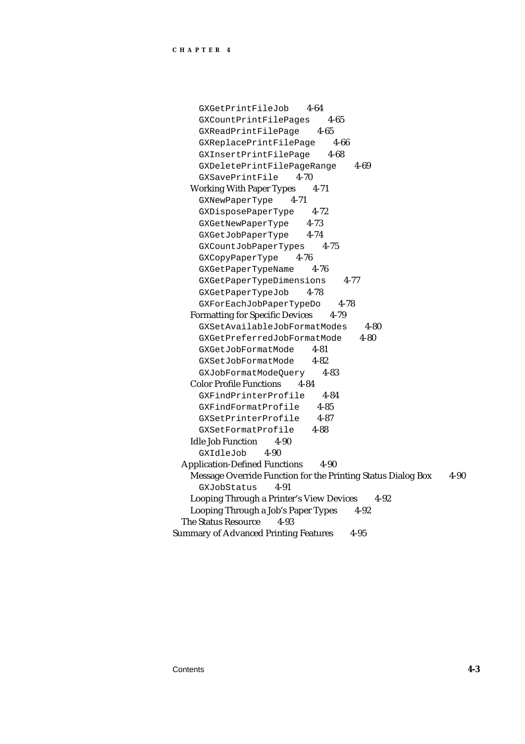- `GXGetPrintFileJob` 4-64
- `GXCountPrintFilePages` 4-65
- `GXReadPrintFilePage` 4-65
- `GXReplacePrintFilePage` 4-66
- `GXInsertPrintFilePage` 4-68
- `GXDeletePrintFilePageRange` 4-69
- `GXSavePrintFile` 4-70

Working With Paper Types 4-71

- `GXNewPaperType` 4-71
- `GXDisposePaperType` 4-72
- `GXGetNewPaperType` 4-73
- `GXGetJobPaperType` 4-74
- `GXCountJobPaperTypes` 4-75
- `GXCopyPaperType` 4-76
- `GXGetPaperTypeName` 4-76
- `GXGetPaperTypeDimensions` 4-77
- `GXGetPaperTypeJob` 4-78
- `GXForEachJobPaperTypeDo` 4-78

Formatting for Specific Devices 4-79

- `GXSetAvailableJobFormatModes` 4-80
- `GXGetPreferredJobFormatMode` 4-80
- `GXGetJobFormatMode` 4-81
- `GXSetJobFormatMode` 4-82
- `GXJobFormatModeQuery` 4-83

Color Profile Functions 4-84

- `GXFindPrinterProfile` 4-84
- `GXFindFormatProfile` 4-85
- `GXSetPrinterProfile` 4-87
- `GXSetFormatProfile` 4-88

Idle Job Function 4-90

- `GXIdleJob` 4-90

Application-Defined Functions 4-90

Message Override Function for the Printing Status Dialog Box 4-90

- `GXJobStatus` 4-91

Looping Through a Printer's View Devices 4-92

Looping Through a Job's Paper Types 4-92

The Status Resource 4-93

Summary of Advanced Printing Features 4-95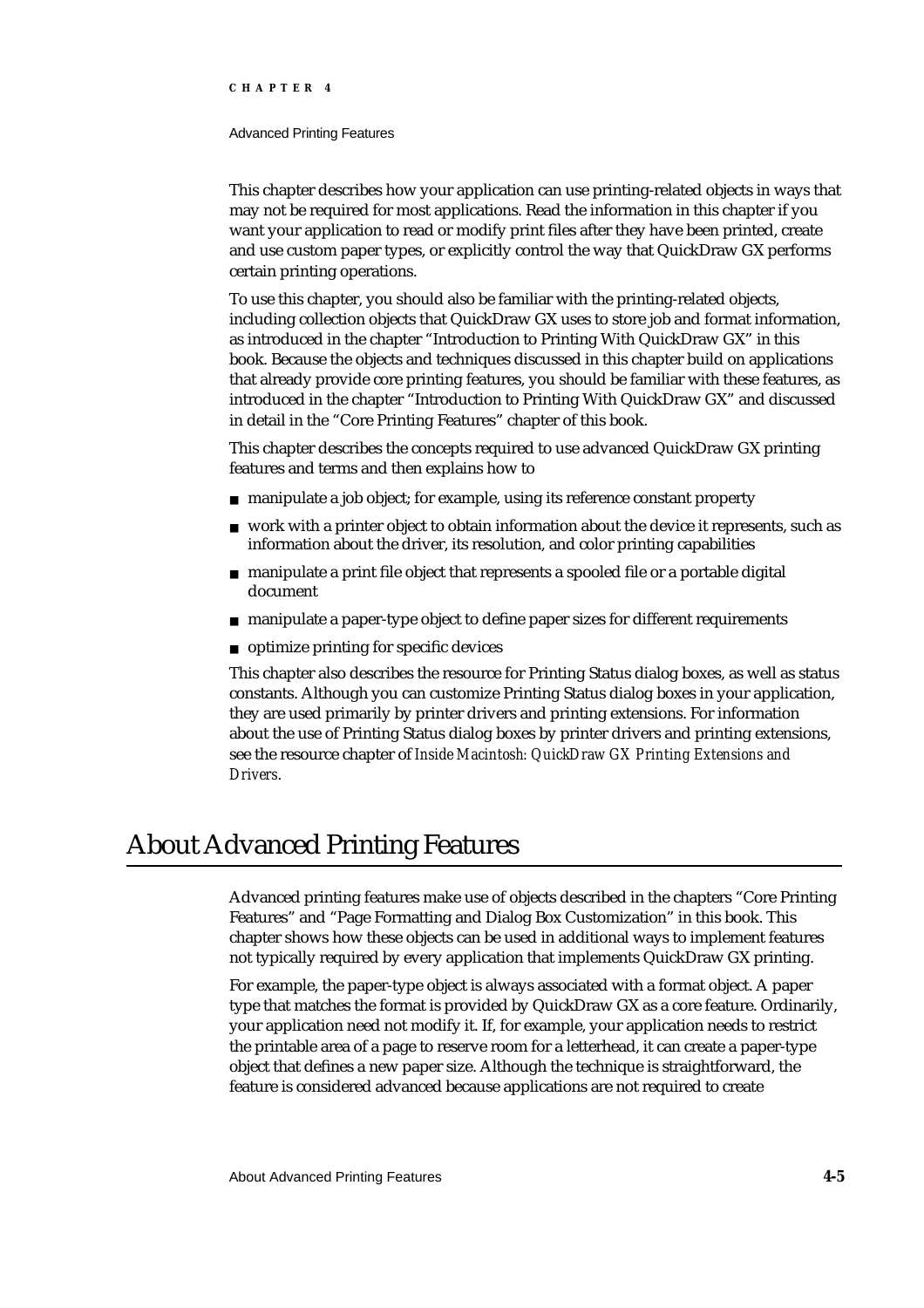This chapter describes how your application can use printing-related objects in ways that may not be required for most applications. Read the information in this chapter if you want your application to read or modify print files after they have been printed, create and use custom paper types, or explicitly control the way that QuickDraw GX performs certain printing operations.

To use this chapter, you should also be familiar with the printing-related objects, including collection objects that QuickDraw GX uses to store job and format information, as introduced in the chapter "Introduction to Printing With QuickDraw GX" in this book. Because the objects and techniques discussed in this chapter build on applications that already provide core printing features, you should be familiar with these features, as introduced in the chapter "Introduction to Printing With QuickDraw GX" and discussed in detail in the "Core Printing Features" chapter of this book.

This chapter describes the concepts required to use advanced QuickDraw GX printing features and terms and then explains how to

- manipulate a job object; for example, using its reference constant property
- work with a printer object to obtain information about the device it represents, such as information about the driver, its resolution, and color printing capabilities
- manipulate a print file object that represents a spooled file or a portable digital document
- manipulate a paper-type object to define paper sizes for different requirements
- optimize printing for specific devices

This chapter also describes the resource for Printing Status dialog boxes, as well as status constants. Although you can customize Printing Status dialog boxes in your application, they are used primarily by printer drivers and printing extensions. For information about the use of Printing Status dialog boxes by printer drivers and printing extensions, see the resource chapter of *Inside Macintosh: QuickDraw GX Printing Extensions and Drivers*.

# About Advanced Printing Features

Advanced printing features make use of objects described in the chapters "Core Printing Features" and "Page Formatting and Dialog Box Customization" in this book. This chapter shows how these objects can be used in additional ways to implement features not typically required by every application that implements QuickDraw GX printing.

For example, the paper-type object is always associated with a format object. A paper type that matches the format is provided by QuickDraw GX as a core feature. Ordinarily, your application need not modify it. If, for example, your application needs to restrict the printable area of a page to reserve room for a letterhead, it can create a paper-type object that defines a new paper size. Although the technique is straightforward, the feature is considered advanced because applications are not required to create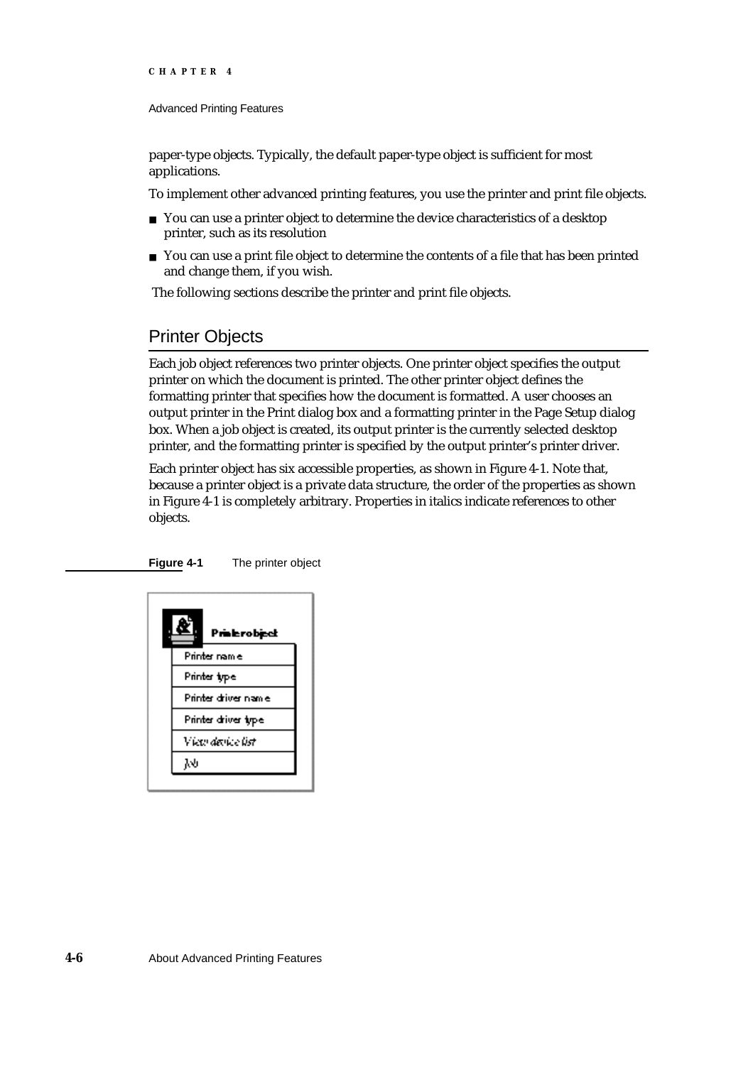paper-type objects. Typically, the default paper-type object is sufficient for most applications.

To implement other advanced printing features, you use the printer and print file objects.

- You can use a printer object to determine the device characteristics of a desktop printer, such as its resolution
- You can use a print file object to determine the contents of a file that has been printed and change them, if you wish.

The following sections describe the printer and print file objects.

## Printer Objects

Each job object references two printer objects. One printer object specifies the output printer on which the document is printed. The other printer object defines the formatting printer that specifies how the document is formatted. A user chooses an output printer in the Print dialog box and a formatting printer in the Page Setup dialog box. When a job object is created, its output printer is the currently selected desktop printer, and the formatting printer is specified by the output printer's printer driver.

Each printer object has six accessible properties, as shown in Figure 4-1. Note that, because a printer object is a private data structure, the order of the properties as shown in Figure 4-1 is completely arbitrary. Properties in italics indicate references to other objects.

**Figure 4-1** The printer object

| Printer object |
|---|
| Printer name |
| Printer type |
| Printer driver name |
| Printer driver type |
| *View device list* |
| *Job* |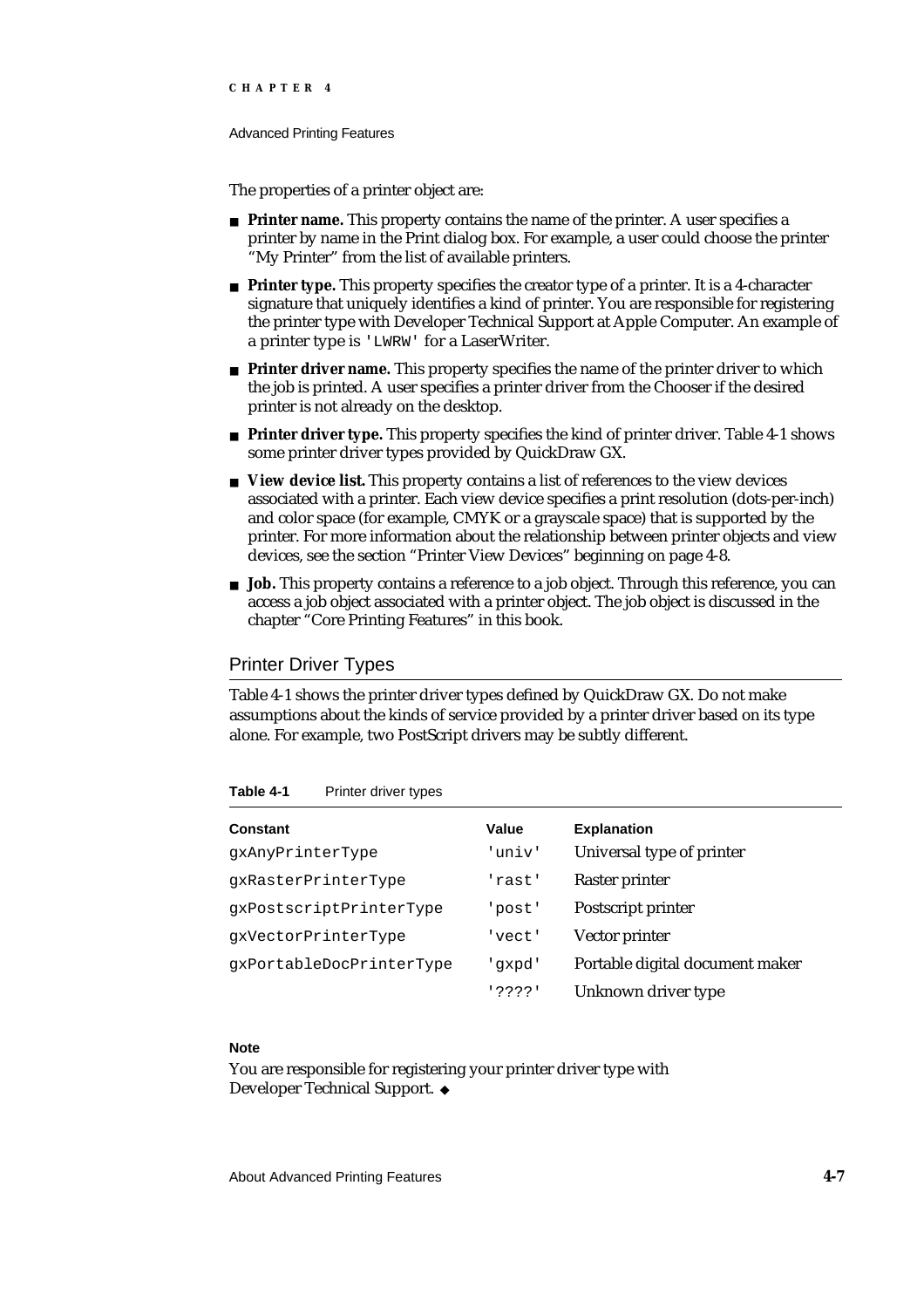The properties of a printer object are:

- **Printer name.** This property contains the name of the printer. A user specifies a printer by name in the Print dialog box. For example, a user could choose the printer "My Printer" from the list of available printers.
- **Printer type.** This property specifies the creator type of a printer. It is a 4-character signature that uniquely identifies a kind of printer. You are responsible for registering the printer type with Developer Technical Support at Apple Computer. An example of a printer type is `'LWRW'` for a LaserWriter.
- **Printer driver name.** This property specifies the name of the printer driver to which the job is printed. A user specifies a printer driver from the Chooser if the desired printer is not already on the desktop.
- **Printer driver type.** This property specifies the kind of printer driver. Table 4-1 shows some printer driver types provided by QuickDraw GX.
- **View device list.** This property contains a list of references to the view devices associated with a printer. Each view device specifies a print resolution (dots-per-inch) and color space (for example, CMYK or a grayscale space) that is supported by the printer. For more information about the relationship between printer objects and view devices, see the section "Printer View Devices" beginning on page 4-8.
- **Job.** This property contains a reference to a job object. Through this reference, you can access a job object associated with a printer object. The job object is discussed in the chapter "Core Printing Features" in this book.

## Printer Driver Types

Table 4-1 shows the printer driver types defined by QuickDraw GX. Do not make assumptions about the kinds of service provided by a printer driver based on its type alone. For example, two PostScript drivers may be subtly different.

**Table 4-1** Printer driver types

| Constant | Value | Explanation |
|---|---|---|
| `gxAnyPrinterType` | `'univ'` | Universal type of printer |
| `gxRasterPrinterType` | `'rast'` | Raster printer |
| `gxPostscriptPrinterType` | `'post'` | Postscript printer |
| `gxVectorPrinterType` | `'vect'` | Vector printer |
| `gxPortableDocPrinterType` | `'gxpd'` | Portable digital document maker |
| | `'????'` | Unknown driver type |

**Note**

You are responsible for registering your printer driver type with Developer Technical Support. ◆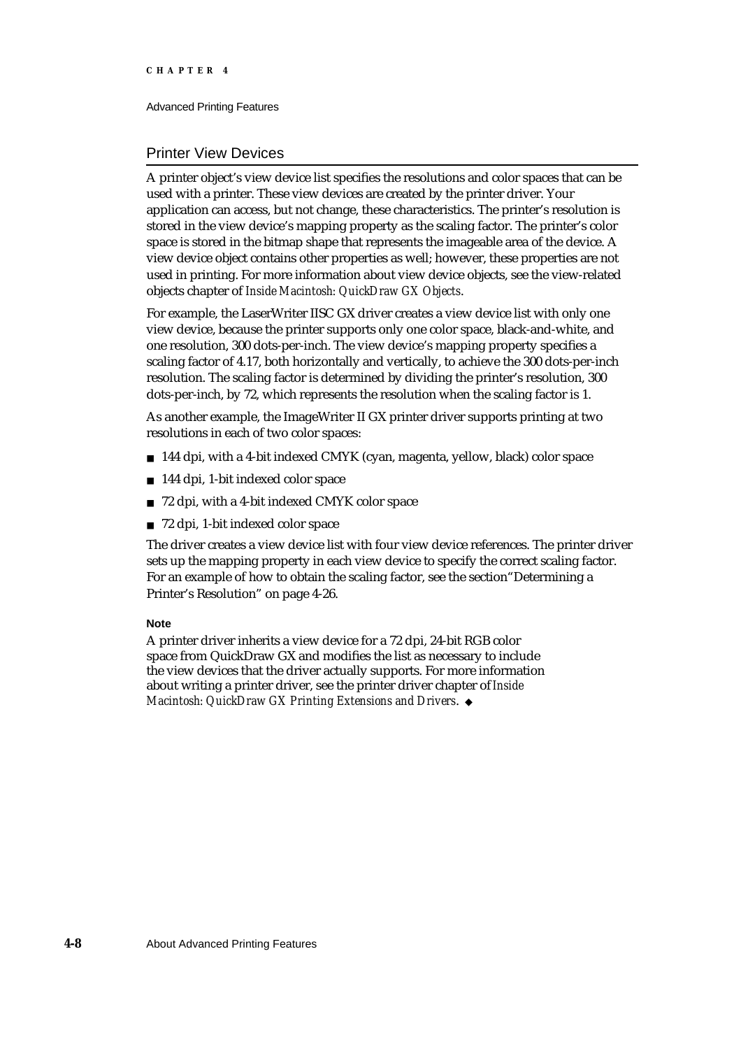## Printer View Devices

A printer object's view device list specifies the resolutions and color spaces that can be used with a printer. These view devices are created by the printer driver. Your application can access, but not change, these characteristics. The printer's resolution is stored in the view device's mapping property as the scaling factor. The printer's color space is stored in the bitmap shape that represents the imageable area of the device. A view device object contains other properties as well; however, these properties are not used in printing. For more information about view device objects, see the view-related objects chapter of *Inside Macintosh: QuickDraw GX Objects*.

For example, the LaserWriter IISC GX driver creates a view device list with only one view device, because the printer supports only one color space, black-and-white, and one resolution, 300 dots-per-inch. The view device's mapping property specifies a scaling factor of 4.17, both horizontally and vertically, to achieve the 300 dots-per-inch resolution. The scaling factor is determined by dividing the printer's resolution, 300 dots-per-inch, by 72, which represents the resolution when the scaling factor is 1.

As another example, the ImageWriter II GX printer driver supports printing at two resolutions in each of two color spaces:

- 144 dpi, with a 4-bit indexed CMYK (cyan, magenta, yellow, black) color space
- 144 dpi, 1-bit indexed color space
- 72 dpi, with a 4-bit indexed CMYK color space
- 72 dpi, 1-bit indexed color space

The driver creates a view device list with four view device references. The printer driver sets up the mapping property in each view device to specify the correct scaling factor. For an example of how to obtain the scaling factor, see the section"Determining a Printer's Resolution" on page 4-26.

**Note**

A printer driver inherits a view device for a 72 dpi, 24-bit RGB color space from QuickDraw GX and modifies the list as necessary to include the view devices that the driver actually supports. For more information about writing a printer driver, see the printer driver chapter of *Inside Macintosh: QuickDraw GX Printing Extensions and Drivers*. ◆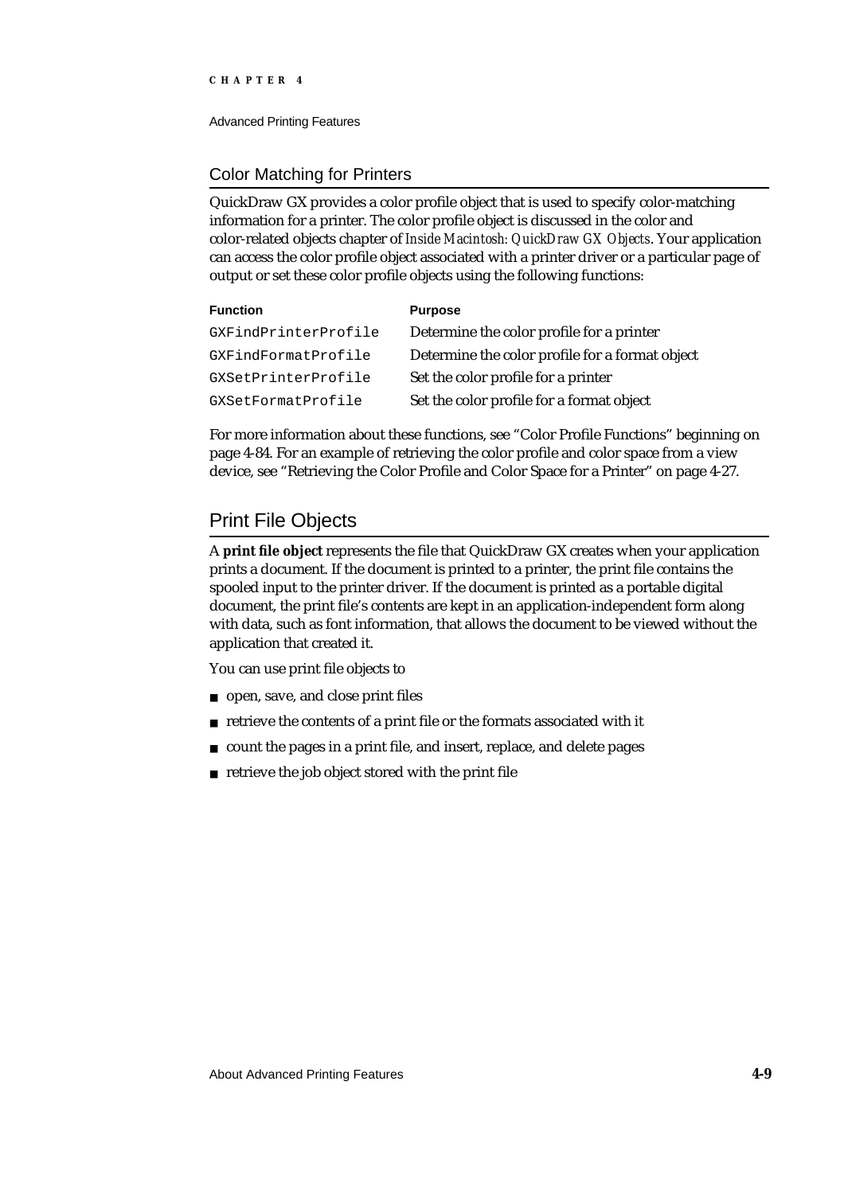## Color Matching for Printers

QuickDraw GX provides a color profile object that is used to specify color-matching information for a printer. The color profile object is discussed in the color and color-related objects chapter of *Inside Macintosh: QuickDraw GX Objects*. Your application can access the color profile object associated with a printer driver or a particular page of output or set these color profile objects using the following functions:

| Function | Purpose |
|---|---|
| `GXFindPrinterProfile` | Determine the color profile for a printer |
| `GXFindFormatProfile` | Determine the color profile for a format object |
| `GXSetPrinterProfile` | Set the color profile for a printer |
| `GXSetFormatProfile` | Set the color profile for a format object |

For more information about these functions, see "Color Profile Functions" beginning on page 4-84. For an example of retrieving the color profile and color space from a view device, see "Retrieving the Color Profile and Color Space for a Printer" on page 4-27.

# Print File Objects

A **print file object** represents the file that QuickDraw GX creates when your application prints a document. If the document is printed to a printer, the print file contains the spooled input to the printer driver. If the document is printed as a portable digital document, the print file's contents are kept in an application-independent form along with data, such as font information, that allows the document to be viewed without the application that created it.

You can use print file objects to

- open, save, and close print files
- retrieve the contents of a print file or the formats associated with it
- count the pages in a print file, and insert, replace, and delete pages
- retrieve the job object stored with the print file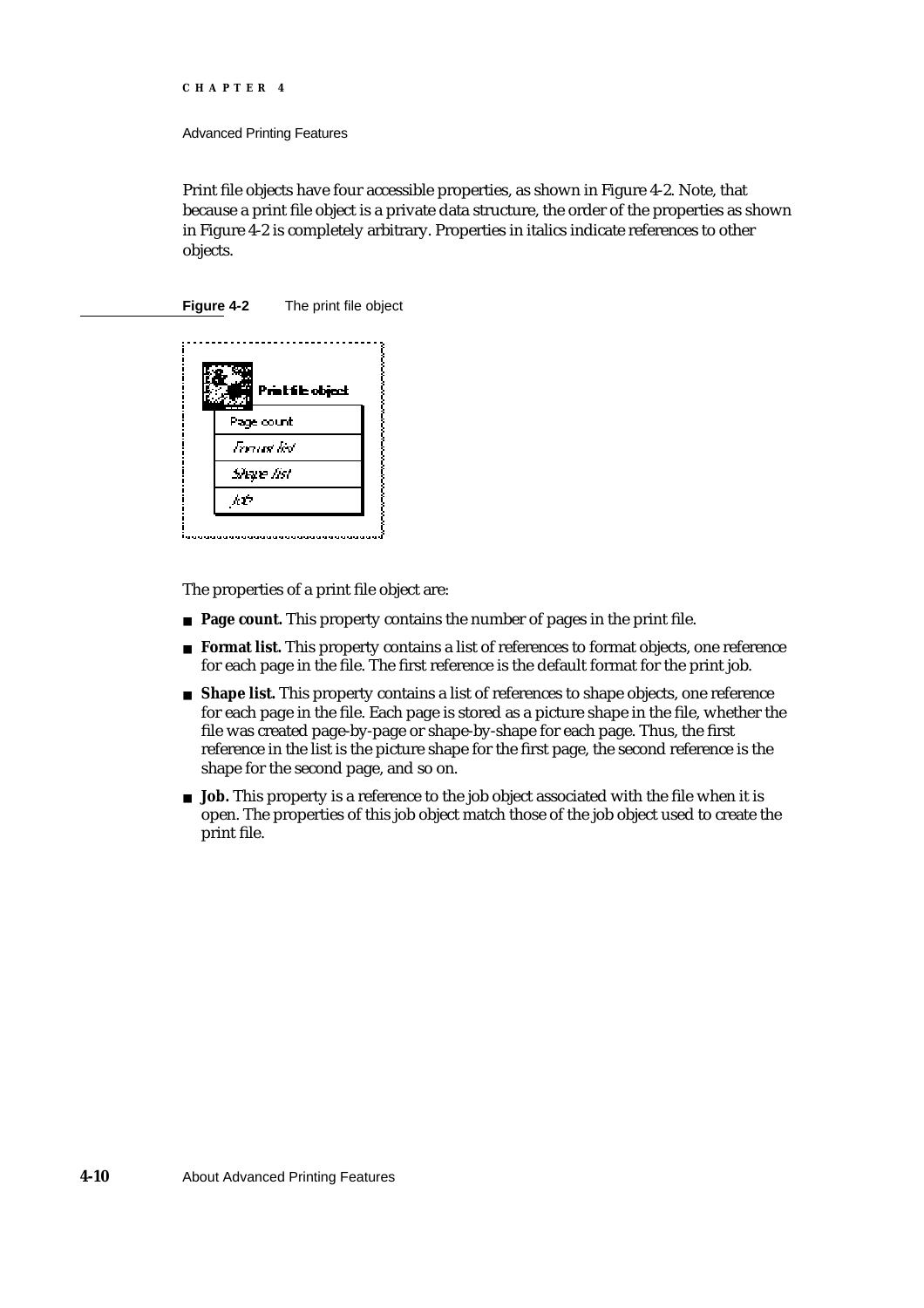Print file objects have four accessible properties, as shown in Figure 4-2. Note, that because a print file object is a private data structure, the order of the properties as shown in Figure 4-2 is completely arbitrary. Properties in italics indicate references to other objects.

**Figure 4-2** The print file object

**Print file object**

| |
|---|
| Page count |
| *Format list* |
| *Shape list* |
| *Job* |

The properties of a print file object are:

- **Page count.** This property contains the number of pages in the print file.
- **Format list.** This property contains a list of references to format objects, one reference for each page in the file. The first reference is the default format for the print job.
- **Shape list.** This property contains a list of references to shape objects, one reference for each page in the file. Each page is stored as a picture shape in the file, whether the file was created page-by-page or shape-by-shape for each page. Thus, the first reference in the list is the picture shape for the first page, the second reference is the shape for the second page, and so on.
- **Job.** This property is a reference to the job object associated with the file when it is open. The properties of this job object match those of the job object used to create the print file.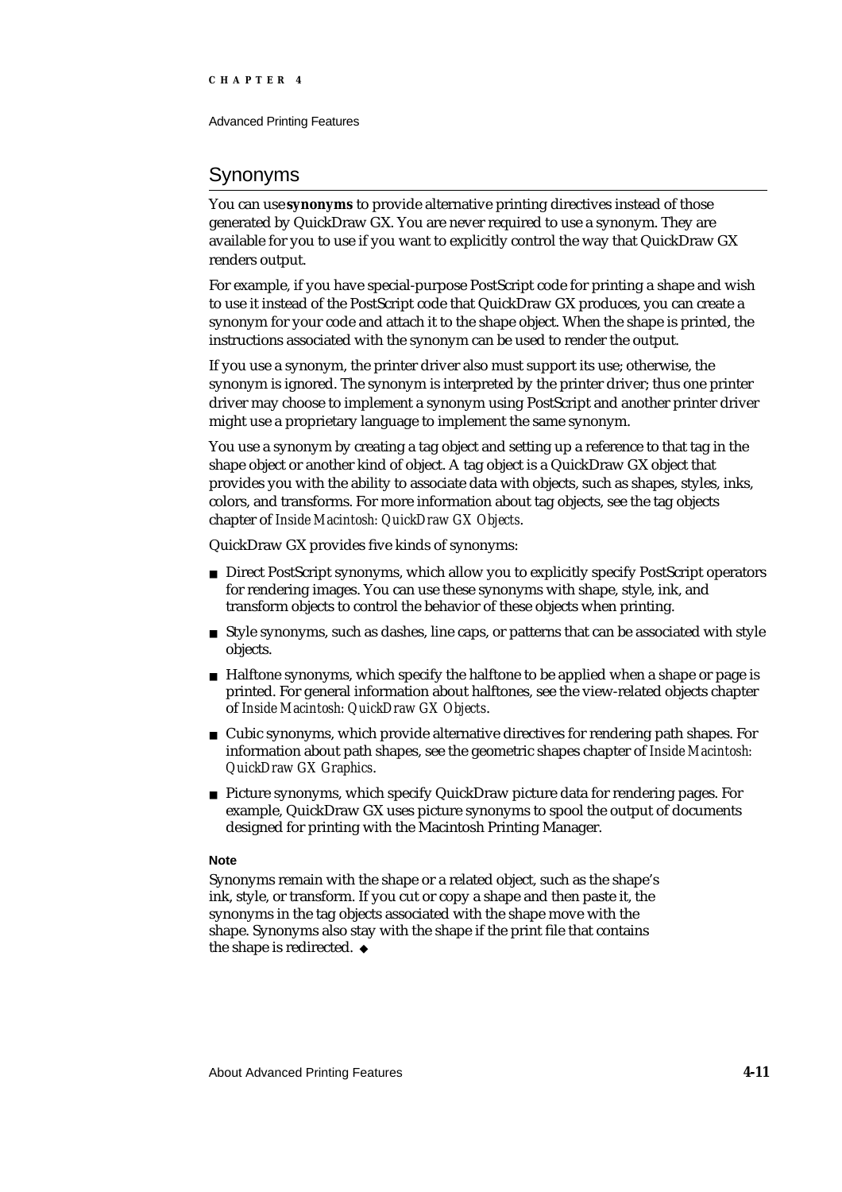## Synonyms

You can use **synonyms** to provide alternative printing directives instead of those generated by QuickDraw GX. You are never required to use a synonym. They are available for you to use if you want to explicitly control the way that QuickDraw GX renders output.

For example, if you have special-purpose PostScript code for printing a shape and wish to use it instead of the PostScript code that QuickDraw GX produces, you can create a synonym for your code and attach it to the shape object. When the shape is printed, the instructions associated with the synonym can be used to render the output.

If you use a synonym, the printer driver also must support its use; otherwise, the synonym is ignored. The synonym is interpreted by the printer driver; thus one printer driver may choose to implement a synonym using PostScript and another printer driver might use a proprietary language to implement the same synonym.

You use a synonym by creating a tag object and setting up a reference to that tag in the shape object or another kind of object. A tag object is a QuickDraw GX object that provides you with the ability to associate data with objects, such as shapes, styles, inks, colors, and transforms. For more information about tag objects, see the tag objects chapter of *Inside Macintosh: QuickDraw GX Objects*.

QuickDraw GX provides five kinds of synonyms:

- Direct PostScript synonyms, which allow you to explicitly specify PostScript operators for rendering images. You can use these synonyms with shape, style, ink, and transform objects to control the behavior of these objects when printing.
- Style synonyms, such as dashes, line caps, or patterns that can be associated with style objects.
- Halftone synonyms, which specify the halftone to be applied when a shape or page is printed. For general information about halftones, see the view-related objects chapter of *Inside Macintosh: QuickDraw GX Objects*.
- Cubic synonyms, which provide alternative directives for rendering path shapes. For information about path shapes, see the geometric shapes chapter of *Inside Macintosh: QuickDraw GX Graphics*.
- Picture synonyms, which specify QuickDraw picture data for rendering pages. For example, QuickDraw GX uses picture synonyms to spool the output of documents designed for printing with the Macintosh Printing Manager.

**Note**

Synonyms remain with the shape or a related object, such as the shape's ink, style, or transform. If you cut or copy a shape and then paste it, the synonyms in the tag objects associated with the shape move with the shape. Synonyms also stay with the shape if the print file that contains the shape is redirected. ◆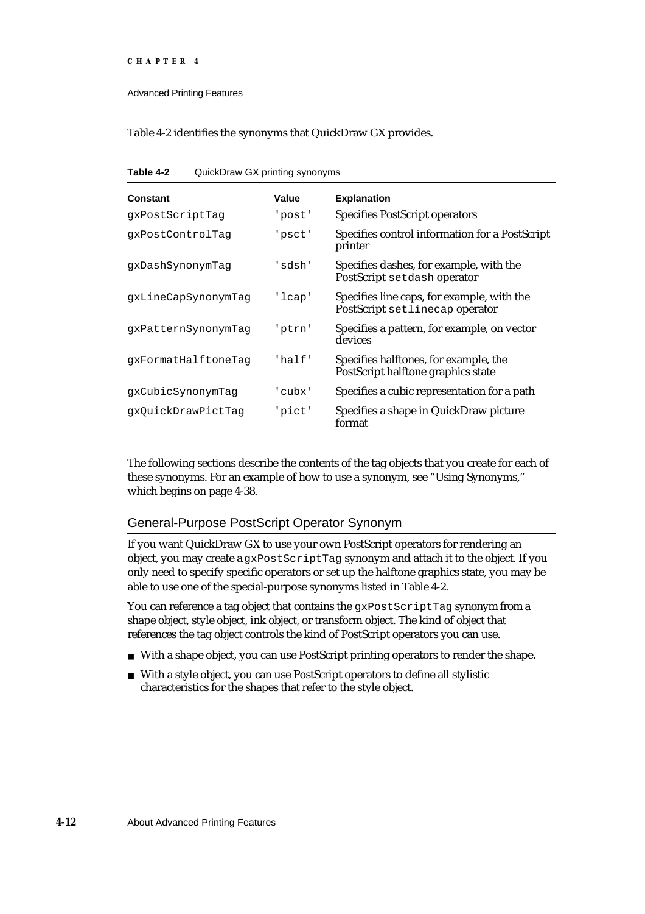Table 4-2 identifies the synonyms that QuickDraw GX provides.

**Table 4-2** QuickDraw GX printing synonyms

| Constant | Value | Explanation |
|---|---|---|
| `gxPostScriptTag` | `'post'` | Specifies PostScript operators |
| `gxPostControlTag` | `'psct'` | Specifies control information for a PostScript printer |
| `gxDashSynonymTag` | `'sdsh'` | Specifies dashes, for example, with the PostScript `setdash` operator |
| `gxLineCapSynonymTag` | `'lcap'` | Specifies line caps, for example, with the PostScript `setlinecap` operator |
| `gxPatternSynonymTag` | `'ptrn'` | Specifies a pattern, for example, on vector devices |
| `gxFormatHalftoneTag` | `'half'` | Specifies halftones, for example, the PostScript halftone graphics state |
| `gxCubicSynonymTag` | `'cubx'` | Specifies a cubic representation for a path |
| `gxQuickDrawPictTag` | `'pict'` | Specifies a shape in QuickDraw picture format |

The following sections describe the contents of the tag objects that you create for each of these synonyms. For an example of how to use a synonym, see "Using Synonyms," which begins on page 4-38.

## General-Purpose PostScript Operator Synonym

If you want QuickDraw GX to use your own PostScript operators for rendering an object, you may create a `gxPostScriptTag` synonym and attach it to the object. If you only need to specify specific operators or set up the halftone graphics state, you may be able to use one of the special-purpose synonyms listed in Table 4-2.

You can reference a tag object that contains the `gxPostScriptTag` synonym from a shape object, style object, ink object, or transform object. The kind of object that references the tag object controls the kind of PostScript operators you can use.

- With a shape object, you can use PostScript printing operators to render the shape.
- With a style object, you can use PostScript operators to define all stylistic characteristics for the shapes that refer to the style object.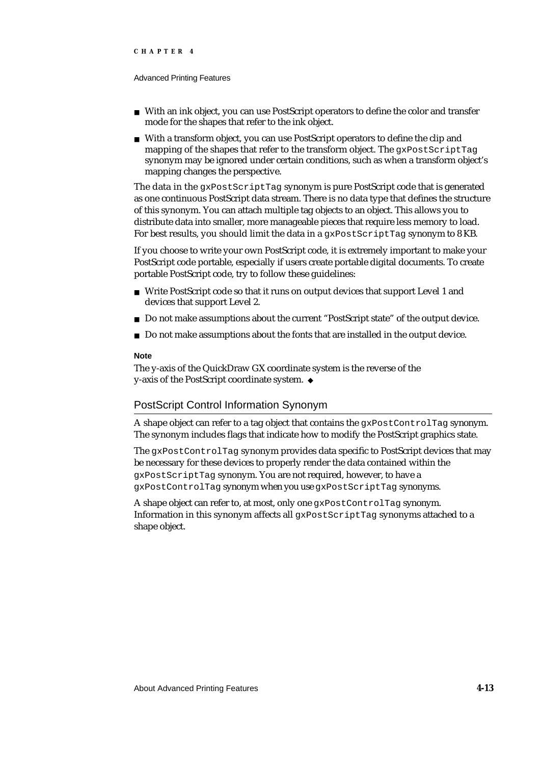- With an ink object, you can use PostScript operators to define the color and transfer mode for the shapes that refer to the ink object.
- With a transform object, you can use PostScript operators to define the clip and mapping of the shapes that refer to the transform object. The `gxPostScriptTag` synonym may be ignored under certain conditions, such as when a transform object's mapping changes the perspective.

The data in the `gxPostScriptTag` synonym is pure PostScript code that is generated as one continuous PostScript data stream. There is no data type that defines the structure of this synonym. You can attach multiple tag objects to an object. This allows you to distribute data into smaller, more manageable pieces that require less memory to load. For best results, you should limit the data in a `gxPostScriptTag` synonym to 8 KB.

If you choose to write your own PostScript code, it is extremely important to make your PostScript code portable, especially if users create portable digital documents. To create portable PostScript code, try to follow these guidelines:

- Write PostScript code so that it runs on output devices that support Level 1 and devices that support Level 2.
- Do not make assumptions about the current "PostScript state" of the output device.
- Do not make assumptions about the fonts that are installed in the output device.

**Note**

The y-axis of the QuickDraw GX coordinate system is the reverse of the y-axis of the PostScript coordinate system. ◆

## PostScript Control Information Synonym

A shape object can refer to a tag object that contains the `gxPostControlTag` synonym. The synonym includes flags that indicate how to modify the PostScript graphics state.

The `gxPostControlTag` synonym provides data specific to PostScript devices that may be necessary for these devices to properly render the data contained within the `gxPostScriptTag` synonym. You are not required, however, to have a `gxPostControlTag` synonym when you use `gxPostScriptTag` synonyms.

A shape object can refer to, at most, only one `gxPostControlTag` synonym. Information in this synonym affects all `gxPostScriptTag` synonyms attached to a shape object.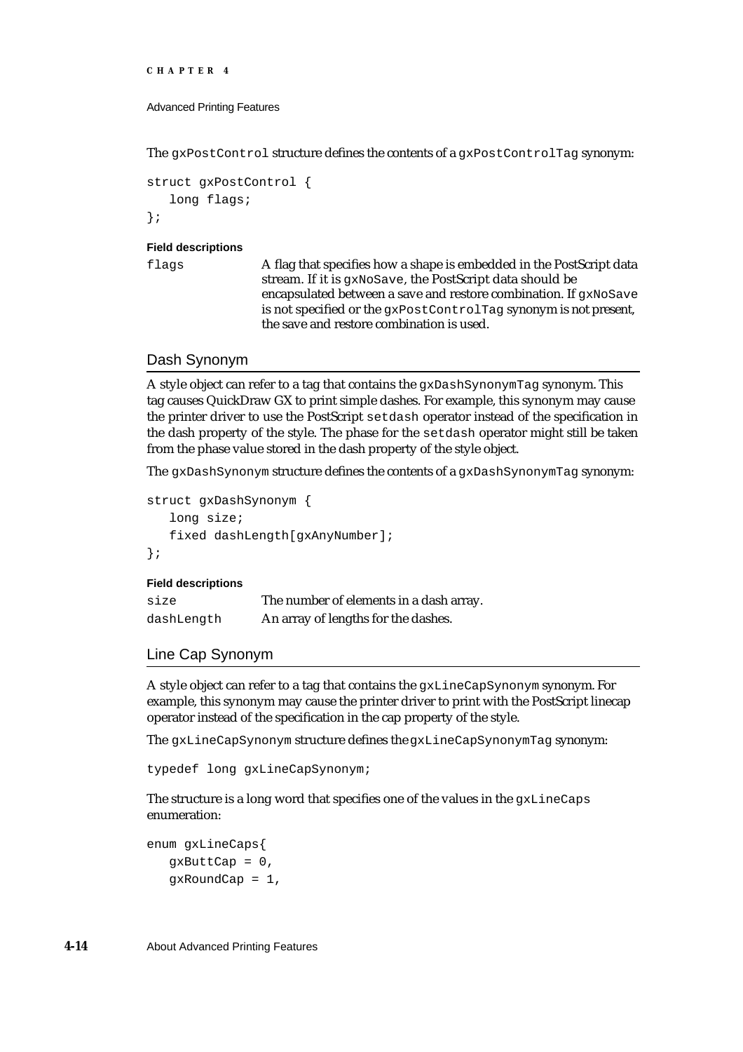The gxPostControl structure defines the contents of a gxPostControlTag synonym:

```
struct gxPostControl {
   long flags;
};
```

**Field descriptions**

| | |
|---|---|
| flags | A flag that specifies how a shape is embedded in the PostScript data stream. If it is gxNoSave, the PostScript data should be encapsulated between a save and restore combination. If gxNoSave is not specified or the gxPostControlTag synonym is not present, the save and restore combination is used. |

## Dash Synonym

A style object can refer to a tag that contains the gxDashSynonymTag synonym. This tag causes QuickDraw GX to print simple dashes. For example, this synonym may cause the printer driver to use the PostScript setdash operator instead of the specification in the dash property of the style. The phase for the setdash operator might still be taken from the phase value stored in the dash property of the style object.

The gxDashSynonym structure defines the contents of a gxDashSynonymTag synonym:

```
struct gxDashSynonym {
   long size;
   fixed dashLength[gxAnyNumber];
};
```

**Field descriptions**

| | |
|---|---|
| size | The number of elements in a dash array. |
| dashLength | An array of lengths for the dashes. |

## Line Cap Synonym

A style object can refer to a tag that contains the gxLineCapSynonym synonym. For example, this synonym may cause the printer driver to print with the PostScript linecap operator instead of the specification in the cap property of the style.

The gxLineCapSynonym structure defines the gxLineCapSynonymTag synonym:

```
typedef long gxLineCapSynonym;
```

The structure is a long word that specifies one of the values in the gxLineCaps enumeration:

```
enum gxLineCaps{
   gxButtCap = 0,
   gxRoundCap = 1,
```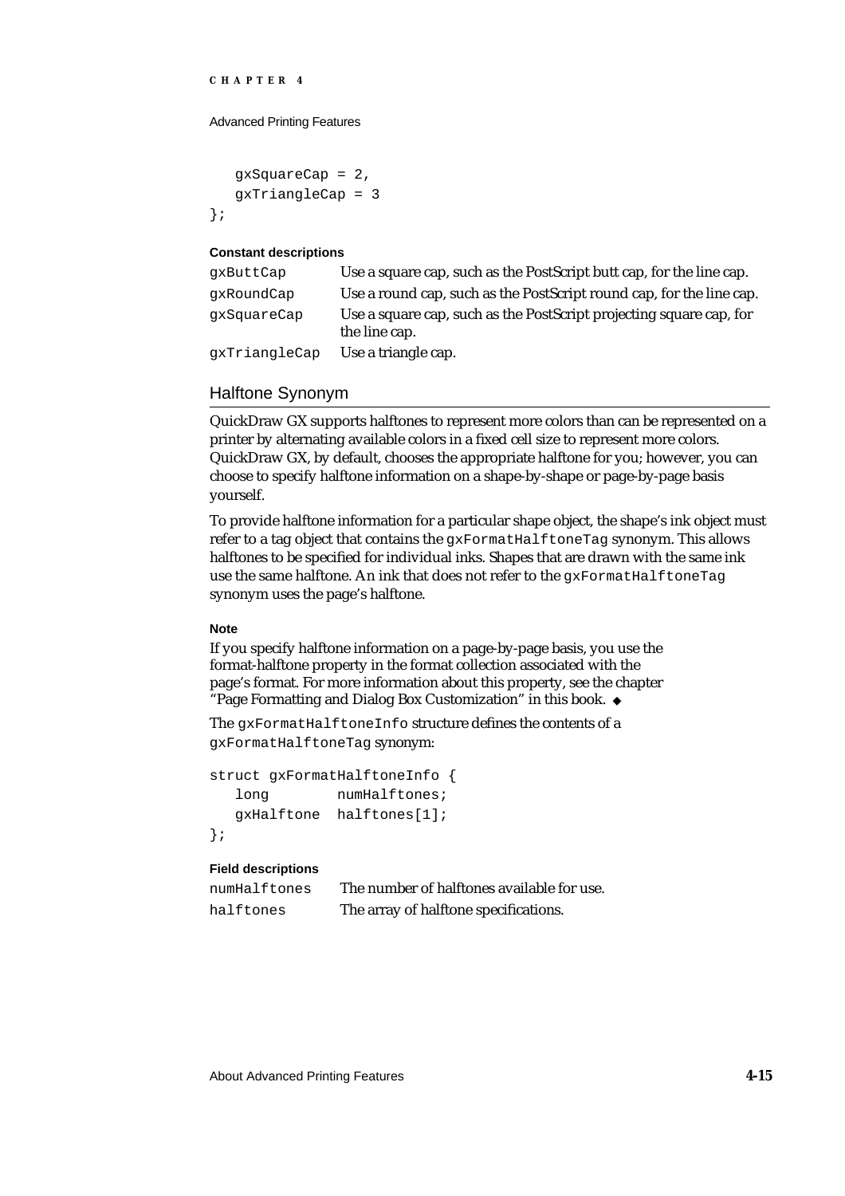```
   gxSquareCap = 2,
   gxTriangleCap = 3
};
```

**Constant descriptions**

| | |
|---|---|
| gxButtCap | Use a square cap, such as the PostScript butt cap, for the line cap. |
| gxRoundCap | Use a round cap, such as the PostScript round cap, for the line cap. |
| gxSquareCap | Use a square cap, such as the PostScript projecting square cap, for the line cap. |
| gxTriangleCap | Use a triangle cap. |

## Halftone Synonym

QuickDraw GX supports halftones to represent more colors than can be represented on a printer by alternating available colors in a fixed cell size to represent more colors. QuickDraw GX, by default, chooses the appropriate halftone for you; however, you can choose to specify halftone information on a shape-by-shape or page-by-page basis yourself.

To provide halftone information for a particular shape object, the shape's ink object must refer to a tag object that contains the `gxFormatHalftoneTag` synonym. This allows halftones to be specified for individual inks. Shapes that are drawn with the same ink use the same halftone. An ink that does not refer to the `gxFormatHalftoneTag` synonym uses the page's halftone.

**Note**

If you specify halftone information on a page-by-page basis, you use the format-halftone property in the format collection associated with the page's format. For more information about this property, see the chapter "Page Formatting and Dialog Box Customization" in this book. ◆

The `gxFormatHalftoneInfo` structure defines the contents of a `gxFormatHalftoneTag` synonym:

```
struct gxFormatHalftoneInfo {
   long        numHalftones;
   gxHalftone  halftones[1];
};
```

**Field descriptions**

| | |
|---|---|
| numHalftones | The number of halftones available for use. |
| halftones | The array of halftone specifications. |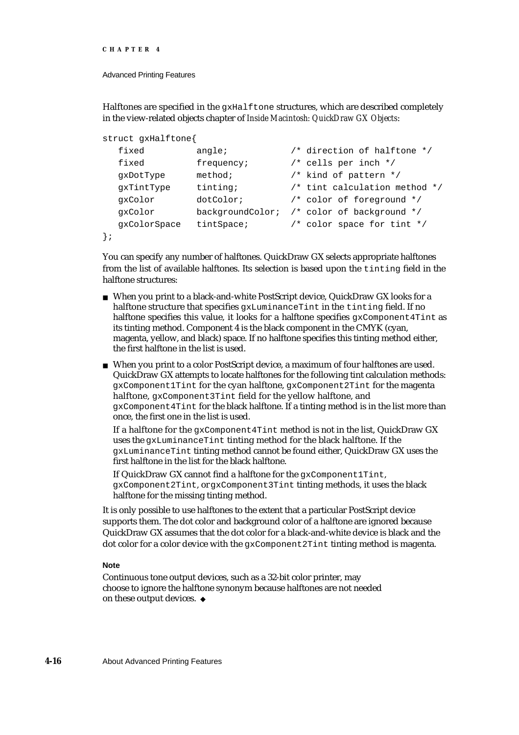Halftones are specified in the `gxHalftone` structures, which are described completely in the view-related objects chapter of *Inside Macintosh: QuickDraw GX Objects*:

```
struct gxHalftone{
   fixed          angle;            /* direction of halftone */
   fixed          frequency;        /* cells per inch */
   gxDotType      method;           /* kind of pattern */
   gxTintType     tinting;          /* tint calculation method */
   gxColor        dotColor;         /* color of foreground */
   gxColor        backgroundColor;  /* color of background */
   gxColorSpace   tintSpace;        /* color space for tint */
};
```

You can specify any number of halftones. QuickDraw GX selects appropriate halftones from the list of available halftones. Its selection is based upon the `tinting` field in the halftone structures:

- When you print to a black-and-white PostScript device, QuickDraw GX looks for a halftone structure that specifies `gxLuminanceTint` in the `tinting` field. If no halftone specifies this value, it looks for a halftone specifies `gxComponent4Tint` as its tinting method. Component 4 is the black component in the CMYK (cyan, magenta, yellow, and black) space. If no halftone specifies this tinting method either, the first halftone in the list is used.
- When you print to a color PostScript device, a maximum of four halftones are used. QuickDraw GX attempts to locate halftones for the following tint calculation methods: `gxComponent1Tint` for the cyan halftone, `gxComponent2Tint` for the magenta halftone, `gxComponent3Tint` field for the yellow halftone, and `gxComponent4Tint` for the black halftone. If a tinting method is in the list more than once, the first one in the list is used.

  If a halftone for the `gxComponent4Tint` method is not in the list, QuickDraw GX uses the `gxLuminanceTint` tinting method for the black halftone. If the `gxLuminanceTint` tinting method cannot be found either, QuickDraw GX uses the first halftone in the list for the black halftone.

  If QuickDraw GX cannot find a halftone for the `gxComponent1Tint`, `gxComponent2Tint`, or`gxComponent3Tint` tinting methods, it uses the black halftone for the missing tinting method.

It is only possible to use halftones to the extent that a particular PostScript device supports them. The dot color and background color of a halftone are ignored because QuickDraw GX assumes that the dot color for a black-and-white device is black and the dot color for a color device with the `gxComponent2Tint` tinting method is magenta.

**Note**

Continuous tone output devices, such as a 32-bit color printer, may choose to ignore the halftone synonym because halftones are not needed on these output devices. ◆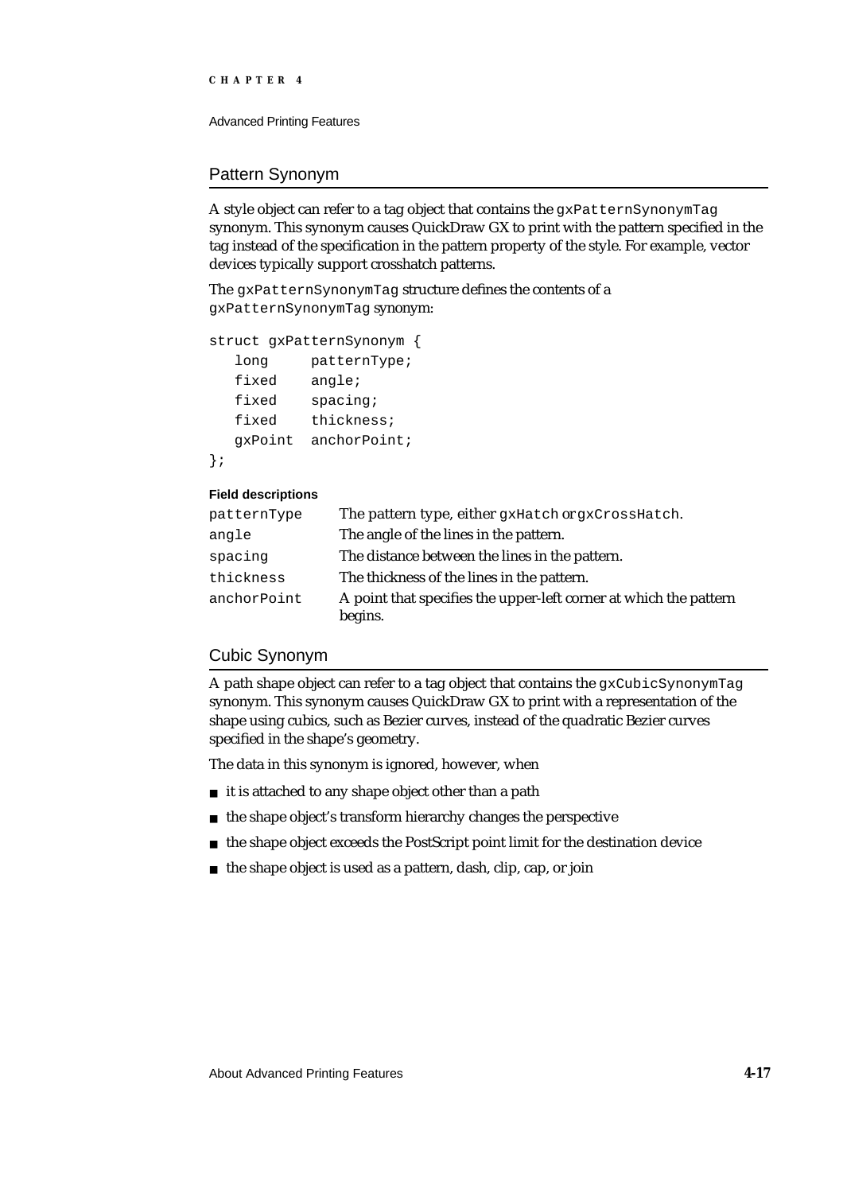## Pattern Synonym

A style object can refer to a tag object that contains the `gxPatternSynonymTag` synonym. This synonym causes QuickDraw GX to print with the pattern specified in the tag instead of the specification in the pattern property of the style. For example, vector devices typically support crosshatch patterns.

The `gxPatternSynonymTag` structure defines the contents of a `gxPatternSynonymTag` synonym:

```
struct gxPatternSynonym {
   long     patternType;
   fixed    angle;
   fixed    spacing;
   fixed    thickness;
   gxPoint  anchorPoint;
};
```

**Field descriptions**

| | |
|---|---|
| `patternType` | The pattern type, either `gxHatch` or `gxCrossHatch`. |
| `angle` | The angle of the lines in the pattern. |
| `spacing` | The distance between the lines in the pattern. |
| `thickness` | The thickness of the lines in the pattern. |
| `anchorPoint` | A point that specifies the upper-left corner at which the pattern begins. |

## Cubic Synonym

A path shape object can refer to a tag object that contains the `gxCubicSynonymTag` synonym. This synonym causes QuickDraw GX to print with a representation of the shape using cubics, such as Bezier curves, instead of the quadratic Bezier curves specified in the shape's geometry.

The data in this synonym is ignored, however, when

- it is attached to any shape object other than a path
- the shape object's transform hierarchy changes the perspective
- the shape object exceeds the PostScript point limit for the destination device
- the shape object is used as a pattern, dash, clip, cap, or join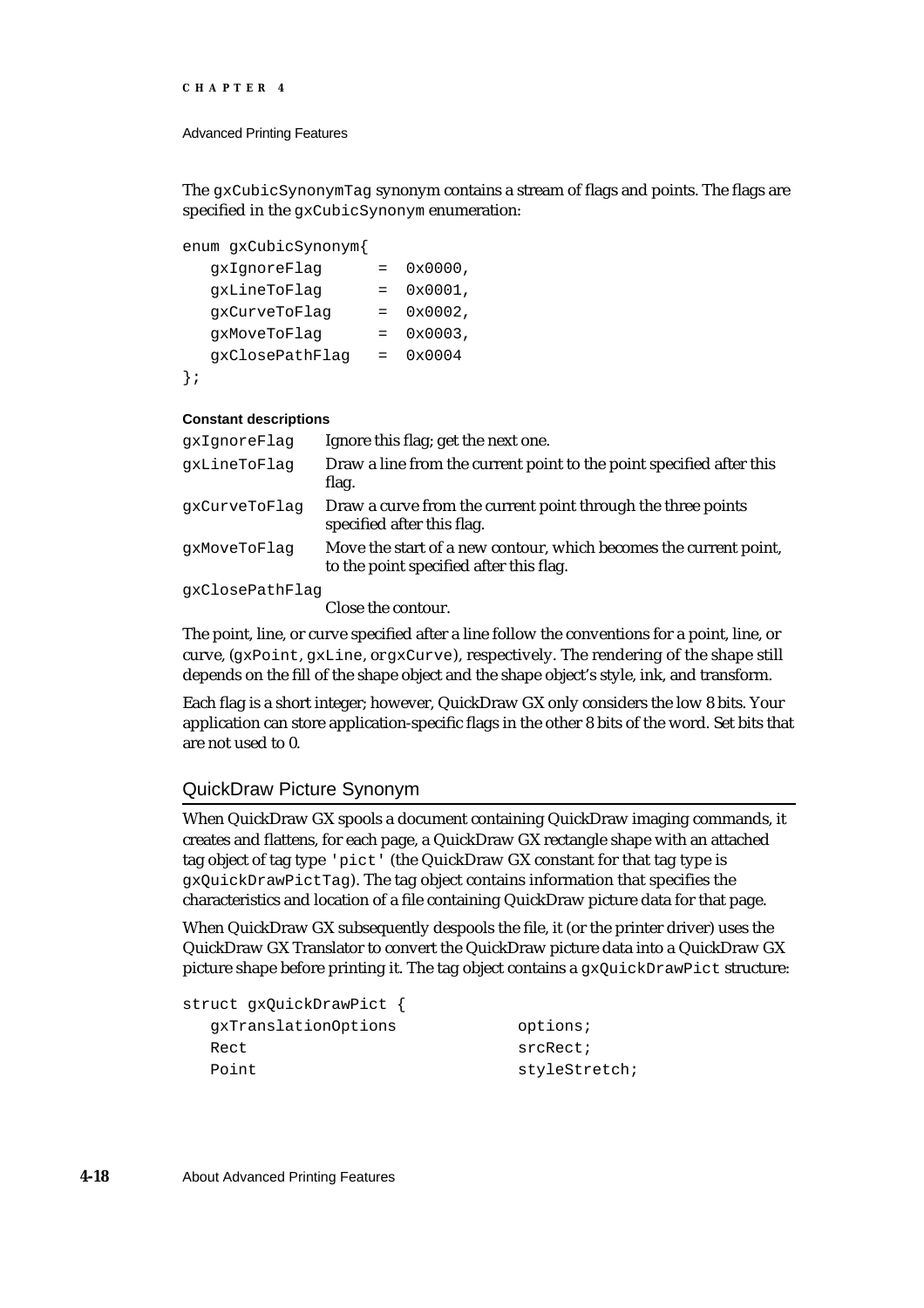The `gxCubicSynonymTag` synonym contains a stream of flags and points. The flags are specified in the `gxCubicSynonym` enumeration:

```
enum gxCubicSynonym{
   gxIgnoreFlag      =  0x0000,
   gxLineToFlag      =  0x0001,
   gxCurveToFlag     =  0x0002,
   gxMoveToFlag      =  0x0003,
   gxClosePathFlag   =  0x0004
};
```

**Constant descriptions**

| | |
|---|---|
| `gxIgnoreFlag` | Ignore this flag; get the next one. |
| `gxLineToFlag` | Draw a line from the current point to the point specified after this flag. |
| `gxCurveToFlag` | Draw a curve from the current point through the three points specified after this flag. |
| `gxMoveToFlag` | Move the start of a new contour, which becomes the current point, to the point specified after this flag. |
| `gxClosePathFlag` | Close the contour. |

The point, line, or curve specified after a line follow the conventions for a point, line, or curve, (`gxPoint`, `gxLine`, or`gxCurve`), respectively. The rendering of the shape still depends on the fill of the shape object and the shape object's style, ink, and transform.

Each flag is a short integer; however, QuickDraw GX only considers the low 8 bits. Your application can store application-specific flags in the other 8 bits of the word. Set bits that are not used to 0.

## QuickDraw Picture Synonym

When QuickDraw GX spools a document containing QuickDraw imaging commands, it creates and flattens, for each page, a QuickDraw GX rectangle shape with an attached tag object of tag type `'pict'` (the QuickDraw GX constant for that tag type is `gxQuickDrawPictTag`). The tag object contains information that specifies the characteristics and location of a file containing QuickDraw picture data for that page.

When QuickDraw GX subsequently despools the file, it (or the printer driver) uses the QuickDraw GX Translator to convert the QuickDraw picture data into a QuickDraw GX picture shape before printing it. The tag object contains a `gxQuickDrawPict` structure:

```
struct gxQuickDrawPict {
   gxTranslationOptions            options;
   Rect                            srcRect;
   Point                           styleStretch;
```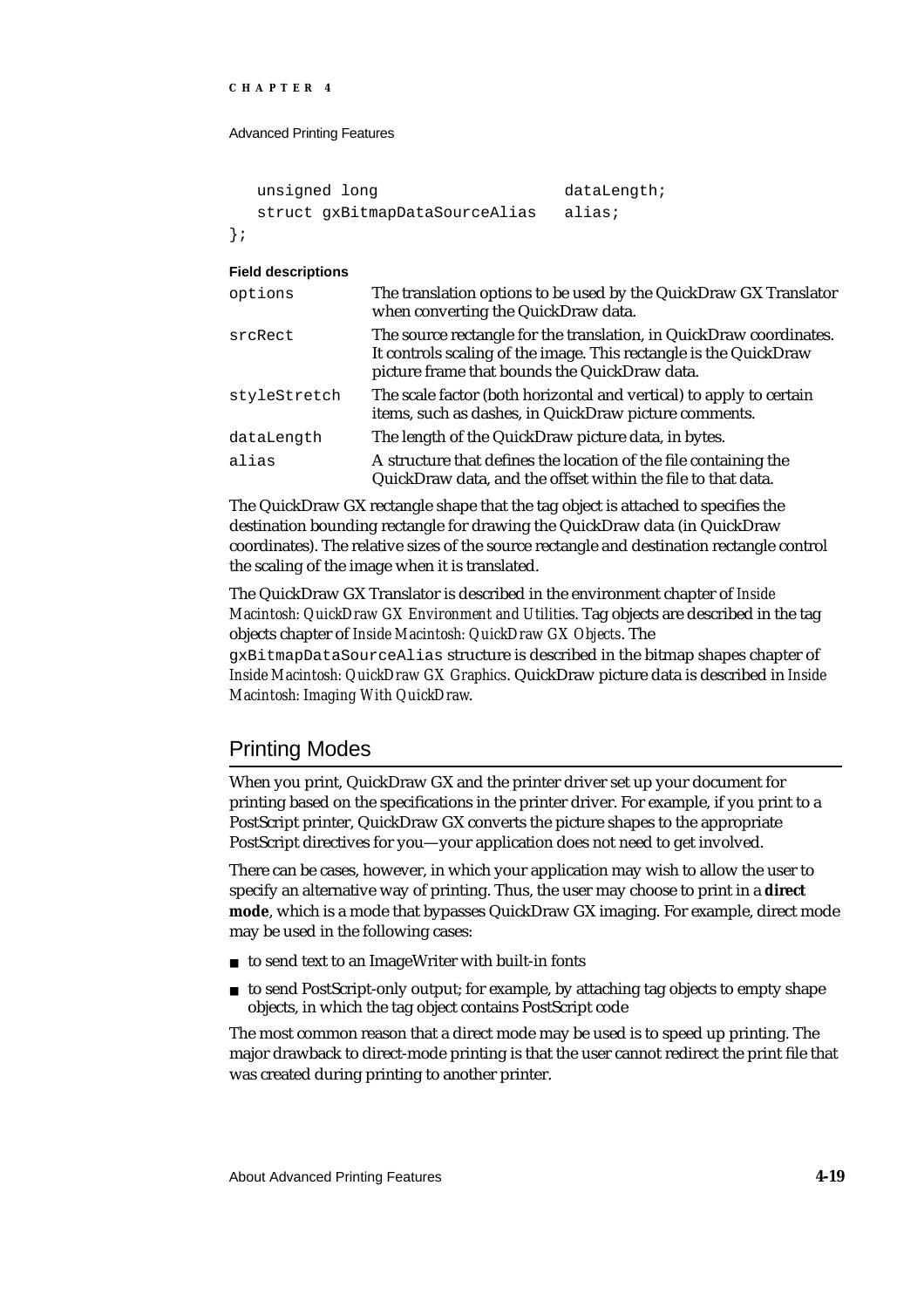```
   unsigned long                  dataLength;
   struct gxBitmapDataSourceAlias alias;
};
```

**Field descriptions**

| | |
|---|---|
| `options` | The translation options to be used by the QuickDraw GX Translator when converting the QuickDraw data. |
| `srcRect` | The source rectangle for the translation, in QuickDraw coordinates. It controls scaling of the image. This rectangle is the QuickDraw picture frame that bounds the QuickDraw data. |
| `styleStretch` | The scale factor (both horizontal and vertical) to apply to certain items, such as dashes, in QuickDraw picture comments. |
| `dataLength` | The length of the QuickDraw picture data, in bytes. |
| `alias` | A structure that defines the location of the file containing the QuickDraw data, and the offset within the file to that data. |

The QuickDraw GX rectangle shape that the tag object is attached to specifies the destination bounding rectangle for drawing the QuickDraw data (in QuickDraw coordinates). The relative sizes of the source rectangle and destination rectangle control the scaling of the image when it is translated.

The QuickDraw GX Translator is described in the environment chapter of *Inside Macintosh: QuickDraw GX Environment and Utilities*. Tag objects are described in the tag objects chapter of *Inside Macintosh: QuickDraw GX Objects*. The `gxBitmapDataSourceAlias` structure is described in the bitmap shapes chapter of *Inside Macintosh: QuickDraw GX Graphics*. QuickDraw picture data is described in *Inside Macintosh: Imaging With QuickDraw*.

## Printing Modes

When you print, QuickDraw GX and the printer driver set up your document for printing based on the specifications in the printer driver. For example, if you print to a PostScript printer, QuickDraw GX converts the picture shapes to the appropriate PostScript directives for you—your application does not need to get involved.

There can be cases, however, in which your application may wish to allow the user to specify an alternative way of printing. Thus, the user may choose to print in a **direct mode**, which is a mode that bypasses QuickDraw GX imaging. For example, direct mode may be used in the following cases:

- to send text to an ImageWriter with built-in fonts
- to send PostScript-only output; for example, by attaching tag objects to empty shape objects, in which the tag object contains PostScript code

The most common reason that a direct mode may be used is to speed up printing. The major drawback to direct-mode printing is that the user cannot redirect the print file that was created during printing to another printer.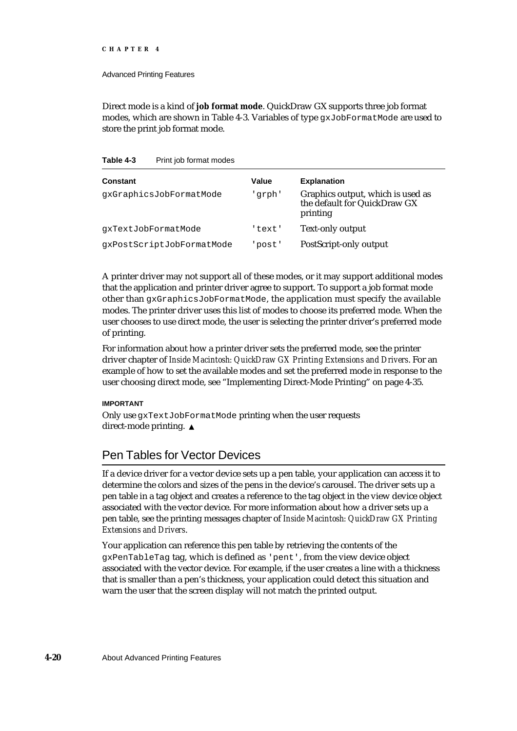Direct mode is a kind of **job format mode**. QuickDraw GX supports three job format modes, which are shown in Table 4-3. Variables of type `gxJobFormatMode` are used to store the print job format mode.

**Table 4-3** Print job format modes

| Constant | Value | Explanation |
| --- | --- | --- |
| `gxGraphicsJobFormatMode` | `'grph'` | Graphics output, which is used as the default for QuickDraw GX printing |
| `gxTextJobFormatMode` | `'text'` | Text-only output |
| `gxPostScriptJobFormatMode` | `'post'` | PostScript-only output |

A printer driver may not support all of these modes, or it may support additional modes that the application and printer driver agree to support. To support a job format mode other than `gxGraphicsJobFormatMode`, the application must specify the available modes. The printer driver uses this list of modes to choose its preferred mode. When the user chooses to use direct mode, the user is selecting the printer driver's preferred mode of printing.

For information about how a printer driver sets the preferred mode, see the printer driver chapter of *Inside Macintosh: QuickDraw GX Printing Extensions and Drivers*. For an example of how to set the available modes and set the preferred mode in response to the user choosing direct mode, see "Implementing Direct-Mode Printing" on page 4-35.

**IMPORTANT**

Only use `gxTextJobFormatMode` printing when the user requests direct-mode printing. ▲

## Pen Tables for Vector Devices

If a device driver for a vector device sets up a pen table, your application can access it to determine the colors and sizes of the pens in the device's carousel. The driver sets up a pen table in a tag object and creates a reference to the tag object in the view device object associated with the vector device. For more information about how a driver sets up a pen table, see the printing messages chapter of *Inside Macintosh: QuickDraw GX Printing Extensions and Drivers*.

Your application can reference this pen table by retrieving the contents of the `gxPenTableTag` tag, which is defined as `'pent'`, from the view device object associated with the vector device. For example, if the user creates a line with a thickness that is smaller than a pen's thickness, your application could detect this situation and warn the user that the screen display will not match the printed output.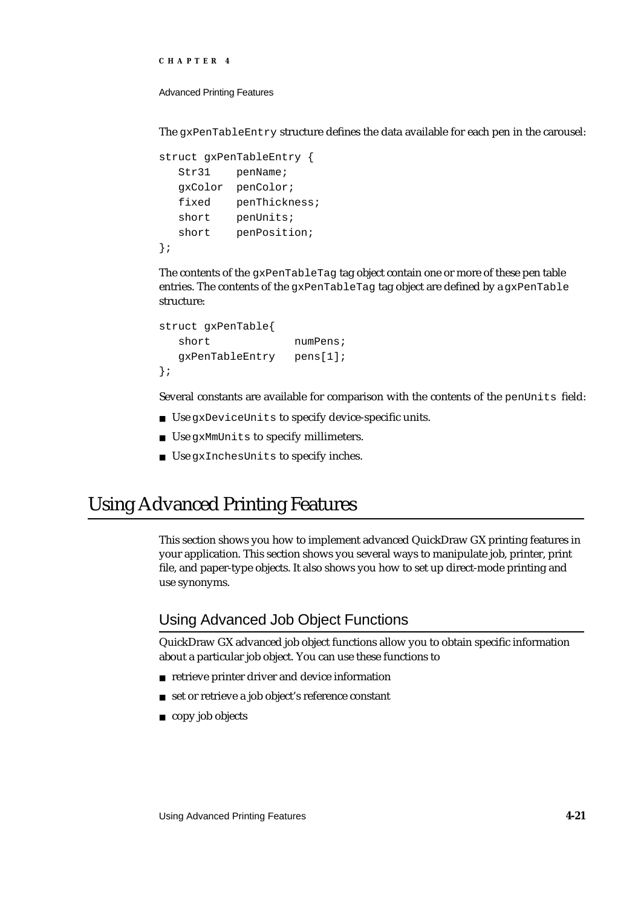The `gxPenTableEntry` structure defines the data available for each pen in the carousel:

```
struct gxPenTableEntry {
   Str31    penName;
   gxColor  penColor;
   fixed    penThickness;
   short    penUnits;
   short    penPosition;
};
```

The contents of the `gxPenTableTag` tag object contain one or more of these pen table entries. The contents of the `gxPenTableTag` tag object are defined by a `gxPenTable` structure:

```
struct gxPenTable{
   short            numPens;
   gxPenTableEntry  pens[1];
};
```

Several constants are available for comparison with the contents of the `penUnits` field:

- Use `gxDeviceUnits` to specify device-specific units.
- Use `gxMmUnits` to specify millimeters.
- Use `gxInchesUnits` to specify inches.

# Using Advanced Printing Features

This section shows you how to implement advanced QuickDraw GX printing features in your application. This section shows you several ways to manipulate job, printer, print file, and paper-type objects. It also shows you how to set up direct-mode printing and use synonyms.

## Using Advanced Job Object Functions

QuickDraw GX advanced job object functions allow you to obtain specific information about a particular job object. You can use these functions to

- retrieve printer driver and device information
- set or retrieve a job object's reference constant
- copy job objects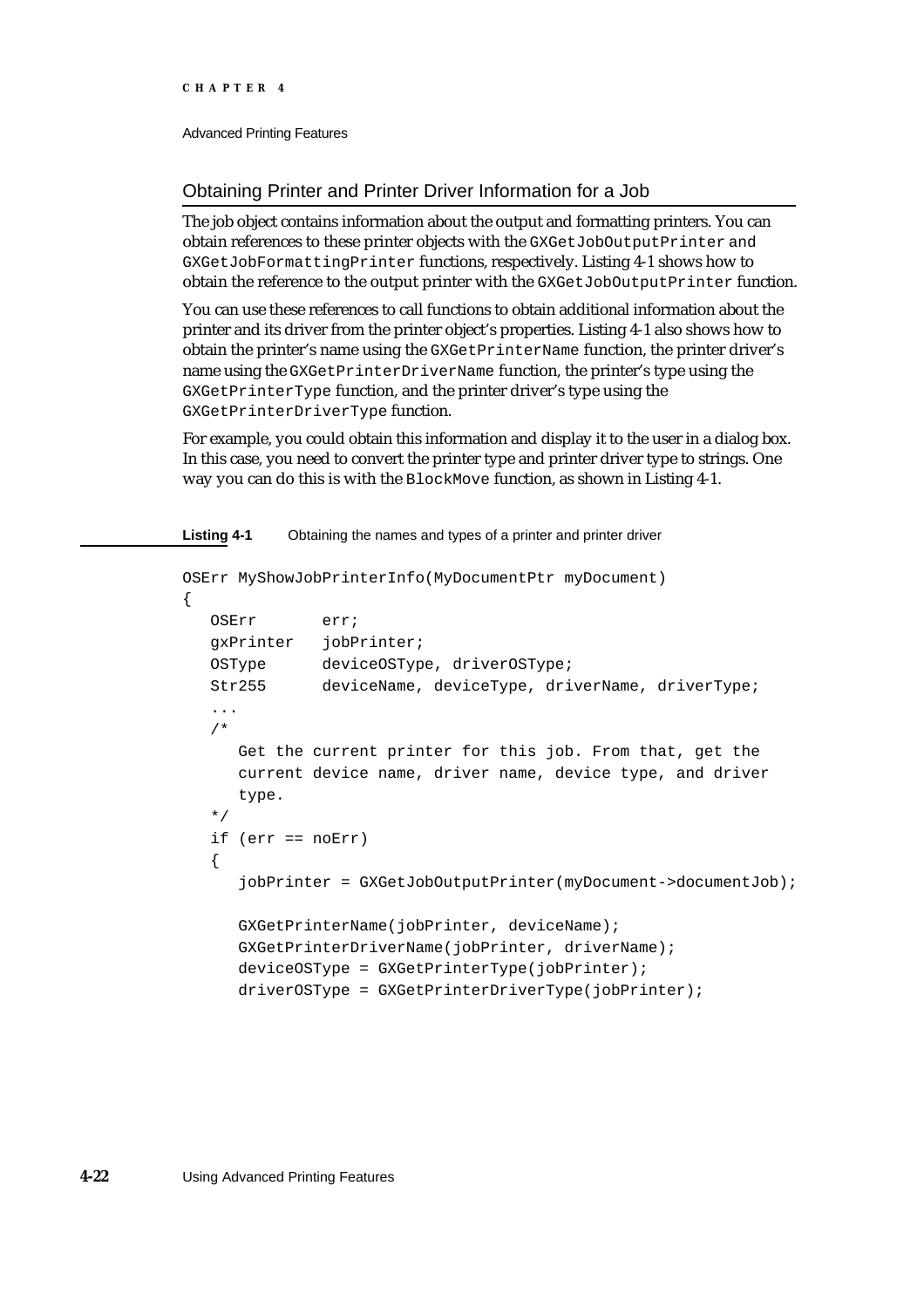## Obtaining Printer and Printer Driver Information for a Job

The job object contains information about the output and formatting printers. You can obtain references to these printer objects with the `GXGetJobOutputPrinter` and `GXGetJobFormattingPrinter` functions, respectively. Listing 4-1 shows how to obtain the reference to the output printer with the `GXGetJobOutputPrinter` function.

You can use these references to call functions to obtain additional information about the printer and its driver from the printer object's properties. Listing 4-1 also shows how to obtain the printer's name using the `GXGetPrinterName` function, the printer driver's name using the `GXGetPrinterDriverName` function, the printer's type using the `GXGetPrinterType` function, and the printer driver's type using the `GXGetPrinterDriverType` function.

For example, you could obtain this information and display it to the user in a dialog box. In this case, you need to convert the printer type and printer driver type to strings. One way you can do this is with the `BlockMove` function, as shown in Listing 4-1.

**Listing 4-1** Obtaining the names and types of a printer and printer driver

```
OSErr MyShowJobPrinterInfo(MyDocumentPtr myDocument)
{
   OSErr       err;
   gxPrinter   jobPrinter;
   OSType      deviceOSType, driverOSType;
   Str255      deviceName, deviceType, driverName, driverType;
   ...
   /*
      Get the current printer for this job. From that, get the
      current device name, driver name, device type, and driver
      type.
   */
   if (err == noErr)
   {
      jobPrinter = GXGetJobOutputPrinter(myDocument->documentJob);

      GXGetPrinterName(jobPrinter, deviceName);
      GXGetPrinterDriverName(jobPrinter, driverName);
      deviceOSType = GXGetPrinterType(jobPrinter);
      driverOSType = GXGetPrinterDriverType(jobPrinter);
```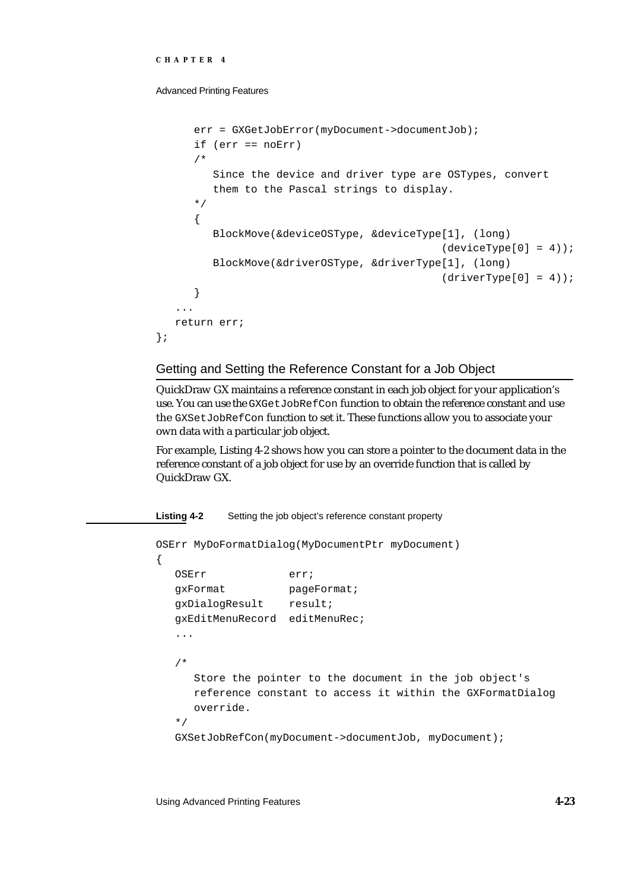```
      err = GXGetJobError(myDocument->documentJob);
      if (err == noErr)
      /*
         Since the device and driver type are OSTypes, convert
         them to the Pascal strings to display.
      */
      {
         BlockMove(&deviceOSType, &deviceType[1], (long)
                                             (deviceType[0] = 4));
         BlockMove(&driverOSType, &driverType[1], (long)
                                             (driverType[0] = 4));
      }
   ...
   return err;
};
```

## Getting and Setting the Reference Constant for a Job Object

QuickDraw GX maintains a reference constant in each job object for your application's use. You can use the `GXGetJobRefCon` function to obtain the reference constant and use the `GXSetJobRefCon` function to set it. These functions allow you to associate your own data with a particular job object.

For example, Listing 4-2 shows how you can store a pointer to the document data in the reference constant of a job object for use by an override function that is called by QuickDraw GX.

**Listing 4-2** Setting the job object's reference constant property

```
OSErr MyDoFormatDialog(MyDocumentPtr myDocument)
{
   OSErr             err;
   gxFormat          pageFormat;
   gxDialogResult    result;
   gxEditMenuRecord  editMenuRec;
   ...

   /*
      Store the pointer to the document in the job object's
      reference constant to access it within the GXFormatDialog
      override.
   */
   GXSetJobRefCon(myDocument->documentJob, myDocument);
```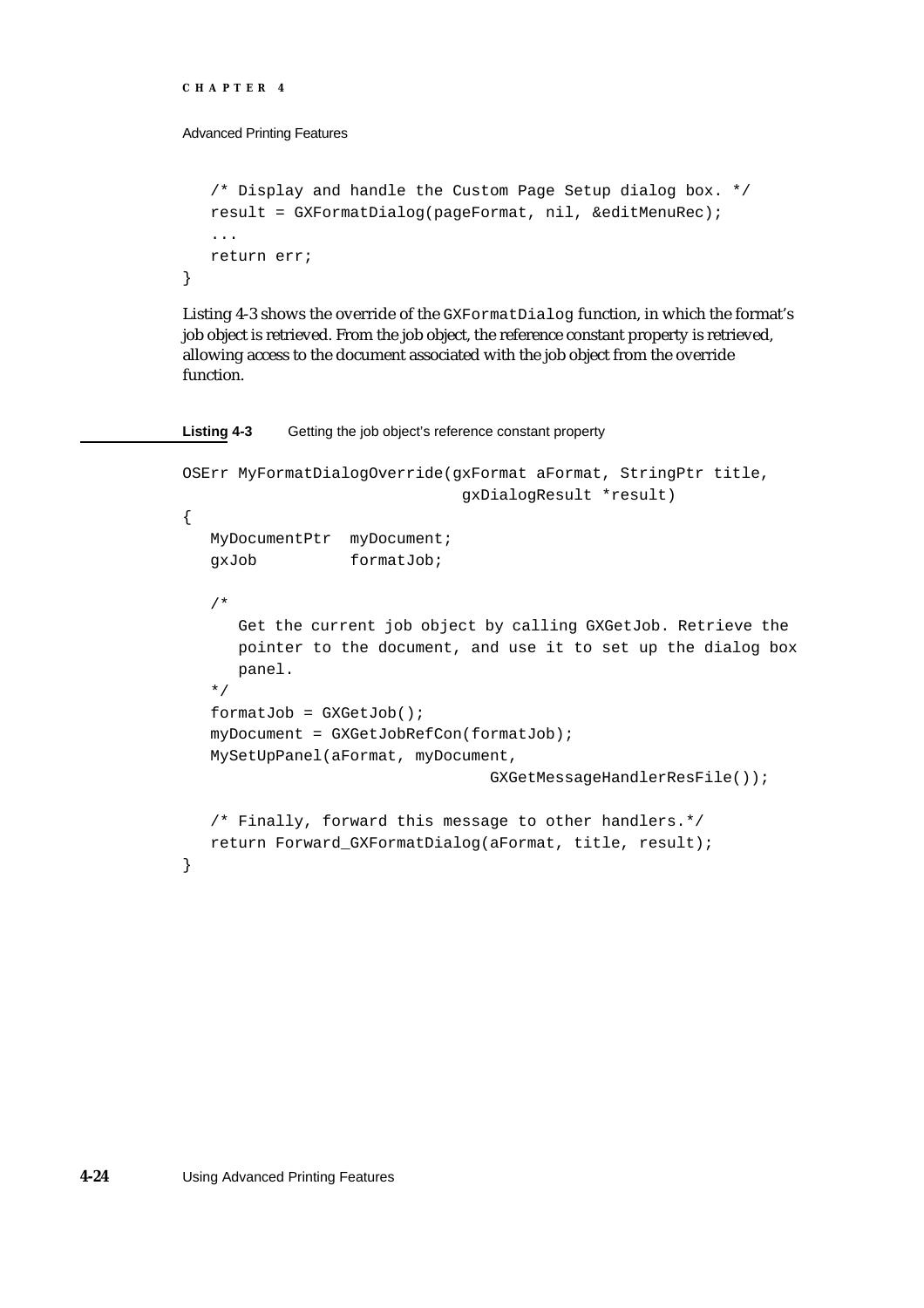```
   /* Display and handle the Custom Page Setup dialog box. */
   result = GXFormatDialog(pageFormat, nil, &editMenuRec);
   ...
   return err;
}
```

Listing 4-3 shows the override of the `GXFormatDialog` function, in which the format's job object is retrieved. From the job object, the reference constant property is retrieved, allowing access to the document associated with the job object from the override function.

**Listing 4-3** Getting the job object's reference constant property

```
OSErr MyFormatDialogOverride(gxFormat aFormat, StringPtr title,
                              gxDialogResult *result)
{
   MyDocumentPtr  myDocument;
   gxJob          formatJob;

   /*
      Get the current job object by calling GXGetJob. Retrieve the
      pointer to the document, and use it to set up the dialog box
      panel.
   */
   formatJob = GXGetJob();
   myDocument = GXGetJobRefCon(formatJob);
   MySetUpPanel(aFormat, myDocument,
                                 GXGetMessageHandlerResFile());

   /* Finally, forward this message to other handlers.*/
   return Forward_GXFormatDialog(aFormat, title, result);
}
```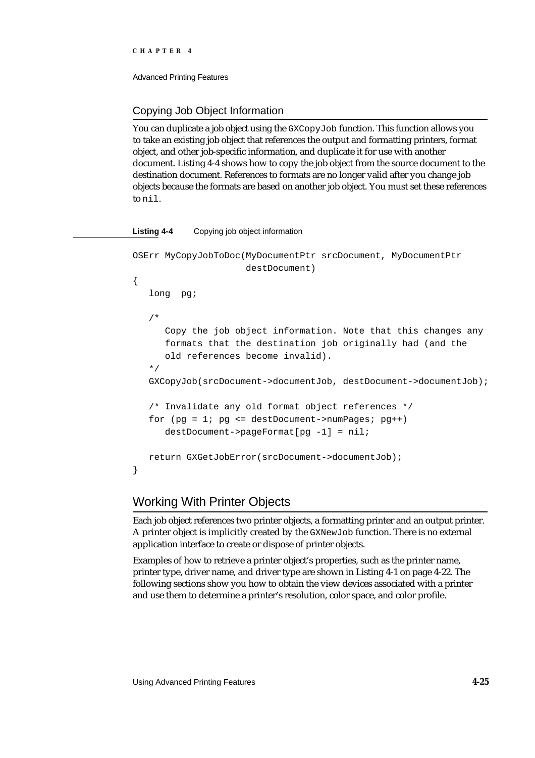## Copying Job Object Information

You can duplicate a job object using the `GXCopyJob` function. This function allows you to take an existing job object that references the output and formatting printers, format object, and other job-specific information, and duplicate it for use with another document. Listing 4-4 shows how to copy the job object from the source document to the destination document. References to formats are no longer valid after you change job objects because the formats are based on another job object. You must set these references to `nil`.

**Listing 4-4** Copying job object information

```
OSErr MyCopyJobToDoc(MyDocumentPtr srcDocument, MyDocumentPtr
                     destDocument)
{
   long  pg;

   /*
      Copy the job object information. Note that this changes any
      formats that the destination job originally had (and the
      old references become invalid).
   */
   GXCopyJob(srcDocument->documentJob, destDocument->documentJob);

   /* Invalidate any old format object references */
   for (pg = 1; pg <= destDocument->numPages; pg++)
      destDocument->pageFormat[pg -1] = nil;

   return GXGetJobError(srcDocument->documentJob);
}
```

## Working With Printer Objects

Each job object references two printer objects, a formatting printer and an output printer. A printer object is implicitly created by the `GXNewJob` function. There is no external application interface to create or dispose of printer objects.

Examples of how to retrieve a printer object's properties, such as the printer name, printer type, driver name, and driver type are shown in Listing 4-1 on page 4-22. The following sections show you how to obtain the view devices associated with a printer and use them to determine a printer's resolution, color space, and color profile.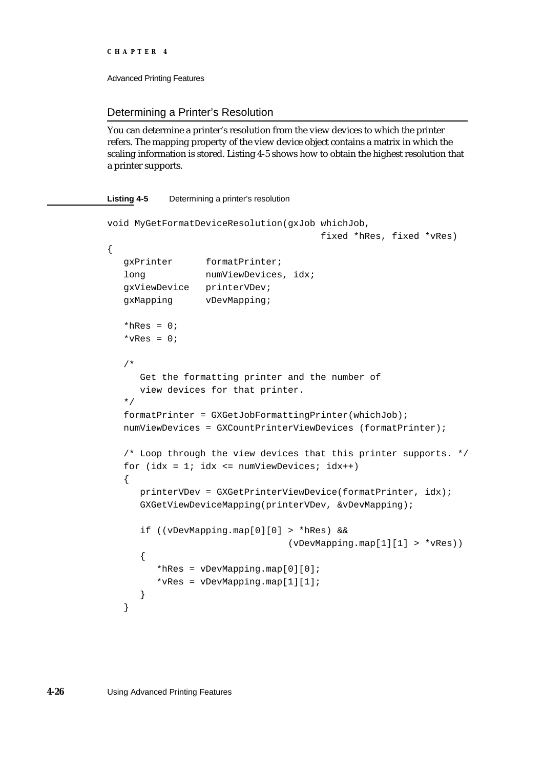## Determining a Printer's Resolution

You can determine a printer's resolution from the view devices to which the printer refers. The mapping property of the view device object contains a matrix in which the scaling information is stored. Listing 4-5 shows how to obtain the highest resolution that a printer supports.

**Listing 4-5** Determining a printer's resolution

```
void MyGetFormatDeviceResolution(gxJob whichJob,
                                         fixed *hRes, fixed *vRes)
{
   gxPrinter      formatPrinter;
   long           numViewDevices, idx;
   gxViewDevice   printerVDev;
   gxMapping      vDevMapping;

   *hRes = 0;
   *vRes = 0;

   /*
      Get the formatting printer and the number of
      view devices for that printer.
   */
   formatPrinter = GXGetJobFormattingPrinter(whichJob);
   numViewDevices = GXCountPrinterViewDevices (formatPrinter);

   /* Loop through the view devices that this printer supports. */
   for (idx = 1; idx <= numViewDevices; idx++)
   {
      printerVDev = GXGetPrinterViewDevice(formatPrinter, idx);
      GXGetViewDeviceMapping(printerVDev, &vDevMapping);

      if ((vDevMapping.map[0][0] > *hRes) &&
                              (vDevMapping.map[1][1] > *vRes))
      {
         *hRes = vDevMapping.map[0][0];
         *vRes = vDevMapping.map[1][1];
      }
   }
```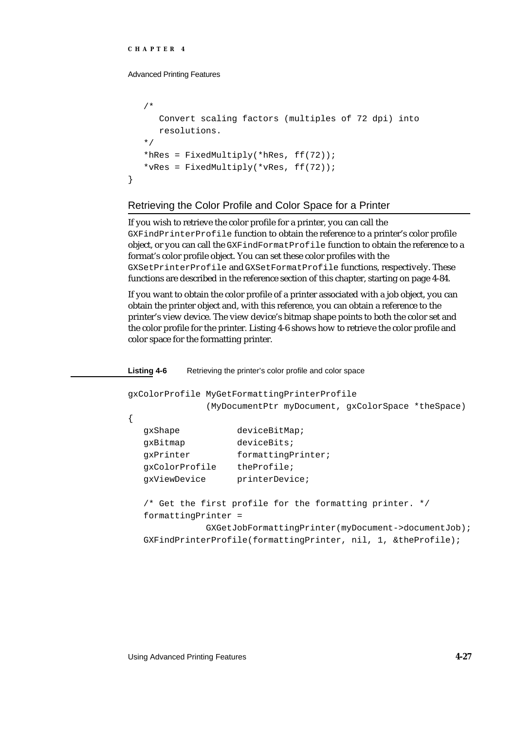```
   /*
      Convert scaling factors (multiples of 72 dpi) into
      resolutions.
   */
   *hRes = FixedMultiply(*hRes, ff(72));
   *vRes = FixedMultiply(*vRes, ff(72));
}
```

## Retrieving the Color Profile and Color Space for a Printer

If you wish to retrieve the color profile for a printer, you can call the `GXFindPrinterProfile` function to obtain the reference to a printer's color profile object, or you can call the `GXFindFormatProfile` function to obtain the reference to a format's color profile object. You can set these color profiles with the `GXSetPrinterProfile` and `GXSetFormatProfile` functions, respectively. These functions are described in the reference section of this chapter, starting on page 4-84.

If you want to obtain the color profile of a printer associated with a job object, you can obtain the printer object and, with this reference, you can obtain a reference to the printer's view device. The view device's bitmap shape points to both the color set and the color profile for the printer. Listing 4-6 shows how to retrieve the color profile and color space for the formatting printer.

**Listing 4-6** Retrieving the printer's color profile and color space

```
gxColorProfile MyGetFormattingPrinterProfile
               (MyDocumentPtr myDocument, gxColorSpace *theSpace)
{
   gxShape           deviceBitMap;
   gxBitmap          deviceBits;
   gxPrinter         formattingPrinter;
   gxColorProfile    theProfile;
   gxViewDevice      printerDevice;

   /* Get the first profile for the formatting printer. */
   formattingPrinter =
               GXGetJobFormattingPrinter(myDocument->documentJob);
   GXFindPrinterProfile(formattingPrinter, nil, 1, &theProfile);
```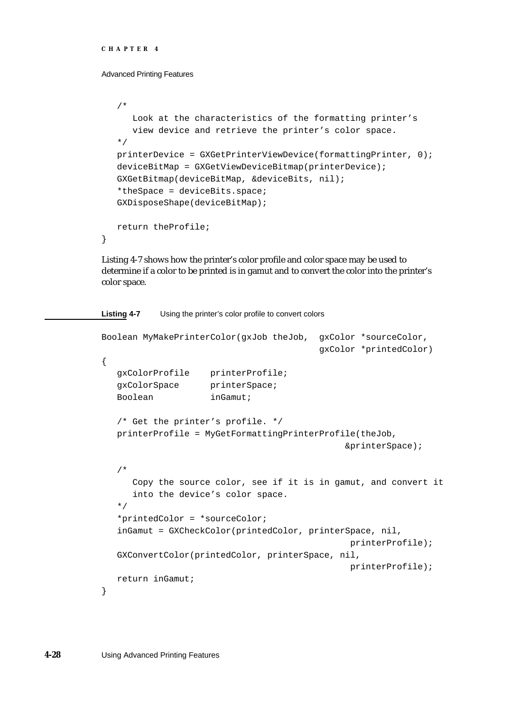```
   /*
      Look at the characteristics of the formatting printer’s
      view device and retrieve the printer’s color space.
   */
   printerDevice = GXGetPrinterViewDevice(formattingPrinter, 0);
   deviceBitMap = GXGetViewDeviceBitmap(printerDevice);
   GXGetBitmap(deviceBitMap, &deviceBits, nil);
   *theSpace = deviceBits.space;
   GXDisposeShape(deviceBitMap);

   return theProfile;
}
```

Listing 4-7 shows how the printer’s color profile and color space may be used to determine if a color to be printed is in gamut and to convert the color into the printer’s color space.

**Listing 4-7** Using the printer’s color profile to convert colors

```
Boolean MyMakePrinterColor(gxJob theJob,  gxColor *sourceColor,
                                          gxColor *printedColor)
{
   gxColorProfile    printerProfile;
   gxColorSpace      printerSpace;
   Boolean           inGamut;

   /* Get the printer’s profile. */
   printerProfile = MyGetFormattingPrinterProfile(theJob,
                                                &printerSpace);

   /*
      Copy the source color, see if it is in gamut, and convert it
      into the device’s color space.
   */
   *printedColor = *sourceColor;
   inGamut = GXCheckColor(printedColor, printerSpace, nil,
                                                printerProfile);
   GXConvertColor(printedColor, printerSpace, nil,
                                                printerProfile);
   return inGamut;
}
```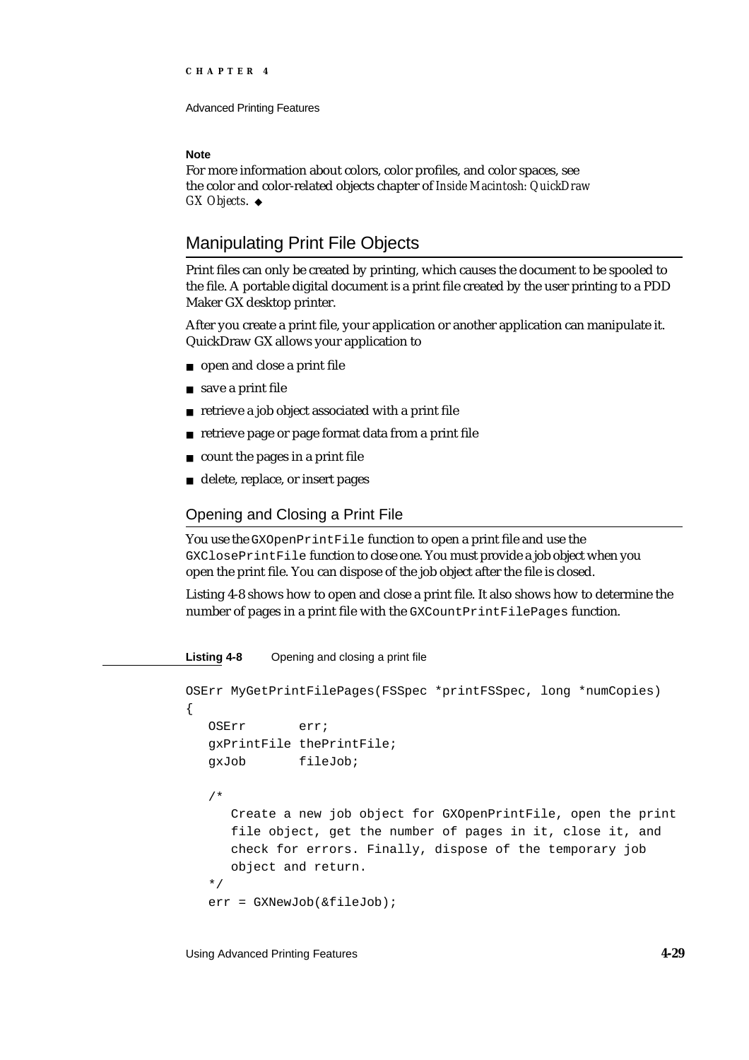**Note**

For more information about colors, color profiles, and color spaces, see the color and color-related objects chapter of *Inside Macintosh: QuickDraw GX Objects*. ◆

## Manipulating Print File Objects

Print files can only be created by printing, which causes the document to be spooled to the file. A portable digital document is a print file created by the user printing to a PDD Maker GX desktop printer.

After you create a print file, your application or another application can manipulate it. QuickDraw GX allows your application to

- open and close a print file
- save a print file
- retrieve a job object associated with a print file
- retrieve page or page format data from a print file
- count the pages in a print file
- delete, replace, or insert pages

### Opening and Closing a Print File

You use the `GXOpenPrintFile` function to open a print file and use the `GXClosePrintFile` function to close one. You must provide a job object when you open the print file. You can dispose of the job object after the file is closed.

Listing 4-8 shows how to open and close a print file. It also shows how to determine the number of pages in a print file with the `GXCountPrintFilePages` function.

**Listing 4-8** Opening and closing a print file

```
OSErr MyGetPrintFilePages(FSSpec *printFSSpec, long *numCopies)
{
   OSErr       err;
   gxPrintFile thePrintFile;
   gxJob       fileJob;

   /*
      Create a new job object for GXOpenPrintFile, open the print
      file object, get the number of pages in it, close it, and
      check for errors. Finally, dispose of the temporary job
      object and return.
   */
   err = GXNewJob(&fileJob);
```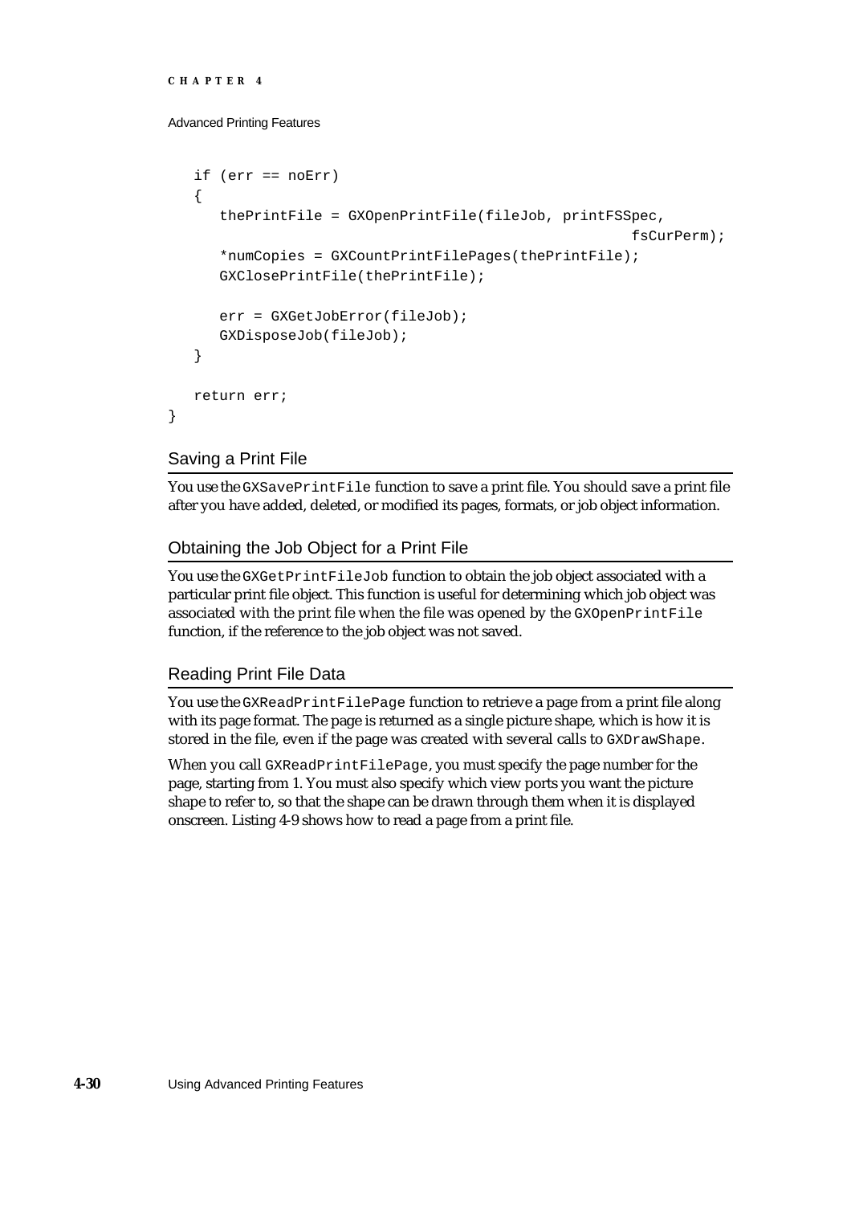```
   if (err == noErr)
   {
      thePrintFile = GXOpenPrintFile(fileJob, printFSSpec,
                                                      fsCurPerm);
      *numCopies = GXCountPrintFilePages(thePrintFile);
      GXClosePrintFile(thePrintFile);

      err = GXGetJobError(fileJob);
      GXDisposeJob(fileJob);
   }

   return err;
}
```

## Saving a Print File

You use the `GXSavePrintFile` function to save a print file. You should save a print file after you have added, deleted, or modified its pages, formats, or job object information.

## Obtaining the Job Object for a Print File

You use the `GXGetPrintFileJob` function to obtain the job object associated with a particular print file object. This function is useful for determining which job object was associated with the print file when the file was opened by the `GXOpenPrintFile` function, if the reference to the job object was not saved.

## Reading Print File Data

You use the `GXReadPrintFilePage` function to retrieve a page from a print file along with its page format. The page is returned as a single picture shape, which is how it is stored in the file, even if the page was created with several calls to `GXDrawShape`.

When you call `GXReadPrintFilePage`, you must specify the page number for the page, starting from 1. You must also specify which view ports you want the picture shape to refer to, so that the shape can be drawn through them when it is displayed onscreen. Listing 4-9 shows how to read a page from a print file.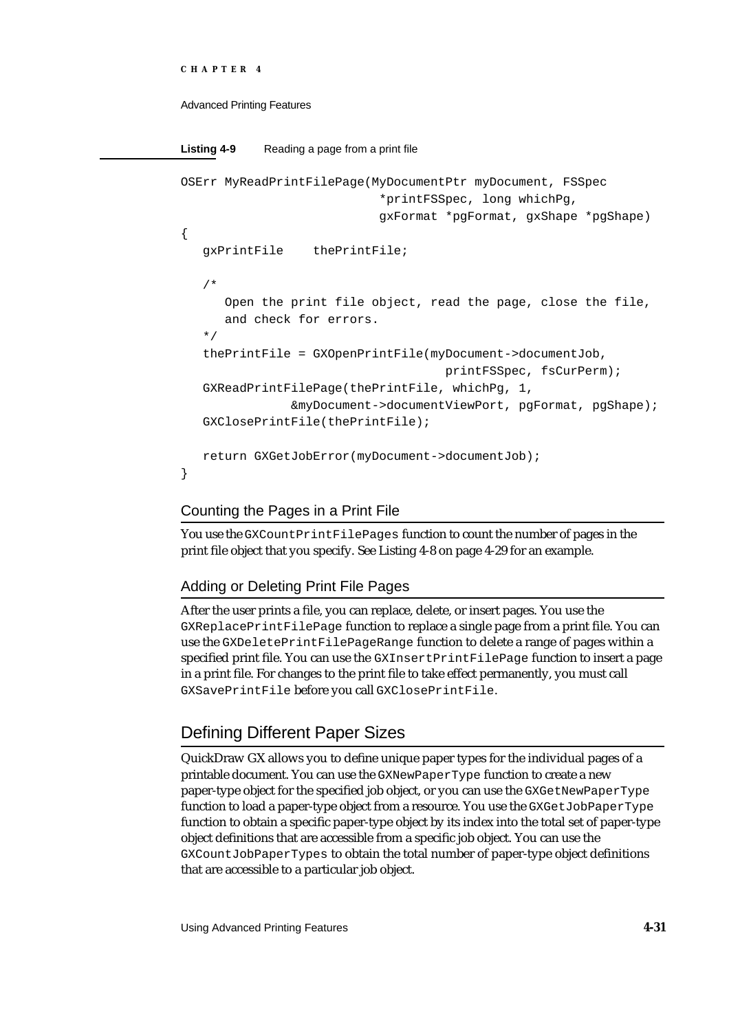**Listing 4-9** Reading a page from a print file

```
OSErr MyReadPrintFilePage(MyDocumentPtr myDocument, FSSpec
                          *printFSSpec, long whichPg,
                          gxFormat *pgFormat, gxShape *pgShape)
{
   gxPrintFile    thePrintFile;

   /*
      Open the print file object, read the page, close the file,
      and check for errors.
   */
   thePrintFile = GXOpenPrintFile(myDocument->documentJob,
                                  printFSSpec, fsCurPerm);
   GXReadPrintFilePage(thePrintFile, whichPg, 1,
            &myDocument->documentViewPort, pgFormat, pgShape);
   GXClosePrintFile(thePrintFile);

   return GXGetJobError(myDocument->documentJob);
}
```

### Counting the Pages in a Print File

You use the `GXCountPrintFilePages` function to count the number of pages in the print file object that you specify. See Listing 4-8 on page 4-29 for an example.

### Adding or Deleting Print File Pages

After the user prints a file, you can replace, delete, or insert pages. You use the `GXReplacePrintFilePage` function to replace a single page from a print file. You can use the `GXDeletePrintFilePageRange` function to delete a range of pages within a specified print file. You can use the `GXInsertPrintFilePage` function to insert a page in a print file. For changes to the print file to take effect permanently, you must call `GXSavePrintFile` before you call `GXClosePrintFile`.

## Defining Different Paper Sizes

QuickDraw GX allows you to define unique paper types for the individual pages of a printable document. You can use the `GXNewPaperType` function to create a new paper-type object for the specified job object, or you can use the `GXGetNewPaperType` function to load a paper-type object from a resource. You use the `GXGetJobPaperType` function to obtain a specific paper-type object by its index into the total set of paper-type object definitions that are accessible from a specific job object. You can use the `GXCountJobPaperTypes` to obtain the total number of paper-type object definitions that are accessible to a particular job object.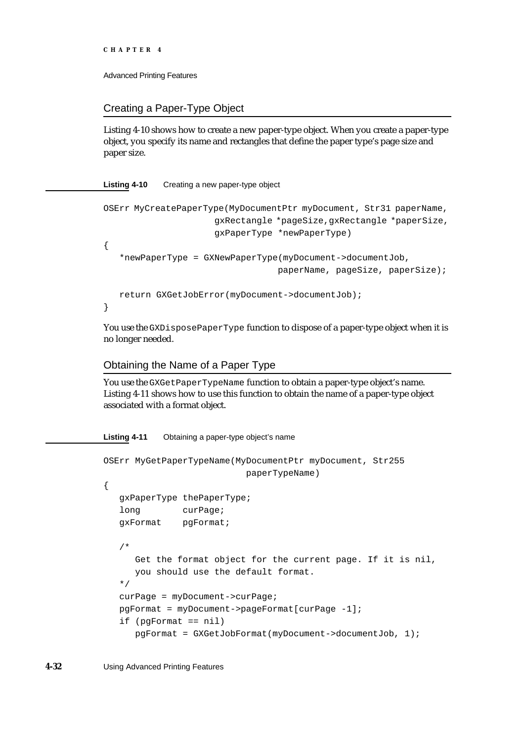## Creating a Paper-Type Object

Listing 4-10 shows how to create a new paper-type object. When you create a paper-type object, you specify its name and rectangles that define the paper type's page size and paper size.

**Listing 4-10** Creating a new paper-type object

```
OSErr MyCreatePaperType(MyDocumentPtr myDocument, Str31 paperName,
                     gxRectangle *pageSize,gxRectangle *paperSize,
                     gxPaperType *newPaperType)
{
   *newPaperType = GXNewPaperType(myDocument->documentJob,
                                 paperName, pageSize, paperSize);

   return GXGetJobError(myDocument->documentJob);
}
```

You use the `GXDisposePaperType` function to dispose of a paper-type object when it is no longer needed.

## Obtaining the Name of a Paper Type

You use the `GXGetPaperTypeName` function to obtain a paper-type object's name. Listing 4-11 shows how to use this function to obtain the name of a paper-type object associated with a format object.

**Listing 4-11** Obtaining a paper-type object's name

```
OSErr MyGetPaperTypeName(MyDocumentPtr myDocument, Str255
                           paperTypeName)
{
   gxPaperType thePaperType;
   long        curPage;
   gxFormat    pgFormat;

   /*
      Get the format object for the current page. If it is nil,
      you should use the default format.
   */
   curPage = myDocument->curPage;
   pgFormat = myDocument->pageFormat[curPage -1];
   if (pgFormat == nil)
      pgFormat = GXGetJobFormat(myDocument->documentJob, 1);
```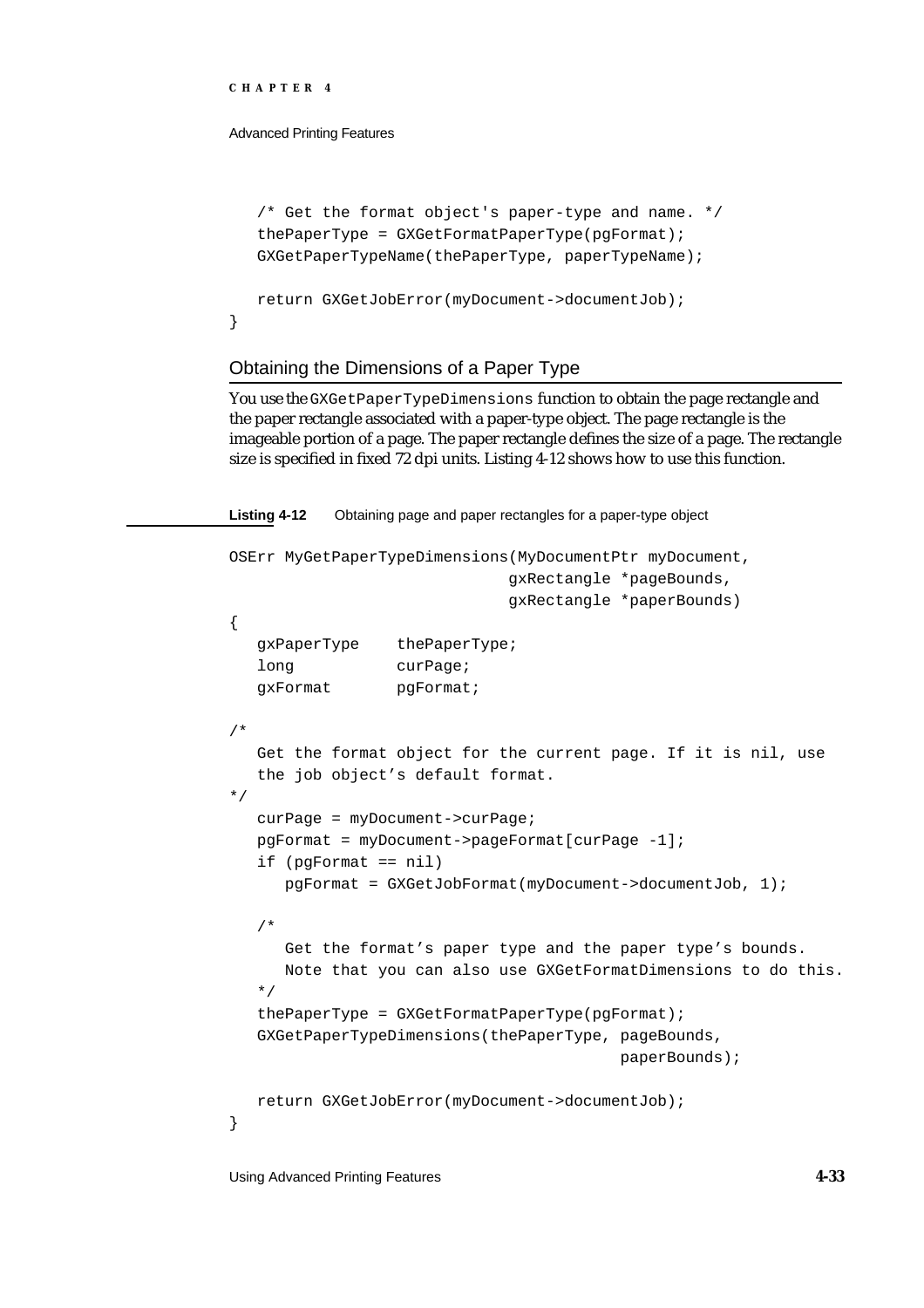```
   /* Get the format object's paper-type and name. */
   thePaperType = GXGetFormatPaperType(pgFormat);
   GXGetPaperTypeName(thePaperType, paperTypeName);

   return GXGetJobError(myDocument->documentJob);
}
```

## Obtaining the Dimensions of a Paper Type

You use the `GXGetPaperTypeDimensions` function to obtain the page rectangle and the paper rectangle associated with a paper-type object. The page rectangle is the imageable portion of a page. The paper rectangle defines the size of a page. The rectangle size is specified in fixed 72 dpi units. Listing 4-12 shows how to use this function.

**Listing 4-12** Obtaining page and paper rectangles for a paper-type object

```
OSErr MyGetPaperTypeDimensions(MyDocumentPtr myDocument,
                               gxRectangle *pageBounds,
                               gxRectangle *paperBounds)
{
   gxPaperType    thePaperType;
   long           curPage;
   gxFormat       pgFormat;

/*
   Get the format object for the current page. If it is nil, use
   the job object's default format.
*/
   curPage = myDocument->curPage;
   pgFormat = myDocument->pageFormat[curPage -1];
   if (pgFormat == nil)
      pgFormat = GXGetJobFormat(myDocument->documentJob, 1);

   /*
      Get the format's paper type and the paper type's bounds.
      Note that you can also use GXGetFormatDimensions to do this.
   */
   thePaperType = GXGetFormatPaperType(pgFormat);
   GXGetPaperTypeDimensions(thePaperType, pageBounds,
                                          paperBounds);

   return GXGetJobError(myDocument->documentJob);
}
```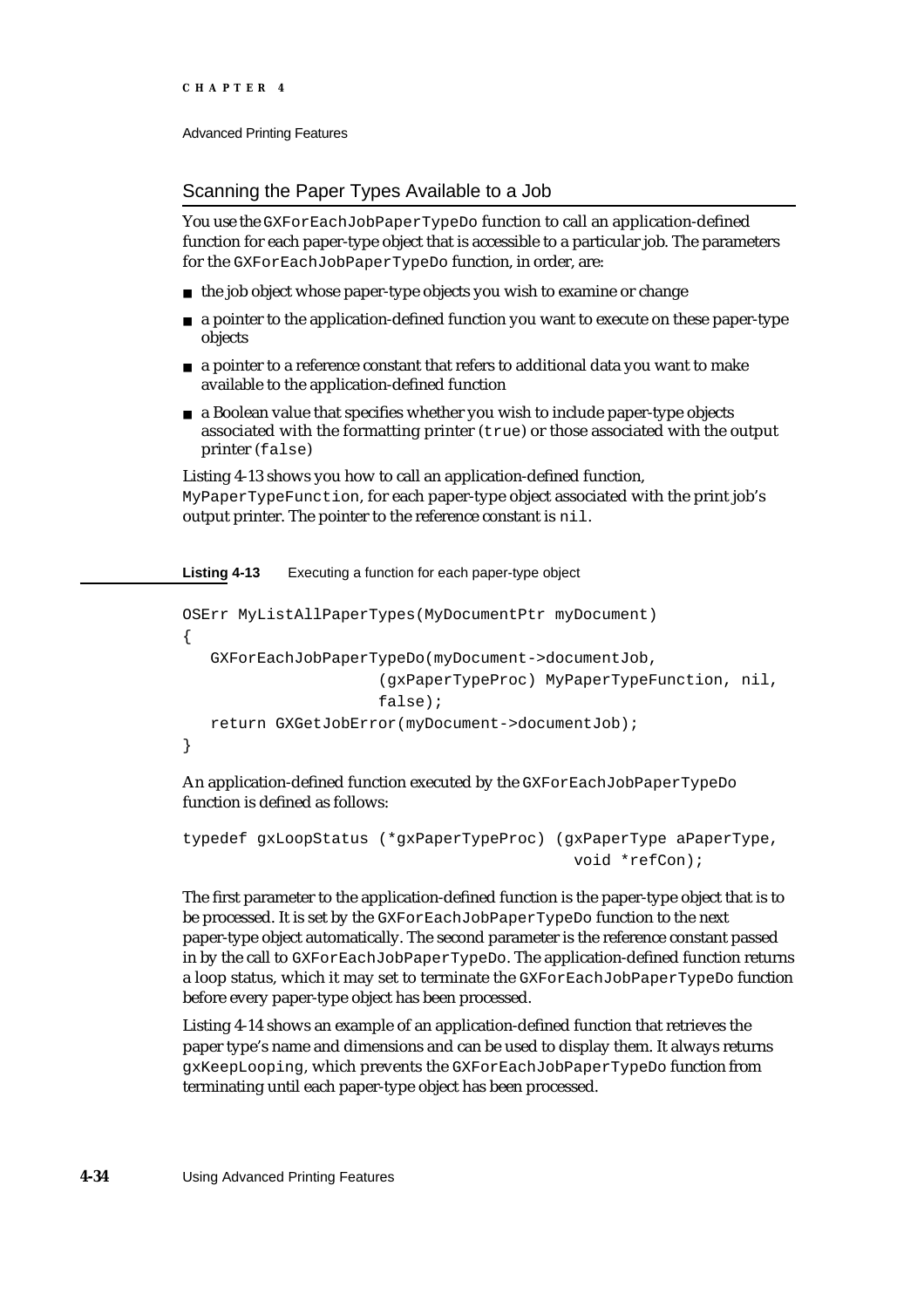## Scanning the Paper Types Available to a Job

You use the `GXForEachJobPaperTypeDo` function to call an application-defined function for each paper-type object that is accessible to a particular job. The parameters for the `GXForEachJobPaperTypeDo` function, in order, are:

- the job object whose paper-type objects you wish to examine or change
- a pointer to the application-defined function you want to execute on these paper-type objects
- a pointer to a reference constant that refers to additional data you want to make available to the application-defined function
- a Boolean value that specifies whether you wish to include paper-type objects associated with the formatting printer (`true`) or those associated with the output printer (`false`)

Listing 4-13 shows you how to call an application-defined function, `MyPaperTypeFunction`, for each paper-type object associated with the print job's output printer. The pointer to the reference constant is `nil`.

**Listing 4-13** Executing a function for each paper-type object

```
OSErr MyListAllPaperTypes(MyDocumentPtr myDocument)
{
   GXForEachJobPaperTypeDo(myDocument->documentJob,
                     (gxPaperTypeProc) MyPaperTypeFunction, nil,
                     false);
   return GXGetJobError(myDocument->documentJob);
}
```

An application-defined function executed by the `GXForEachJobPaperTypeDo` function is defined as follows:

```
typedef gxLoopStatus (*gxPaperTypeProc) (gxPaperType aPaperType,
                                          void *refCon);
```

The first parameter to the application-defined function is the paper-type object that is to be processed. It is set by the `GXForEachJobPaperTypeDo` function to the next paper-type object automatically. The second parameter is the reference constant passed in by the call to `GXForEachJobPaperTypeDo`. The application-defined function returns a loop status, which it may set to terminate the `GXForEachJobPaperTypeDo` function before every paper-type object has been processed.

Listing 4-14 shows an example of an application-defined function that retrieves the paper type's name and dimensions and can be used to display them. It always returns `gxKeepLooping`, which prevents the `GXForEachJobPaperTypeDo` function from terminating until each paper-type object has been processed.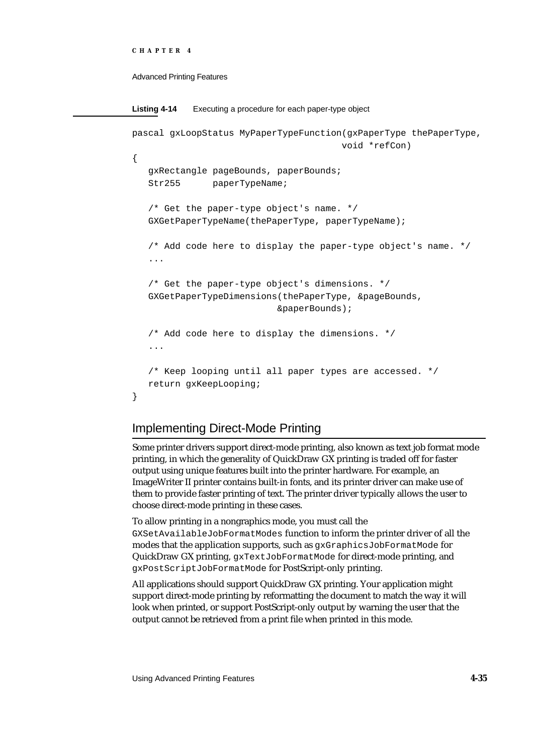**Listing 4-14** Executing a procedure for each paper-type object

```
pascal gxLoopStatus MyPaperTypeFunction(gxPaperType thePaperType,
                                        void *refCon)
{
   gxRectangle pageBounds, paperBounds;
   Str255      paperTypeName;

   /* Get the paper-type object's name. */
   GXGetPaperTypeName(thePaperType, paperTypeName);

   /* Add code here to display the paper-type object's name. */
   ...

   /* Get the paper-type object's dimensions. */
   GXGetPaperTypeDimensions(thePaperType, &pageBounds,
                            &paperBounds);

   /* Add code here to display the dimensions. */
   ...

   /* Keep looping until all paper types are accessed. */
   return gxKeepLooping;
}
```

## Implementing Direct-Mode Printing

Some printer drivers support direct-mode printing, also known as text job format mode printing, in which the generality of QuickDraw GX printing is traded off for faster output using unique features built into the printer hardware. For example, an ImageWriter II printer contains built-in fonts, and its printer driver can make use of them to provide faster printing of text. The printer driver typically allows the user to choose direct-mode printing in these cases.

To allow printing in a nongraphics mode, you must call the `GXSetAvailableJobFormatModes` function to inform the printer driver of all the modes that the application supports, such as `gxGraphicsJobFormatMode` for QuickDraw GX printing, `gxTextJobFormatMode` for direct-mode printing, and `gxPostScriptJobFormatMode` for PostScript-only printing.

All applications should support QuickDraw GX printing. Your application might support direct-mode printing by reformatting the document to match the way it will look when printed, or support PostScript-only output by warning the user that the output cannot be retrieved from a print file when printed in this mode.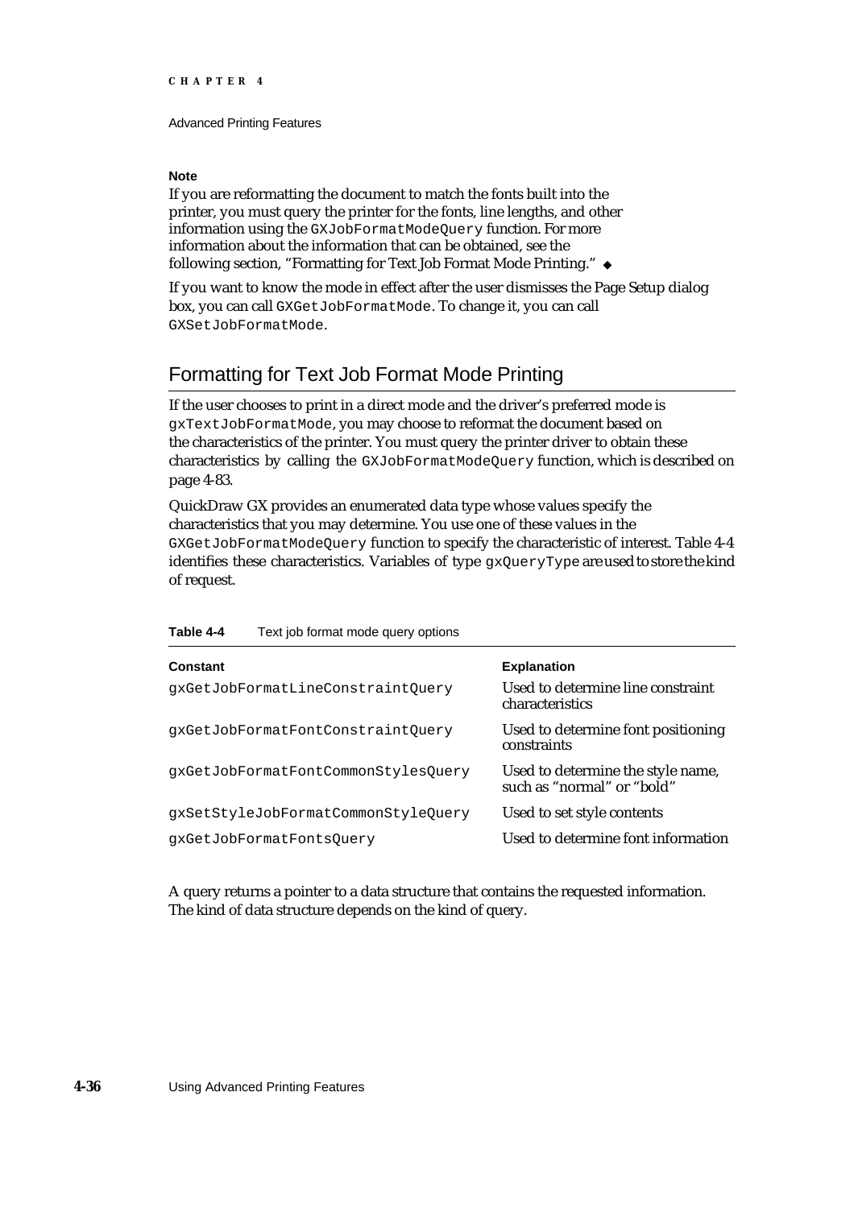**Note**

If you are reformatting the document to match the fonts built into the printer, you must query the printer for the fonts, line lengths, and other information using the `GXJobFormatModeQuery` function. For more information about the information that can be obtained, see the following section, "Formatting for Text Job Format Mode Printing." ◆

If you want to know the mode in effect after the user dismisses the Page Setup dialog box, you can call `GXGetJobFormatMode`. To change it, you can call `GXSetJobFormatMode`.

## Formatting for Text Job Format Mode Printing

If the user chooses to print in a direct mode and the driver's preferred mode is `gxTextJobFormatMode`, you may choose to reformat the document based on the characteristics of the printer. You must query the printer driver to obtain these characteristics by calling the `GXJobFormatModeQuery` function, which is described on page 4-83.

QuickDraw GX provides an enumerated data type whose values specify the characteristics that you may determine. You use one of these values in the `GXGetJobFormatModeQuery` function to specify the characteristic of interest. Table 4-4 identifies these characteristics. Variables of type `gxQueryType` are used to store the kind of request.

**Table 4-4** Text job format mode query options

| Constant | Explanation |
|---|---|
| `gxGetJobFormatLineConstraintQuery` | Used to determine line constraint characteristics |
| `gxGetJobFormatFontConstraintQuery` | Used to determine font positioning constraints |
| `gxGetJobFormatFontCommonStylesQuery` | Used to determine the style name, such as "normal" or "bold" |
| `gxSetStyleJobFormatCommonStyleQuery` | Used to set style contents |
| `gxGetJobFormatFontsQuery` | Used to determine font information |

A query returns a pointer to a data structure that contains the requested information. The kind of data structure depends on the kind of query.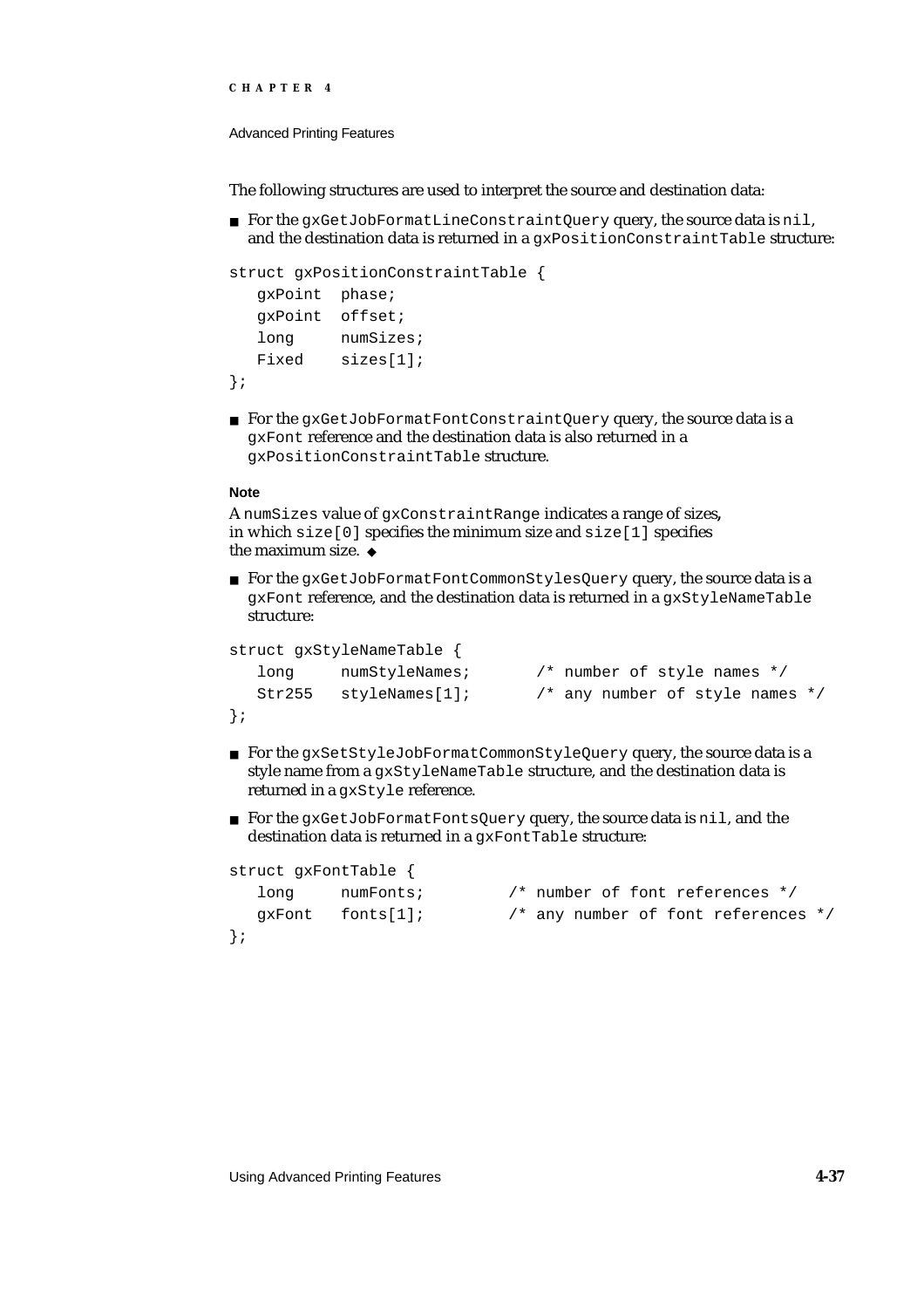The following structures are used to interpret the source and destination data:

- For the `gxGetJobFormatLineConstraintQuery` query, the source data is `nil`, and the destination data is returned in a `gxPositionConstraintTable` structure:

```
struct gxPositionConstraintTable {
   gxPoint  phase;
   gxPoint  offset;
   long     numSizes;
   Fixed    sizes[1];
};
```

- For the `gxGetJobFormatFontConstraintQuery` query, the source data is a `gxFont` reference and the destination data is also returned in a `gxPositionConstraintTable` structure.

**Note**

A `numSizes` value of `gxConstraintRange` indicates a range of sizes, in which `size[0]` specifies the minimum size and `size[1]` specifies the maximum size. ◆

- For the `gxGetJobFormatFontCommonStylesQuery` query, the source data is a `gxFont` reference, and the destination data is returned in a `gxStyleNameTable` structure:

```
struct gxStyleNameTable {
   long     numStyleNames;      /* number of style names */
   Str255   styleNames[1];      /* any number of style names */
};
```

- For the `gxSetStyleJobFormatCommonStyleQuery` query, the source data is a style name from a `gxStyleNameTable` structure, and the destination data is returned in a `gxStyle` reference.

- For the `gxGetJobFormatFontsQuery` query, the source data is `nil`, and the destination data is returned in a `gxFontTable` structure:

```
struct gxFontTable {
   long     numFonts;         /* number of font references */
   gxFont   fonts[1];         /* any number of font references */
};
```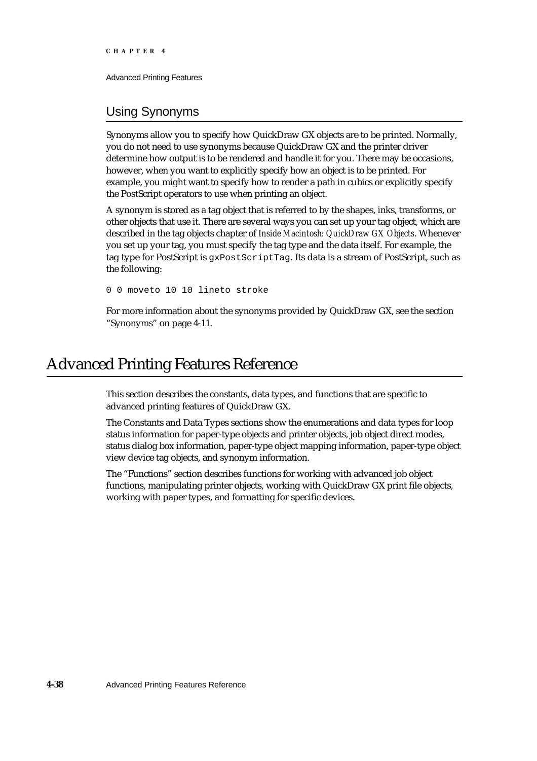## Using Synonyms

Synonyms allow you to specify how QuickDraw GX objects are to be printed. Normally, you do not need to use synonyms because QuickDraw GX and the printer driver determine how output is to be rendered and handle it for you. There may be occasions, however, when you want to explicitly specify how an object is to be printed. For example, you might want to specify how to render a path in cubics or explicitly specify the PostScript operators to use when printing an object.

A synonym is stored as a tag object that is referred to by the shapes, inks, transforms, or other objects that use it. There are several ways you can set up your tag object, which are described in the tag objects chapter of *Inside Macintosh: QuickDraw GX Objects*. Whenever you set up your tag, you must specify the tag type and the data itself. For example, the tag type for PostScript is `gxPostScriptTag`. Its data is a stream of PostScript, such as the following:

```
0 0 moveto 10 10 lineto stroke
```

For more information about the synonyms provided by QuickDraw GX, see the section “Synonyms” on page 4-11.

# Advanced Printing Features Reference

This section describes the constants, data types, and functions that are specific to advanced printing features of QuickDraw GX.

The Constants and Data Types sections show the enumerations and data types for loop status information for paper-type objects and printer objects, job object direct modes, status dialog box information, paper-type object mapping information, paper-type object view device tag objects, and synonym information.

The “Functions” section describes functions for working with advanced job object functions, manipulating printer objects, working with QuickDraw GX print file objects, working with paper types, and formatting for specific devices.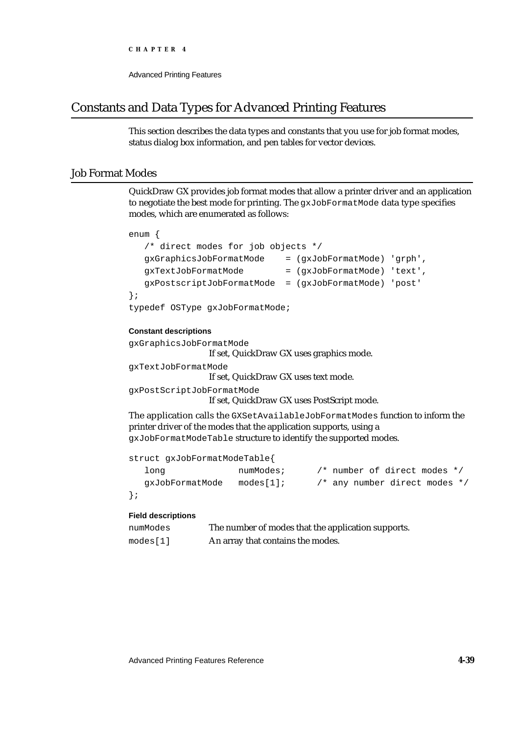## Constants and Data Types for Advanced Printing Features

This section describes the data types and constants that you use for job format modes, status dialog box information, and pen tables for vector devices.

### Job Format Modes

QuickDraw GX provides job format modes that allow a printer driver and an application to negotiate the best mode for printing. The `gxJobFormatMode` data type specifies modes, which are enumerated as follows:

```
enum {
   /* direct modes for job objects */
   gxGraphicsJobFormatMode    = (gxJobFormatMode) 'grph',
   gxTextJobFormatMode        = (gxJobFormatMode) 'text',
   gxPostscriptJobFormatMode  = (gxJobFormatMode) 'post'
};
typedef OSType gxJobFormatMode;
```

**Constant descriptions**

`gxGraphicsJobFormatMode`
: If set, QuickDraw GX uses graphics mode.

`gxTextJobFormatMode`
: If set, QuickDraw GX uses text mode.

`gxPostScriptJobFormatMode`
: If set, QuickDraw GX uses PostScript mode.

The application calls the `GXSetAvailableJobFormatModes` function to inform the printer driver of the modes that the application supports, using a `gxJobFormatModeTable` structure to identify the supported modes.

```
struct gxJobFormatModeTable{
   long             numModes;      /* number of direct modes */
   gxJobFormatMode  modes[1];      /* any number direct modes */
};
```

**Field descriptions**

| | |
|---|---|
| `numModes` | The number of modes that the application supports. |
| `modes[1]` | An array that contains the modes. |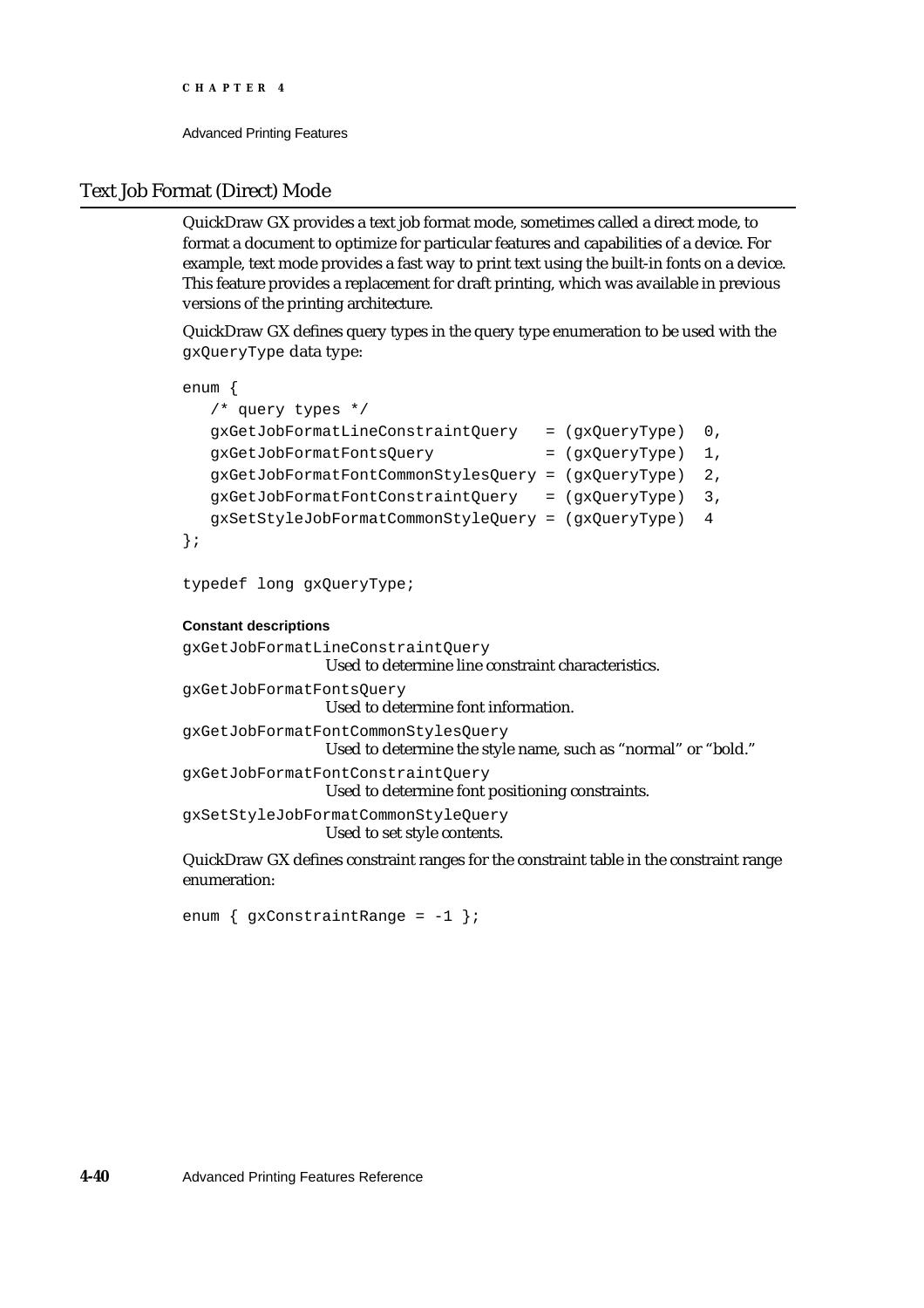## Text Job Format (Direct) Mode

QuickDraw GX provides a text job format mode, sometimes called a direct mode, to format a document to optimize for particular features and capabilities of a device. For example, text mode provides a fast way to print text using the built-in fonts on a device. This feature provides a replacement for draft printing, which was available in previous versions of the printing architecture.

QuickDraw GX defines query types in the query type enumeration to be used with the `gxQueryType` data type:

```
enum {
   /* query types */
   gxGetJobFormatLineConstraintQuery   = (gxQueryType)  0,
   gxGetJobFormatFontsQuery            = (gxQueryType)  1,
   gxGetJobFormatFontCommonStylesQuery = (gxQueryType)  2,
   gxGetJobFormatFontConstraintQuery   = (gxQueryType)  3,
   gxSetStyleJobFormatCommonStyleQuery = (gxQueryType)  4
};

typedef long gxQueryType;
```

**Constant descriptions**

`gxGetJobFormatLineConstraintQuery`
: Used to determine line constraint characteristics.

`gxGetJobFormatFontsQuery`
: Used to determine font information.

`gxGetJobFormatFontCommonStylesQuery`
: Used to determine the style name, such as "normal" or "bold."

`gxGetJobFormatFontConstraintQuery`
: Used to determine font positioning constraints.

`gxSetStyleJobFormatCommonStyleQuery`
: Used to set style contents.

QuickDraw GX defines constraint ranges for the constraint table in the constraint range enumeration:

```
enum { gxConstraintRange = -1 };
```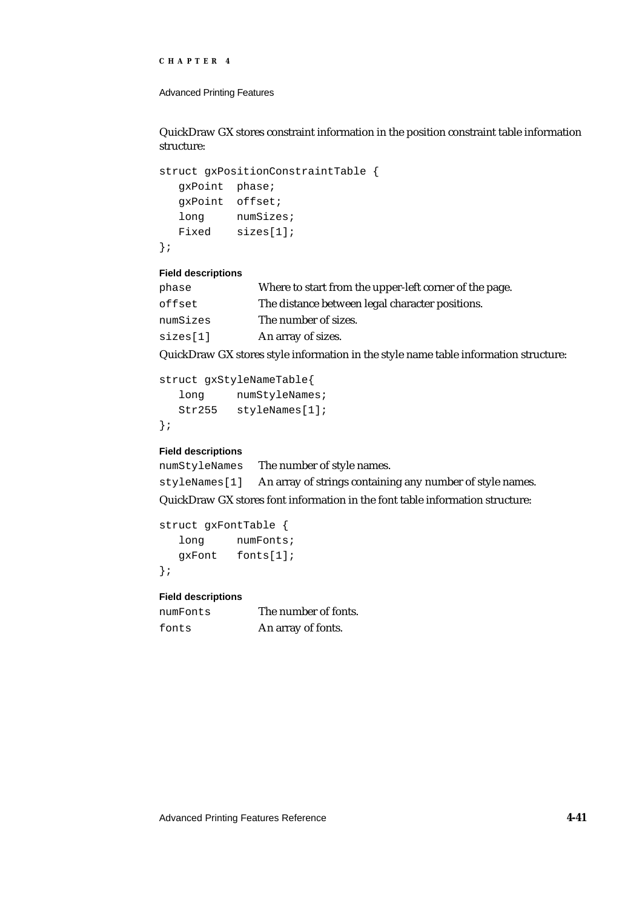QuickDraw GX stores constraint information in the position constraint table information structure:

```
struct gxPositionConstraintTable {
   gxPoint  phase;
   gxPoint  offset;
   long     numSizes;
   Fixed    sizes[1];
};
```

**Field descriptions**

| | |
|---|---|
| `phase` | Where to start from the upper-left corner of the page. |
| `offset` | The distance between legal character positions. |
| `numSizes` | The number of sizes. |
| `sizes[1]` | An array of sizes. |

QuickDraw GX stores style information in the style name table information structure:

```
struct gxStyleNameTable{
   long     numStyleNames;
   Str255   styleNames[1];
};
```

**Field descriptions**

| | |
|---|---|
| `numStyleNames` | The number of style names. |
| `styleNames[1]` | An array of strings containing any number of style names. |

QuickDraw GX stores font information in the font table information structure:

```
struct gxFontTable {
   long     numFonts;
   gxFont   fonts[1];
};
```

**Field descriptions**

| | |
|---|---|
| `numFonts` | The number of fonts. |
| `fonts` | An array of fonts. |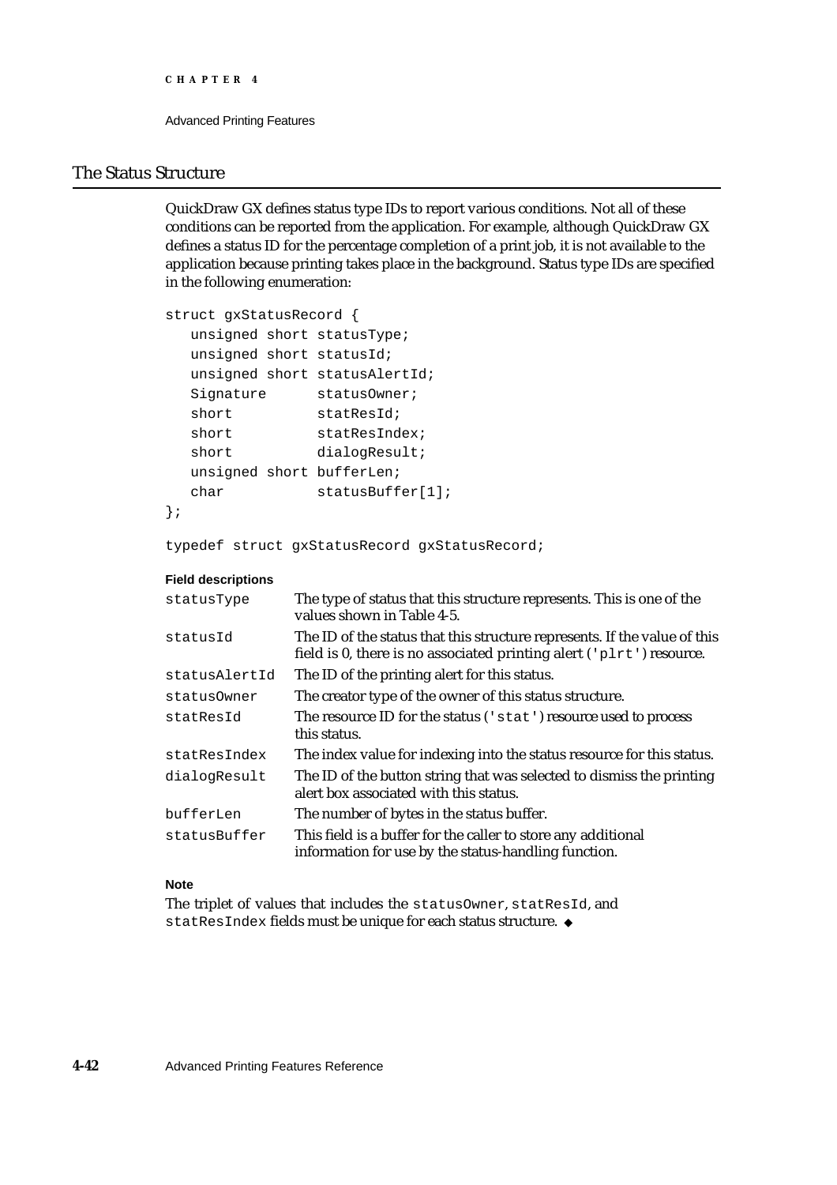## The Status Structure

QuickDraw GX defines status type IDs to report various conditions. Not all of these conditions can be reported from the application. For example, although QuickDraw GX defines a status ID for the percentage completion of a print job, it is not available to the application because printing takes place in the background. Status type IDs are specified in the following enumeration:

```
struct gxStatusRecord {
   unsigned short statusType;
   unsigned short statusId;
   unsigned short statusAlertId;
   Signature      statusOwner;
   short          statResId;
   short          statResIndex;
   short          dialogResult;
   unsigned short bufferLen;
   char           statusBuffer[1];
};

typedef struct gxStatusRecord gxStatusRecord;
```

**Field descriptions**

| | |
|---|---|
| `statusType` | The type of status that this structure represents. This is one of the values shown in Table 4-5. |
| `statusId` | The ID of the status that this structure represents. If the value of this field is 0, there is no associated printing alert (`'plrt'`) resource. |
| `statusAlertId` | The ID of the printing alert for this status. |
| `statusOwner` | The creator type of the owner of this status structure. |
| `statResId` | The resource ID for the status (`'stat'`) resource used to process this status. |
| `statResIndex` | The index value for indexing into the status resource for this status. |
| `dialogResult` | The ID of the button string that was selected to dismiss the printing alert box associated with this status. |
| `bufferLen` | The number of bytes in the status buffer. |
| `statusBuffer` | This field is a buffer for the caller to store any additional information for use by the status-handling function. |

**Note**

The triplet of values that includes the `statusOwner`, `statResId`, and `statResIndex` fields must be unique for each status structure. ◆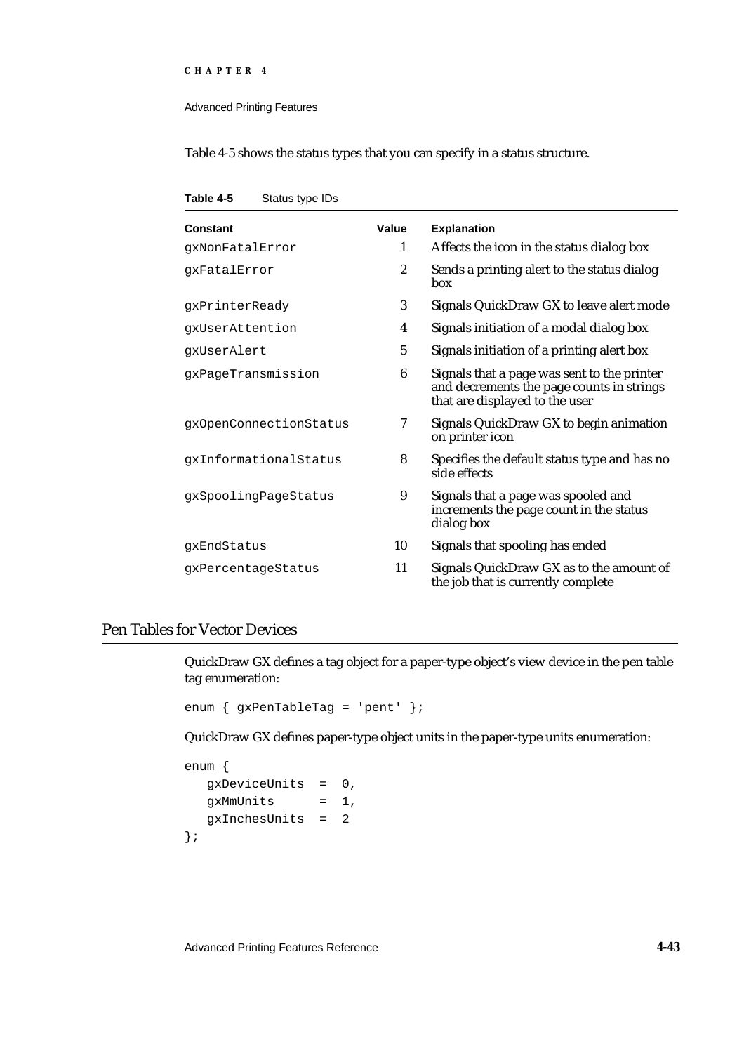Table 4-5 shows the status types that you can specify in a status structure.

**Table 4-5** Status type IDs

| Constant | Value | Explanation |
|---|---|---|
| gxNonFatalError | 1 | Affects the icon in the status dialog box |
| gxFatalError | 2 | Sends a printing alert to the status dialog box |
| gxPrinterReady | 3 | Signals QuickDraw GX to leave alert mode |
| gxUserAttention | 4 | Signals initiation of a modal dialog box |
| gxUserAlert | 5 | Signals initiation of a printing alert box |
| gxPageTransmission | 6 | Signals that a page was sent to the printer and decrements the page counts in strings that are displayed to the user |
| gxOpenConnectionStatus | 7 | Signals QuickDraw GX to begin animation on printer icon |
| gxInformationalStatus | 8 | Specifies the default status type and has no side effects |
| gxSpoolingPageStatus | 9 | Signals that a page was spooled and increments the page count in the status dialog box |
| gxEndStatus | 10 | Signals that spooling has ended |
| gxPercentageStatus | 11 | Signals QuickDraw GX as to the amount of the job that is currently complete |

## Pen Tables for Vector Devices

QuickDraw GX defines a tag object for a paper-type object's view device in the pen table tag enumeration:

```
enum { gxPenTableTag = 'pent' };
```

QuickDraw GX defines paper-type object units in the paper-type units enumeration:

```
enum {
   gxDeviceUnits  =  0,
   gxMmUnits      =  1,
   gxInchesUnits  =  2
};
```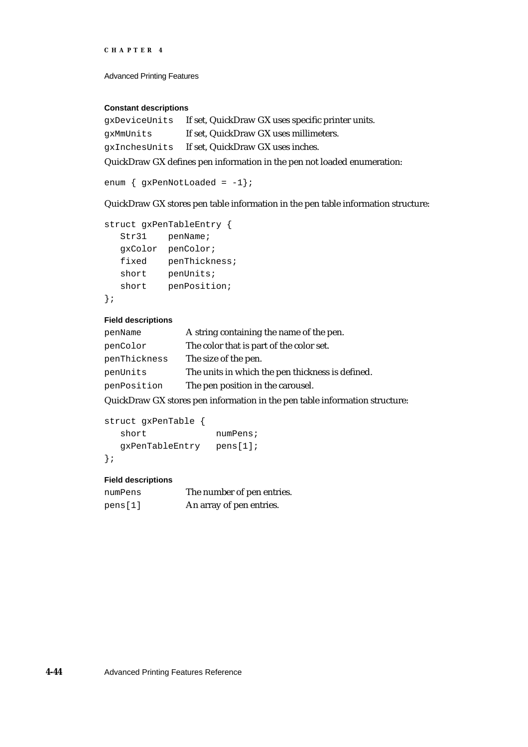#### Constant descriptions

| | |
|---|---|
| `gxDeviceUnits` | If set, QuickDraw GX uses specific printer units. |
| `gxMmUnits` | If set, QuickDraw GX uses millimeters. |
| `gxInchesUnits` | If set, QuickDraw GX uses inches. |

QuickDraw GX defines pen information in the pen not loaded enumeration:

```
enum { gxPenNotLoaded = -1};
```

QuickDraw GX stores pen table information in the pen table information structure:

```
struct gxPenTableEntry {
   Str31    penName;
   gxColor  penColor;
   fixed    penThickness;
   short    penUnits;
   short    penPosition;
};
```

#### Field descriptions

| | |
|---|---|
| `penName` | A string containing the name of the pen. |
| `penColor` | The color that is part of the color set. |
| `penThickness` | The size of the pen. |
| `penUnits` | The units in which the pen thickness is defined. |
| `penPosition` | The pen position in the carousel. |

QuickDraw GX stores pen information in the pen table information structure:

```
struct gxPenTable {
   short             numPens;
   gxPenTableEntry   pens[1];
};
```

#### Field descriptions

| | |
|---|---|
| `numPens` | The number of pen entries. |
| `pens[1]` | An array of pen entries. |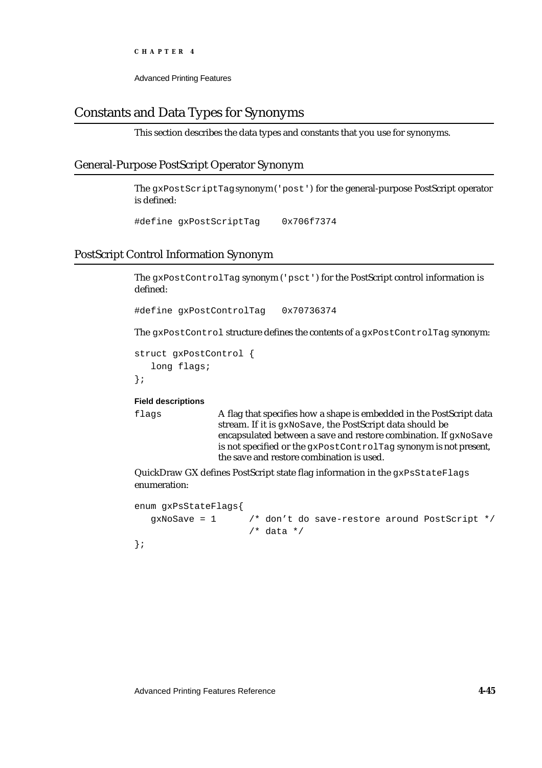## Constants and Data Types for Synonyms

This section describes the data types and constants that you use for synonyms.

### General-Purpose PostScript Operator Synonym

The `gxPostScriptTag` synonym (`'post'`) for the general-purpose PostScript operator is defined:

```
#define gxPostScriptTag    0x706f7374
```

### PostScript Control Information Synonym

The `gxPostControlTag` synonym (`'psct'`) for the PostScript control information is defined:

```
#define gxPostControlTag   0x70736374
```

The `gxPostControl` structure defines the contents of a `gxPostControlTag` synonym:

```
struct gxPostControl {
   long flags;
};
```

**Field descriptions**

`flags` A flag that specifies how a shape is embedded in the PostScript data stream. If it is `gxNoSave`, the PostScript data should be encapsulated between a save and restore combination. If `gxNoSave` is not specified or the `gxPostControlTag` synonym is not present, the save and restore combination is used.

QuickDraw GX defines PostScript state flag information in the `gxPsStateFlags` enumeration:

```
enum gxPsStateFlags{
   gxNoSave = 1      /* don't do save-restore around PostScript */
                     /* data */
};
```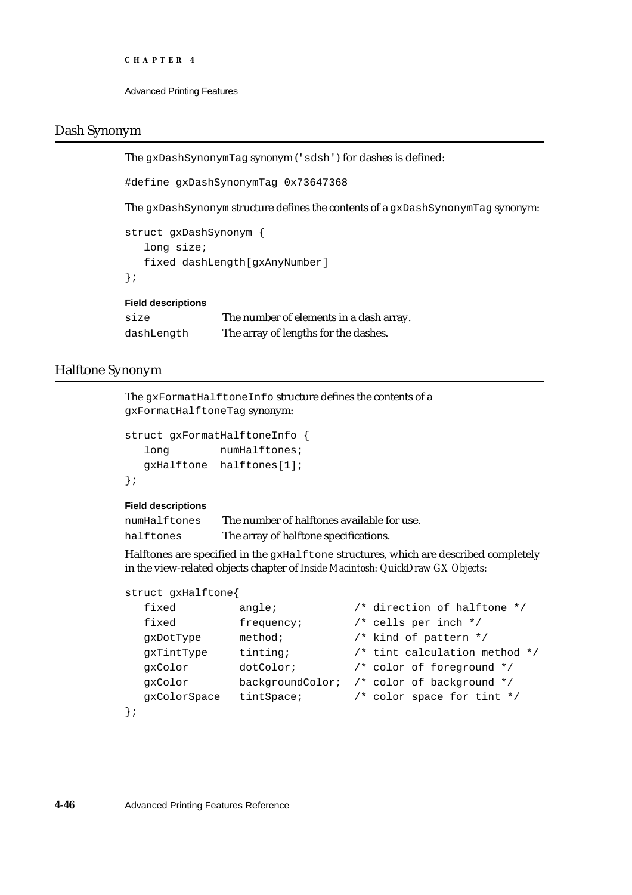## Dash Synonym

The `gxDashSynonymTag` synonym (`'sdsh'`) for dashes is defined:

```
#define gxDashSynonymTag 0x73647368
```

The `gxDashSynonym` structure defines the contents of a `gxDashSynonymTag` synonym:

```
struct gxDashSynonym {
   long size;
   fixed dashLength[gxAnyNumber]
};
```

**Field descriptions**

`size` The number of elements in a dash array.

`dashLength` The array of lengths for the dashes.

## Halftone Synonym

The `gxFormatHalftoneInfo` structure defines the contents of a `gxFormatHalftoneTag` synonym:

```
struct gxFormatHalftoneInfo {
   long        numHalftones;
   gxHalftone  halftones[1];
};
```

**Field descriptions**

`numHalftones` The number of halftones available for use.

`halftones` The array of halftone specifications.

Halftones are specified in the `gxHalftone` structures, which are described completely in the view-related objects chapter of *Inside Macintosh: QuickDraw GX Objects*:

```
struct gxHalftone{
   fixed          angle;            /* direction of halftone */
   fixed          frequency;        /* cells per inch */
   gxDotType      method;           /* kind of pattern */
   gxTintType     tinting;          /* tint calculation method */
   gxColor        dotColor;         /* color of foreground */
   gxColor        backgroundColor;  /* color of background */
   gxColorSpace   tintSpace;        /* color space for tint */
};
```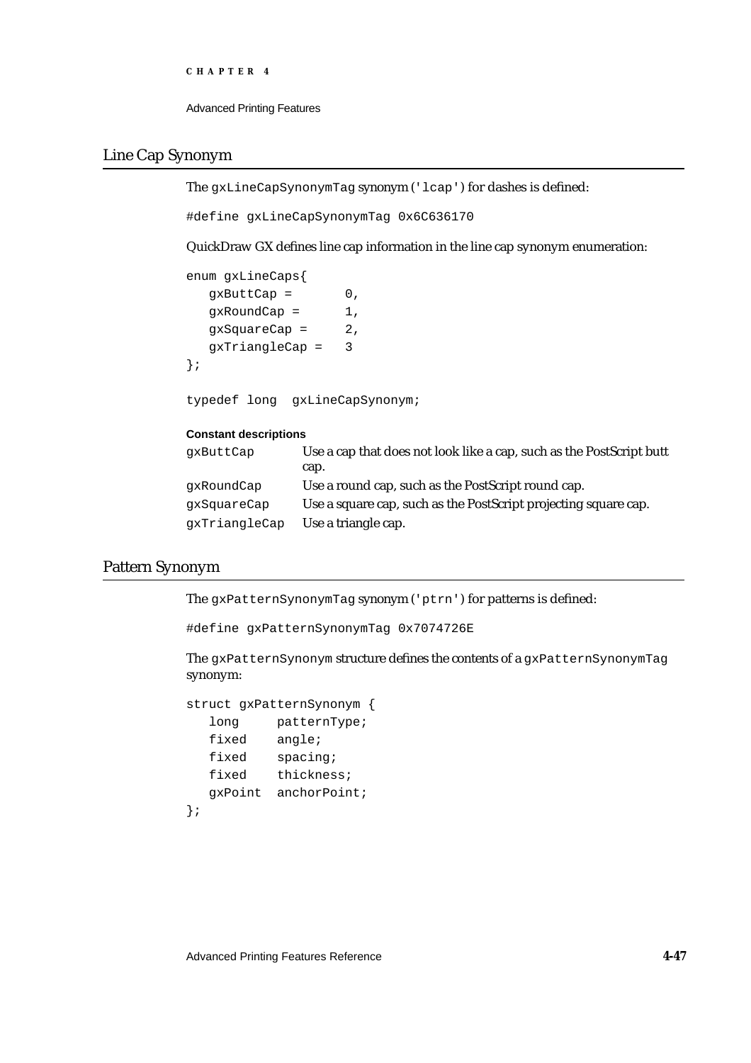## Line Cap Synonym

The `gxLineCapSynonymTag` synonym (`'lcap'`) for dashes is defined:

```
#define gxLineCapSynonymTag 0x6C636170
```

QuickDraw GX defines line cap information in the line cap synonym enumeration:

```
enum gxLineCaps{
   gxButtCap =       0,
   gxRoundCap =      1,
   gxSquareCap =     2,
   gxTriangleCap =   3
};

typedef long  gxLineCapSynonym;
```

**Constant descriptions**

| | |
|---|---|
| `gxButtCap` | Use a cap that does not look like a cap, such as the PostScript butt cap. |
| `gxRoundCap` | Use a round cap, such as the PostScript round cap. |
| `gxSquareCap` | Use a square cap, such as the PostScript projecting square cap. |
| `gxTriangleCap` | Use a triangle cap. |

## Pattern Synonym

The `gxPatternSynonymTag` synonym (`'ptrn'`) for patterns is defined:

```
#define gxPatternSynonymTag 0x7074726E
```

The `gxPatternSynonym` structure defines the contents of a `gxPatternSynonymTag` synonym:

```
struct gxPatternSynonym {
   long     patternType;
   fixed    angle;
   fixed    spacing;
   fixed    thickness;
   gxPoint  anchorPoint;
};
```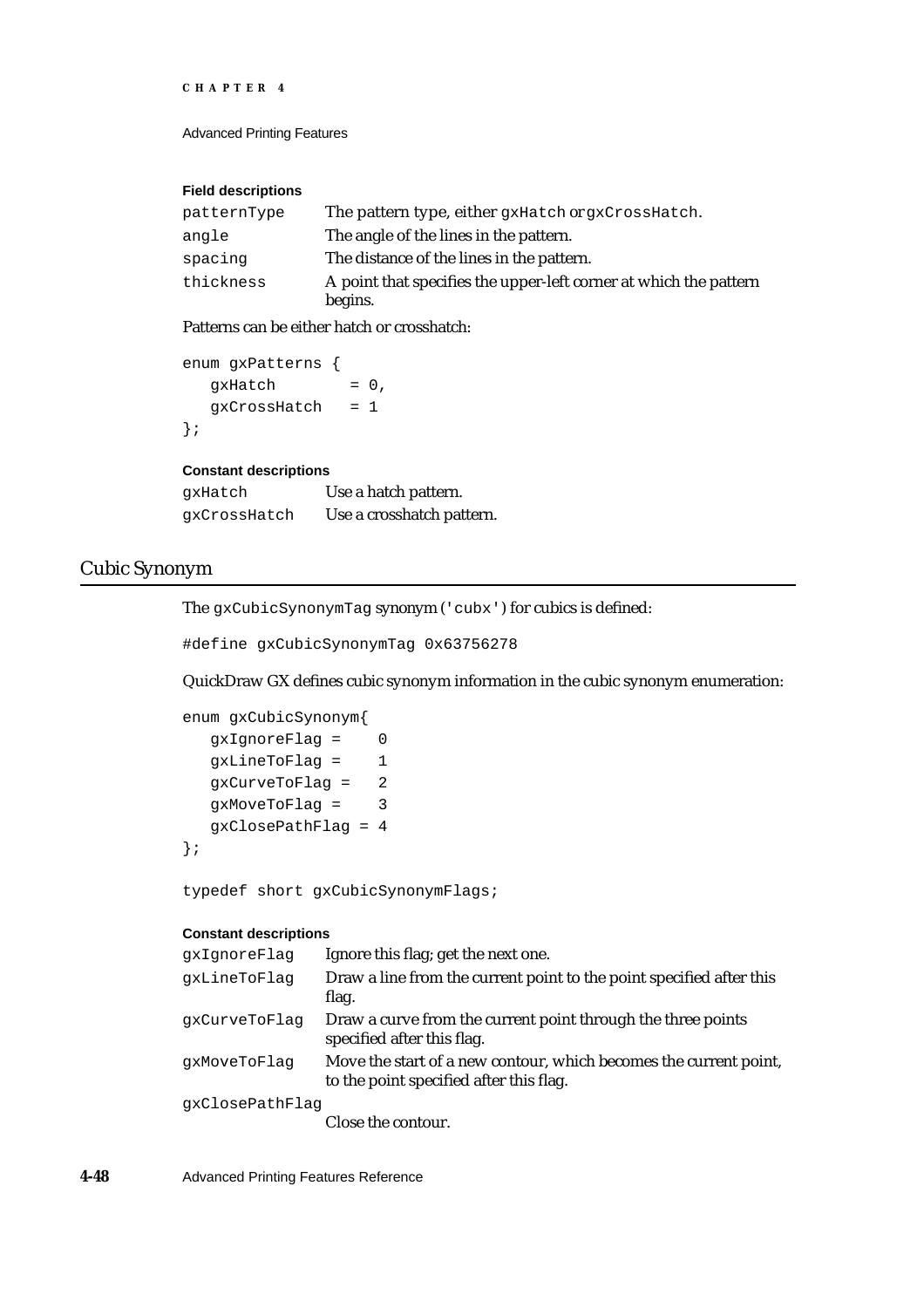**Field descriptions**

| | |
|---|---|
| `patternType` | The pattern type, either `gxHatch` or `gxCrossHatch`. |
| `angle` | The angle of the lines in the pattern. |
| `spacing` | The distance of the lines in the pattern. |
| `thickness` | A point that specifies the upper-left corner at which the pattern begins. |

Patterns can be either hatch or crosshatch:

```
enum gxPatterns {
   gxHatch       = 0,
   gxCrossHatch  = 1
};
```

**Constant descriptions**

| | |
|---|---|
| `gxHatch` | Use a hatch pattern. |
| `gxCrossHatch` | Use a crosshatch pattern. |

## Cubic Synonym

The `gxCubicSynonymTag` synonym (`'cubx'`) for cubics is defined:

```
#define gxCubicSynonymTag 0x63756278
```

QuickDraw GX defines cubic synonym information in the cubic synonym enumeration:

```
enum gxCubicSynonym{
   gxIgnoreFlag =    0
   gxLineToFlag =    1
   gxCurveToFlag =   2
   gxMoveToFlag =    3
   gxClosePathFlag = 4
};

typedef short gxCubicSynonymFlags;
```

**Constant descriptions**

| | |
|---|---|
| `gxIgnoreFlag` | Ignore this flag; get the next one. |
| `gxLineToFlag` | Draw a line from the current point to the point specified after this flag. |
| `gxCurveToFlag` | Draw a curve from the current point through the three points specified after this flag. |
| `gxMoveToFlag` | Move the start of a new contour, which becomes the current point, to the point specified after this flag. |
| `gxClosePathFlag` | Close the contour. |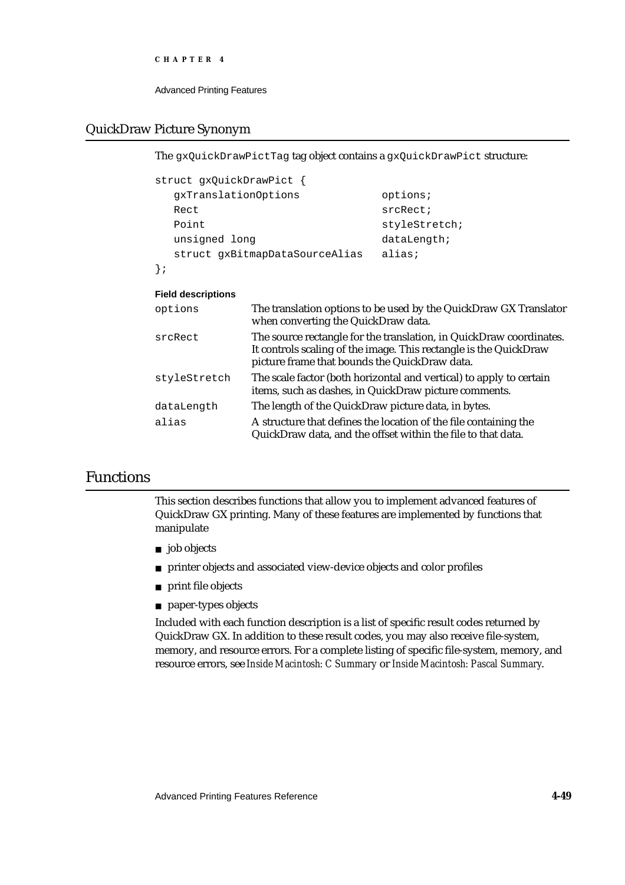## QuickDraw Picture Synonym

The `gxQuickDrawPictTag` tag object contains a `gxQuickDrawPict` structure:

```
struct gxQuickDrawPict {
   gxTranslationOptions            options;
   Rect                            srcRect;
   Point                           styleStretch;
   unsigned long                   dataLength;
   struct gxBitmapDataSourceAlias  alias;
};
```

**Field descriptions**

| | |
|---|---|
| `options` | The translation options to be used by the QuickDraw GX Translator when converting the QuickDraw data. |
| `srcRect` | The source rectangle for the translation, in QuickDraw coordinates. It controls scaling of the image. This rectangle is the QuickDraw picture frame that bounds the QuickDraw data. |
| `styleStretch` | The scale factor (both horizontal and vertical) to apply to certain items, such as dashes, in QuickDraw picture comments. |
| `dataLength` | The length of the QuickDraw picture data, in bytes. |
| `alias` | A structure that defines the location of the file containing the QuickDraw data, and the offset within the file to that data. |

# Functions

This section describes functions that allow you to implement advanced features of QuickDraw GX printing. Many of these features are implemented by functions that manipulate

- job objects
- printer objects and associated view-device objects and color profiles
- print file objects
- paper-types objects

Included with each function description is a list of specific result codes returned by QuickDraw GX. In addition to these result codes, you may also receive file-system, memory, and resource errors. For a complete listing of specific file-system, memory, and resource errors, see *Inside Macintosh: C Summary* or *Inside Macintosh: Pascal Summary*.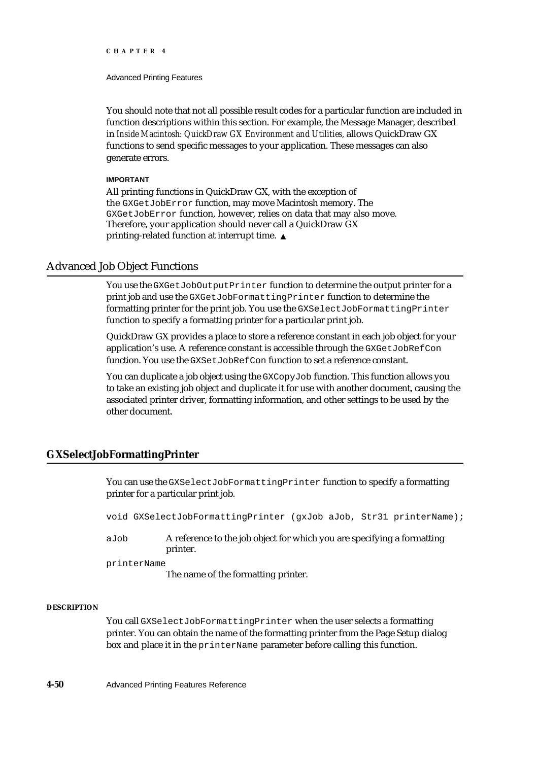You should note that not all possible result codes for a particular function are included in function descriptions within this section. For example, the Message Manager, described in *Inside Macintosh: QuickDraw GX Environment and Utilities,* allows QuickDraw GX functions to send specific messages to your application. These messages can also generate errors.

**IMPORTANT**

All printing functions in QuickDraw GX, with the exception of the `GXGetJobError` function, may move Macintosh memory. The `GXGetJobError` function, however, relies on data that may also move. Therefore, your application should never call a QuickDraw GX printing-related function at interrupt time. ▲

## Advanced Job Object Functions

You use the `GXGetJobOutputPrinter` function to determine the output printer for a print job and use the `GXGetJobFormattingPrinter` function to determine the formatting printer for the print job. You use the `GXSelectJobFormattingPrinter` function to specify a formatting printer for a particular print job.

QuickDraw GX provides a place to store a reference constant in each job object for your application's use. A reference constant is accessible through the `GXGetJobRefCon` function. You use the `GXSetJobRefCon` function to set a reference constant.

You can duplicate a job object using the `GXCopyJob` function. This function allows you to take an existing job object and duplicate it for use with another document, causing the associated printer driver, formatting information, and other settings to be used by the other document.

### GXSelectJobFormattingPrinter

You can use the `GXSelectJobFormattingPrinter` function to specify a formatting printer for a particular print job.

```
void GXSelectJobFormattingPrinter (gxJob aJob, Str31 printerName);
```

`aJob` A reference to the job object for which you are specifying a formatting printer.

`printerName` The name of the formatting printer.

**DESCRIPTION**

You call `GXSelectJobFormattingPrinter` when the user selects a formatting printer. You can obtain the name of the formatting printer from the Page Setup dialog box and place it in the `printerName` parameter before calling this function.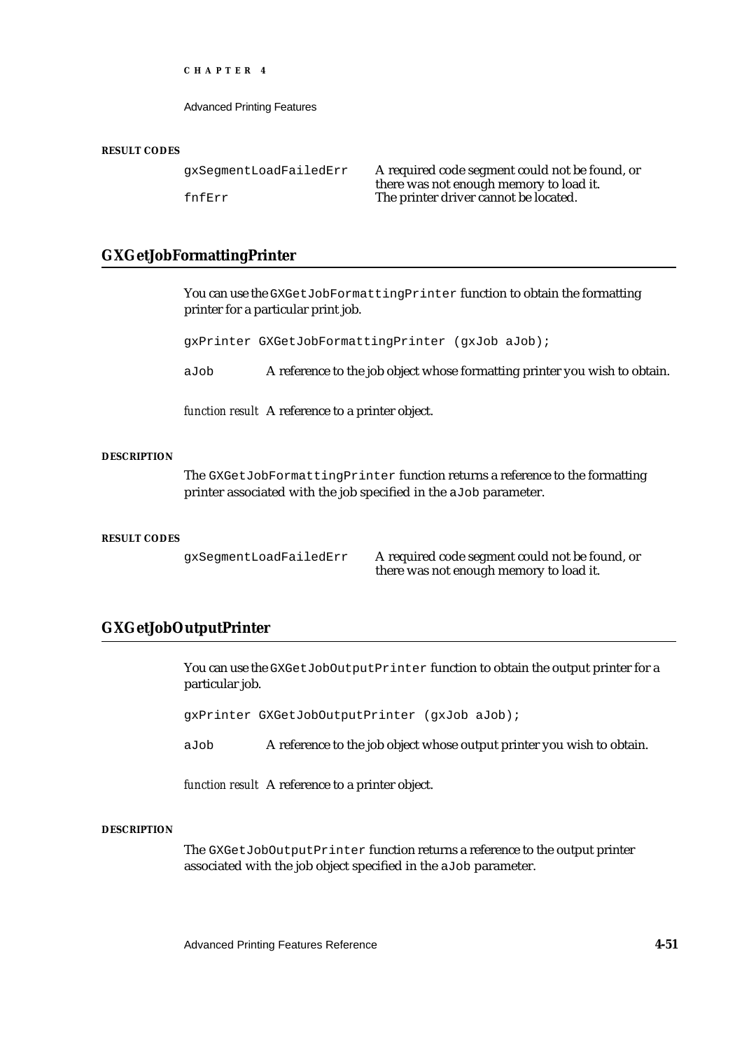#### RESULT CODES

| | |
|---|---|
| gxSegmentLoadFailedErr | A required code segment could not be found, or there was not enough memory to load it. |
| fnfErr | The printer driver cannot be located. |

## GXGetJobFormattingPrinter

You can use the `GXGetJobFormattingPrinter` function to obtain the formatting printer for a particular print job.

```
gxPrinter GXGetJobFormattingPrinter (gxJob aJob);
```

`aJob` A reference to the job object whose formatting printer you wish to obtain.

*function result* A reference to a printer object.

#### DESCRIPTION

The `GXGetJobFormattingPrinter` function returns a reference to the formatting printer associated with the job specified in the `aJob` parameter.

#### RESULT CODES

| | |
|---|---|
| gxSegmentLoadFailedErr | A required code segment could not be found, or there was not enough memory to load it. |

## GXGetJobOutputPrinter

You can use the `GXGetJobOutputPrinter` function to obtain the output printer for a particular job.

```
gxPrinter GXGetJobOutputPrinter (gxJob aJob);
```

`aJob` A reference to the job object whose output printer you wish to obtain.

*function result* A reference to a printer object.

#### DESCRIPTION

The `GXGetJobOutputPrinter` function returns a reference to the output printer associated with the job object specified in the `aJob` parameter.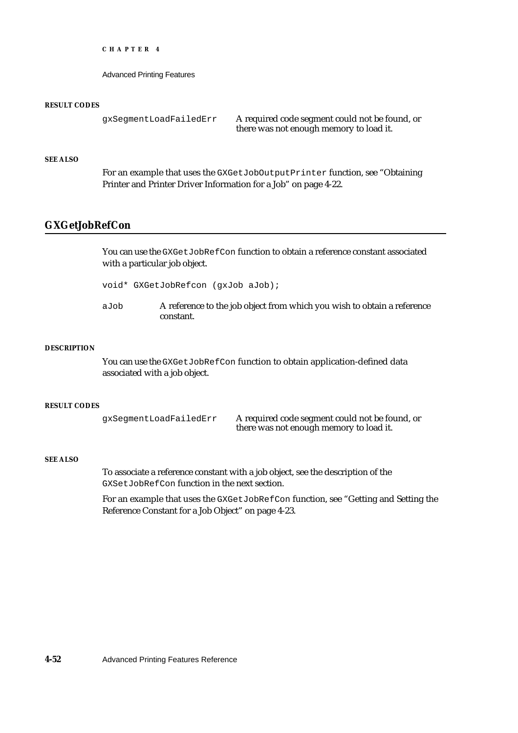#### RESULT CODES

| | |
|---|---|
| gxSegmentLoadFailedErr | A required code segment could not be found, or there was not enough memory to load it. |

#### SEE ALSO

For an example that uses the `GXGetJobOutputPrinter` function, see "Obtaining Printer and Printer Driver Information for a Job" on page 4-22.

## GXGetJobRefCon

You can use the `GXGetJobRefCon` function to obtain a reference constant associated with a particular job object.

```
void* GXGetJobRefcon (gxJob aJob);
```

`aJob` A reference to the job object from which you wish to obtain a reference constant.

#### DESCRIPTION

You can use the `GXGetJobRefCon` function to obtain application-defined data associated with a job object.

#### RESULT CODES

| | |
|---|---|
| gxSegmentLoadFailedErr | A required code segment could not be found, or there was not enough memory to load it. |

#### SEE ALSO

To associate a reference constant with a job object, see the description of the `GXSetJobRefCon` function in the next section.

For an example that uses the `GXGetJobRefCon` function, see "Getting and Setting the Reference Constant for a Job Object" on page 4-23.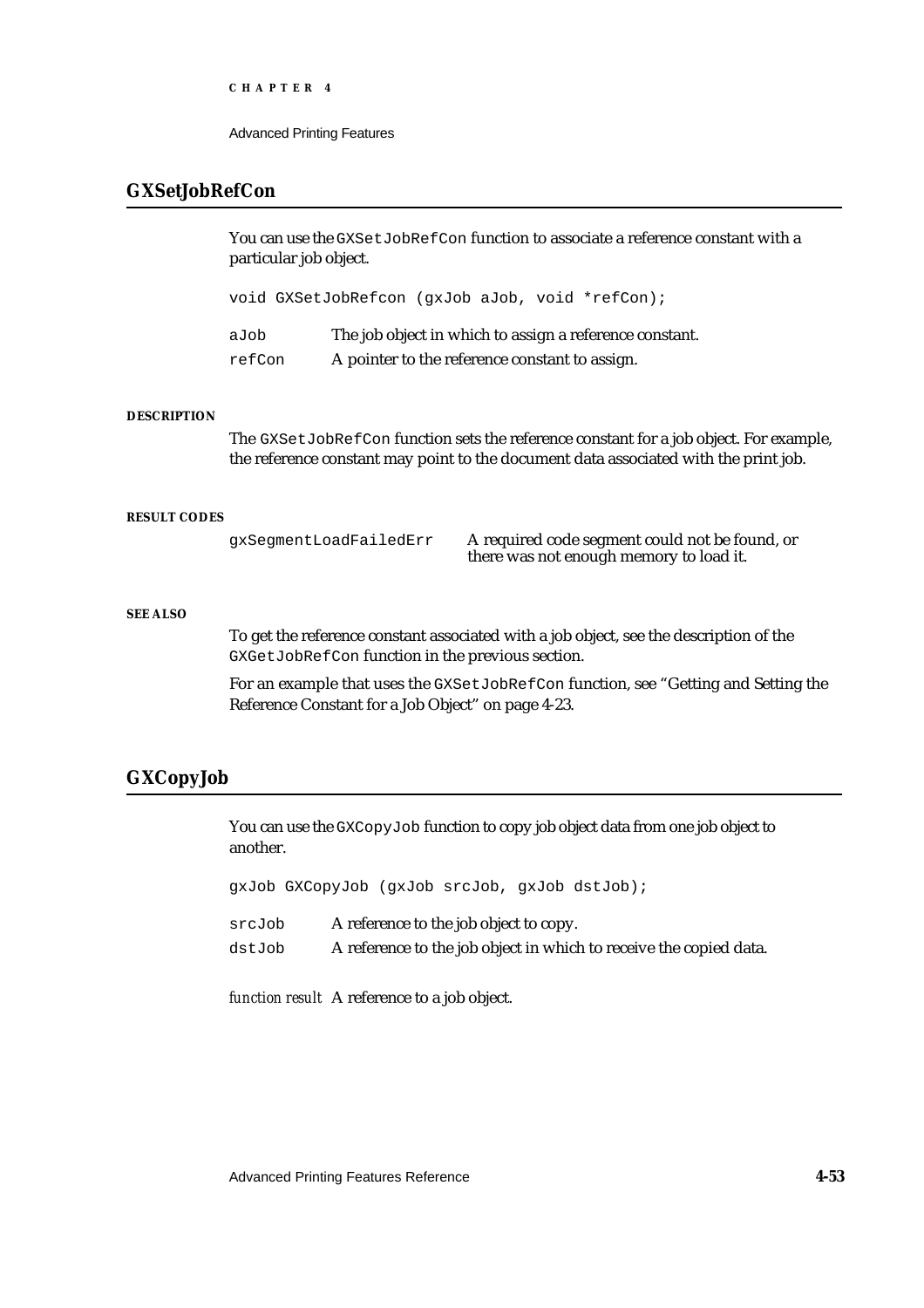## GXSetJobRefCon

You can use the `GXSetJobRefCon` function to associate a reference constant with a particular job object.

```
void GXSetJobRefcon (gxJob aJob, void *refCon);
```

| | |
|---|---|
| `aJob` | The job object in which to assign a reference constant. |
| `refCon` | A pointer to the reference constant to assign. |

**DESCRIPTION**

The `GXSetJobRefCon` function sets the reference constant for a job object. For example, the reference constant may point to the document data associated with the print job.

**RESULT CODES**

| | |
|---|---|
| `gxSegmentLoadFailedErr` | A required code segment could not be found, or there was not enough memory to load it. |

**SEE ALSO**

To get the reference constant associated with a job object, see the description of the `GXGetJobRefCon` function in the previous section.

For an example that uses the `GXSetJobRefCon` function, see "Getting and Setting the Reference Constant for a Job Object" on page 4-23.

## GXCopyJob

You can use the `GXCopyJob` function to copy job object data from one job object to another.

```
gxJob GXCopyJob (gxJob srcJob, gxJob dstJob);
```

| | |
|---|---|
| `srcJob` | A reference to the job object to copy. |
| `dstJob` | A reference to the job object in which to receive the copied data. |

*function result* A reference to a job object.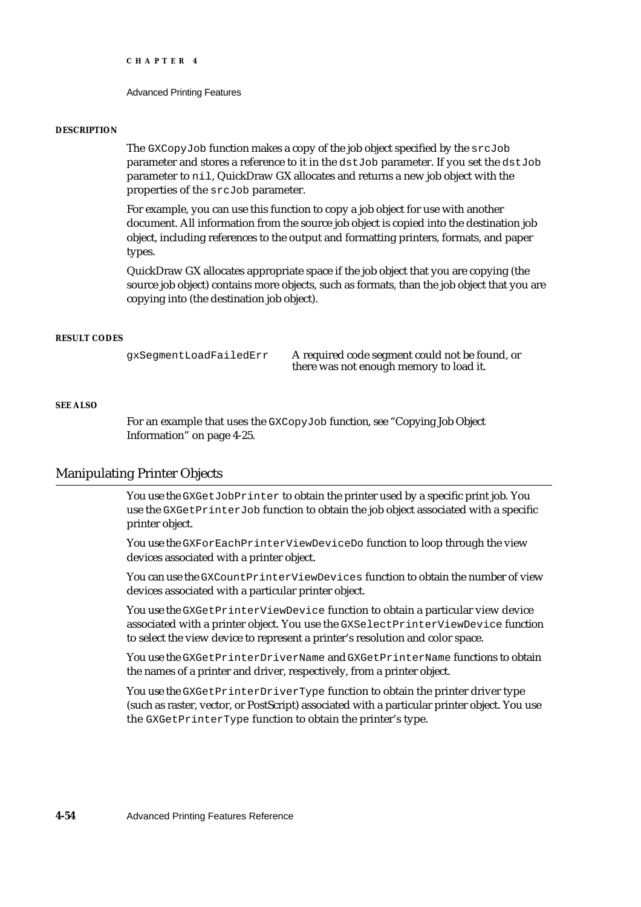#### DESCRIPTION

The `GXCopyJob` function makes a copy of the job object specified by the `srcJob` parameter and stores a reference to it in the `dstJob` parameter. If you set the `dstJob` parameter to `nil`, QuickDraw GX allocates and returns a new job object with the properties of the `srcJob` parameter.

For example, you can use this function to copy a job object for use with another document. All information from the source job object is copied into the destination job object, including references to the output and formatting printers, formats, and paper types.

QuickDraw GX allocates appropriate space if the job object that you are copying (the source job object) contains more objects, such as formats, than the job object that you are copying into (the destination job object).

#### RESULT CODES

| | |
|---|---|
| `gxSegmentLoadFailedErr` | A required code segment could not be found, or there was not enough memory to load it. |

#### SEE ALSO

For an example that uses the `GXCopyJob` function, see "Copying Job Object Information" on page 4-25.

## Manipulating Printer Objects

You use the `GXGetJobPrinter` to obtain the printer used by a specific print job. You use the `GXGetPrinterJob` function to obtain the job object associated with a specific printer object.

You use the `GXForEachPrinterViewDeviceDo` function to loop through the view devices associated with a printer object.

You can use the `GXCountPrinterViewDevices` function to obtain the number of view devices associated with a particular printer object.

You use the `GXGetPrinterViewDevice` function to obtain a particular view device associated with a printer object. You use the `GXSelectPrinterViewDevice` function to select the view device to represent a printer's resolution and color space.

You use the `GXGetPrinterDriverName` and `GXGetPrinterName` functions to obtain the names of a printer and driver, respectively, from a printer object.

You use the `GXGetPrinterDriverType` function to obtain the printer driver type (such as raster, vector, or PostScript) associated with a particular printer object. You use the `GXGetPrinterType` function to obtain the printer's type.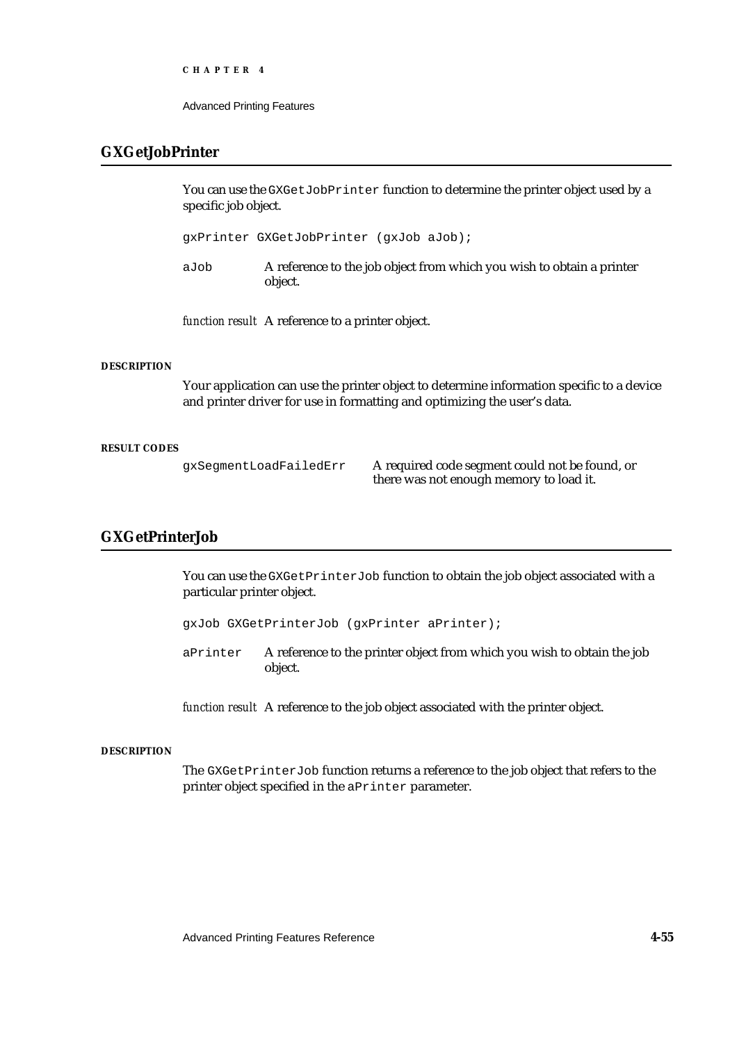## GXGetJobPrinter

You can use the `GXGetJobPrinter` function to determine the printer object used by a specific job object.

```
gxPrinter GXGetJobPrinter (gxJob aJob);
```

`aJob` A reference to the job object from which you wish to obtain a printer object.

*function result* A reference to a printer object.

#### DESCRIPTION

Your application can use the printer object to determine information specific to a device and printer driver for use in formatting and optimizing the user's data.

#### RESULT CODES

| | |
|---|---|
| `gxSegmentLoadFailedErr` | A required code segment could not be found, or there was not enough memory to load it. |

## GXGetPrinterJob

You can use the `GXGetPrinterJob` function to obtain the job object associated with a particular printer object.

```
gxJob GXGetPrinterJob (gxPrinter aPrinter);
```

`aPrinter` A reference to the printer object from which you wish to obtain the job object.

*function result* A reference to the job object associated with the printer object.

#### DESCRIPTION

The `GXGetPrinterJob` function returns a reference to the job object that refers to the printer object specified in the `aPrinter` parameter.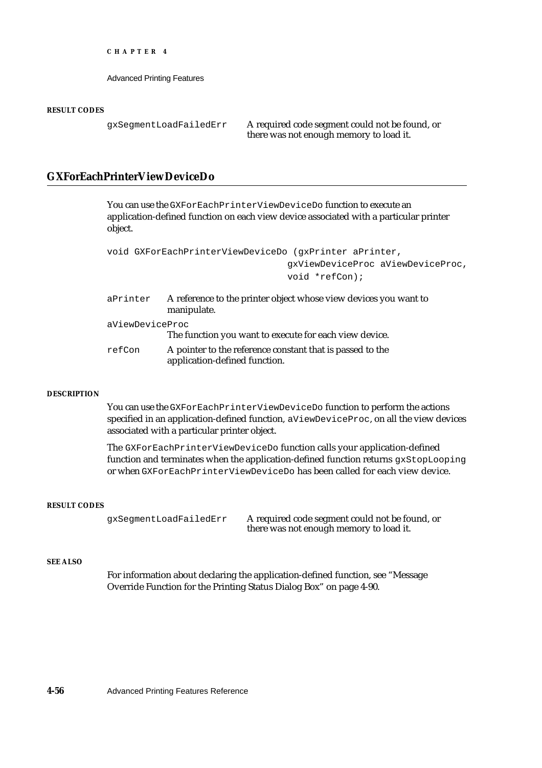**RESULT CODES**

| | |
|---|---|
| `gxSegmentLoadFailedErr` | A required code segment could not be found, or there was not enough memory to load it. |

## GXForEachPrinterViewDeviceDo

You can use the `GXForEachPrinterViewDeviceDo` function to execute an application-defined function on each view device associated with a particular printer object.

```
void GXForEachPrinterViewDeviceDo (gxPrinter aPrinter,
                                   gxViewDeviceProc aViewDeviceProc,
                                   void *refCon);
```

`aPrinter` A reference to the printer object whose view devices you want to manipulate.

`aViewDeviceProc` The function you want to execute for each view device.

`refCon` A pointer to the reference constant that is passed to the application-defined function.

**DESCRIPTION**

You can use the `GXForEachPrinterViewDeviceDo` function to perform the actions specified in an application-defined function, `aViewDeviceProc`, on all the view devices associated with a particular printer object.

The `GXForEachPrinterViewDeviceDo` function calls your application-defined function and terminates when the application-defined function returns `gxStopLooping` or when `GXForEachPrinterViewDeviceDo` has been called for each view device.

**RESULT CODES**

| | |
|---|---|
| `gxSegmentLoadFailedErr` | A required code segment could not be found, or there was not enough memory to load it. |

**SEE ALSO**

For information about declaring the application-defined function, see “Message Override Function for the Printing Status Dialog Box” on page 4-90.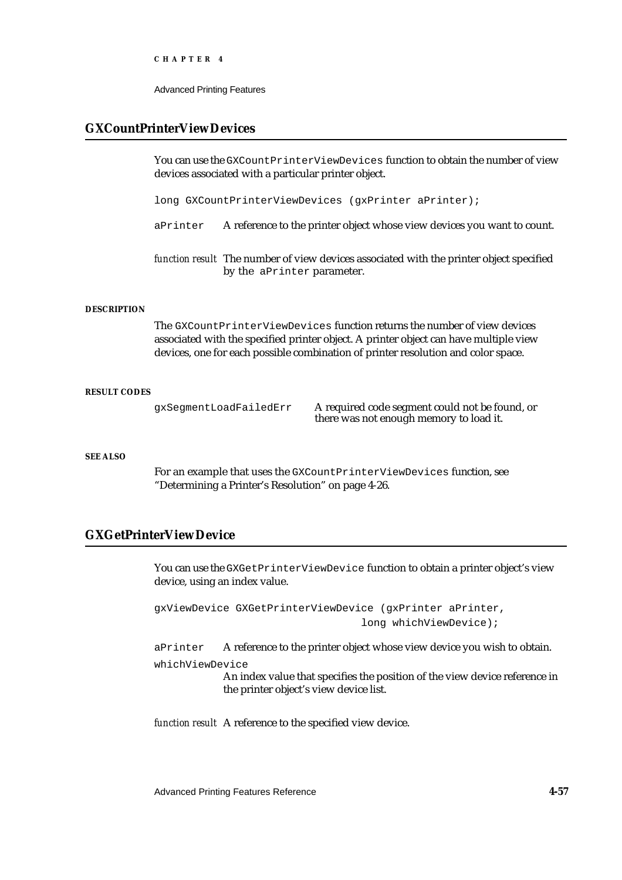## GXCountPrinterViewDevices

You can use the `GXCountPrinterViewDevices` function to obtain the number of view devices associated with a particular printer object.

```
long GXCountPrinterViewDevices (gxPrinter aPrinter);
```

`aPrinter` A reference to the printer object whose view devices you want to count.

*function result* The number of view devices associated with the printer object specified by the `aPrinter` parameter.

#### DESCRIPTION

The `GXCountPrinterViewDevices` function returns the number of view devices associated with the specified printer object. A printer object can have multiple view devices, one for each possible combination of printer resolution and color space.

#### RESULT CODES

| | |
|---|---|
| `gxSegmentLoadFailedErr` | A required code segment could not be found, or there was not enough memory to load it. |

#### SEE ALSO

For an example that uses the `GXCountPrinterViewDevices` function, see "Determining a Printer's Resolution" on page 4-26.

## GXGetPrinterViewDevice

You can use the `GXGetPrinterViewDevice` function to obtain a printer object's view device, using an index value.

```
gxViewDevice GXGetPrinterViewDevice (gxPrinter aPrinter,
                                     long whichViewDevice);
```

`aPrinter` A reference to the printer object whose view device you wish to obtain.

`whichViewDevice`
An index value that specifies the position of the view device reference in the printer object's view device list.

*function result* A reference to the specified view device.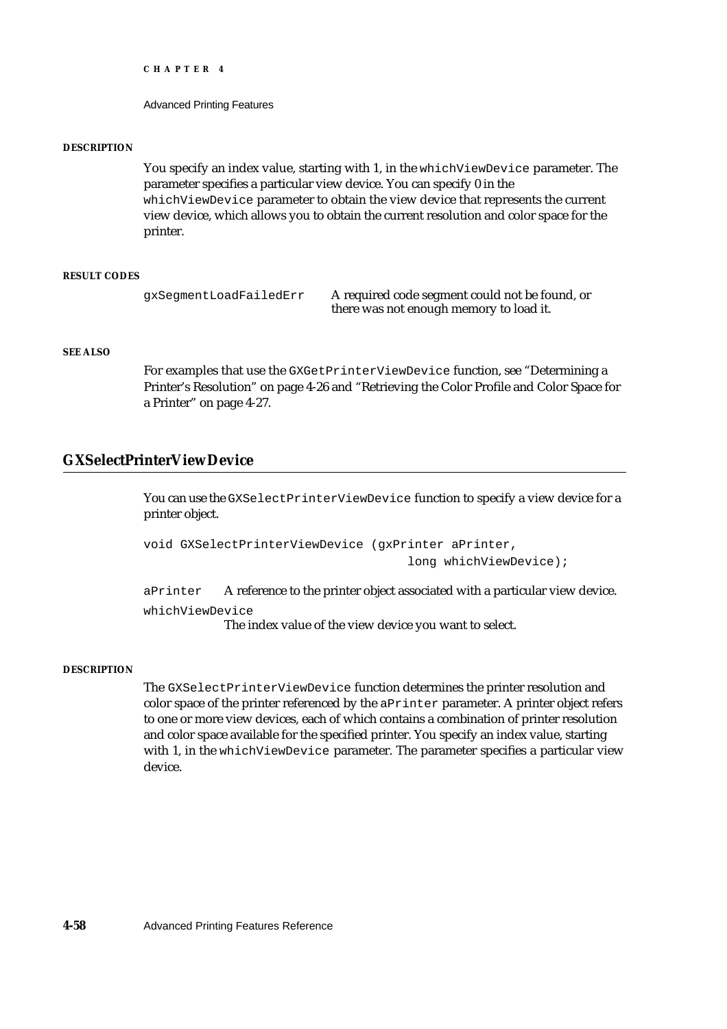#### DESCRIPTION

You specify an index value, starting with 1, in the `whichViewDevice` parameter. The parameter specifies a particular view device. You can specify 0 in the `whichViewDevice` parameter to obtain the view device that represents the current view device, which allows you to obtain the current resolution and color space for the printer.

#### RESULT CODES

| | |
|---|---|
| `gxSegmentLoadFailedErr` | A required code segment could not be found, or there was not enough memory to load it. |

#### SEE ALSO

For examples that use the `GXGetPrinterViewDevice` function, see "Determining a Printer's Resolution" on page 4-26 and "Retrieving the Color Profile and Color Space for a Printer" on page 4-27.

## GXSelectPrinterViewDevice

You can use the `GXSelectPrinterViewDevice` function to specify a view device for a printer object.

```
void GXSelectPrinterViewDevice (gxPrinter aPrinter,
                                long whichViewDevice);
```

`aPrinter` A reference to the printer object associated with a particular view device.

`whichViewDevice`
The index value of the view device you want to select.

#### DESCRIPTION

The `GXSelectPrinterViewDevice` function determines the printer resolution and color space of the printer referenced by the `aPrinter` parameter. A printer object refers to one or more view devices, each of which contains a combination of printer resolution and color space available for the specified printer. You specify an index value, starting with 1, in the `whichViewDevice` parameter. The parameter specifies a particular view device.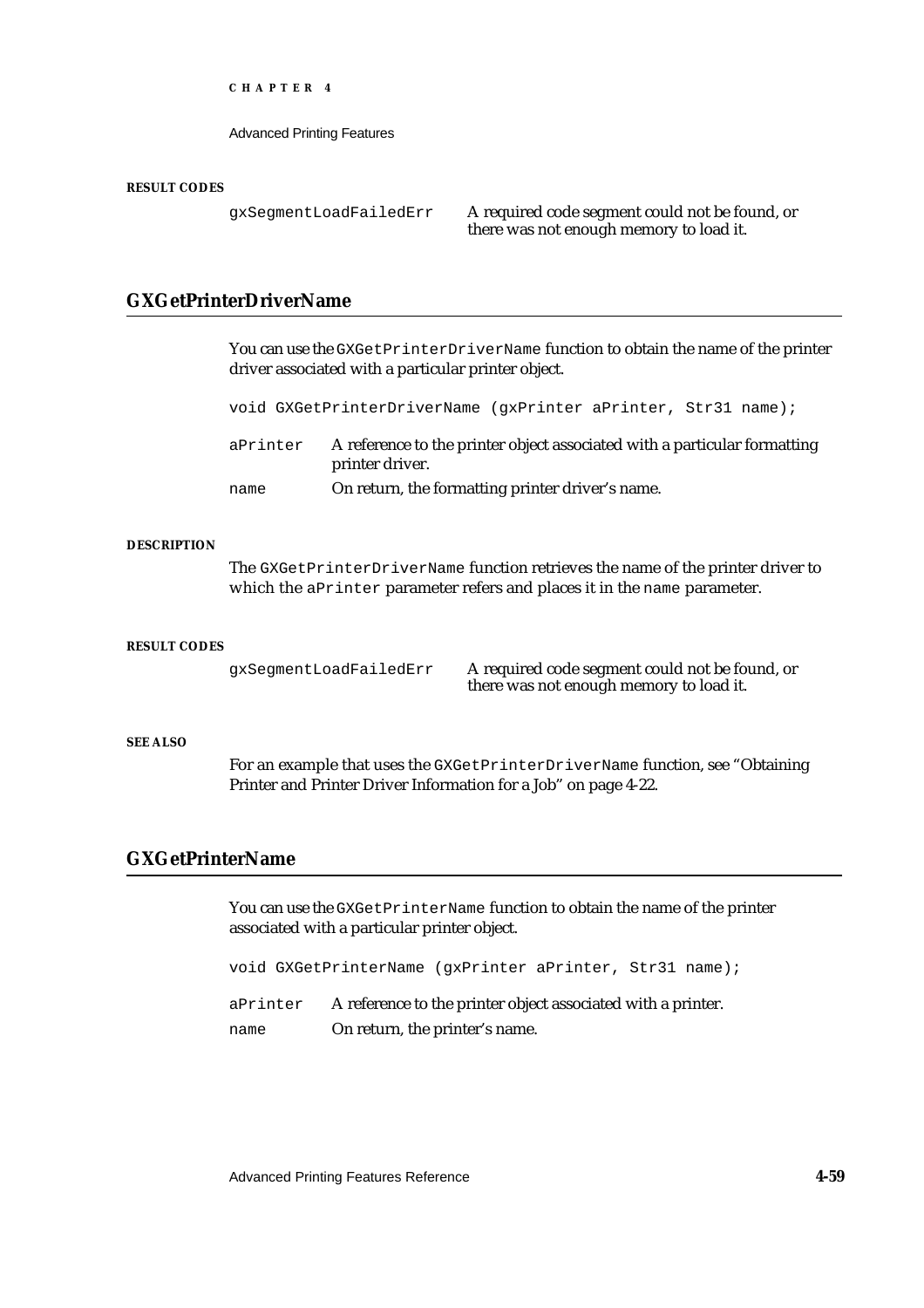**RESULT CODES**

| | |
|---|---|
| `gxSegmentLoadFailedErr` | A required code segment could not be found, or there was not enough memory to load it. |

## GXGetPrinterDriverName

You can use the `GXGetPrinterDriverName` function to obtain the name of the printer driver associated with a particular printer object.

```
void GXGetPrinterDriverName (gxPrinter aPrinter, Str31 name);
```

| | |
|---|---|
| `aPrinter` | A reference to the printer object associated with a particular formatting printer driver. |
| `name` | On return, the formatting printer driver's name. |

**DESCRIPTION**

The `GXGetPrinterDriverName` function retrieves the name of the printer driver to which the `aPrinter` parameter refers and places it in the `name` parameter.

**RESULT CODES**

| | |
|---|---|
| `gxSegmentLoadFailedErr` | A required code segment could not be found, or there was not enough memory to load it. |

**SEE ALSO**

For an example that uses the `GXGetPrinterDriverName` function, see "Obtaining Printer and Printer Driver Information for a Job" on page 4-22.

## GXGetPrinterName

You can use the `GXGetPrinterName` function to obtain the name of the printer associated with a particular printer object.

```
void GXGetPrinterName (gxPrinter aPrinter, Str31 name);
```

| | |
|---|---|
| `aPrinter` | A reference to the printer object associated with a printer. |
| `name` | On return, the printer's name. |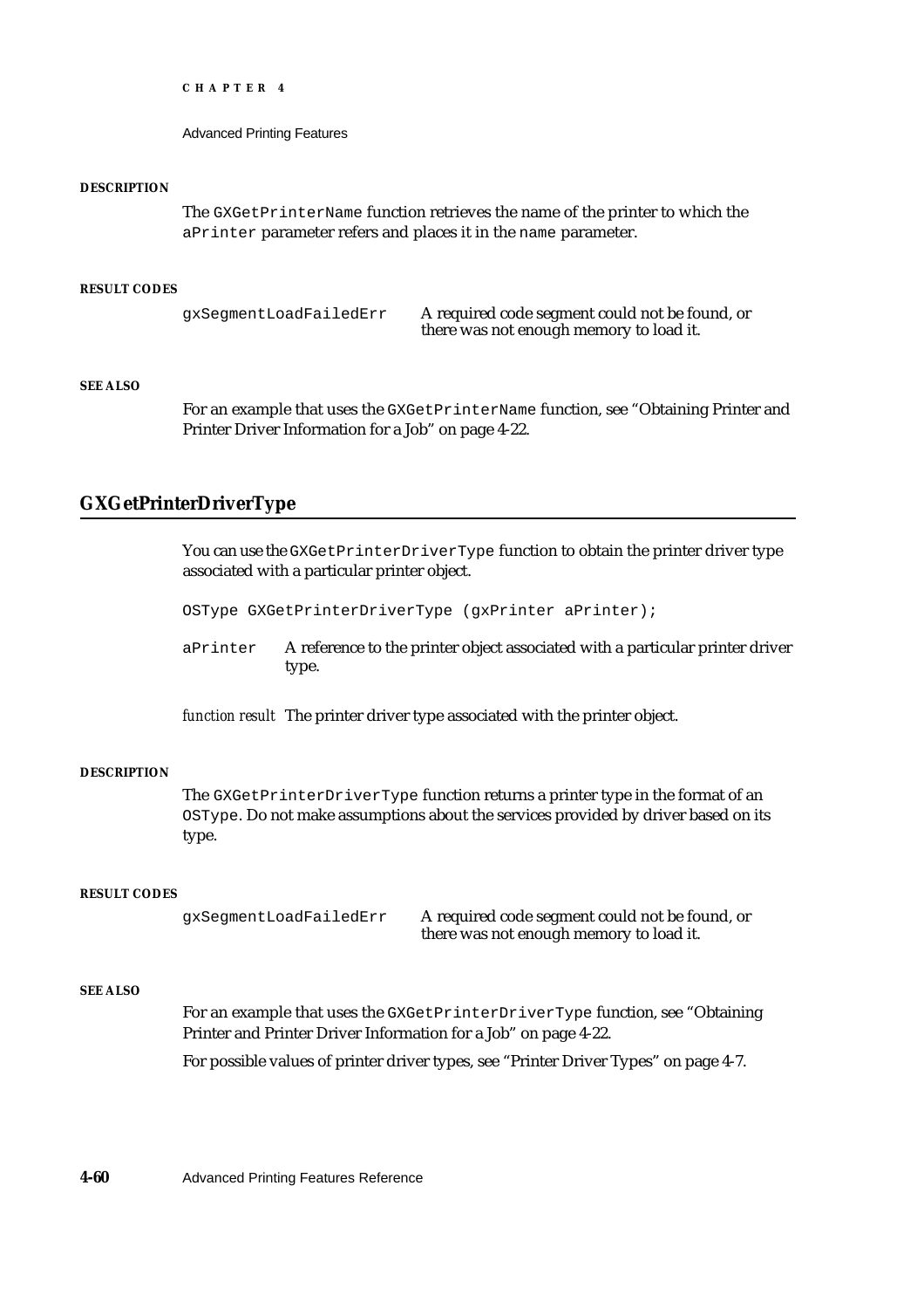#### DESCRIPTION

The `GXGetPrinterName` function retrieves the name of the printer to which the `aPrinter` parameter refers and places it in the `name` parameter.

#### RESULT CODES

| | |
|---|---|
| `gxSegmentLoadFailedErr` | A required code segment could not be found, or there was not enough memory to load it. |

#### SEE ALSO

For an example that uses the `GXGetPrinterName` function, see "Obtaining Printer and Printer Driver Information for a Job" on page 4-22.

## GXGetPrinterDriverType

You can use the `GXGetPrinterDriverType` function to obtain the printer driver type associated with a particular printer object.

```
OSType GXGetPrinterDriverType (gxPrinter aPrinter);
```

`aPrinter` A reference to the printer object associated with a particular printer driver type.

*function result* The printer driver type associated with the printer object.

#### DESCRIPTION

The `GXGetPrinterDriverType` function returns a printer type in the format of an `OSType`. Do not make assumptions about the services provided by driver based on its type.

#### RESULT CODES

| | |
|---|---|
| `gxSegmentLoadFailedErr` | A required code segment could not be found, or there was not enough memory to load it. |

#### SEE ALSO

For an example that uses the `GXGetPrinterDriverType` function, see "Obtaining Printer and Printer Driver Information for a Job" on page 4-22.

For possible values of printer driver types, see "Printer Driver Types" on page 4-7.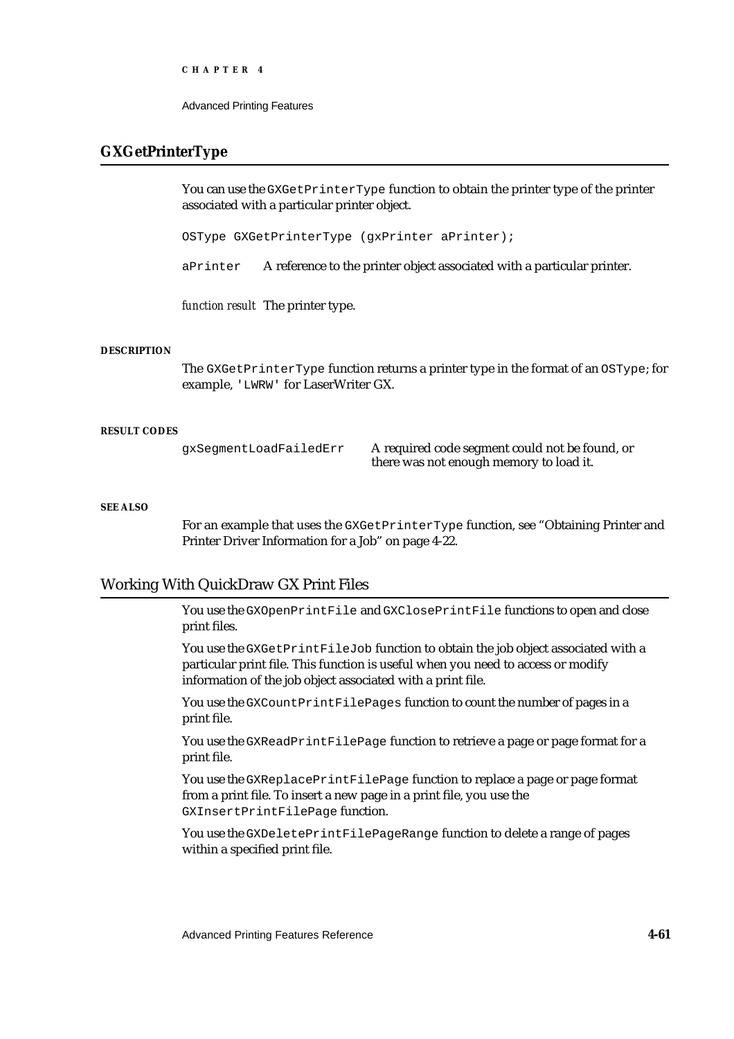## GXGetPrinterType

You can use the `GXGetPrinterType` function to obtain the printer type of the printer associated with a particular printer object.

```
OSType GXGetPrinterType (gxPrinter aPrinter);
```

`aPrinter` A reference to the printer object associated with a particular printer.

*function result* The printer type.

#### DESCRIPTION

The `GXGetPrinterType` function returns a printer type in the format of an `OSType`; for example, `'LWRW'` for LaserWriter GX.

#### RESULT CODES

| | |
|---|---|
| `gxSegmentLoadFailedErr` | A required code segment could not be found, or there was not enough memory to load it. |

#### SEE ALSO

For an example that uses the `GXGetPrinterType` function, see "Obtaining Printer and Printer Driver Information for a Job" on page 4-22.

## Working With QuickDraw GX Print Files

You use the `GXOpenPrintFile` and `GXClosePrintFile` functions to open and close print files.

You use the `GXGetPrintFileJob` function to obtain the job object associated with a particular print file. This function is useful when you need to access or modify information of the job object associated with a print file.

You use the `GXCountPrintFilePages` function to count the number of pages in a print file.

You use the `GXReadPrintFilePage` function to retrieve a page or page format for a print file.

You use the `GXReplacePrintFilePage` function to replace a page or page format from a print file. To insert a new page in a print file, you use the `GXInsertPrintFilePage` function.

You use the `GXDeletePrintFilePageRange` function to delete a range of pages within a specified print file.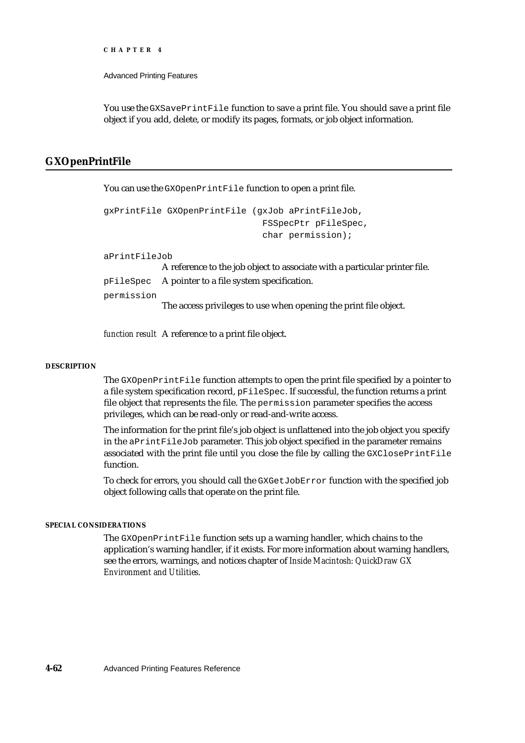You use the `GXSavePrintFile` function to save a print file. You should save a print file object if you add, delete, or modify its pages, formats, or job object information.

## GXOpenPrintFile

You can use the `GXOpenPrintFile` function to open a print file.

```
gxPrintFile GXOpenPrintFile (gxJob aPrintFileJob,
                             FSSpecPtr pFileSpec,
                             char permission);
```

`aPrintFileJob`
A reference to the job object to associate with a particular printer file.

`pFileSpec` A pointer to a file system specification.

`permission`
The access privileges to use when opening the print file object.

*function result* A reference to a print file object.

#### DESCRIPTION

The `GXOpenPrintFile` function attempts to open the print file specified by a pointer to a file system specification record, `pFileSpec`. If successful, the function returns a print file object that represents the file. The `permission` parameter specifies the access privileges, which can be read-only or read-and-write access.

The information for the print file's job object is unflattened into the job object you specify in the `aPrintFileJob` parameter. This job object specified in the parameter remains associated with the print file until you close the file by calling the `GXClosePrintFile` function.

To check for errors, you should call the `GXGetJobError` function with the specified job object following calls that operate on the print file.

#### SPECIAL CONSIDERATIONS

The `GXOpenPrintFile` function sets up a warning handler, which chains to the application's warning handler, if it exists. For more information about warning handlers, see the errors, warnings, and notices chapter of *Inside Macintosh: QuickDraw GX Environment and Utilities*.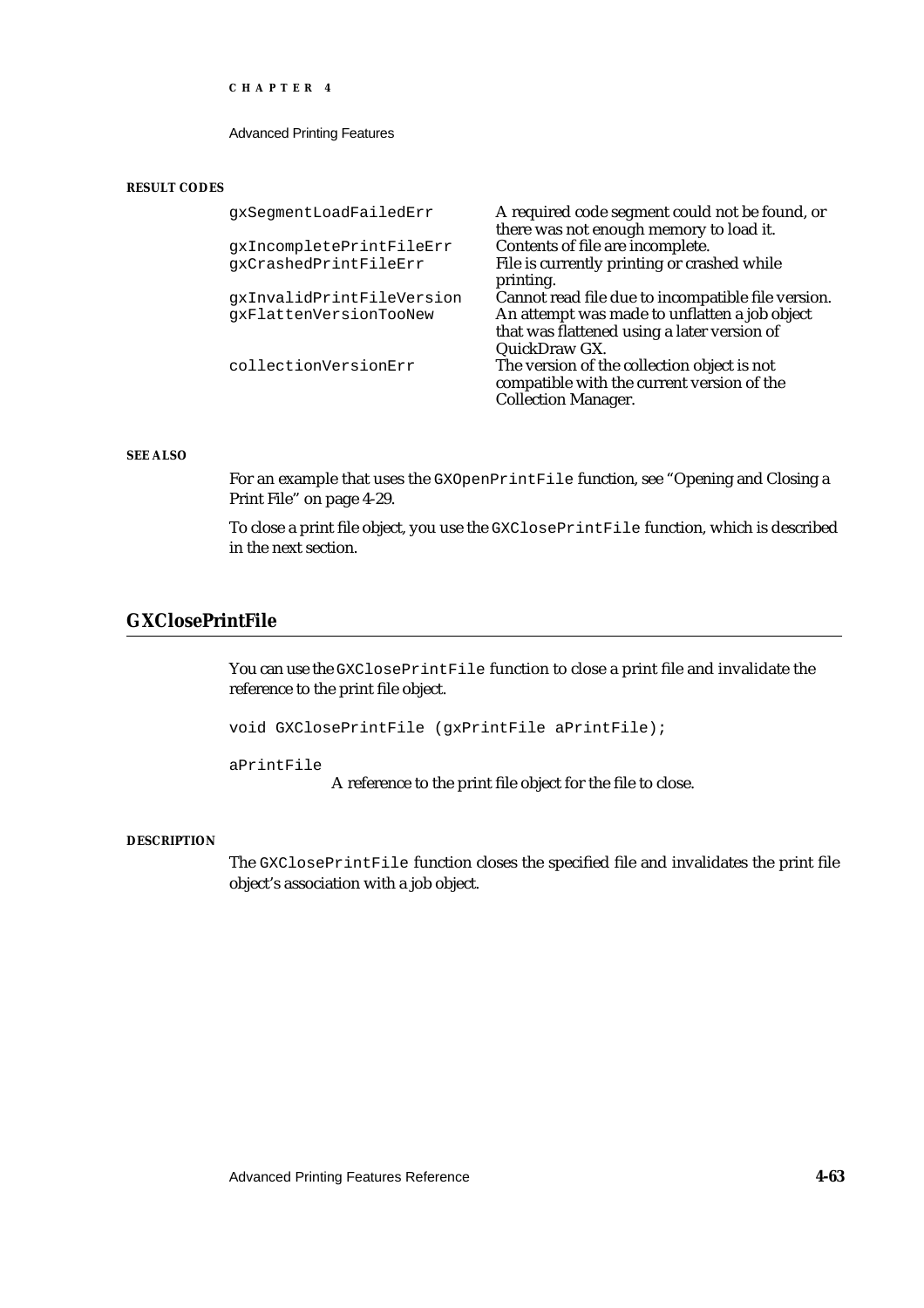**RESULT CODES**

| | |
|---|---|
| `gxSegmentLoadFailedErr` | A required code segment could not be found, or there was not enough memory to load it. |
| `gxIncompletePrintFileErr` | Contents of file are incomplete. |
| `gxCrashedPrintFileErr` | File is currently printing or crashed while printing. |
| `gxInvalidPrintFileVersion` | Cannot read file due to incompatible file version. |
| `gxFlattenVersionTooNew` | An attempt was made to unflatten a job object that was flattened using a later version of QuickDraw GX. |
| `collectionVersionErr` | The version of the collection object is not compatible with the current version of the Collection Manager. |

**SEE ALSO**

For an example that uses the `GXOpenPrintFile` function, see "Opening and Closing a Print File" on page 4-29.

To close a print file object, you use the `GXClosePrintFile` function, which is described in the next section.

## GXClosePrintFile

You can use the `GXClosePrintFile` function to close a print file and invalidate the reference to the print file object.

```
void GXClosePrintFile (gxPrintFile aPrintFile);
```

`aPrintFile`
A reference to the print file object for the file to close.

**DESCRIPTION**

The `GXClosePrintFile` function closes the specified file and invalidates the print file object's association with a job object.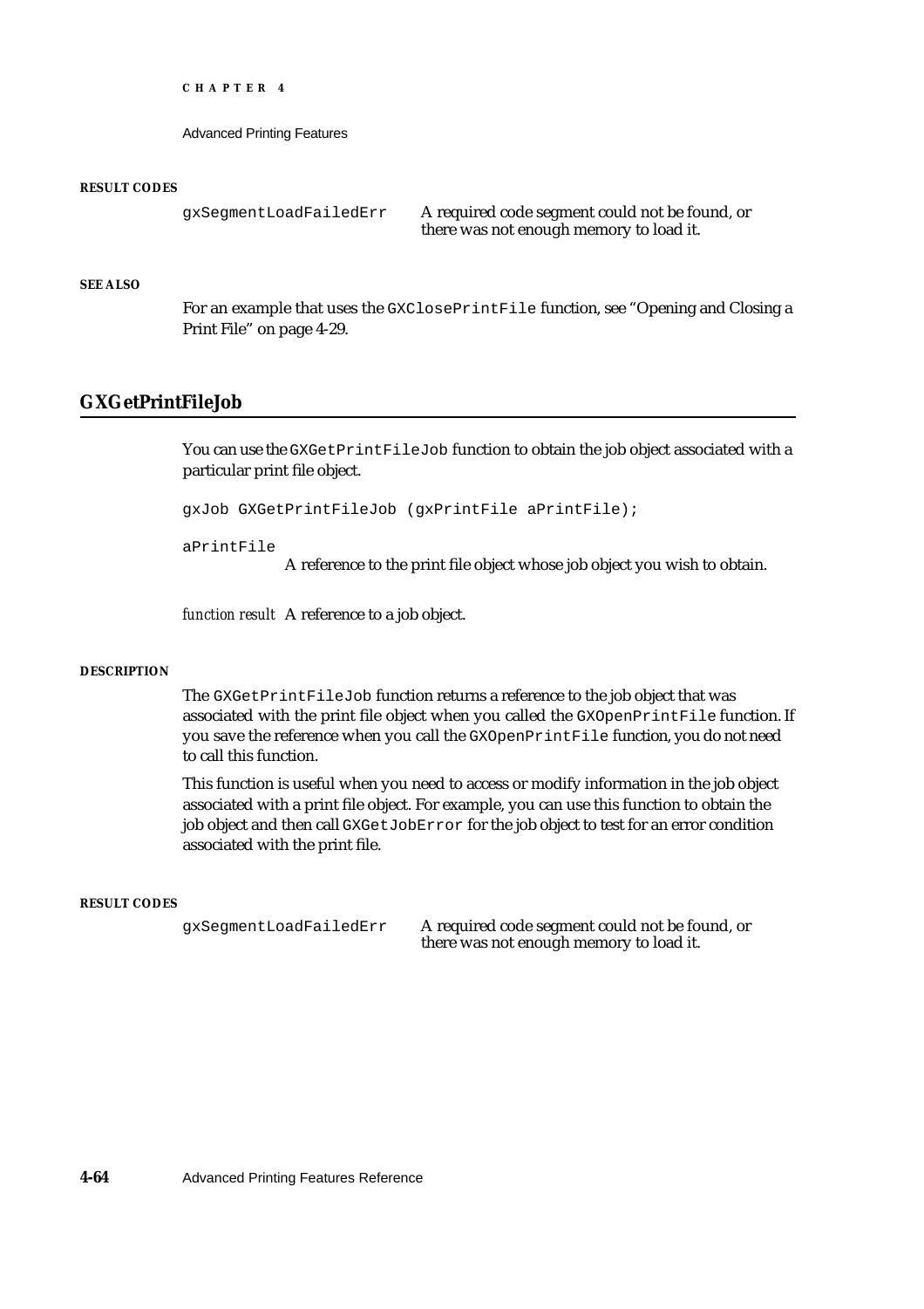**RESULT CODES**

| | |
|---|---|
| `gxSegmentLoadFailedErr` | A required code segment could not be found, or there was not enough memory to load it. |

**SEE ALSO**

For an example that uses the `GXClosePrintFile` function, see "Opening and Closing a Print File" on page 4-29.

## GXGetPrintFileJob

You can use the `GXGetPrintFileJob` function to obtain the job object associated with a particular print file object.

```
gxJob GXGetPrintFileJob (gxPrintFile aPrintFile);
```

`aPrintFile`
A reference to the print file object whose job object you wish to obtain.

*function result* A reference to a job object.

**DESCRIPTION**

The `GXGetPrintFileJob` function returns a reference to the job object that was associated with the print file object when you called the `GXOpenPrintFile` function. If you save the reference when you call the `GXOpenPrintFile` function, you do not need to call this function.

This function is useful when you need to access or modify information in the job object associated with a print file object. For example, you can use this function to obtain the job object and then call `GXGetJobError` for the job object to test for an error condition associated with the print file.

**RESULT CODES**

| | |
|---|---|
| `gxSegmentLoadFailedErr` | A required code segment could not be found, or there was not enough memory to load it. |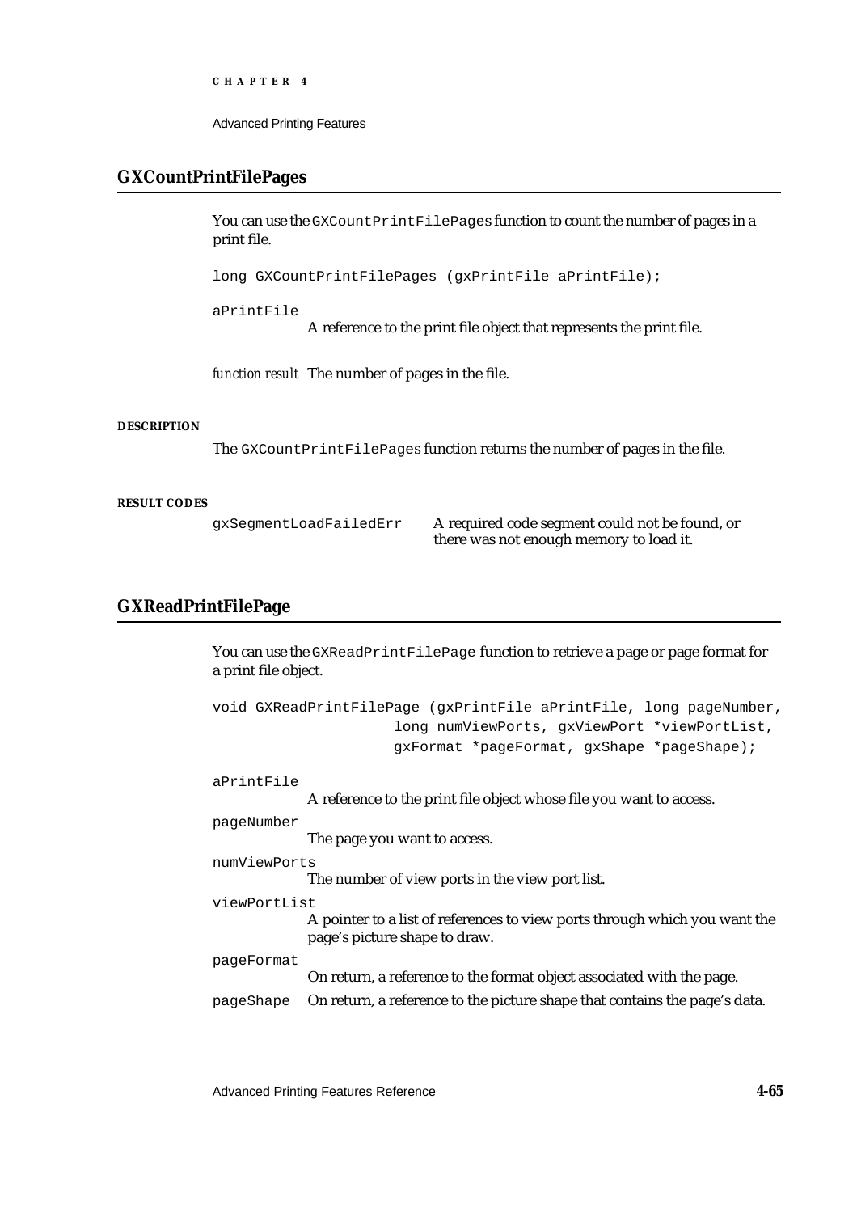## GXCountPrintFilePages

You can use the `GXCountPrintFilePages` function to count the number of pages in a print file.

```
long GXCountPrintFilePages (gxPrintFile aPrintFile);
```

`aPrintFile`
A reference to the print file object that represents the print file.

*function result* The number of pages in the file.

#### DESCRIPTION

The `GXCountPrintFilePages` function returns the number of pages in the file.

#### RESULT CODES

| | |
|---|---|
| `gxSegmentLoadFailedErr` | A required code segment could not be found, or there was not enough memory to load it. |

## GXReadPrintFilePage

You can use the `GXReadPrintFilePage` function to retrieve a page or page format for a print file object.

```
void GXReadPrintFilePage (gxPrintFile aPrintFile, long pageNumber,
                    long numViewPorts, gxViewPort *viewPortList,
                    gxFormat *pageFormat, gxShape *pageShape);
```

`aPrintFile`
A reference to the print file object whose file you want to access.

`pageNumber`
The page you want to access.

`numViewPorts`
The number of view ports in the view port list.

`viewPortList`
A pointer to a list of references to view ports through which you want the page's picture shape to draw.

`pageFormat`
On return, a reference to the format object associated with the page.

`pageShape` On return, a reference to the picture shape that contains the page's data.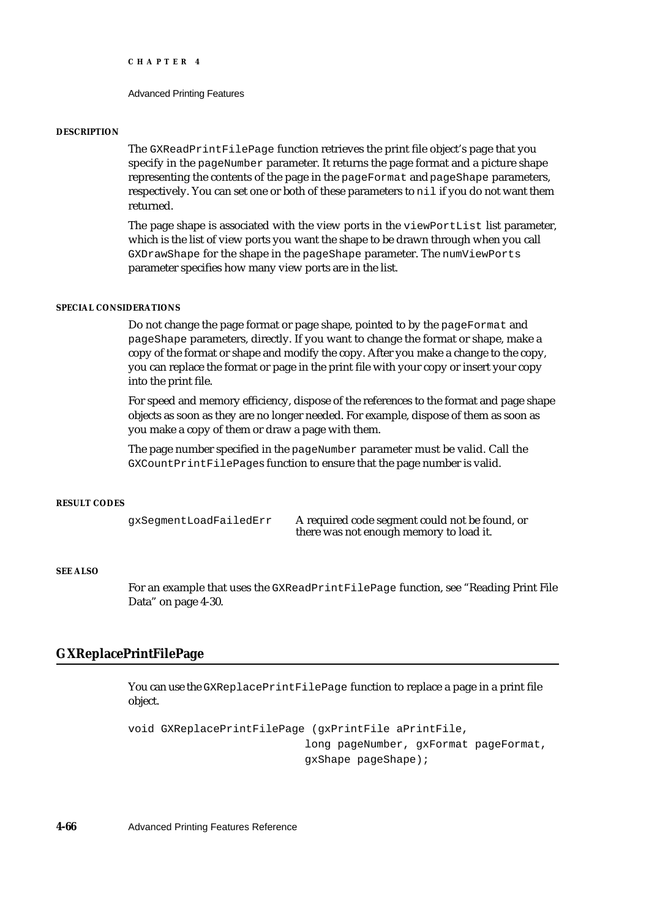**DESCRIPTION**

The `GXReadPrintFilePage` function retrieves the print file object's page that you specify in the `pageNumber` parameter. It returns the page format and a picture shape representing the contents of the page in the `pageFormat` and `pageShape` parameters, respectively. You can set one or both of these parameters to `nil` if you do not want them returned.

The page shape is associated with the view ports in the `viewPortList` list parameter, which is the list of view ports you want the shape to be drawn through when you call `GXDrawShape` for the shape in the `pageShape` parameter. The `numViewPorts` parameter specifies how many view ports are in the list.

**SPECIAL CONSIDERATIONS**

Do not change the page format or page shape, pointed to by the `pageFormat` and `pageShape` parameters, directly. If you want to change the format or shape, make a copy of the format or shape and modify the copy. After you make a change to the copy, you can replace the format or page in the print file with your copy or insert your copy into the print file.

For speed and memory efficiency, dispose of the references to the format and page shape objects as soon as they are no longer needed. For example, dispose of them as soon as you make a copy of them or draw a page with them.

The page number specified in the `pageNumber` parameter must be valid. Call the `GXCountPrintFilePages` function to ensure that the page number is valid.

**RESULT CODES**

| | |
|---|---|
| `gxSegmentLoadFailedErr` | A required code segment could not be found, or there was not enough memory to load it. |

**SEE ALSO**

For an example that uses the `GXReadPrintFilePage` function, see "Reading Print File Data" on page 4-30.

## GXReplacePrintFilePage

You can use the `GXReplacePrintFilePage` function to replace a page in a print file object.

```
void GXReplacePrintFilePage (gxPrintFile aPrintFile,
                             long pageNumber, gxFormat pageFormat,
                             gxShape pageShape);
```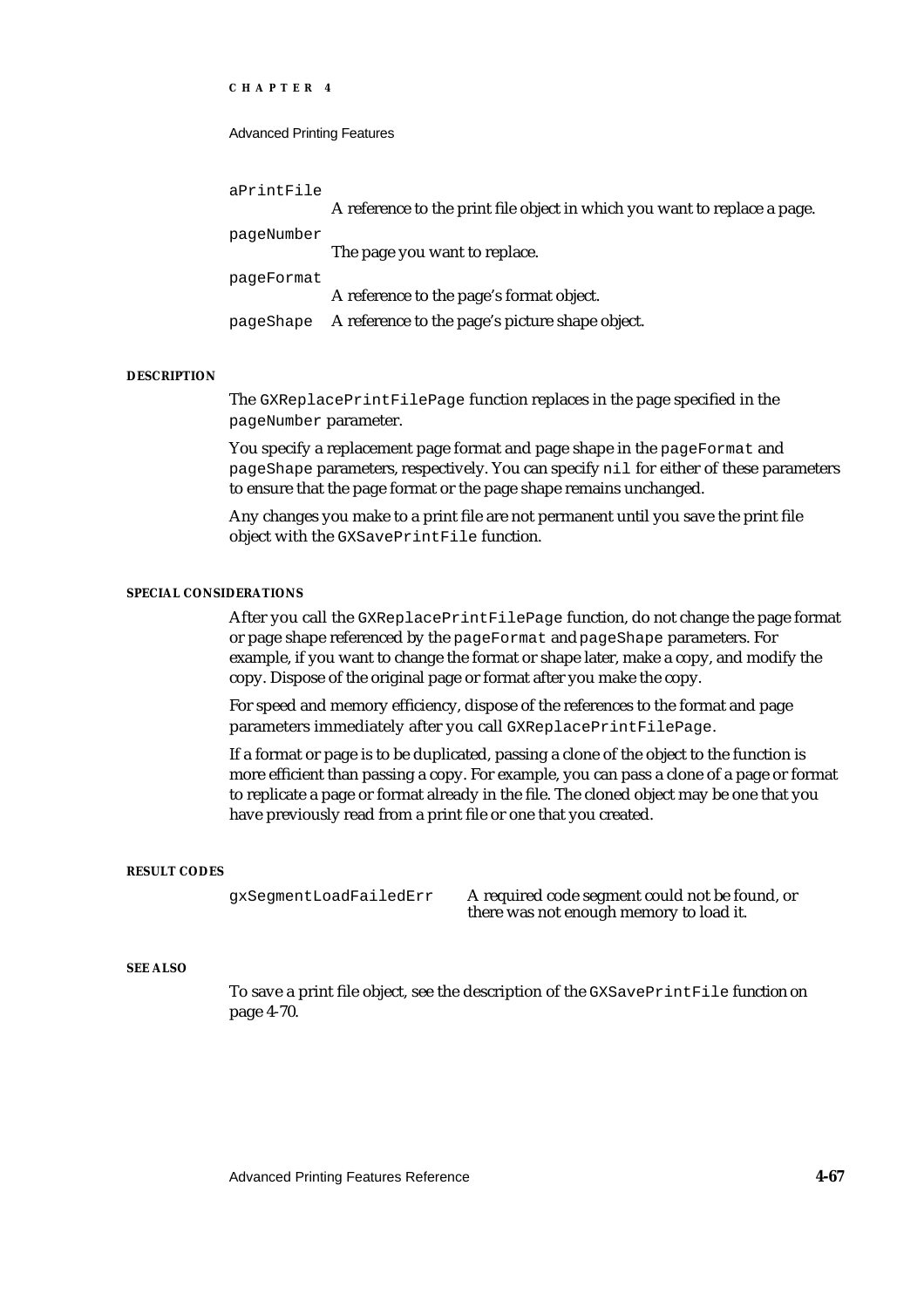aPrintFile
: A reference to the print file object in which you want to replace a page.

pageNumber
: The page you want to replace.

pageFormat
: A reference to the page's format object.

pageShape
: A reference to the page's picture shape object.

#### DESCRIPTION

The `GXReplacePrintFilePage` function replaces in the page specified in the `pageNumber` parameter.

You specify a replacement page format and page shape in the `pageFormat` and `pageShape` parameters, respectively. You can specify `nil` for either of these parameters to ensure that the page format or the page shape remains unchanged.

Any changes you make to a print file are not permanent until you save the print file object with the `GXSavePrintFile` function.

#### SPECIAL CONSIDERATIONS

After you call the `GXReplacePrintFilePage` function, do not change the page format or page shape referenced by the `pageFormat` and `pageShape` parameters. For example, if you want to change the format or shape later, make a copy, and modify the copy. Dispose of the original page or format after you make the copy.

For speed and memory efficiency, dispose of the references to the format and page parameters immediately after you call `GXReplacePrintFilePage`.

If a format or page is to be duplicated, passing a clone of the object to the function is more efficient than passing a copy. For example, you can pass a clone of a page or format to replicate a page or format already in the file. The cloned object may be one that you have previously read from a print file or one that you created.

#### RESULT CODES

| | |
|---|---|
| `gxSegmentLoadFailedErr` | A required code segment could not be found, or there was not enough memory to load it. |

#### SEE ALSO

To save a print file object, see the description of the `GXSavePrintFile` function on page 4-70.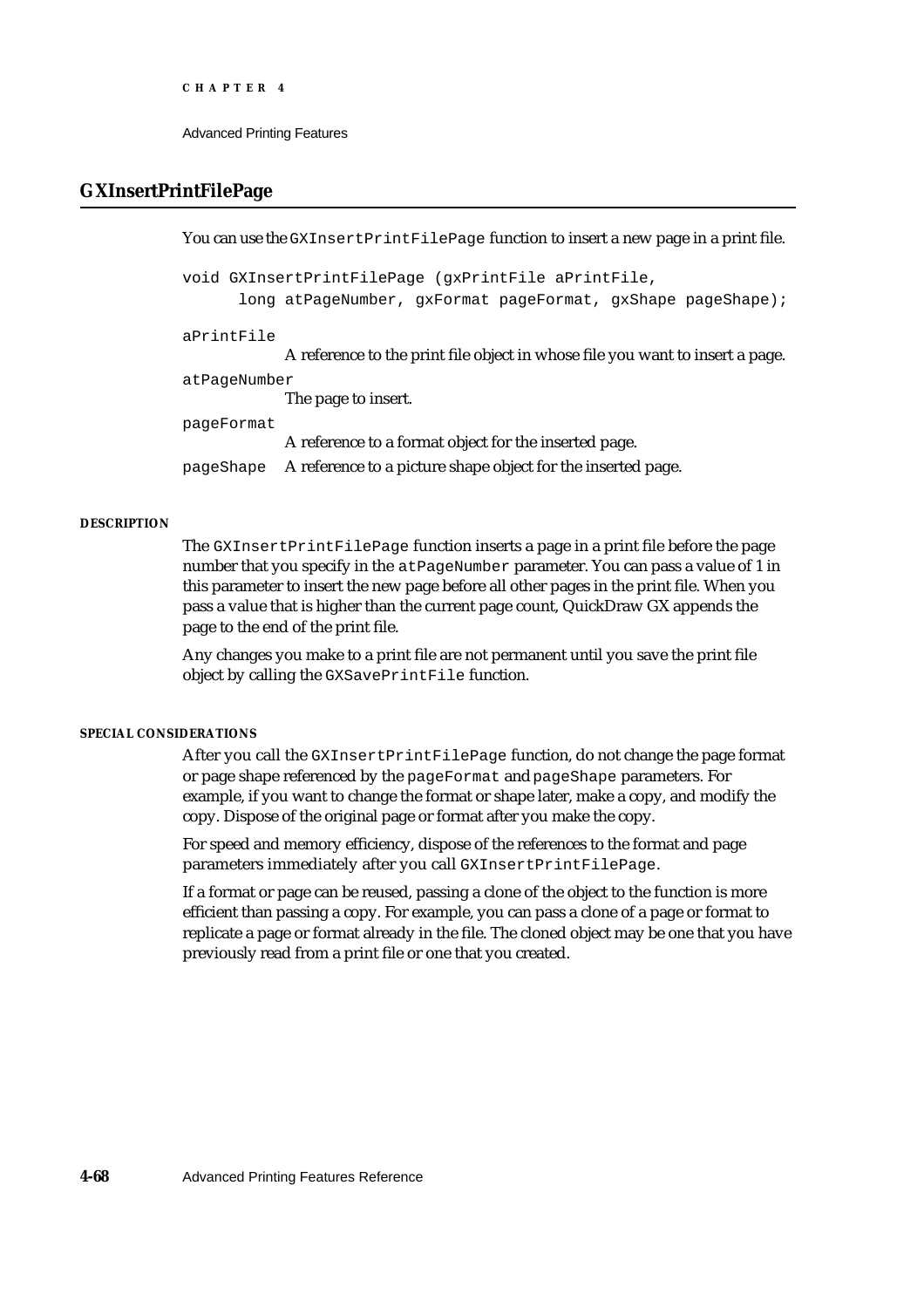## GXInsertPrintFilePage

You can use the `GXInsertPrintFilePage` function to insert a new page in a print file.

```
void GXInsertPrintFilePage (gxPrintFile aPrintFile,
      long atPageNumber, gxFormat pageFormat, gxShape pageShape);
```

`aPrintFile`
: A reference to the print file object in whose file you want to insert a page.

`atPageNumber`
: The page to insert.

`pageFormat`
: A reference to a format object for the inserted page.

`pageShape`
: A reference to a picture shape object for the inserted page.

#### DESCRIPTION

The `GXInsertPrintFilePage` function inserts a page in a print file before the page number that you specify in the `atPageNumber` parameter. You can pass a value of 1 in this parameter to insert the new page before all other pages in the print file. When you pass a value that is higher than the current page count, QuickDraw GX appends the page to the end of the print file.

Any changes you make to a print file are not permanent until you save the print file object by calling the `GXSavePrintFile` function.

#### SPECIAL CONSIDERATIONS

After you call the `GXInsertPrintFilePage` function, do not change the page format or page shape referenced by the `pageFormat` and `pageShape` parameters. For example, if you want to change the format or shape later, make a copy, and modify the copy. Dispose of the original page or format after you make the copy.

For speed and memory efficiency, dispose of the references to the format and page parameters immediately after you call `GXInsertPrintFilePage`.

If a format or page can be reused, passing a clone of the object to the function is more efficient than passing a copy. For example, you can pass a clone of a page or format to replicate a page or format already in the file. The cloned object may be one that you have previously read from a print file or one that you created.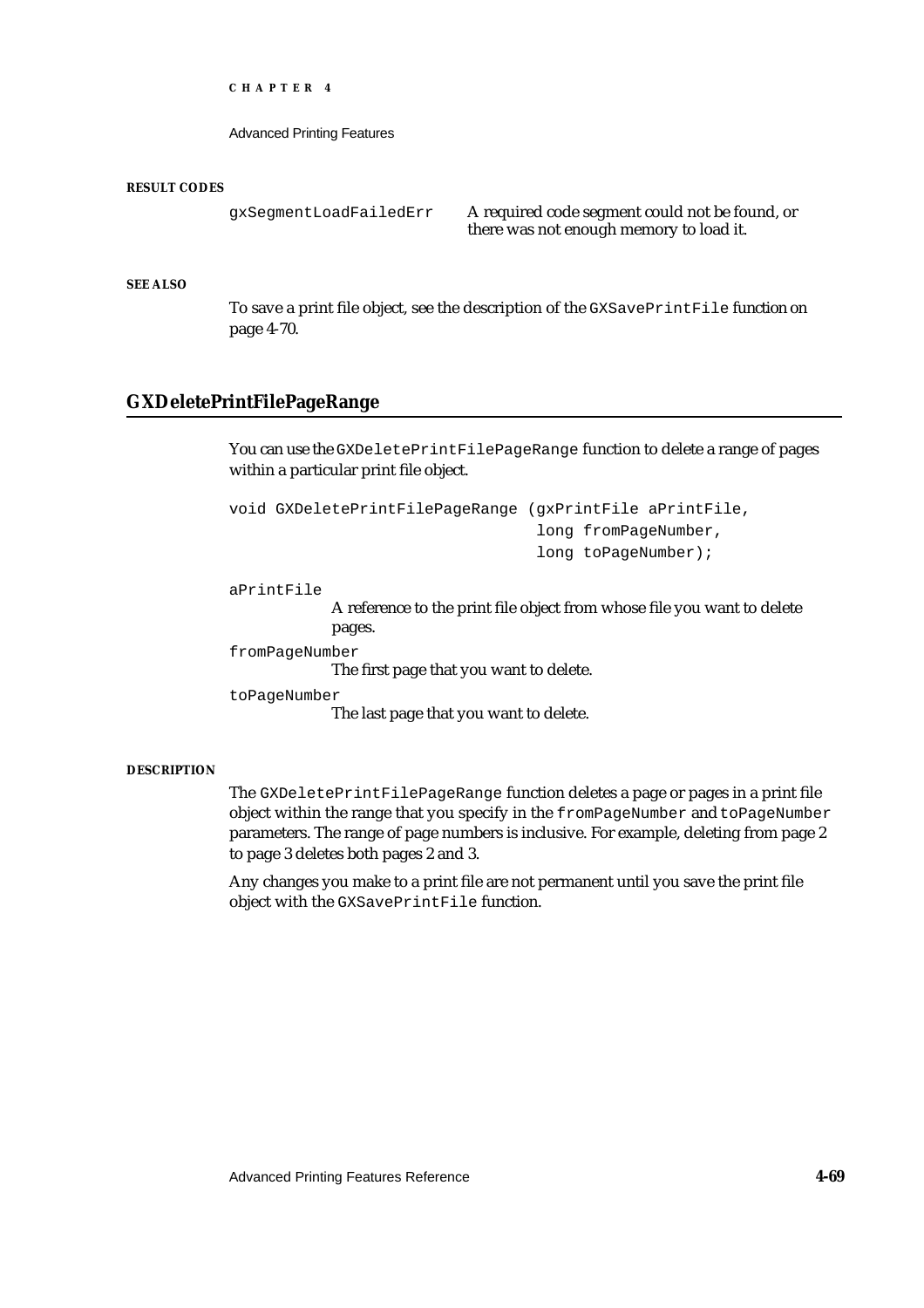**RESULT CODES**

| | |
|---|---|
| `gxSegmentLoadFailedErr` | A required code segment could not be found, or there was not enough memory to load it. |

**SEE ALSO**

To save a print file object, see the description of the `GXSavePrintFile` function on page 4-70.

## GXDeletePrintFilePageRange

You can use the `GXDeletePrintFilePageRange` function to delete a range of pages within a particular print file object.

```
void GXDeletePrintFilePageRange (gxPrintFile aPrintFile,
                                  long fromPageNumber,
                                  long toPageNumber);
```

`aPrintFile`
: A reference to the print file object from whose file you want to delete pages.

`fromPageNumber`
: The first page that you want to delete.

`toPageNumber`
: The last page that you want to delete.

**DESCRIPTION**

The `GXDeletePrintFilePageRange` function deletes a page or pages in a print file object within the range that you specify in the `fromPageNumber` and `toPageNumber` parameters. The range of page numbers is inclusive. For example, deleting from page 2 to page 3 deletes both pages 2 and 3.

Any changes you make to a print file are not permanent until you save the print file object with the `GXSavePrintFile` function.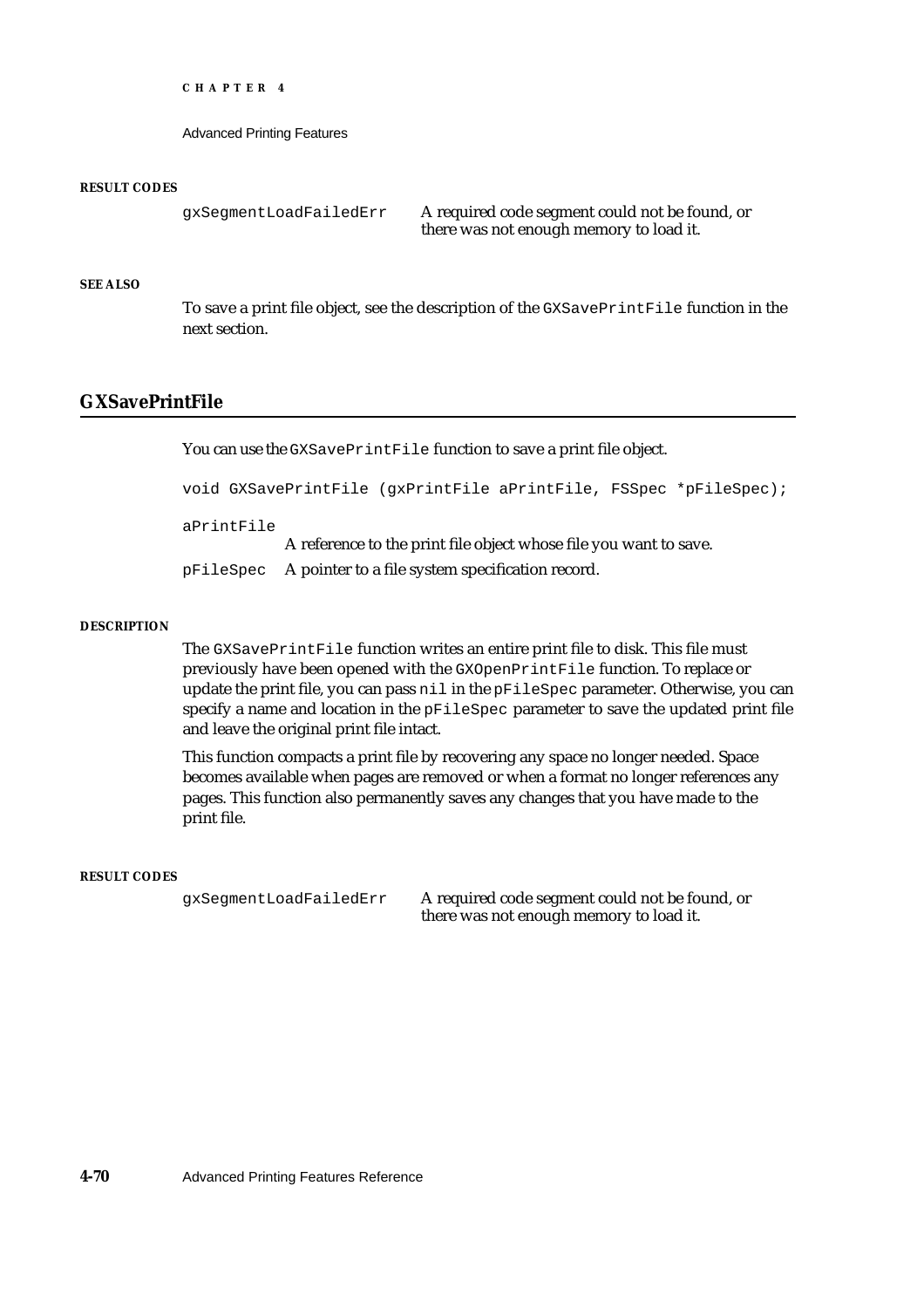**RESULT CODES**

| | |
|---|---|
| `gxSegmentLoadFailedErr` | A required code segment could not be found, or there was not enough memory to load it. |

**SEE ALSO**

To save a print file object, see the description of the `GXSavePrintFile` function in the next section.

## GXSavePrintFile

You can use the `GXSavePrintFile` function to save a print file object.

```
void GXSavePrintFile (gxPrintFile aPrintFile, FSSpec *pFileSpec);
```

`aPrintFile`
A reference to the print file object whose file you want to save.

`pFileSpec` A pointer to a file system specification record.

**DESCRIPTION**

The `GXSavePrintFile` function writes an entire print file to disk. This file must previously have been opened with the `GXOpenPrintFile` function. To replace or update the print file, you can pass `nil` in the `pFileSpec` parameter. Otherwise, you can specify a name and location in the `pFileSpec` parameter to save the updated print file and leave the original print file intact.

This function compacts a print file by recovering any space no longer needed. Space becomes available when pages are removed or when a format no longer references any pages. This function also permanently saves any changes that you have made to the print file.

**RESULT CODES**

| | |
|---|---|
| `gxSegmentLoadFailedErr` | A required code segment could not be found, or there was not enough memory to load it. |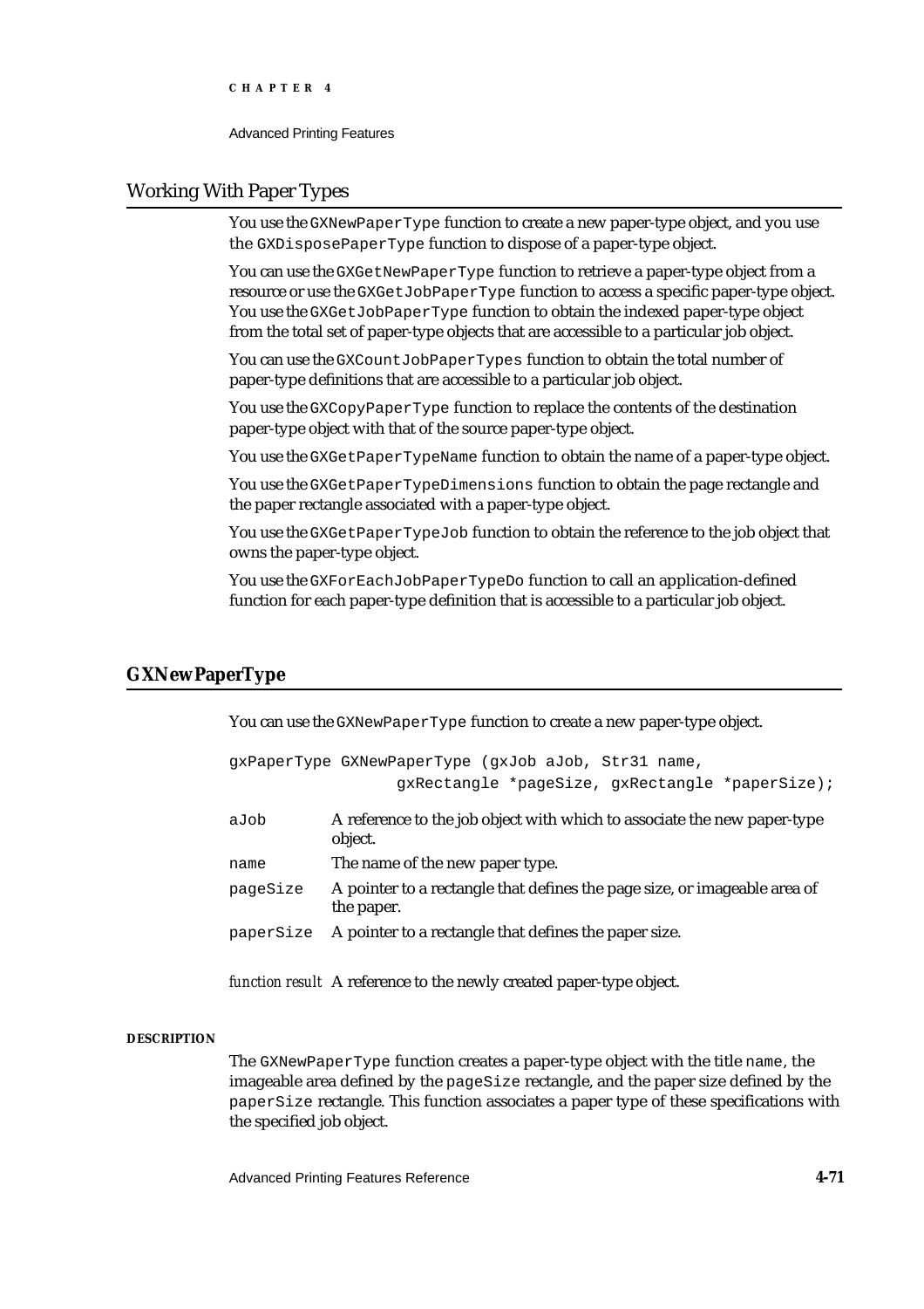## Working With Paper Types

You use the `GXNewPaperType` function to create a new paper-type object, and you use the `GXDisposePaperType` function to dispose of a paper-type object.

You can use the `GXGetNewPaperType` function to retrieve a paper-type object from a resource or use the `GXGetJobPaperType` function to access a specific paper-type object. You use the `GXGetJobPaperType` function to obtain the indexed paper-type object from the total set of paper-type objects that are accessible to a particular job object.

You can use the `GXCountJobPaperTypes` function to obtain the total number of paper-type definitions that are accessible to a particular job object.

You use the `GXCopyPaperType` function to replace the contents of the destination paper-type object with that of the source paper-type object.

You use the `GXGetPaperTypeName` function to obtain the name of a paper-type object.

You use the `GXGetPaperTypeDimensions` function to obtain the page rectangle and the paper rectangle associated with a paper-type object.

You use the `GXGetPaperTypeJob` function to obtain the reference to the job object that owns the paper-type object.

You use the `GXForEachJobPaperTypeDo` function to call an application-defined function for each paper-type definition that is accessible to a particular job object.

## GXNewPaperType

You can use the `GXNewPaperType` function to create a new paper-type object.

```
gxPaperType GXNewPaperType (gxJob aJob, Str31 name,
                gxRectangle *pageSize, gxRectangle *paperSize);
```

`aJob` A reference to the job object with which to associate the new paper-type object.

`name` The name of the new paper type.

`pageSize` A pointer to a rectangle that defines the page size, or imageable area of the paper.

`paperSize` A pointer to a rectangle that defines the paper size.

*function result* A reference to the newly created paper-type object.

#### DESCRIPTION

The `GXNewPaperType` function creates a paper-type object with the title `name`, the imageable area defined by the `pageSize` rectangle, and the paper size defined by the `paperSize` rectangle. This function associates a paper type of these specifications with the specified job object.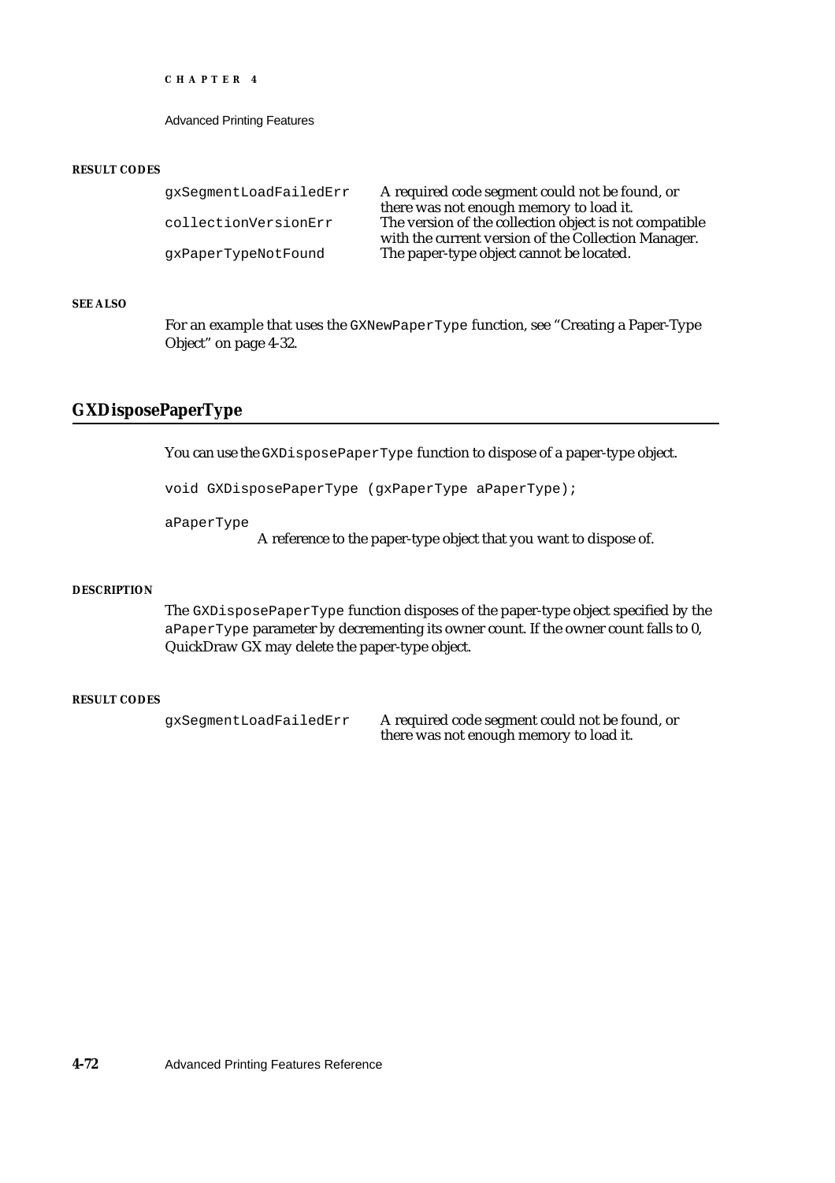**RESULT CODES**

| | |
|---|---|
| `gxSegmentLoadFailedErr` | A required code segment could not be found, or there was not enough memory to load it. |
| `collectionVersionErr` | The version of the collection object is not compatible with the current version of the Collection Manager. |
| `gxPaperTypeNotFound` | The paper-type object cannot be located. |

**SEE ALSO**

For an example that uses the `GXNewPaperType` function, see "Creating a Paper-Type Object" on page 4-32.

## GXDisposePaperType

You can use the `GXDisposePaperType` function to dispose of a paper-type object.

```
void GXDisposePaperType (gxPaperType aPaperType);
```

`aPaperType`
A reference to the paper-type object that you want to dispose of.

**DESCRIPTION**

The `GXDisposePaperType` function disposes of the paper-type object specified by the `aPaperType` parameter by decrementing its owner count. If the owner count falls to 0, QuickDraw GX may delete the paper-type object.

**RESULT CODES**

| | |
|---|---|
| `gxSegmentLoadFailedErr` | A required code segment could not be found, or there was not enough memory to load it. |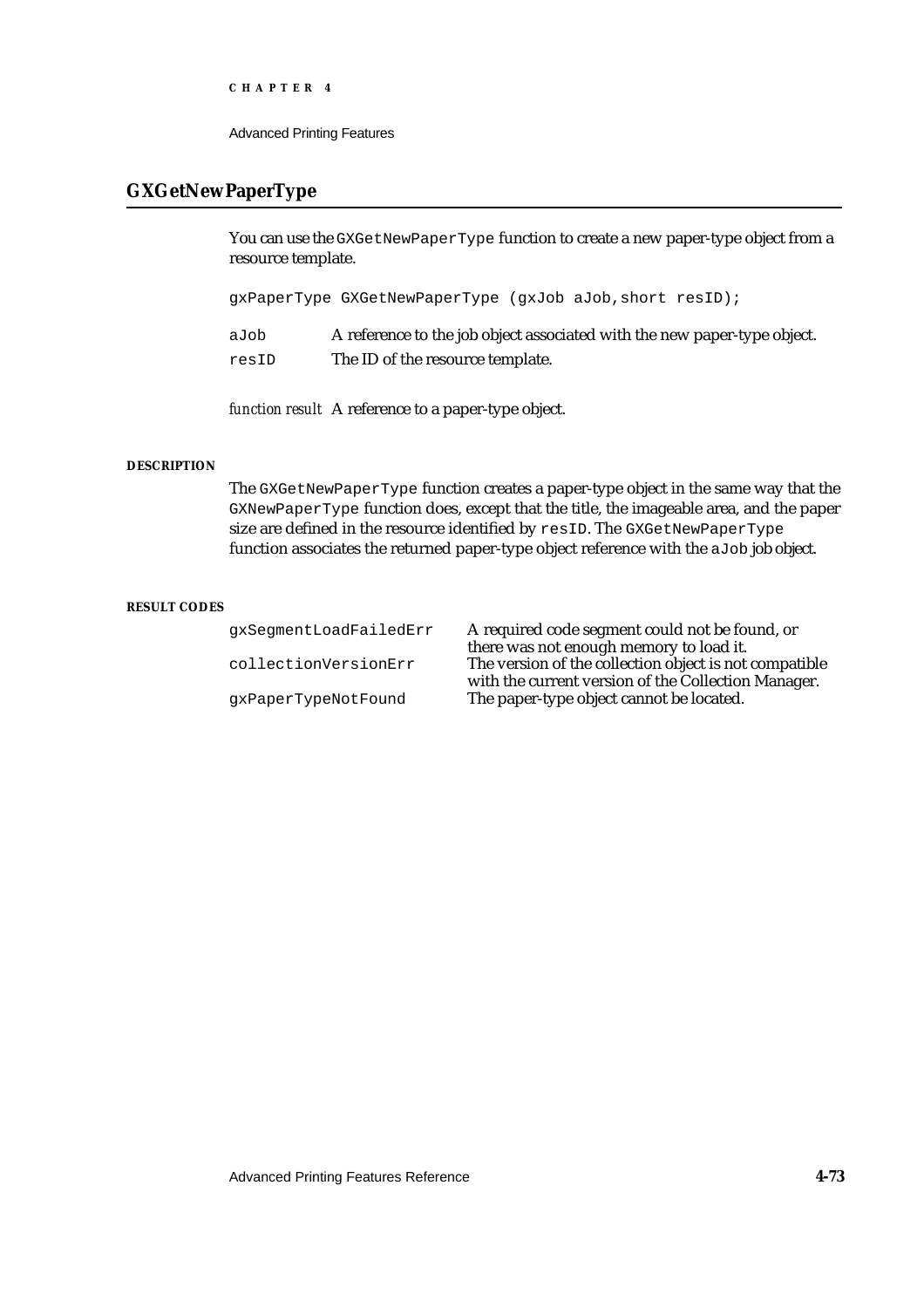## GXGetNewPaperType

You can use the `GXGetNewPaperType` function to create a new paper-type object from a resource template.

```
gxPaperType GXGetNewPaperType (gxJob aJob,short resID);
```

| | |
|---|---|
| `aJob` | A reference to the job object associated with the new paper-type object. |
| `resID` | The ID of the resource template. |

*function result* A reference to a paper-type object.

#### DESCRIPTION

The `GXGetNewPaperType` function creates a paper-type object in the same way that the `GXNewPaperType` function does, except that the title, the imageable area, and the paper size are defined in the resource identified by `resID`. The `GXGetNewPaperType` function associates the returned paper-type object reference with the `aJob` job object.

#### RESULT CODES

| | |
|---|---|
| `gxSegmentLoadFailedErr` | A required code segment could not be found, or there was not enough memory to load it. |
| `collectionVersionErr` | The version of the collection object is not compatible with the current version of the Collection Manager. |
| `gxPaperTypeNotFound` | The paper-type object cannot be located. |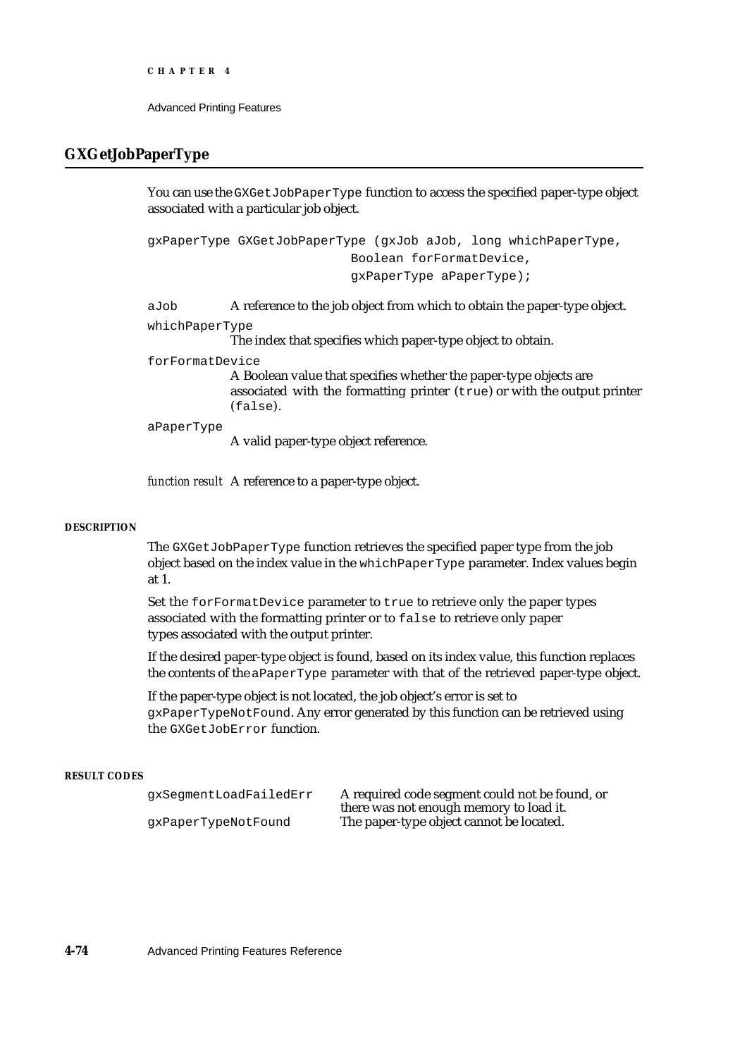## GXGetJobPaperType

You can use the `GXGetJobPaperType` function to access the specified paper-type object associated with a particular job object.

```
gxPaperType GXGetJobPaperType (gxJob aJob, long whichPaperType,
                              Boolean forFormatDevice,
                              gxPaperType aPaperType);
```

`aJob` A reference to the job object from which to obtain the paper-type object.

`whichPaperType`
The index that specifies which paper-type object to obtain.

`forFormatDevice`
A Boolean value that specifies whether the paper-type objects are associated with the formatting printer (`true`) or with the output printer (`false`).

`aPaperType`
A valid paper-type object reference.

*function result* A reference to a paper-type object.

#### DESCRIPTION

The `GXGetJobPaperType` function retrieves the specified paper type from the job object based on the index value in the `whichPaperType` parameter. Index values begin at 1.

Set the `forFormatDevice` parameter to `true` to retrieve only the paper types associated with the formatting printer or to `false` to retrieve only paper types associated with the output printer.

If the desired paper-type object is found, based on its index value, this function replaces the contents of the `aPaperType` parameter with that of the retrieved paper-type object.

If the paper-type object is not located, the job object's error is set to `gxPaperTypeNotFound`. Any error generated by this function can be retrieved using the `GXGetJobError` function.

#### RESULT CODES

| | |
|---|---|
| `gxSegmentLoadFailedErr` | A required code segment could not be found, or there was not enough memory to load it. |
| `gxPaperTypeNotFound` | The paper-type object cannot be located. |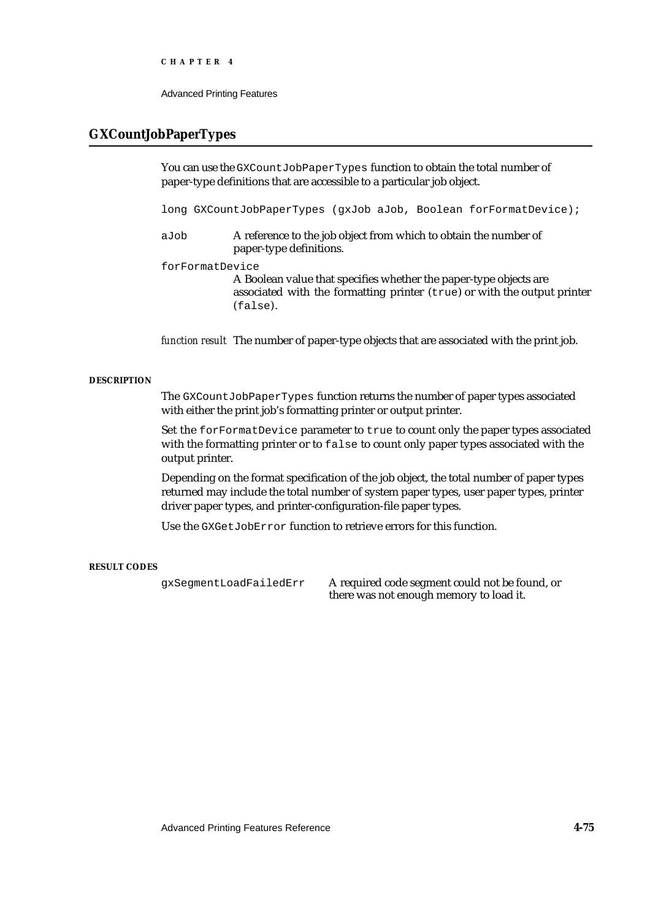## GXCountJobPaperTypes

You can use the `GXCountJobPaperTypes` function to obtain the total number of paper-type definitions that are accessible to a particular job object.

```
long GXCountJobPaperTypes (gxJob aJob, Boolean forFormatDevice);
```

`aJob` A reference to the job object from which to obtain the number of paper-type definitions.

`forFormatDevice`
A Boolean value that specifies whether the paper-type objects are associated with the formatting printer (`true`) or with the output printer (`false`).

*function result* The number of paper-type objects that are associated with the print job.

#### DESCRIPTION

The `GXCountJobPaperTypes` function returns the number of paper types associated with either the print job's formatting printer or output printer.

Set the `forFormatDevice` parameter to `true` to count only the paper types associated with the formatting printer or to `false` to count only paper types associated with the output printer.

Depending on the format specification of the job object, the total number of paper types returned may include the total number of system paper types, user paper types, printer driver paper types, and printer-configuration-file paper types.

Use the `GXGetJobError` function to retrieve errors for this function.

#### RESULT CODES

| | |
|---|---|
| `gxSegmentLoadFailedErr` | A required code segment could not be found, or there was not enough memory to load it. |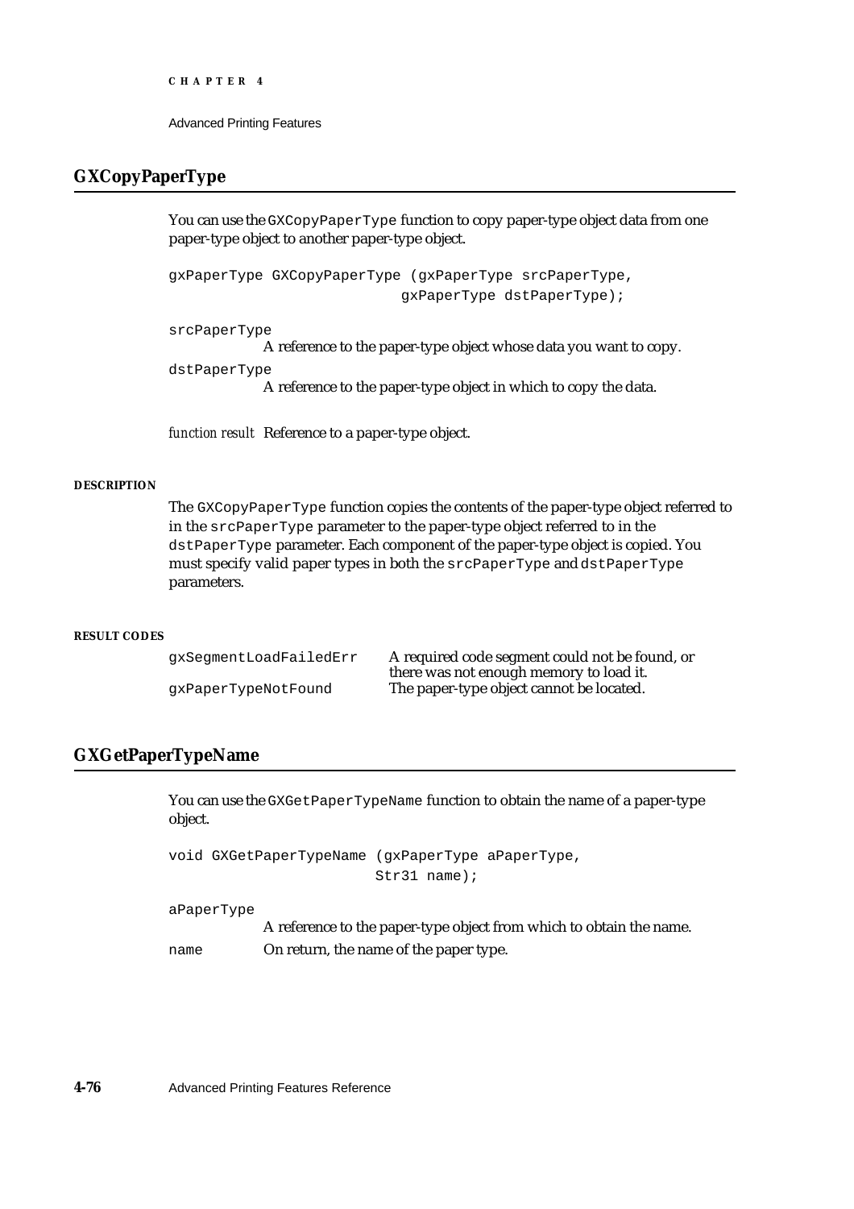## GXCopyPaperType

You can use the `GXCopyPaperType` function to copy paper-type object data from one paper-type object to another paper-type object.

```
gxPaperType GXCopyPaperType (gxPaperType srcPaperType,
                             gxPaperType dstPaperType);
```

`srcPaperType`
A reference to the paper-type object whose data you want to copy.

`dstPaperType`
A reference to the paper-type object in which to copy the data.

*function result* Reference to a paper-type object.

#### DESCRIPTION

The `GXCopyPaperType` function copies the contents of the paper-type object referred to in the `srcPaperType` parameter to the paper-type object referred to in the `dstPaperType` parameter. Each component of the paper-type object is copied. You must specify valid paper types in both the `srcPaperType` and `dstPaperType` parameters.

#### RESULT CODES

| | |
|---|---|
| `gxSegmentLoadFailedErr` | A required code segment could not be found, or there was not enough memory to load it. |
| `gxPaperTypeNotFound` | The paper-type object cannot be located. |

## GXGetPaperTypeName

You can use the `GXGetPaperTypeName` function to obtain the name of a paper-type object.

```
void GXGetPaperTypeName (gxPaperType aPaperType,
                         Str31 name);
```

`aPaperType`
A reference to the paper-type object from which to obtain the name.

`name` On return, the name of the paper type.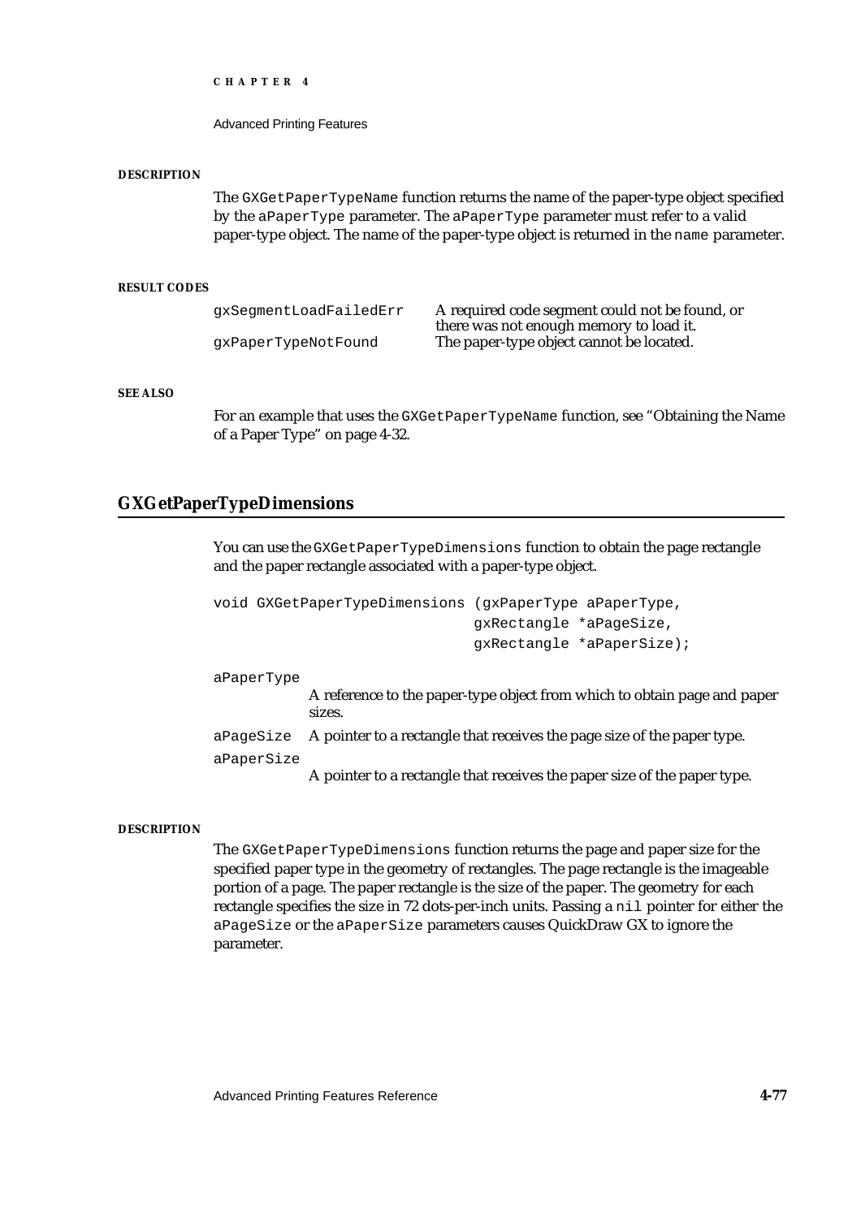#### DESCRIPTION

The `GXGetPaperTypeName` function returns the name of the paper-type object specified by the `aPaperType` parameter. The `aPaperType` parameter must refer to a valid paper-type object. The name of the paper-type object is returned in the `name` parameter.

#### RESULT CODES

| | |
|---|---|
| `gxSegmentLoadFailedErr` | A required code segment could not be found, or there was not enough memory to load it. |
| `gxPaperTypeNotFound` | The paper-type object cannot be located. |

#### SEE ALSO

For an example that uses the `GXGetPaperTypeName` function, see "Obtaining the Name of a Paper Type" on page 4-32.

## GXGetPaperTypeDimensions

You can use the `GXGetPaperTypeDimensions` function to obtain the page rectangle and the paper rectangle associated with a paper-type object.

```
void GXGetPaperTypeDimensions (gxPaperType aPaperType,
                               gxRectangle *aPageSize,
                               gxRectangle *aPaperSize);
```

`aPaperType`
: A reference to the paper-type object from which to obtain page and paper sizes.

`aPageSize`
: A pointer to a rectangle that receives the page size of the paper type.

`aPaperSize`
: A pointer to a rectangle that receives the paper size of the paper type.

#### DESCRIPTION

The `GXGetPaperTypeDimensions` function returns the page and paper size for the specified paper type in the geometry of rectangles. The page rectangle is the imageable portion of a page. The paper rectangle is the size of the paper. The geometry for each rectangle specifies the size in 72 dots-per-inch units. Passing a `nil` pointer for either the `aPageSize` or the `aPaperSize` parameters causes QuickDraw GX to ignore the parameter.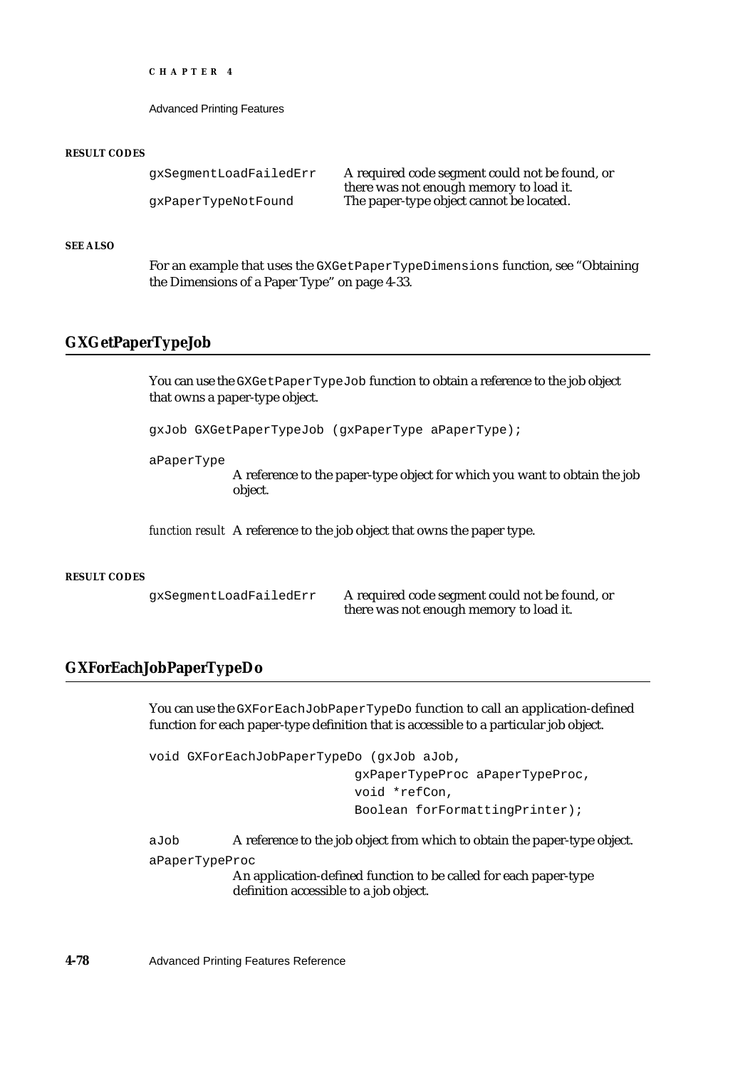**RESULT CODES**

| | |
|---|---|
| gxSegmentLoadFailedErr | A required code segment could not be found, or there was not enough memory to load it. |
| gxPaperTypeNotFound | The paper-type object cannot be located. |

**SEE ALSO**

For an example that uses the `GXGetPaperTypeDimensions` function, see "Obtaining the Dimensions of a Paper Type" on page 4-33.

## GXGetPaperTypeJob

You can use the `GXGetPaperTypeJob` function to obtain a reference to the job object that owns a paper-type object.

```
gxJob GXGetPaperTypeJob (gxPaperType aPaperType);
```

`aPaperType`
A reference to the paper-type object for which you want to obtain the job object.

*function result* A reference to the job object that owns the paper type.

**RESULT CODES**

| | |
|---|---|
| gxSegmentLoadFailedErr | A required code segment could not be found, or there was not enough memory to load it. |

## GXForEachJobPaperTypeDo

You can use the `GXForEachJobPaperTypeDo` function to call an application-defined function for each paper-type definition that is accessible to a particular job object.

```
void GXForEachJobPaperTypeDo (gxJob aJob,
                              gxPaperTypeProc aPaperTypeProc,
                              void *refCon,
                              Boolean forFormattingPrinter);
```

`aJob` A reference to the job object from which to obtain the paper-type object.

`aPaperTypeProc`
An application-defined function to be called for each paper-type definition accessible to a job object.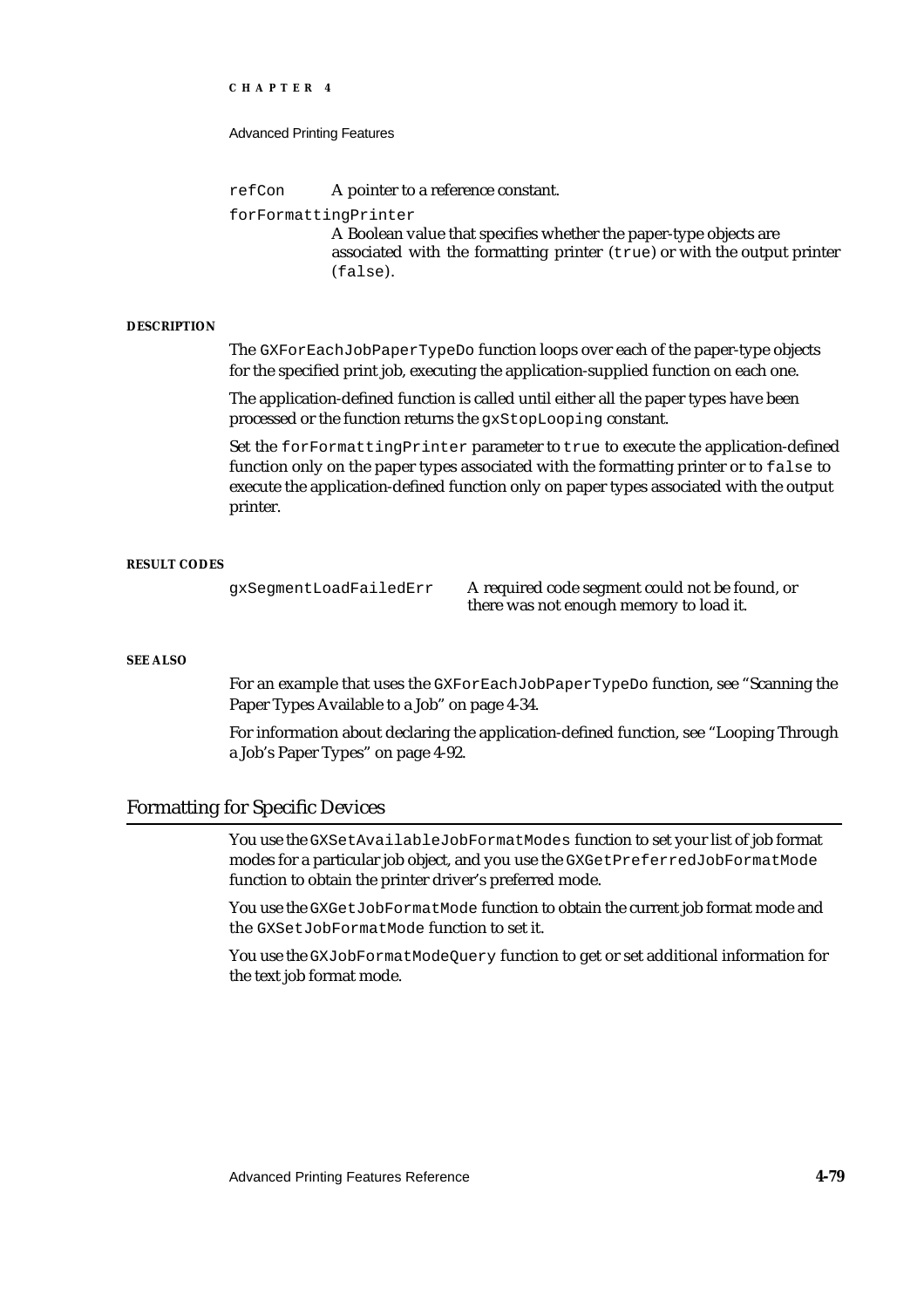`refCon` A pointer to a reference constant.

`forFormattingPrinter`
A Boolean value that specifies whether the paper-type objects are associated with the formatting printer (`true`) or with the output printer (`false`).

**DESCRIPTION**

The `GXForEachJobPaperTypeDo` function loops over each of the paper-type objects for the specified print job, executing the application-supplied function on each one.

The application-defined function is called until either all the paper types have been processed or the function returns the `gxStopLooping` constant.

Set the `forFormattingPrinter` parameter to `true` to execute the application-defined function only on the paper types associated with the formatting printer or to `false` to execute the application-defined function only on paper types associated with the output printer.

**RESULT CODES**

| | |
|---|---|
| `gxSegmentLoadFailedErr` | A required code segment could not be found, or there was not enough memory to load it. |

**SEE ALSO**

For an example that uses the `GXForEachJobPaperTypeDo` function, see "Scanning the Paper Types Available to a Job" on page 4-34.

For information about declaring the application-defined function, see "Looping Through a Job's Paper Types" on page 4-92.

## Formatting for Specific Devices

You use the `GXSetAvailableJobFormatModes` function to set your list of job format modes for a particular job object, and you use the `GXGetPreferredJobFormatMode` function to obtain the printer driver's preferred mode.

You use the `GXGetJobFormatMode` function to obtain the current job format mode and the `GXSetJobFormatMode` function to set it.

You use the `GXJobFormatModeQuery` function to get or set additional information for the text job format mode.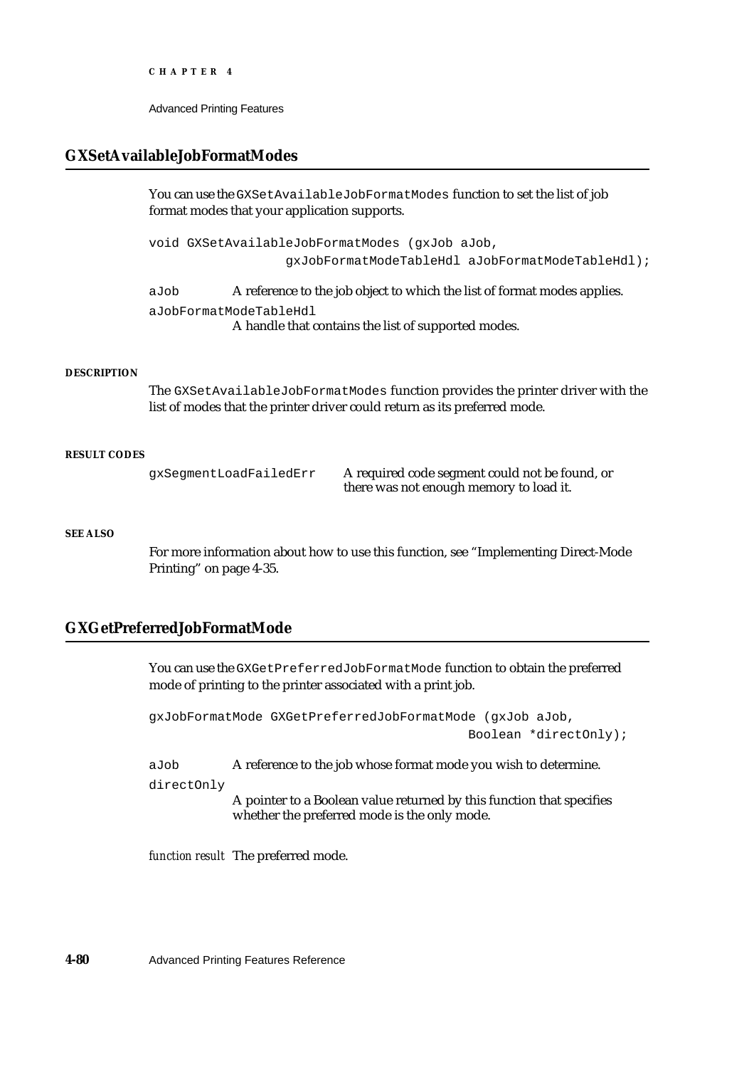## GXSetAvailableJobFormatModes

You can use the `GXSetAvailableJobFormatModes` function to set the list of job format modes that your application supports.

```
void GXSetAvailableJobFormatModes (gxJob aJob,
                  gxJobFormatModeTableHdl aJobFormatModeTableHdl);
```

`aJob` A reference to the job object to which the list of format modes applies.

`aJobFormatModeTableHdl`
A handle that contains the list of supported modes.

**DESCRIPTION**

The `GXSetAvailableJobFormatModes` function provides the printer driver with the list of modes that the printer driver could return as its preferred mode.

**RESULT CODES**

| | |
|---|---|
| `gxSegmentLoadFailedErr` | A required code segment could not be found, or there was not enough memory to load it. |

**SEE ALSO**

For more information about how to use this function, see "Implementing Direct-Mode Printing" on page 4-35.

## GXGetPreferredJobFormatMode

You can use the `GXGetPreferredJobFormatMode` function to obtain the preferred mode of printing to the printer associated with a print job.

```
gxJobFormatMode GXGetPreferredJobFormatMode (gxJob aJob,
                                             Boolean *directOnly);
```

`aJob` A reference to the job whose format mode you wish to determine.

`directOnly`
A pointer to a Boolean value returned by this function that specifies whether the preferred mode is the only mode.

*function result* The preferred mode.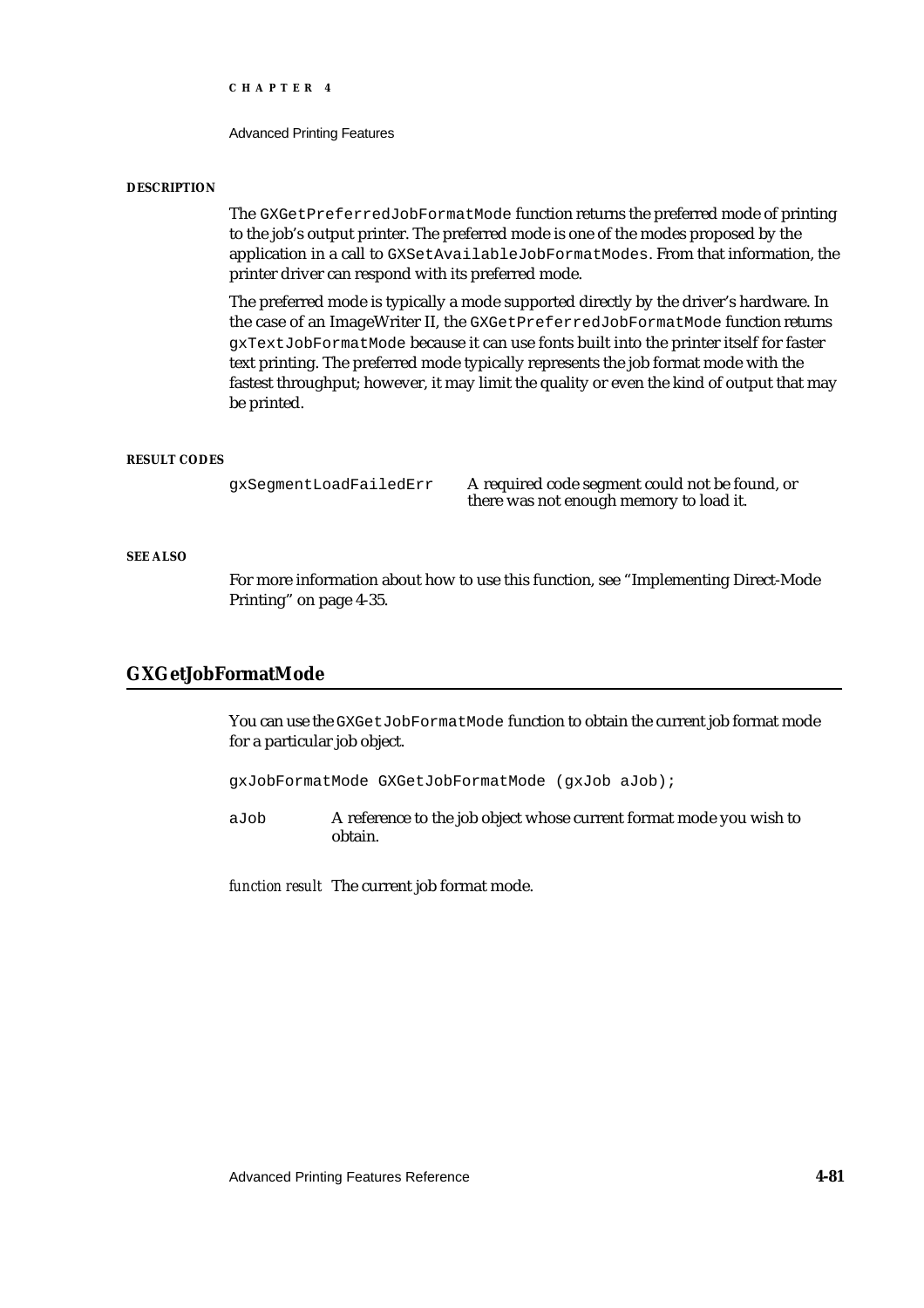#### DESCRIPTION

The `GXGetPreferredJobFormatMode` function returns the preferred mode of printing to the job's output printer. The preferred mode is one of the modes proposed by the application in a call to `GXSetAvailableJobFormatModes`. From that information, the printer driver can respond with its preferred mode.

The preferred mode is typically a mode supported directly by the driver's hardware. In the case of an ImageWriter II, the `GXGetPreferredJobFormatMode` function returns `gxTextJobFormatMode` because it can use fonts built into the printer itself for faster text printing. The preferred mode typically represents the job format mode with the fastest throughput; however, it may limit the quality or even the kind of output that may be printed.

#### RESULT CODES

| | |
|---|---|
| `gxSegmentLoadFailedErr` | A required code segment could not be found, or there was not enough memory to load it. |

#### SEE ALSO

For more information about how to use this function, see "Implementing Direct-Mode Printing" on page 4-35.

## GXGetJobFormatMode

You can use the `GXGetJobFormatMode` function to obtain the current job format mode for a particular job object.

```
gxJobFormatMode GXGetJobFormatMode (gxJob aJob);
```

`aJob` A reference to the job object whose current format mode you wish to obtain.

*function result* The current job format mode.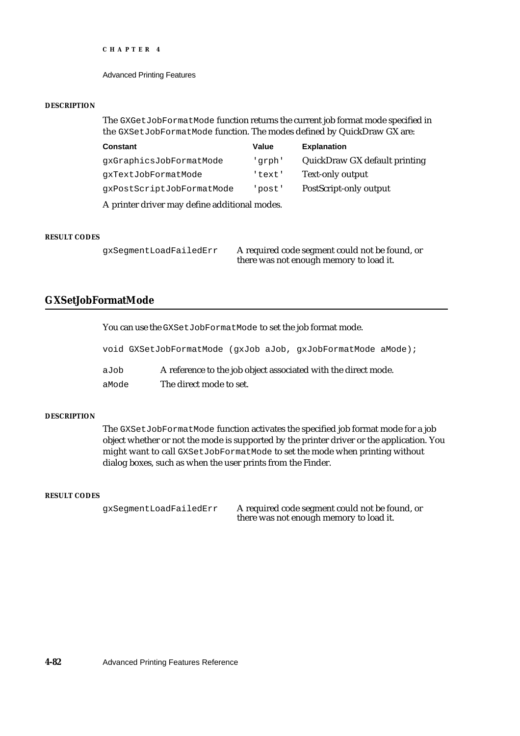#### DESCRIPTION

The `GXGetJobFormatMode` function returns the current job format mode specified in the `GXSetJobFormatMode` function. The modes defined by QuickDraw GX are:

| Constant | Value | Explanation |
|---|---|---|
| `gxGraphicsJobFormatMode` | `'grph'` | QuickDraw GX default printing |
| `gxTextJobFormatMode` | `'text'` | Text-only output |
| `gxPostScriptJobFormatMode` | `'post'` | PostScript-only output |

A printer driver may define additional modes.

#### RESULT CODES

| | |
|---|---|
| `gxSegmentLoadFailedErr` | A required code segment could not be found, or there was not enough memory to load it. |

## GXSetJobFormatMode

You can use the `GXSetJobFormatMode` to set the job format mode.

```
void GXSetJobFormatMode (gxJob aJob, gxJobFormatMode aMode);
```

| | |
|---|---|
| `aJob` | A reference to the job object associated with the direct mode. |
| `aMode` | The direct mode to set. |

#### DESCRIPTION

The `GXSetJobFormatMode` function activates the specified job format mode for a job object whether or not the mode is supported by the printer driver or the application. You might want to call `GXSetJobFormatMode` to set the mode when printing without dialog boxes, such as when the user prints from the Finder.

#### RESULT CODES

| | |
|---|---|
| `gxSegmentLoadFailedErr` | A required code segment could not be found, or there was not enough memory to load it. |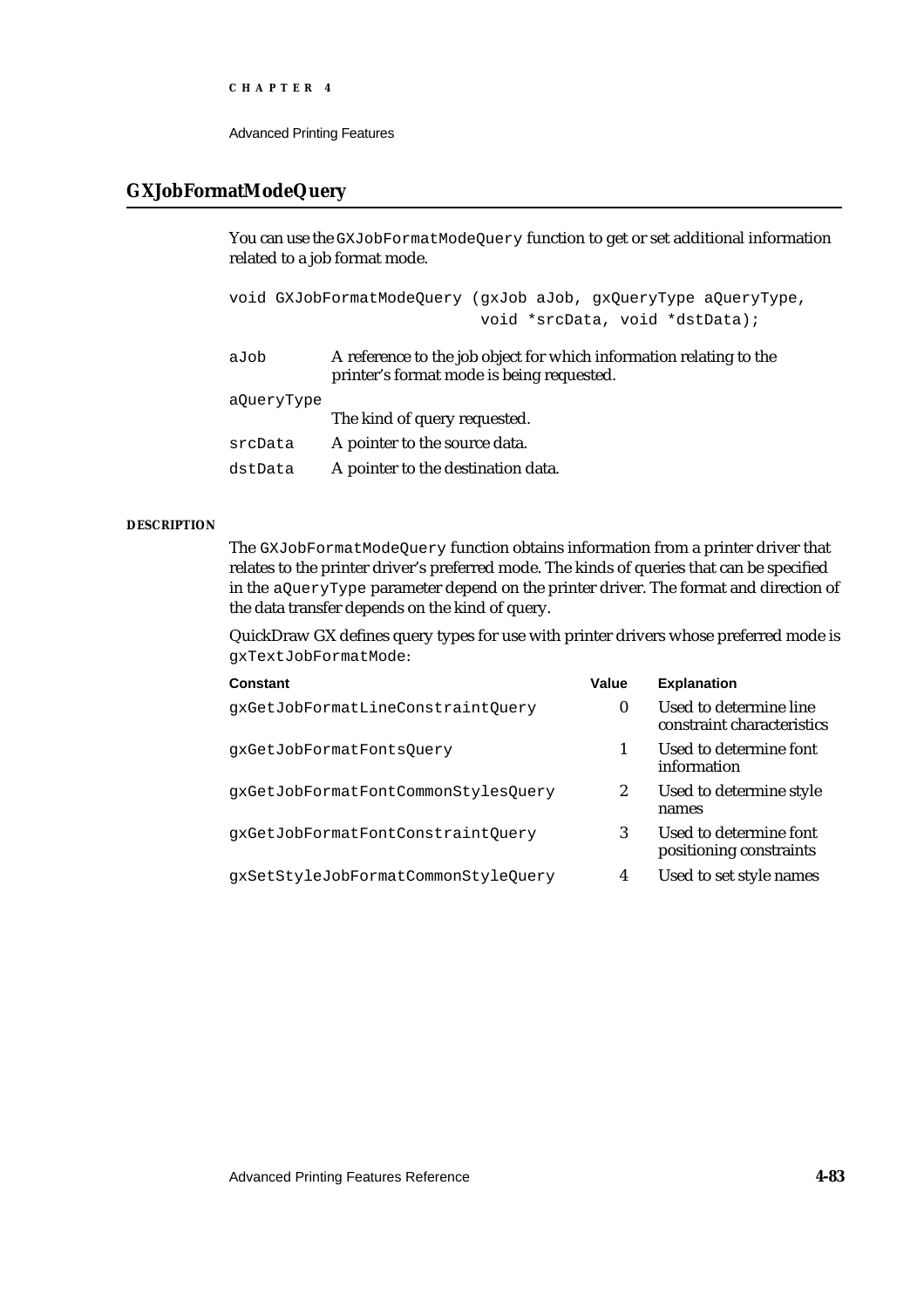## GXJobFormatModeQuery

You can use the `GXJobFormatModeQuery` function to get or set additional information related to a job format mode.

```
void GXJobFormatModeQuery (gxJob aJob, gxQueryType aQueryType,
                          void *srcData, void *dstData);
```

`aJob` A reference to the job object for which information relating to the printer's format mode is being requested.

`aQueryType`
The kind of query requested.

`srcData` A pointer to the source data.

`dstData` A pointer to the destination data.

**DESCRIPTION**

The `GXJobFormatModeQuery` function obtains information from a printer driver that relates to the printer driver's preferred mode. The kinds of queries that can be specified in the `aQueryType` parameter depend on the printer driver. The format and direction of the data transfer depends on the kind of query.

QuickDraw GX defines query types for use with printer drivers whose preferred mode is `gxTextJobFormatMode`:

| Constant | Value | Explanation |
|---|---|---|
| `gxGetJobFormatLineConstraintQuery` | 0 | Used to determine line constraint characteristics |
| `gxGetJobFormatFontsQuery` | 1 | Used to determine font information |
| `gxGetJobFormatFontCommonStylesQuery` | 2 | Used to determine style names |
| `gxGetJobFormatFontConstraintQuery` | 3 | Used to determine font positioning constraints |
| `gxSetStyleJobFormatCommonStyleQuery` | 4 | Used to set style names |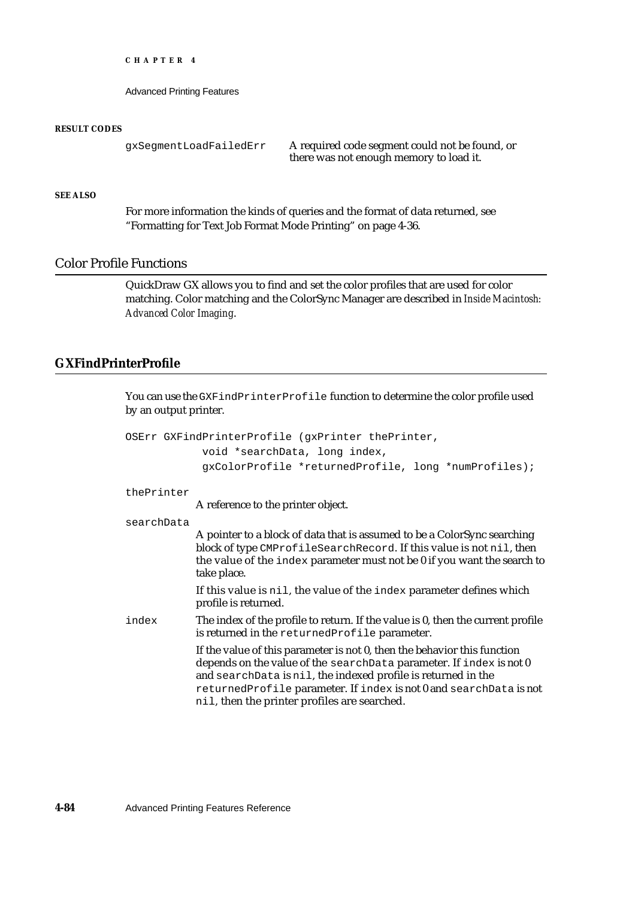**RESULT CODES**

| | |
|---|---|
| gxSegmentLoadFailedErr | A required code segment could not be found, or there was not enough memory to load it. |

**SEE ALSO**

For more information the kinds of queries and the format of data returned, see "Formatting for Text Job Format Mode Printing" on page 4-36.

## Color Profile Functions

QuickDraw GX allows you to find and set the color profiles that are used for color matching. Color matching and the ColorSync Manager are described in *Inside Macintosh: Advanced Color Imaging*.

### GXFindPrinterProfile

You can use the `GXFindPrinterProfile` function to determine the color profile used by an output printer.

```
OSErr GXFindPrinterProfile (gxPrinter thePrinter,
            void *searchData, long index,
            gxColorProfile *returnedProfile, long *numProfiles);
```

`thePrinter`
A reference to the printer object.

`searchData`
A pointer to a block of data that is assumed to be a ColorSync searching block of type `CMProfileSearchRecord`. If this value is not `nil`, then the value of the `index` parameter must not be 0 if you want the search to take place.

If this value is `nil`, the value of the `index` parameter defines which profile is returned.

`index`
The index of the profile to return. If the value is 0, then the current profile is returned in the `returnedProfile` parameter.

If the value of this parameter is not 0, then the behavior this function depends on the value of the `searchData` parameter. If `index` is not 0 and `searchData` is `nil`, the indexed profile is returned in the `returnedProfile` parameter. If `index` is not 0 and `searchData` is not `nil`, then the printer profiles are searched.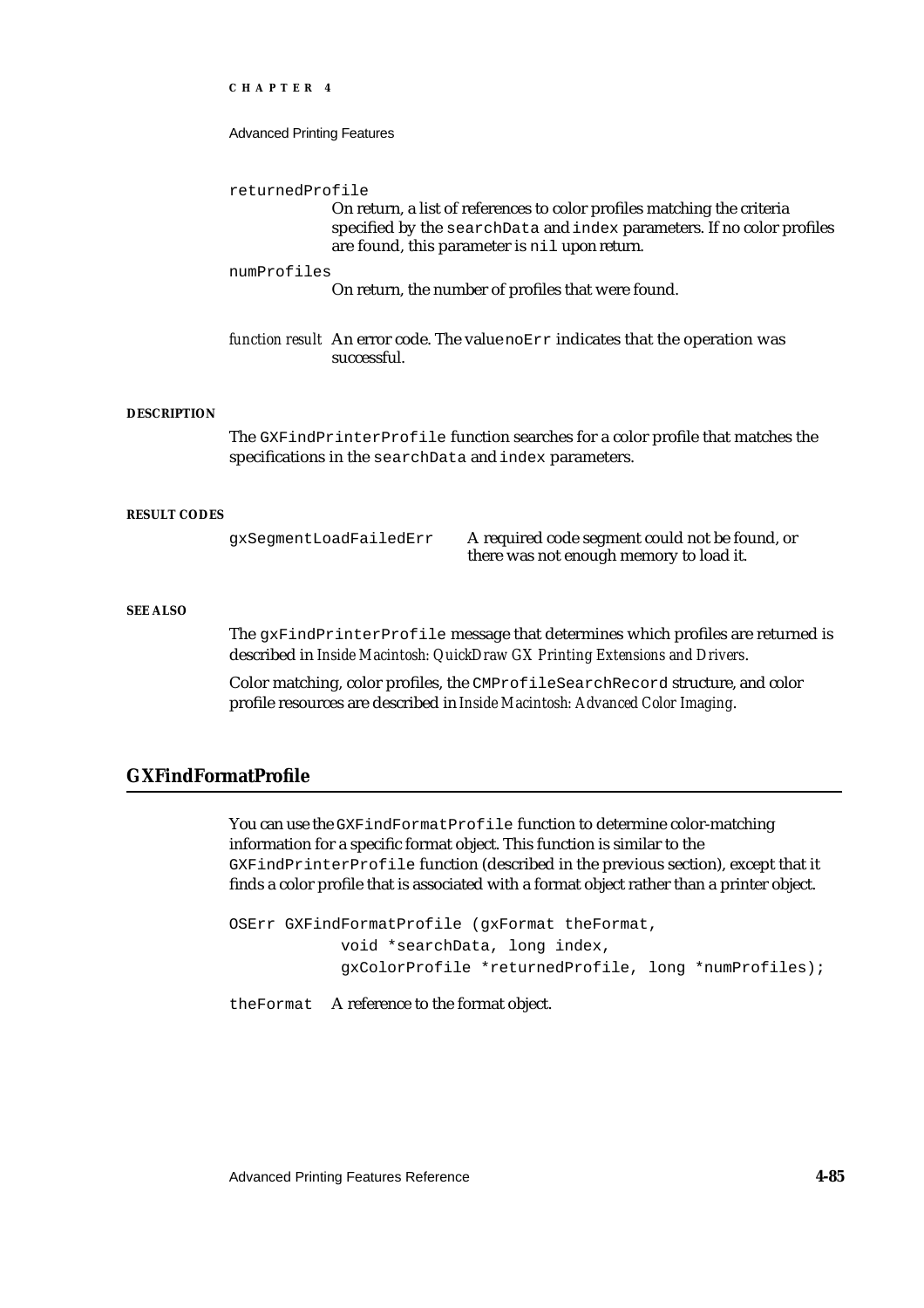returnedProfile

On return, a list of references to color profiles matching the criteria specified by the `searchData` and `index` parameters. If no color profiles are found, this parameter is `nil` upon return.

numProfiles

On return, the number of profiles that were found.

*function result* An error code. The value `noErr` indicates that the operation was successful.

**DESCRIPTION**

The `GXFindPrinterProfile` function searches for a color profile that matches the specifications in the `searchData` and `index` parameters.

**RESULT CODES**

| | |
|---|---|
| gxSegmentLoadFailedErr | A required code segment could not be found, or there was not enough memory to load it. |

**SEE ALSO**

The `gxFindPrinterProfile` message that determines which profiles are returned is described in *Inside Macintosh: QuickDraw GX Printing Extensions and Drivers*.

Color matching, color profiles, the `CMProfileSearchRecord` structure, and color profile resources are described in *Inside Macintosh: Advanced Color Imaging*.

## GXFindFormatProfile

You can use the `GXFindFormatProfile` function to determine color-matching information for a specific format object. This function is similar to the `GXFindPrinterProfile` function (described in the previous section), except that it finds a color profile that is associated with a format object rather than a printer object.

```
OSErr GXFindFormatProfile (gxFormat theFormat,
            void *searchData, long index,
            gxColorProfile *returnedProfile, long *numProfiles);
```

theFormat   A reference to the format object.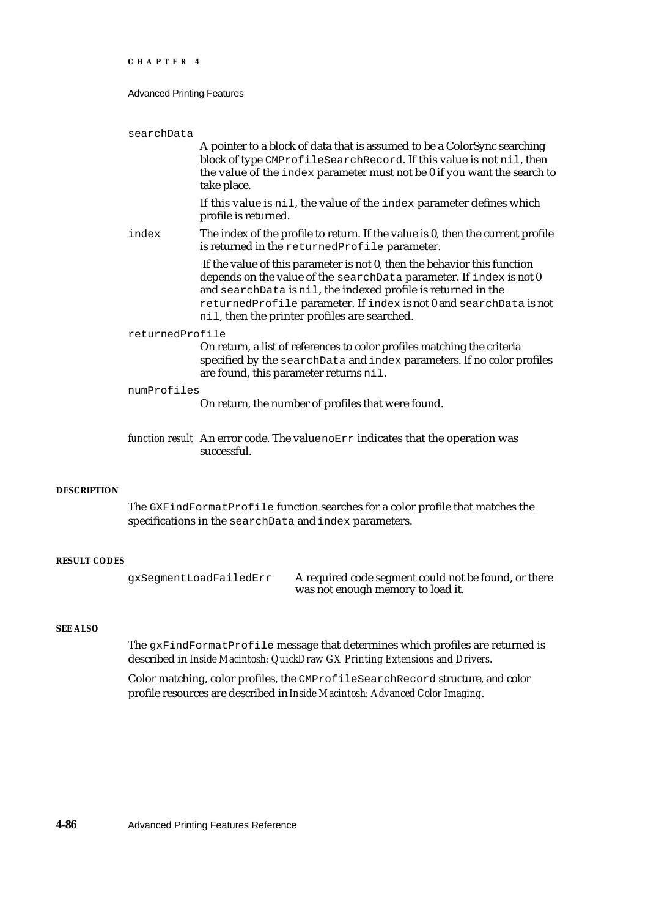`searchData`
: A pointer to a block of data that is assumed to be a ColorSync searching block of type `CMProfileSearchRecord`. If this value is not `nil`, then the value of the `index` parameter must not be 0 if you want the search to take place.

  If this value is `nil`, the value of the `index` parameter defines which profile is returned.

`index`
: The index of the profile to return. If the value is 0, then the current profile is returned in the `returnedProfile` parameter.

  If the value of this parameter is not 0, then the behavior this function depends on the value of the `searchData` parameter. If `index` is not 0 and `searchData` is `nil`, the indexed profile is returned in the `returnedProfile` parameter. If `index` is not 0 and `searchData` is not `nil`, then the printer profiles are searched.

`returnedProfile`
: On return, a list of references to color profiles matching the criteria specified by the `searchData` and `index` parameters. If no color profiles are found, this parameter returns `nil`.

`numProfiles`
: On return, the number of profiles that were found.

*function result* An error code. The value `noErr` indicates that the operation was successful.

#### DESCRIPTION

The `GXFindFormatProfile` function searches for a color profile that matches the specifications in the `searchData` and `index` parameters.

#### RESULT CODES

| | |
|---|---|
| `gxSegmentLoadFailedErr` | A required code segment could not be found, or there was not enough memory to load it. |

#### SEE ALSO

The `gxFindFormatProfile` message that determines which profiles are returned is described in *Inside Macintosh: QuickDraw GX Printing Extensions and Drivers*.

Color matching, color profiles, the `CMProfileSearchRecord` structure, and color profile resources are described in *Inside Macintosh: Advanced Color Imaging*.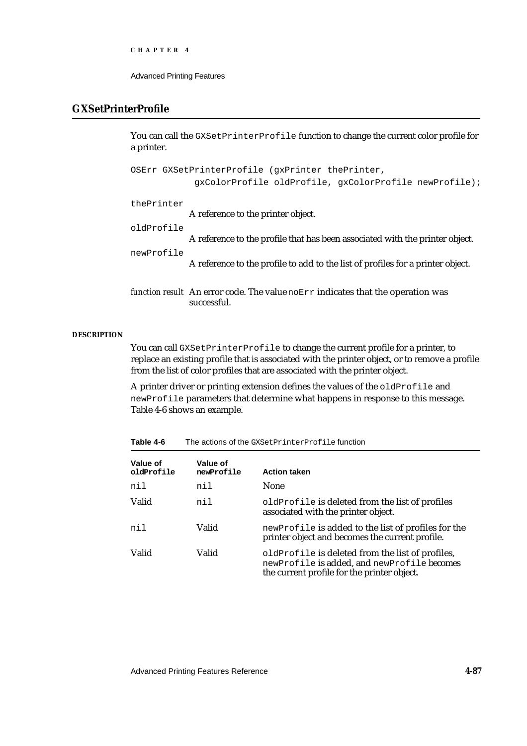## GXSetPrinterProfile

You can call the `GXSetPrinterProfile` function to change the current color profile for a printer.

```
OSErr GXSetPrinterProfile (gxPrinter thePrinter,
            gxColorProfile oldProfile, gxColorProfile newProfile);
```

`thePrinter`
: A reference to the printer object.

`oldProfile`
: A reference to the profile that has been associated with the printer object.

`newProfile`
: A reference to the profile to add to the list of profiles for a printer object.

*function result* An error code. The value `noErr` indicates that the operation was successful.

#### DESCRIPTION

You can call `GXSetPrinterProfile` to change the current profile for a printer, to replace an existing profile that is associated with the printer object, or to remove a profile from the list of color profiles that are associated with the printer object.

A printer driver or printing extension defines the values of the `oldProfile` and `newProfile` parameters that determine what happens in response to this message. Table 4-6 shows an example.

**Table 4-6** The actions of the `GXSetPrinterProfile` function

| Value of `oldProfile` | Value of `newProfile` | Action taken |
|---|---|---|
| `nil` | `nil` | None |
| Valid | `nil` | `oldProfile` is deleted from the list of profiles associated with the printer object. |
| `nil` | Valid | `newProfile` is added to the list of profiles for the printer object and becomes the current profile. |
| Valid | Valid | `oldProfile` is deleted from the list of profiles, `newProfile` is added, and `newProfile` becomes the current profile for the printer object. |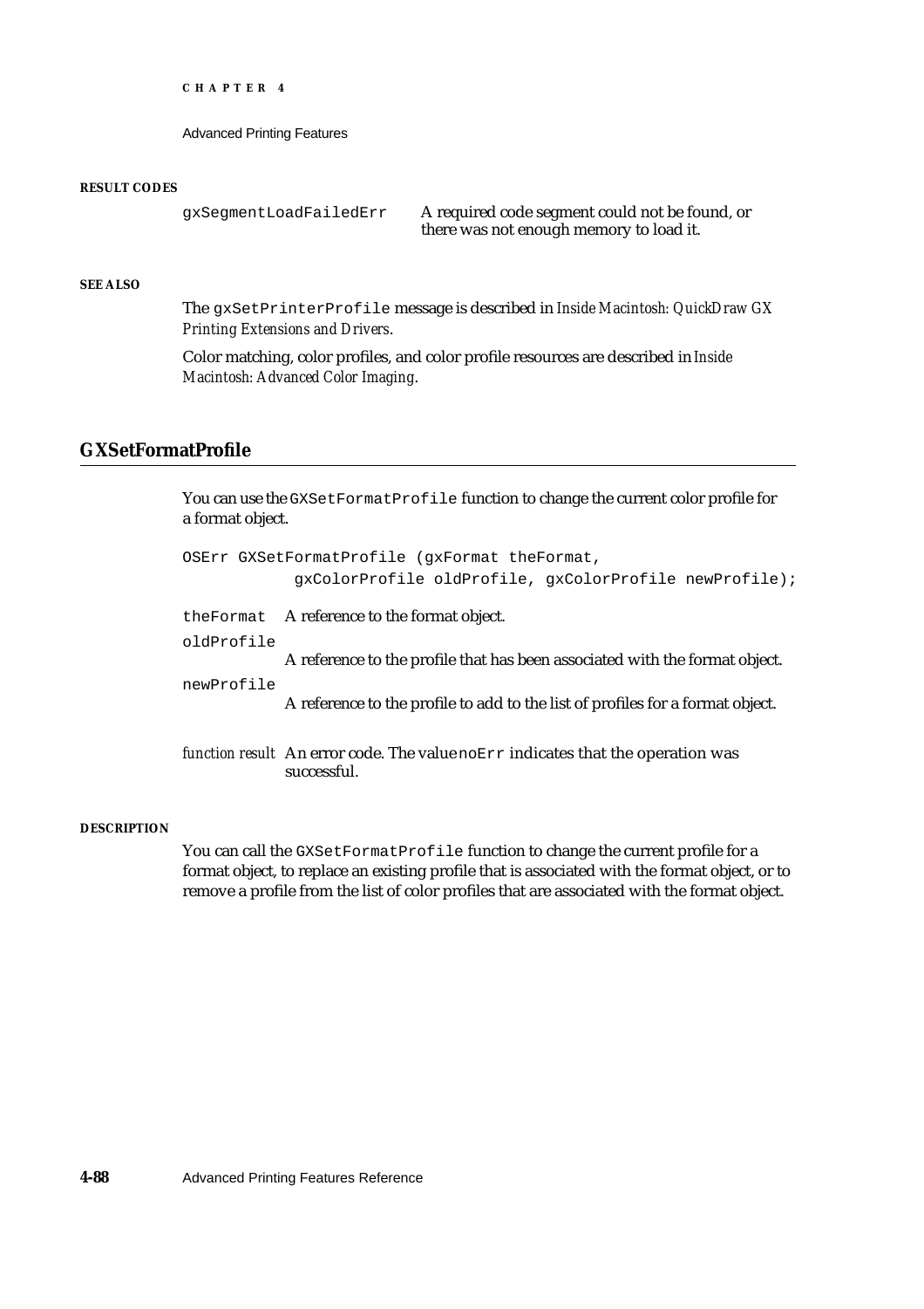**RESULT CODES**

| | |
|---|---|
| `gxSegmentLoadFailedErr` | A required code segment could not be found, or there was not enough memory to load it. |

**SEE ALSO**

The `gxSetPrinterProfile` message is described in *Inside Macintosh: QuickDraw GX Printing Extensions and Drivers*.

Color matching, color profiles, and color profile resources are described in *Inside Macintosh: Advanced Color Imaging*.

## GXSetFormatProfile

You can use the `GXSetFormatProfile` function to change the current color profile for a format object.

```
OSErr GXSetFormatProfile (gxFormat theFormat,
            gxColorProfile oldProfile, gxColorProfile newProfile);
```

`theFormat` A reference to the format object.

`oldProfile`
A reference to the profile that has been associated with the format object.

`newProfile`
A reference to the profile to add to the list of profiles for a format object.

*function result* An error code. The value `noErr` indicates that the operation was successful.

**DESCRIPTION**

You can call the `GXSetFormatProfile` function to change the current profile for a format object, to replace an existing profile that is associated with the format object, or to remove a profile from the list of color profiles that are associated with the format object.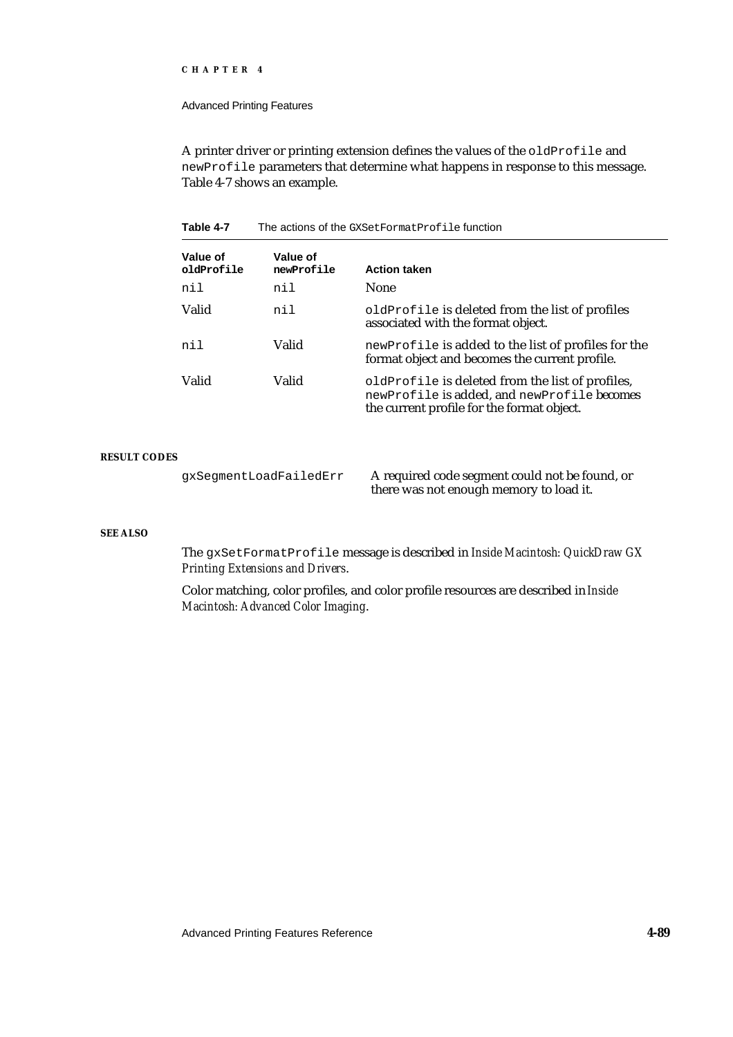A printer driver or printing extension defines the values of the `oldProfile` and `newProfile` parameters that determine what happens in response to this message. Table 4-7 shows an example.

**Table 4-7** The actions of the `GXSetFormatProfile` function

| Value of `oldProfile` | Value of `newProfile` | Action taken |
|---|---|---|
| `nil` | `nil` | None |
| Valid | `nil` | `oldProfile` is deleted from the list of profiles associated with the format object. |
| `nil` | Valid | `newProfile` is added to the list of profiles for the format object and becomes the current profile. |
| Valid | Valid | `oldProfile` is deleted from the list of profiles, `newProfile` is added, and `newProfile` becomes the current profile for the format object. |

**RESULT CODES**

| | |
|---|---|
| `gxSegmentLoadFailedErr` | A required code segment could not be found, or there was not enough memory to load it. |

**SEE ALSO**

The `gxSetFormatProfile` message is described in *Inside Macintosh: QuickDraw GX Printing Extensions and Drivers*.

Color matching, color profiles, and color profile resources are described in *Inside Macintosh: Advanced Color Imaging*.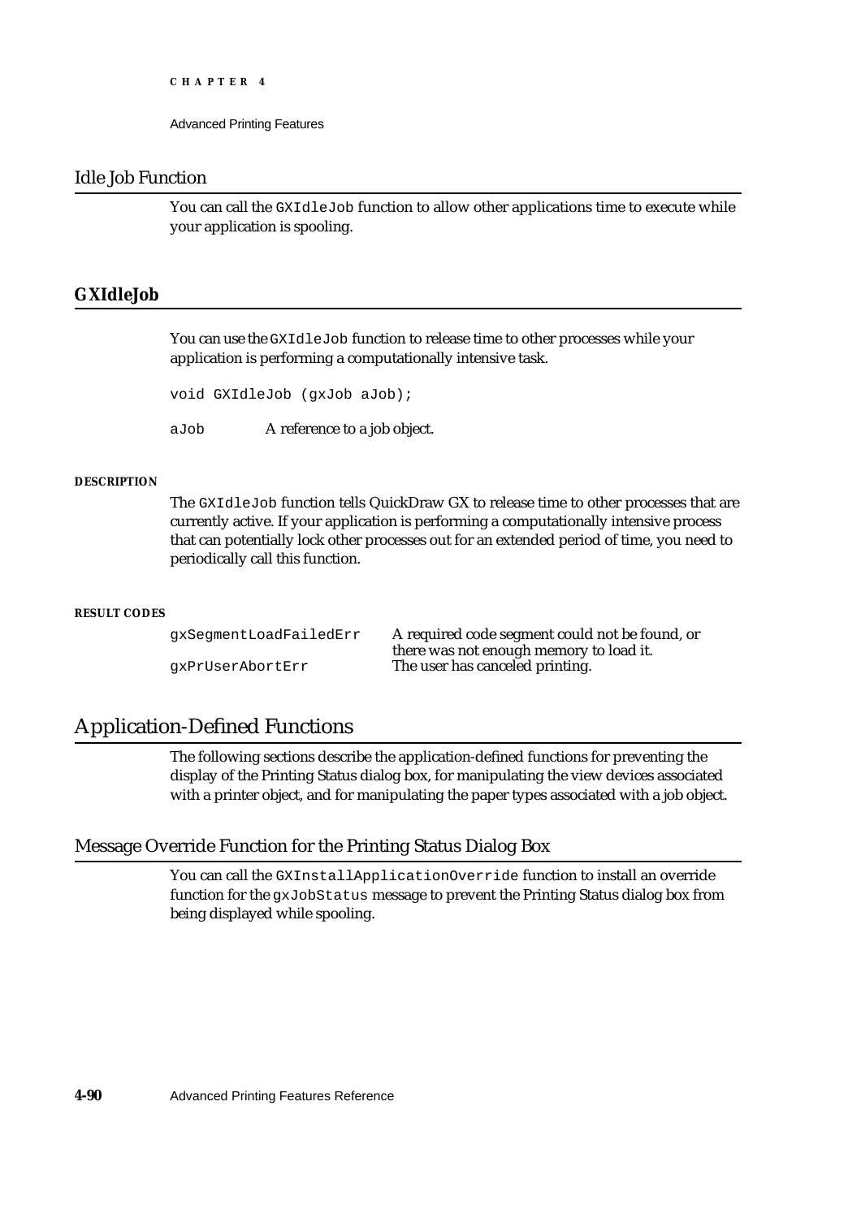## Idle Job Function

You can call the `GXIdleJob` function to allow other applications time to execute while your application is spooling.

### GXIdleJob

You can use the `GXIdleJob` function to release time to other processes while your application is performing a computationally intensive task.

```
void GXIdleJob (gxJob aJob);
```

`aJob` A reference to a job object.

**DESCRIPTION**

The `GXIdleJob` function tells QuickDraw GX to release time to other processes that are currently active. If your application is performing a computationally intensive process that can potentially lock other processes out for an extended period of time, you need to periodically call this function.

**RESULT CODES**

| | |
|---|---|
| `gxSegmentLoadFailedErr` | A required code segment could not be found, or there was not enough memory to load it. |
| `gxPrUserAbortErr` | The user has canceled printing. |

# Application-Defined Functions

The following sections describe the application-defined functions for preventing the display of the Printing Status dialog box, for manipulating the view devices associated with a printer object, and for manipulating the paper types associated with a job object.

## Message Override Function for the Printing Status Dialog Box

You can call the `GXInstallApplicationOverride` function to install an override function for the `gxJobStatus` message to prevent the Printing Status dialog box from being displayed while spooling.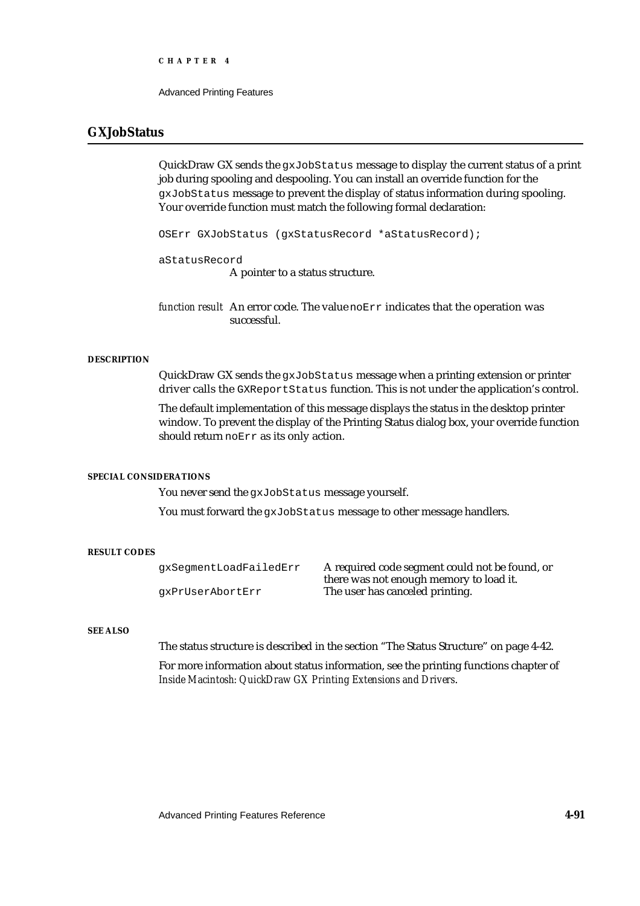## GXJobStatus

QuickDraw GX sends the `gxJobStatus` message to display the current status of a print job during spooling and despooling. You can install an override function for the `gxJobStatus` message to prevent the display of status information during spooling. Your override function must match the following formal declaration:

```
OSErr GXJobStatus (gxStatusRecord *aStatusRecord);
```

`aStatusRecord`
A pointer to a status structure.

*function result* An error code. The value `noErr` indicates that the operation was successful.

#### DESCRIPTION

QuickDraw GX sends the `gxJobStatus` message when a printing extension or printer driver calls the `GXReportStatus` function. This is not under the application's control.

The default implementation of this message displays the status in the desktop printer window. To prevent the display of the Printing Status dialog box, your override function should return `noErr` as its only action.

#### SPECIAL CONSIDERATIONS

You never send the `gxJobStatus` message yourself.

You must forward the `gxJobStatus` message to other message handlers.

#### RESULT CODES

| | |
|---|---|
| `gxSegmentLoadFailedErr` | A required code segment could not be found, or there was not enough memory to load it. |
| `gxPrUserAbortErr` | The user has canceled printing. |

#### SEE ALSO

The status structure is described in the section "The Status Structure" on page 4-42.

For more information about status information, see the printing functions chapter of *Inside Macintosh: QuickDraw GX Printing Extensions and Drivers*.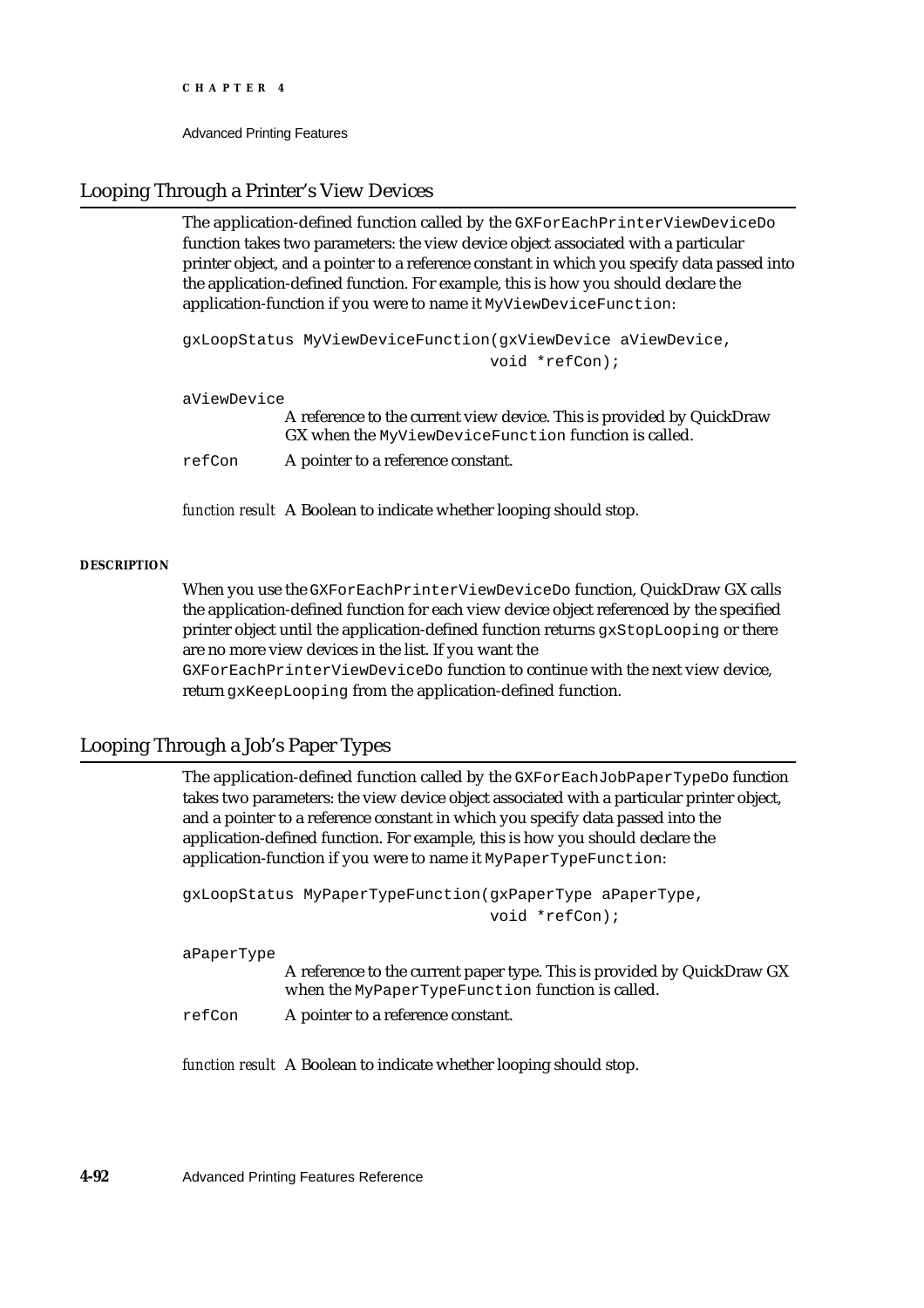## Looping Through a Printer's View Devices

The application-defined function called by the `GXForEachPrinterViewDeviceDo` function takes two parameters: the view device object associated with a particular printer object, and a pointer to a reference constant in which you specify data passed into the application-defined function. For example, this is how you should declare the application-function if you were to name it `MyViewDeviceFunction`:

```
gxLoopStatus MyViewDeviceFunction(gxViewDevice aViewDevice,
                                  void *refCon);
```

`aViewDevice`
: A reference to the current view device. This is provided by QuickDraw GX when the `MyViewDeviceFunction` function is called.

`refCon`
: A pointer to a reference constant.

*function result* A Boolean to indicate whether looping should stop.

**DESCRIPTION**

When you use the `GXForEachPrinterViewDeviceDo` function, QuickDraw GX calls the application-defined function for each view device object referenced by the specified printer object until the application-defined function returns `gxStopLooping` or there are no more view devices in the list. If you want the `GXForEachPrinterViewDeviceDo` function to continue with the next view device, return `gxKeepLooping` from the application-defined function.

## Looping Through a Job's Paper Types

The application-defined function called by the `GXForEachJobPaperTypeDo` function takes two parameters: the view device object associated with a particular printer object, and a pointer to a reference constant in which you specify data passed into the application-defined function. For example, this is how you should declare the application-function if you were to name it `MyPaperTypeFunction`:

```
gxLoopStatus MyPaperTypeFunction(gxPaperType aPaperType,
                                 void *refCon);
```

`aPaperType`
: A reference to the current paper type. This is provided by QuickDraw GX when the `MyPaperTypeFunction` function is called.

`refCon`
: A pointer to a reference constant.

*function result* A Boolean to indicate whether looping should stop.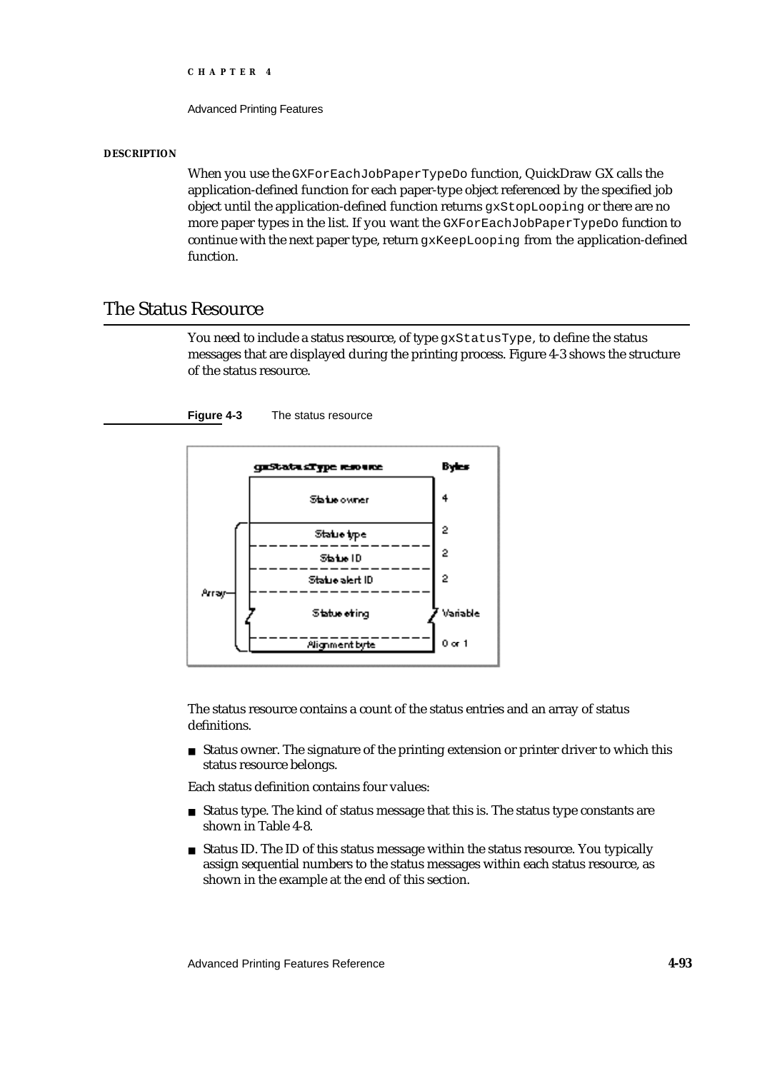**DESCRIPTION**

When you use the `GXForEachJobPaperTypeDo` function, QuickDraw GX calls the application-defined function for each paper-type object referenced by the specified job object until the application-defined function returns `gxStopLooping` or there are no more paper types in the list. If you want the `GXForEachJobPaperTypeDo` function to continue with the next paper type, return `gxKeepLooping` from the application-defined function.

## The Status Resource

You need to include a status resource, of type `gxStatusType`, to define the status messages that are displayed during the printing process. Figure 4-3 shows the structure of the status resource.

**Figure 4-3** The status resource

| gxStatusType resource | Bytes |
|---|---|
| Status owner | 4 |
| Status type (Array) | 2 |
| Status ID (Array) | 2 |
| Status alert ID (Array) | 2 |
| Status string (Array) | Variable |
| Alignment byte (Array) | 0 or 1 |

The status resource contains a count of the status entries and an array of status definitions.

- Status owner. The signature of the printing extension or printer driver to which this status resource belongs.

Each status definition contains four values:

- Status type. The kind of status message that this is. The status type constants are shown in Table 4-8.
- Status ID. The ID of this status message within the status resource. You typically assign sequential numbers to the status messages within each status resource, as shown in the example at the end of this section.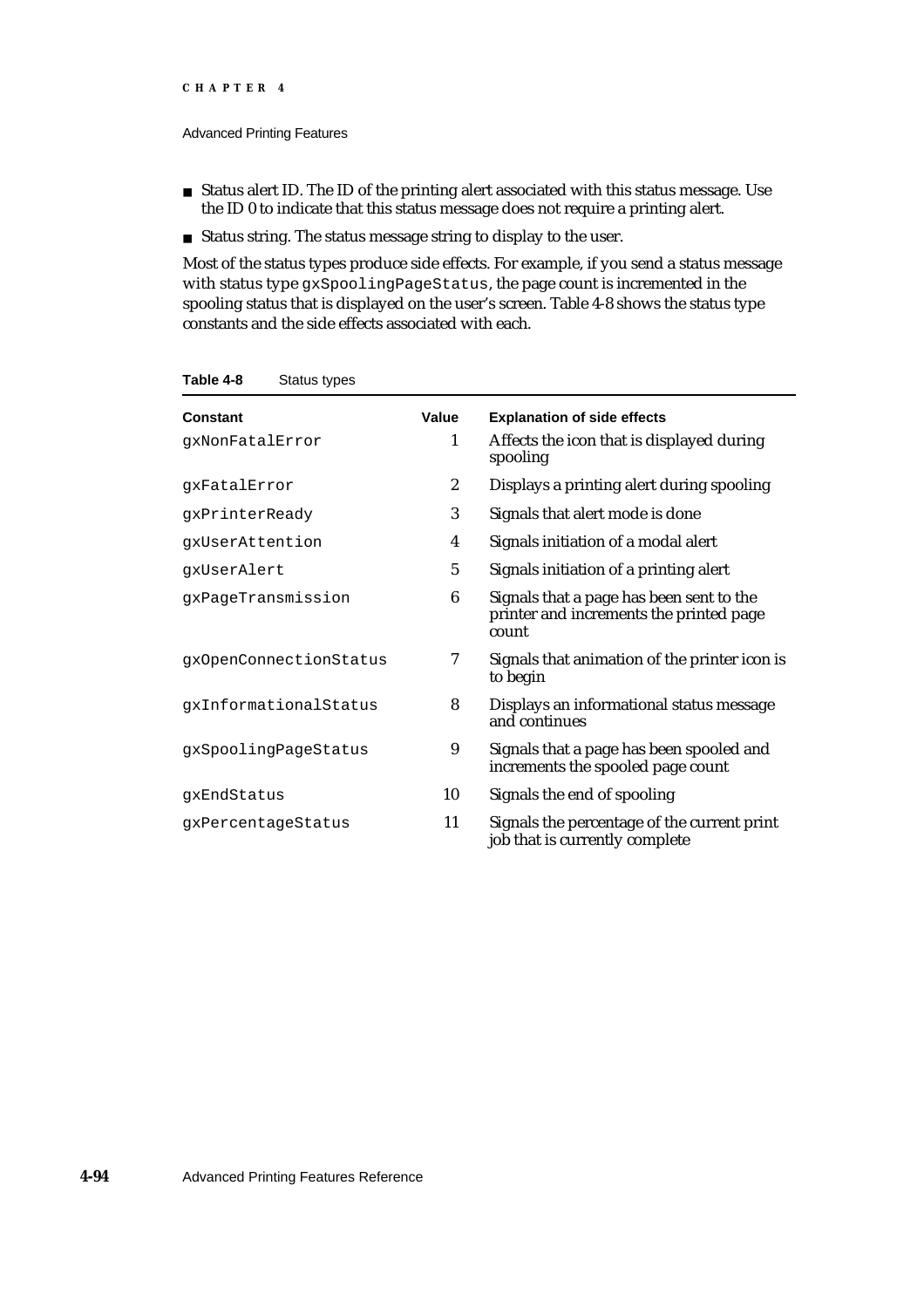- Status alert ID. The ID of the printing alert associated with this status message. Use the ID 0 to indicate that this status message does not require a printing alert.
- Status string. The status message string to display to the user.

Most of the status types produce side effects. For example, if you send a status message with status type `gxSpoolingPageStatus`, the page count is incremented in the spooling status that is displayed on the user's screen. Table 4-8 shows the status type constants and the side effects associated with each.

**Table 4-8** Status types

| Constant | Value | Explanation of side effects |
|---|---|---|
| `gxNonFatalError` | 1 | Affects the icon that is displayed during spooling |
| `gxFatalError` | 2 | Displays a printing alert during spooling |
| `gxPrinterReady` | 3 | Signals that alert mode is done |
| `gxUserAttention` | 4 | Signals initiation of a modal alert |
| `gxUserAlert` | 5 | Signals initiation of a printing alert |
| `gxPageTransmission` | 6 | Signals that a page has been sent to the printer and increments the printed page count |
| `gxOpenConnectionStatus` | 7 | Signals that animation of the printer icon is to begin |
| `gxInformationalStatus` | 8 | Displays an informational status message and continues |
| `gxSpoolingPageStatus` | 9 | Signals that a page has been spooled and increments the spooled page count |
| `gxEndStatus` | 10 | Signals the end of spooling |
| `gxPercentageStatus` | 11 | Signals the percentage of the current print job that is currently complete |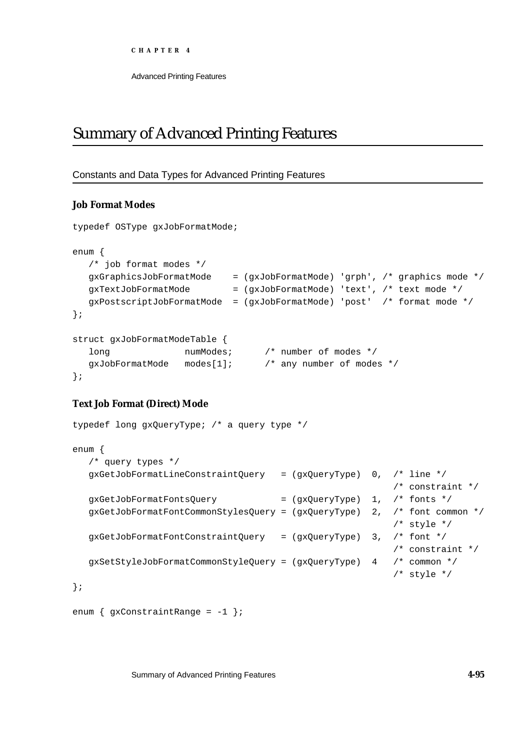# Summary of Advanced Printing Features

## Constants and Data Types for Advanced Printing Features

### Job Format Modes

```
typedef OSType gxJobFormatMode;

enum {
   /* job format modes */
   gxGraphicsJobFormatMode    = (gxJobFormatMode) 'grph', /* graphics mode */
   gxTextJobFormatMode        = (gxJobFormatMode) 'text', /* text mode */
   gxPostscriptJobFormatMode  = (gxJobFormatMode) 'post'  /* format mode */
};

struct gxJobFormatModeTable {
   long             numModes;      /* number of modes */
   gxJobFormatMode  modes[1];      /* any number of modes */
};
```

### Text Job Format (Direct) Mode

```
typedef long gxQueryType; /* a query type */

enum {
   /* query types */
   gxGetJobFormatLineConstraintQuery   = (gxQueryType)  0,  /* line */
                                                            /* constraint */
   gxGetJobFormatFontsQuery            = (gxQueryType)  1,  /* fonts */
   gxGetJobFormatFontCommonStylesQuery = (gxQueryType)  2,  /* font common */
                                                            /* style */
   gxGetJobFormatFontConstraintQuery   = (gxQueryType)  3,  /* font */
                                                            /* constraint */
   gxSetStyleJobFormatCommonStyleQuery = (gxQueryType)  4   /* common */
                                                            /* style */
};

enum { gxConstraintRange = -1 };
```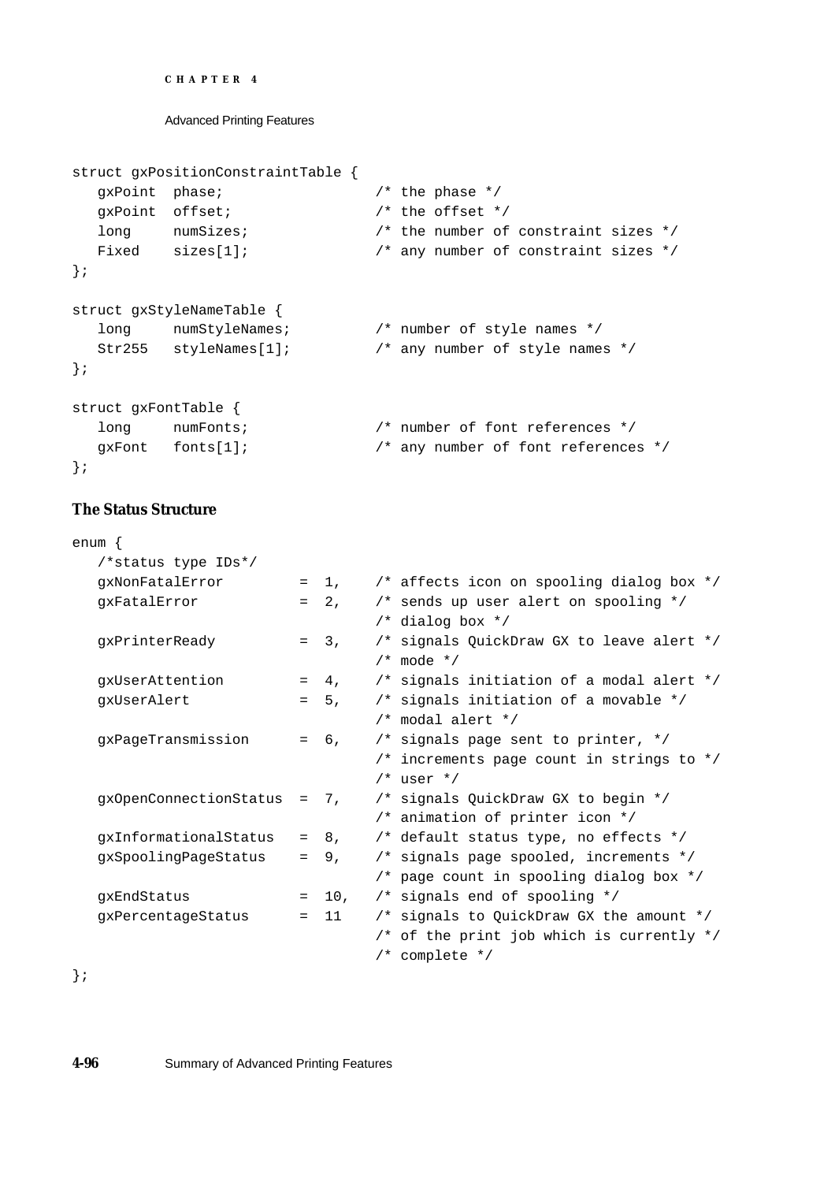```
struct gxPositionConstraintTable {
   gxPoint  phase;                /* the phase */
   gxPoint  offset;               /* the offset */
   long     numSizes;             /* the number of constraint sizes */
   Fixed    sizes[1];             /* any number of constraint sizes */
};

struct gxStyleNameTable {
   long     numStyleNames;        /* number of style names */
   Str255   styleNames[1];        /* any number of style names */
};

struct gxFontTable {
   long     numFonts;             /* number of font references */
   gxFont   fonts[1];             /* any number of font references */
};
```

### The Status Structure

```
enum {
   /*status type IDs*/
   gxNonFatalError        =  1,   /* affects icon on spooling dialog box */
   gxFatalError           =  2,   /* sends up user alert on spooling */
                                  /* dialog box */
   gxPrinterReady         =  3,   /* signals QuickDraw GX to leave alert */
                                  /* mode */
   gxUserAttention        =  4,   /* signals initiation of a modal alert */
   gxUserAlert            =  5,   /* signals initiation of a movable */
                                  /* modal alert */
   gxPageTransmission     =  6,   /* signals page sent to printer, */
                                  /* increments page count in strings to */
                                  /* user */
   gxOpenConnectionStatus =  7,   /* signals QuickDraw GX to begin */
                                  /* animation of printer icon */
   gxInformationalStatus  =  8,   /* default status type, no effects */
   gxSpoolingPageStatus   =  9,   /* signals page spooled, increments */
                                  /* page count in spooling dialog box */
   gxEndStatus            =  10,  /* signals end of spooling */
   gxPercentageStatus     =  11   /* signals to QuickDraw GX the amount */
                                  /* of the print job which is currently */
                                  /* complete */
};
```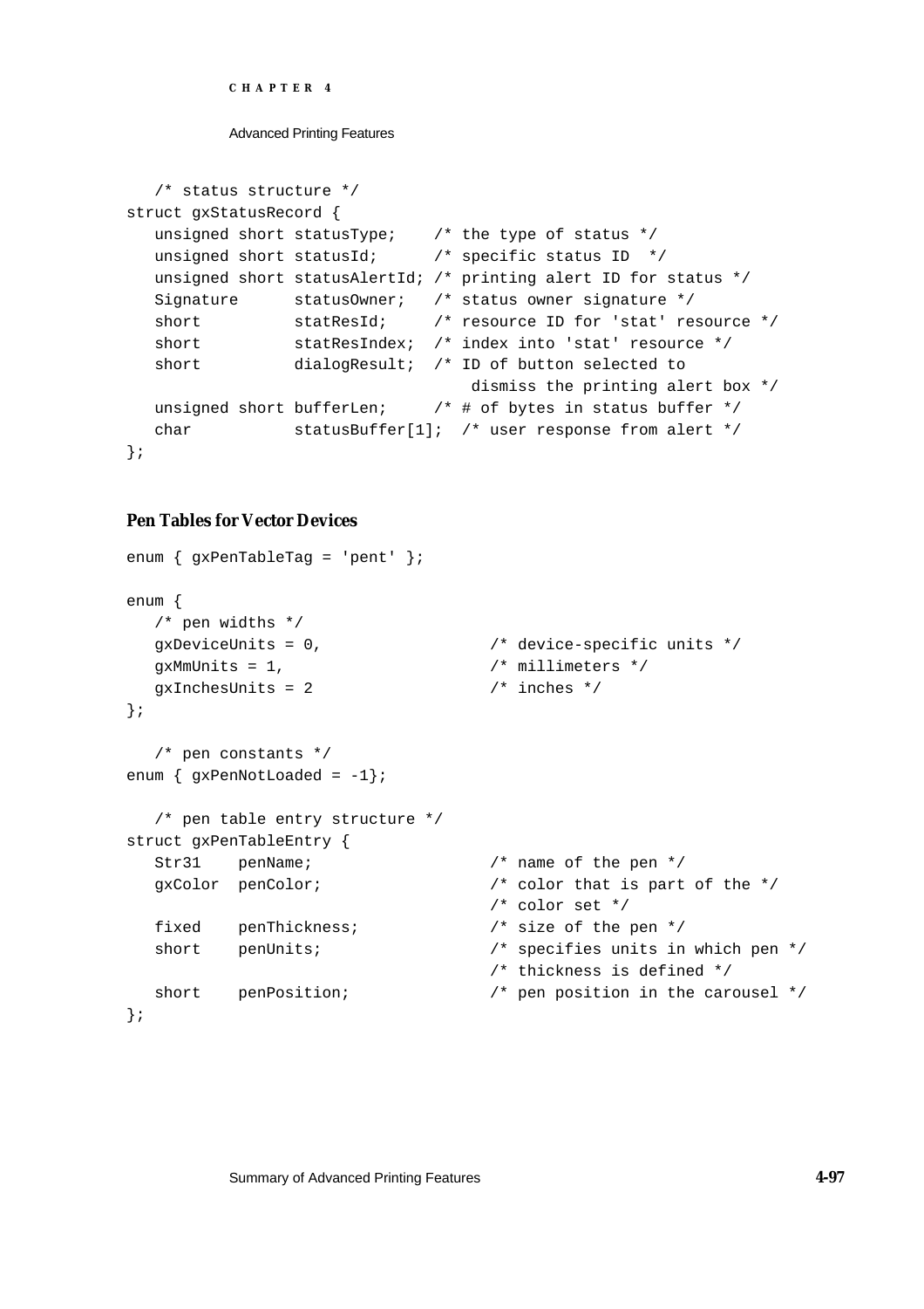```
   /* status structure */
struct gxStatusRecord {
   unsigned short statusType;    /* the type of status */
   unsigned short statusId;      /* specific status ID  */
   unsigned short statusAlertId; /* printing alert ID for status */
   Signature      statusOwner;   /* status owner signature */
   short          statResId;     /* resource ID for 'stat' resource */
   short          statResIndex;  /* index into 'stat' resource */
   short          dialogResult;  /* ID of button selected to 
                                    dismiss the printing alert box */
   unsigned short bufferLen;     /* # of bytes in status buffer */
   char           statusBuffer[1];  /* user response from alert */
};
```

### Pen Tables for Vector Devices

```
enum { gxPenTableTag = 'pent' };

enum {
   /* pen widths */
   gxDeviceUnits = 0,                  /* device-specific units */
   gxMmUnits = 1,                      /* millimeters */
   gxInchesUnits = 2                   /* inches */
};

   /* pen constants */
enum { gxPenNotLoaded = -1};

   /* pen table entry structure */
struct gxPenTableEntry {
   Str31    penName;                   /* name of the pen */
   gxColor  penColor;                  /* color that is part of the */
                                       /* color set */
   fixed    penThickness;              /* size of the pen */
   short    penUnits;                  /* specifies units in which pen */
                                       /* thickness is defined */
   short    penPosition;               /* pen position in the carousel */
};
```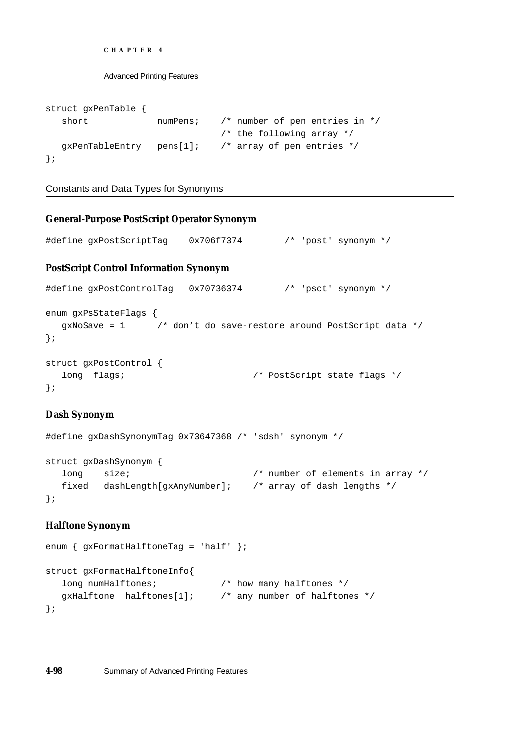```
struct gxPenTable {
   short            numPens;    /* number of pen entries in */
                                /* the following array */
   gxPenTableEntry   pens[1];   /* array of pen entries */
};
```

## Constants and Data Types for Synonyms

### General-Purpose PostScript Operator Synonym

```
#define gxPostScriptTag    0x706f7374        /* 'post' synonym */
```

### PostScript Control Information Synonym

```
#define gxPostControlTag   0x70736374        /* 'psct' synonym */

enum gxPsStateFlags {
   gxNoSave = 1      /* don't do save-restore around PostScript data */
};

struct gxPostControl {
   long  flags;                       /* PostScript state flags */
};
```

### Dash Synonym

```
#define gxDashSynonymTag 0x73647368 /* 'sdsh' synonym */

struct gxDashSynonym {
   long    size;                      /* number of elements in array */
   fixed   dashLength[gxAnyNumber];   /* array of dash lengths */
};
```

### Halftone Synonym

```
enum { gxFormatHalftoneTag = 'half' };

struct gxFormatHalftoneInfo{
   long numHalftones;           /* how many halftones */
   gxHalftone  halftones[1];    /* any number of halftones */
};
```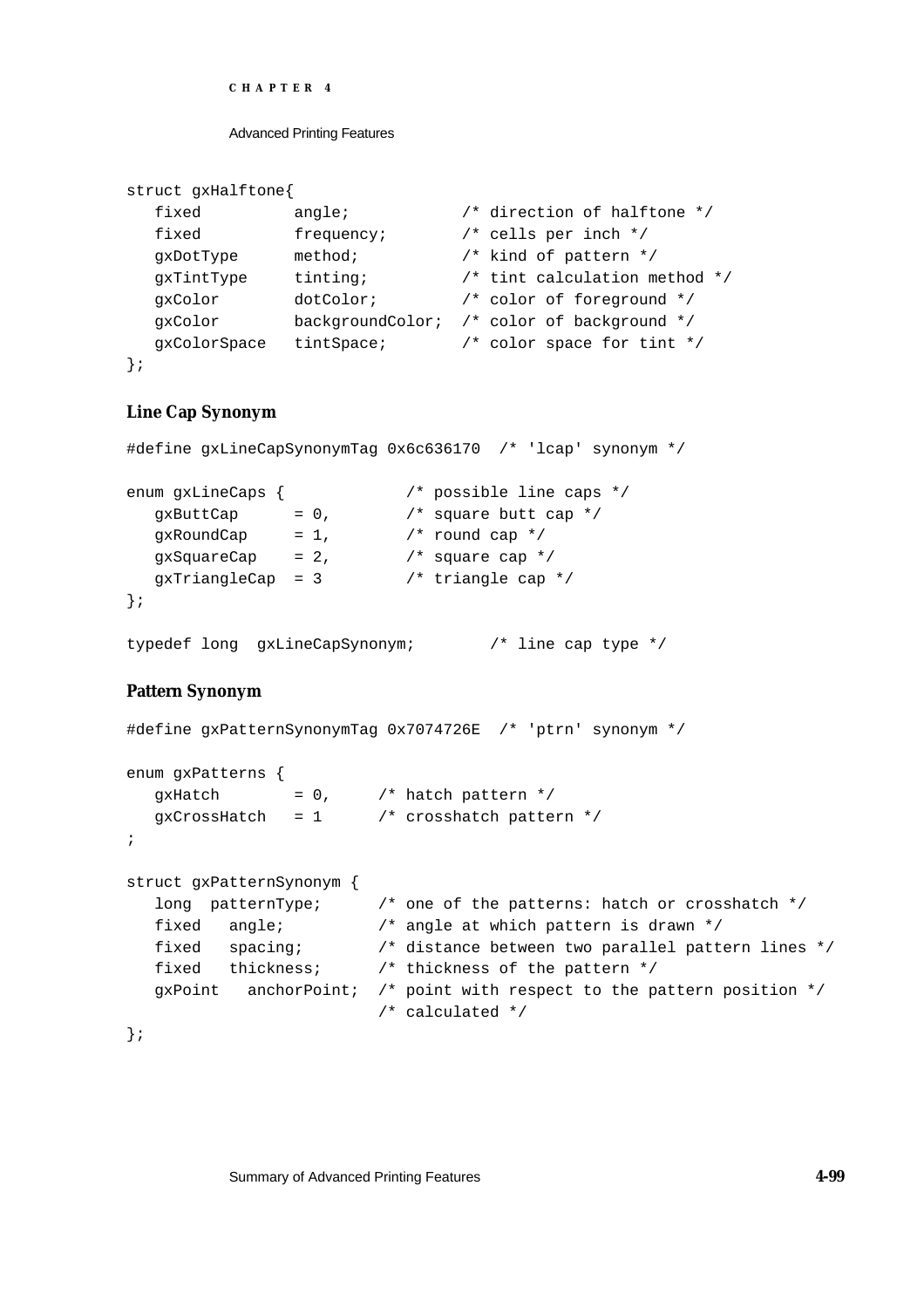```
struct gxHalftone{
   fixed          angle;            /* direction of halftone */
   fixed          frequency;        /* cells per inch */
   gxDotType      method;           /* kind of pattern */
   gxTintType     tinting;          /* tint calculation method */
   gxColor        dotColor;         /* color of foreground */
   gxColor        backgroundColor;  /* color of background */
   gxColorSpace   tintSpace;        /* color space for tint */
};
```

### Line Cap Synonym

```
#define gxLineCapSynonymTag 0x6c636170  /* 'lcap' synonym */

enum gxLineCaps {             /* possible line caps */
   gxButtCap      = 0,        /* square butt cap */
   gxRoundCap     = 1,        /* round cap */
   gxSquareCap    = 2,        /* square cap */
   gxTriangleCap  = 3         /* triangle cap */
};

typedef long  gxLineCapSynonym;        /* line cap type */
```

### Pattern Synonym

```
#define gxPatternSynonymTag 0x7074726E  /* 'ptrn' synonym */

enum gxPatterns {
   gxHatch        = 0,     /* hatch pattern */
   gxCrossHatch   = 1      /* crosshatch pattern */
;

struct gxPatternSynonym {
   long  patternType;      /* one of the patterns: hatch or crosshatch */
   fixed   angle;          /* angle at which pattern is drawn */
   fixed   spacing;        /* distance between two parallel pattern lines */
   fixed   thickness;      /* thickness of the pattern */
   gxPoint   anchorPoint;  /* point with respect to the pattern position */
                           /* calculated */
};
```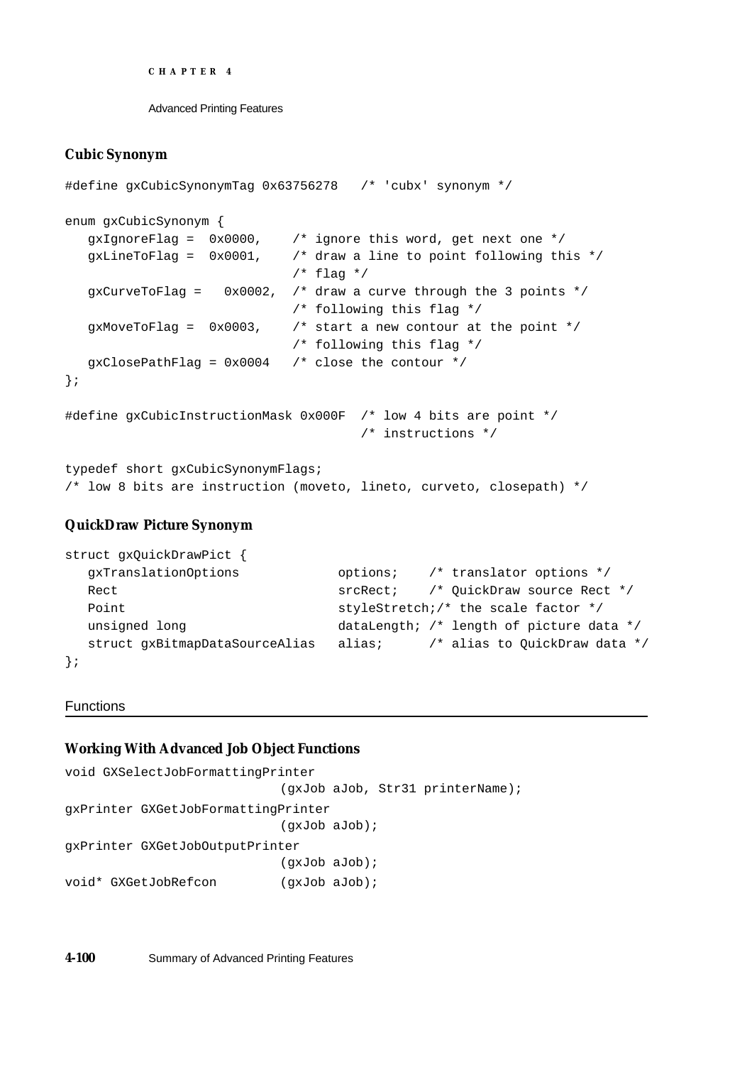### Cubic Synonym

```
#define gxCubicSynonymTag 0x63756278   /* 'cubx' synonym */

enum gxCubicSynonym {
   gxIgnoreFlag =  0x0000,    /* ignore this word, get next one */
   gxLineToFlag =  0x0001,    /* draw a line to point following this */
                              /* flag */
   gxCurveToFlag =   0x0002,  /* draw a curve through the 3 points */
                              /* following this flag */
   gxMoveToFlag =  0x0003,    /* start a new contour at the point */
                              /* following this flag */
   gxClosePathFlag = 0x0004   /* close the contour */
};

#define gxCubicInstructionMask 0x000F  /* low 4 bits are point */
                                       /* instructions */

typedef short gxCubicSynonymFlags;
/* low 8 bits are instruction (moveto, lineto, curveto, closepath) */
```

### QuickDraw Picture Synonym

```
struct gxQuickDrawPict {
   gxTranslationOptions           options;    /* translator options */
   Rect                           srcRect;    /* QuickDraw source Rect */
   Point                          styleStretch;/* the scale factor */
   unsigned long                  dataLength; /* length of picture data */
   struct gxBitmapDataSourceAlias alias;      /* alias to QuickDraw data */
};
```

## Functions

### Working With Advanced Job Object Functions

```
void GXSelectJobFormattingPrinter
                            (gxJob aJob, Str31 printerName);
gxPrinter GXGetJobFormattingPrinter
                            (gxJob aJob);
gxPrinter GXGetJobOutputPrinter
                            (gxJob aJob);
void* GXGetJobRefcon        (gxJob aJob);
```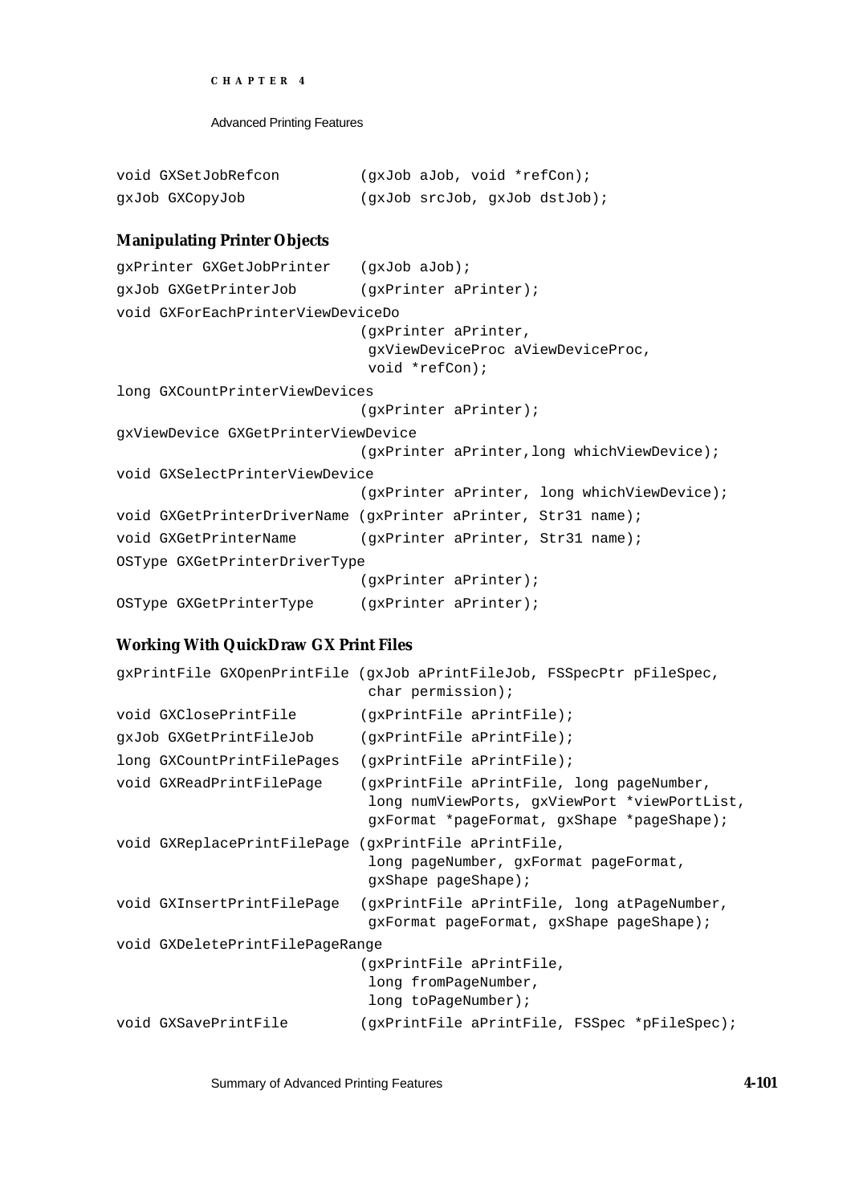```
void GXSetJobRefcon         (gxJob aJob, void *refCon);
gxJob GXCopyJob             (gxJob srcJob, gxJob dstJob);
```

### Manipulating Printer Objects

```
gxPrinter GXGetJobPrinter   (gxJob aJob);
gxJob GXGetPrinterJob       (gxPrinter aPrinter);
void GXForEachPrinterViewDeviceDo
                            (gxPrinter aPrinter,
                             gxViewDeviceProc aViewDeviceProc,
                             void *refCon);
long GXCountPrinterViewDevices
                            (gxPrinter aPrinter);
gxViewDevice GXGetPrinterViewDevice
                            (gxPrinter aPrinter,long whichViewDevice);
void GXSelectPrinterViewDevice
                            (gxPrinter aPrinter, long whichViewDevice);
void GXGetPrinterDriverName (gxPrinter aPrinter, Str31 name);
void GXGetPrinterName       (gxPrinter aPrinter, Str31 name);
OSType GXGetPrinterDriverType
                            (gxPrinter aPrinter);
OSType GXGetPrinterType     (gxPrinter aPrinter);
```

### Working With QuickDraw GX Print Files

```
gxPrintFile GXOpenPrintFile (gxJob aPrintFileJob, FSSpecPtr pFileSpec,
                             char permission);
void GXClosePrintFile       (gxPrintFile aPrintFile);
gxJob GXGetPrintFileJob     (gxPrintFile aPrintFile);
long GXCountPrintFilePages  (gxPrintFile aPrintFile);
void GXReadPrintFilePage    (gxPrintFile aPrintFile, long pageNumber,
                             long numViewPorts, gxViewPort *viewPortList,
                             gxFormat *pageFormat, gxShape *pageShape);
void GXReplacePrintFilePage (gxPrintFile aPrintFile,
                             long pageNumber, gxFormat pageFormat,
                             gxShape pageShape);
void GXInsertPrintFilePage  (gxPrintFile aPrintFile, long atPageNumber,
                             gxFormat pageFormat, gxShape pageShape);
void GXDeletePrintFilePageRange
                            (gxPrintFile aPrintFile,
                             long fromPageNumber,
                             long toPageNumber);
void GXSavePrintFile        (gxPrintFile aPrintFile, FSSpec *pFileSpec);
```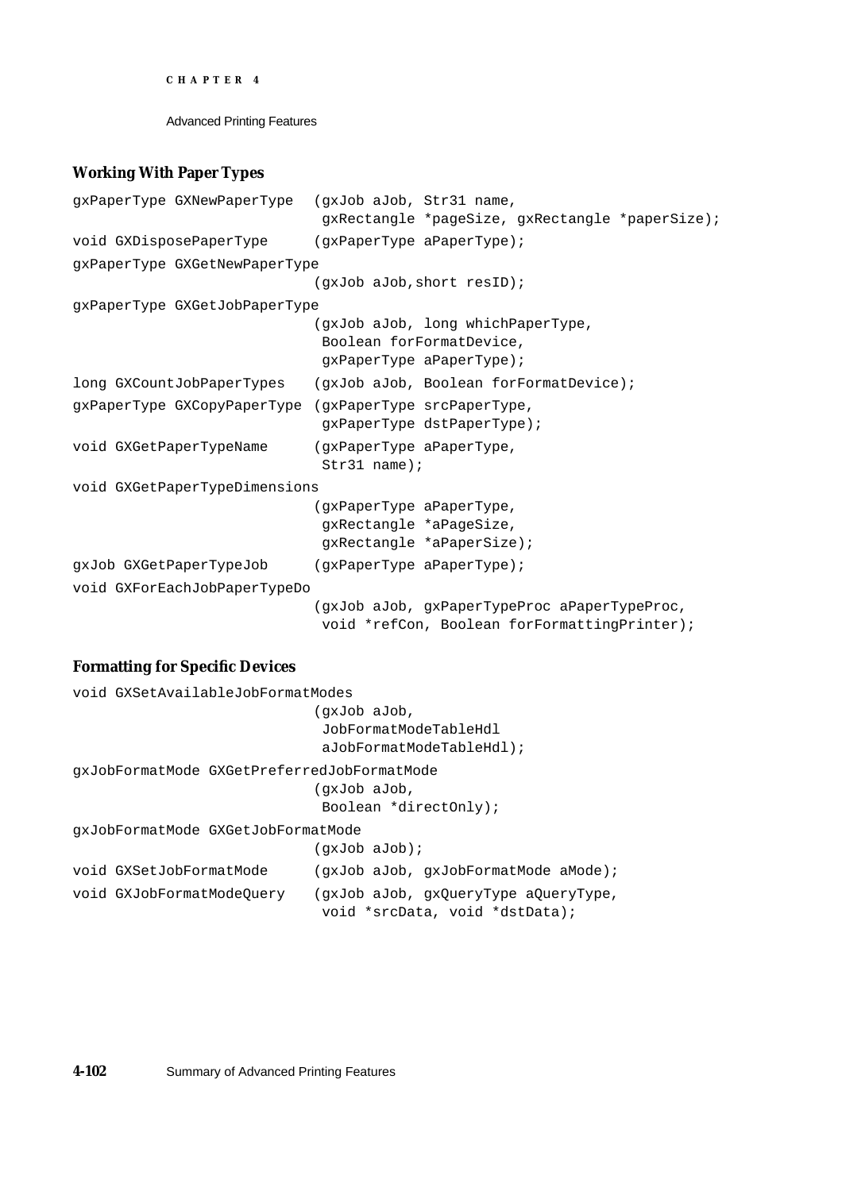### Working With Paper Types

```
gxPaperType GXNewPaperType  (gxJob aJob, Str31 name,
                             gxRectangle *pageSize, gxRectangle *paperSize);
void GXDisposePaperType     (gxPaperType aPaperType);
gxPaperType GXGetNewPaperType
                            (gxJob aJob,short resID);
gxPaperType GXGetJobPaperType
                            (gxJob aJob, long whichPaperType,
                             Boolean forFormatDevice,
                             gxPaperType aPaperType);
long GXCountJobPaperTypes   (gxJob aJob, Boolean forFormatDevice);
gxPaperType GXCopyPaperType (gxPaperType srcPaperType,
                             gxPaperType dstPaperType);
void GXGetPaperTypeName     (gxPaperType aPaperType,
                             Str31 name);
void GXGetPaperTypeDimensions
                            (gxPaperType aPaperType,
                             gxRectangle *aPageSize,
                             gxRectangle *aPaperSize);
gxJob GXGetPaperTypeJob     (gxPaperType aPaperType);
void GXForEachJobPaperTypeDo
                            (gxJob aJob, gxPaperTypeProc aPaperTypeProc,
                             void *refCon, Boolean forFormattingPrinter);
```

### Formatting for Specific Devices

```
void GXSetAvailableJobFormatModes
                            (gxJob aJob,
                             JobFormatModeTableHdl
                             aJobFormatModeTableHdl);
gxJobFormatMode GXGetPreferredJobFormatMode
                            (gxJob aJob,
                             Boolean *directOnly);
gxJobFormatMode GXGetJobFormatMode
                            (gxJob aJob);
void GXSetJobFormatMode     (gxJob aJob, gxJobFormatMode aMode);
void GXJobFormatModeQuery   (gxJob aJob, gxQueryType aQueryType,
                             void *srcData, void *dstData);
```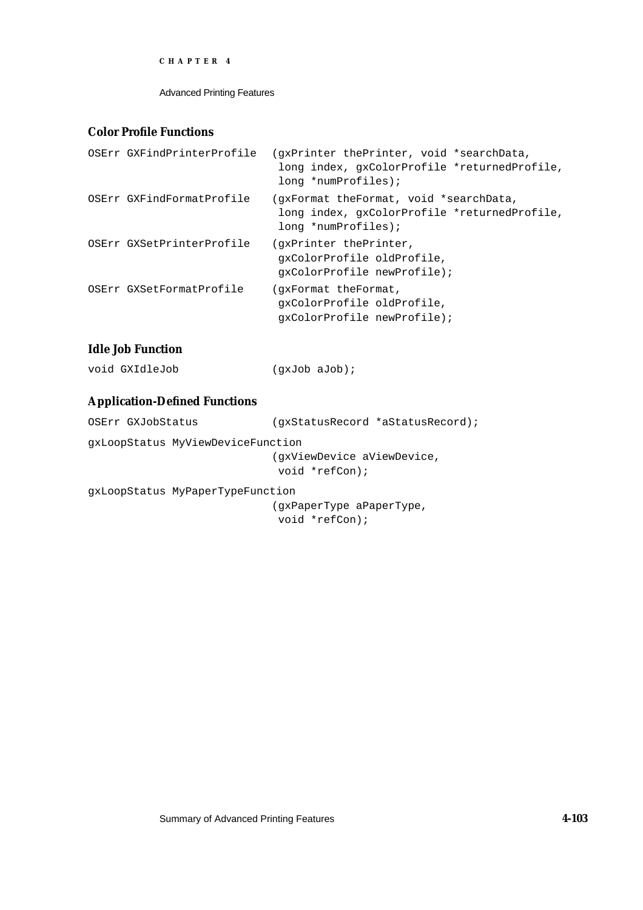### Color Profile Functions

```
OSErr GXFindPrinterProfile  (gxPrinter thePrinter, void *searchData,
                             long index, gxColorProfile *returnedProfile,
                             long *numProfiles);
OSErr GXFindFormatProfile   (gxFormat theFormat, void *searchData,
                             long index, gxColorProfile *returnedProfile,
                             long *numProfiles);
OSErr GXSetPrinterProfile   (gxPrinter thePrinter,
                             gxColorProfile oldProfile,
                             gxColorProfile newProfile);
OSErr GXSetFormatProfile    (gxFormat theFormat,
                             gxColorProfile oldProfile,
                             gxColorProfile newProfile);
```

### Idle Job Function

```
void GXIdleJob              (gxJob aJob);
```

### Application-Defined Functions

```
OSErr GXJobStatus           (gxStatusRecord *aStatusRecord);
gxLoopStatus MyViewDeviceFunction
                            (gxViewDevice aViewDevice,
                             void *refCon);
gxLoopStatus MyPaperTypeFunction
                            (gxPaperType aPaperType,
                             void *refCon);
```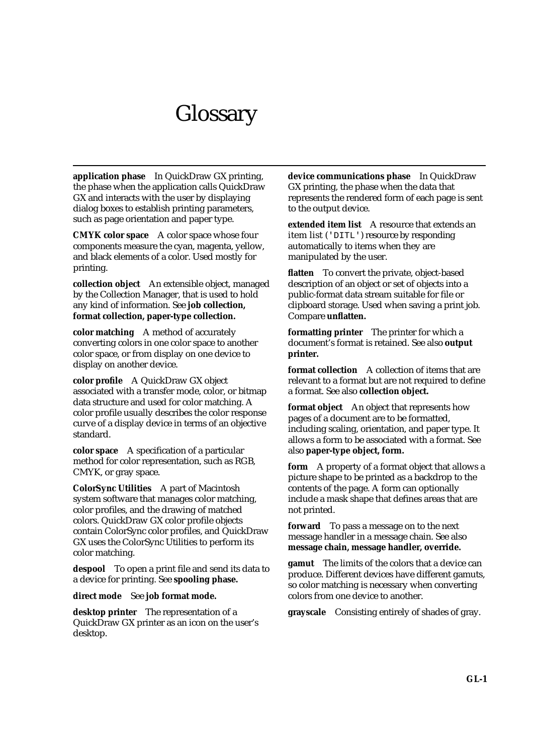# Glossary

**application phase** In QuickDraw GX printing, the phase when the application calls QuickDraw GX and interacts with the user by displaying dialog boxes to establish printing parameters, such as page orientation and paper type.

**CMYK color space** A color space whose four components measure the cyan, magenta, yellow, and black elements of a color. Used mostly for printing.

**collection object** An extensible object, managed by the Collection Manager, that is used to hold any kind of information. See **job collection, format collection, paper-type collection.**

**color matching** A method of accurately converting colors in one color space to another color space, or from display on one device to display on another device.

**color profile** A QuickDraw GX object associated with a transfer mode, color, or bitmap data structure and used for color matching. A color profile usually describes the color response curve of a display device in terms of an objective standard.

**color space** A specification of a particular method for color representation, such as RGB, CMYK, or gray space.

**ColorSync Utilities** A part of Macintosh system software that manages color matching, color profiles, and the drawing of matched colors. QuickDraw GX color profile objects contain ColorSync color profiles, and QuickDraw GX uses the ColorSync Utilities to perform its color matching.

**despool** To open a print file and send its data to a device for printing. See **spooling phase.**

**direct mode** See **job format mode.**

**desktop printer** The representation of a QuickDraw GX printer as an icon on the user's desktop.

**device communications phase** In QuickDraw GX printing, the phase when the data that represents the rendered form of each page is sent to the output device.

**extended item list** A resource that extends an item list (`'DITL'`) resource by responding automatically to items when they are manipulated by the user.

**flatten** To convert the private, object-based description of an object or set of objects into a public-format data stream suitable for file or clipboard storage. Used when saving a print job. Compare **unflatten.**

**formatting printer** The printer for which a document's format is retained. See also **output printer.**

**format collection** A collection of items that are relevant to a format but are not required to define a format. See also **collection object.**

**format object** An object that represents how pages of a document are to be formatted, including scaling, orientation, and paper type. It allows a form to be associated with a format. See also **paper-type object, form.**

**form** A property of a format object that allows a picture shape to be printed as a backdrop to the contents of the page. A form can optionally include a mask shape that defines areas that are not printed.

**forward** To pass a message on to the next message handler in a message chain. See also **message chain, message handler, override.**

**gamut** The limits of the colors that a device can produce. Different devices have different gamuts, so color matching is necessary when converting colors from one device to another.

**grayscale** Consisting entirely of shades of gray.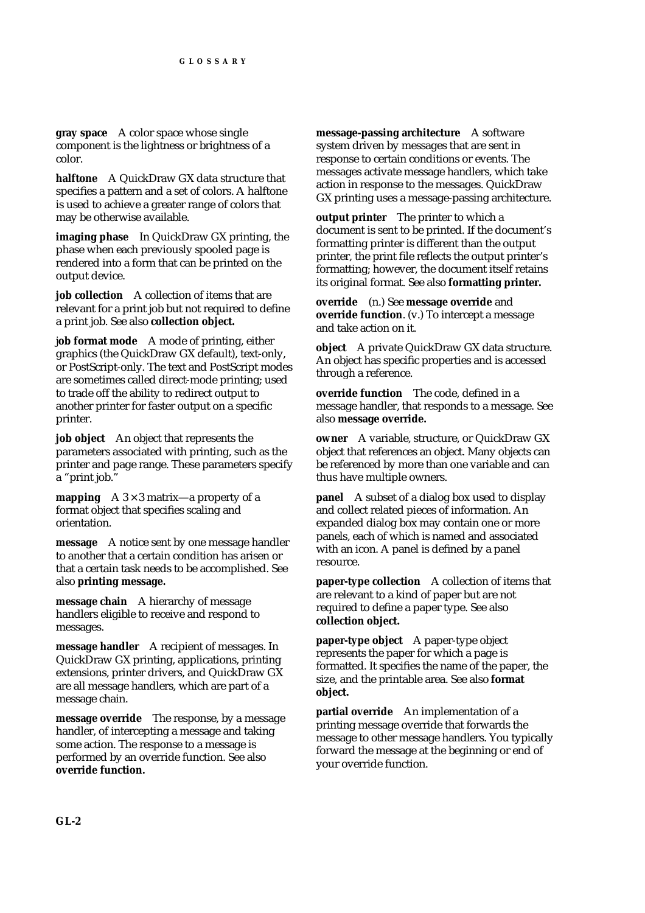**gray space** A color space whose single component is the lightness or brightness of a color.

**halftone** A QuickDraw GX data structure that specifies a pattern and a set of colors. A halftone is used to achieve a greater range of colors that may be otherwise available.

**imaging phase** In QuickDraw GX printing, the phase when each previously spooled page is rendered into a form that can be printed on the output device.

**job collection** A collection of items that are relevant for a print job but not required to define a print job. See also **collection object.**

**job format mode** A mode of printing, either graphics (the QuickDraw GX default), text-only, or PostScript-only. The text and PostScript modes are sometimes called direct-mode printing; used to trade off the ability to redirect output to another printer for faster output on a specific printer.

**job object** An object that represents the parameters associated with printing, such as the printer and page range. These parameters specify a "print job."

**mapping** A $3 \times 3$ matrix—a property of a format object that specifies scaling and orientation.

**message** A notice sent by one message handler to another that a certain condition has arisen or that a certain task needs to be accomplished. See also **printing message.**

**message chain** A hierarchy of message handlers eligible to receive and respond to messages.

**message handler** A recipient of messages. In QuickDraw GX printing, applications, printing extensions, printer drivers, and QuickDraw GX are all message handlers, which are part of a message chain.

**message override** The response, by a message handler, of intercepting a message and taking some action. The response to a message is performed by an override function. See also **override function.**

**message-passing architecture** A software system driven by messages that are sent in response to certain conditions or events. The messages activate message handlers, which take action in response to the messages. QuickDraw GX printing uses a message-passing architecture.

**output printer** The printer to which a document is sent to be printed. If the document's formatting printer is different than the output printer, the print file reflects the output printer's formatting; however, the document itself retains its original format. See also **formatting printer.**

**override** (n.) See **message override** and **override function**. (v.) To intercept a message and take action on it.

**object** A private QuickDraw GX data structure. An object has specific properties and is accessed through a reference.

**override function** The code, defined in a message handler, that responds to a message. See also **message override.**

**owner** A variable, structure, or QuickDraw GX object that references an object. Many objects can be referenced by more than one variable and can thus have multiple owners.

**panel** A subset of a dialog box used to display and collect related pieces of information. An expanded dialog box may contain one or more panels, each of which is named and associated with an icon. A panel is defined by a panel resource.

**paper-type collection** A collection of items that are relevant to a kind of paper but are not required to define a paper type. See also **collection object.**

**paper-type object** A paper-type object represents the paper for which a page is formatted. It specifies the name of the paper, the size, and the printable area. See also **format object.**

**partial override** An implementation of a printing message override that forwards the message to other message handlers. You typically forward the message at the beginning or end of your override function.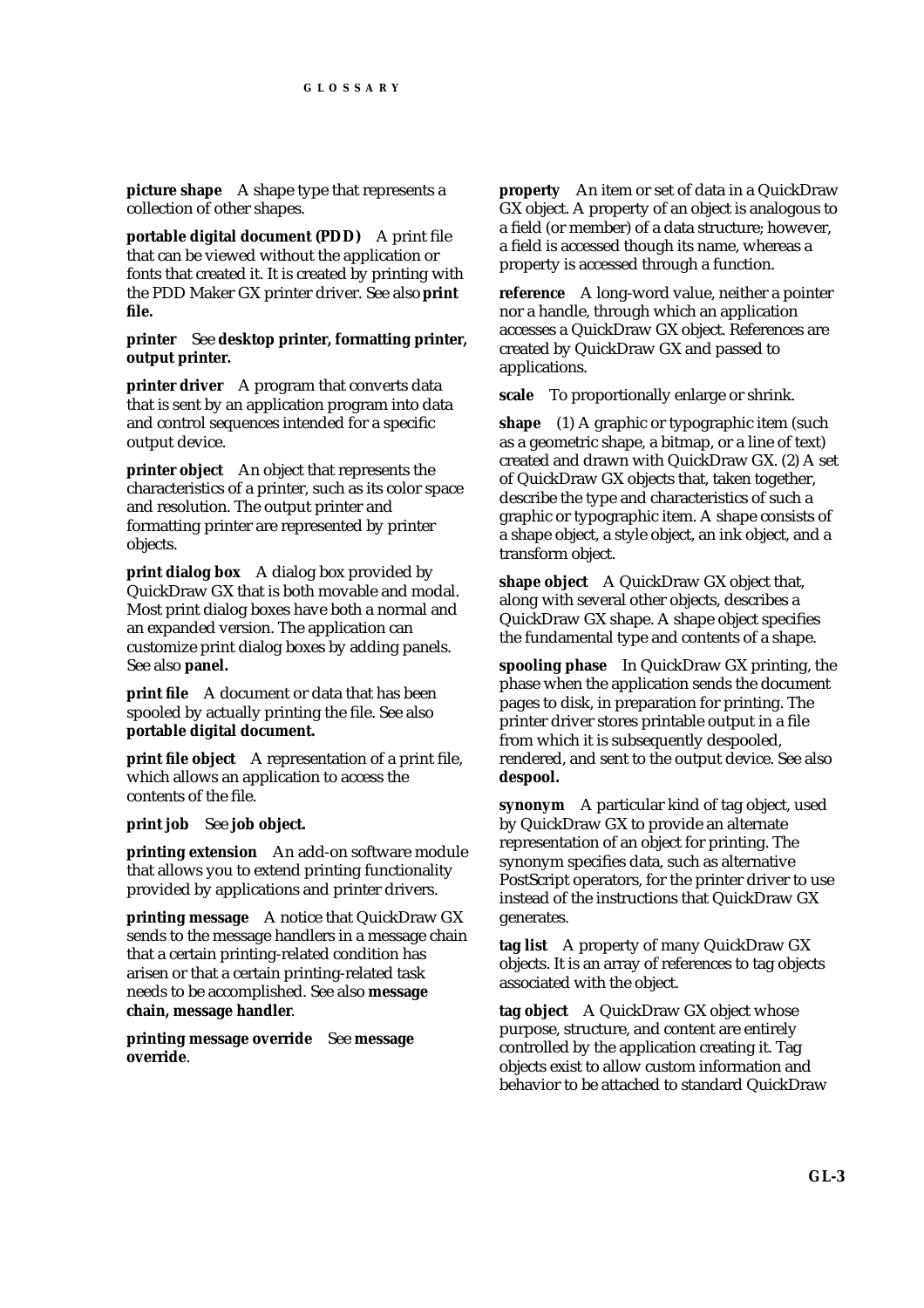**picture shape** A shape type that represents a collection of other shapes.

**portable digital document (PDD)** A print file that can be viewed without the application or fonts that created it. It is created by printing with the PDD Maker GX printer driver. See also **print file.**

**printer** See **desktop printer, formatting printer, output printer.**

**printer driver** A program that converts data that is sent by an application program into data and control sequences intended for a specific output device.

**printer object** An object that represents the characteristics of a printer, such as its color space and resolution. The output printer and formatting printer are represented by printer objects.

**print dialog box** A dialog box provided by QuickDraw GX that is both movable and modal. Most print dialog boxes have both a normal and an expanded version. The application can customize print dialog boxes by adding panels. See also **panel.**

**print file** A document or data that has been spooled by actually printing the file. See also **portable digital document.**

**print file object** A representation of a print file, which allows an application to access the contents of the file.

**print job** See **job object.**

**printing extension** An add-on software module that allows you to extend printing functionality provided by applications and printer drivers.

**printing message** A notice that QuickDraw GX sends to the message handlers in a message chain that a certain printing-related condition has arisen or that a certain printing-related task needs to be accomplished. See also **message chain, message handler**.

**printing message override** See **message override**.

**property** An item or set of data in a QuickDraw GX object. A property of an object is analogous to a field (or member) of a data structure; however, a field is accessed though its name, whereas a property is accessed through a function.

**reference** A long-word value, neither a pointer nor a handle, through which an application accesses a QuickDraw GX object. References are created by QuickDraw GX and passed to applications.

**scale** To proportionally enlarge or shrink.

**shape** (1) A graphic or typographic item (such as a geometric shape, a bitmap, or a line of text) created and drawn with QuickDraw GX. (2) A set of QuickDraw GX objects that, taken together, describe the type and characteristics of such a graphic or typographic item. A shape consists of a shape object, a style object, an ink object, and a transform object.

**shape object** A QuickDraw GX object that, along with several other objects, describes a QuickDraw GX shape. A shape object specifies the fundamental type and contents of a shape.

**spooling phase** In QuickDraw GX printing, the phase when the application sends the document pages to disk, in preparation for printing. The printer driver stores printable output in a file from which it is subsequently despooled, rendered, and sent to the output device. See also **despool.**

**synonym** A particular kind of tag object, used by QuickDraw GX to provide an alternate representation of an object for printing. The synonym specifies data, such as alternative PostScript operators, for the printer driver to use instead of the instructions that QuickDraw GX generates.

**tag list** A property of many QuickDraw GX objects. It is an array of references to tag objects associated with the object.

**tag object** A QuickDraw GX object whose purpose, structure, and content are entirely controlled by the application creating it. Tag objects exist to allow custom information and behavior to be attached to standard QuickDraw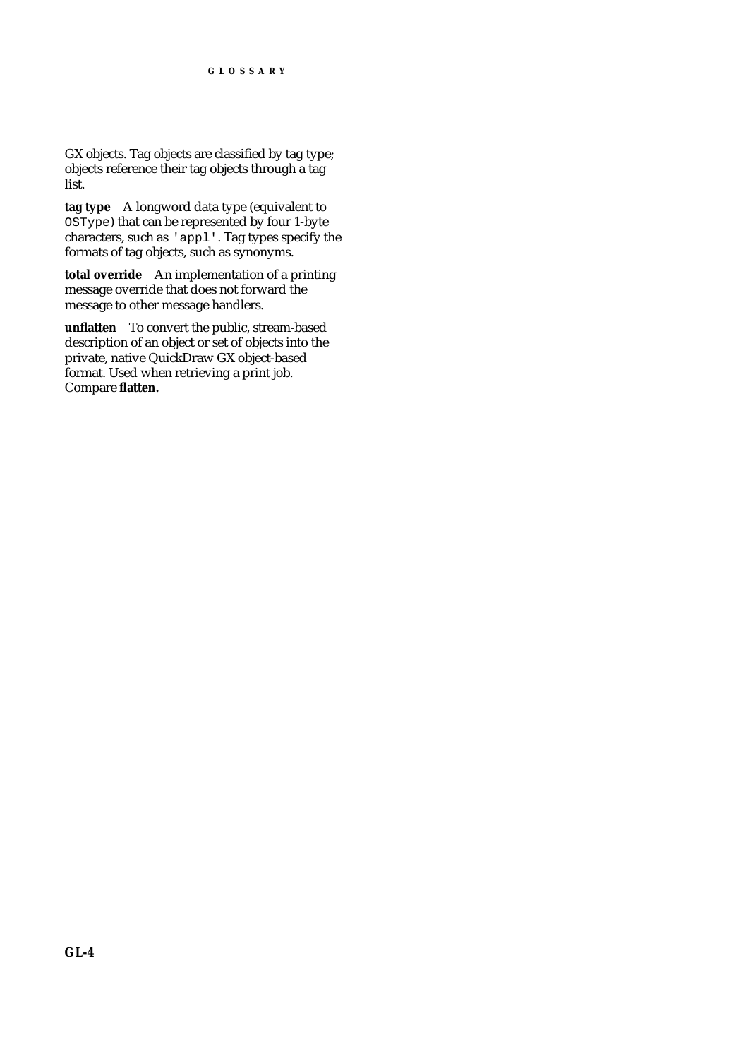GX objects. Tag objects are classified by tag type; objects reference their tag objects through a tag list.

**tag type** A longword data type (equivalent to `OSType`) that can be represented by four 1-byte characters, such as `'appl'`. Tag types specify the formats of tag objects, such as synonyms.

**total override** An implementation of a printing message override that does not forward the message to other message handlers.

**unflatten** To convert the public, stream-based description of an object or set of objects into the private, native QuickDraw GX object-based format. Used when retrieving a print job. Compare **flatten.**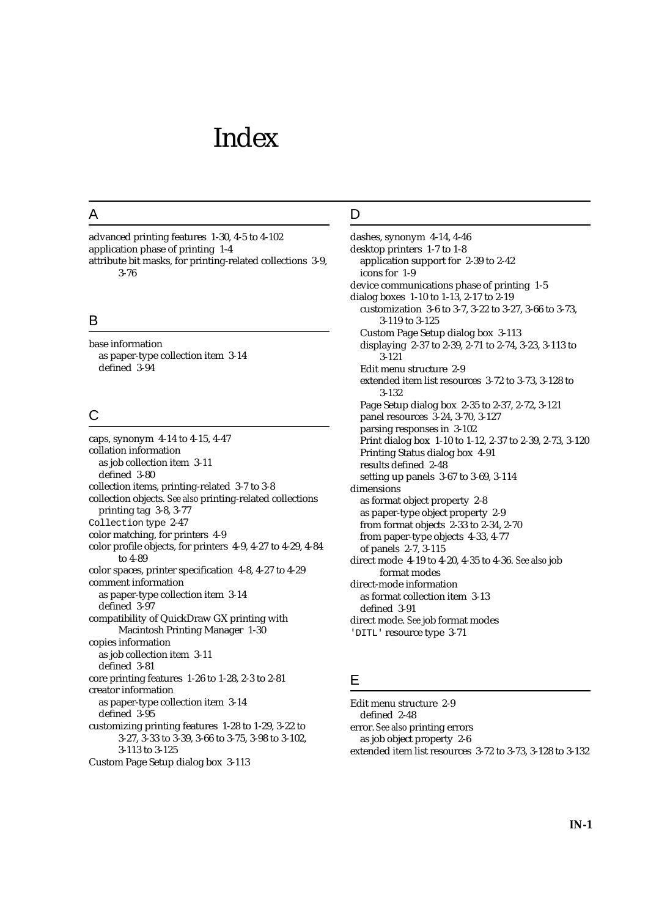# Index

## A

advanced printing features 1-30, 4-5 to 4-102
application phase of printing 1-4
attribute bit masks, for printing-related collections 3-9, 3-76

## B

base information
  as paper-type collection item 3-14
  defined 3-94

## C

caps, synonym 4-14 to 4-15, 4-47
collation information
  as job collection item 3-11
  defined 3-80
collection items, printing-related 3-7 to 3-8
collection objects. *See also* printing-related collections
  printing tag 3-8, 3-77
`Collection` type 2-47
color matching, for printers 4-9
color profile objects, for printers 4-9, 4-27 to 4-29, 4-84 to 4-89
color spaces, printer specification 4-8, 4-27 to 4-29
comment information
  as paper-type collection item 3-14
  defined 3-97
compatibility of QuickDraw GX printing with Macintosh Printing Manager 1-30
copies information
  as job collection item 3-11
  defined 3-81
core printing features 1-26 to 1-28, 2-3 to 2-81
creator information
  as paper-type collection item 3-14
  defined 3-95
customizing printing features 1-28 to 1-29, 3-22 to 3-27, 3-33 to 3-39, 3-66 to 3-75, 3-98 to 3-102, 3-113 to 3-125
Custom Page Setup dialog box 3-113

## D

dashes, synonym 4-14, 4-46
desktop printers 1-7 to 1-8
  application support for 2-39 to 2-42
  icons for 1-9
device communications phase of printing 1-5
dialog boxes 1-10 to 1-13, 2-17 to 2-19
  customization 3-6 to 3-7, 3-22 to 3-27, 3-66 to 3-73, 3-119 to 3-125
  Custom Page Setup dialog box 3-113
  displaying 2-37 to 2-39, 2-71 to 2-74, 3-23, 3-113 to 3-121
  Edit menu structure 2-9
  extended item list resources 3-72 to 3-73, 3-128 to 3-132
  Page Setup dialog box 2-35 to 2-37, 2-72, 3-121
  panel resources 3-24, 3-70, 3-127
  parsing responses in 3-102
  Print dialog box 1-10 to 1-12, 2-37 to 2-39, 2-73, 3-120
  Printing Status dialog box 4-91
  results defined 2-48
  setting up panels 3-67 to 3-69, 3-114
dimensions
  as format object property 2-8
  as paper-type object property 2-9
  from format objects 2-33 to 2-34, 2-70
  from paper-type objects 4-33, 4-77
  of panels 2-7, 3-115
direct mode 4-19 to 4-20, 4-35 to 4-36. *See also* job format modes
direct-mode information
  as format collection item 3-13
  defined 3-91
direct mode. *See* job format modes
`'DITL'` resource type 3-71

## E

Edit menu structure 2-9
  defined 2-48
error. *See also* printing errors
  as job object property 2-6
extended item list resources 3-72 to 3-73, 3-128 to 3-132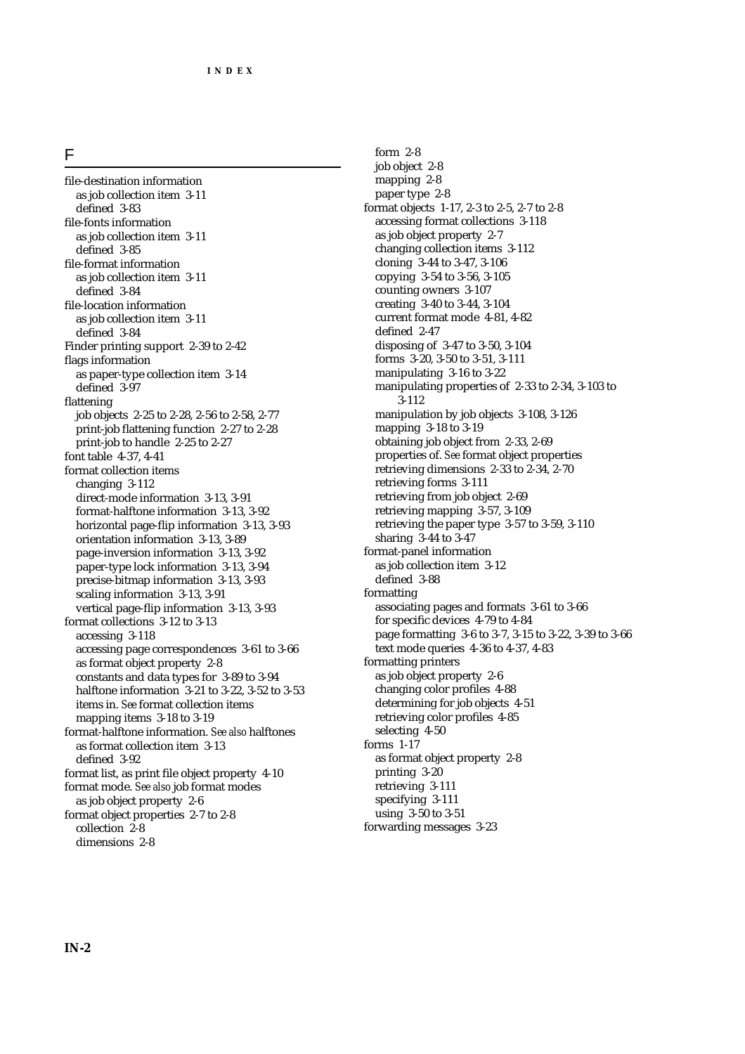## F

file-destination information
  as job collection item 3-11
  defined 3-83
file-fonts information
  as job collection item 3-11
  defined 3-85
file-format information
  as job collection item 3-11
  defined 3-84
file-location information
  as job collection item 3-11
  defined 3-84
Finder printing support 2-39 to 2-42
flags information
  as paper-type collection item 3-14
  defined 3-97
flattening
  job objects 2-25 to 2-28, 2-56 to 2-58, 2-77
  print-job flattening function 2-27 to 2-28
  print-job to handle 2-25 to 2-27
font table 4-37, 4-41
format collection items
  changing 3-112
  direct-mode information 3-13, 3-91
  format-halftone information 3-13, 3-92
  horizontal page-flip information 3-13, 3-93
  orientation information 3-13, 3-89
  page-inversion information 3-13, 3-92
  paper-type lock information 3-13, 3-94
  precise-bitmap information 3-13, 3-93
  scaling information 3-13, 3-91
  vertical page-flip information 3-13, 3-93
format collections 3-12 to 3-13
  accessing 3-118
  accessing page correspondences 3-61 to 3-66
  as format object property 2-8
  constants and data types for 3-89 to 3-94
  halftone information 3-21 to 3-22, 3-52 to 3-53
  items in. *See* format collection items
  mapping items 3-18 to 3-19
format-halftone information. *See also* halftones
  as format collection item 3-13
  defined 3-92
format list, as print file object property 4-10
format mode. *See also* job format modes
  as job object property 2-6
format object properties 2-7 to 2-8
  collection 2-8
  dimensions 2-8
  form 2-8
  job object 2-8
  mapping 2-8
  paper type 2-8
format objects 1-17, 2-3 to 2-5, 2-7 to 2-8
  accessing format collections 3-118
  as job object property 2-7
  changing collection items 3-112
  cloning 3-44 to 3-47, 3-106
  copying 3-54 to 3-56, 3-105
  counting owners 3-107
  creating 3-40 to 3-44, 3-104
  current format mode 4-81, 4-82
  defined 2-47
  disposing of 3-47 to 3-50, 3-104
  forms 3-20, 3-50 to 3-51, 3-111
  manipulating 3-16 to 3-22
  manipulating properties of 2-33 to 2-34, 3-103 to 3-112
  manipulation by job objects 3-108, 3-126
  mapping 3-18 to 3-19
  obtaining job object from 2-33, 2-69
  properties of. *See* format object properties
  retrieving dimensions 2-33 to 2-34, 2-70
  retrieving forms 3-111
  retrieving from job object 2-69
  retrieving mapping 3-57, 3-109
  retrieving the paper type 3-57 to 3-59, 3-110
  sharing 3-44 to 3-47
format-panel information
  as job collection item 3-12
  defined 3-88
formatting
  associating pages and formats 3-61 to 3-66
  for specific devices 4-79 to 4-84
  page formatting 3-6 to 3-7, 3-15 to 3-22, 3-39 to 3-66
  text mode queries 4-36 to 4-37, 4-83
formatting printers
  as job object property 2-6
  changing color profiles 4-88
  determining for job objects 4-51
  retrieving color profiles 4-85
  selecting 4-50
forms 1-17
  as format object property 2-8
  printing 3-20
  retrieving 3-111
  specifying 3-111
  using 3-50 to 3-51
forwarding messages 3-23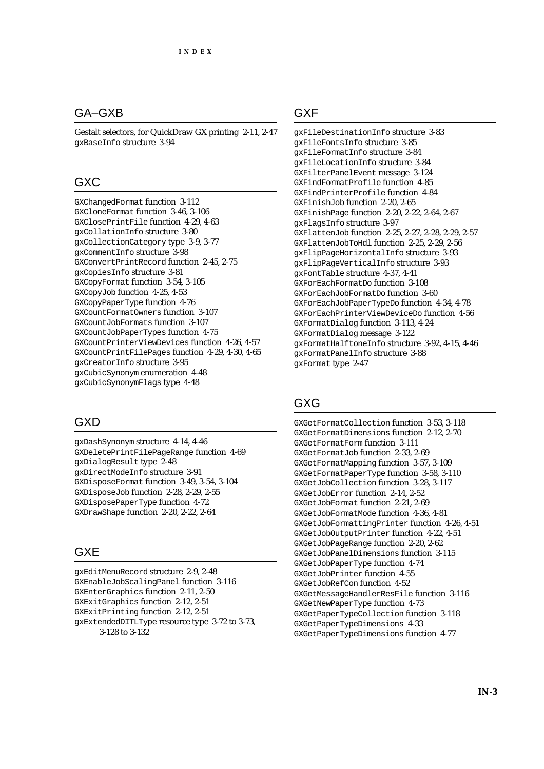## GA–GXB

Gestalt selectors, for QuickDraw GX printing 2-11, 2-47
gxBaseInfo structure 3-94

## GXC

GXChangedFormat function 3-112
GXCloneFormat function 3-46, 3-106
GXClosePrintFile function 4-29, 4-63
gxCollationInfo structure 3-80
gxCollectionCategory type 3-9, 3-77
gxCommentInfo structure 3-98
GXConvertPrintRecord function 2-45, 2-75
gxCopiesInfo structure 3-81
GXCopyFormat function 3-54, 3-105
GXCopyJob function 4-25, 4-53
GXCopyPaperType function 4-76
GXCountFormatOwners function 3-107
GXCountJobFormats function 3-107
GXCountJobPaperTypes function 4-75
GXCountPrinterViewDevices function 4-26, 4-57
GXCountPrintFilePages function 4-29, 4-30, 4-65
gxCreatorInfo structure 3-95
gxCubicSynonym enumeration 4-48
gxCubicSynonymFlags type 4-48

## GXD

gxDashSynonym structure 4-14, 4-46
GXDeletePrintFilePageRange function 4-69
gxDialogResult type 2-48
gxDirectModeInfo structure 3-91
GXDisposeFormat function 3-49, 3-54, 3-104
GXDisposeJob function 2-28, 2-29, 2-55
GXDisposePaperType function 4-72
GXDrawShape function 2-20, 2-22, 2-64

## GXE

gxEditMenuRecord structure 2-9, 2-48
GXEnableJobScalingPanel function 3-116
GXEnterGraphics function 2-11, 2-50
GXExitGraphics function 2-12, 2-51
GXExitPrinting function 2-12, 2-51
gxExtendedDITLType resource type 3-72 to 3-73, 3-128 to 3-132

## GXF

gxFileDestinationInfo structure 3-83
gxFileFontsInfo structure 3-85
gxFileFormatInfo structure 3-84
gxFileLocationInfo structure 3-84
GXFilterPanelEvent message 3-124
GXFindFormatProfile function 4-85
GXFindPrinterProfile function 4-84
GXFinishJob function 2-20, 2-65
GXFinishPage function 2-20, 2-22, 2-64, 2-67
gxFlagsInfo structure 3-97
GXFlattenJob function 2-25, 2-27, 2-28, 2-29, 2-57
GXFlattenJobToHdl function 2-25, 2-29, 2-56
gxFlipPageHorizontalInfo structure 3-93
gxFlipPageVerticalInfo structure 3-93
gxFontTable structure 4-37, 4-41
GXForEachFormatDo function 3-108
GXForEachJobFormatDo function 3-60
GXForEachJobPaperTypeDo function 4-34, 4-78
GXForEachPrinterViewDeviceDo function 4-56
GXFormatDialog function 3-113, 4-24
GXFormatDialog message 3-122
gxFormatHalftoneInfo structure 3-92, 4-15, 4-46
gxFormatPanelInfo structure 3-88
gxFormat type 2-47

## GXG

GXGetFormatCollection function 3-53, 3-118
GXGetFormatDimensions function 2-12, 2-70
GXGetFormatForm function 3-111
GXGetFormatJob function 2-33, 2-69
GXGetFormatMapping function 3-57, 3-109
GXGetFormatPaperType function 3-58, 3-110
GXGetJobCollection function 3-28, 3-117
GXGetJobError function 2-14, 2-52
GXGetJobFormat function 2-21, 2-69
GXGetJobFormatMode function 4-36, 4-81
GXGetJobFormattingPrinter function 4-26, 4-51
GXGetJobOutputPrinter function 4-22, 4-51
GXGetJobPageRange function 2-20, 2-62
GXGetJobPanelDimensions function 3-115
GXGetJobPaperType function 4-74
GXGetJobPrinter function 4-55
GXGetJobRefCon function 4-52
GXGetMessageHandlerResFile function 3-116
GXGetNewPaperType function 4-73
GXGetPaperTypeCollection function 3-118
GXGetPaperTypeDimensions 4-33
GXGetPaperTypeDimensions function 4-77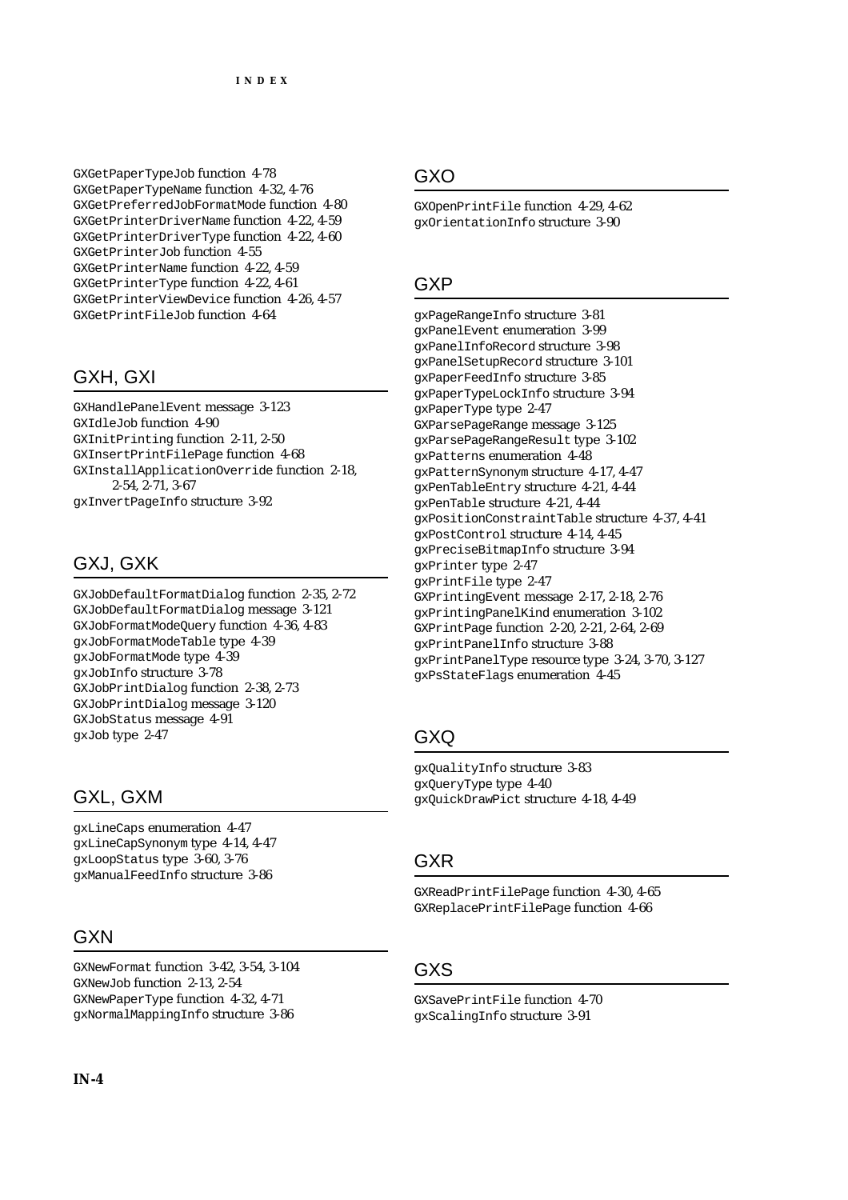GXGetPaperTypeJob function 4-78
GXGetPaperTypeName function 4-32, 4-76
GXGetPreferredJobFormatMode function 4-80
GXGetPrinterDriverName function 4-22, 4-59
GXGetPrinterDriverType function 4-22, 4-60
GXGetPrinterJob function 4-55
GXGetPrinterName function 4-22, 4-59
GXGetPrinterType function 4-22, 4-61
GXGetPrinterViewDevice function 4-26, 4-57
GXGetPrintFileJob function 4-64

## GXH, GXI

GXHandlePanelEvent message 3-123
GXIdleJob function 4-90
GXInitPrinting function 2-11, 2-50
GXInsertPrintFilePage function 4-68
GXInstallApplicationOverride function 2-18, 2-54, 2-71, 3-67
gxInvertPageInfo structure 3-92

## GXJ, GXK

GXJobDefaultFormatDialog function 2-35, 2-72
GXJobDefaultFormatDialog message 3-121
GXJobFormatModeQuery function 4-36, 4-83
gxJobFormatModeTable type 4-39
gxJobFormatMode type 4-39
gxJobInfo structure 3-78
GXJobPrintDialog function 2-38, 2-73
GXJobPrintDialog message 3-120
GXJobStatus message 4-91
gxJob type 2-47

## GXL, GXM

gxLineCaps enumeration 4-47
gxLineCapSynonym type 4-14, 4-47
gxLoopStatus type 3-60, 3-76
gxManualFeedInfo structure 3-86

## GXN

GXNewFormat function 3-42, 3-54, 3-104
GXNewJob function 2-13, 2-54
GXNewPaperType function 4-32, 4-71
gxNormalMappingInfo structure 3-86

## GXO

GXOpenPrintFile function 4-29, 4-62
gxOrientationInfo structure 3-90

## GXP

gxPageRangeInfo structure 3-81
gxPanelEvent enumeration 3-99
gxPanelInfoRecord structure 3-98
gxPanelSetupRecord structure 3-101
gxPaperFeedInfo structure 3-85
gxPaperTypeLockInfo structure 3-94
gxPaperType type 2-47
GXParsePageRange message 3-125
gxParsePageRangeResult type 3-102
gxPatterns enumeration 4-48
gxPatternSynonym structure 4-17, 4-47
gxPenTableEntry structure 4-21, 4-44
gxPenTable structure 4-21, 4-44
gxPositionConstraintTable structure 4-37, 4-41
gxPostControl structure 4-14, 4-45
gxPreciseBitmapInfo structure 3-94
gxPrinter type 2-47
gxPrintFile type 2-47
GXPrintingEvent message 2-17, 2-18, 2-76
gxPrintingPanelKind enumeration 3-102
GXPrintPage function 2-20, 2-21, 2-64, 2-69
gxPrintPanelInfo structure 3-88
gxPrintPanelType resource type 3-24, 3-70, 3-127
gxPsStateFlags enumeration 4-45

## GXQ

gxQualityInfo structure 3-83
gxQueryType type 4-40
gxQuickDrawPict structure 4-18, 4-49

## GXR

GXReadPrintFilePage function 4-30, 4-65
GXReplacePrintFilePage function 4-66

## GXS

GXSavePrintFile function 4-70
gxScalingInfo structure 3-91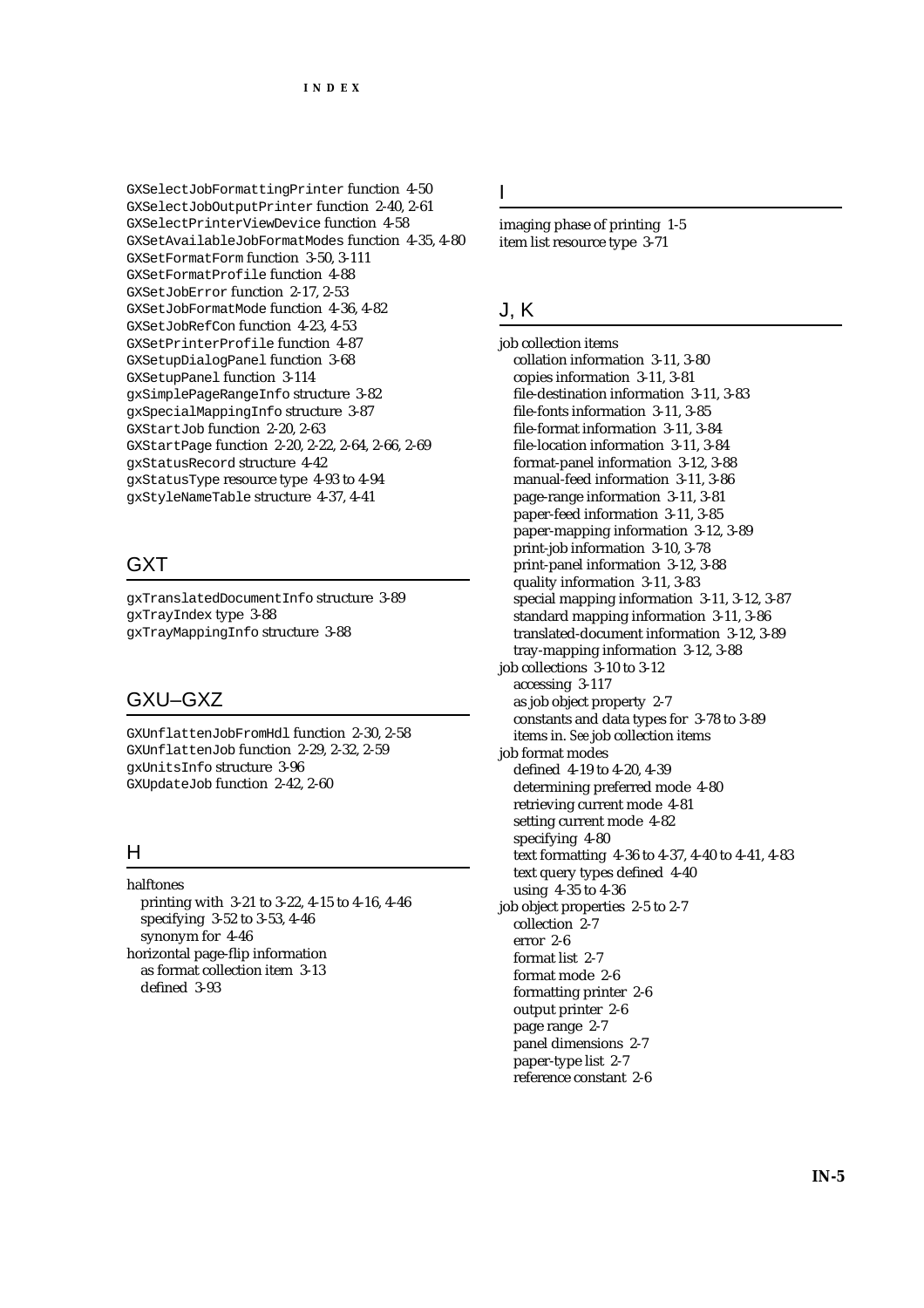GXSelectJobFormattingPrinter function 4-50
GXSelectJobOutputPrinter function 2-40, 2-61
GXSelectPrinterViewDevice function 4-58
GXSetAvailableJobFormatModes function 4-35, 4-80
GXSetFormatForm function 3-50, 3-111
GXSetFormatProfile function 4-88
GXSetJobError function 2-17, 2-53
GXSetJobFormatMode function 4-36, 4-82
GXSetJobRefCon function 4-23, 4-53
GXSetPrinterProfile function 4-87
GXSetupDialogPanel function 3-68
GXSetupPanel function 3-114
gxSimplePageRangeInfo structure 3-82
gxSpecialMappingInfo structure 3-87
GXStartJob function 2-20, 2-63
GXStartPage function 2-20, 2-22, 2-64, 2-66, 2-69
gxStatusRecord structure 4-42
gxStatusType resource type 4-93 to 4-94
gxStyleNameTable structure 4-37, 4-41

## GXT

gxTranslatedDocumentInfo structure 3-89
gxTrayIndex type 3-88
gxTrayMappingInfo structure 3-88

## GXU–GXZ

GXUnflattenJobFromHdl function 2-30, 2-58
GXUnflattenJob function 2-29, 2-32, 2-59
gxUnitsInfo structure 3-96
GXUpdateJob function 2-42, 2-60

## H

halftones
  printing with 3-21 to 3-22, 4-15 to 4-16, 4-46
  specifying 3-52 to 3-53, 4-46
  synonym for 4-46
horizontal page-flip information
  as format collection item 3-13
  defined 3-93

## I

imaging phase of printing 1-5
item list resource type 3-71

## J, K

job collection items
  collation information 3-11, 3-80
  copies information 3-11, 3-81
  file-destination information 3-11, 3-83
  file-fonts information 3-11, 3-85
  file-format information 3-11, 3-84
  file-location information 3-11, 3-84
  format-panel information 3-12, 3-88
  manual-feed information 3-11, 3-86
  page-range information 3-11, 3-81
  paper-feed information 3-11, 3-85
  paper-mapping information 3-12, 3-89
  print-job information 3-10, 3-78
  print-panel information 3-12, 3-88
  quality information 3-11, 3-83
  special mapping information 3-11, 3-12, 3-87
  standard mapping information 3-11, 3-86
  translated-document information 3-12, 3-89
  tray-mapping information 3-12, 3-88
job collections 3-10 to 3-12
  accessing 3-117
  as job object property 2-7
  constants and data types for 3-78 to 3-89
  items in. *See* job collection items
job format modes
  defined 4-19 to 4-20, 4-39
  determining preferred mode 4-80
  retrieving current mode 4-81
  setting current mode 4-82
  specifying 4-80
  text formatting 4-36 to 4-37, 4-40 to 4-41, 4-83
  text query types defined 4-40
  using 4-35 to 4-36
job object properties 2-5 to 2-7
  collection 2-7
  error 2-6
  format list 2-7
  format mode 2-6
  formatting printer 2-6
  output printer 2-6
  page range 2-7
  panel dimensions 2-7
  paper-type list 2-7
  reference constant 2-6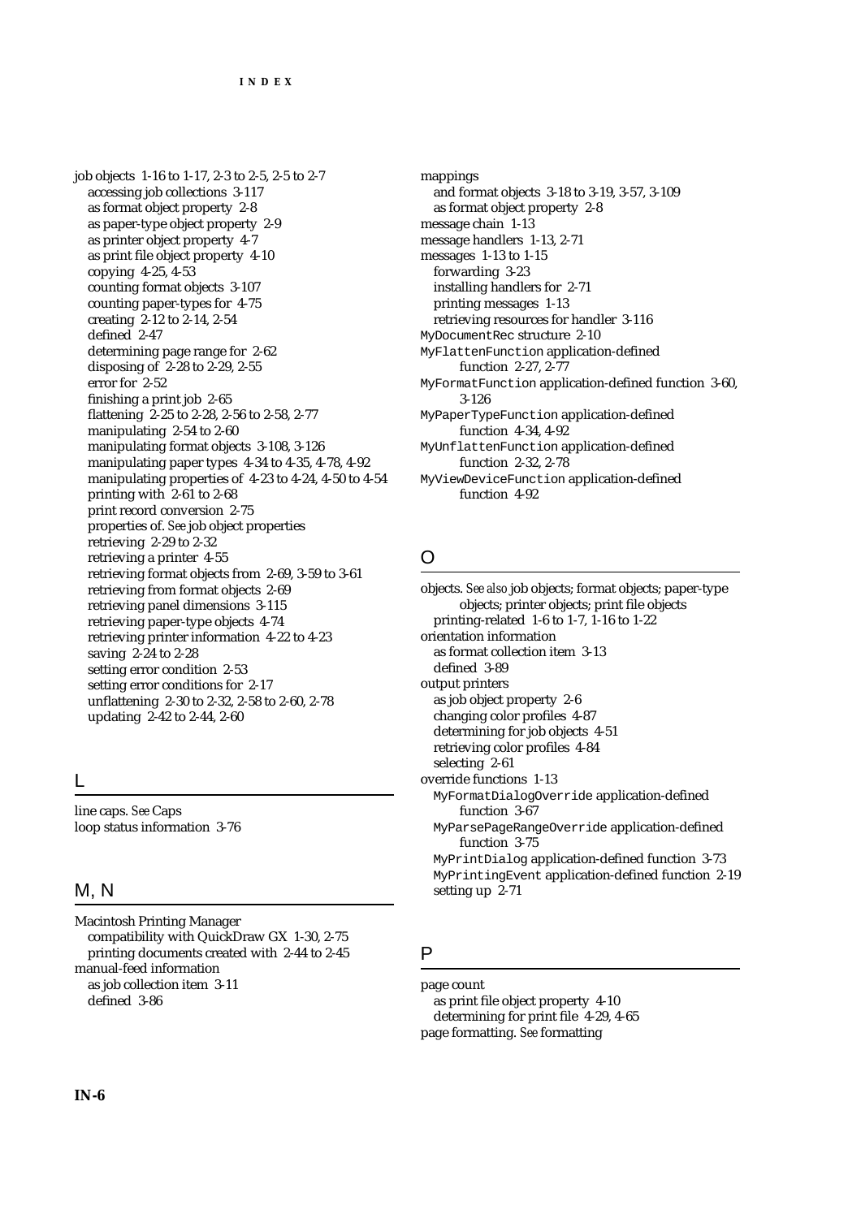job objects 1-16 to 1-17, 2-3 to 2-5, 2-5 to 2-7
- accessing job collections 3-117
- as format object property 2-8
- as paper-type object property 2-9
- as printer object property 4-7
- as print file object property 4-10
- copying 4-25, 4-53
- counting format objects 3-107
- counting paper-types for 4-75
- creating 2-12 to 2-14, 2-54
- defined 2-47
- determining page range for 2-62
- disposing of 2-28 to 2-29, 2-55
- error for 2-52
- finishing a print job 2-65
- flattening 2-25 to 2-28, 2-56 to 2-58, 2-77
- manipulating 2-54 to 2-60
- manipulating format objects 3-108, 3-126
- manipulating paper types 4-34 to 4-35, 4-78, 4-92
- manipulating properties of 4-23 to 4-24, 4-50 to 4-54
- printing with 2-61 to 2-68
- print record conversion 2-75
- properties of. *See* job object properties
- retrieving 2-29 to 2-32
- retrieving a printer 4-55
- retrieving format objects from 2-69, 3-59 to 3-61
- retrieving from format objects 2-69
- retrieving panel dimensions 3-115
- retrieving paper-type objects 4-74
- retrieving printer information 4-22 to 4-23
- saving 2-24 to 2-28
- setting error condition 2-53
- setting error conditions for 2-17
- unflattening 2-30 to 2-32, 2-58 to 2-60, 2-78
- updating 2-42 to 2-44, 2-60

## L

line caps. *See* Caps
loop status information 3-76

## M, N

Macintosh Printing Manager
- compatibility with QuickDraw GX 1-30, 2-75
- printing documents created with 2-44 to 2-45

manual-feed information
- as job collection item 3-11
- defined 3-86

mappings
- and format objects 3-18 to 3-19, 3-57, 3-109
- as format object property 2-8

message chain 1-13
message handlers 1-13, 2-71
messages 1-13 to 1-15
- forwarding 3-23
- installing handlers for 2-71
- printing messages 1-13
- retrieving resources for handler 3-116

`MyDocumentRec` structure 2-10
`MyFlattenFunction` application-defined function 2-27, 2-77
`MyFormatFunction` application-defined function 3-60, 3-126
`MyPaperTypeFunction` application-defined function 4-34, 4-92
`MyUnflattenFunction` application-defined function 2-32, 2-78
`MyViewDeviceFunction` application-defined function 4-92

## O

objects. *See also* job objects; format objects; paper-type objects; printer objects; print file objects
- printing-related 1-6 to 1-7, 1-16 to 1-22

orientation information
- as format collection item 3-13
- defined 3-89

output printers
- as job object property 2-6
- changing color profiles 4-87
- determining for job objects 4-51
- retrieving color profiles 4-84
- selecting 2-61

override functions 1-13
- `MyFormatDialogOverride` application-defined function 3-67
- `MyParsePageRangeOverride` application-defined function 3-75
- `MyPrintDialog` application-defined function 3-73
- `MyPrintingEvent` application-defined function 2-19
- setting up 2-71

## P

page count
- as print file object property 4-10
- determining for print file 4-29, 4-65

page formatting. *See* formatting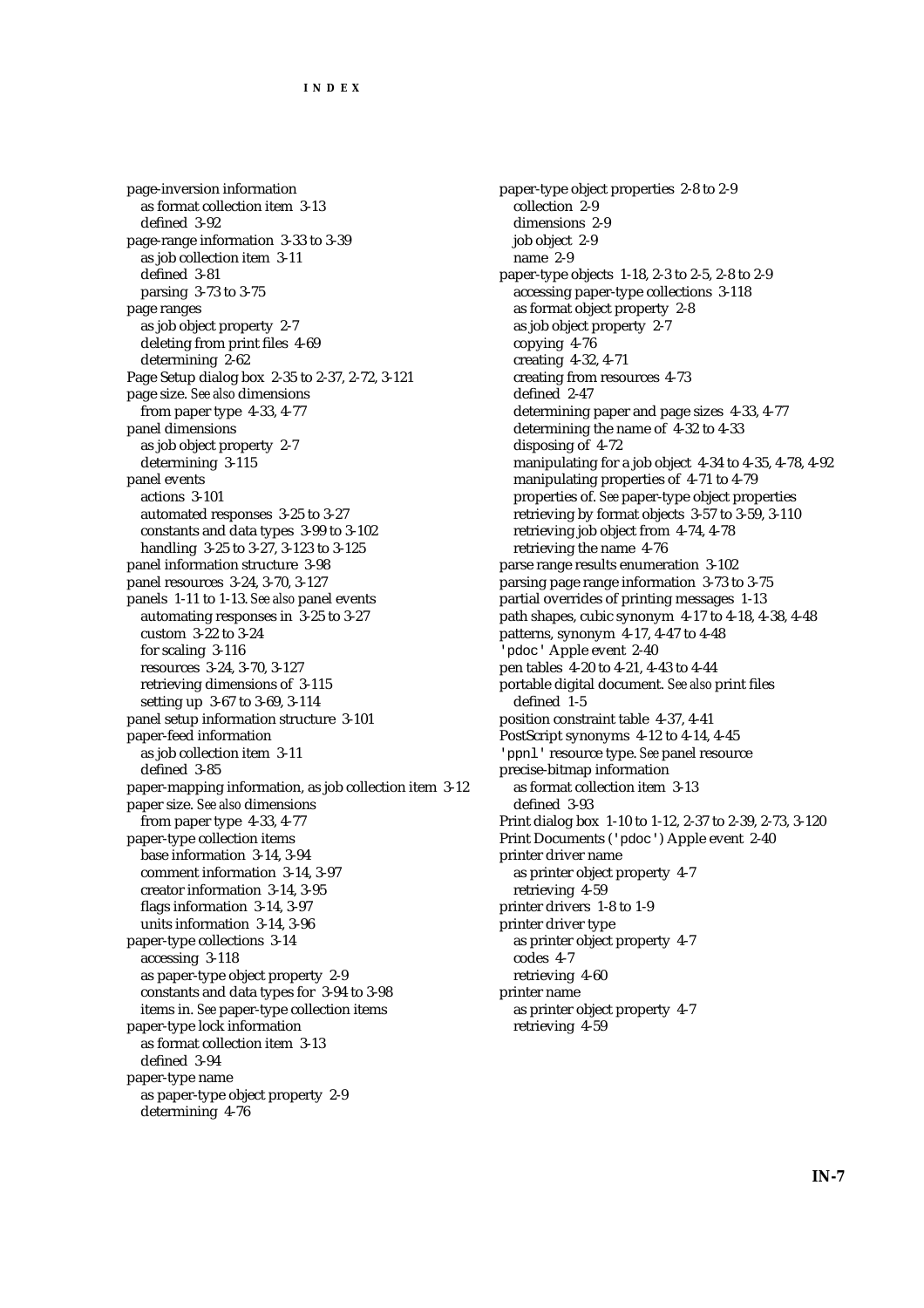page-inversion information
  as format collection item 3-13
  defined 3-92
page-range information 3-33 to 3-39
  as job collection item 3-11
  defined 3-81
  parsing 3-73 to 3-75
page ranges
  as job object property 2-7
  deleting from print files 4-69
  determining 2-62
Page Setup dialog box 2-35 to 2-37, 2-72, 3-121
page size. *See also* dimensions
  from paper type 4-33, 4-77
panel dimensions
  as job object property 2-7
  determining 3-115
panel events
  actions 3-101
  automated responses 3-25 to 3-27
  constants and data types 3-99 to 3-102
  handling 3-25 to 3-27, 3-123 to 3-125
panel information structure 3-98
panel resources 3-24, 3-70, 3-127
panels 1-11 to 1-13. *See also* panel events
  automating responses in 3-25 to 3-27
  custom 3-22 to 3-24
  for scaling 3-116
  resources 3-24, 3-70, 3-127
  retrieving dimensions of 3-115
  setting up 3-67 to 3-69, 3-114
panel setup information structure 3-101
paper-feed information
  as job collection item 3-11
  defined 3-85
paper-mapping information, as job collection item 3-12
paper size. *See also* dimensions
  from paper type 4-33, 4-77
paper-type collection items
  base information 3-14, 3-94
  comment information 3-14, 3-97
  creator information 3-14, 3-95
  flags information 3-14, 3-97
  units information 3-14, 3-96
paper-type collections 3-14
  accessing 3-118
  as paper-type object property 2-9
  constants and data types for 3-94 to 3-98
  items in. *See* paper-type collection items
paper-type lock information
  as format collection item 3-13
  defined 3-94
paper-type name
  as paper-type object property 2-9
  determining 4-76
paper-type object properties 2-8 to 2-9
  collection 2-9
  dimensions 2-9
  job object 2-9
  name 2-9
paper-type objects 1-18, 2-3 to 2-5, 2-8 to 2-9
  accessing paper-type collections 3-118
  as format object property 2-8
  as job object property 2-7
  copying 4-76
  creating 4-32, 4-71
  creating from resources 4-73
  defined 2-47
  determining paper and page sizes 4-33, 4-77
  determining the name of 4-32 to 4-33
  disposing of 4-72
  manipulating for a job object 4-34 to 4-35, 4-78, 4-92
  manipulating properties of 4-71 to 4-79
  properties of. *See* paper-type object properties
  retrieving by format objects 3-57 to 3-59, 3-110
  retrieving job object from 4-74, 4-78
  retrieving the name 4-76
parse range results enumeration 3-102
parsing page range information 3-73 to 3-75
partial overrides of printing messages 1-13
path shapes, cubic synonym 4-17 to 4-18, 4-38, 4-48
patterns, synonym 4-17, 4-47 to 4-48
`'pdoc'` Apple event 2-40
pen tables 4-20 to 4-21, 4-43 to 4-44
portable digital document. *See also* print files
  defined 1-5
position constraint table 4-37, 4-41
PostScript synonyms 4-12 to 4-14, 4-45
`'ppnl'` resource type. *See* panel resource
precise-bitmap information
  as format collection item 3-13
  defined 3-93
Print dialog box 1-10 to 1-12, 2-37 to 2-39, 2-73, 3-120
Print Documents (`'pdoc'`) Apple event 2-40
printer driver name
  as printer object property 4-7
  retrieving 4-59
printer drivers 1-8 to 1-9
printer driver type
  as printer object property 4-7
  codes 4-7
  retrieving 4-60
printer name
  as printer object property 4-7
  retrieving 4-59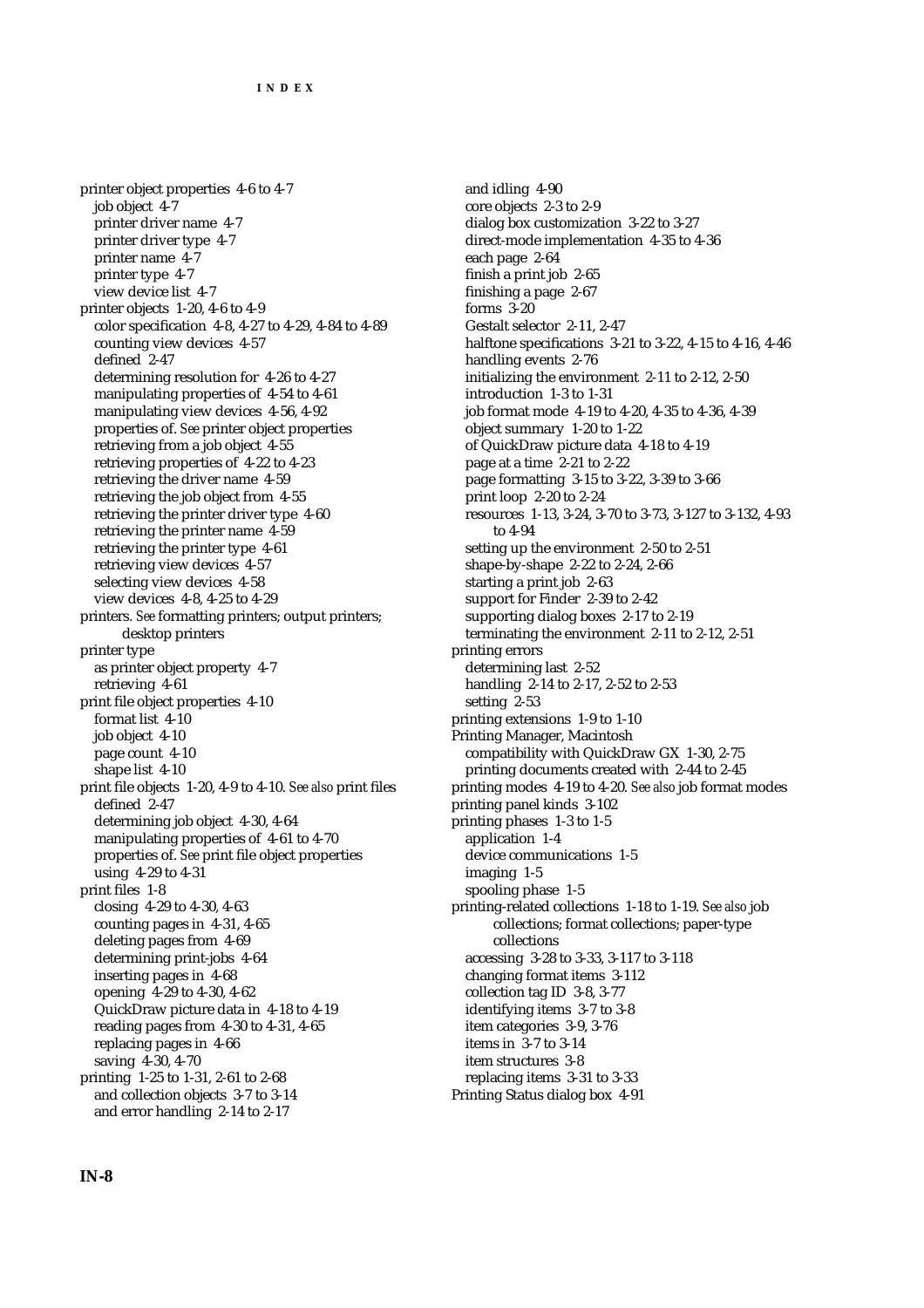# INDEX

printer object properties 4-6 to 4-7
- job object 4-7
- printer driver name 4-7
- printer driver type 4-7
- printer name 4-7
- printer type 4-7
- view device list 4-7

printer objects 1-20, 4-6 to 4-9
- color specification 4-8, 4-27 to 4-29, 4-84 to 4-89
- counting view devices 4-57
- defined 2-47
- determining resolution for 4-26 to 4-27
- manipulating properties of 4-54 to 4-61
- manipulating view devices 4-56, 4-92
- properties of. *See* printer object properties
- retrieving from a job object 4-55
- retrieving properties of 4-22 to 4-23
- retrieving the driver name 4-59
- retrieving the job object from 4-55
- retrieving the printer driver type 4-60
- retrieving the printer name 4-59
- retrieving the printer type 4-61
- retrieving view devices 4-57
- selecting view devices 4-58
- view devices 4-8, 4-25 to 4-29

printers. *See* formatting printers; output printers; desktop printers

printer type
- as printer object property 4-7
- retrieving 4-61

print file object properties 4-10
- format list 4-10
- job object 4-10
- page count 4-10
- shape list 4-10

print file objects 1-20, 4-9 to 4-10. *See also* print files
- defined 2-47
- determining job object 4-30, 4-64
- manipulating properties of 4-61 to 4-70
- properties of. *See* print file object properties
- using 4-29 to 4-31

print files 1-8
- closing 4-29 to 4-30, 4-63
- counting pages in 4-31, 4-65
- deleting pages from 4-69
- determining print-jobs 4-64
- inserting pages in 4-68
- opening 4-29 to 4-30, 4-62
- QuickDraw picture data in 4-18 to 4-19
- reading pages from 4-30 to 4-31, 4-65
- replacing pages in 4-66
- saving 4-30, 4-70

printing 1-25 to 1-31, 2-61 to 2-68
- and collection objects 3-7 to 3-14
- and error handling 2-14 to 2-17
- and idling 4-90
- core objects 2-3 to 2-9
- dialog box customization 3-22 to 3-27
- direct-mode implementation 4-35 to 4-36
- each page 2-64
- finish a print job 2-65
- finishing a page 2-67
- forms 3-20
- Gestalt selector 2-11, 2-47
- halftone specifications 3-21 to 3-22, 4-15 to 4-16, 4-46
- handling events 2-76
- initializing the environment 2-11 to 2-12, 2-50
- introduction 1-3 to 1-31
- job format mode 4-19 to 4-20, 4-35 to 4-36, 4-39
- object summary 1-20 to 1-22
- of QuickDraw picture data 4-18 to 4-19
- page at a time 2-21 to 2-22
- page formatting 3-15 to 3-22, 3-39 to 3-66
- print loop 2-20 to 2-24
- resources 1-13, 3-24, 3-70 to 3-73, 3-127 to 3-132, 4-93 to 4-94
- setting up the environment 2-50 to 2-51
- shape-by-shape 2-22 to 2-24, 2-66
- starting a print job 2-63
- support for Finder 2-39 to 2-42
- supporting dialog boxes 2-17 to 2-19
- terminating the environment 2-11 to 2-12, 2-51

printing errors
- determining last 2-52
- handling 2-14 to 2-17, 2-52 to 2-53
- setting 2-53

printing extensions 1-9 to 1-10

Printing Manager, Macintosh
- compatibility with QuickDraw GX 1-30, 2-75
- printing documents created with 2-44 to 2-45

printing modes 4-19 to 4-20. *See also* job format modes

printing panel kinds 3-102

printing phases 1-3 to 1-5
- application 1-4
- device communications 1-5
- imaging 1-5
- spooling phase 1-5

printing-related collections 1-18 to 1-19. *See also* job collections; format collections; paper-type collections
- accessing 3-28 to 3-33, 3-117 to 3-118
- changing format items 3-112
- collection tag ID 3-8, 3-77
- identifying items 3-7 to 3-8
- item categories 3-9, 3-76
- items in 3-7 to 3-14
- item structures 3-8
- replacing items 3-31 to 3-33

Printing Status dialog box 4-91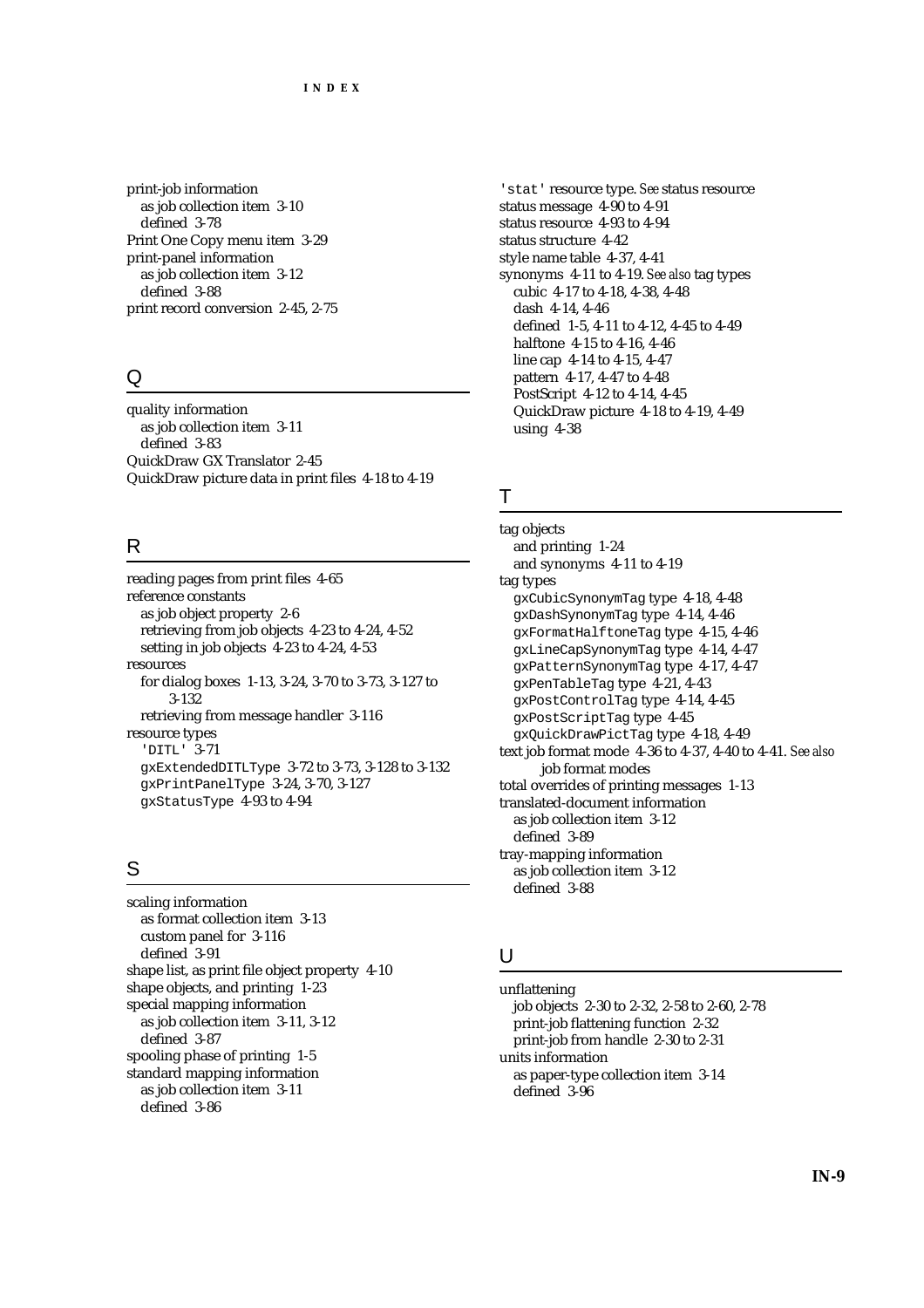print-job information
  as job collection item 3-10
  defined 3-78
Print One Copy menu item 3-29
print-panel information
  as job collection item 3-12
  defined 3-88
print record conversion 2-45, 2-75

## Q

quality information
  as job collection item 3-11
  defined 3-83
QuickDraw GX Translator 2-45
QuickDraw picture data in print files 4-18 to 4-19

## R

reading pages from print files 4-65
reference constants
  as job object property 2-6
  retrieving from job objects 4-23 to 4-24, 4-52
  setting in job objects 4-23 to 4-24, 4-53
resources
  for dialog boxes 1-13, 3-24, 3-70 to 3-73, 3-127 to 3-132
  retrieving from message handler 3-116
resource types
  `'DITL'` 3-71
  `gxExtendedDITLType` 3-72 to 3-73, 3-128 to 3-132
  `gxPrintPanelType` 3-24, 3-70, 3-127
  `gxStatusType` 4-93 to 4-94

## S

scaling information
  as format collection item 3-13
  custom panel for 3-116
  defined 3-91
shape list, as print file object property 4-10
shape objects, and printing 1-23
special mapping information
  as job collection item 3-11, 3-12
  defined 3-87
spooling phase of printing 1-5
standard mapping information
  as job collection item 3-11
  defined 3-86

`'stat'` resource type. *See* status resource
status message 4-90 to 4-91
status resource 4-93 to 4-94
status structure 4-42
style name table 4-37, 4-41
synonyms 4-11 to 4-19. *See also* tag types
  cubic 4-17 to 4-18, 4-38, 4-48
  dash 4-14, 4-46
  defined 1-5, 4-11 to 4-12, 4-45 to 4-49
  halftone 4-15 to 4-16, 4-46
  line cap 4-14 to 4-15, 4-47
  pattern 4-17, 4-47 to 4-48
  PostScript 4-12 to 4-14, 4-45
  QuickDraw picture 4-18 to 4-19, 4-49
  using 4-38

## T

tag objects
  and printing 1-24
  and synonyms 4-11 to 4-19
tag types
  `gxCubicSynonymTag` type 4-18, 4-48
  `gxDashSynonymTag` type 4-14, 4-46
  `gxFormatHalftoneTag` type 4-15, 4-46
  `gxLineCapSynonymTag` type 4-14, 4-47
  `gxPatternSynonymTag` type 4-17, 4-47
  `gxPenTableTag` type 4-21, 4-43
  `gxPostControlTag` type 4-14, 4-45
  `gxPostScriptTag` type 4-45
  `gxQuickDrawPictTag` type 4-18, 4-49
text job format mode 4-36 to 4-37, 4-40 to 4-41. *See also* job format modes
total overrides of printing messages 1-13
translated-document information
  as job collection item 3-12
  defined 3-89
tray-mapping information
  as job collection item 3-12
  defined 3-88

## U

unflattening
  job objects 2-30 to 2-32, 2-58 to 2-60, 2-78
  print-job flattening function 2-32
  print-job from handle 2-30 to 2-31
units information
  as paper-type collection item 3-14
  defined 3-96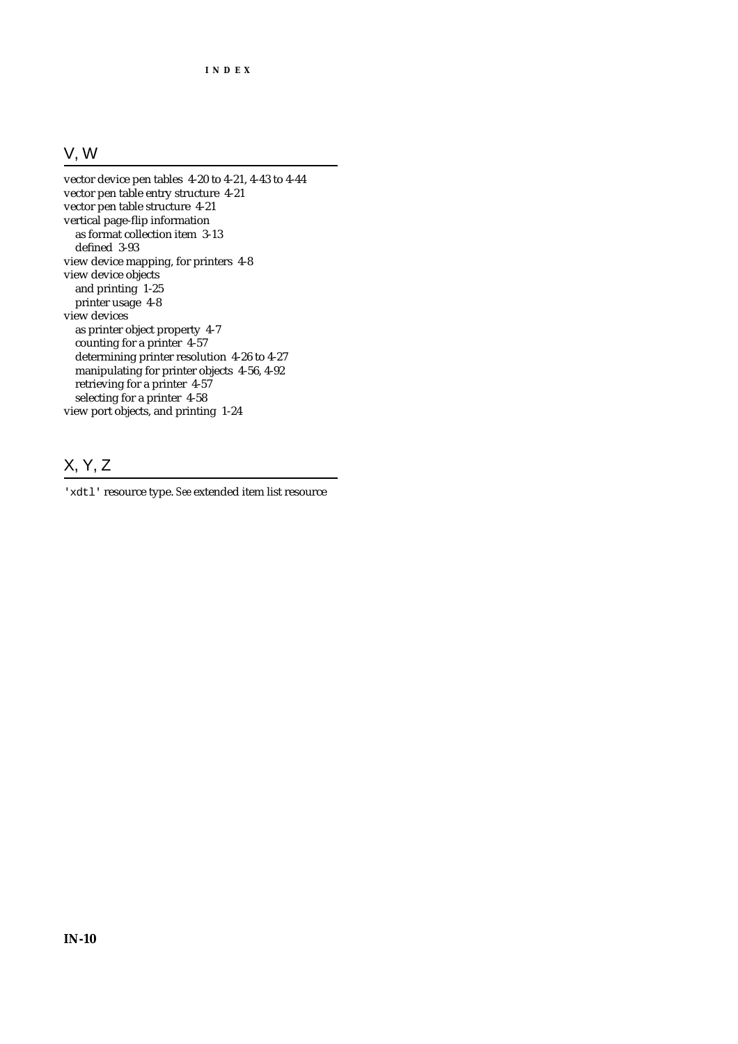## V, W

vector device pen tables 4-20 to 4-21, 4-43 to 4-44
vector pen table entry structure 4-21
vector pen table structure 4-21
vertical page-flip information
  as format collection item 3-13
  defined 3-93
view device mapping, for printers 4-8
view device objects
  and printing 1-25
  printer usage 4-8
view devices
  as printer object property 4-7
  counting for a printer 4-57
  determining printer resolution 4-26 to 4-27
  manipulating for printer objects 4-56, 4-92
  retrieving for a printer 4-57
  selecting for a printer 4-58
view port objects, and printing 1-24

## X, Y, Z

`'xdtl'` resource type. *See* extended item list resource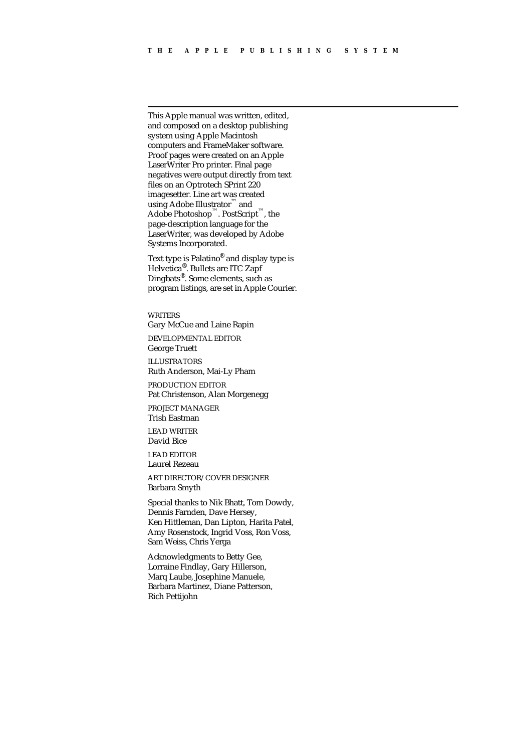This Apple manual was written, edited, and composed on a desktop publishing system using Apple Macintosh computers and FrameMaker software. Proof pages were created on an Apple LaserWriter Pro printer. Final page negatives were output directly from text files on an Optrotech SPrint 220 imagesetter. Line art was created using Adobe Illustrator™ and Adobe Photoshop™. PostScript™, the page-description language for the LaserWriter, was developed by Adobe Systems Incorporated.

Text type is Palatino® and display type is Helvetica®. Bullets are ITC Zapf Dingbats®. Some elements, such as program listings, are set in Apple Courier.

WRITERS
Gary McCue and Laine Rapin

DEVELOPMENTAL EDITOR
George Truett

ILLUSTRATORS
Ruth Anderson, Mai-Ly Pham

PRODUCTION EDITOR
Pat Christenson, Alan Morgenegg

PROJECT MANAGER
Trish Eastman

LEAD WRITER
David Bice

LEAD EDITOR
Laurel Rezeau

ART DIRECTOR/COVER DESIGNER
Barbara Smyth

Special thanks to Nik Bhatt, Tom Dowdy, Dennis Farnden, Dave Hersey, Ken Hittleman, Dan Lipton, Harita Patel, Amy Rosenstock, Ingrid Voss, Ron Voss, Sam Weiss, Chris Yerga

Acknowledgments to Betty Gee, Lorraine Findlay, Gary Hillerson, Marq Laube, Josephine Manuele, Barbara Martinez, Diane Patterson, Rich Pettijohn